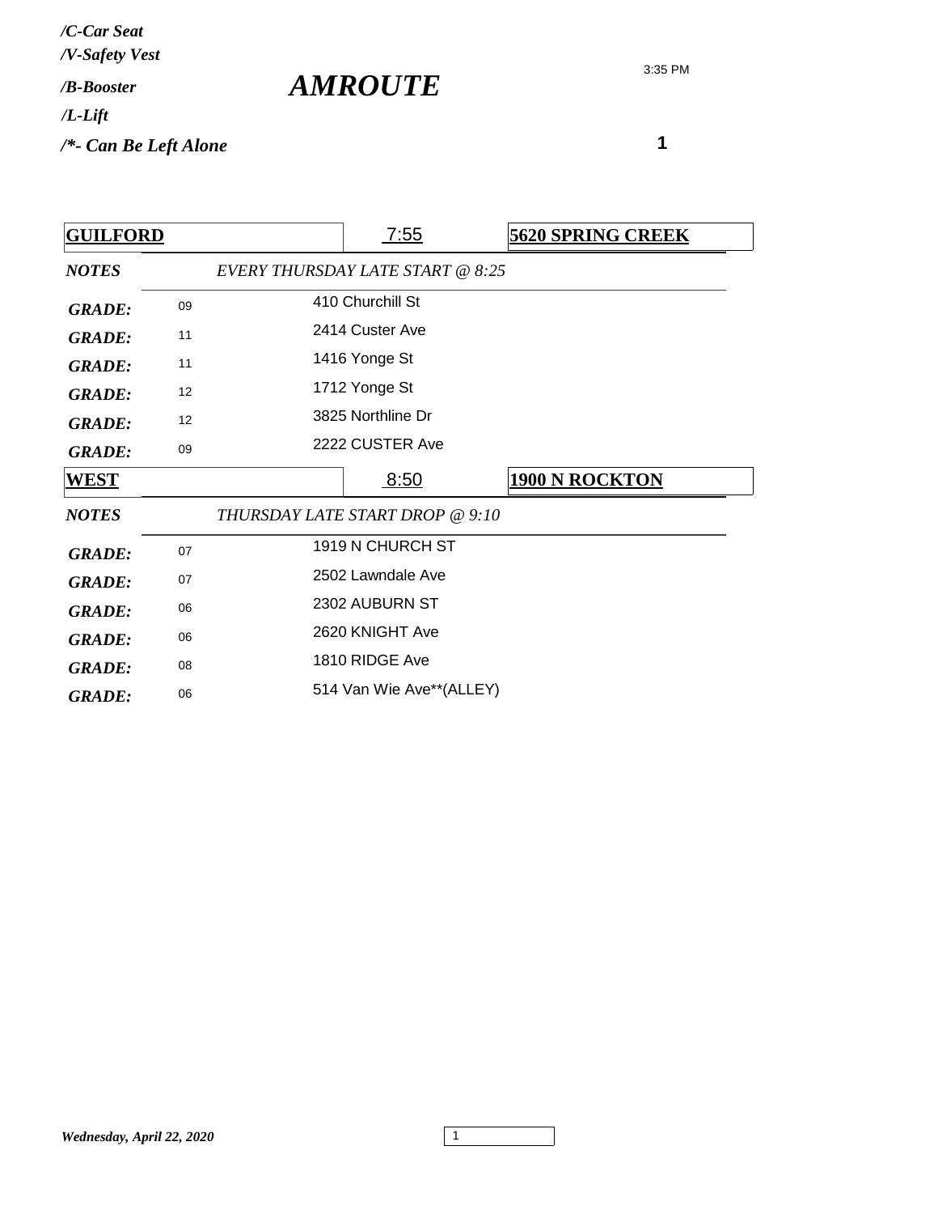*/C-Car Seat*
*/V-Safety Vest*
*/B-Booster*
*/L-Lift*
*/*- Can Be Left Alone*

# *AMROUTE*

3:35 PM

**1**

| **GUILFORD** | 7:55 | **5620 SPRING CREEK** |
|---|---|---|
| ***NOTES*** | *EVERY THURSDAY LATE START @ 8:25* | |
| ***GRADE:*** 09 | 410 Churchill St | |
| ***GRADE:*** 11 | 2414 Custer Ave | |
| ***GRADE:*** 11 | 1416 Yonge St | |
| ***GRADE:*** 12 | 1712 Yonge St | |
| ***GRADE:*** 12 | 3825 Northline Dr | |
| ***GRADE:*** 09 | 2222 CUSTER Ave | |

| **WEST** | 8:50 | **1900 N ROCKTON** |
|---|---|---|
| ***NOTES*** | *THURSDAY LATE START DROP @ 9:10* | |
| ***GRADE:*** 07 | 1919 N CHURCH ST | |
| ***GRADE:*** 07 | 2502 Lawndale Ave | |
| ***GRADE:*** 06 | 2302 AUBURN ST | |
| ***GRADE:*** 06 | 2620 KNIGHT Ave | |
| ***GRADE:*** 08 | 1810 RIDGE Ave | |
| ***GRADE:*** 06 | 514 Van Wie Ave**(ALLEY) | |

***Wednesday, April 22, 2020***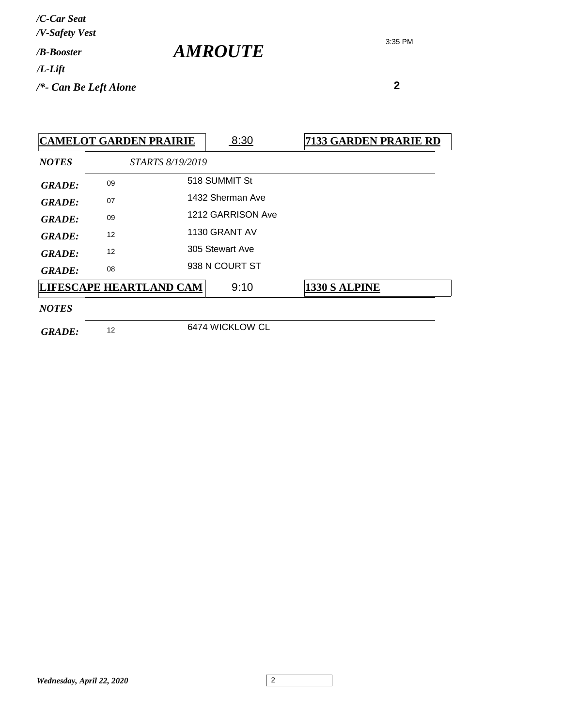*/C-Car Seat*
*/V-Safety Vest*
*/B-Booster*
*/L-Lift*
*/*- Can Be Left Alone*

# *AMROUTE*

3:35 PM

**2**

| **CAMELOT GARDEN PRAIRIE** | 8:30 | **7133 GARDEN PRARIE RD** |
|---|---|---|
| ***NOTES*** | *STARTS 8/19/2019* | |
| ***GRADE:*** 09 | 518 SUMMIT St | |
| ***GRADE:*** 07 | 1432 Sherman Ave | |
| ***GRADE:*** 09 | 1212 GARRISON Ave | |
| ***GRADE:*** 12 | 1130 GRANT AV | |
| ***GRADE:*** 12 | 305 Stewart Ave | |
| ***GRADE:*** 08 | 938 N COURT ST | |

| **LIFESCAPE HEARTLAND CAM** | 9:10 | **1330 S ALPINE** |
|---|---|---|
| ***NOTES*** | | |
| ***GRADE:*** 12 | 6474 WICKLOW CL | |

*Wednesday, April 22, 2020*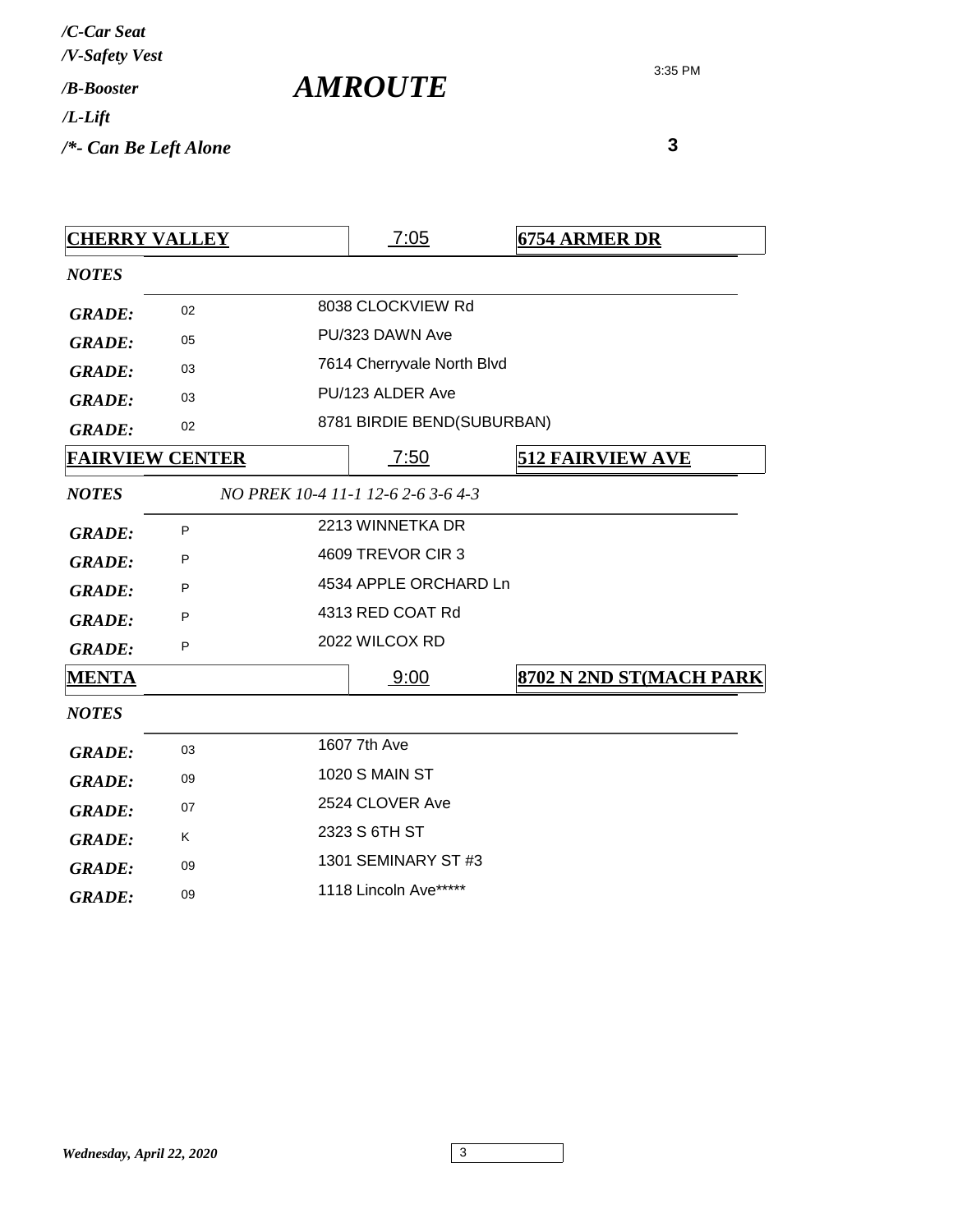*/C-Car Seat*
*/V-Safety Vest*
*/B-Booster*
*/L-Lift*
*/*- Can Be Left Alone*

# *AMROUTE*

3:35 PM

**3**

| **CHERRY VALLEY** | | 7:05 | **6754 ARMER DR** |
|---|---|---|---|
| *NOTES* | | | |
| *GRADE:* | 02 | 8038 CLOCKVIEW Rd | |
| *GRADE:* | 05 | PU/323 DAWN Ave | |
| *GRADE:* | 03 | 7614 Cherryvale North Blvd | |
| *GRADE:* | 03 | PU/123 ALDER Ave | |
| *GRADE:* | 02 | 8781 BIRDIE BEND(SUBURBAN) | |

| **FAIRVIEW CENTER** | | 7:50 | **512 FAIRVIEW AVE** |
|---|---|---|---|
| *NOTES* | *NO PREK 10-4 11-1 12-6 2-6 3-6 4-3* | | |
| *GRADE:* | P | 2213 WINNETKA DR | |
| *GRADE:* | P | 4609 TREVOR CIR 3 | |
| *GRADE:* | P | 4534 APPLE ORCHARD Ln | |
| *GRADE:* | P | 4313 RED COAT Rd | |
| *GRADE:* | P | 2022 WILCOX RD | |

| **MENTA** | | 9:00 | **8702 N 2ND ST(MACH PARK** |
|---|---|---|---|
| *NOTES* | | | |
| *GRADE:* | 03 | 1607 7th Ave | |
| *GRADE:* | 09 | 1020 S MAIN ST | |
| *GRADE:* | 07 | 2524 CLOVER Ave | |
| *GRADE:* | K | 2323 S 6TH ST | |
| *GRADE:* | 09 | 1301 SEMINARY ST #3 | |
| *GRADE:* | 09 | 1118 Lincoln Ave***** | |

*Wednesday, April 22, 2020*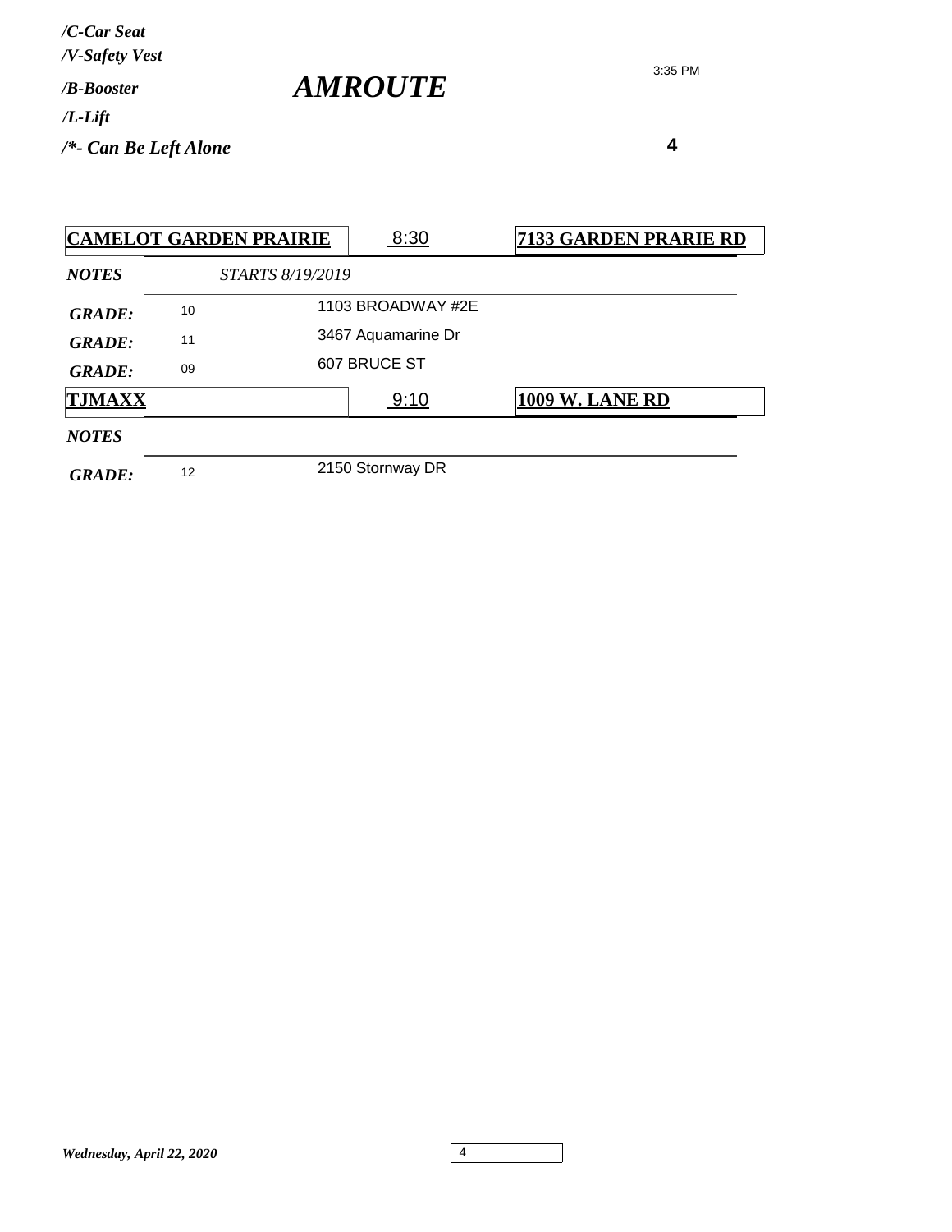*/C-Car Seat*
*/V-Safety Vest*
*/B-Booster*
*/L-Lift*
*/*- Can Be Left Alone*

# *AMROUTE*

3:35 PM

**4**

| **CAMELOT GARDEN PRAIRIE** | 8:30 | **7133 GARDEN PRARIE RD** |
|---|---|---|
| ***NOTES*** | *STARTS 8/19/2019* | |
| ***GRADE:*** 10 | 1103 BROADWAY #2E | |
| ***GRADE:*** 11 | 3467 Aquamarine Dr | |
| ***GRADE:*** 09 | 607 BRUCE ST | |

| **TJMAXX** | 9:10 | **1009 W. LANE RD** |
|---|---|---|
| ***NOTES*** | | |
| ***GRADE:*** 12 | 2150 Stornway DR | |

*Wednesday, April 22, 2020*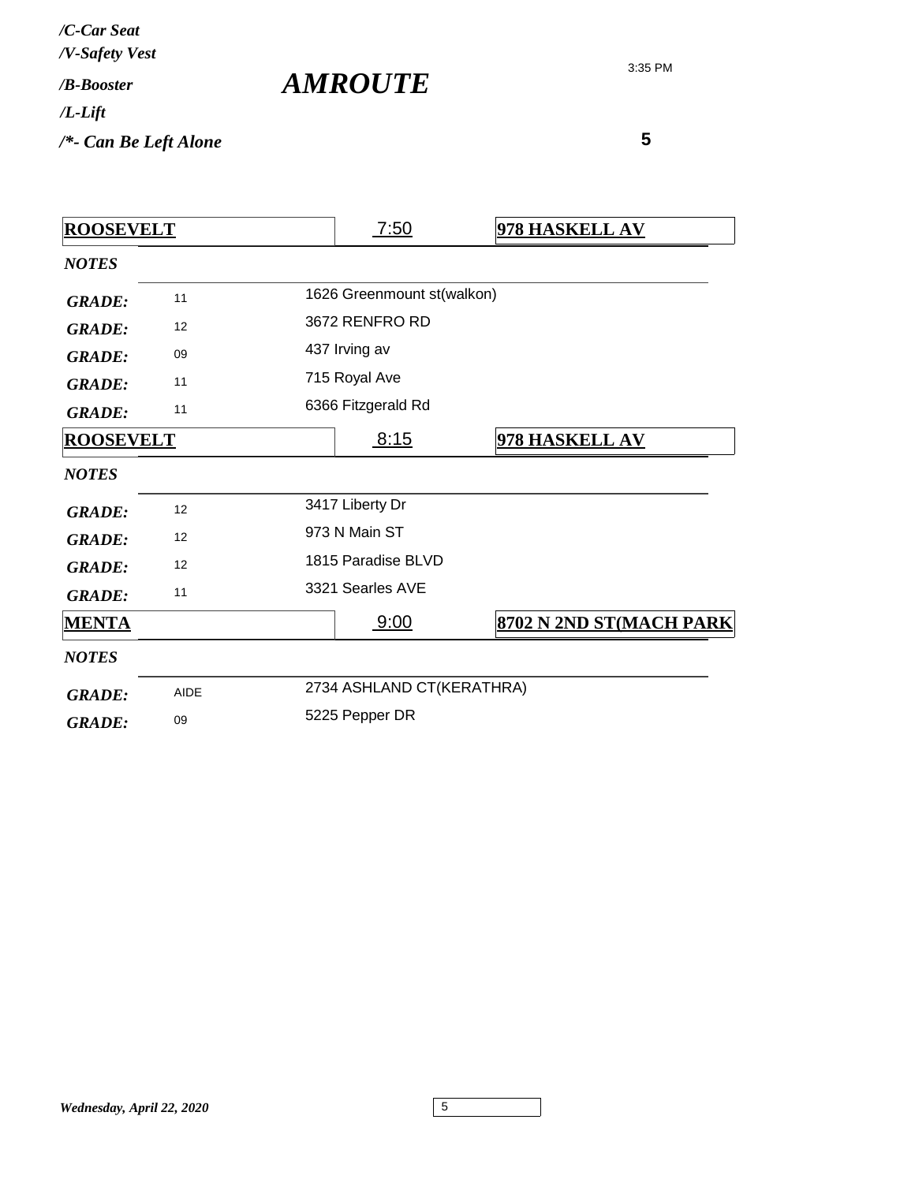/C-Car Seat
/V-Safety Vest
/B-Booster
/L-Lift
/*- Can Be Left Alone

# AMROUTE

3:35 PM

**5**

| **ROOSEVELT** | 7:50 | **978 HASKELL AV** |
|---|---|---|
| ***NOTES*** | | |
| ***GRADE:*** 11 | 1626 Greenmount st(walkon) | |
| ***GRADE:*** 12 | 3672 RENFRO RD | |
| ***GRADE:*** 09 | 437 Irving av | |
| ***GRADE:*** 11 | 715 Royal Ave | |
| ***GRADE:*** 11 | 6366 Fitzgerald Rd | |

| **ROOSEVELT** | 8:15 | **978 HASKELL AV** |
|---|---|---|
| ***NOTES*** | | |
| ***GRADE:*** 12 | 3417 Liberty Dr | |
| ***GRADE:*** 12 | 973 N Main ST | |
| ***GRADE:*** 12 | 1815 Paradise BLVD | |
| ***GRADE:*** 11 | 3321 Searles AVE | |

| **MENTA** | 9:00 | **8702 N 2ND ST(MACH PARK** |
|---|---|---|
| ***NOTES*** | | |
| ***GRADE:*** AIDE | 2734 ASHLAND CT(KERATHRA) | |
| ***GRADE:*** 09 | 5225 Pepper DR | |

*Wednesday, April 22, 2020*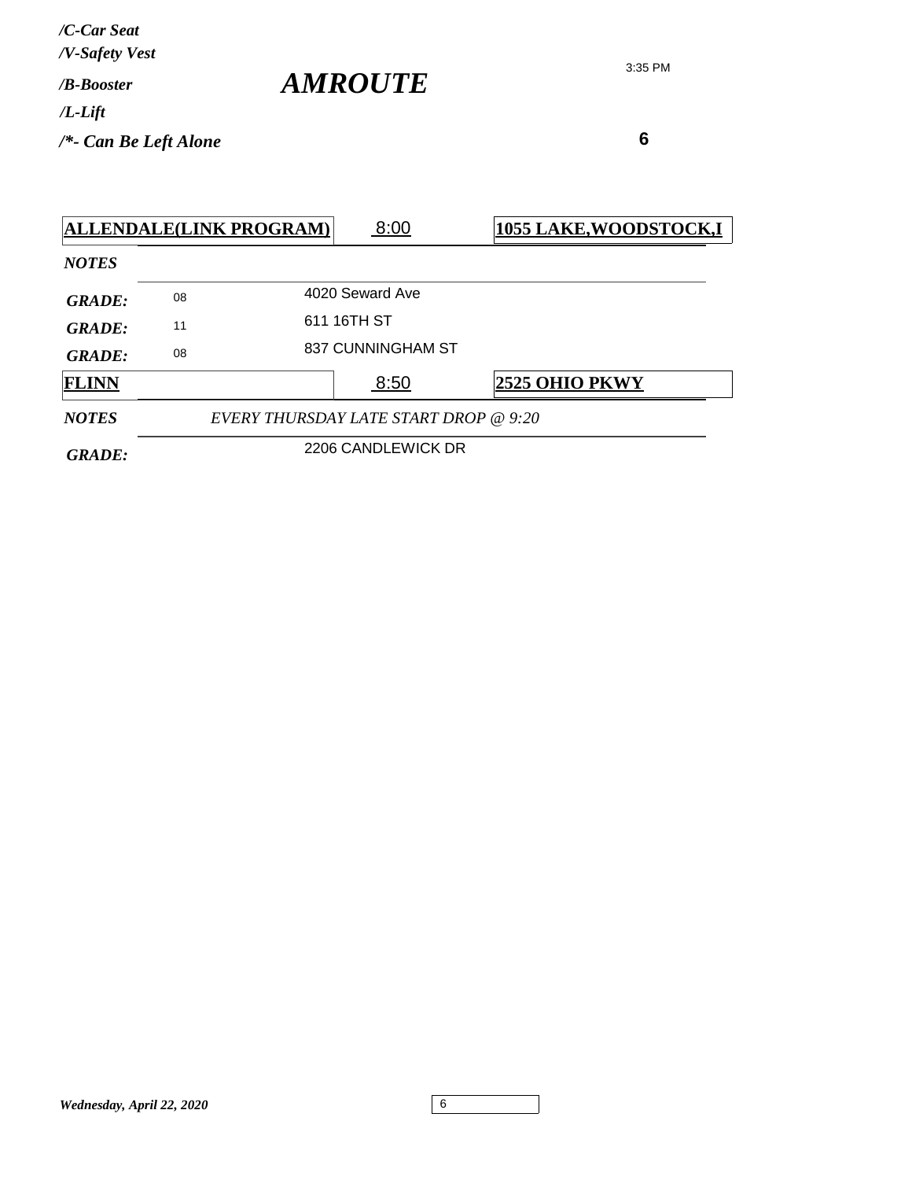*/C-Car Seat*
*/V-Safety Vest*
*/B-Booster*
*/L-Lift*
*/*- Can Be Left Alone*

# *AMROUTE*

3:35 PM

**6**

| **ALLENDALE(LINK PROGRAM)** | 8:00 | **1055 LAKE,WOODSTOCK,I** |
|---|---|---|
| ***NOTES*** | | |
| ***GRADE:*** 08 | 4020 Seward Ave | |
| ***GRADE:*** 11 | 611 16TH ST | |
| ***GRADE:*** 08 | 837 CUNNINGHAM ST | |

| **FLINN** | 8:50 | **2525 OHIO PKWY** |
|---|---|---|
| ***NOTES*** | *EVERY THURSDAY LATE START DROP @ 9:20* | |
| ***GRADE:*** | 2206 CANDLEWICK DR | |

*Wednesday, April 22, 2020*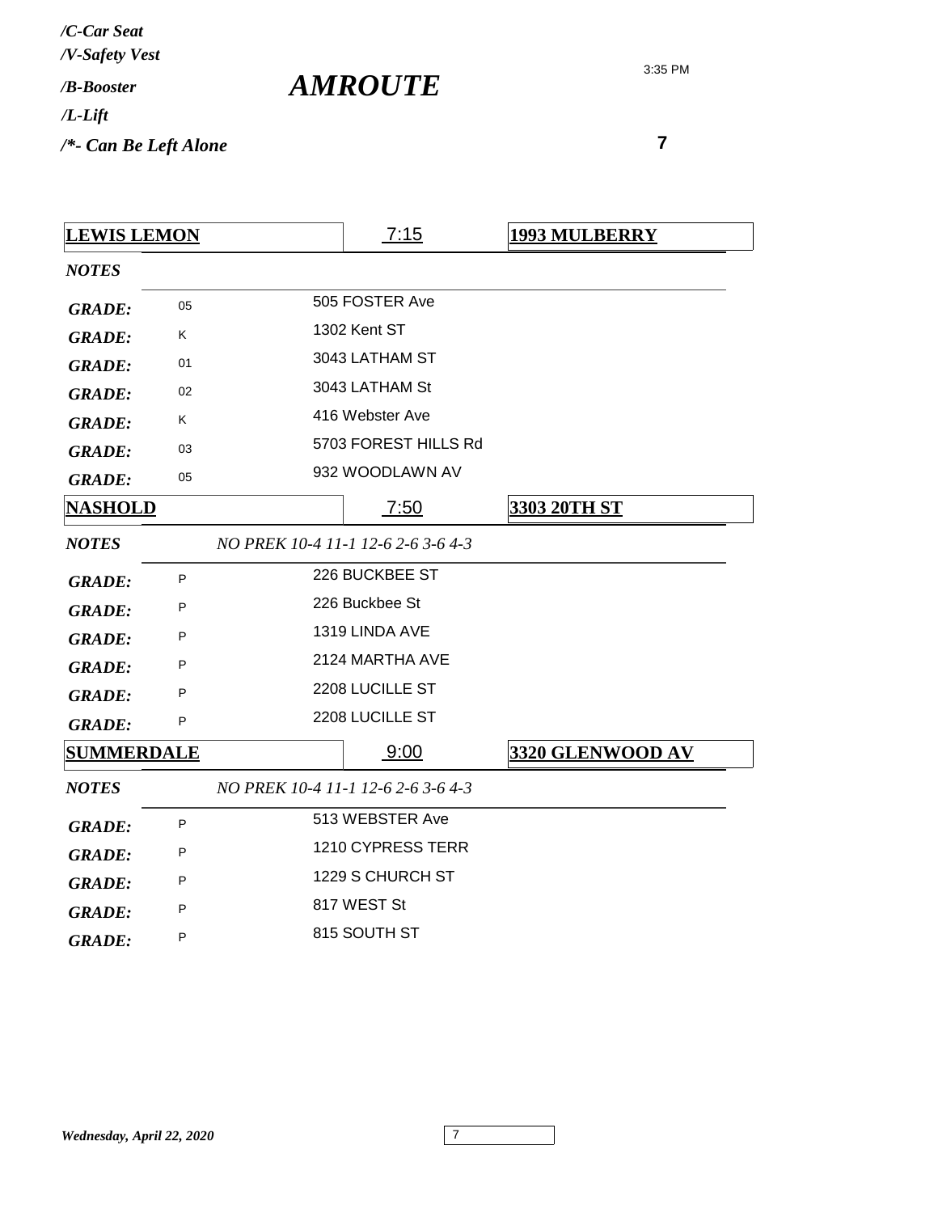*/C-Car Seat*
*/V-Safety Vest*
*/B-Booster*
*/L-Lift*
*/*- Can Be Left Alone*

# *AMROUTE*

3:35 PM

**7**

| **LEWIS LEMON** | 7:15 | **1993 MULBERRY** |
|---|---|---|
| ***NOTES*** | | |
| ***GRADE:*** 05 | 505 FOSTER Ave | |
| ***GRADE:*** K | 1302 Kent ST | |
| ***GRADE:*** 01 | 3043 LATHAM ST | |
| ***GRADE:*** 02 | 3043 LATHAM St | |
| ***GRADE:*** K | 416 Webster Ave | |
| ***GRADE:*** 03 | 5703 FOREST HILLS Rd | |
| ***GRADE:*** 05 | 932 WOODLAWN AV | |

| **NASHOLD** | 7:50 | **3303 20TH ST** |
|---|---|---|
| ***NOTES*** | *NO PREK 10-4 11-1 12-6 2-6 3-6 4-3* | |
| ***GRADE:*** P | 226 BUCKBEE ST | |
| ***GRADE:*** P | 226 Buckbee St | |
| ***GRADE:*** P | 1319 LINDA AVE | |
| ***GRADE:*** P | 2124 MARTHA AVE | |
| ***GRADE:*** P | 2208 LUCILLE ST | |
| ***GRADE:*** P | 2208 LUCILLE ST | |

| **SUMMERDALE** | 9:00 | **3320 GLENWOOD AV** |
|---|---|---|
| ***NOTES*** | *NO PREK 10-4 11-1 12-6 2-6 3-6 4-3* | |
| ***GRADE:*** P | 513 WEBSTER Ave | |
| ***GRADE:*** P | 1210 CYPRESS TERR | |
| ***GRADE:*** P | 1229 S CHURCH ST | |
| ***GRADE:*** P | 817 WEST St | |
| ***GRADE:*** P | 815 SOUTH ST | |

*Wednesday, April 22, 2020*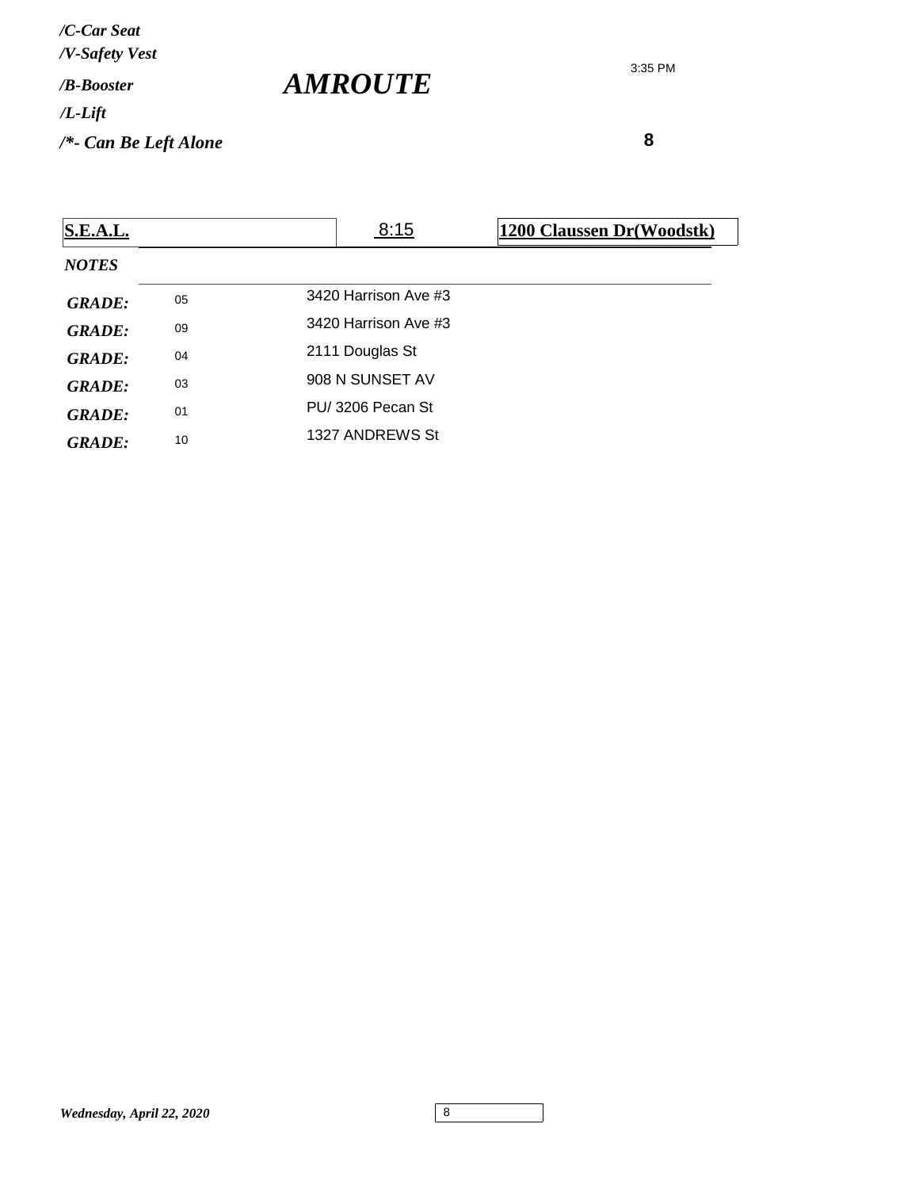*/C-Car Seat*
*/V-Safety Vest*
*/B-Booster*
*/L-Lift*
*/*- Can Be Left Alone*

# *AMROUTE*

3:35 PM

**8**

| **S.E.A.L.** | 8:15 | **1200 Claussen Dr(Woodstk)** |
|---|---|---|

***NOTES***

| | | |
|---|---|---|
| ***GRADE:*** | 05 | 3420 Harrison Ave #3 |
| ***GRADE:*** | 09 | 3420 Harrison Ave #3 |
| ***GRADE:*** | 04 | 2111 Douglas St |
| ***GRADE:*** | 03 | 908 N SUNSET AV |
| ***GRADE:*** | 01 | PU/ 3206 Pecan St |
| ***GRADE:*** | 10 | 1327 ANDREWS St |

***Wednesday, April 22, 2020***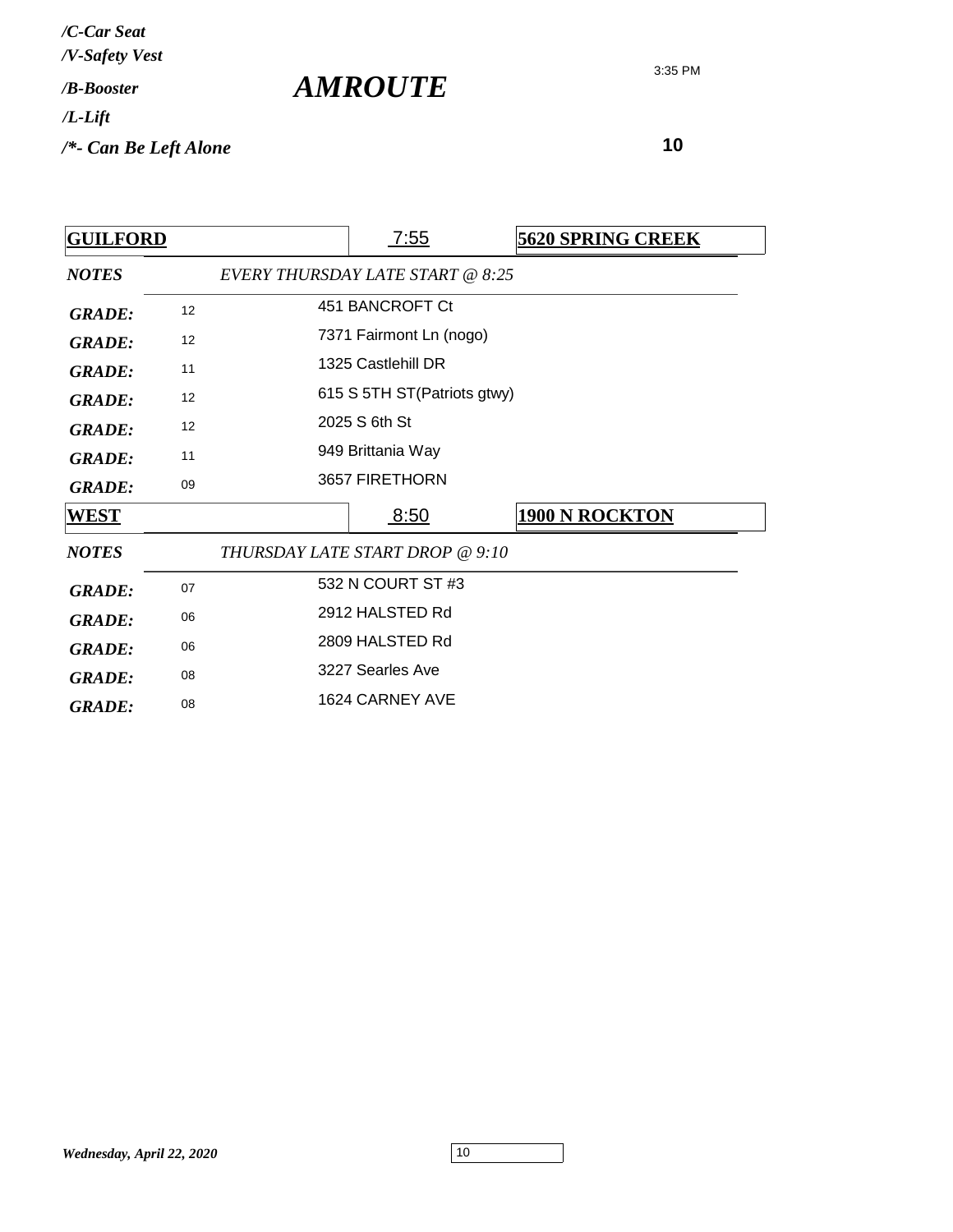*/C-Car Seat*
*/V-Safety Vest*
*/B-Booster*
*/L-Lift*
*/*- Can Be Left Alone*

# *AMROUTE*

3:35 PM

**10**

| **GUILFORD** | | 7:55 | **5620 SPRING CREEK** |
|---|---|---|---|
| ***NOTES*** | *EVERY THURSDAY LATE START @ 8:25* | | |
| ***GRADE:*** | 12 | 451 BANCROFT Ct | |
| ***GRADE:*** | 12 | 7371 Fairmont Ln (nogo) | |
| ***GRADE:*** | 11 | 1325 Castlehill DR | |
| ***GRADE:*** | 12 | 615 S 5TH ST(Patriots gtwy) | |
| ***GRADE:*** | 12 | 2025 S 6th St | |
| ***GRADE:*** | 11 | 949 Brittania Way | |
| ***GRADE:*** | 09 | 3657 FIRETHORN | |

| **WEST** | | 8:50 | **1900 N ROCKTON** |
|---|---|---|---|
| ***NOTES*** | *THURSDAY LATE START DROP @ 9:10* | | |
| ***GRADE:*** | 07 | 532 N COURT ST #3 | |
| ***GRADE:*** | 06 | 2912 HALSTED Rd | |
| ***GRADE:*** | 06 | 2809 HALSTED Rd | |
| ***GRADE:*** | 08 | 3227 Searles Ave | |
| ***GRADE:*** | 08 | 1624 CARNEY AVE | |

*Wednesday, April 22, 2020*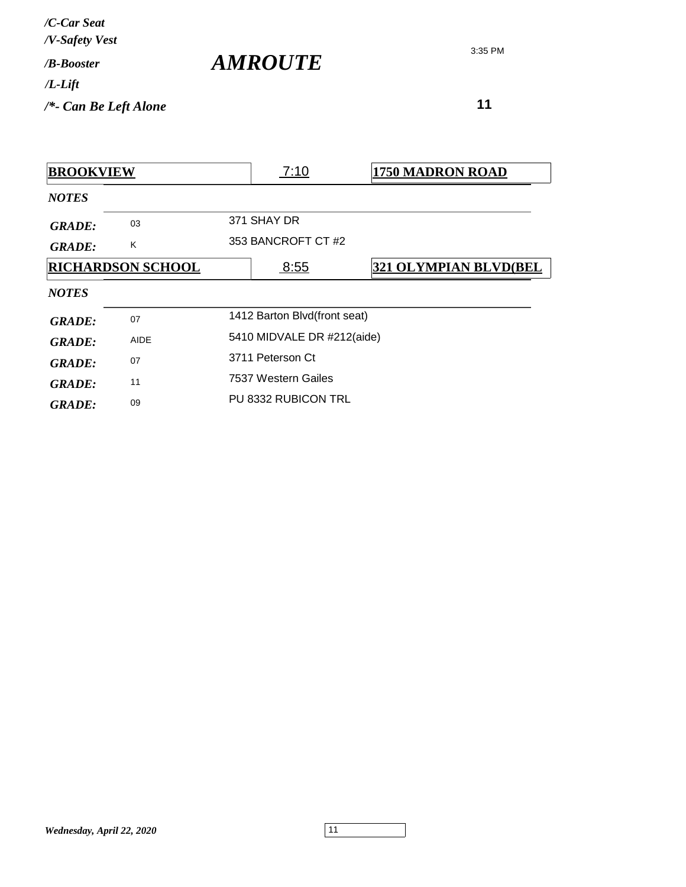*/C-Car Seat*
*/V-Safety Vest*
*/B-Booster*
*/L-Lift*
*/*- Can Be Left Alone*

# *AMROUTE*

3:35 PM

**11**

| **BROOKVIEW** | | 7:10 | **1750 MADRON ROAD** |
|---|---|---|---|
| *NOTES* | | | |
| *GRADE:* | 03 | 371 SHAY DR | |
| *GRADE:* | K | 353 BANCROFT CT #2 | |

| **RICHARDSON SCHOOL** | | 8:55 | **321 OLYMPIAN BLVD(BEL** |
|---|---|---|---|
| *NOTES* | | | |
| *GRADE:* | 07 | 1412 Barton Blvd(front seat) | |
| *GRADE:* | AIDE | 5410 MIDVALE DR #212(aide) | |
| *GRADE:* | 07 | 3711 Peterson Ct | |
| *GRADE:* | 11 | 7537 Western Gailes | |
| *GRADE:* | 09 | PU 8332 RUBICON TRL | |

*Wednesday, April 22, 2020*

11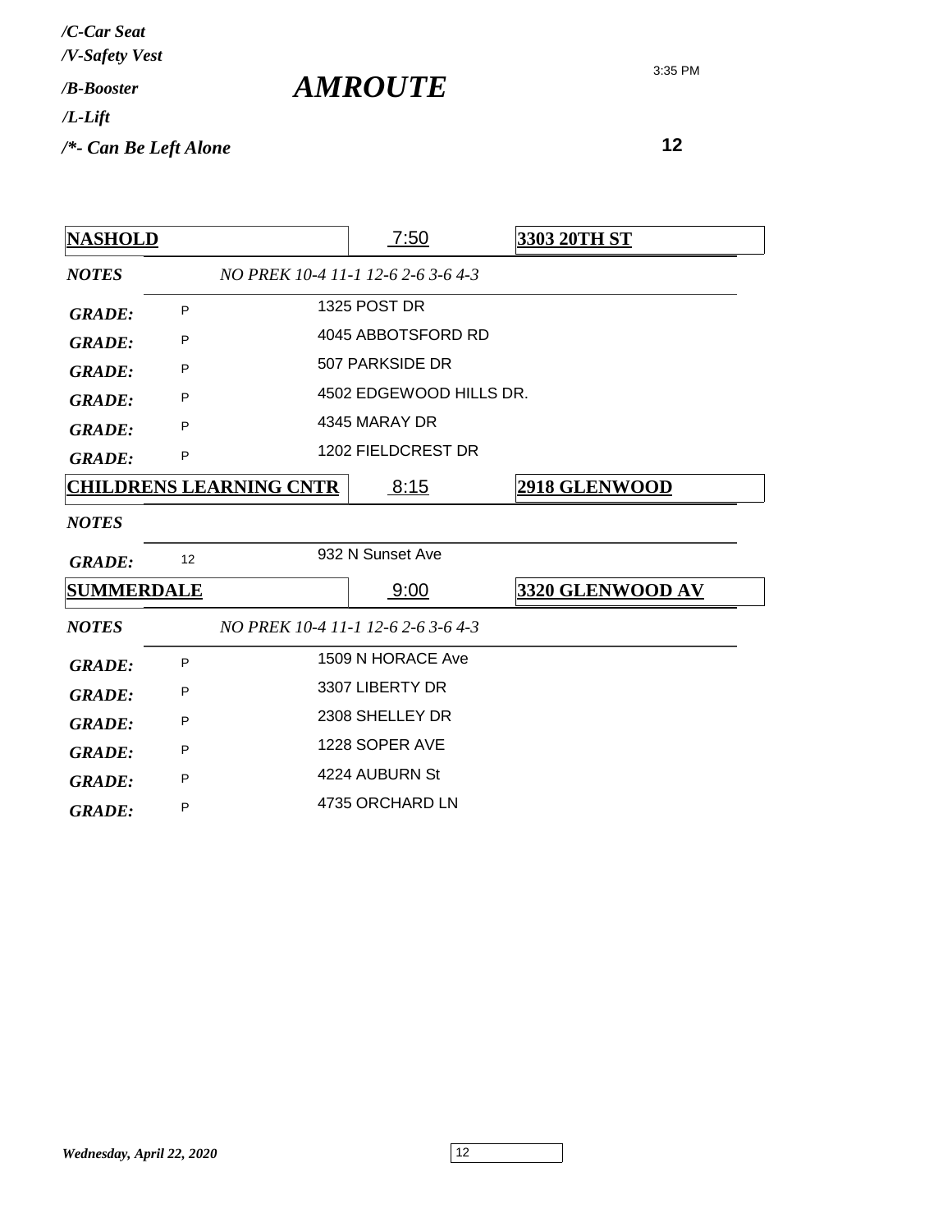*/C-Car Seat*
*/V-Safety Vest*
*/B-Booster*
*/L-Lift*
*/*- Can Be Left Alone*

# *AMROUTE*

3:35 PM

**12**

| **NASHOLD** | 7:50 | **3303 20TH ST** |
|---|---|---|
| ***NOTES*** | *NO PREK 10-4 11-1 12-6 2-6 3-6 4-3* | |
| ***GRADE:*** P | 1325 POST DR | |
| ***GRADE:*** P | 4045 ABBOTSFORD RD | |
| ***GRADE:*** P | 507 PARKSIDE DR | |
| ***GRADE:*** P | 4502 EDGEWOOD HILLS DR. | |
| ***GRADE:*** P | 4345 MARAY DR | |
| ***GRADE:*** P | 1202 FIELDCREST DR | |

| **CHILDRENS LEARNING CNTR** | 8:15 | **2918 GLENWOOD** |
|---|---|---|
| ***NOTES*** | | |
| ***GRADE:*** 12 | 932 N Sunset Ave | |

| **SUMMERDALE** | 9:00 | **3320 GLENWOOD AV** |
|---|---|---|
| ***NOTES*** | *NO PREK 10-4 11-1 12-6 2-6 3-6 4-3* | |
| ***GRADE:*** P | 1509 N HORACE Ave | |
| ***GRADE:*** P | 3307 LIBERTY DR | |
| ***GRADE:*** P | 2308 SHELLEY DR | |
| ***GRADE:*** P | 1228 SOPER AVE | |
| ***GRADE:*** P | 4224 AUBURN St | |
| ***GRADE:*** P | 4735 ORCHARD LN | |

*Wednesday, April 22, 2020*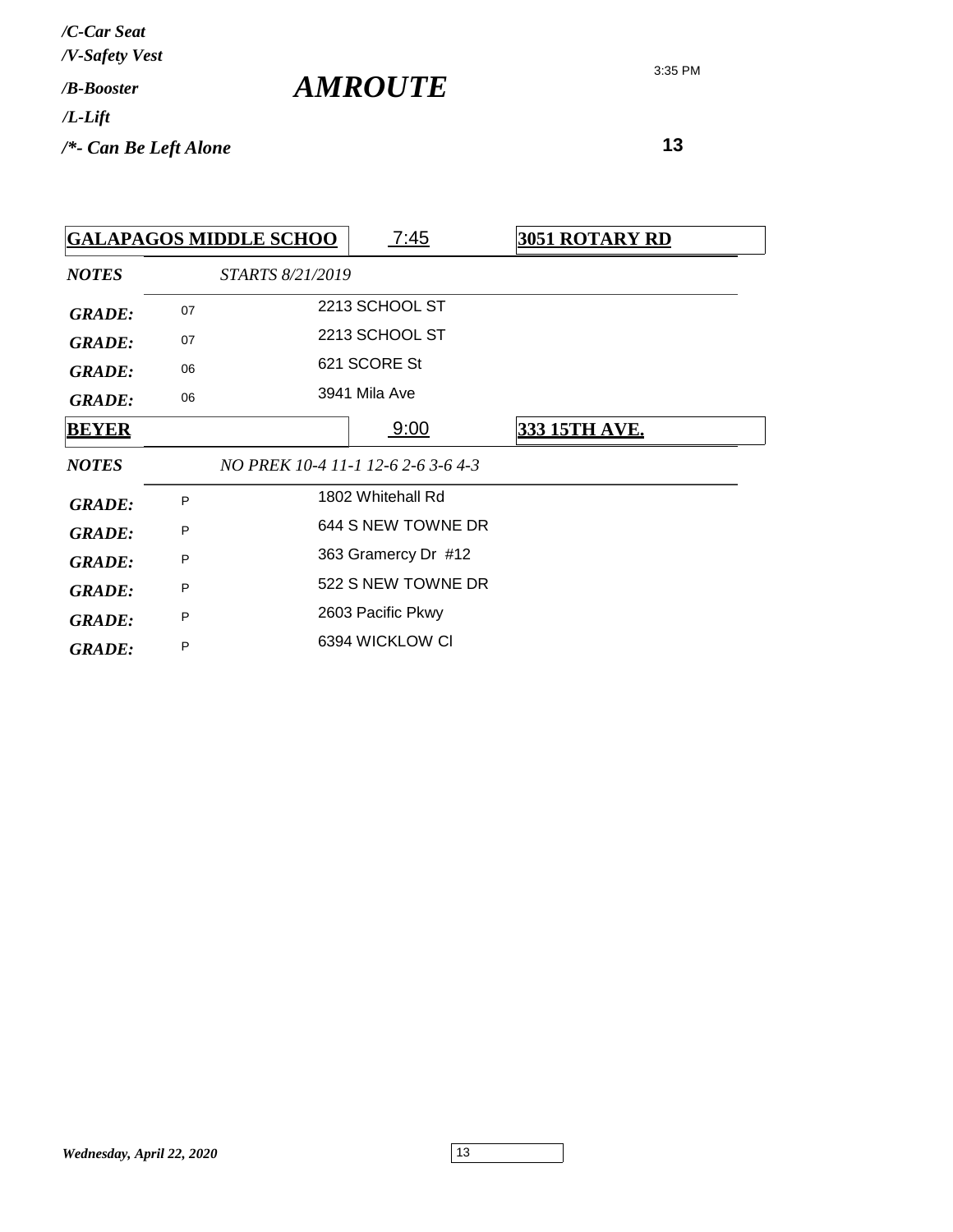*/C-Car Seat*
*/V-Safety Vest*
*/B-Booster*
*/L-Lift*
*/*- Can Be Left Alone*

# *AMROUTE*

3:35 PM

**13**

| **GALAPAGOS MIDDLE SCHOO** | 7:45 | **3051 ROTARY RD** |
|---|---|---|
| ***NOTES*** | *STARTS 8/21/2019* | |
| ***GRADE:*** 07 | 2213 SCHOOL ST | |
| ***GRADE:*** 07 | 2213 SCHOOL ST | |
| ***GRADE:*** 06 | 621 SCORE St | |
| ***GRADE:*** 06 | 3941 Mila Ave | |

| **BEYER** | 9:00 | **333 15TH AVE.** |
|---|---|---|
| ***NOTES*** | *NO PREK 10-4 11-1 12-6 2-6 3-6 4-3* | |
| ***GRADE:*** P | 1802 Whitehall Rd | |
| ***GRADE:*** P | 644 S NEW TOWNE DR | |
| ***GRADE:*** P | 363 Gramercy Dr #12 | |
| ***GRADE:*** P | 522 S NEW TOWNE DR | |
| ***GRADE:*** P | 2603 Pacific Pkwy | |
| ***GRADE:*** P | 6394 WICKLOW Cl | |

*Wednesday, April 22, 2020*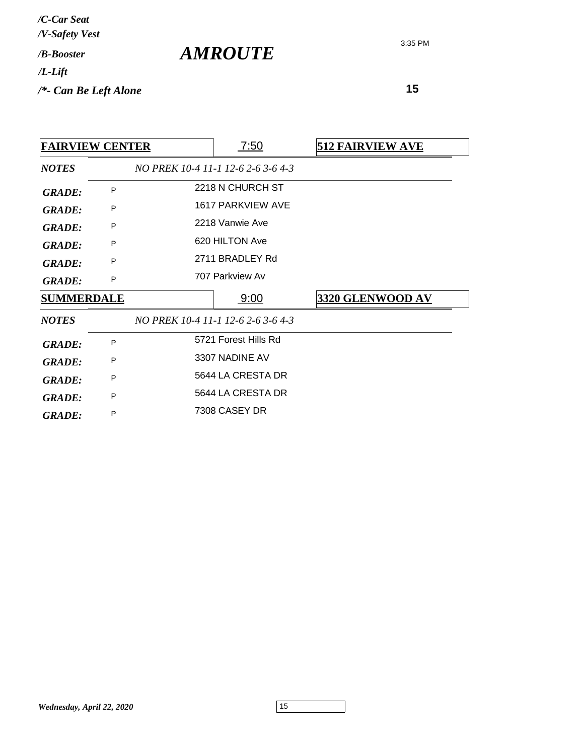*/C-Car Seat*
*/V-Safety Vest*
*/B-Booster*
*/L-Lift*
*/*- Can Be Left Alone*

# *AMROUTE*

3:35 PM

**15**

| **FAIRVIEW CENTER** | 7:50 | **512 FAIRVIEW AVE** |
|---|---|---|
| ***NOTES*** | *NO PREK 10-4 11-1 12-6 2-6 3-6 4-3* | |
| ***GRADE:*** P | 2218 N CHURCH ST | |
| ***GRADE:*** P | 1617 PARKVIEW AVE | |
| ***GRADE:*** P | 2218 Vanwie Ave | |
| ***GRADE:*** P | 620 HILTON Ave | |
| ***GRADE:*** P | 2711 BRADLEY Rd | |
| ***GRADE:*** P | 707 Parkview Av | |

| **SUMMERDALE** | 9:00 | **3320 GLENWOOD AV** |
|---|---|---|
| ***NOTES*** | *NO PREK 10-4 11-1 12-6 2-6 3-6 4-3* | |
| ***GRADE:*** P | 5721 Forest Hills Rd | |
| ***GRADE:*** P | 3307 NADINE AV | |
| ***GRADE:*** P | 5644 LA CRESTA DR | |
| ***GRADE:*** P | 5644 LA CRESTA DR | |
| ***GRADE:*** P | 7308 CASEY DR | |

*Wednesday, April 22, 2020*

15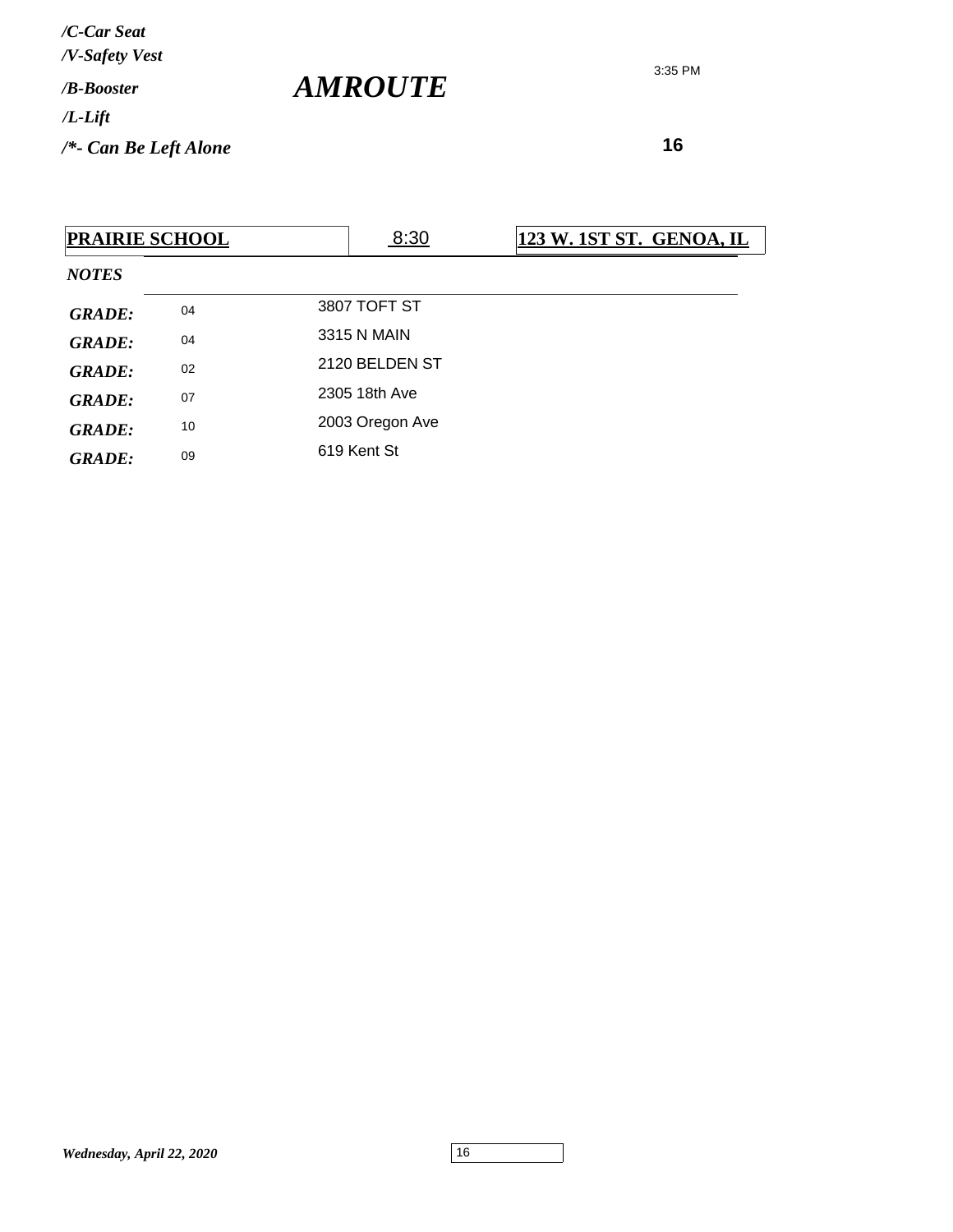*/C-Car Seat*
*/V-Safety Vest*
*/B-Booster*
*/L-Lift*
*/*- Can Be Left Alone*

# *AMROUTE*

3:35 PM

**16**

| **PRAIRIE SCHOOL** | 8:30 | **123 W. 1ST ST. GENOA, IL** |
|---|---|---|

*NOTES*

| | | |
|---|---|---|
| ***GRADE:*** | 04 | 3807 TOFT ST |
| ***GRADE:*** | 04 | 3315 N MAIN |
| ***GRADE:*** | 02 | 2120 BELDEN ST |
| ***GRADE:*** | 07 | 2305 18th Ave |
| ***GRADE:*** | 10 | 2003 Oregon Ave |
| ***GRADE:*** | 09 | 619 Kent St |

*Wednesday, April 22, 2020*

16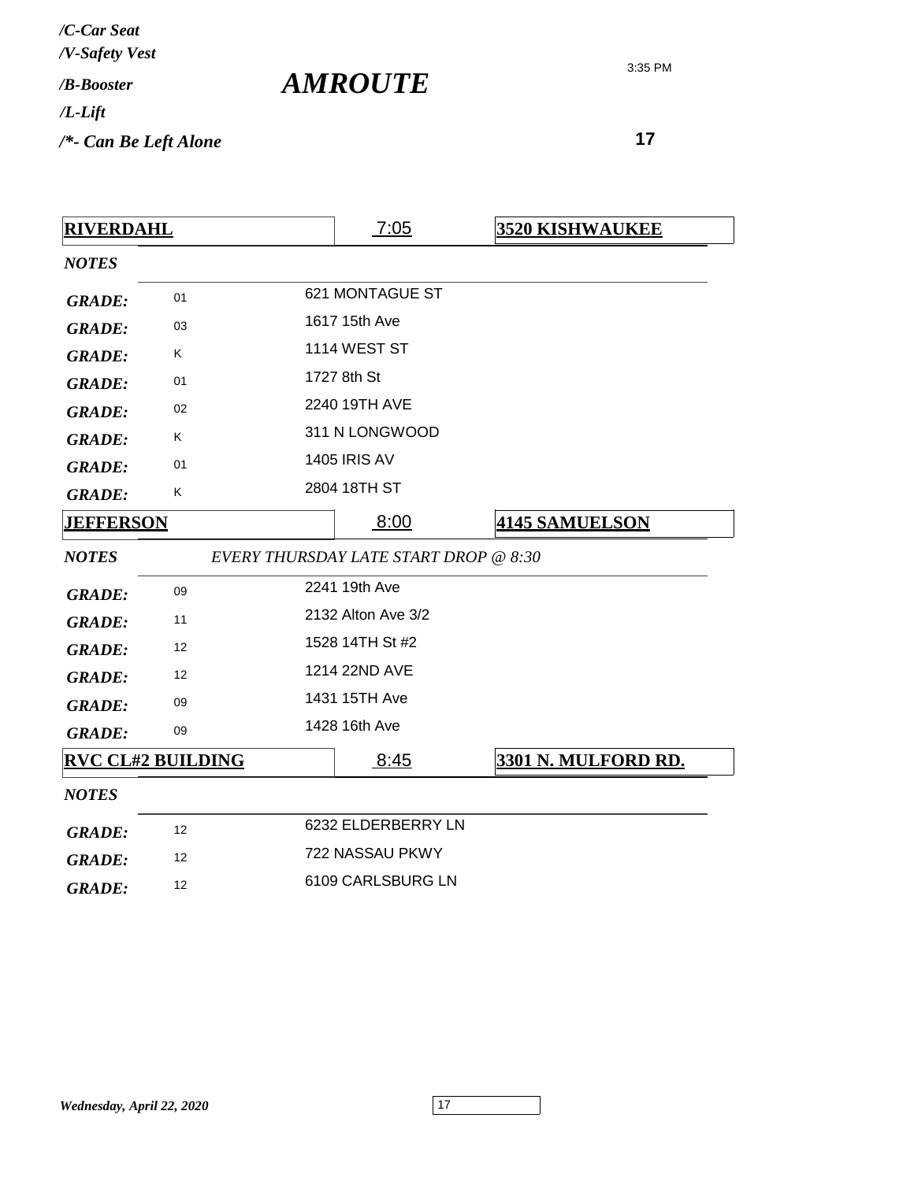*/C-Car Seat*
*/V-Safety Vest*
*/B-Booster*
*/L-Lift*
*/*- Can Be Left Alone*

# *AMROUTE*

3:35 PM

**17**

| **RIVERDAHL** | | 7:05 | **3520 KISHWAUKEE** |
|---|---|---|---|
| *NOTES* | | | |
| *GRADE:* | 01 | 621 MONTAGUE ST | |
| *GRADE:* | 03 | 1617 15th Ave | |
| *GRADE:* | K | 1114 WEST ST | |
| *GRADE:* | 01 | 1727 8th St | |
| *GRADE:* | 02 | 2240 19TH AVE | |
| *GRADE:* | K | 311 N LONGWOOD | |
| *GRADE:* | 01 | 1405 IRIS AV | |
| *GRADE:* | K | 2804 18TH ST | |

| **JEFFERSON** | | 8:00 | **4145 SAMUELSON** |
|---|---|---|---|
| *NOTES* | *EVERY THURSDAY LATE START DROP @ 8:30* | | |
| *GRADE:* | 09 | 2241 19th Ave | |
| *GRADE:* | 11 | 2132 Alton Ave 3/2 | |
| *GRADE:* | 12 | 1528 14TH St #2 | |
| *GRADE:* | 12 | 1214 22ND AVE | |
| *GRADE:* | 09 | 1431 15TH Ave | |
| *GRADE:* | 09 | 1428 16th Ave | |

| **RVC CL#2 BUILDING** | | 8:45 | **3301 N. MULFORD RD.** |
|---|---|---|---|
| *NOTES* | | | |
| *GRADE:* | 12 | 6232 ELDERBERRY LN | |
| *GRADE:* | 12 | 722 NASSAU PKWY | |
| *GRADE:* | 12 | 6109 CARLSBURG LN | |

*Wednesday, April 22, 2020*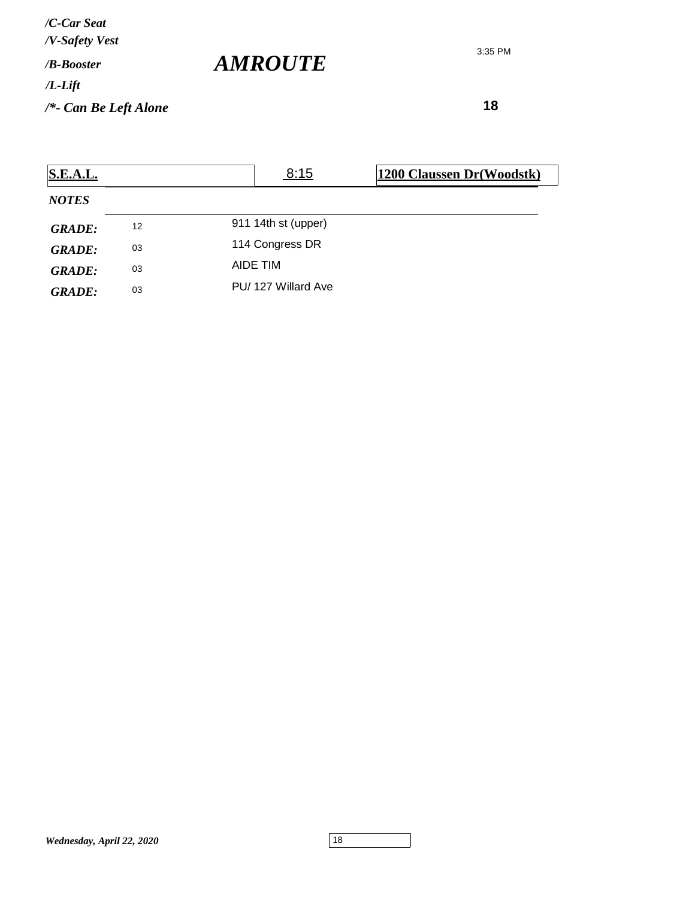*/C-Car Seat*
*/V-Safety Vest*
*/B-Booster*
*/L-Lift*
*/*- Can Be Left Alone*

# *AMROUTE*

3:35 PM

**18**

| **S.E.A.L.** | | 8:15 | **1200 Claussen Dr(Woodstk)** |
|---|---|---|---|
| ***NOTES*** | | | |
| ***GRADE:*** | 12 | 911 14th st (upper) | |
| ***GRADE:*** | 03 | 114 Congress DR | |
| ***GRADE:*** | 03 | AIDE TIM | |
| ***GRADE:*** | 03 | PU/ 127 Willard Ave | |

*Wednesday, April 22, 2020*

18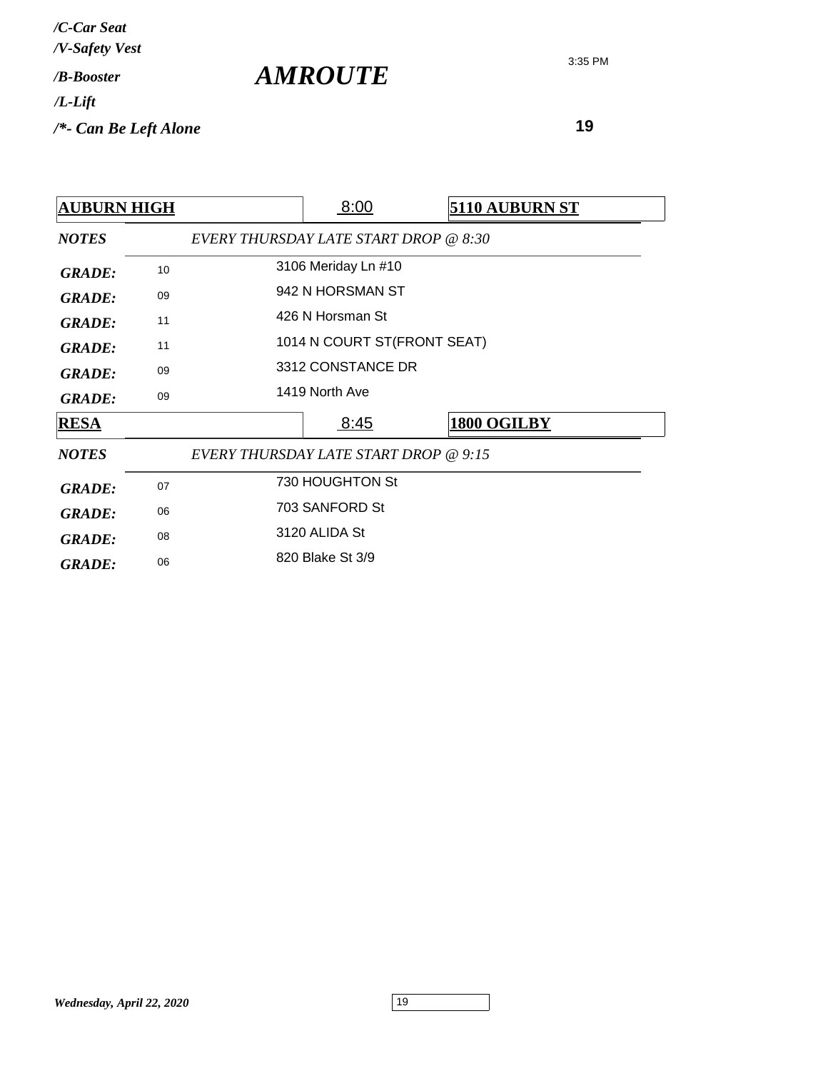*/C-Car Seat*
*/V-Safety Vest*
*/B-Booster*
*/L-Lift*
*/\*- Can Be Left Alone*

# *AMROUTE*

3:35 PM

**19**

| **AUBURN HIGH** | | 8:00 | **5110 AUBURN ST** |
|---|---|---|---|
| *NOTES* | *EVERY THURSDAY LATE START DROP @ 8:30* | | |
| *GRADE:* | 10 | 3106 Meriday Ln #10 | |
| *GRADE:* | 09 | 942 N HORSMAN ST | |
| *GRADE:* | 11 | 426 N Horsman St | |
| *GRADE:* | 11 | 1014 N COURT ST(FRONT SEAT) | |
| *GRADE:* | 09 | 3312 CONSTANCE DR | |
| *GRADE:* | 09 | 1419 North Ave | |

| **RESA** | | 8:45 | **1800 OGILBY** |
|---|---|---|---|
| *NOTES* | *EVERY THURSDAY LATE START DROP @ 9:15* | | |
| *GRADE:* | 07 | 730 HOUGHTON St | |
| *GRADE:* | 06 | 703 SANFORD St | |
| *GRADE:* | 08 | 3120 ALIDA St | |
| *GRADE:* | 06 | 820 Blake St 3/9 | |

*Wednesday, April 22, 2020*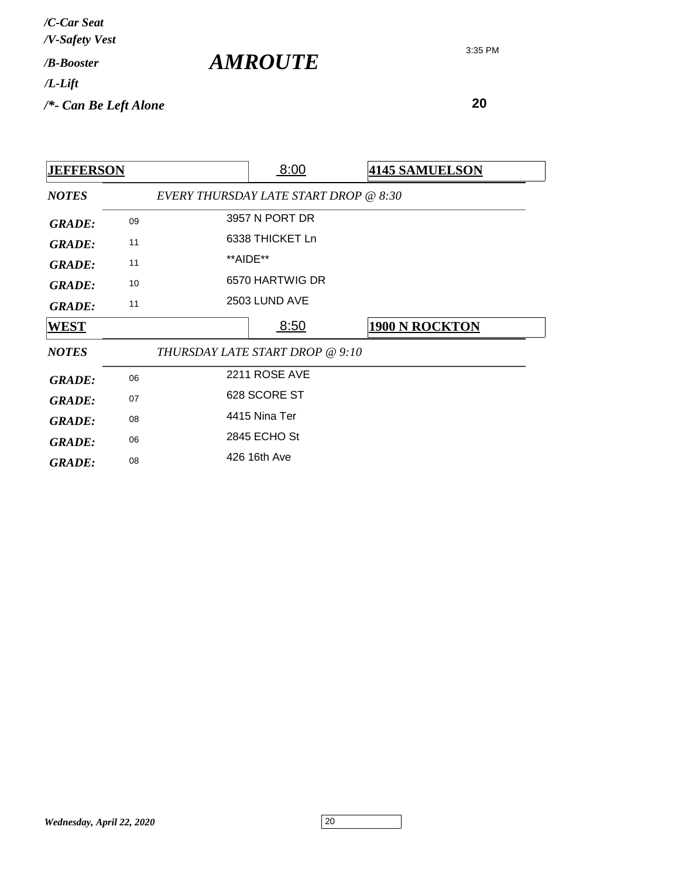/C-Car Seat
/V-Safety Vest
/B-Booster
/L-Lift
/*- Can Be Left Alone

# *AMROUTE*

3:35 PM

**20**

| **JEFFERSON** | | 8:00 | **4145 SAMUELSON** |
|---|---|---|---|
| *NOTES* | *EVERY THURSDAY LATE START DROP @ 8:30* | | |
| *GRADE:* | 09 | 3957 N PORT DR | |
| *GRADE:* | 11 | 6338 THICKET Ln | |
| *GRADE:* | 11 | **AIDE** | |
| *GRADE:* | 10 | 6570 HARTWIG DR | |
| *GRADE:* | 11 | 2503 LUND AVE | |

| **WEST** | | 8:50 | **1900 N ROCKTON** |
|---|---|---|---|
| *NOTES* | *THURSDAY LATE START DROP @ 9:10* | | |
| *GRADE:* | 06 | 2211 ROSE AVE | |
| *GRADE:* | 07 | 628 SCORE ST | |
| *GRADE:* | 08 | 4415 Nina Ter | |
| *GRADE:* | 06 | 2845 ECHO St | |
| *GRADE:* | 08 | 426 16th Ave | |

*Wednesday, April 22, 2020*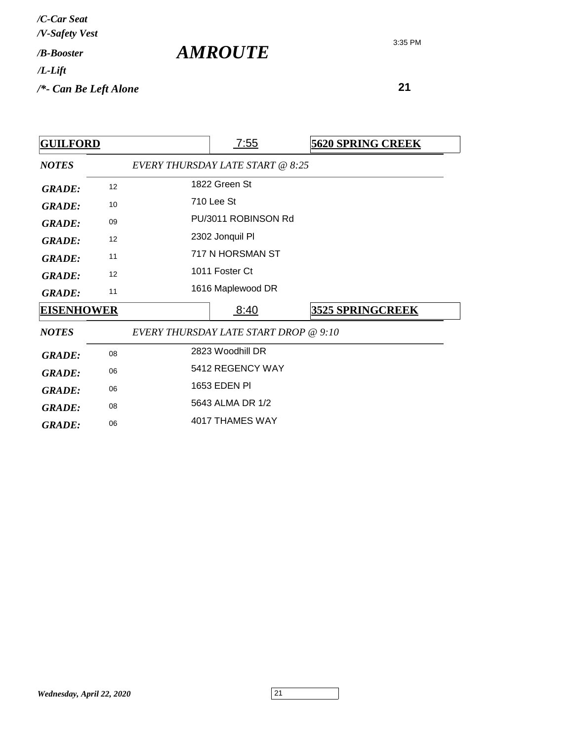*/C-Car Seat*
*/V-Safety Vest*
*/B-Booster*
*/L-Lift*
*/*- Can Be Left Alone*

# *AMROUTE*

3:35 PM

**21**

| **GUILFORD** | | 7:55 | **5620 SPRING CREEK** |
|---|---|---|---|
| ***NOTES*** | *EVERY THURSDAY LATE START @ 8:25* | | |
| ***GRADE:*** | 12 | 1822 Green St | |
| ***GRADE:*** | 10 | 710 Lee St | |
| ***GRADE:*** | 09 | PU/3011 ROBINSON Rd | |
| ***GRADE:*** | 12 | 2302 Jonquil Pl | |
| ***GRADE:*** | 11 | 717 N HORSMAN ST | |
| ***GRADE:*** | 12 | 1011 Foster Ct | |
| ***GRADE:*** | 11 | 1616 Maplewood DR | |

| **EISENHOWER** | | 8:40 | **3525 SPRINGCREEK** |
|---|---|---|---|
| ***NOTES*** | *EVERY THURSDAY LATE START DROP @ 9:10* | | |
| ***GRADE:*** | 08 | 2823 Woodhill DR | |
| ***GRADE:*** | 06 | 5412 REGENCY WAY | |
| ***GRADE:*** | 06 | 1653 EDEN Pl | |
| ***GRADE:*** | 08 | 5643 ALMA DR 1/2 | |
| ***GRADE:*** | 06 | 4017 THAMES WAY | |

*Wednesday, April 22, 2020*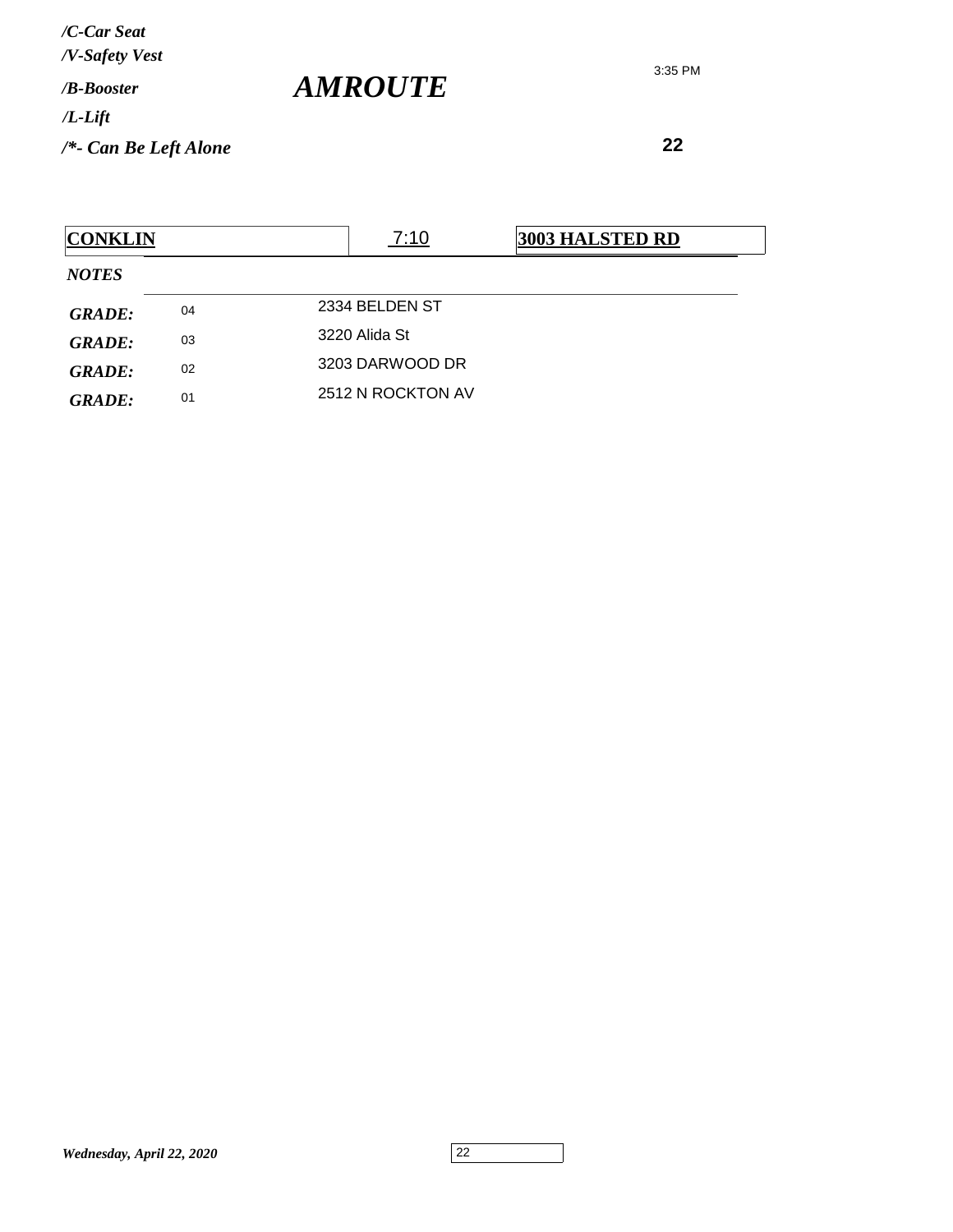*/C-Car Seat*
*/V-Safety Vest*
*/B-Booster*
*/L-Lift*
*/*- Can Be Left Alone*

# *AMROUTE*

3:35 PM

**22**

| **CONKLIN** | 7:10 | **3003 HALSTED RD** |
|---|---|---|

*NOTES*

| | | |
|---|---|---|
| ***GRADE:*** | 04 | 2334 BELDEN ST |
| ***GRADE:*** | 03 | 3220 Alida St |
| ***GRADE:*** | 02 | 3203 DARWOOD DR |
| ***GRADE:*** | 01 | 2512 N ROCKTON AV |

*Wednesday, April 22, 2020*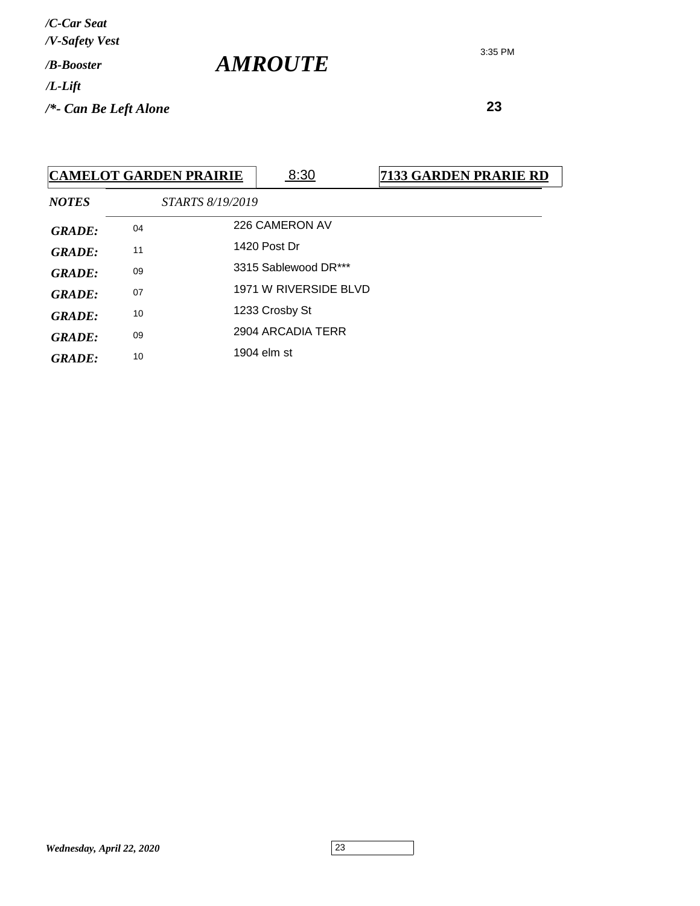*/C-Car Seat*
*/V-Safety Vest*
*/B-Booster*
*/L-Lift*
*/*- Can Be Left Alone*

# *AMROUTE*

3:35 PM

**23**

| **CAMELOT GARDEN PRAIRIE** | 8:30 | **7133 GARDEN PRARIE RD** |
|---|---|---|
| ***NOTES*** | *STARTS 8/19/2019* | |
| ***GRADE:*** 04 | 226 CAMERON AV | |
| ***GRADE:*** 11 | 1420 Post Dr | |
| ***GRADE:*** 09 | 3315 Sablewood DR*** | |
| ***GRADE:*** 07 | 1971 W RIVERSIDE BLVD | |
| ***GRADE:*** 10 | 1233 Crosby St | |
| ***GRADE:*** 09 | 2904 ARCADIA TERR | |
| ***GRADE:*** 10 | 1904 elm st | |

*Wednesday, April 22, 2020*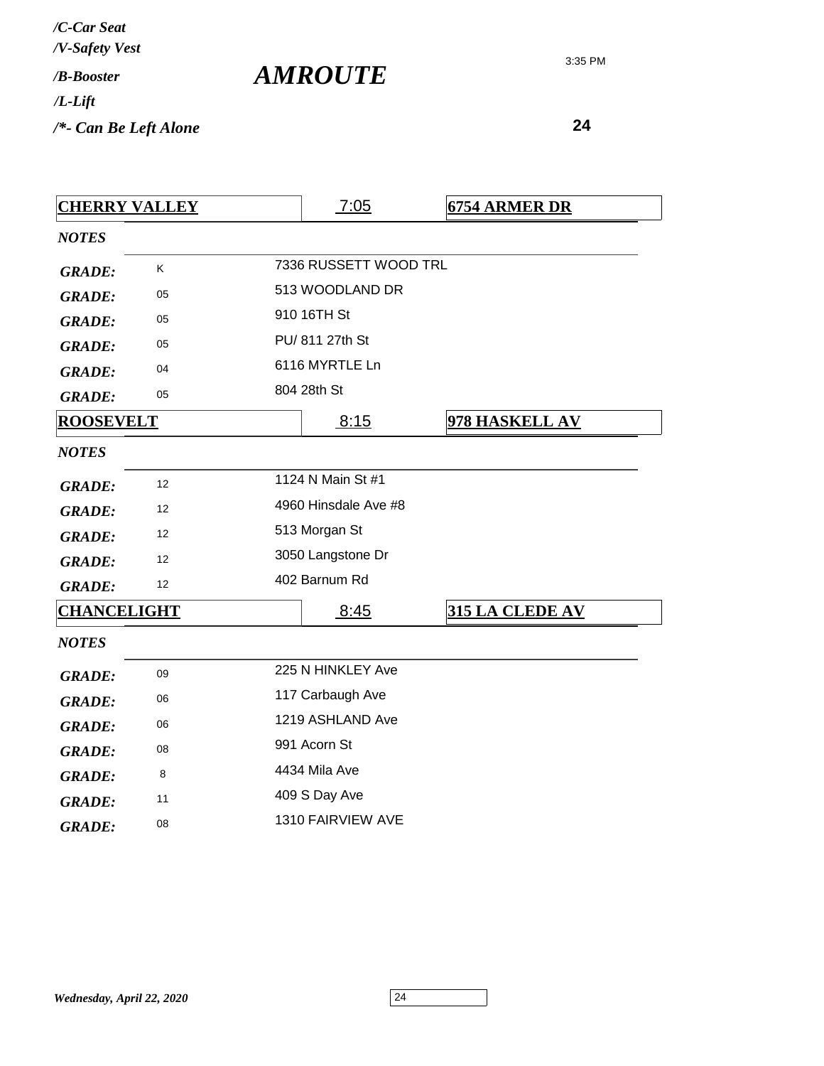*/C-Car Seat*
*/V-Safety Vest*
*/B-Booster*
*/L-Lift*
*/*- Can Be Left Alone*

# *AMROUTE*

3:35 PM

**24**

| **CHERRY VALLEY** | | 7:05 | **6754 ARMER DR** |
|---|---|---|---|
| *NOTES* | | | |
| *GRADE:* | K | 7336 RUSSETT WOOD TRL | |
| *GRADE:* | 05 | 513 WOODLAND DR | |
| *GRADE:* | 05 | 910 16TH St | |
| *GRADE:* | 05 | PU/ 811 27th St | |
| *GRADE:* | 04 | 6116 MYRTLE Ln | |
| *GRADE:* | 05 | 804 28th St | |

| **ROOSEVELT** | | 8:15 | **978 HASKELL AV** |
|---|---|---|---|
| *NOTES* | | | |
| *GRADE:* | 12 | 1124 N Main St #1 | |
| *GRADE:* | 12 | 4960 Hinsdale Ave #8 | |
| *GRADE:* | 12 | 513 Morgan St | |
| *GRADE:* | 12 | 3050 Langstone Dr | |
| *GRADE:* | 12 | 402 Barnum Rd | |

| **CHANCELIGHT** | | 8:45 | **315 LA CLEDE AV** |
|---|---|---|---|
| *NOTES* | | | |
| *GRADE:* | 09 | 225 N HINKLEY Ave | |
| *GRADE:* | 06 | 117 Carbaugh Ave | |
| *GRADE:* | 06 | 1219 ASHLAND Ave | |
| *GRADE:* | 08 | 991 Acorn St | |
| *GRADE:* | 8 | 4434 Mila Ave | |
| *GRADE:* | 11 | 409 S Day Ave | |
| *GRADE:* | 08 | 1310 FAIRVIEW AVE | |

*Wednesday, April 22, 2020*

24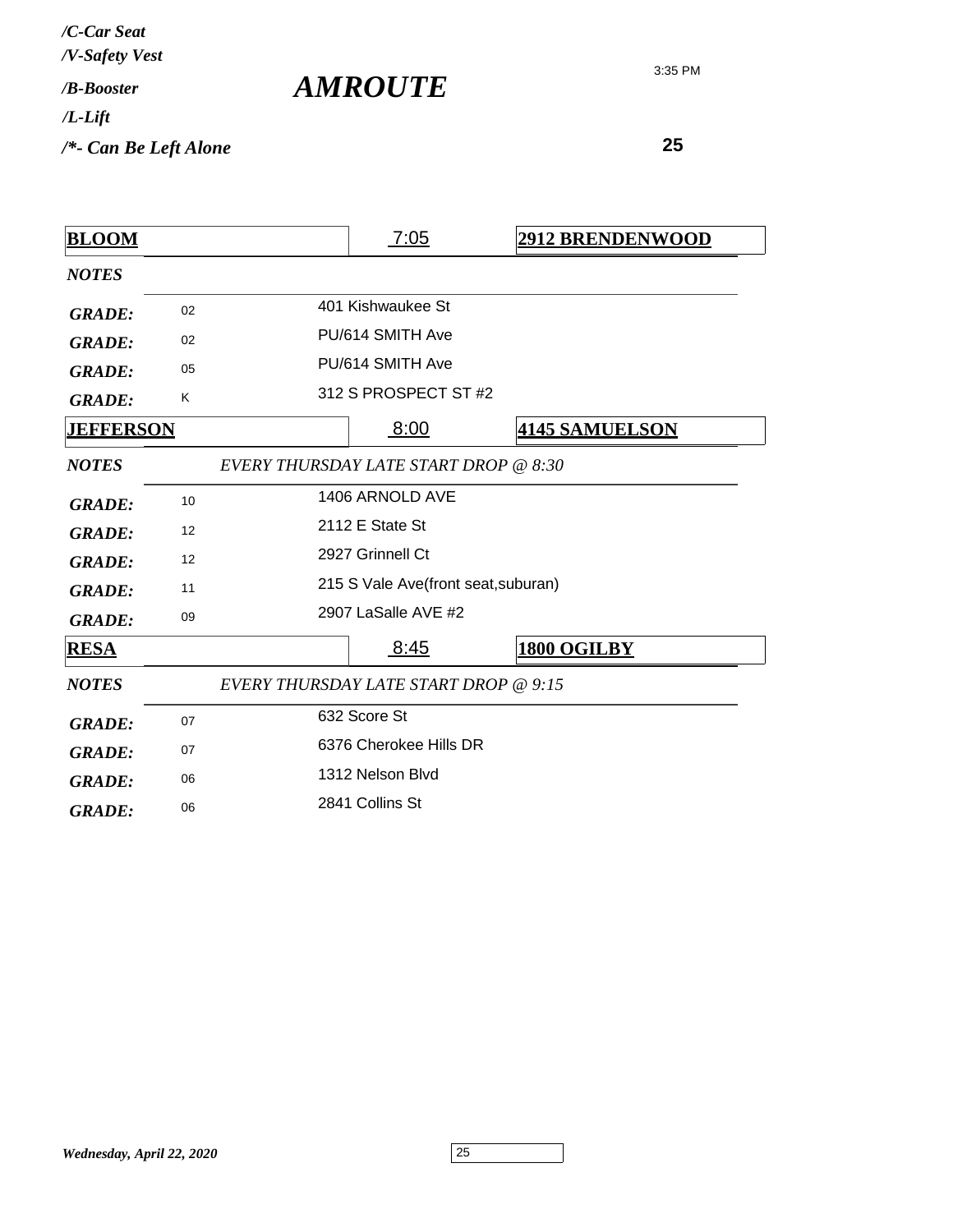*/C-Car Seat*
*/V-Safety Vest*
*/B-Booster*
*/L-Lift*
*/*- Can Be Left Alone*

# *AMROUTE*

3:35 PM

**25**

| **BLOOM** | | 7:05 | **2912 BRENDENWOOD** |
|---|---|---|---|
| ***NOTES*** | | | |
| ***GRADE:*** | 02 | 401 Kishwaukee St | |
| ***GRADE:*** | 02 | PU/614 SMITH Ave | |
| ***GRADE:*** | 05 | PU/614 SMITH Ave | |
| ***GRADE:*** | K | 312 S PROSPECT ST #2 | |

| **JEFFERSON** | | 8:00 | **4145 SAMUELSON** |
|---|---|---|---|
| ***NOTES*** | *EVERY THURSDAY LATE START DROP @ 8:30* | | |
| ***GRADE:*** | 10 | 1406 ARNOLD AVE | |
| ***GRADE:*** | 12 | 2112 E State St | |
| ***GRADE:*** | 12 | 2927 Grinnell Ct | |
| ***GRADE:*** | 11 | 215 S Vale Ave(front seat,suburan) | |
| ***GRADE:*** | 09 | 2907 LaSalle AVE #2 | |

| **RESA** | | 8:45 | **1800 OGILBY** |
|---|---|---|---|
| ***NOTES*** | *EVERY THURSDAY LATE START DROP @ 9:15* | | |
| ***GRADE:*** | 07 | 632 Score St | |
| ***GRADE:*** | 07 | 6376 Cherokee Hills DR | |
| ***GRADE:*** | 06 | 1312 Nelson Blvd | |
| ***GRADE:*** | 06 | 2841 Collins St | |

*Wednesday, April 22, 2020*

25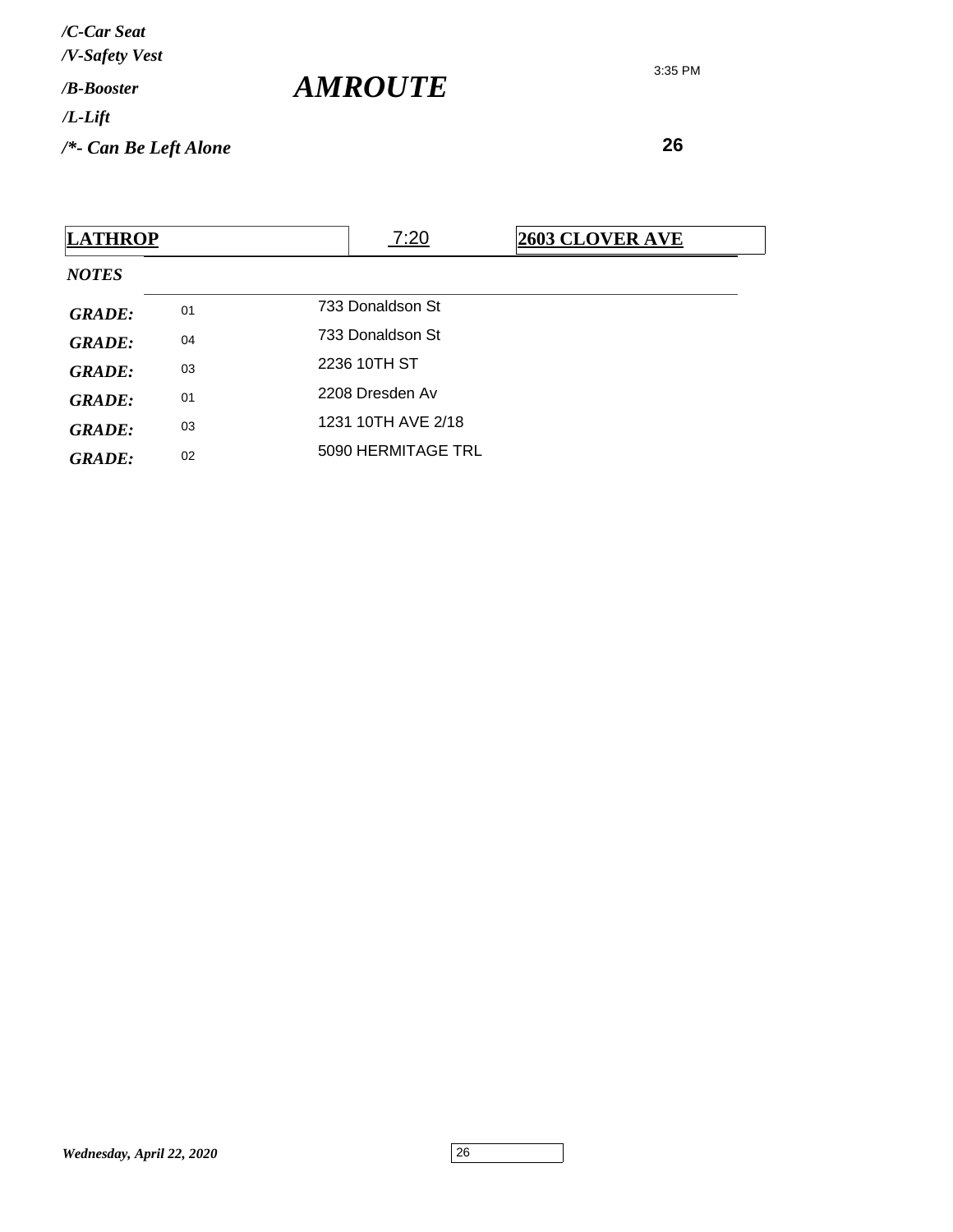*/C-Car Seat*
*/V-Safety Vest*
*/B-Booster*
*/L-Lift*
*/*- Can Be Left Alone*

# *AMROUTE*

3:35 PM

**26**

| **LATHROP** | 7:20 | **2603 CLOVER AVE** |
|---|---|---|
| ***NOTES*** | | |
| ***GRADE:*** 01 | 733 Donaldson St | |
| ***GRADE:*** 04 | 733 Donaldson St | |
| ***GRADE:*** 03 | 2236 10TH ST | |
| ***GRADE:*** 01 | 2208 Dresden Av | |
| ***GRADE:*** 03 | 1231 10TH AVE 2/18 | |
| ***GRADE:*** 02 | 5090 HERMITAGE TRL | |

*Wednesday, April 22, 2020*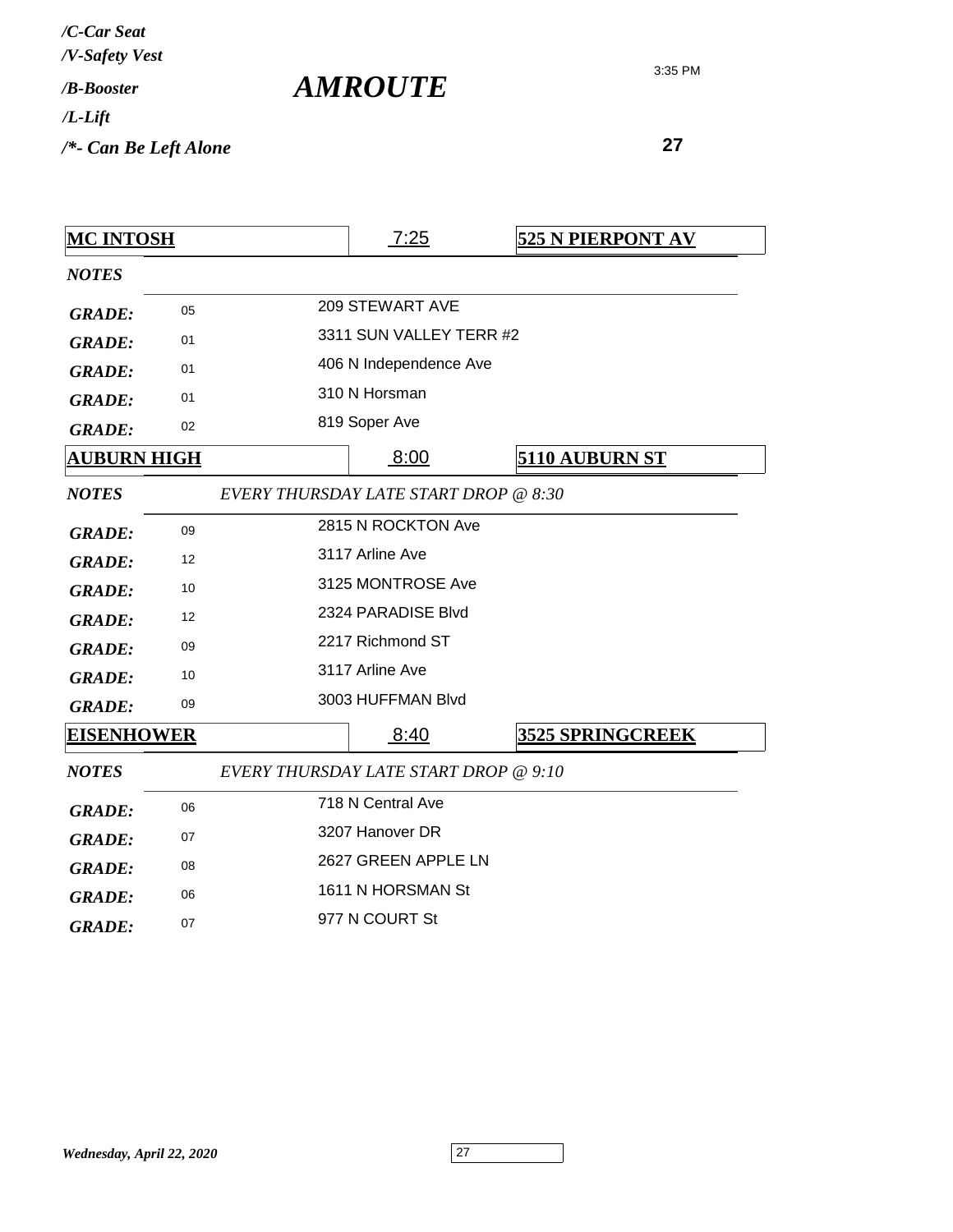*/C-Car Seat*
*/V-Safety Vest*
*/B-Booster*
*/L-Lift*
*/*- Can Be Left Alone*

# *AMROUTE*

3:35 PM

**27**

| **MC INTOSH** | 7:25 | **525 N PIERPONT AV** |
|---|---|---|
| *NOTES* | | |
| *GRADE:* 05 | 209 STEWART AVE | |
| *GRADE:* 01 | 3311 SUN VALLEY TERR #2 | |
| *GRADE:* 01 | 406 N Independence Ave | |
| *GRADE:* 01 | 310 N Horsman | |
| *GRADE:* 02 | 819 Soper Ave | |

| **AUBURN HIGH** | 8:00 | **5110 AUBURN ST** |
|---|---|---|
| *NOTES* | *EVERY THURSDAY LATE START DROP @ 8:30* | |
| *GRADE:* 09 | 2815 N ROCKTON Ave | |
| *GRADE:* 12 | 3117 Arline Ave | |
| *GRADE:* 10 | 3125 MONTROSE Ave | |
| *GRADE:* 12 | 2324 PARADISE Blvd | |
| *GRADE:* 09 | 2217 Richmond ST | |
| *GRADE:* 10 | 3117 Arline Ave | |
| *GRADE:* 09 | 3003 HUFFMAN Blvd | |

| **EISENHOWER** | 8:40 | **3525 SPRINGCREEK** |
|---|---|---|
| *NOTES* | *EVERY THURSDAY LATE START DROP @ 9:10* | |
| *GRADE:* 06 | 718 N Central Ave | |
| *GRADE:* 07 | 3207 Hanover DR | |
| *GRADE:* 08 | 2627 GREEN APPLE LN | |
| *GRADE:* 06 | 1611 N HORSMAN St | |
| *GRADE:* 07 | 977 N COURT St | |

*Wednesday, April 22, 2020*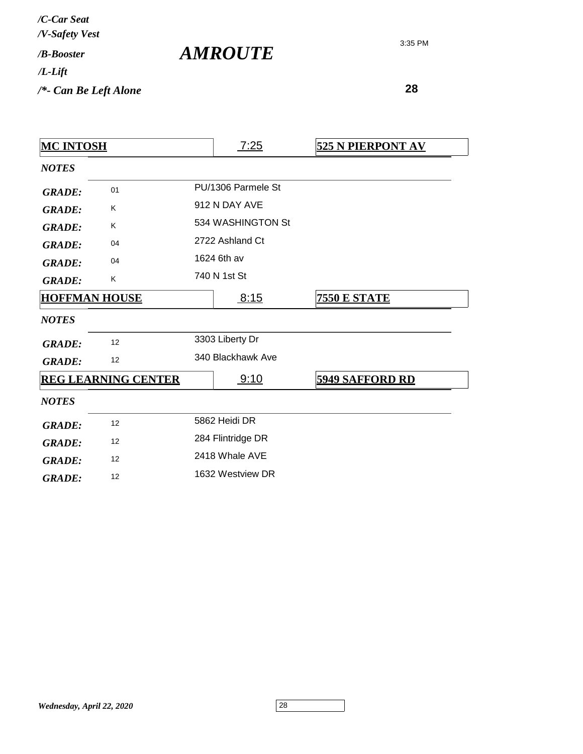*/C-Car Seat*
*/V-Safety Vest*
*/B-Booster*
*/L-Lift*
*/*- Can Be Left Alone*

# *AMROUTE*

3:35 PM

**28**

| **MC INTOSH** | | 7:25 | **525 N PIERPONT AV** |
|---|---|---|---|
| *NOTES* | | | |
| *GRADE:* | 01 | PU/1306 Parmele St | |
| *GRADE:* | K | 912 N DAY AVE | |
| *GRADE:* | K | 534 WASHINGTON St | |
| *GRADE:* | 04 | 2722 Ashland Ct | |
| *GRADE:* | 04 | 1624 6th av | |
| *GRADE:* | K | 740 N 1st St | |
| **HOFFMAN HOUSE** | | 8:15 | **7550 E STATE** |
| *NOTES* | | | |
| *GRADE:* | 12 | 3303 Liberty Dr | |
| *GRADE:* | 12 | 340 Blackhawk Ave | |
| **REG LEARNING CENTER** | | 9:10 | **5949 SAFFORD RD** |
| *NOTES* | | | |
| *GRADE:* | 12 | 5862 Heidi DR | |
| *GRADE:* | 12 | 284 Flintridge DR | |
| *GRADE:* | 12 | 2418 Whale AVE | |
| *GRADE:* | 12 | 1632 Westview DR | |

*Wednesday, April 22, 2020*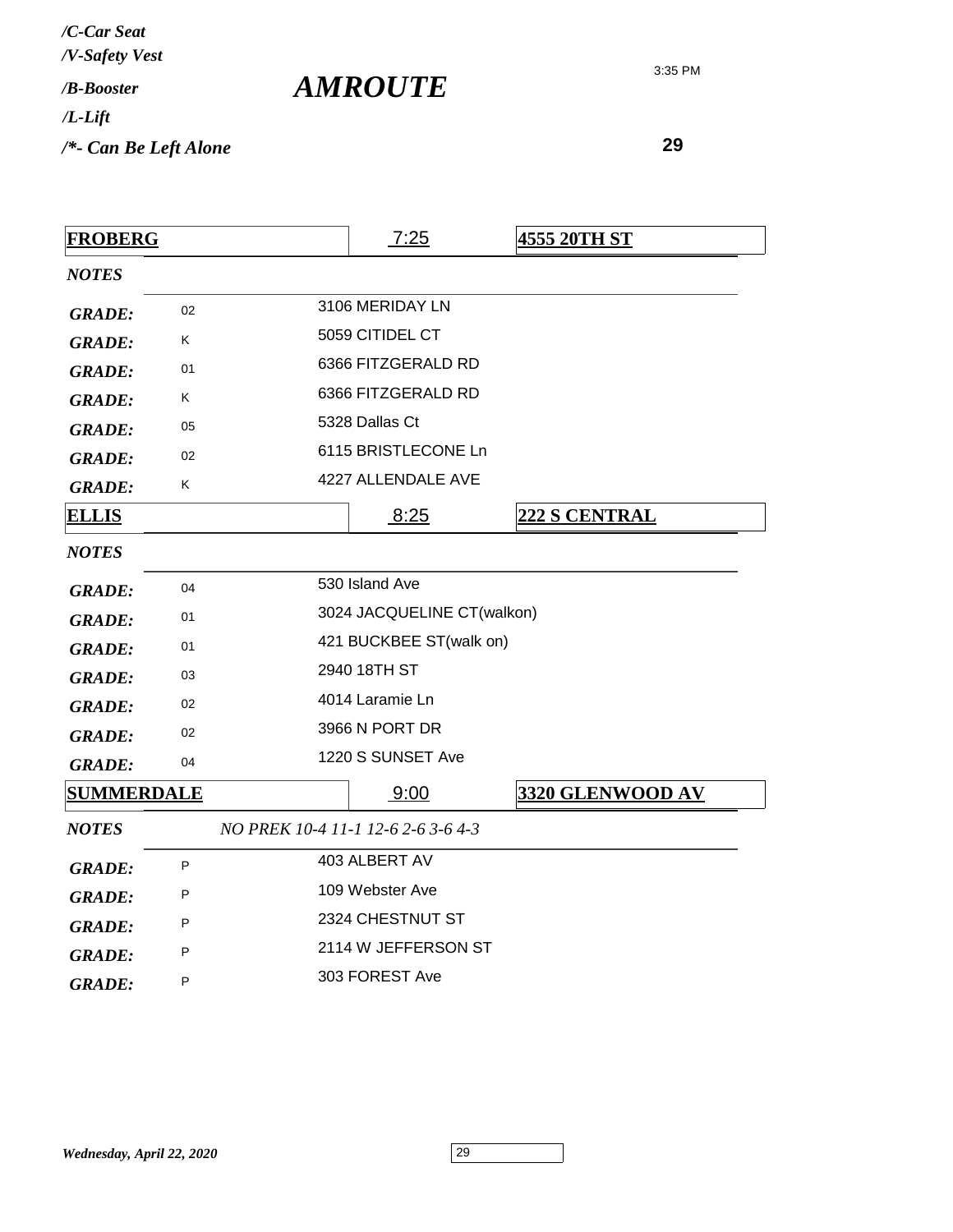/C-Car Seat
/V-Safety Vest
/B-Booster
/L-Lift
/*- Can Be Left Alone

# AMROUTE

3:35 PM

**29**

| **FROBERG** | | **7:25** | **4555 20TH ST** |
|---|---|---|---|
| ***NOTES*** | | | |
| ***GRADE:*** | 02 | 3106 MERIDAY LN | |
| ***GRADE:*** | K | 5059 CITIDEL CT | |
| ***GRADE:*** | 01 | 6366 FITZGERALD RD | |
| ***GRADE:*** | K | 6366 FITZGERALD RD | |
| ***GRADE:*** | 05 | 5328 Dallas Ct | |
| ***GRADE:*** | 02 | 6115 BRISTLECONE Ln | |
| ***GRADE:*** | K | 4227 ALLENDALE AVE | |

| **ELLIS** | | **8:25** | **222 S CENTRAL** |
|---|---|---|---|
| ***NOTES*** | | | |
| ***GRADE:*** | 04 | 530 Island Ave | |
| ***GRADE:*** | 01 | 3024 JACQUELINE CT(walkon) | |
| ***GRADE:*** | 01 | 421 BUCKBEE ST(walk on) | |
| ***GRADE:*** | 03 | 2940 18TH ST | |
| ***GRADE:*** | 02 | 4014 Laramie Ln | |
| ***GRADE:*** | 02 | 3966 N PORT DR | |
| ***GRADE:*** | 04 | 1220 S SUNSET Ave | |

| **SUMMERDALE** | | **9:00** | **3320 GLENWOOD AV** |
|---|---|---|---|
| ***NOTES*** | *NO PREK 10-4 11-1 12-6 2-6 3-6 4-3* | | |
| ***GRADE:*** | P | 403 ALBERT AV | |
| ***GRADE:*** | P | 109 Webster Ave | |
| ***GRADE:*** | P | 2324 CHESTNUT ST | |
| ***GRADE:*** | P | 2114 W JEFFERSON ST | |
| ***GRADE:*** | P | 303 FOREST Ave | |

*Wednesday, April 22, 2020*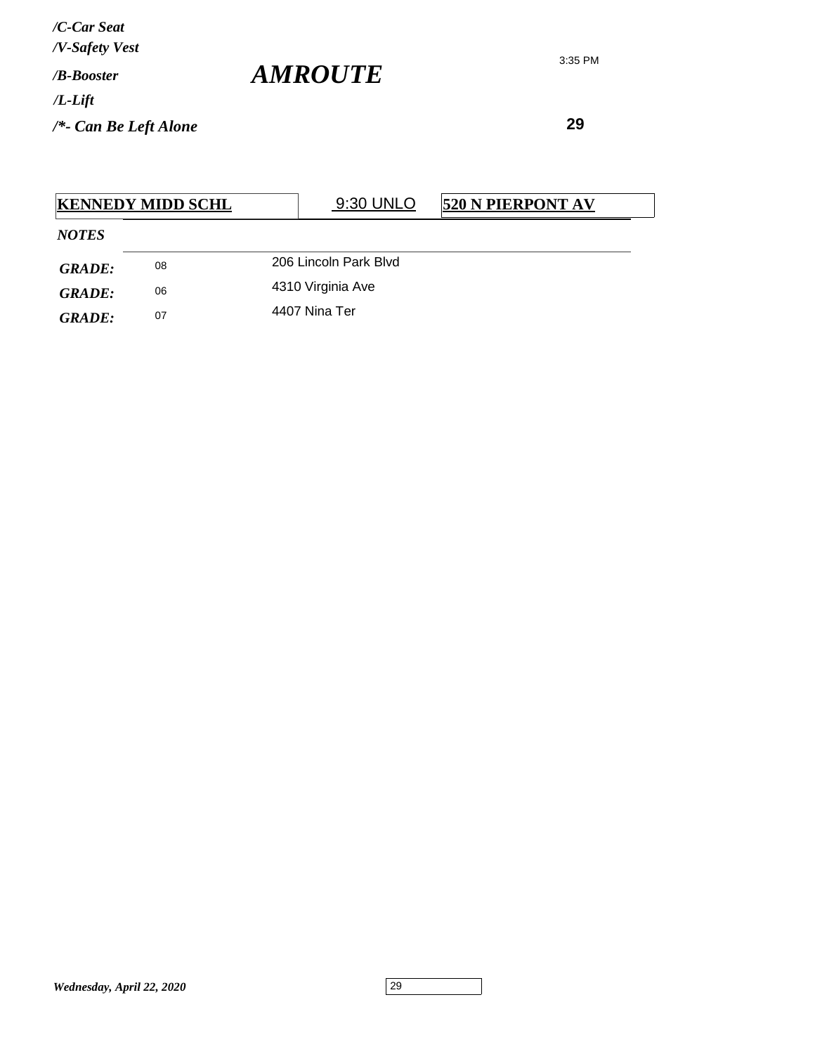*/C-Car Seat*
*/V-Safety Vest*
*/B-Booster*
*/L-Lift*
*/*- Can Be Left Alone*

# *AMROUTE*

3:35 PM

**29**

| **KENNEDY MIDD SCHL** | 9:30 UNLO | **520 N PIERPONT AV** |
|---|---|---|

*NOTES*

| | | |
|---|---|---|
| ***GRADE:*** | 08 | 206 Lincoln Park Blvd |
| ***GRADE:*** | 06 | 4310 Virginia Ave |
| ***GRADE:*** | 07 | 4407 Nina Ter |

*Wednesday, April 22, 2020*

29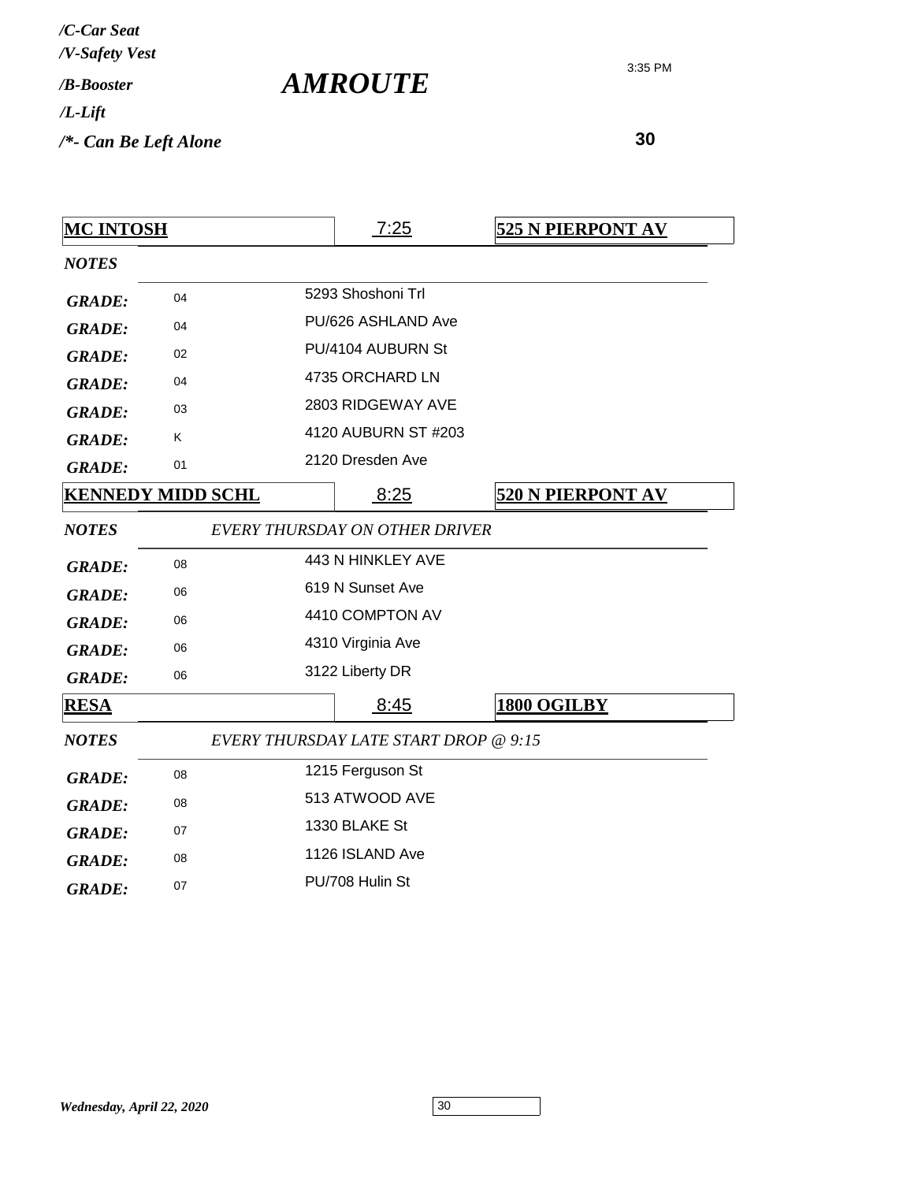*/C-Car Seat*
*/V-Safety Vest*
*/B-Booster*
*/L-Lift*
*/*- Can Be Left Alone*

# *AMROUTE*

3:35 PM

**30**

| **MC INTOSH** | 7:25 | **525 N PIERPONT AV** |
|---|---|---|
| ***NOTES*** | | |
| ***GRADE:*** 04 | 5293 Shoshoni Trl | |
| ***GRADE:*** 04 | PU/626 ASHLAND Ave | |
| ***GRADE:*** 02 | PU/4104 AUBURN St | |
| ***GRADE:*** 04 | 4735 ORCHARD LN | |
| ***GRADE:*** 03 | 2803 RIDGEWAY AVE | |
| ***GRADE:*** K | 4120 AUBURN ST #203 | |
| ***GRADE:*** 01 | 2120 Dresden Ave | |

| **KENNEDY MIDD SCHL** | 8:25 | **520 N PIERPONT AV** |
|---|---|---|
| ***NOTES*** | *EVERY THURSDAY ON OTHER DRIVER* | |
| ***GRADE:*** 08 | 443 N HINKLEY AVE | |
| ***GRADE:*** 06 | 619 N Sunset Ave | |
| ***GRADE:*** 06 | 4410 COMPTON AV | |
| ***GRADE:*** 06 | 4310 Virginia Ave | |
| ***GRADE:*** 06 | 3122 Liberty DR | |

| **RESA** | 8:45 | **1800 OGILBY** |
|---|---|---|
| ***NOTES*** | *EVERY THURSDAY LATE START DROP @ 9:15* | |
| ***GRADE:*** 08 | 1215 Ferguson St | |
| ***GRADE:*** 08 | 513 ATWOOD AVE | |
| ***GRADE:*** 07 | 1330 BLAKE St | |
| ***GRADE:*** 08 | 1126 ISLAND Ave | |
| ***GRADE:*** 07 | PU/708 Hulin St | |

*Wednesday, April 22, 2020*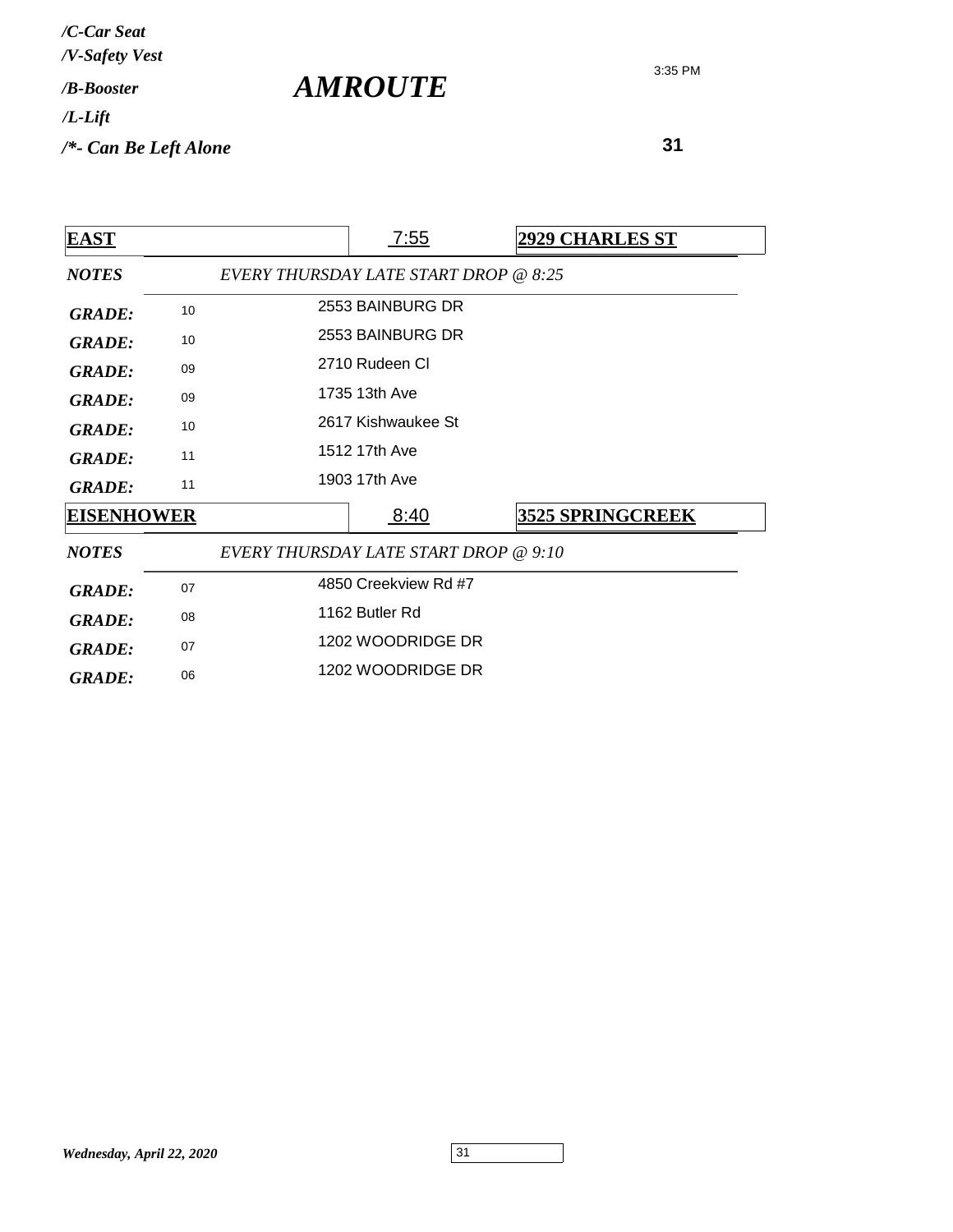*/C-Car Seat*
*/V-Safety Vest*
*/B-Booster*
*/L-Lift*
*/*- Can Be Left Alone*

# *AMROUTE*

3:35 PM

**31**

| **EAST** | | 7:55 | **2929 CHARLES ST** |
|---|---|---|---|
| ***NOTES*** | *EVERY THURSDAY LATE START DROP @ 8:25* | | |
| ***GRADE:*** | 10 | 2553 BAINBURG DR | |
| ***GRADE:*** | 10 | 2553 BAINBURG DR | |
| ***GRADE:*** | 09 | 2710 Rudeen Cl | |
| ***GRADE:*** | 09 | 1735 13th Ave | |
| ***GRADE:*** | 10 | 2617 Kishwaukee St | |
| ***GRADE:*** | 11 | 1512 17th Ave | |
| ***GRADE:*** | 11 | 1903 17th Ave | |

| **EISENHOWER** | | 8:40 | **3525 SPRINGCREEK** |
|---|---|---|---|
| ***NOTES*** | *EVERY THURSDAY LATE START DROP @ 9:10* | | |
| ***GRADE:*** | 07 | 4850 Creekview Rd #7 | |
| ***GRADE:*** | 08 | 1162 Butler Rd | |
| ***GRADE:*** | 07 | 1202 WOODRIDGE DR | |
| ***GRADE:*** | 06 | 1202 WOODRIDGE DR | |

*Wednesday, April 22, 2020*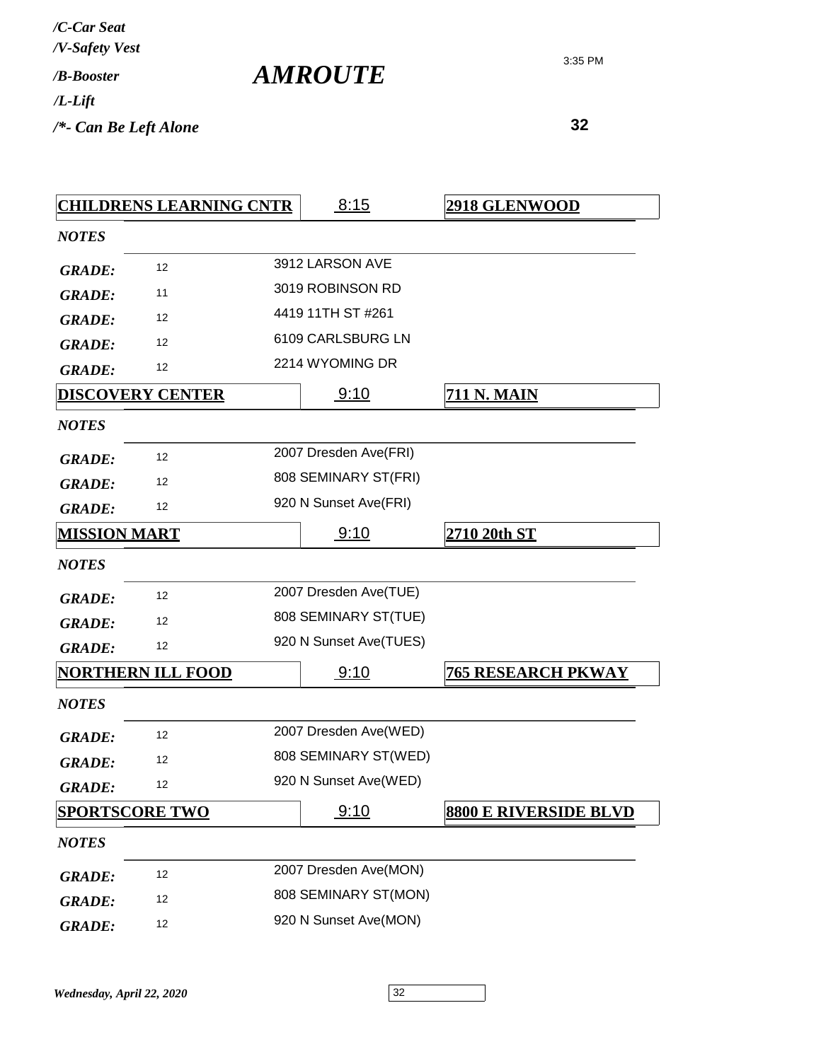*/C-Car Seat*
*/V-Safety Vest*
*/B-Booster*
*/L-Lift*
*/*- Can Be Left Alone*

# *AMROUTE*

3:35 PM

**32**

| **CHILDRENS LEARNING CNTR** | 8:15 | **2918 GLENWOOD** |
|---|---|---|
| *NOTES* | | |
| *GRADE:* 12 | 3912 LARSON AVE | |
| *GRADE:* 11 | 3019 ROBINSON RD | |
| *GRADE:* 12 | 4419 11TH ST #261 | |
| *GRADE:* 12 | 6109 CARLSBURG LN | |
| *GRADE:* 12 | 2214 WYOMING DR | |

| **DISCOVERY CENTER** | 9:10 | **711 N. MAIN** |
|---|---|---|
| *NOTES* | | |
| *GRADE:* 12 | 2007 Dresden Ave(FRI) | |
| *GRADE:* 12 | 808 SEMINARY ST(FRI) | |
| *GRADE:* 12 | 920 N Sunset Ave(FRI) | |

| **MISSION MART** | 9:10 | **2710 20th ST** |
|---|---|---|
| *NOTES* | | |
| *GRADE:* 12 | 2007 Dresden Ave(TUE) | |
| *GRADE:* 12 | 808 SEMINARY ST(TUE) | |
| *GRADE:* 12 | 920 N Sunset Ave(TUES) | |

| **NORTHERN ILL FOOD** | 9:10 | **765 RESEARCH PKWAY** |
|---|---|---|
| *NOTES* | | |
| *GRADE:* 12 | 2007 Dresden Ave(WED) | |
| *GRADE:* 12 | 808 SEMINARY ST(WED) | |
| *GRADE:* 12 | 920 N Sunset Ave(WED) | |

| **SPORTSCORE TWO** | 9:10 | **8800 E RIVERSIDE BLVD** |
|---|---|---|
| *NOTES* | | |
| *GRADE:* 12 | 2007 Dresden Ave(MON) | |
| *GRADE:* 12 | 808 SEMINARY ST(MON) | |
| *GRADE:* 12 | 920 N Sunset Ave(MON) | |

*Wednesday, April 22, 2020*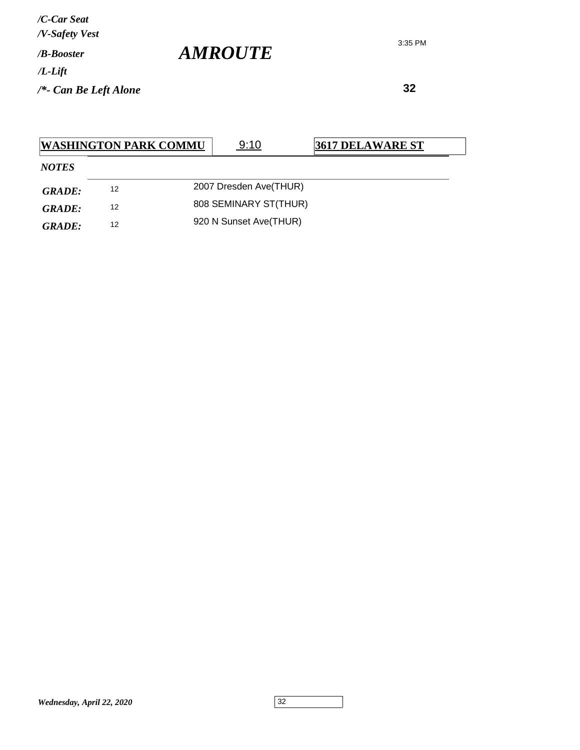*/C-Car Seat*
*/V-Safety Vest*
*/B-Booster*
*/L-Lift*
*/*- Can Be Left Alone*

# *AMROUTE*

3:35 PM

**32**

| **WASHINGTON PARK COMMU** | 9:10 | **3617 DELAWARE ST** |
|---|---|---|

*NOTES*

| | | |
|---|---|---|
| ***GRADE:*** | 12 | 2007 Dresden Ave(THUR) |
| ***GRADE:*** | 12 | 808 SEMINARY ST(THUR) |
| ***GRADE:*** | 12 | 920 N Sunset Ave(THUR) |

*Wednesday, April 22, 2020*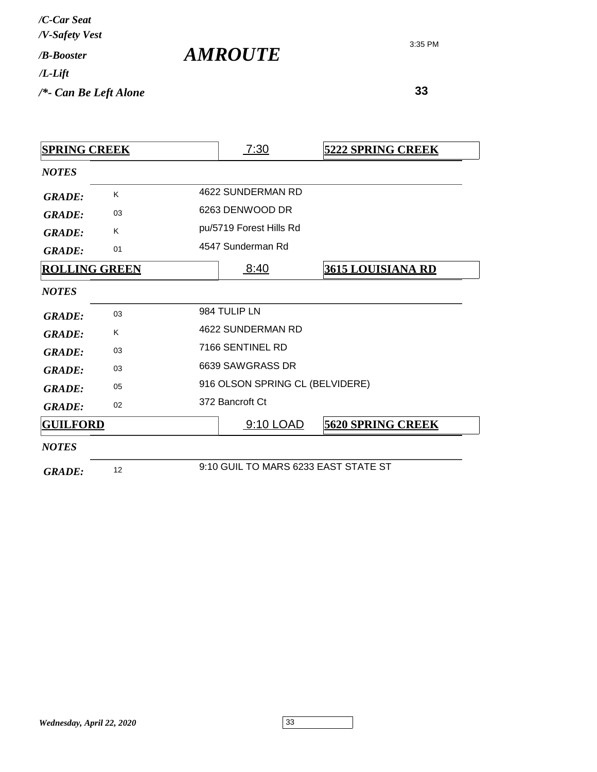*/C-Car Seat*
*/V-Safety Vest*
*/B-Booster*
*/L-Lift*
*/*- Can Be Left Alone*

# *AMROUTE*

3:35 PM

**33**

| **SPRING CREEK** | | 7:30 | **5222 SPRING CREEK** |
|---|---|---|---|
| *NOTES* | | | |
| *GRADE:* | K | 4622 SUNDERMAN RD | |
| *GRADE:* | 03 | 6263 DENWOOD DR | |
| *GRADE:* | K | pu/5719 Forest Hills Rd | |
| *GRADE:* | 01 | 4547 Sunderman Rd | |
| **ROLLING GREEN** | | 8:40 | **3615 LOUISIANA RD** |
| *NOTES* | | | |
| *GRADE:* | 03 | 984 TULIP LN | |
| *GRADE:* | K | 4622 SUNDERMAN RD | |
| *GRADE:* | 03 | 7166 SENTINEL RD | |
| *GRADE:* | 03 | 6639 SAWGRASS DR | |
| *GRADE:* | 05 | 916 OLSON SPRING CL (BELVIDERE) | |
| *GRADE:* | 02 | 372 Bancroft Ct | |
| **GUILFORD** | | 9:10 LOAD | **5620 SPRING CREEK** |
| *NOTES* | | | |
| *GRADE:* | 12 | 9:10 GUIL TO MARS 6233 EAST STATE ST | |

*Wednesday, April 22, 2020*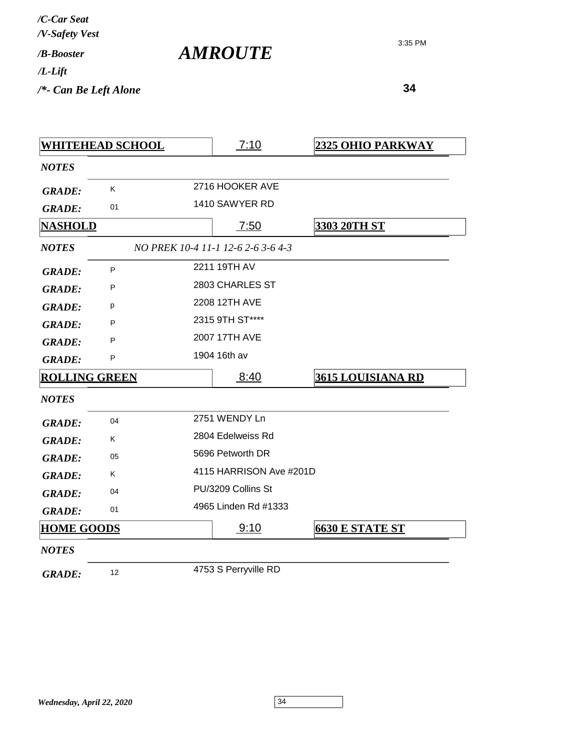*/C-Car Seat*
*/V-Safety Vest*
*/B-Booster*
*/L-Lift*
*/*- Can Be Left Alone*

# *AMROUTE*

3:35 PM

**34**

| **WHITEHEAD SCHOOL** | | 7:10 | **2325 OHIO PARKWAY** |
|---|---|---|---|
| *NOTES* | | | |
| *GRADE:* | K | 2716 HOOKER AVE | |
| *GRADE:* | 01 | 1410 SAWYER RD | |

| **NASHOLD** | | 7:50 | **3303 20TH ST** |
|---|---|---|---|
| *NOTES* | *NO PREK 10-4 11-1 12-6 2-6 3-6 4-3* | | |
| *GRADE:* | P | 2211 19TH AV | |
| *GRADE:* | P | 2803 CHARLES ST | |
| *GRADE:* | p | 2208 12TH AVE | |
| *GRADE:* | P | 2315 9TH ST**** | |
| *GRADE:* | P | 2007 17TH AVE | |
| *GRADE:* | P | 1904 16th av | |

| **ROLLING GREEN** | | 8:40 | **3615 LOUISIANA RD** |
|---|---|---|---|
| *NOTES* | | | |
| *GRADE:* | 04 | 2751 WENDY Ln | |
| *GRADE:* | K | 2804 Edelweiss Rd | |
| *GRADE:* | 05 | 5696 Petworth DR | |
| *GRADE:* | K | 4115 HARRISON Ave #201D | |
| *GRADE:* | 04 | PU/3209 Collins St | |
| *GRADE:* | 01 | 4965 Linden Rd #1333 | |

| **HOME GOODS** | | 9:10 | **6630 E STATE ST** |
|---|---|---|---|
| *NOTES* | | | |
| *GRADE:* | 12 | 4753 S Perryville RD | |

*Wednesday, April 22, 2020*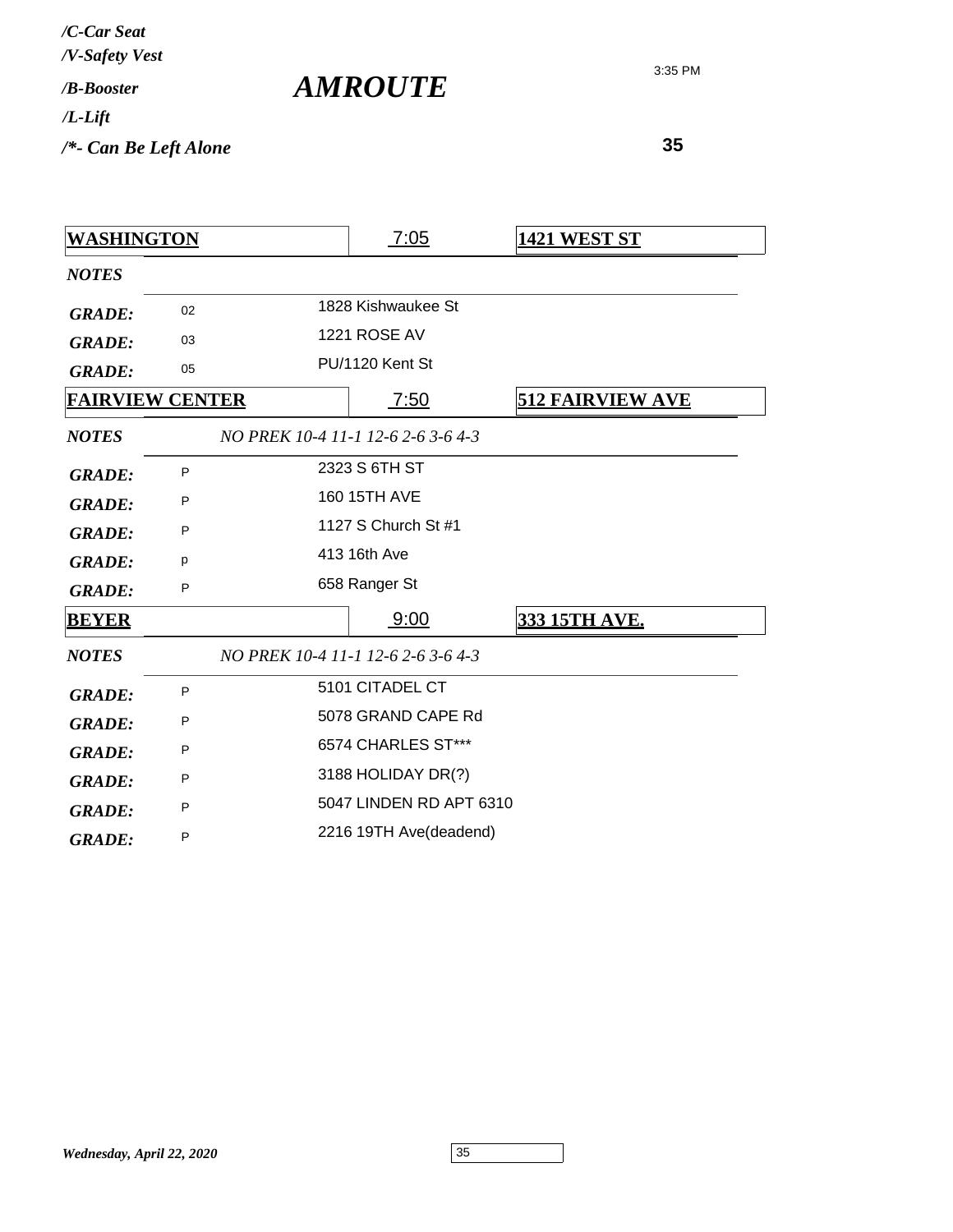*/C-Car Seat*
*/V-Safety Vest*
*/B-Booster*
*/L-Lift*
*/\*- Can Be Left Alone*

# *AMROUTE*

3:35 PM

**35**

| **WASHINGTON** | | 7:05 | **1421 WEST ST** |
|---|---|---|---|
| *NOTES* | | | |
| *GRADE:* | 02 | 1828 Kishwaukee St | |
| *GRADE:* | 03 | 1221 ROSE AV | |
| *GRADE:* | 05 | PU/1120 Kent St | |

| **FAIRVIEW CENTER** | | 7:50 | **512 FAIRVIEW AVE** |
|---|---|---|---|
| *NOTES* | *NO PREK 10-4 11-1 12-6 2-6 3-6 4-3* | | |
| *GRADE:* | P | 2323 S 6TH ST | |
| *GRADE:* | P | 160 15TH AVE | |
| *GRADE:* | P | 1127 S Church St #1 | |
| *GRADE:* | p | 413 16th Ave | |
| *GRADE:* | P | 658 Ranger St | |

| **BEYER** | | 9:00 | **333 15TH AVE.** |
|---|---|---|---|
| *NOTES* | *NO PREK 10-4 11-1 12-6 2-6 3-6 4-3* | | |
| *GRADE:* | P | 5101 CITADEL CT | |
| *GRADE:* | P | 5078 GRAND CAPE Rd | |
| *GRADE:* | P | 6574 CHARLES ST*** | |
| *GRADE:* | P | 3188 HOLIDAY DR(?) | |
| *GRADE:* | P | 5047 LINDEN RD APT 6310 | |
| *GRADE:* | P | 2216 19TH Ave(deadend) | |

*Wednesday, April 22, 2020*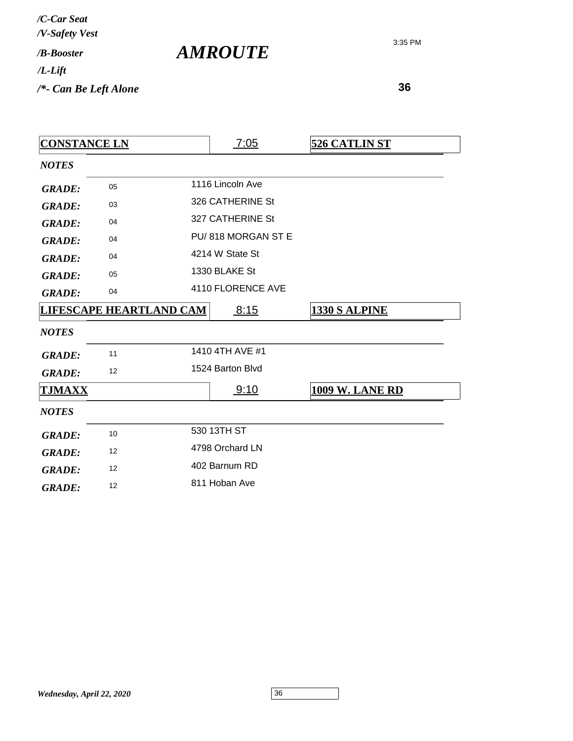*/C-Car Seat*
*/V-Safety Vest*
*/B-Booster*
*/L-Lift*
*/*- Can Be Left Alone*

# *AMROUTE*

3:35 PM

**36**

| **CONSTANCE LN** | 7:05 | **526 CATLIN ST** |
|---|---|---|
| ***NOTES*** | | |
| ***GRADE:*** 05 | 1116 Lincoln Ave | |
| ***GRADE:*** 03 | 326 CATHERINE St | |
| ***GRADE:*** 04 | 327 CATHERINE St | |
| ***GRADE:*** 04 | PU/ 818 MORGAN ST E | |
| ***GRADE:*** 04 | 4214 W State St | |
| ***GRADE:*** 05 | 1330 BLAKE St | |
| ***GRADE:*** 04 | 4110 FLORENCE AVE | |

| **LIFESCAPE HEARTLAND CAM** | 8:15 | **1330 S ALPINE** |
|---|---|---|
| ***NOTES*** | | |
| ***GRADE:*** 11 | 1410 4TH AVE #1 | |
| ***GRADE:*** 12 | 1524 Barton Blvd | |

| **TJMAXX** | 9:10 | **1009 W. LANE RD** |
|---|---|---|
| ***NOTES*** | | |
| ***GRADE:*** 10 | 530 13TH ST | |
| ***GRADE:*** 12 | 4798 Orchard LN | |
| ***GRADE:*** 12 | 402 Barnum RD | |
| ***GRADE:*** 12 | 811 Hoban Ave | |

*Wednesday, April 22, 2020*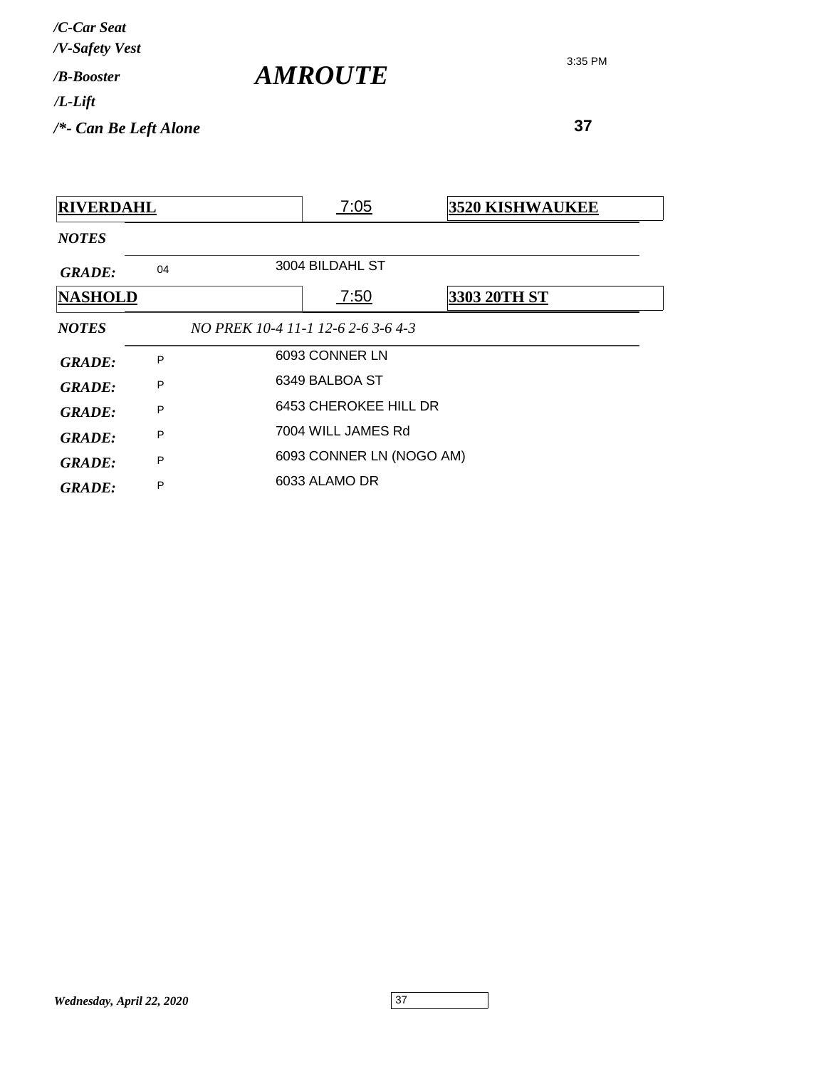*/C-Car Seat*
*/V-Safety Vest*
*/B-Booster*
*/L-Lift*
*/*- Can Be Left Alone*

# *AMROUTE*

3:35 PM

**37**

| **RIVERDAHL** | | 7:05 | **3520 KISHWAUKEE** |
|---|---|---|---|
| *NOTES* | | | |
| *GRADE:* | 04 | 3004 BILDAHL ST | |

| **NASHOLD** | | 7:50 | **3303 20TH ST** |
|---|---|---|---|
| *NOTES* | *NO PREK 10-4 11-1 12-6 2-6 3-6 4-3* | | |
| *GRADE:* | P | 6093 CONNER LN | |
| *GRADE:* | P | 6349 BALBOA ST | |
| *GRADE:* | P | 6453 CHEROKEE HILL DR | |
| *GRADE:* | P | 7004 WILL JAMES Rd | |
| *GRADE:* | P | 6093 CONNER LN (NOGO AM) | |
| *GRADE:* | P | 6033 ALAMO DR | |

*Wednesday, April 22, 2020*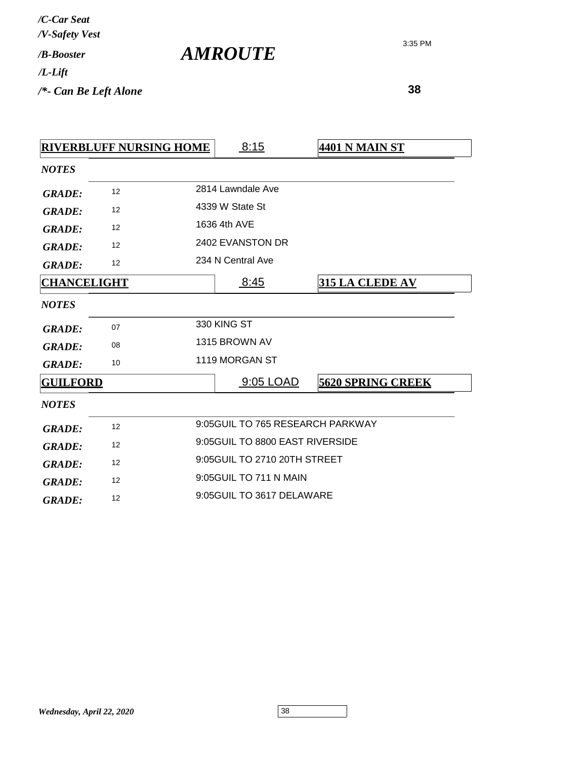*/C-Car Seat*
*/V-Safety Vest*
*/B-Booster*
*/L-Lift*
*/*- Can Be Left Alone*

# *AMROUTE*

3:35 PM

**38**

| **RIVERBLUFF NURSING HOME** | 8:15 | **4401 N MAIN ST** |
|---|---|---|
| ***NOTES*** | | |
| ***GRADE:*** | 12 | 2814 Lawndale Ave |
| ***GRADE:*** | 12 | 4339 W State St |
| ***GRADE:*** | 12 | 1636 4th AVE |
| ***GRADE:*** | 12 | 2402 EVANSTON DR |
| ***GRADE:*** | 12 | 234 N Central Ave |

| **CHANCELIGHT** | 8:45 | **315 LA CLEDE AV** |
|---|---|---|
| ***NOTES*** | | |
| ***GRADE:*** | 07 | 330 KING ST |
| ***GRADE:*** | 08 | 1315 BROWN AV |
| ***GRADE:*** | 10 | 1119 MORGAN ST |

| **GUILFORD** | 9:05 LOAD | **5620 SPRING CREEK** |
|---|---|---|
| ***NOTES*** | | |
| ***GRADE:*** | 12 | 9:05GUIL TO 765 RESEARCH PARKWAY |
| ***GRADE:*** | 12 | 9:05GUIL TO 8800 EAST RIVERSIDE |
| ***GRADE:*** | 12 | 9:05GUIL TO 2710 20TH STREET |
| ***GRADE:*** | 12 | 9:05GUIL TO 711 N MAIN |
| ***GRADE:*** | 12 | 9:05GUIL TO 3617 DELAWARE |

*Wednesday, April 22, 2020*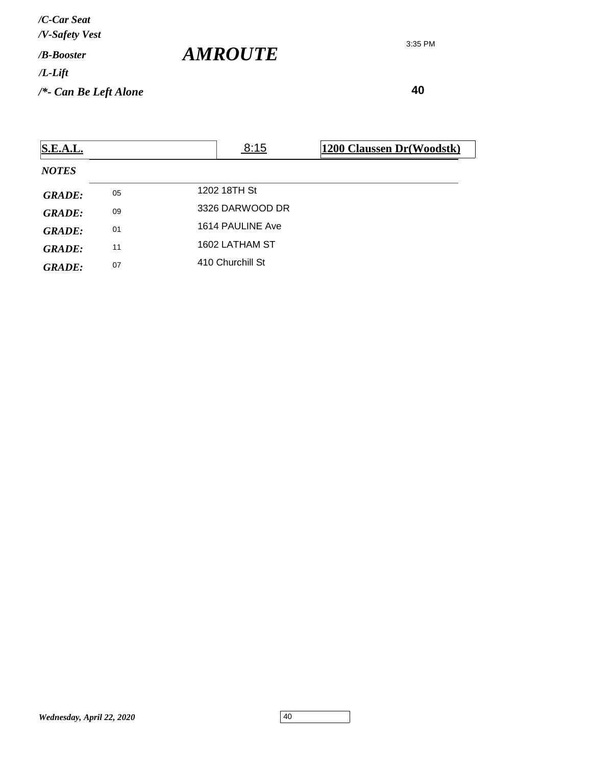*/C-Car Seat*
*/V-Safety Vest*
*/B-Booster*
*/L-Lift*
*/*- Can Be Left Alone*

# *AMROUTE*

3:35 PM

**40**

| **S.E.A.L.** | 8:15 | **1200 Claussen Dr(Woodstk)** |
|---|---|---|

***NOTES***

| | | |
|---|---|---|
| ***GRADE:*** | 05 | 1202 18TH St |
| ***GRADE:*** | 09 | 3326 DARWOOD DR |
| ***GRADE:*** | 01 | 1614 PAULINE Ave |
| ***GRADE:*** | 11 | 1602 LATHAM ST |
| ***GRADE:*** | 07 | 410 Churchill St |

*Wednesday, April 22, 2020*

40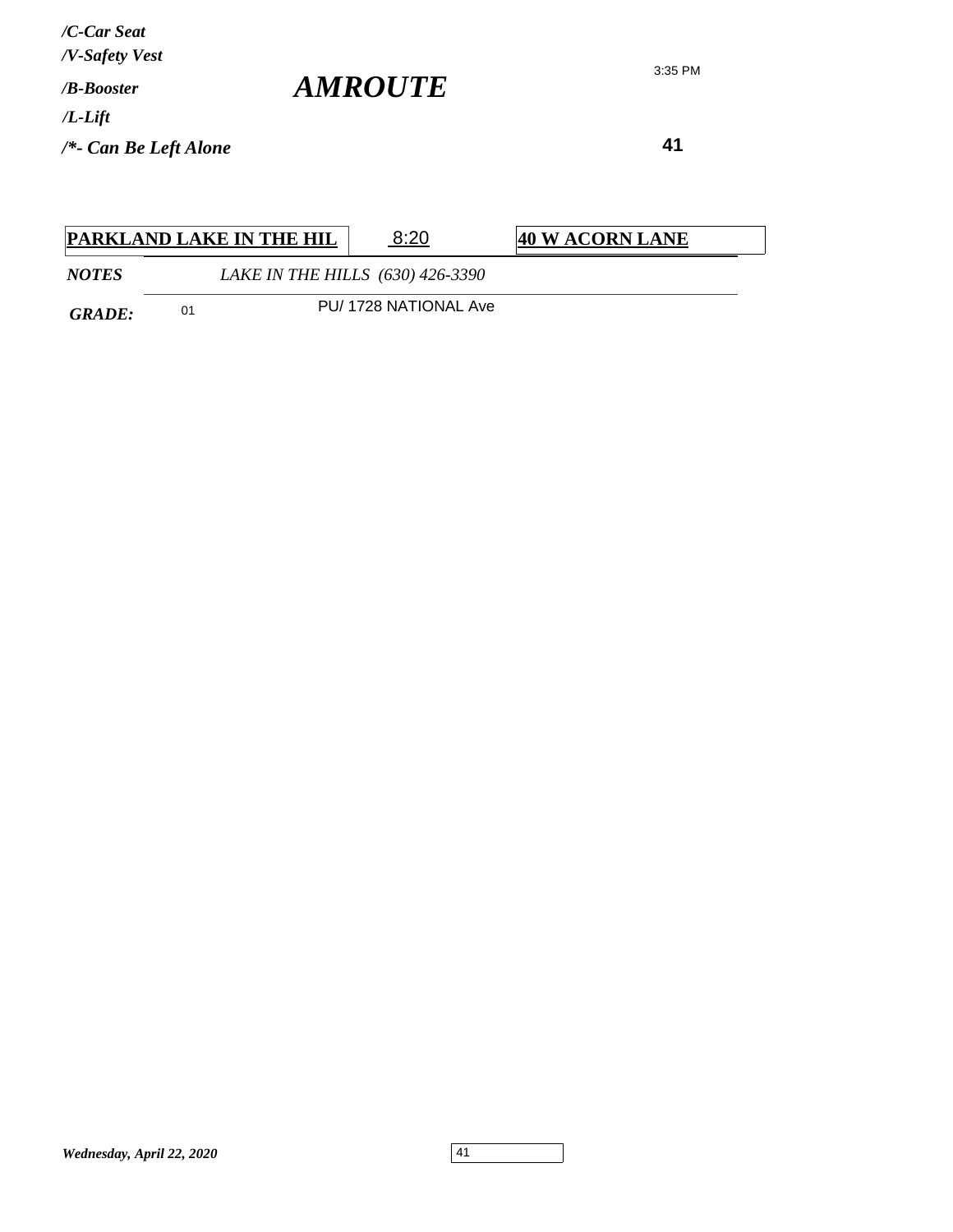*/C-Car Seat*
*/V-Safety Vest*
*/B-Booster*
*/L-Lift*
*/*- Can Be Left Alone*

# *AMROUTE*

3:35 PM

**41**

| **PARKLAND LAKE IN THE HIL** | 8:20 | **40 W ACORN LANE** |
|---|---|---|
| ***NOTES*** | *LAKE IN THE HILLS (630) 426-3390* | |
| ***GRADE:*** 01 | PU/ 1728 NATIONAL Ave | |

*Wednesday, April 22, 2020*

41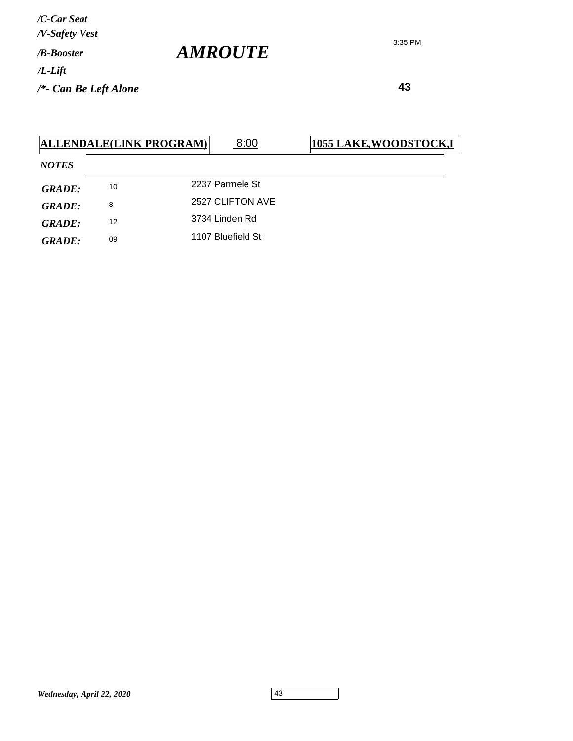*/C-Car Seat*
*/V-Safety Vest*
*/B-Booster*
*/L-Lift*
*/*- Can Be Left Alone*

# *AMROUTE*

3:35 PM

**43**

**ALLENDALE(LINK PROGRAM)** 8:00 **1055 LAKE,WOODSTOCK,I**

*NOTES*

| | | |
|---|---|---|
| ***GRADE:*** | 10 | 2237 Parmele St |
| ***GRADE:*** | 8 | 2527 CLIFTON AVE |
| ***GRADE:*** | 12 | 3734 Linden Rd |
| ***GRADE:*** | 09 | 1107 Bluefield St |

*Wednesday, April 22, 2020*

43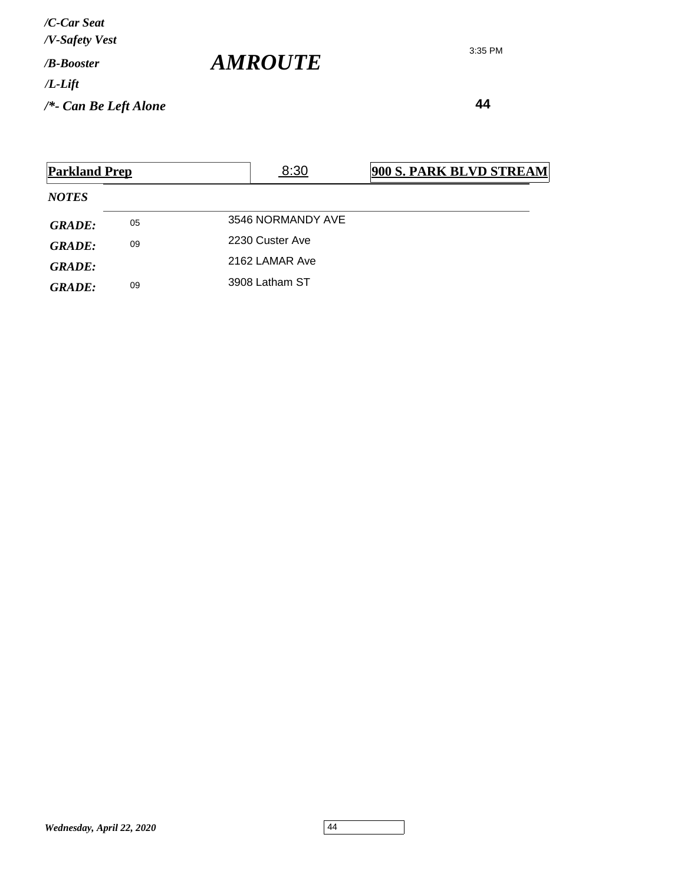*/C-Car Seat*
*/V-Safety Vest*
*/B-Booster*
*/L-Lift*
*/*- Can Be Left Alone*

# *AMROUTE*

3:35 PM

**44**

| **Parkland Prep** | 8:30 | **900 S. PARK BLVD STREAM** |
|---|---|---|

*NOTES*

| | | |
|---|---|---|
| ***GRADE:*** | 05 | 3546 NORMANDY AVE |
| ***GRADE:*** | 09 | 2230 Custer Ave |
| ***GRADE:*** | | 2162 LAMAR Ave |
| ***GRADE:*** | 09 | 3908 Latham ST |

*Wednesday, April 22, 2020*

44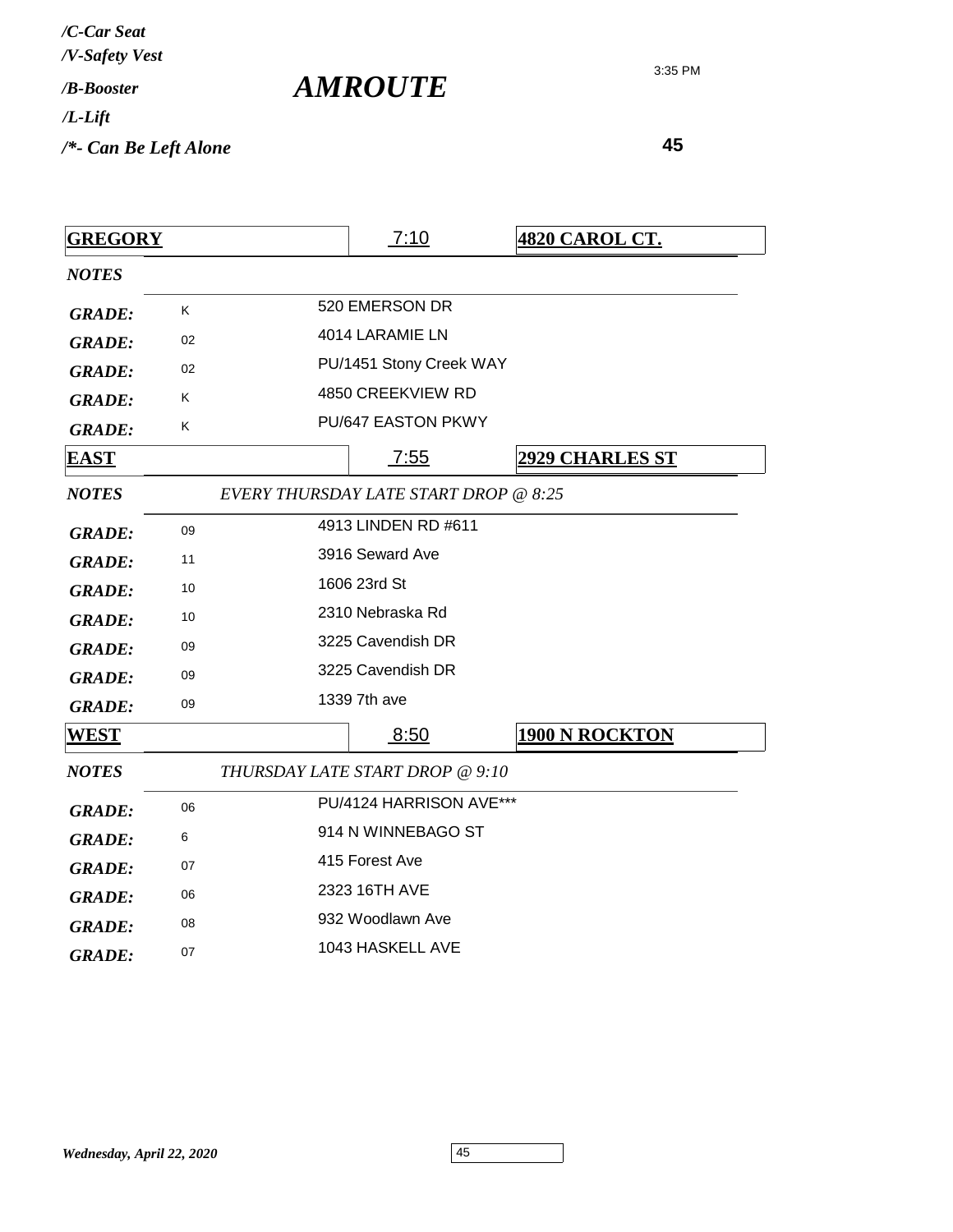*/C-Car Seat*
*/V-Safety Vest*
*/B-Booster*
*/L-Lift*
*/*- Can Be Left Alone*

# *AMROUTE*

3:35 PM

**45**

| **GREGORY** | | 7:10 | **4820 CAROL CT.** |
|---|---|---|---|
| *NOTES* | | | |
| *GRADE:* | K | 520 EMERSON DR | |
| *GRADE:* | 02 | 4014 LARAMIE LN | |
| *GRADE:* | 02 | PU/1451 Stony Creek WAY | |
| *GRADE:* | K | 4850 CREEKVIEW RD | |
| *GRADE:* | K | PU/647 EASTON PKWY | |
| **EAST** | | 7:55 | **2929 CHARLES ST** |
| *NOTES* | *EVERY THURSDAY LATE START DROP @ 8:25* | | |
| *GRADE:* | 09 | 4913 LINDEN RD #611 | |
| *GRADE:* | 11 | 3916 Seward Ave | |
| *GRADE:* | 10 | 1606 23rd St | |
| *GRADE:* | 10 | 2310 Nebraska Rd | |
| *GRADE:* | 09 | 3225 Cavendish DR | |
| *GRADE:* | 09 | 3225 Cavendish DR | |
| *GRADE:* | 09 | 1339 7th ave | |
| **WEST** | | 8:50 | **1900 N ROCKTON** |
| *NOTES* | *THURSDAY LATE START DROP @ 9:10* | | |
| *GRADE:* | 06 | PU/4124 HARRISON AVE*** | |
| *GRADE:* | 6 | 914 N WINNEBAGO ST | |
| *GRADE:* | 07 | 415 Forest Ave | |
| *GRADE:* | 06 | 2323 16TH AVE | |
| *GRADE:* | 08 | 932 Woodlawn Ave | |
| *GRADE:* | 07 | 1043 HASKELL AVE | |

*Wednesday, April 22, 2020*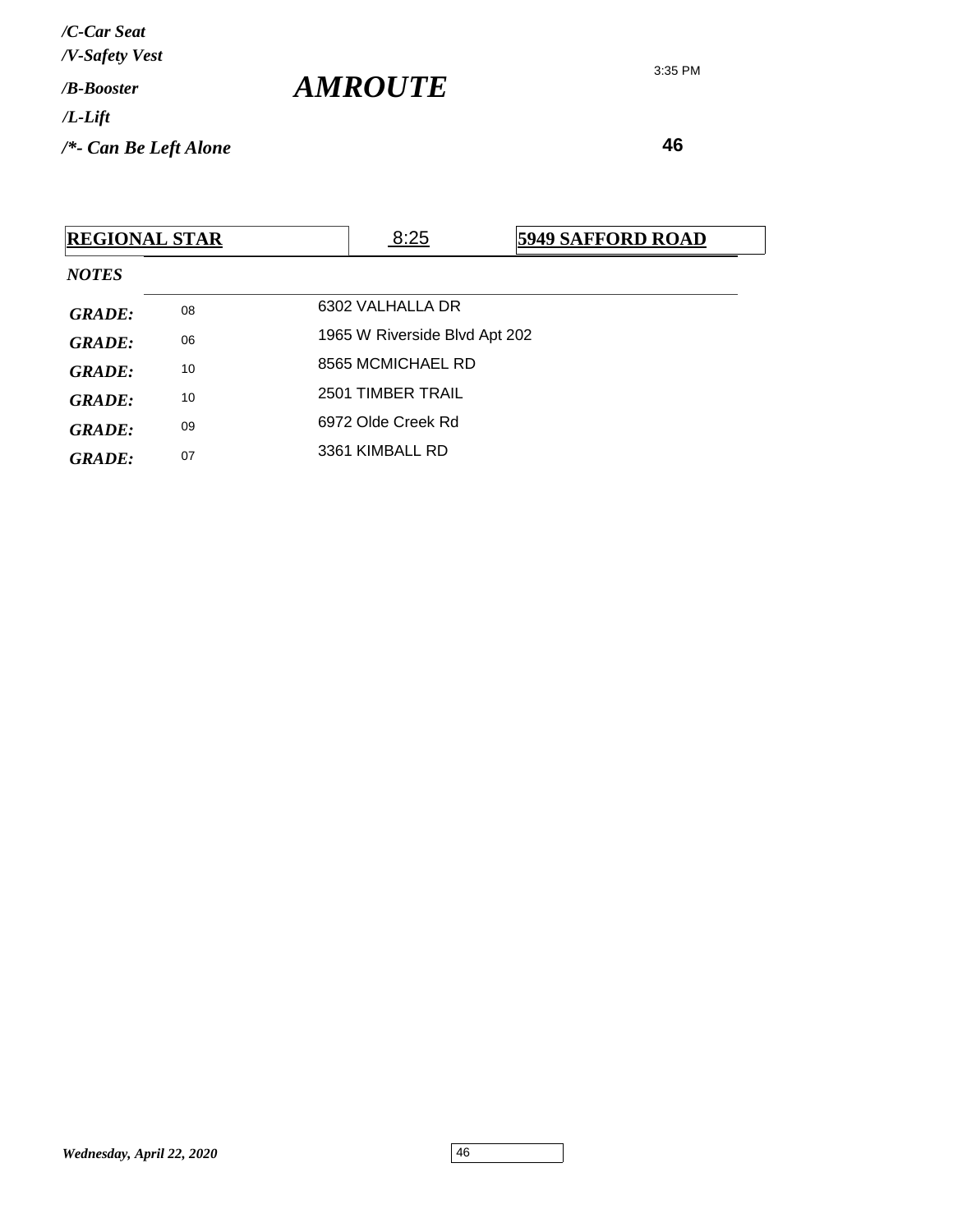*/C-Car Seat*
*/V-Safety Vest*
*/B-Booster*
*/L-Lift*
*/*- Can Be Left Alone*

# *AMROUTE*

3:35 PM

**46**

| **REGIONAL STAR** | 8:25 | **5949 SAFFORD ROAD** |
|---|---|---|

*NOTES*

| | | |
|---|---|---|
| *GRADE:* | 08 | 6302 VALHALLA DR |
| *GRADE:* | 06 | 1965 W Riverside Blvd Apt 202 |
| *GRADE:* | 10 | 8565 MCMICHAEL RD |
| *GRADE:* | 10 | 2501 TIMBER TRAIL |
| *GRADE:* | 09 | 6972 Olde Creek Rd |
| *GRADE:* | 07 | 3361 KIMBALL RD |

*Wednesday, April 22, 2020*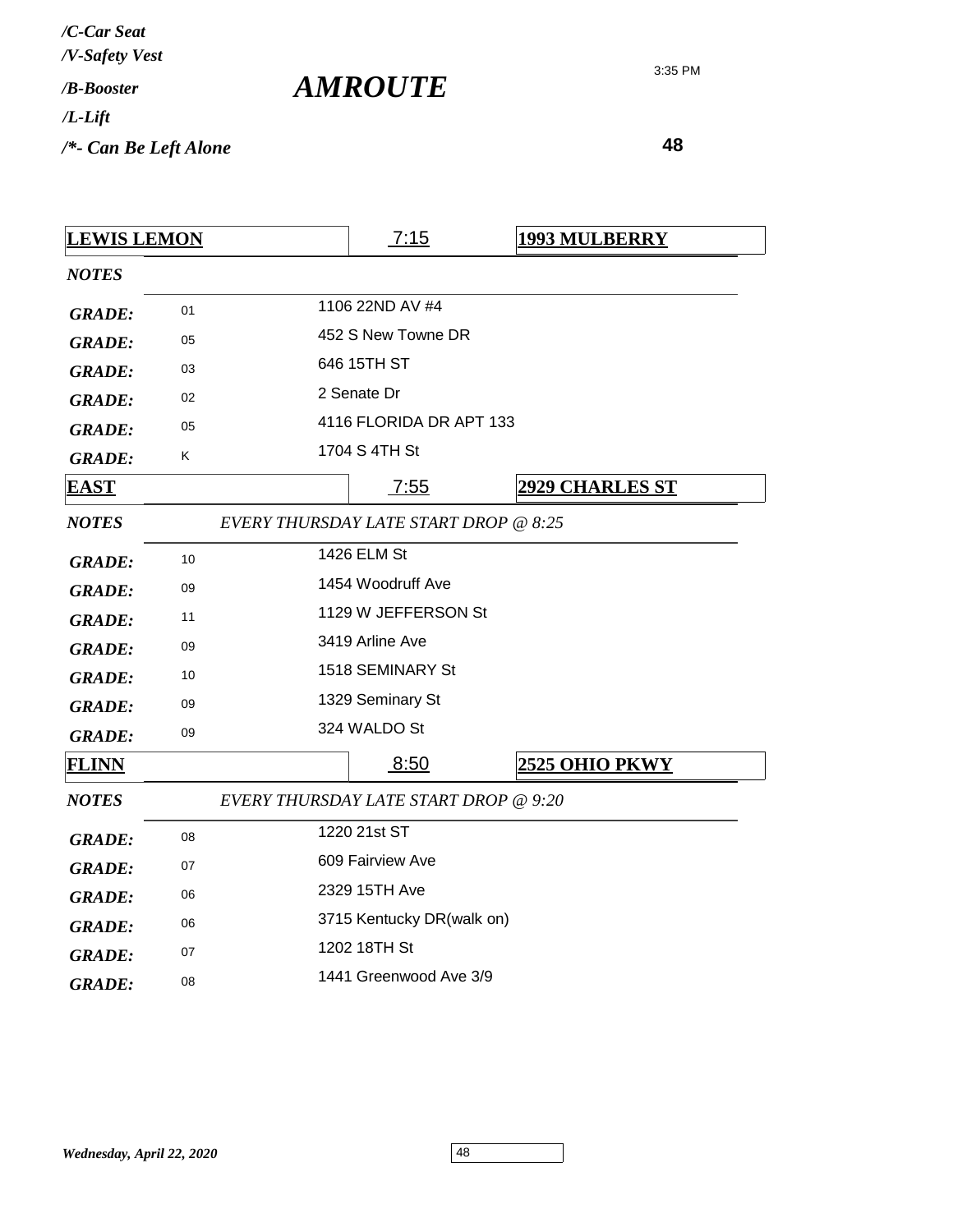*/C-Car Seat*
*/V-Safety Vest*
*/B-Booster*
*/L-Lift*
*/\*- Can Be Left Alone*

# *AMROUTE*

3:35 PM

**48**

| **LEWIS LEMON** | | 7:15 | **1993 MULBERRY** |
|---|---|---|---|
| ***NOTES*** | | | |
| ***GRADE:*** | 01 | 1106 22ND AV #4 | |
| ***GRADE:*** | 05 | 452 S New Towne DR | |
| ***GRADE:*** | 03 | 646 15TH ST | |
| ***GRADE:*** | 02 | 2 Senate Dr | |
| ***GRADE:*** | 05 | 4116 FLORIDA DR APT 133 | |
| ***GRADE:*** | K | 1704 S 4TH St | |

| **EAST** | | 7:55 | **2929 CHARLES ST** |
|---|---|---|---|
| ***NOTES*** | *EVERY THURSDAY LATE START DROP @ 8:25* | | |
| ***GRADE:*** | 10 | 1426 ELM St | |
| ***GRADE:*** | 09 | 1454 Woodruff Ave | |
| ***GRADE:*** | 11 | 1129 W JEFFERSON St | |
| ***GRADE:*** | 09 | 3419 Arline Ave | |
| ***GRADE:*** | 10 | 1518 SEMINARY St | |
| ***GRADE:*** | 09 | 1329 Seminary St | |
| ***GRADE:*** | 09 | 324 WALDO St | |

| **FLINN** | | 8:50 | **2525 OHIO PKWY** |
|---|---|---|---|
| ***NOTES*** | *EVERY THURSDAY LATE START DROP @ 9:20* | | |
| ***GRADE:*** | 08 | 1220 21st ST | |
| ***GRADE:*** | 07 | 609 Fairview Ave | |
| ***GRADE:*** | 06 | 2329 15TH Ave | |
| ***GRADE:*** | 06 | 3715 Kentucky DR(walk on) | |
| ***GRADE:*** | 07 | 1202 18TH St | |
| ***GRADE:*** | 08 | 1441 Greenwood Ave 3/9 | |

*Wednesday, April 22, 2020*

48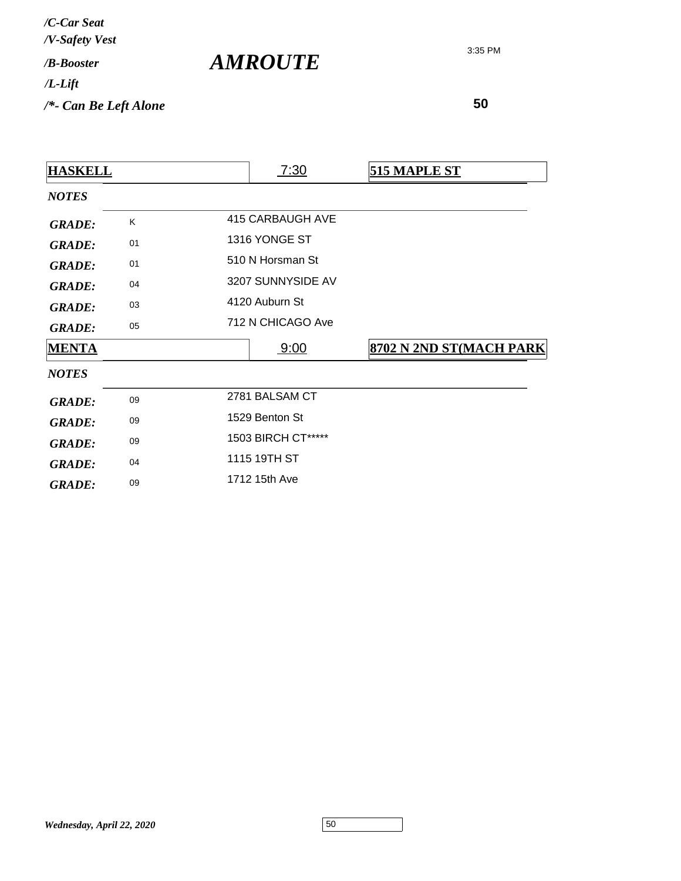*/C-Car Seat*
*/V-Safety Vest*
*/B-Booster*
*/L-Lift*
*/*- Can Be Left Alone*

# *AMROUTE*

3:35 PM

**50**

| **HASKELL** | | 7:30 | **515 MAPLE ST** |
|---|---|---|---|
| *NOTES* | | | |
| *GRADE:* | K | 415 CARBAUGH AVE | |
| *GRADE:* | 01 | 1316 YONGE ST | |
| *GRADE:* | 01 | 510 N Horsman St | |
| *GRADE:* | 04 | 3207 SUNNYSIDE AV | |
| *GRADE:* | 03 | 4120 Auburn St | |
| *GRADE:* | 05 | 712 N CHICAGO Ave | |
| **MENTA** | | 9:00 | **8702 N 2ND ST(MACH PARK** |
| *NOTES* | | | |
| *GRADE:* | 09 | 2781 BALSAM CT | |
| *GRADE:* | 09 | 1529 Benton St | |
| *GRADE:* | 09 | 1503 BIRCH CT***** | |
| *GRADE:* | 04 | 1115 19TH ST | |
| *GRADE:* | 09 | 1712 15th Ave | |

*Wednesday, April 22, 2020*

50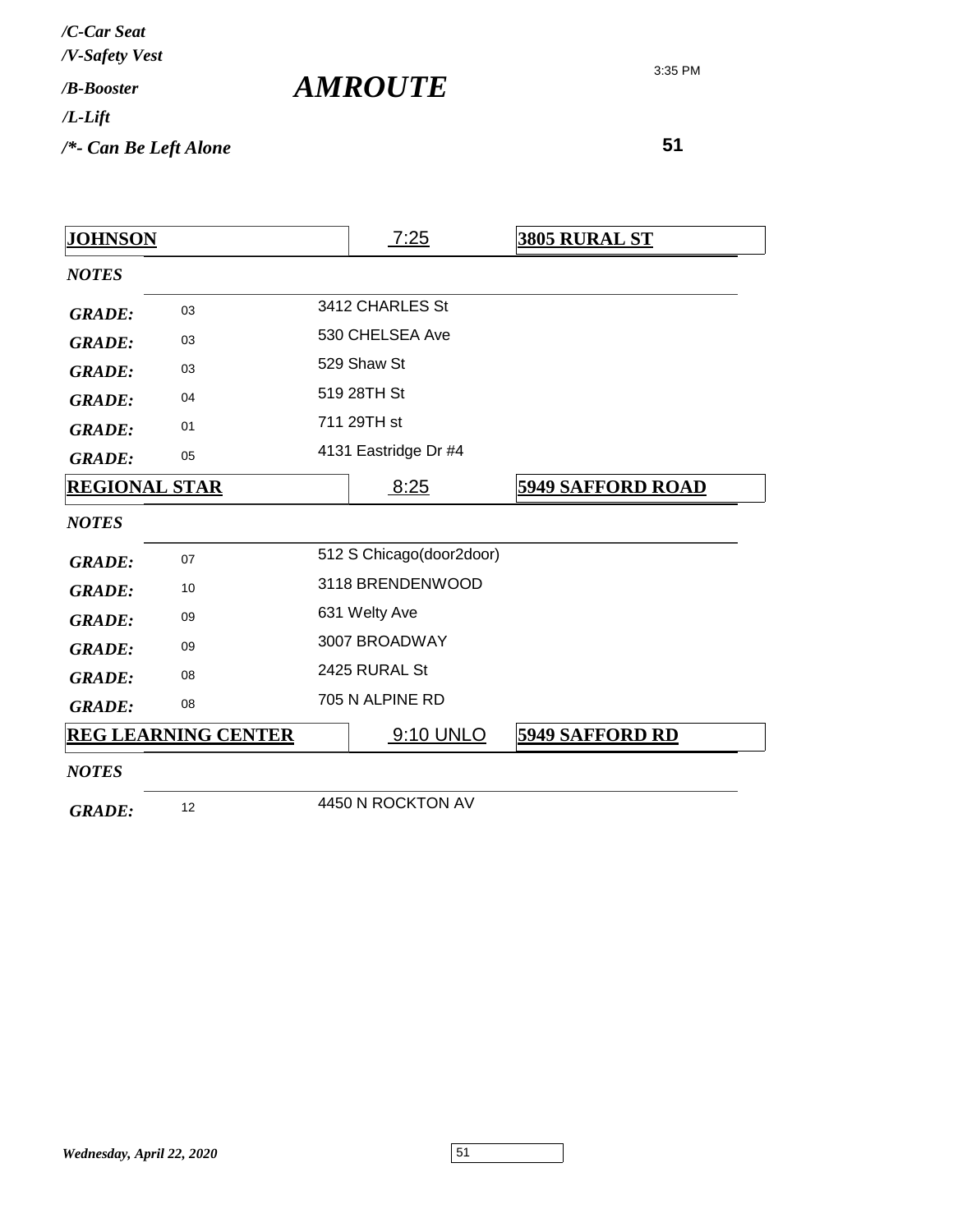*/C-Car Seat*
*/V-Safety Vest*
*/B-Booster*
*/L-Lift*
*/*- Can Be Left Alone*

# *AMROUTE*

3:35 PM

**51**

| **JOHNSON** | | 7:25 | **3805 RURAL ST** |
|---|---|---|---|
| *NOTES* | | | |
| *GRADE:* | 03 | 3412 CHARLES St | |
| *GRADE:* | 03 | 530 CHELSEA Ave | |
| *GRADE:* | 03 | 529 Shaw St | |
| *GRADE:* | 04 | 519 28TH St | |
| *GRADE:* | 01 | 711 29TH st | |
| *GRADE:* | 05 | 4131 Eastridge Dr #4 | |

| **REGIONAL STAR** | | 8:25 | **5949 SAFFORD ROAD** |
|---|---|---|---|
| *NOTES* | | | |
| *GRADE:* | 07 | 512 S Chicago(door2door) | |
| *GRADE:* | 10 | 3118 BRENDENWOOD | |
| *GRADE:* | 09 | 631 Welty Ave | |
| *GRADE:* | 09 | 3007 BROADWAY | |
| *GRADE:* | 08 | 2425 RURAL St | |
| *GRADE:* | 08 | 705 N ALPINE RD | |

| **REG LEARNING CENTER** | | 9:10 UNLO | **5949 SAFFORD RD** |
|---|---|---|---|
| *NOTES* | | | |
| *GRADE:* | 12 | 4450 N ROCKTON AV | |

*Wednesday, April 22, 2020*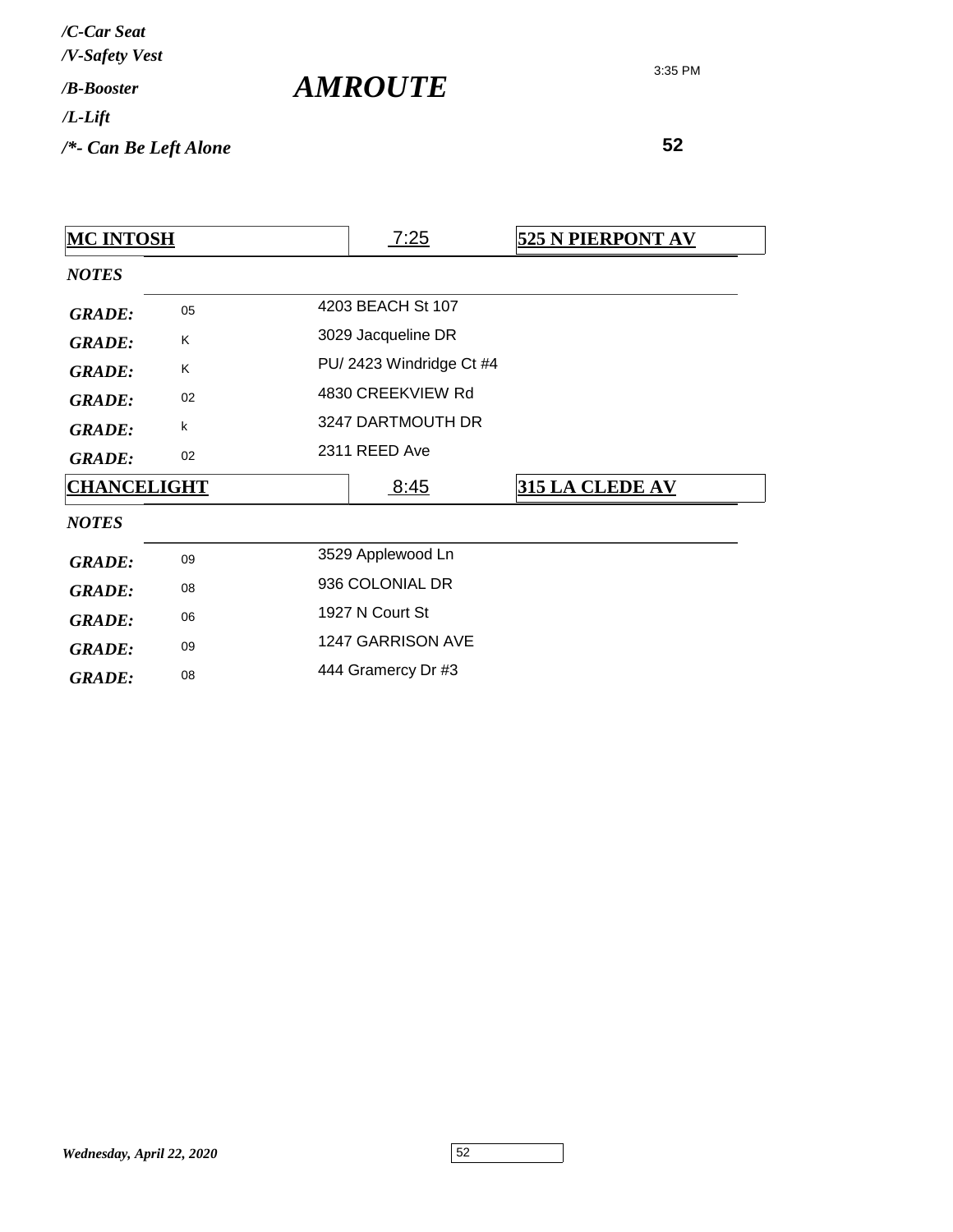*/C-Car Seat*
*/V-Safety Vest*
*/B-Booster*
*/L-Lift*
*/*- Can Be Left Alone*

# *AMROUTE*

3:35 PM

**52**

| **MC INTOSH** | 7:25 | **525 N PIERPONT AV** |
|---|---|---|
| *NOTES* | | |
| *GRADE:* 05 | 4203 BEACH St 107 | |
| *GRADE:* K | 3029 Jacqueline DR | |
| *GRADE:* K | PU/ 2423 Windridge Ct #4 | |
| *GRADE:* 02 | 4830 CREEKVIEW Rd | |
| *GRADE:* k | 3247 DARTMOUTH DR | |
| *GRADE:* 02 | 2311 REED Ave | |

| **CHANCELIGHT** | 8:45 | **315 LA CLEDE AV** |
|---|---|---|
| *NOTES* | | |
| *GRADE:* 09 | 3529 Applewood Ln | |
| *GRADE:* 08 | 936 COLONIAL DR | |
| *GRADE:* 06 | 1927 N Court St | |
| *GRADE:* 09 | 1247 GARRISON AVE | |
| *GRADE:* 08 | 444 Gramercy Dr #3 | |

*Wednesday, April 22, 2020*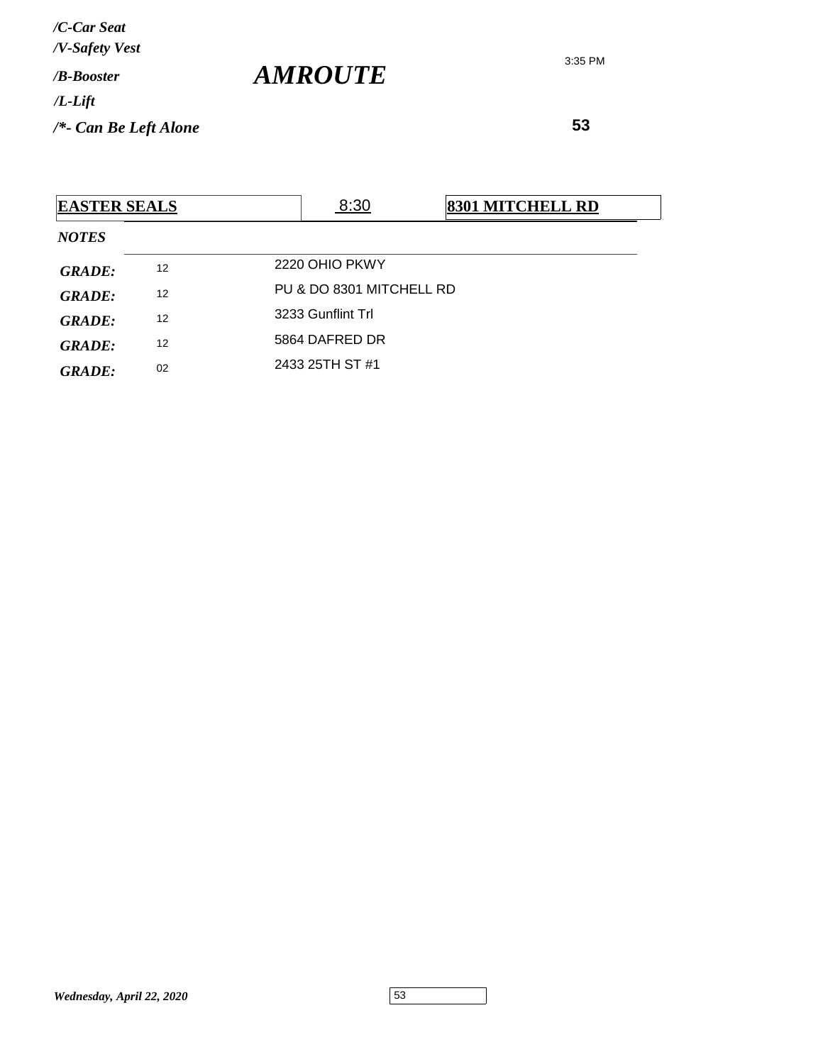*/C-Car Seat*
*/V-Safety Vest*
*/B-Booster*
*/L-Lift*
*/*- Can Be Left Alone*

# *AMROUTE*

3:35 PM

**53**

| **EASTER SEALS** | 8:30 | **8301 MITCHELL RD** |
|---|---|---|

*NOTES*

| | | |
|---|---|---|
| ***GRADE:*** | 12 | 2220 OHIO PKWY |
| ***GRADE:*** | 12 | PU & DO 8301 MITCHELL RD |
| ***GRADE:*** | 12 | 3233 Gunflint Trl |
| ***GRADE:*** | 12 | 5864 DAFRED DR |
| ***GRADE:*** | 02 | 2433 25TH ST #1 |

*Wednesday, April 22, 2020*

53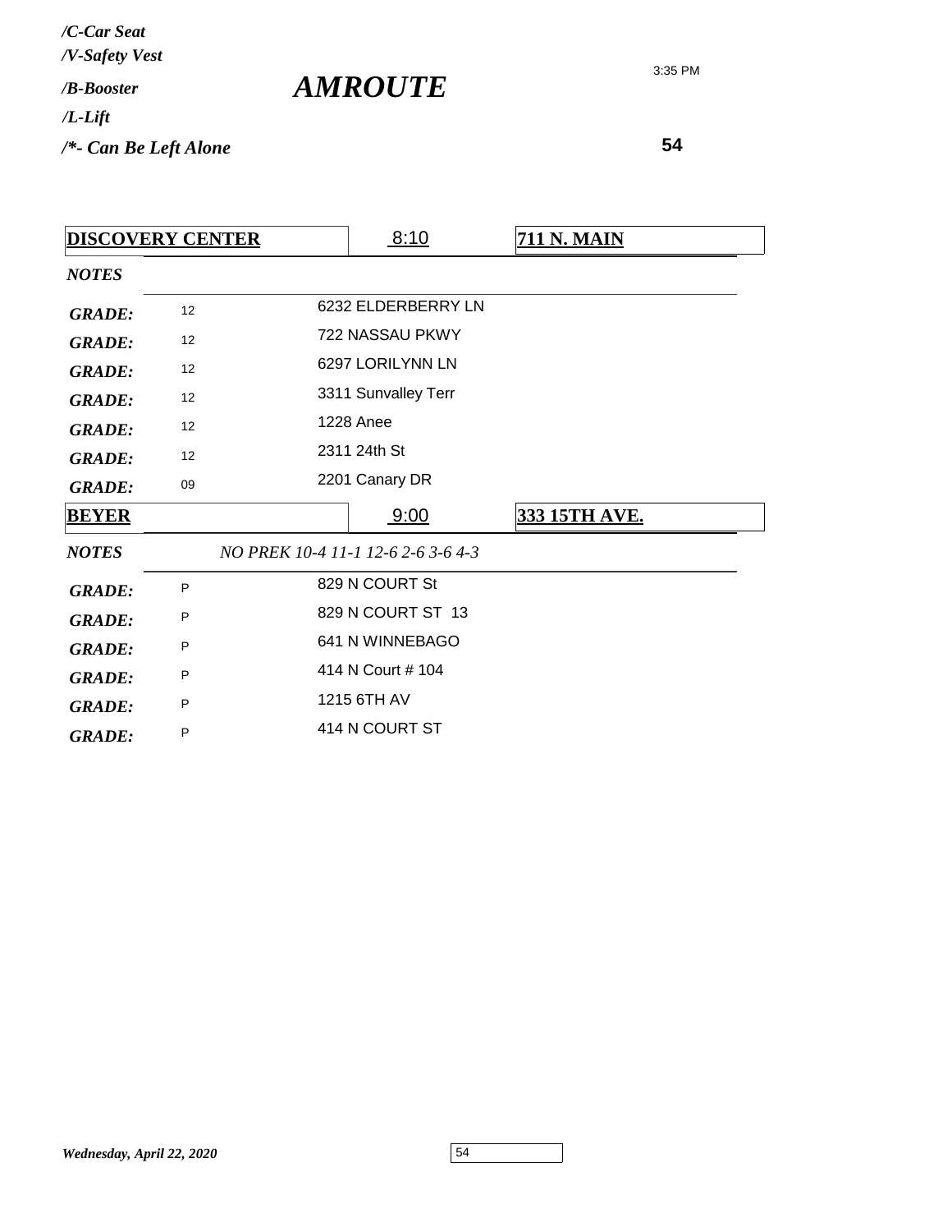*/C-Car Seat*
*/V-Safety Vest*
*/B-Booster*
*/L-Lift*
*/\*- Can Be Left Alone*

# *AMROUTE*

3:35 PM

**54**

| **DISCOVERY CENTER** | | 8:10 | **711 N. MAIN** |
|---|---|---|---|
| ***NOTES*** | | | |
| ***GRADE:*** | 12 | 6232 ELDERBERRY LN | |
| ***GRADE:*** | 12 | 722 NASSAU PKWY | |
| ***GRADE:*** | 12 | 6297 LORILYNN LN | |
| ***GRADE:*** | 12 | 3311 Sunvalley Terr | |
| ***GRADE:*** | 12 | 1228 Anee | |
| ***GRADE:*** | 12 | 2311 24th St | |
| ***GRADE:*** | 09 | 2201 Canary DR | |

| **BEYER** | | 9:00 | **333 15TH AVE.** |
|---|---|---|---|
| ***NOTES*** | *NO PREK 10-4 11-1 12-6 2-6 3-6 4-3* | | |
| ***GRADE:*** | P | 829 N COURT St | |
| ***GRADE:*** | P | 829 N COURT ST 13 | |
| ***GRADE:*** | P | 641 N WINNEBAGO | |
| ***GRADE:*** | P | 414 N Court # 104 | |
| ***GRADE:*** | P | 1215 6TH AV | |
| ***GRADE:*** | P | 414 N COURT ST | |

*Wednesday, April 22, 2020*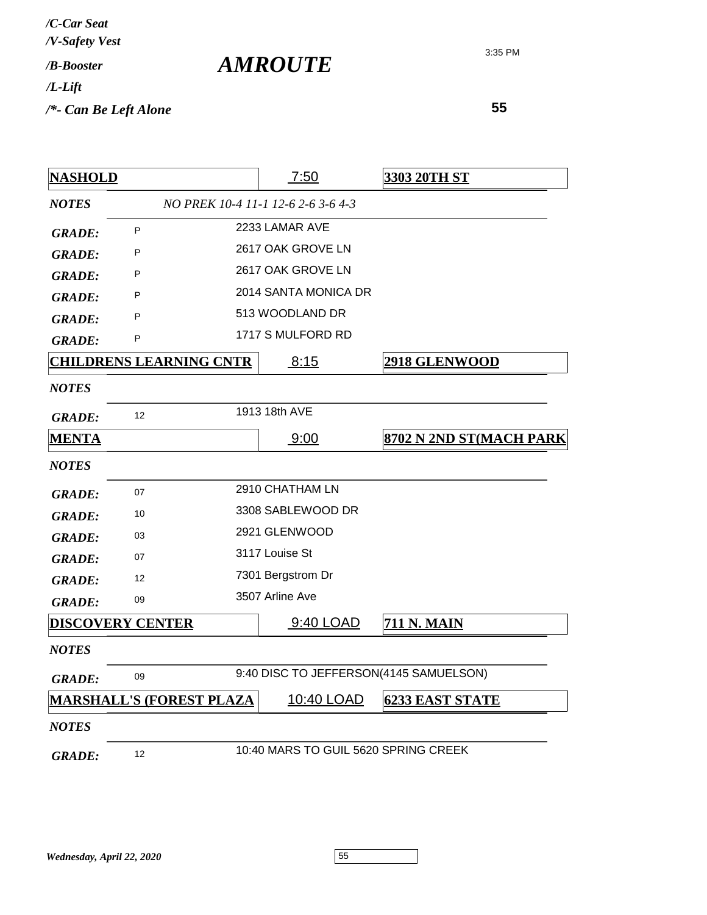*/C-Car Seat*
*/V-Safety Vest*
*/B-Booster*
*/L-Lift*
*/*- Can Be Left Alone*

# *AMROUTE*

3:35 PM

**55**

| **NASHOLD** | 7:50 | **3303 20TH ST** |
|---|---|---|
| ***NOTES*** | *NO PREK 10-4 11-1 12-6 2-6 3-6 4-3* | |
| ***GRADE:*** P | 2233 LAMAR AVE | |
| ***GRADE:*** P | 2617 OAK GROVE LN | |
| ***GRADE:*** P | 2617 OAK GROVE LN | |
| ***GRADE:*** P | 2014 SANTA MONICA DR | |
| ***GRADE:*** P | 513 WOODLAND DR | |
| ***GRADE:*** P | 1717 S MULFORD RD | |

| **CHILDRENS LEARNING CNTR** | 8:15 | **2918 GLENWOOD** |
|---|---|---|
| ***NOTES*** | | |
| ***GRADE:*** 12 | 1913 18th AVE | |

| **MENTA** | 9:00 | **8702 N 2ND ST(MACH PARK** |
|---|---|---|
| ***NOTES*** | | |
| ***GRADE:*** 07 | 2910 CHATHAM LN | |
| ***GRADE:*** 10 | 3308 SABLEWOOD DR | |
| ***GRADE:*** 03 | 2921 GLENWOOD | |
| ***GRADE:*** 07 | 3117 Louise St | |
| ***GRADE:*** 12 | 7301 Bergstrom Dr | |
| ***GRADE:*** 09 | 3507 Arline Ave | |

| **DISCOVERY CENTER** | 9:40 LOAD | **711 N. MAIN** |
|---|---|---|
| ***NOTES*** | | |
| ***GRADE:*** 09 | 9:40 DISC TO JEFFERSON(4145 SAMUELSON) | |

| **MARSHALL'S (FOREST PLAZA** | 10:40 LOAD | **6233 EAST STATE** |
|---|---|---|
| ***NOTES*** | | |
| ***GRADE:*** 12 | 10:40 MARS TO GUIL 5620 SPRING CREEK | |

*Wednesday, April 22, 2020*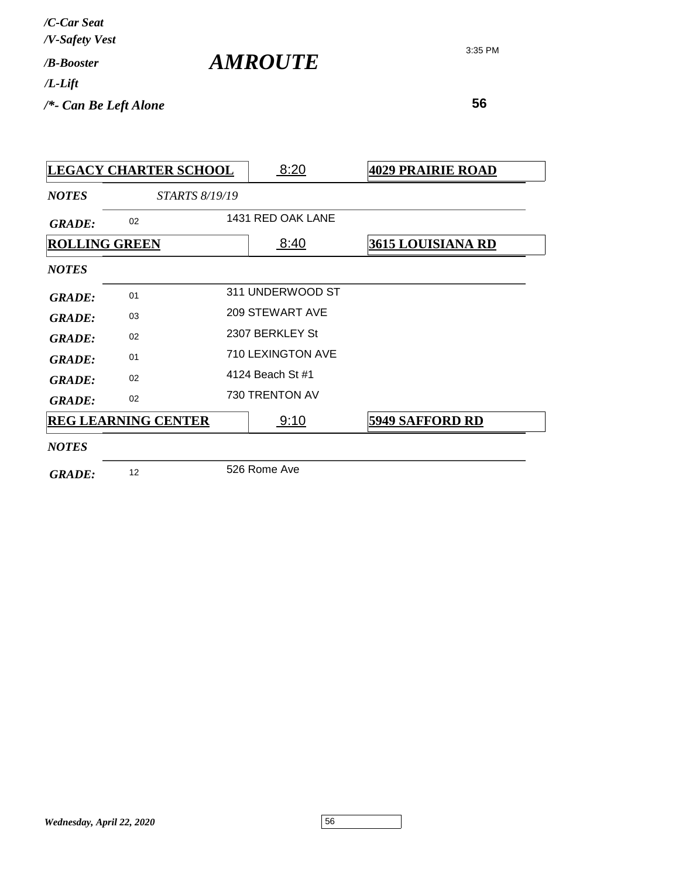*/C-Car Seat*
*/V-Safety Vest*
*/B-Booster*
*/L-Lift*
*/*- Can Be Left Alone*

# *AMROUTE*

3:35 PM

**56**

| **LEGACY CHARTER SCHOOL** | 8:20 | **4029 PRAIRIE ROAD** |
|---|---|---|
| ***NOTES*** | *STARTS 8/19/19* | |
| ***GRADE:*** 02 | 1431 RED OAK LANE | |

| **ROLLING GREEN** | 8:40 | **3615 LOUISIANA RD** |
|---|---|---|
| ***NOTES*** | | |
| ***GRADE:*** 01 | 311 UNDERWOOD ST | |
| ***GRADE:*** 03 | 209 STEWART AVE | |
| ***GRADE:*** 02 | 2307 BERKLEY St | |
| ***GRADE:*** 01 | 710 LEXINGTON AVE | |
| ***GRADE:*** 02 | 4124 Beach St #1 | |
| ***GRADE:*** 02 | 730 TRENTON AV | |

| **REG LEARNING CENTER** | 9:10 | **5949 SAFFORD RD** |
|---|---|---|
| ***NOTES*** | | |
| ***GRADE:*** 12 | 526 Rome Ave | |

*Wednesday, April 22, 2020*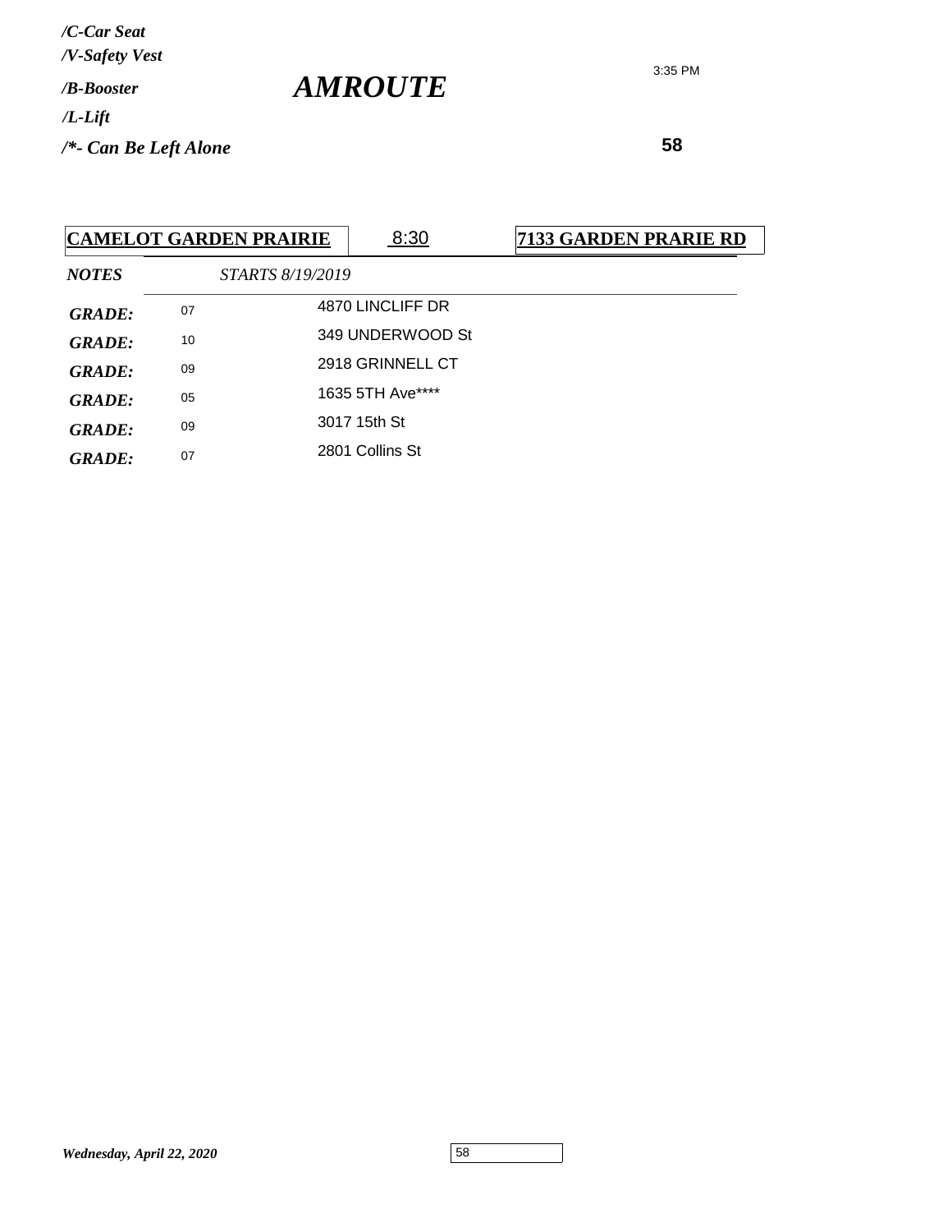*/C-Car Seat*
*/V-Safety Vest*
*/B-Booster*
*/L-Lift*
*/*- Can Be Left Alone*

# *AMROUTE*

3:35 PM

**58**

| **CAMELOT GARDEN PRAIRIE** | 8:30 | **7133 GARDEN PRARIE RD** |
|---|---|---|
| ***NOTES*** | *STARTS 8/19/2019* | |
| ***GRADE:*** 07 | 4870 LINCLIFF DR | |
| ***GRADE:*** 10 | 349 UNDERWOOD St | |
| ***GRADE:*** 09 | 2918 GRINNELL CT | |
| ***GRADE:*** 05 | 1635 5TH Ave**** | |
| ***GRADE:*** 09 | 3017 15th St | |
| ***GRADE:*** 07 | 2801 Collins St | |

*Wednesday, April 22, 2020*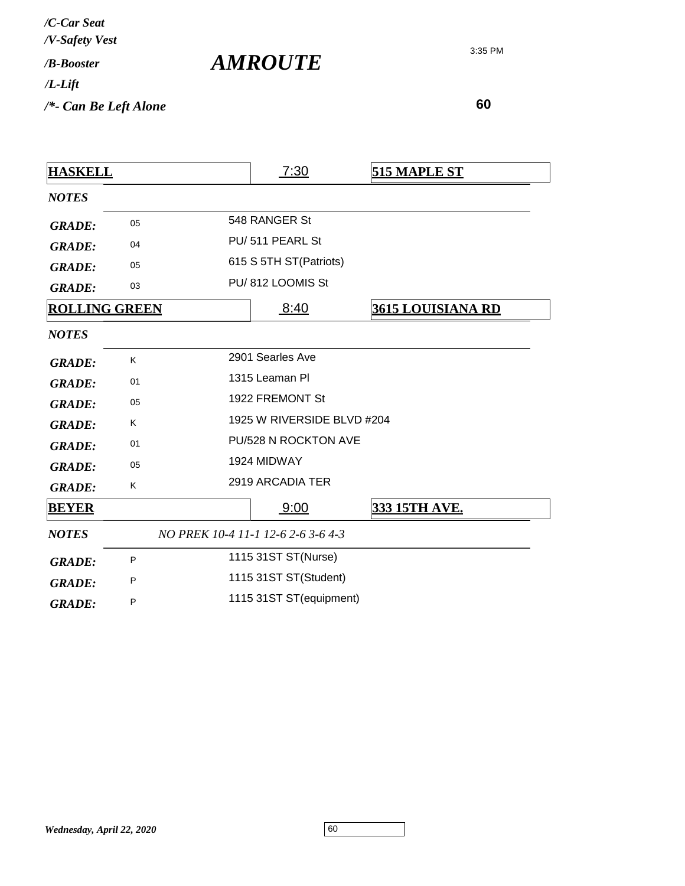*/C-Car Seat*
*/V-Safety Vest*
*/B-Booster*
*/L-Lift*
*/*- Can Be Left Alone*

# *AMROUTE*

3:35 PM

**60**

| **HASKELL** | 7:30 | **515 MAPLE ST** |
|---|---|---|
| ***NOTES*** | | |
| ***GRADE:*** 05 | 548 RANGER St | |
| ***GRADE:*** 04 | PU/ 511 PEARL St | |
| ***GRADE:*** 05 | 615 S 5TH ST(Patriots) | |
| ***GRADE:*** 03 | PU/ 812 LOOMIS St | |

| **ROLLING GREEN** | 8:40 | **3615 LOUISIANA RD** |
|---|---|---|
| ***NOTES*** | | |
| ***GRADE:*** K | 2901 Searles Ave | |
| ***GRADE:*** 01 | 1315 Leaman Pl | |
| ***GRADE:*** 05 | 1922 FREMONT St | |
| ***GRADE:*** K | 1925 W RIVERSIDE BLVD #204 | |
| ***GRADE:*** 01 | PU/528 N ROCKTON AVE | |
| ***GRADE:*** 05 | 1924 MIDWAY | |
| ***GRADE:*** K | 2919 ARCADIA TER | |

| **BEYER** | 9:00 | **333 15TH AVE.** |
|---|---|---|
| ***NOTES*** | *NO PREK 10-4 11-1 12-6 2-6 3-6 4-3* | |
| ***GRADE:*** P | 1115 31ST ST(Nurse) | |
| ***GRADE:*** P | 1115 31ST ST(Student) | |
| ***GRADE:*** P | 1115 31ST ST(equipment) | |

*Wednesday, April 22, 2020*

60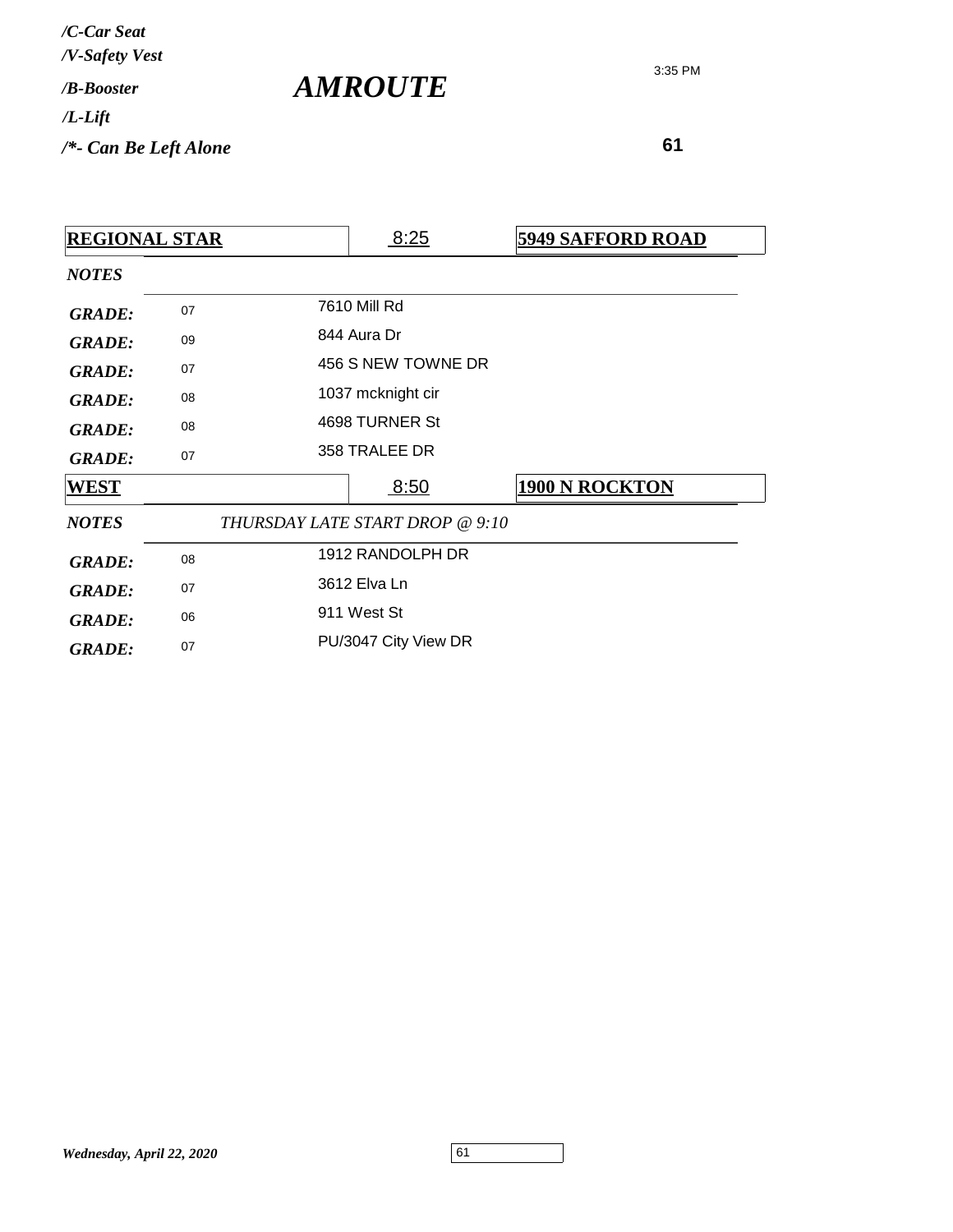*/C-Car Seat*
*/V-Safety Vest*
*/B-Booster*
*/L-Lift*
*/\*- Can Be Left Alone*

# *AMROUTE*

3:35 PM

**61**

| **REGIONAL STAR** | 8:25 | **5949 SAFFORD ROAD** |
|---|---|---|
| *NOTES* | | |
| *GRADE:* 07 | 7610 Mill Rd | |
| *GRADE:* 09 | 844 Aura Dr | |
| *GRADE:* 07 | 456 S NEW TOWNE DR | |
| *GRADE:* 08 | 1037 mcknight cir | |
| *GRADE:* 08 | 4698 TURNER St | |
| *GRADE:* 07 | 358 TRALEE DR | |

| **WEST** | 8:50 | **1900 N ROCKTON** |
|---|---|---|
| *NOTES* | *THURSDAY LATE START DROP @ 9:10* | |
| *GRADE:* 08 | 1912 RANDOLPH DR | |
| *GRADE:* 07 | 3612 Elva Ln | |
| *GRADE:* 06 | 911 West St | |
| *GRADE:* 07 | PU/3047 City View DR | |

*Wednesday, April 22, 2020*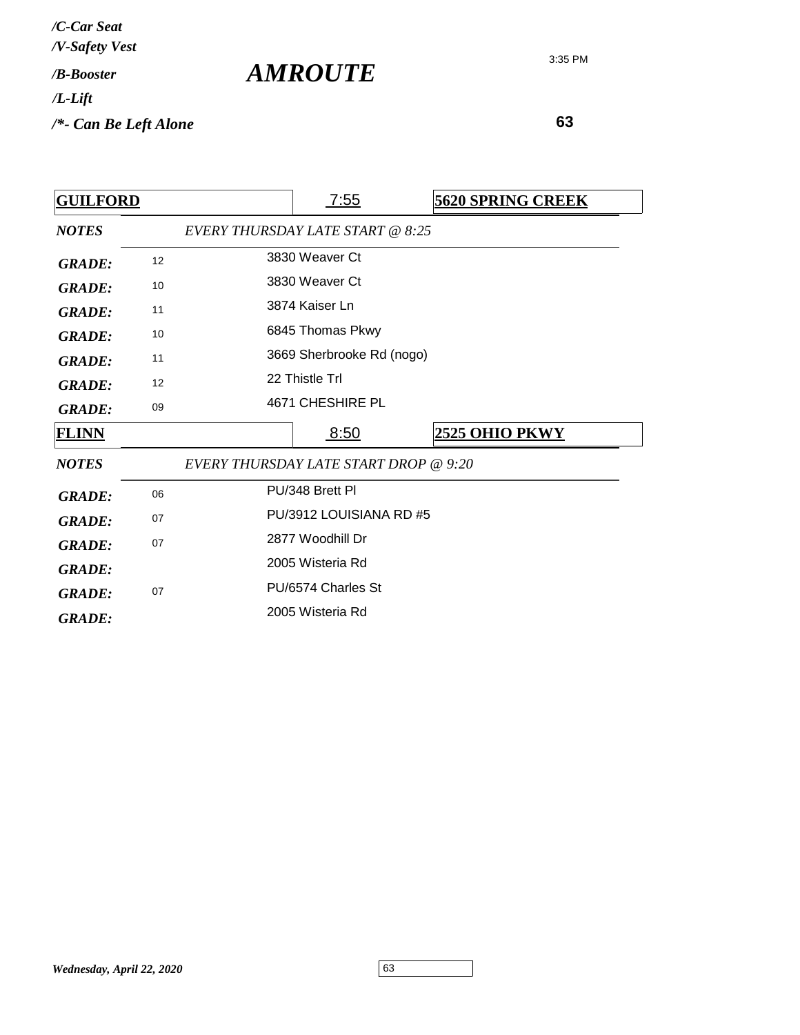*/C-Car Seat*
*/V-Safety Vest*
*/B-Booster*
*/L-Lift*
*/*- Can Be Left Alone*

# *AMROUTE*

3:35 PM

**63**

| **GUILFORD** | | 7:55 | **5620 SPRING CREEK** |
|---|---|---|---|
| ***NOTES*** | *EVERY THURSDAY LATE START @ 8:25* | | |
| ***GRADE:*** | 12 | 3830 Weaver Ct | |
| ***GRADE:*** | 10 | 3830 Weaver Ct | |
| ***GRADE:*** | 11 | 3874 Kaiser Ln | |
| ***GRADE:*** | 10 | 6845 Thomas Pkwy | |
| ***GRADE:*** | 11 | 3669 Sherbrooke Rd (nogo) | |
| ***GRADE:*** | 12 | 22 Thistle Trl | |
| ***GRADE:*** | 09 | 4671 CHESHIRE PL | |

| **FLINN** | | 8:50 | **2525 OHIO PKWY** |
|---|---|---|---|
| ***NOTES*** | *EVERY THURSDAY LATE START DROP @ 9:20* | | |
| ***GRADE:*** | 06 | PU/348 Brett Pl | |
| ***GRADE:*** | 07 | PU/3912 LOUISIANA RD #5 | |
| ***GRADE:*** | 07 | 2877 Woodhill Dr | |
| ***GRADE:*** | | 2005 Wisteria Rd | |
| ***GRADE:*** | 07 | PU/6574 Charles St | |
| ***GRADE:*** | | 2005 Wisteria Rd | |

*Wednesday, April 22, 2020*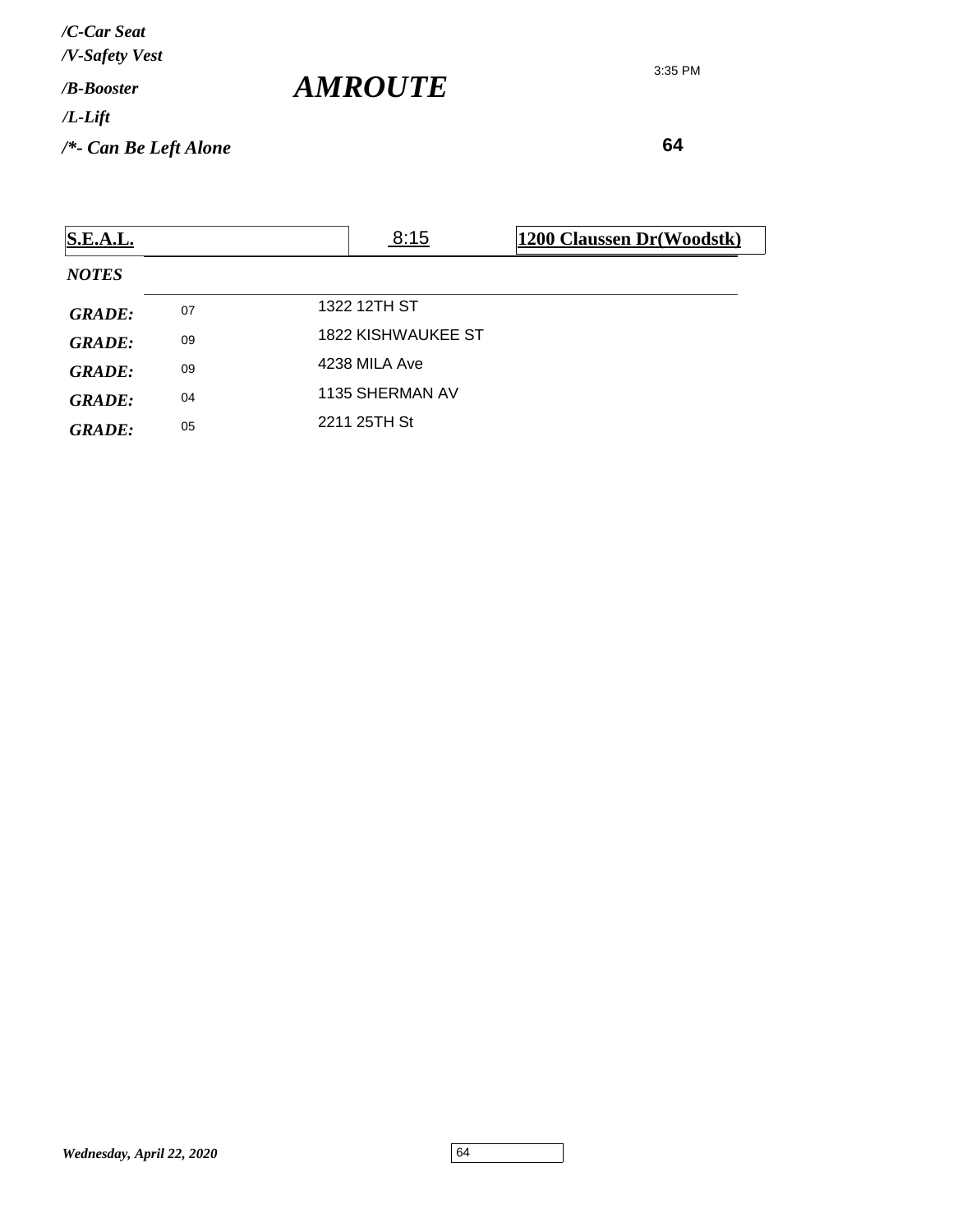*/C-Car Seat*
*/V-Safety Vest*
*/B-Booster*
*/L-Lift*
*/*- Can Be Left Alone*

# *AMROUTE*

3:35 PM

**64**

| **S.E.A.L.** | | 8:15 | **1200 Claussen Dr(Woodstk)** |
|---|---|---|---|
| ***NOTES*** | | | |
| ***GRADE:*** | 07 | 1322 12TH ST | |
| ***GRADE:*** | 09 | 1822 KISHWAUKEE ST | |
| ***GRADE:*** | 09 | 4238 MILA Ave | |
| ***GRADE:*** | 04 | 1135 SHERMAN AV | |
| ***GRADE:*** | 05 | 2211 25TH St | |

*Wednesday, April 22, 2020*

64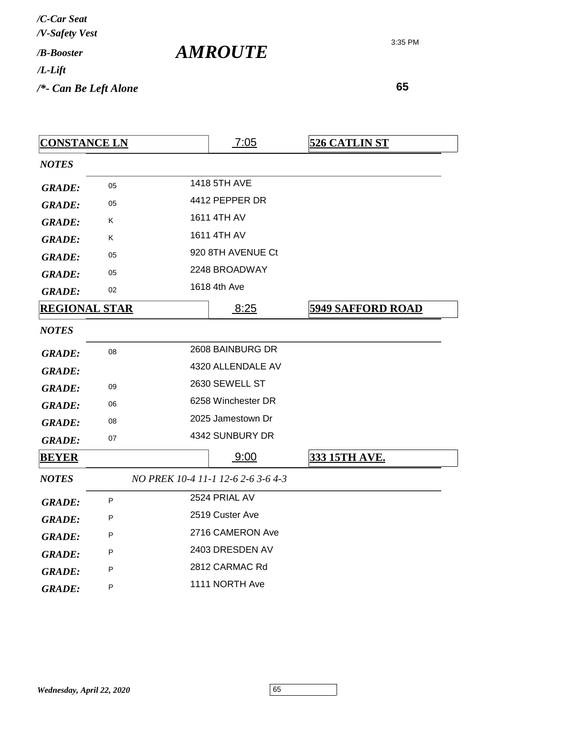*/C-Car Seat*
*/V-Safety Vest*
*/B-Booster*
*/L-Lift*
*/*- Can Be Left Alone*

# *AMROUTE*

3:35 PM

**65**

| **CONSTANCE LN** | 7:05 | **526 CATLIN ST** |
|---|---|---|
| ***NOTES*** | | |
| ***GRADE:*** 05 | 1418 5TH AVE | |
| ***GRADE:*** 05 | 4412 PEPPER DR | |
| ***GRADE:*** K | 1611 4TH AV | |
| ***GRADE:*** K | 1611 4TH AV | |
| ***GRADE:*** 05 | 920 8TH AVENUE Ct | |
| ***GRADE:*** 05 | 2248 BROADWAY | |
| ***GRADE:*** 02 | 1618 4th Ave | |

| **REGIONAL STAR** | 8:25 | **5949 SAFFORD ROAD** |
|---|---|---|
| ***NOTES*** | | |
| ***GRADE:*** 08 | 2608 BAINBURG DR | |
| ***GRADE:*** | 4320 ALLENDALE AV | |
| ***GRADE:*** 09 | 2630 SEWELL ST | |
| ***GRADE:*** 06 | 6258 Winchester DR | |
| ***GRADE:*** 08 | 2025 Jamestown Dr | |
| ***GRADE:*** 07 | 4342 SUNBURY DR | |

| **BEYER** | 9:00 | **333 15TH AVE.** |
|---|---|---|
| ***NOTES*** | *NO PREK 10-4 11-1 12-6 2-6 3-6 4-3* | |
| ***GRADE:*** P | 2524 PRIAL AV | |
| ***GRADE:*** P | 2519 Custer Ave | |
| ***GRADE:*** P | 2716 CAMERON Ave | |
| ***GRADE:*** P | 2403 DRESDEN AV | |
| ***GRADE:*** P | 2812 CARMAC Rd | |
| ***GRADE:*** P | 1111 NORTH Ave | |

*Wednesday, April 22, 2020*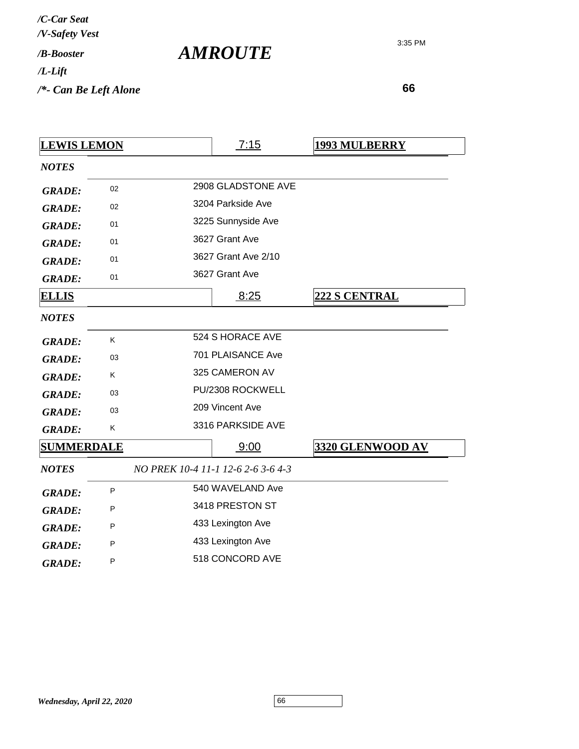*/C-Car Seat*
*/V-Safety Vest*
*/B-Booster*
*/L-Lift*
*/\*- Can Be Left Alone*

# *AMROUTE*

3:35 PM

**66**

| **LEWIS LEMON** | 7:15 | **1993 MULBERRY** |
|---|---|---|
| *NOTES* | | |
| *GRADE:* 02 | 2908 GLADSTONE AVE | |
| *GRADE:* 02 | 3204 Parkside Ave | |
| *GRADE:* 01 | 3225 Sunnyside Ave | |
| *GRADE:* 01 | 3627 Grant Ave | |
| *GRADE:* 01 | 3627 Grant Ave 2/10 | |
| *GRADE:* 01 | 3627 Grant Ave | |

| **ELLIS** | 8:25 | **222 S CENTRAL** |
|---|---|---|
| *NOTES* | | |
| *GRADE:* K | 524 S HORACE AVE | |
| *GRADE:* 03 | 701 PLAISANCE Ave | |
| *GRADE:* K | 325 CAMERON AV | |
| *GRADE:* 03 | PU/2308 ROCKWELL | |
| *GRADE:* 03 | 209 Vincent Ave | |
| *GRADE:* K | 3316 PARKSIDE AVE | |

| **SUMMERDALE** | 9:00 | **3320 GLENWOOD AV** |
|---|---|---|
| *NOTES* | *NO PREK 10-4 11-1 12-6 2-6 3-6 4-3* | |
| *GRADE:* P | 540 WAVELAND Ave | |
| *GRADE:* P | 3418 PRESTON ST | |
| *GRADE:* P | 433 Lexington Ave | |
| *GRADE:* P | 433 Lexington Ave | |
| *GRADE:* P | 518 CONCORD AVE | |

*Wednesday, April 22, 2020*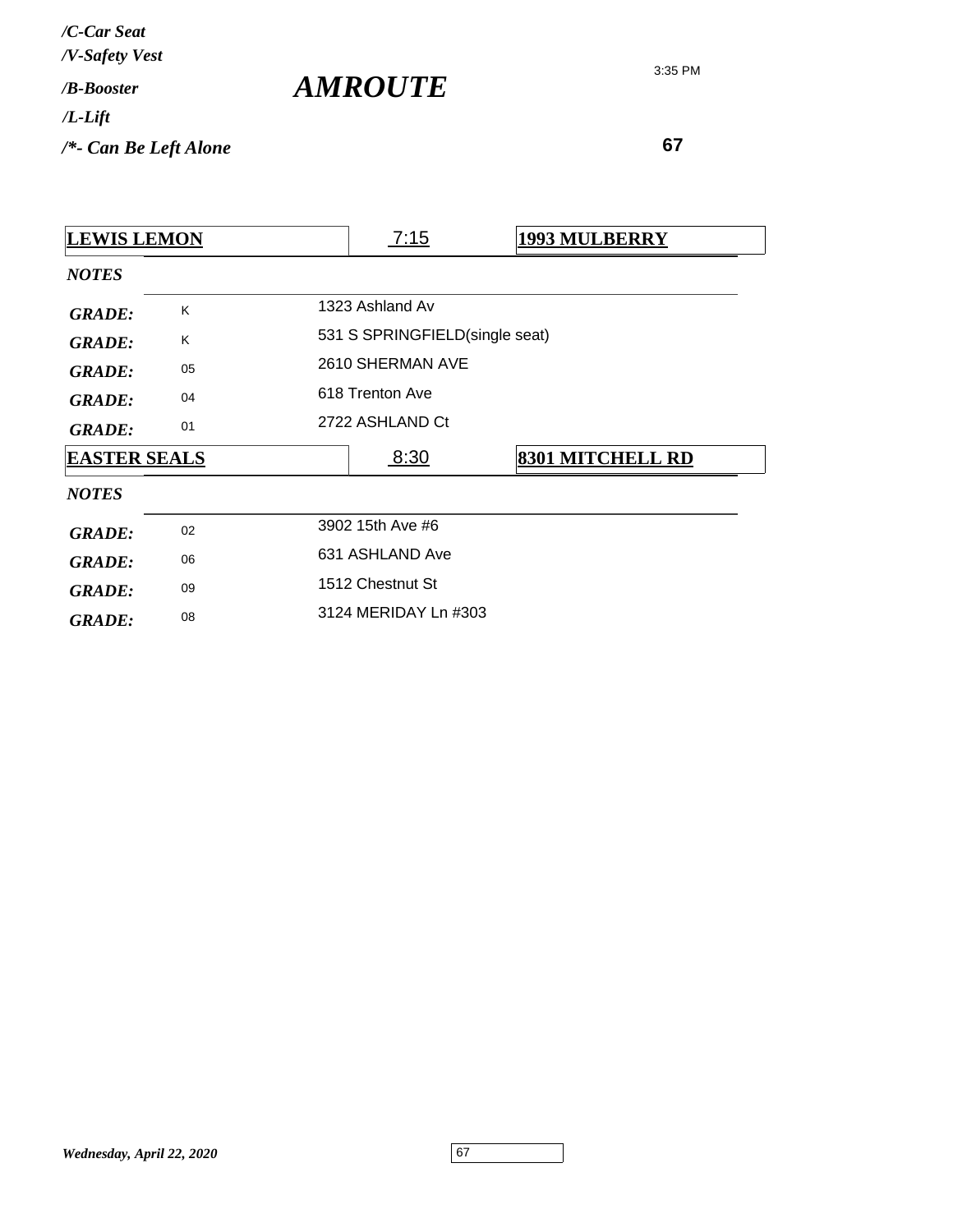*/C-Car Seat*
*/V-Safety Vest*
*/B-Booster*
*/L-Lift*
*/*- Can Be Left Alone*

# *AMROUTE*

3:35 PM

**67**

| **LEWIS LEMON** | 7:15 | **1993 MULBERRY** |
|---|---|---|
| *NOTES* | | |
| *GRADE:* K | 1323 Ashland Av | |
| *GRADE:* K | 531 S SPRINGFIELD(single seat) | |
| *GRADE:* 05 | 2610 SHERMAN AVE | |
| *GRADE:* 04 | 618 Trenton Ave | |
| *GRADE:* 01 | 2722 ASHLAND Ct | |

| **EASTER SEALS** | 8:30 | **8301 MITCHELL RD** |
|---|---|---|
| *NOTES* | | |
| *GRADE:* 02 | 3902 15th Ave #6 | |
| *GRADE:* 06 | 631 ASHLAND Ave | |
| *GRADE:* 09 | 1512 Chestnut St | |
| *GRADE:* 08 | 3124 MERIDAY Ln #303 | |

*Wednesday, April 22, 2020*

67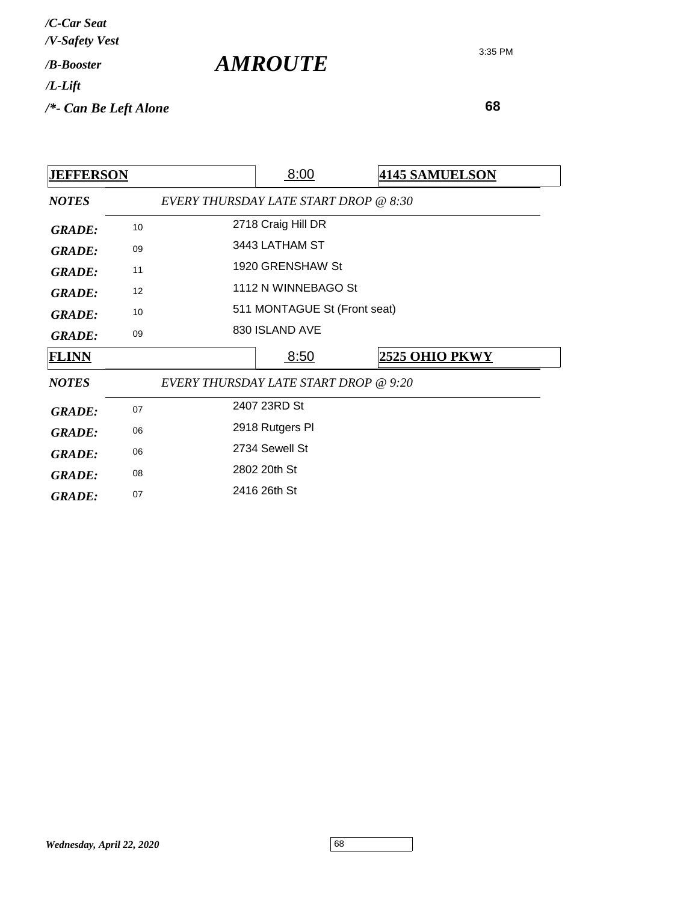*/C-Car Seat*
*/V-Safety Vest*
*/B-Booster*
*/L-Lift*
*/\*- Can Be Left Alone*

# *AMROUTE*

3:35 PM

**68**

| **JEFFERSON** | 8:00 | **4145 SAMUELSON** |
|---|---|---|
| ***NOTES*** | *EVERY THURSDAY LATE START DROP @ 8:30* | |
| ***GRADE:*** 10 | 2718 Craig Hill DR | |
| ***GRADE:*** 09 | 3443 LATHAM ST | |
| ***GRADE:*** 11 | 1920 GRENSHAW St | |
| ***GRADE:*** 12 | 1112 N WINNEBAGO St | |
| ***GRADE:*** 10 | 511 MONTAGUE St (Front seat) | |
| ***GRADE:*** 09 | 830 ISLAND AVE | |

| **FLINN** | 8:50 | **2525 OHIO PKWY** |
|---|---|---|
| ***NOTES*** | *EVERY THURSDAY LATE START DROP @ 9:20* | |
| ***GRADE:*** 07 | 2407 23RD St | |
| ***GRADE:*** 06 | 2918 Rutgers Pl | |
| ***GRADE:*** 06 | 2734 Sewell St | |
| ***GRADE:*** 08 | 2802 20th St | |
| ***GRADE:*** 07 | 2416 26th St | |

*Wednesday, April 22, 2020*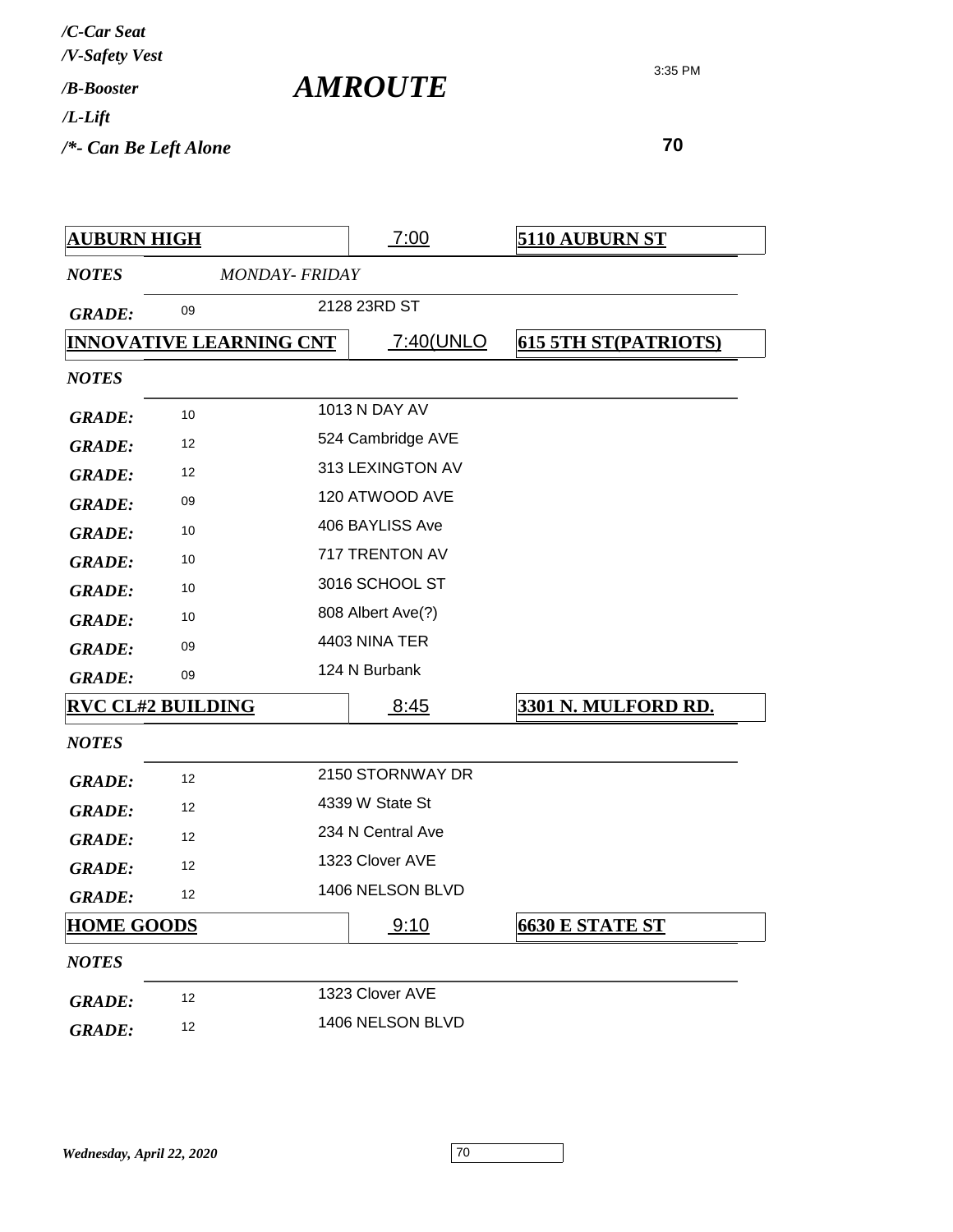*/C-Car Seat*
*/V-Safety Vest*
*/B-Booster*
*/L-Lift*
*/*- Can Be Left Alone*

# *AMROUTE*

3:35 PM

**70**

| **AUBURN HIGH** | 7:00 | **5110 AUBURN ST** |
|---|---|---|
| *NOTES* | *MONDAY- FRIDAY* | |
| *GRADE:* 09 | 2128 23RD ST | |

| **INNOVATIVE LEARNING CNT** | 7:40(UNLO | **615 5TH ST(PATRIOTS)** |
|---|---|---|
| *NOTES* | | |
| *GRADE:* 10 | 1013 N DAY AV | |
| *GRADE:* 12 | 524 Cambridge AVE | |
| *GRADE:* 12 | 313 LEXINGTON AV | |
| *GRADE:* 09 | 120 ATWOOD AVE | |
| *GRADE:* 10 | 406 BAYLISS Ave | |
| *GRADE:* 10 | 717 TRENTON AV | |
| *GRADE:* 10 | 3016 SCHOOL ST | |
| *GRADE:* 10 | 808 Albert Ave(?) | |
| *GRADE:* 09 | 4403 NINA TER | |
| *GRADE:* 09 | 124 N Burbank | |

| **RVC CL#2 BUILDING** | 8:45 | **3301 N. MULFORD RD.** |
|---|---|---|
| *NOTES* | | |
| *GRADE:* 12 | 2150 STORNWAY DR | |
| *GRADE:* 12 | 4339 W State St | |
| *GRADE:* 12 | 234 N Central Ave | |
| *GRADE:* 12 | 1323 Clover AVE | |
| *GRADE:* 12 | 1406 NELSON BLVD | |

| **HOME GOODS** | 9:10 | **6630 E STATE ST** |
|---|---|---|
| *NOTES* | | |
| *GRADE:* 12 | 1323 Clover AVE | |
| *GRADE:* 12 | 1406 NELSON BLVD | |

*Wednesday, April 22, 2020*

70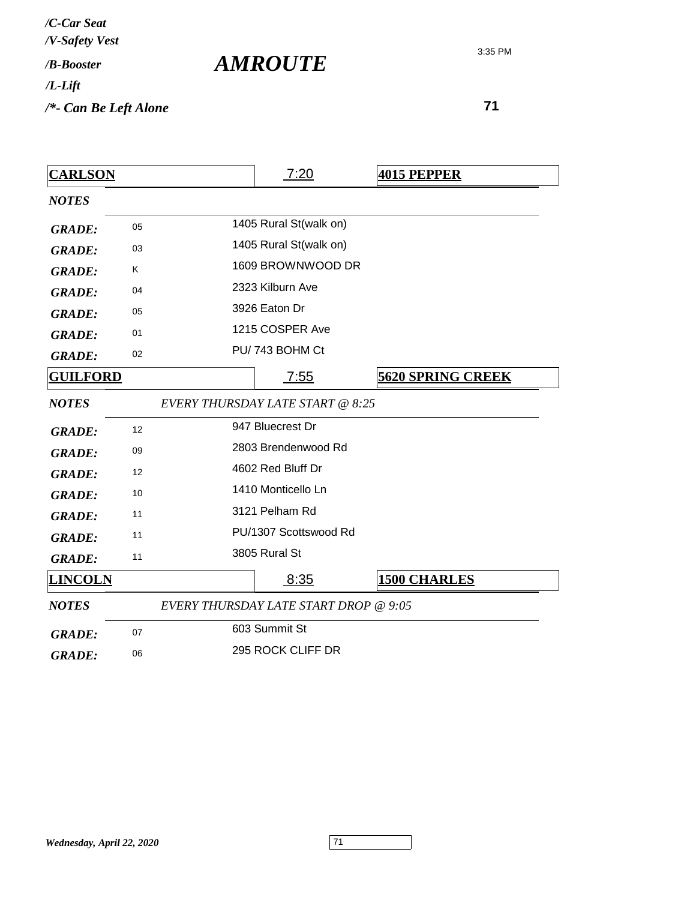*/C-Car Seat*
*/V-Safety Vest*
*/B-Booster*
*/L-Lift*
*/*- Can Be Left Alone*

# *AMROUTE*

3:35 PM

**71**

| **CARLSON** | | 7:20 | **4015 PEPPER** |
|---|---|---|---|
| *NOTES* | | | |
| *GRADE:* | 05 | 1405 Rural St(walk on) | |
| *GRADE:* | 03 | 1405 Rural St(walk on) | |
| *GRADE:* | K | 1609 BROWNWOOD DR | |
| *GRADE:* | 04 | 2323 Kilburn Ave | |
| *GRADE:* | 05 | 3926 Eaton Dr | |
| *GRADE:* | 01 | 1215 COSPER Ave | |
| *GRADE:* | 02 | PU/ 743 BOHM Ct | |
| **GUILFORD** | | 7:55 | **5620 SPRING CREEK** |
| *NOTES* | *EVERY THURSDAY LATE START @ 8:25* | | |
| *GRADE:* | 12 | 947 Bluecrest Dr | |
| *GRADE:* | 09 | 2803 Brendenwood Rd | |
| *GRADE:* | 12 | 4602 Red Bluff Dr | |
| *GRADE:* | 10 | 1410 Monticello Ln | |
| *GRADE:* | 11 | 3121 Pelham Rd | |
| *GRADE:* | 11 | PU/1307 Scottswood Rd | |
| *GRADE:* | 11 | 3805 Rural St | |
| **LINCOLN** | | 8:35 | **1500 CHARLES** |
| *NOTES* | *EVERY THURSDAY LATE START DROP @ 9:05* | | |
| *GRADE:* | 07 | 603 Summit St | |
| *GRADE:* | 06 | 295 ROCK CLIFF DR | |

*Wednesday, April 22, 2020*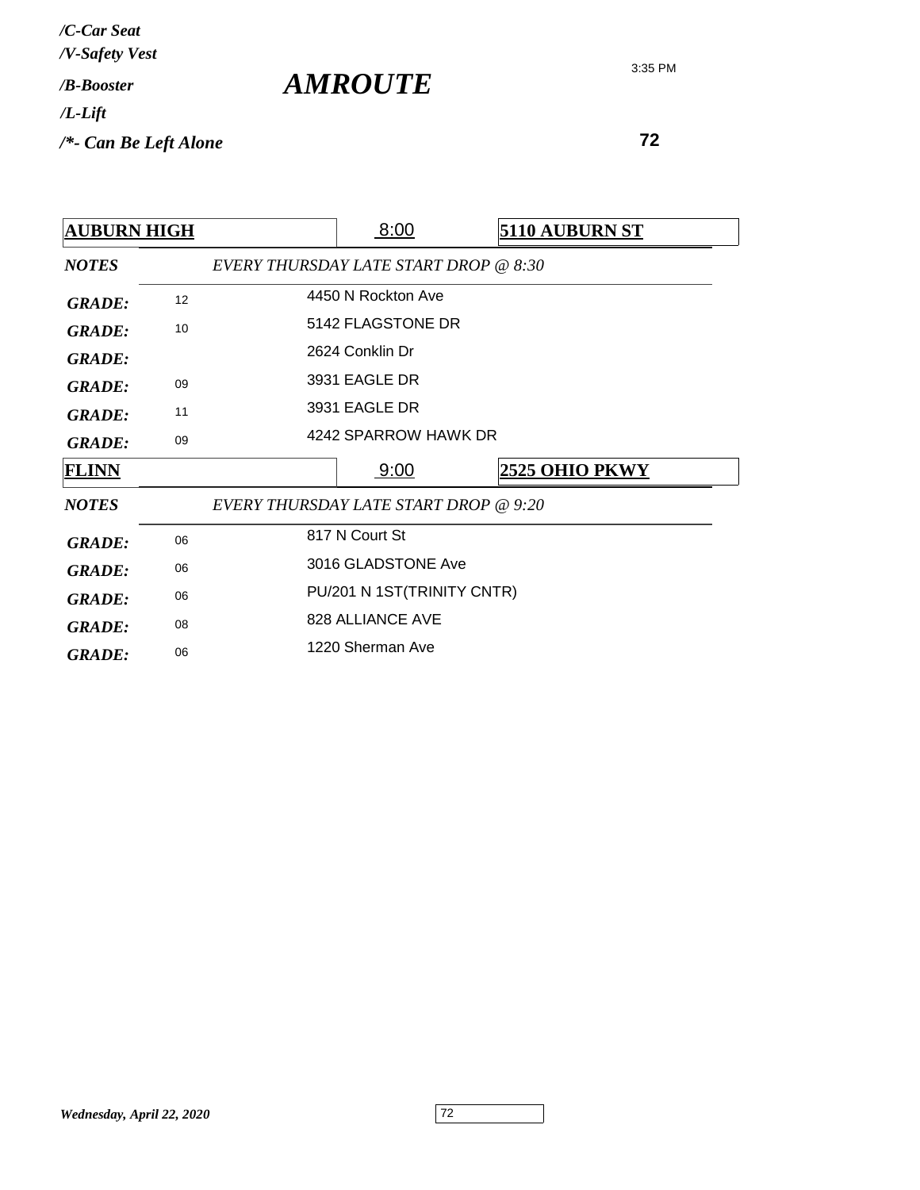*/C-Car Seat*
*/V-Safety Vest*
*/B-Booster*
*/L-Lift*
*/*- Can Be Left Alone*

# *AMROUTE*

3:35 PM

**72**

| **AUBURN HIGH** | | 8:00 | **5110 AUBURN ST** |
|---|---|---|---|
| ***NOTES*** | *EVERY THURSDAY LATE START DROP @ 8:30* | | |
| ***GRADE:*** | 12 | 4450 N Rockton Ave | |
| ***GRADE:*** | 10 | 5142 FLAGSTONE DR | |
| ***GRADE:*** | | 2624 Conklin Dr | |
| ***GRADE:*** | 09 | 3931 EAGLE DR | |
| ***GRADE:*** | 11 | 3931 EAGLE DR | |
| ***GRADE:*** | 09 | 4242 SPARROW HAWK DR | |

| **FLINN** | | 9:00 | **2525 OHIO PKWY** |
|---|---|---|---|
| ***NOTES*** | *EVERY THURSDAY LATE START DROP @ 9:20* | | |
| ***GRADE:*** | 06 | 817 N Court St | |
| ***GRADE:*** | 06 | 3016 GLADSTONE Ave | |
| ***GRADE:*** | 06 | PU/201 N 1ST(TRINITY CNTR) | |
| ***GRADE:*** | 08 | 828 ALLIANCE AVE | |
| ***GRADE:*** | 06 | 1220 Sherman Ave | |

*Wednesday, April 22, 2020*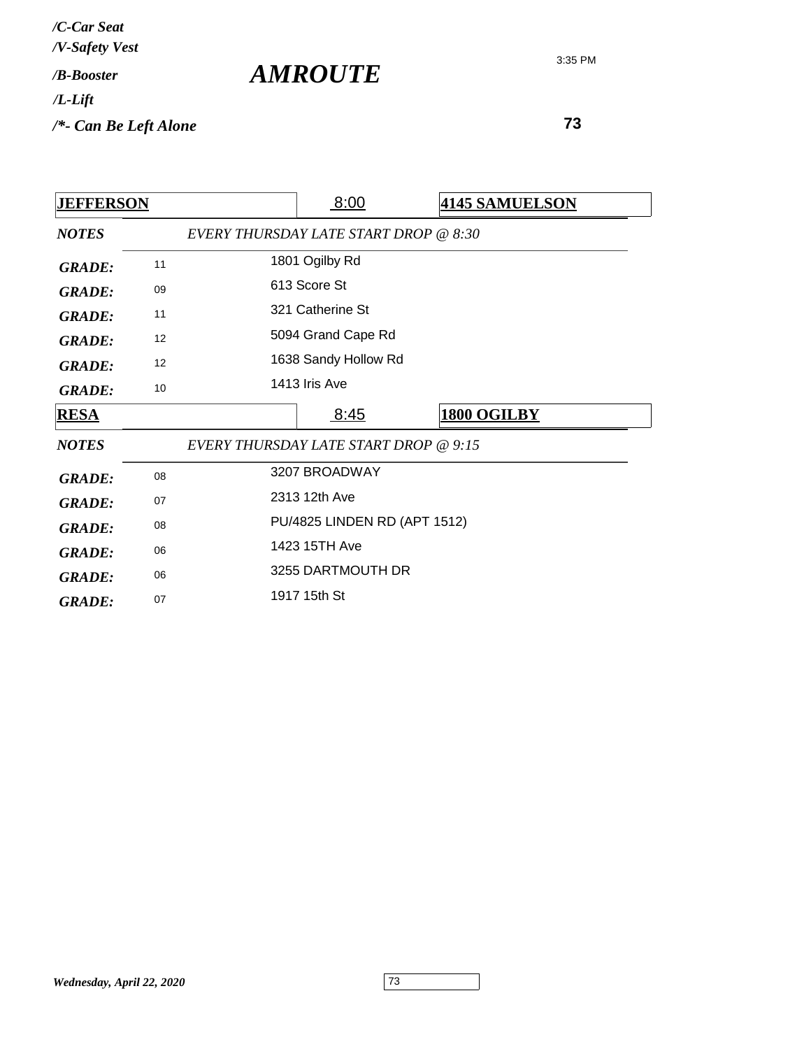*/C-Car Seat*
*/V-Safety Vest*
*/B-Booster*
*/L-Lift*
*/*- Can Be Left Alone*

# *AMROUTE*

3:35 PM

**73**

| **JEFFERSON** | | 8:00 | **4145 SAMUELSON** |
|---|---|---|---|
| ***NOTES*** | *EVERY THURSDAY LATE START DROP @ 8:30* | | |
| ***GRADE:*** | 11 | 1801 Ogilby Rd | |
| ***GRADE:*** | 09 | 613 Score St | |
| ***GRADE:*** | 11 | 321 Catherine St | |
| ***GRADE:*** | 12 | 5094 Grand Cape Rd | |
| ***GRADE:*** | 12 | 1638 Sandy Hollow Rd | |
| ***GRADE:*** | 10 | 1413 Iris Ave | |

| **RESA** | | 8:45 | **1800 OGILBY** |
|---|---|---|---|
| ***NOTES*** | *EVERY THURSDAY LATE START DROP @ 9:15* | | |
| ***GRADE:*** | 08 | 3207 BROADWAY | |
| ***GRADE:*** | 07 | 2313 12th Ave | |
| ***GRADE:*** | 08 | PU/4825 LINDEN RD (APT 1512) | |
| ***GRADE:*** | 06 | 1423 15TH Ave | |
| ***GRADE:*** | 06 | 3255 DARTMOUTH DR | |
| ***GRADE:*** | 07 | 1917 15th St | |

*Wednesday, April 22, 2020*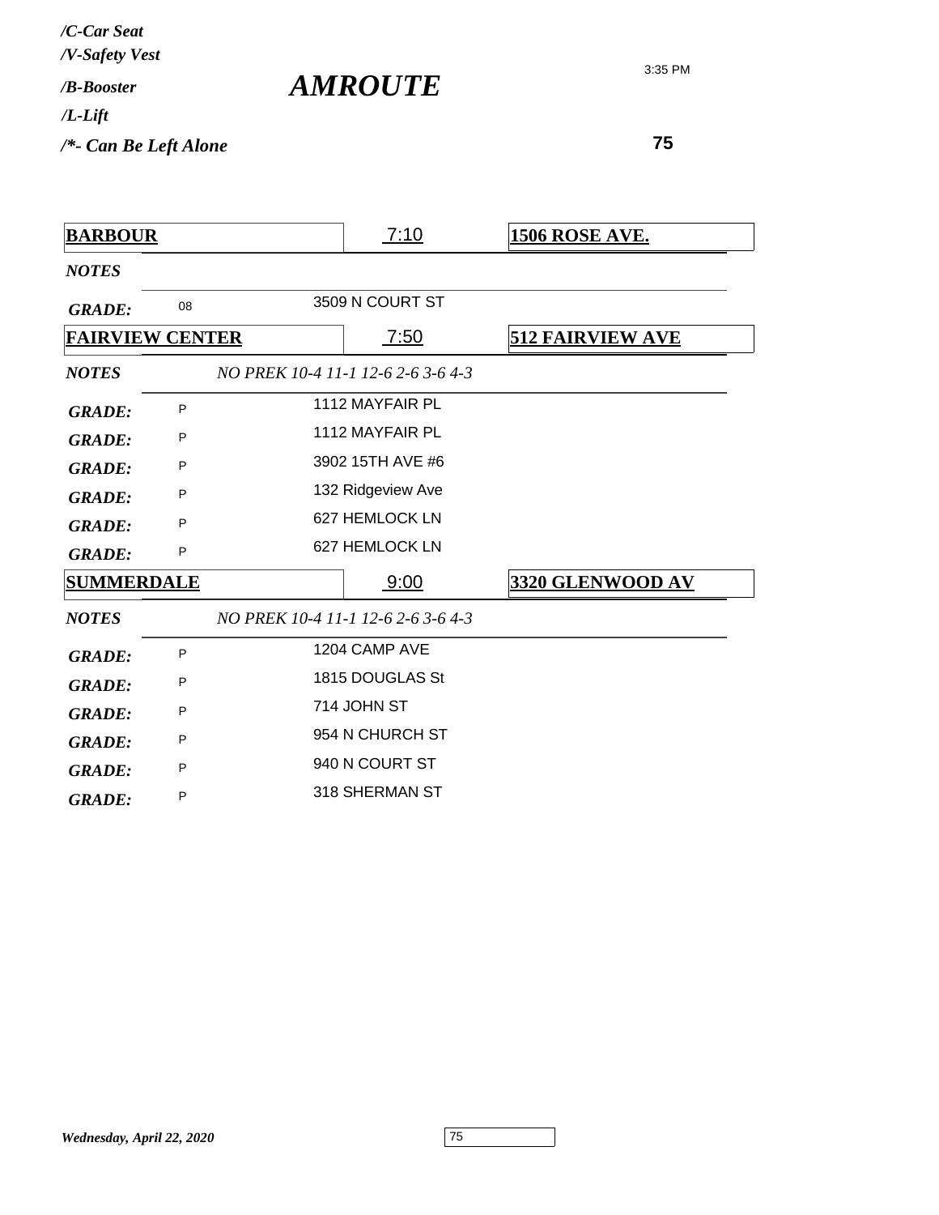*/C-Car Seat*
*/V-Safety Vest*
*/B-Booster*
*/L-Lift*
*/*- Can Be Left Alone*

# *AMROUTE*

3:35 PM

**75**

| **BARBOUR** | | 7:10 | **1506 ROSE AVE.** |
|---|---|---|---|
| ***NOTES*** | | | |
| ***GRADE:*** | 08 | 3509 N COURT ST | |

| **FAIRVIEW CENTER** | | 7:50 | **512 FAIRVIEW AVE** |
|---|---|---|---|
| ***NOTES*** | *NO PREK 10-4 11-1 12-6 2-6 3-6 4-3* | | |
| ***GRADE:*** | P | 1112 MAYFAIR PL | |
| ***GRADE:*** | P | 1112 MAYFAIR PL | |
| ***GRADE:*** | P | 3902 15TH AVE #6 | |
| ***GRADE:*** | P | 132 Ridgeview Ave | |
| ***GRADE:*** | P | 627 HEMLOCK LN | |
| ***GRADE:*** | P | 627 HEMLOCK LN | |

| **SUMMERDALE** | | 9:00 | **3320 GLENWOOD AV** |
|---|---|---|---|
| ***NOTES*** | *NO PREK 10-4 11-1 12-6 2-6 3-6 4-3* | | |
| ***GRADE:*** | P | 1204 CAMP AVE | |
| ***GRADE:*** | P | 1815 DOUGLAS St | |
| ***GRADE:*** | P | 714 JOHN ST | |
| ***GRADE:*** | P | 954 N CHURCH ST | |
| ***GRADE:*** | P | 940 N COURT ST | |
| ***GRADE:*** | P | 318 SHERMAN ST | |

*Wednesday, April 22, 2020*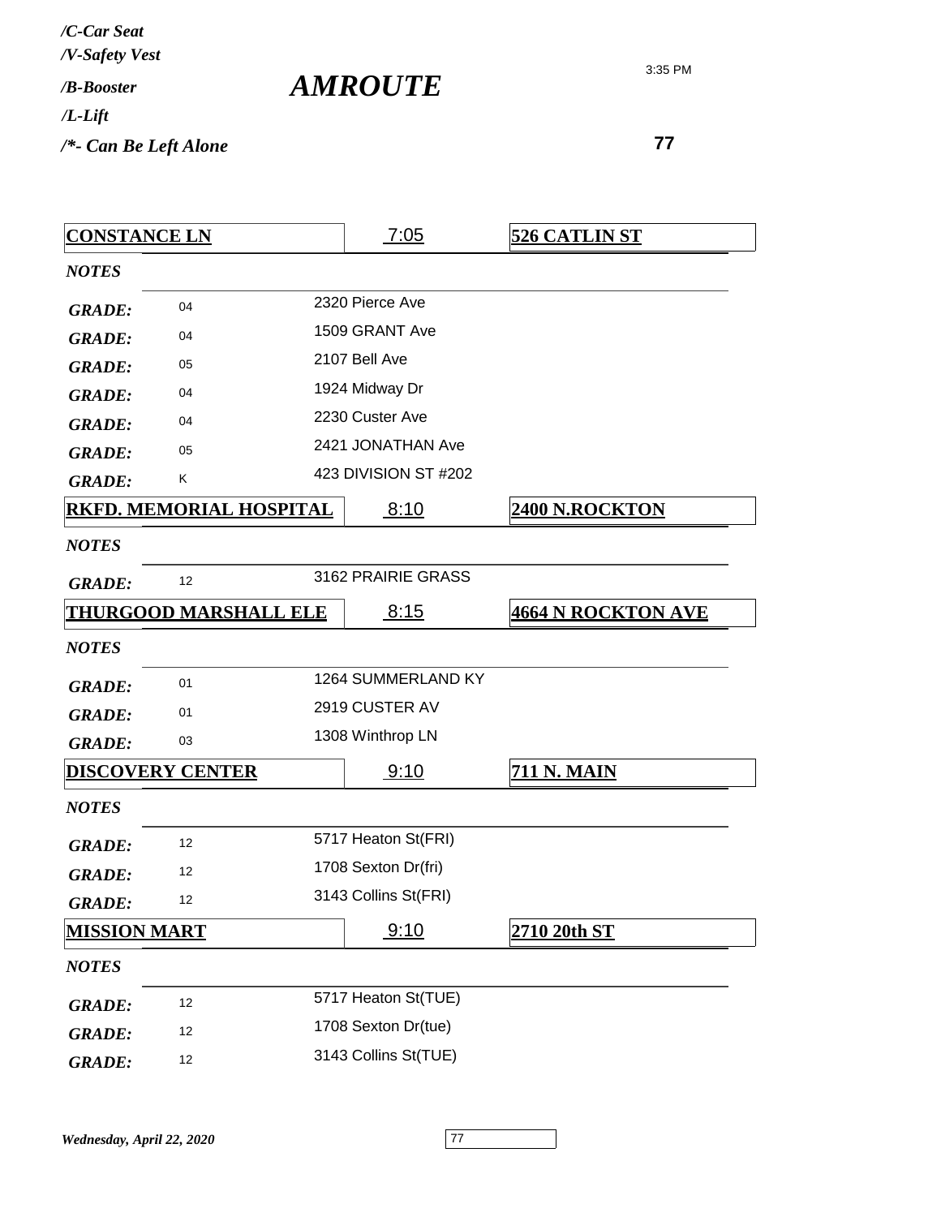*/C-Car Seat*
*/V-Safety Vest*
*/B-Booster*
*/L-Lift*
*/\*- Can Be Left Alone*

# *AMROUTE*

3:35 PM

**77**

| **CONSTANCE LN** | 7:05 | **526 CATLIN ST** |
|---|---|---|
| *NOTES* | | |
| *GRADE:* 04 | 2320 Pierce Ave | |
| *GRADE:* 04 | 1509 GRANT Ave | |
| *GRADE:* 05 | 2107 Bell Ave | |
| *GRADE:* 04 | 1924 Midway Dr | |
| *GRADE:* 04 | 2230 Custer Ave | |
| *GRADE:* 05 | 2421 JONATHAN Ave | |
| *GRADE:* K | 423 DIVISION ST #202 | |

| **RKFD. MEMORIAL HOSPITAL** | 8:10 | **2400 N.ROCKTON** |
|---|---|---|
| *NOTES* | | |
| *GRADE:* 12 | 3162 PRAIRIE GRASS | |

| **THURGOOD MARSHALL ELE** | 8:15 | **4664 N ROCKTON AVE** |
|---|---|---|
| *NOTES* | | |
| *GRADE:* 01 | 1264 SUMMERLAND KY | |
| *GRADE:* 01 | 2919 CUSTER AV | |
| *GRADE:* 03 | 1308 Winthrop LN | |

| **DISCOVERY CENTER** | 9:10 | **711 N. MAIN** |
|---|---|---|
| *NOTES* | | |
| *GRADE:* 12 | 5717 Heaton St(FRI) | |
| *GRADE:* 12 | 1708 Sexton Dr(fri) | |
| *GRADE:* 12 | 3143 Collins St(FRI) | |

| **MISSION MART** | 9:10 | **2710 20th ST** |
|---|---|---|
| *NOTES* | | |
| *GRADE:* 12 | 5717 Heaton St(TUE) | |
| *GRADE:* 12 | 1708 Sexton Dr(tue) | |
| *GRADE:* 12 | 3143 Collins St(TUE) | |

*Wednesday, April 22, 2020*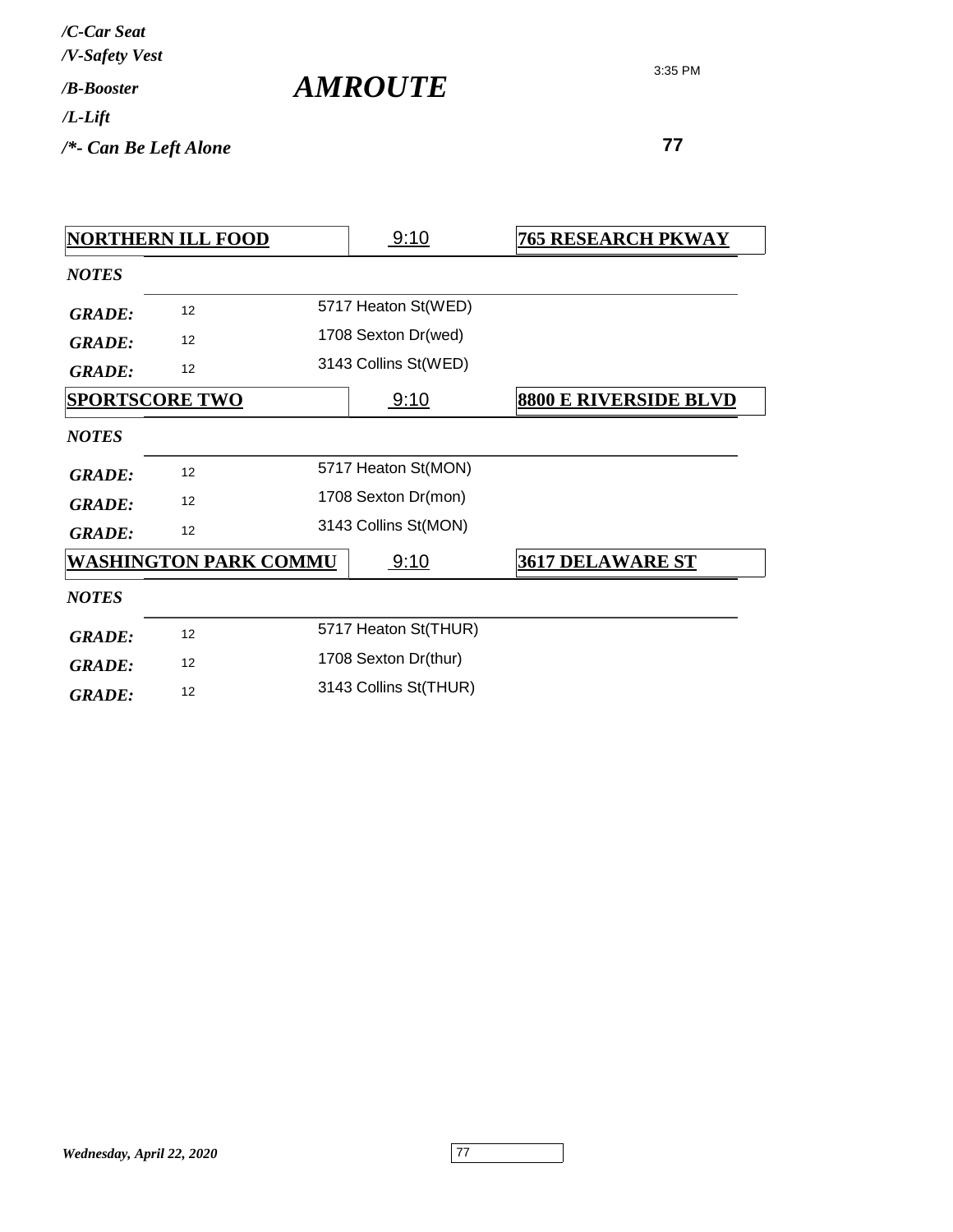*/C-Car Seat*
*/V-Safety Vest*
*/B-Booster*
*/L-Lift*
*/*- Can Be Left Alone*

# *AMROUTE*

3:35 PM

**77**

| **NORTHERN ILL FOOD** | 9:10 | **765 RESEARCH PKWAY** |
|---|---|---|
| ***NOTES*** | | |
| ***GRADE:*** 12 | 5717 Heaton St(WED) | |
| ***GRADE:*** 12 | 1708 Sexton Dr(wed) | |
| ***GRADE:*** 12 | 3143 Collins St(WED) | |

| **SPORTSCORE TWO** | 9:10 | **8800 E RIVERSIDE BLVD** |
|---|---|---|
| ***NOTES*** | | |
| ***GRADE:*** 12 | 5717 Heaton St(MON) | |
| ***GRADE:*** 12 | 1708 Sexton Dr(mon) | |
| ***GRADE:*** 12 | 3143 Collins St(MON) | |

| **WASHINGTON PARK COMMU** | 9:10 | **3617 DELAWARE ST** |
|---|---|---|
| ***NOTES*** | | |
| ***GRADE:*** 12 | 5717 Heaton St(THUR) | |
| ***GRADE:*** 12 | 1708 Sexton Dr(thur) | |
| ***GRADE:*** 12 | 3143 Collins St(THUR) | |

*Wednesday, April 22, 2020*

77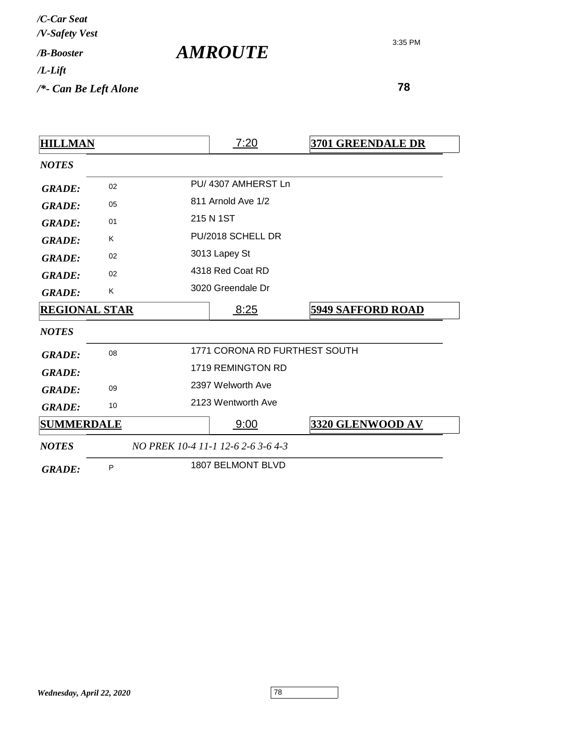*/C-Car Seat*
*/V-Safety Vest*
*/B-Booster*
*/L-Lift*
*/*- Can Be Left Alone*

# *AMROUTE*

3:35 PM

**78**

| **HILLMAN** | | 7:20 | **3701 GREENDALE DR** |
|---|---|---|---|
| *NOTES* | | | |
| *GRADE:* | 02 | PU/ 4307 AMHERST Ln | |
| *GRADE:* | 05 | 811 Arnold Ave 1/2 | |
| *GRADE:* | 01 | 215 N 1ST | |
| *GRADE:* | K | PU/2018 SCHELL DR | |
| *GRADE:* | 02 | 3013 Lapey St | |
| *GRADE:* | 02 | 4318 Red Coat RD | |
| *GRADE:* | K | 3020 Greendale Dr | |

| **REGIONAL STAR** | | 8:25 | **5949 SAFFORD ROAD** |
|---|---|---|---|
| *NOTES* | | | |
| *GRADE:* | 08 | 1771 CORONA RD FURTHEST SOUTH | |
| *GRADE:* | | 1719 REMINGTON RD | |
| *GRADE:* | 09 | 2397 Welworth Ave | |
| *GRADE:* | 10 | 2123 Wentworth Ave | |

| **SUMMERDALE** | | 9:00 | **3320 GLENWOOD AV** |
|---|---|---|---|
| *NOTES* | *NO PREK 10-4 11-1 12-6 2-6 3-6 4-3* | | |
| *GRADE:* | P | 1807 BELMONT BLVD | |

*Wednesday, April 22, 2020*

78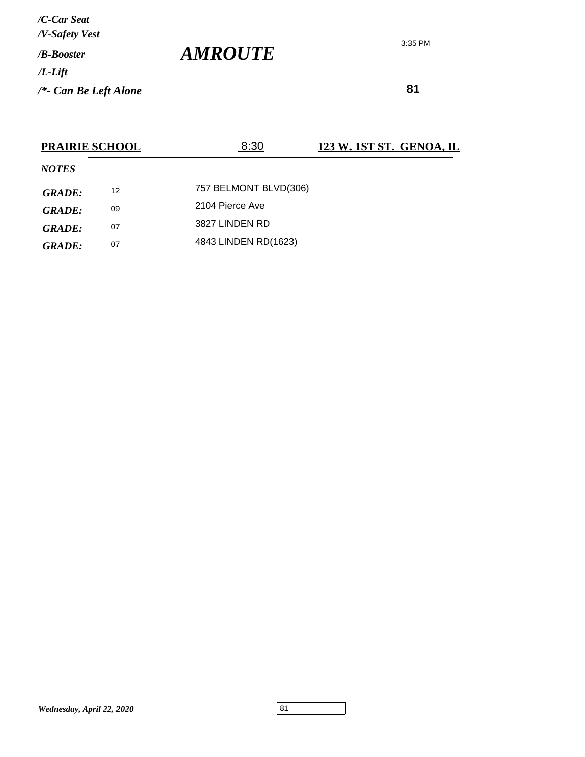*/C-Car Seat*
*/V-Safety Vest*
*/B-Booster*
*/L-Lift*
*/\*- Can Be Left Alone*

# *AMROUTE*

3:35 PM

**81**

| **PRAIRIE SCHOOL** | 8:30 | **123 W. 1ST ST. GENOA, IL** |
|---|---|---|

*NOTES*

| | | |
|---|---|---|
| ***GRADE:*** | 12 | 757 BELMONT BLVD(306) |
| ***GRADE:*** | 09 | 2104 Pierce Ave |
| ***GRADE:*** | 07 | 3827 LINDEN RD |
| ***GRADE:*** | 07 | 4843 LINDEN RD(1623) |

*Wednesday, April 22, 2020*

81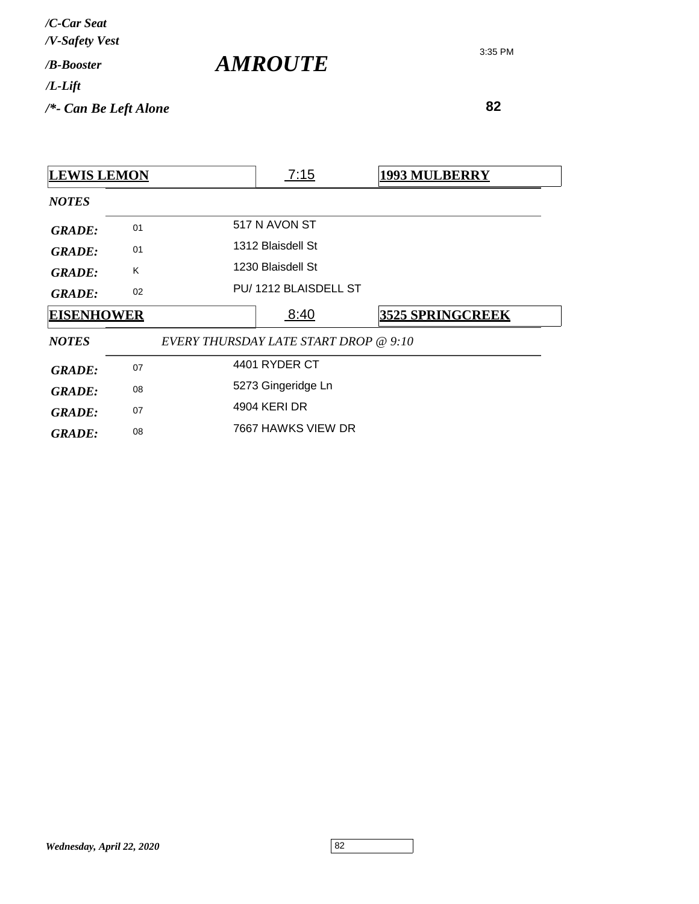*/C-Car Seat*
*/V-Safety Vest*
*/B-Booster*
*/L-Lift*
*/*- Can Be Left Alone*

# *AMROUTE*

3:35 PM

**82**

| **LEWIS LEMON** | 7:15 | **1993 MULBERRY** |
|---|---|---|
| ***NOTES*** | | |
| ***GRADE:*** 01 | 517 N AVON ST | |
| ***GRADE:*** 01 | 1312 Blaisdell St | |
| ***GRADE:*** K | 1230 Blaisdell St | |
| ***GRADE:*** 02 | PU/ 1212 BLAISDELL ST | |

| **EISENHOWER** | 8:40 | **3525 SPRINGCREEK** |
|---|---|---|
| ***NOTES*** | *EVERY THURSDAY LATE START DROP @ 9:10* | |
| ***GRADE:*** 07 | 4401 RYDER CT | |
| ***GRADE:*** 08 | 5273 Gingeridge Ln | |
| ***GRADE:*** 07 | 4904 KERI DR | |
| ***GRADE:*** 08 | 7667 HAWKS VIEW DR | |

*Wednesday, April 22, 2020*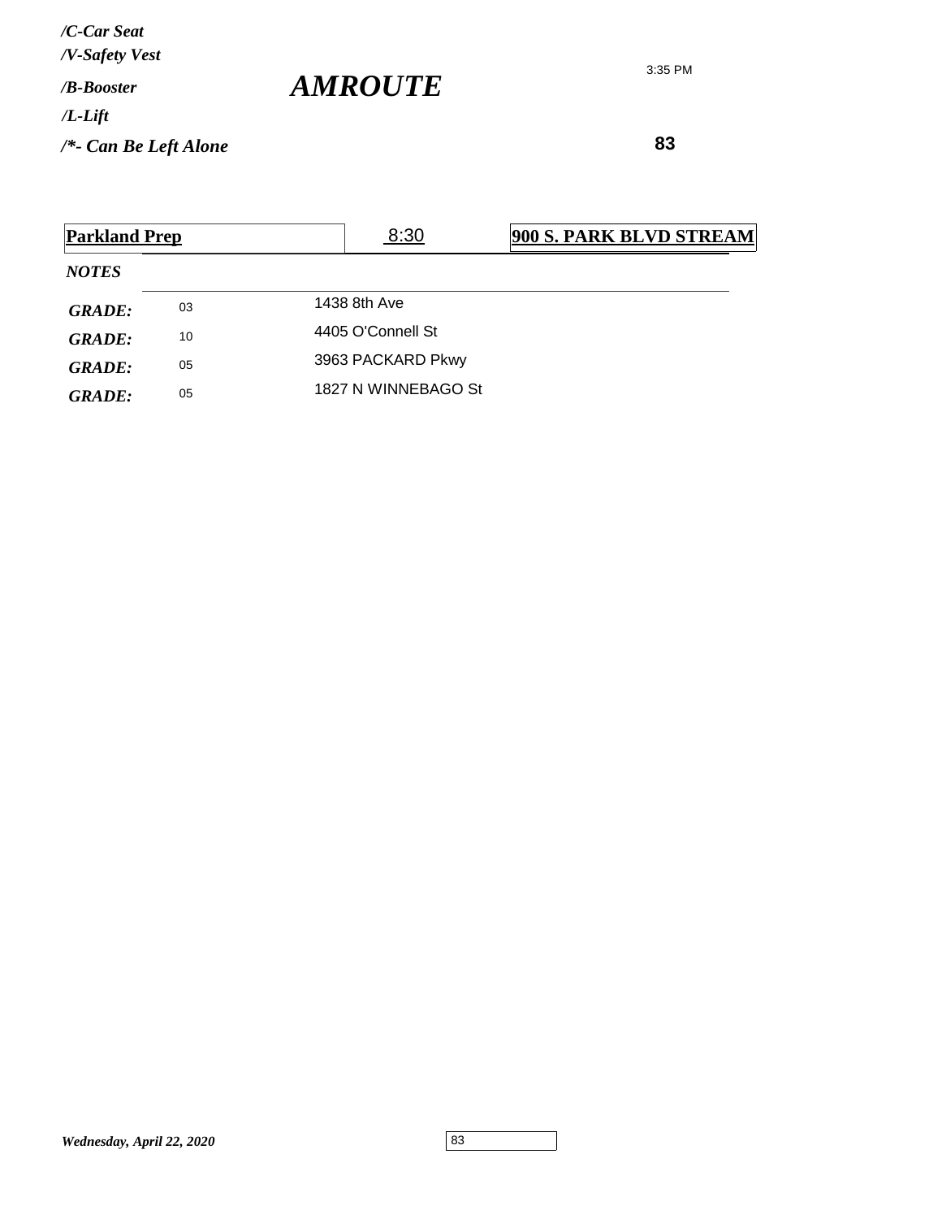*/C-Car Seat*
*/V-Safety Vest*
*/B-Booster*
*/L-Lift*
*/*- Can Be Left Alone*

# *AMROUTE*

3:35 PM

**83**

| **Parkland Prep** | 8:30 | **900 S. PARK BLVD STREAM** |
|---|---|---|

***NOTES***

| | | |
|---|---|---|
| ***GRADE:*** | 03 | 1438 8th Ave |
| ***GRADE:*** | 10 | 4405 O'Connell St |
| ***GRADE:*** | 05 | 3963 PACKARD Pkwy |
| ***GRADE:*** | 05 | 1827 N WINNEBAGO St |

*Wednesday, April 22, 2020*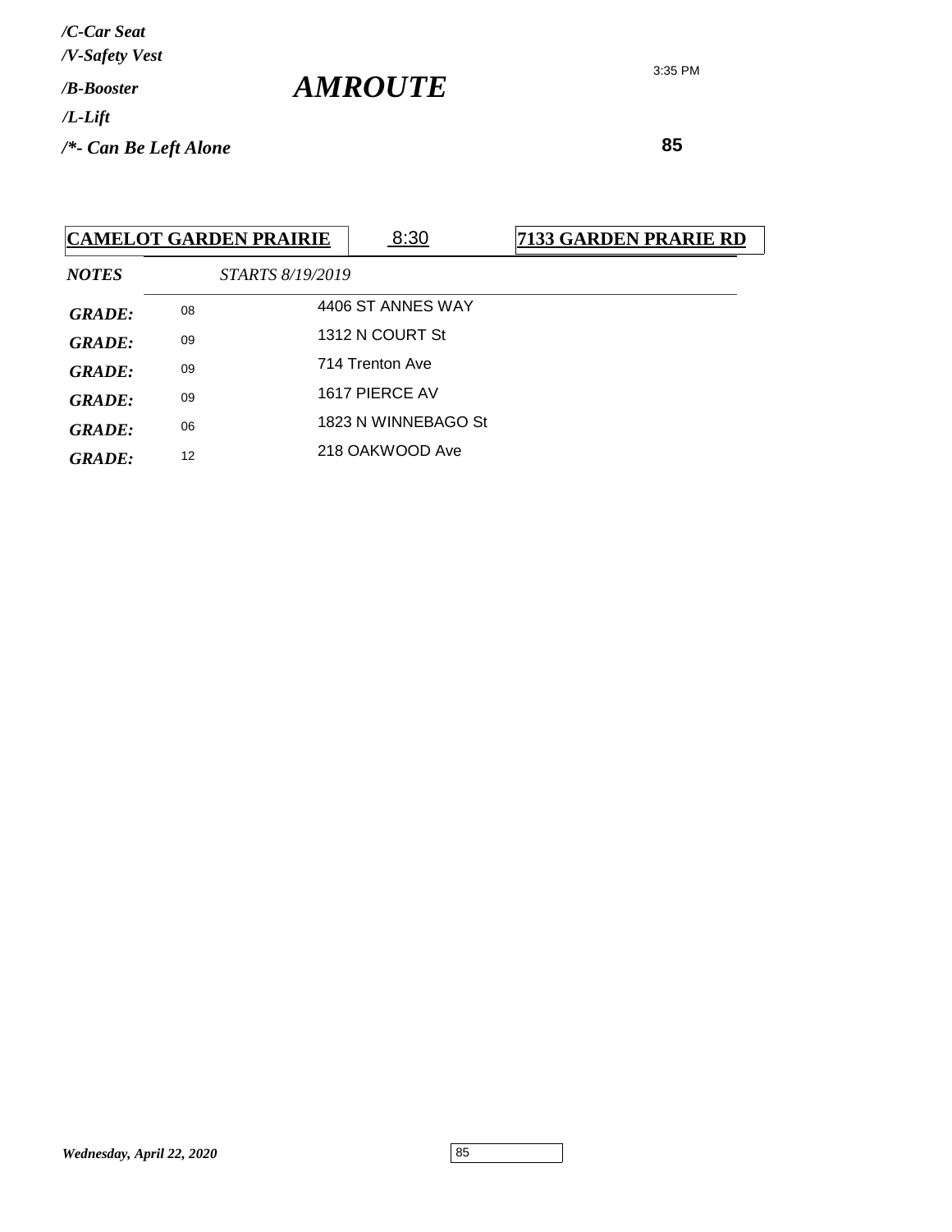*/C-Car Seat*
*/V-Safety Vest*
*/B-Booster*
*/L-Lift*
*/*- Can Be Left Alone*

# *AMROUTE*

3:35 PM

**85**

| **CAMELOT GARDEN PRAIRIE** | 8:30 | **7133 GARDEN PRARIE RD** |
|---|---|---|
| ***NOTES*** | *STARTS 8/19/2019* | |
| ***GRADE:*** | 08 | 4406 ST ANNES WAY |
| ***GRADE:*** | 09 | 1312 N COURT St |
| ***GRADE:*** | 09 | 714 Trenton Ave |
| ***GRADE:*** | 09 | 1617 PIERCE AV |
| ***GRADE:*** | 06 | 1823 N WINNEBAGO St |
| ***GRADE:*** | 12 | 218 OAKWOOD Ave |

*Wednesday, April 22, 2020*

85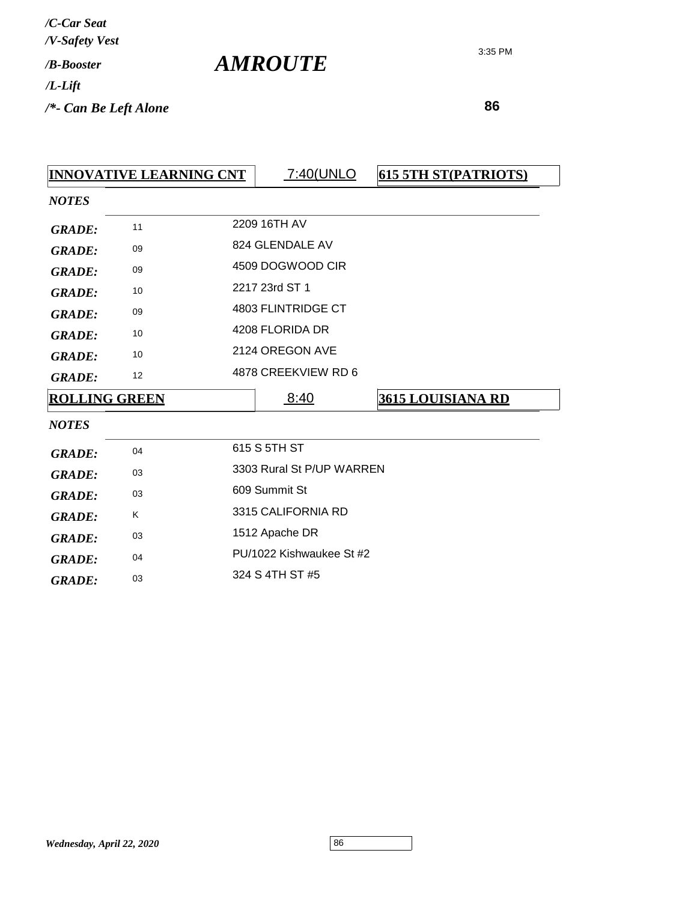*/C-Car Seat*
*/V-Safety Vest*
*/B-Booster*
*/L-Lift*
*/*- Can Be Left Alone*

# *AMROUTE*

3:35 PM

**86**

| **INNOVATIVE LEARNING CNT** | 7:40(UNLO | **615 5TH ST(PATRIOTS)** |
|---|---|---|
| ***NOTES*** | | |
| ***GRADE:*** | 11 | 2209 16TH AV |
| ***GRADE:*** | 09 | 824 GLENDALE AV |
| ***GRADE:*** | 09 | 4509 DOGWOOD CIR |
| ***GRADE:*** | 10 | 2217 23rd ST 1 |
| ***GRADE:*** | 09 | 4803 FLINTRIDGE CT |
| ***GRADE:*** | 10 | 4208 FLORIDA DR |
| ***GRADE:*** | 10 | 2124 OREGON AVE |
| ***GRADE:*** | 12 | 4878 CREEKVIEW RD 6 |

| **ROLLING GREEN** | 8:40 | **3615 LOUISIANA RD** |
|---|---|---|
| ***NOTES*** | | |
| ***GRADE:*** | 04 | 615 S 5TH ST |
| ***GRADE:*** | 03 | 3303 Rural St P/UP WARREN |
| ***GRADE:*** | 03 | 609 Summit St |
| ***GRADE:*** | K | 3315 CALIFORNIA RD |
| ***GRADE:*** | 03 | 1512 Apache DR |
| ***GRADE:*** | 04 | PU/1022 Kishwaukee St #2 |
| ***GRADE:*** | 03 | 324 S 4TH ST #5 |

*Wednesday, April 22, 2020*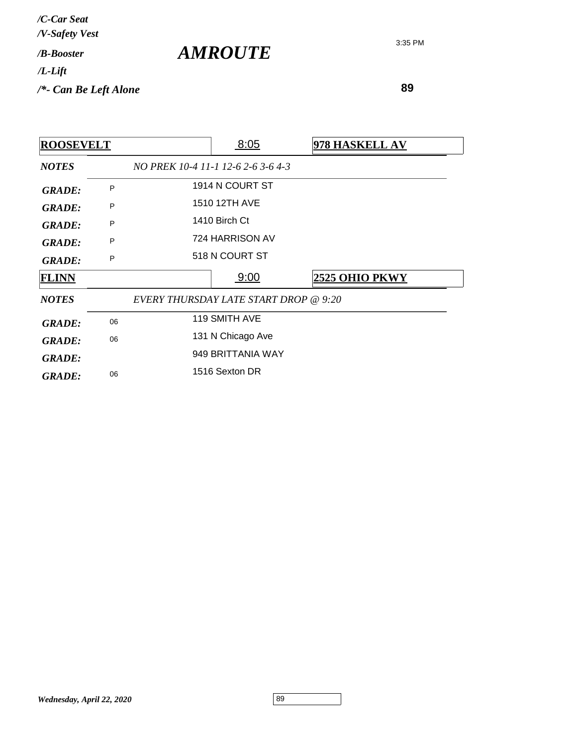*/C-Car Seat*
*/V-Safety Vest*
*/B-Booster*
*/L-Lift*
*/*- Can Be Left Alone*

# *AMROUTE*

3:35 PM

**89**

| **ROOSEVELT** | 8:05 | **978 HASKELL AV** |
|---|---|---|
| ***NOTES*** | *NO PREK 10-4 11-1 12-6 2-6 3-6 4-3* | |
| ***GRADE:*** P | 1914 N COURT ST | |
| ***GRADE:*** P | 1510 12TH AVE | |
| ***GRADE:*** P | 1410 Birch Ct | |
| ***GRADE:*** P | 724 HARRISON AV | |
| ***GRADE:*** P | 518 N COURT ST | |

| **FLINN** | 9:00 | **2525 OHIO PKWY** |
|---|---|---|
| ***NOTES*** | *EVERY THURSDAY LATE START DROP @ 9:20* | |
| ***GRADE:*** 06 | 119 SMITH AVE | |
| ***GRADE:*** 06 | 131 N Chicago Ave | |
| ***GRADE:*** | 949 BRITTANIA WAY | |
| ***GRADE:*** 06 | 1516 Sexton DR | |

*Wednesday, April 22, 2020*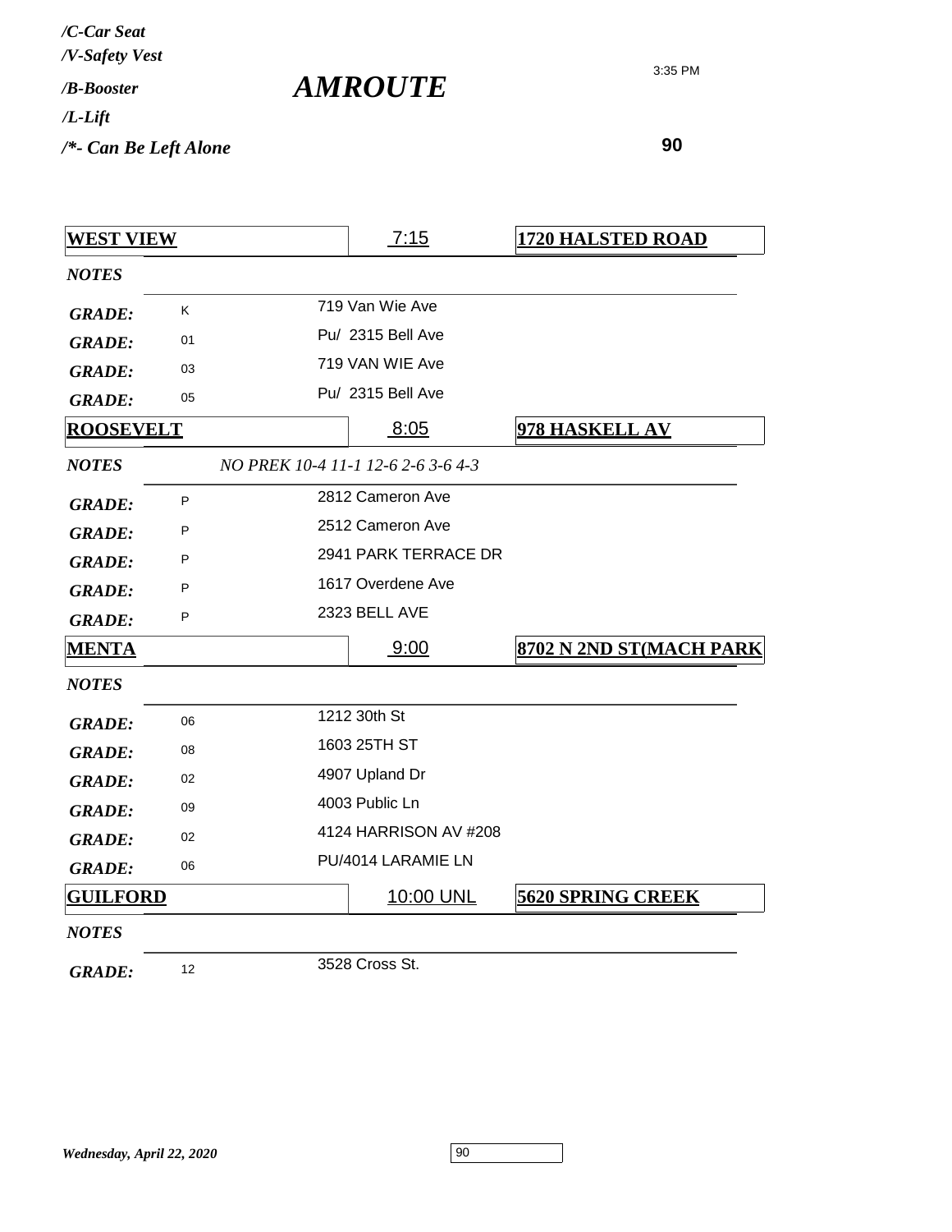*/C-Car Seat*
*/V-Safety Vest*
*/B-Booster*
*/L-Lift*
*/*- Can Be Left Alone*

# *AMROUTE*

3:35 PM

**90**

| **WEST VIEW** | | 7:15 | **1720 HALSTED ROAD** |
|---|---|---|---|
| *NOTES* | | | |
| *GRADE:* | K | 719 Van Wie Ave | |
| *GRADE:* | 01 | Pu/ 2315 Bell Ave | |
| *GRADE:* | 03 | 719 VAN WIE Ave | |
| *GRADE:* | 05 | Pu/ 2315 Bell Ave | |

| **ROOSEVELT** | | 8:05 | **978 HASKELL AV** |
|---|---|---|---|
| *NOTES* | *NO PREK 10-4 11-1 12-6 2-6 3-6 4-3* | | |
| *GRADE:* | P | 2812 Cameron Ave | |
| *GRADE:* | P | 2512 Cameron Ave | |
| *GRADE:* | P | 2941 PARK TERRACE DR | |
| *GRADE:* | P | 1617 Overdene Ave | |
| *GRADE:* | P | 2323 BELL AVE | |

| **MENTA** | | 9:00 | **8702 N 2ND ST(MACH PARK** |
|---|---|---|---|
| *NOTES* | | | |
| *GRADE:* | 06 | 1212 30th St | |
| *GRADE:* | 08 | 1603 25TH ST | |
| *GRADE:* | 02 | 4907 Upland Dr | |
| *GRADE:* | 09 | 4003 Public Ln | |
| *GRADE:* | 02 | 4124 HARRISON AV #208 | |
| *GRADE:* | 06 | PU/4014 LARAMIE LN | |

| **GUILFORD** | | 10:00 UNL | **5620 SPRING CREEK** |
|---|---|---|---|
| *NOTES* | | | |
| *GRADE:* | 12 | 3528 Cross St. | |

*Wednesday, April 22, 2020*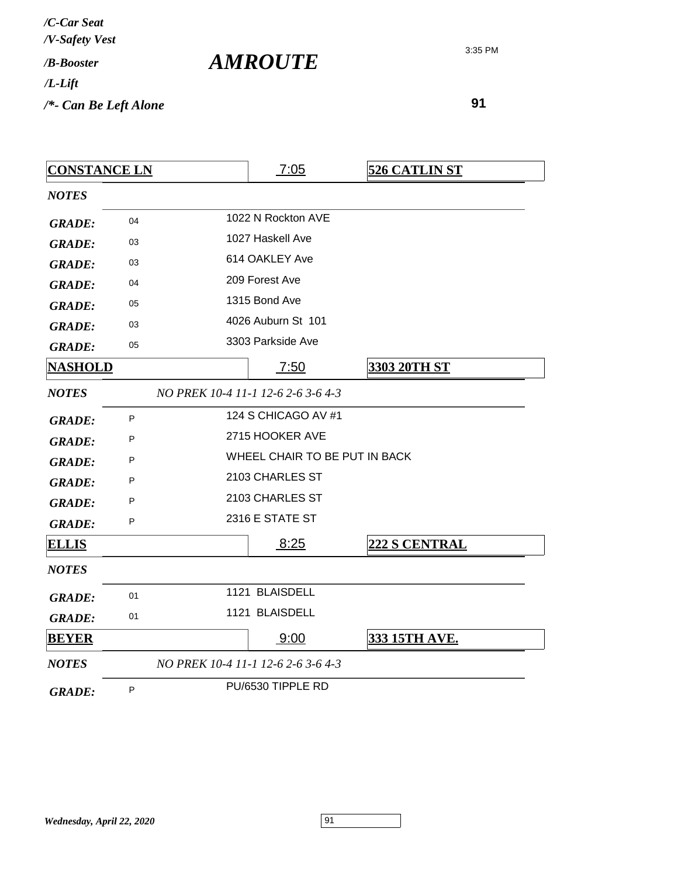*/C-Car Seat*
*/V-Safety Vest*
*/B-Booster*
*/L-Lift*
*/*- Can Be Left Alone*

# *AMROUTE*

3:35 PM

**91**

| **CONSTANCE LN** | 7:05 | **526 CATLIN ST** |
|---|---|---|
| ***NOTES*** | | |
| ***GRADE:*** 04 | 1022 N Rockton AVE | |
| ***GRADE:*** 03 | 1027 Haskell Ave | |
| ***GRADE:*** 03 | 614 OAKLEY Ave | |
| ***GRADE:*** 04 | 209 Forest Ave | |
| ***GRADE:*** 05 | 1315 Bond Ave | |
| ***GRADE:*** 03 | 4026 Auburn St 101 | |
| ***GRADE:*** 05 | 3303 Parkside Ave | |

| **NASHOLD** | 7:50 | **3303 20TH ST** |
|---|---|---|
| ***NOTES*** | *NO PREK 10-4 11-1 12-6 2-6 3-6 4-3* | |
| ***GRADE:*** P | 124 S CHICAGO AV #1 | |
| ***GRADE:*** P | 2715 HOOKER AVE | |
| ***GRADE:*** P | WHEEL CHAIR TO BE PUT IN BACK | |
| ***GRADE:*** P | 2103 CHARLES ST | |
| ***GRADE:*** P | 2103 CHARLES ST | |
| ***GRADE:*** P | 2316 E STATE ST | |

| **ELLIS** | 8:25 | **222 S CENTRAL** |
|---|---|---|
| ***NOTES*** | | |
| ***GRADE:*** 01 | 1121 BLAISDELL | |
| ***GRADE:*** 01 | 1121 BLAISDELL | |

| **BEYER** | 9:00 | **333 15TH AVE.** |
|---|---|---|
| ***NOTES*** | *NO PREK 10-4 11-1 12-6 2-6 3-6 4-3* | |
| ***GRADE:*** P | PU/6530 TIPPLE RD | |

*Wednesday, April 22, 2020*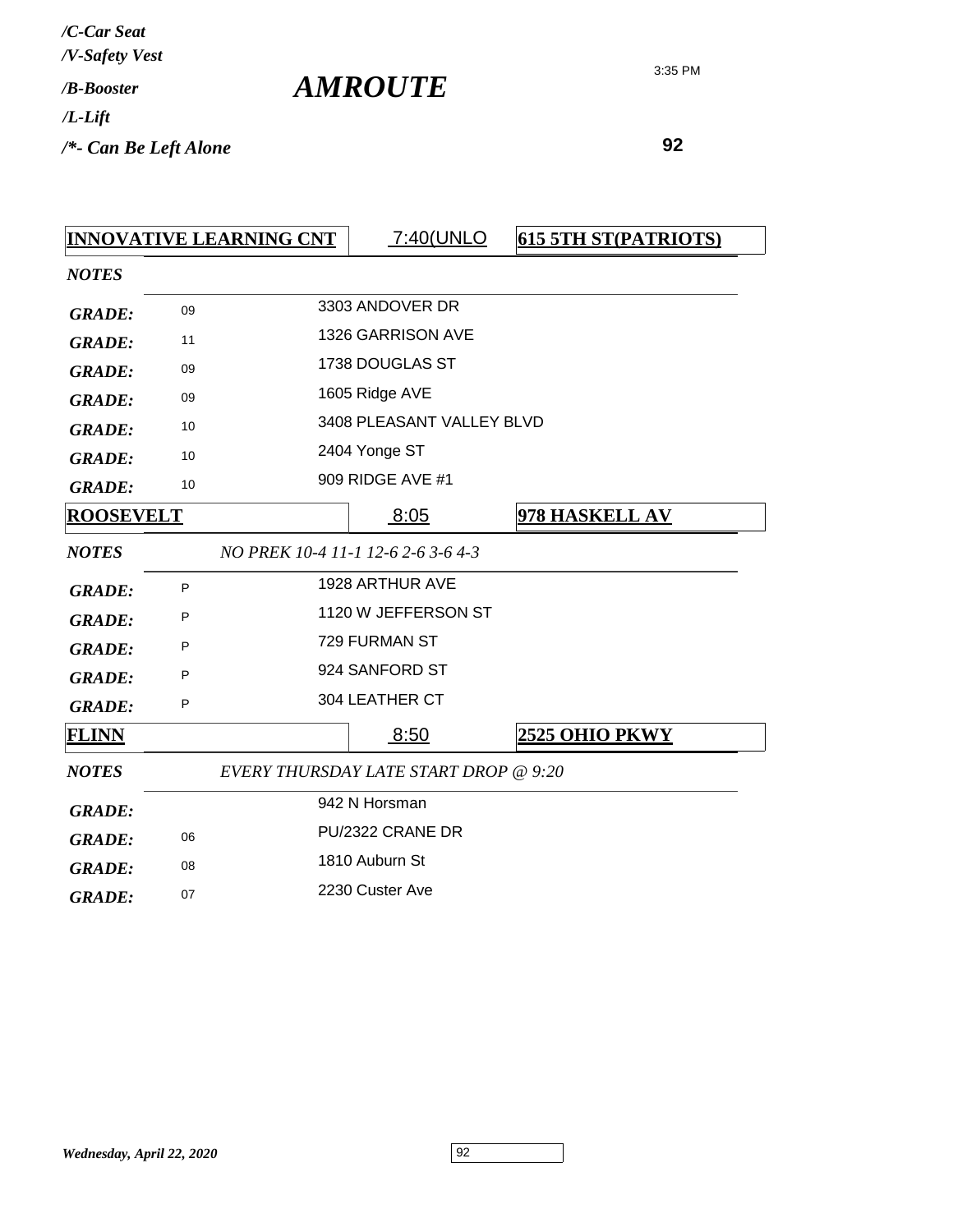*/C-Car Seat*
*/V-Safety Vest*
*/B-Booster*
*/L-Lift*
*/*- Can Be Left Alone*

# *AMROUTE*

3:35 PM

**92**

| **INNOVATIVE LEARNING CNT** | 7:40(UNLO | **615 5TH ST(PATRIOTS)** |
|---|---|---|
| *NOTES* | | |
| *GRADE:* 09 | 3303 ANDOVER DR | |
| *GRADE:* 11 | 1326 GARRISON AVE | |
| *GRADE:* 09 | 1738 DOUGLAS ST | |
| *GRADE:* 09 | 1605 Ridge AVE | |
| *GRADE:* 10 | 3408 PLEASANT VALLEY BLVD | |
| *GRADE:* 10 | 2404 Yonge ST | |
| *GRADE:* 10 | 909 RIDGE AVE #1 | |

| **ROOSEVELT** | 8:05 | **978 HASKELL AV** |
|---|---|---|
| *NOTES* | *NO PREK 10-4 11-1 12-6 2-6 3-6 4-3* | |
| *GRADE:* P | 1928 ARTHUR AVE | |
| *GRADE:* P | 1120 W JEFFERSON ST | |
| *GRADE:* P | 729 FURMAN ST | |
| *GRADE:* P | 924 SANFORD ST | |
| *GRADE:* P | 304 LEATHER CT | |

| **FLINN** | 8:50 | **2525 OHIO PKWY** |
|---|---|---|
| *NOTES* | *EVERY THURSDAY LATE START DROP @ 9:20* | |
| *GRADE:* | 942 N Horsman | |
| *GRADE:* 06 | PU/2322 CRANE DR | |
| *GRADE:* 08 | 1810 Auburn St | |
| *GRADE:* 07 | 2230 Custer Ave | |

*Wednesday, April 22, 2020*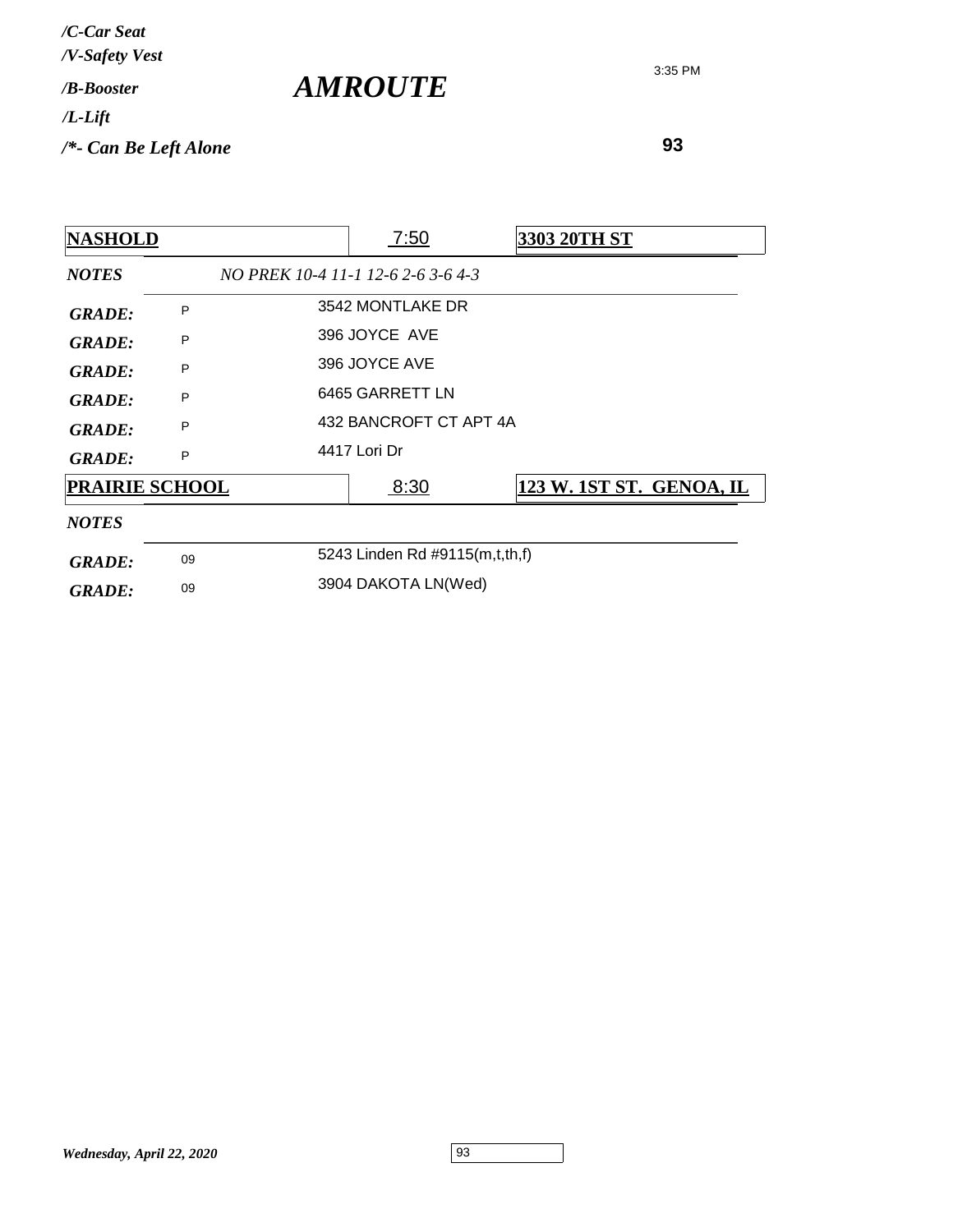*/C-Car Seat*
*/V-Safety Vest*
*/B-Booster*
*/L-Lift*
*/*- Can Be Left Alone*

# *AMROUTE*

3:35 PM

**93**

| **NASHOLD** | | 7:50 | **3303 20TH ST** |
|---|---|---|---|
| ***NOTES*** | | *NO PREK 10-4 11-1 12-6 2-6 3-6 4-3* | |
| ***GRADE:*** | P | 3542 MONTLAKE DR | |
| ***GRADE:*** | P | 396 JOYCE AVE | |
| ***GRADE:*** | P | 396 JOYCE AVE | |
| ***GRADE:*** | P | 6465 GARRETT LN | |
| ***GRADE:*** | P | 432 BANCROFT CT APT 4A | |
| ***GRADE:*** | P | 4417 Lori Dr | |

| **PRAIRIE SCHOOL** | | 8:30 | **123 W. 1ST ST. GENOA, IL** |
|---|---|---|---|
| ***NOTES*** | | | |
| ***GRADE:*** | 09 | 5243 Linden Rd #9115(m,t,th,f) | |
| ***GRADE:*** | 09 | 3904 DAKOTA LN(Wed) | |

*Wednesday, April 22, 2020*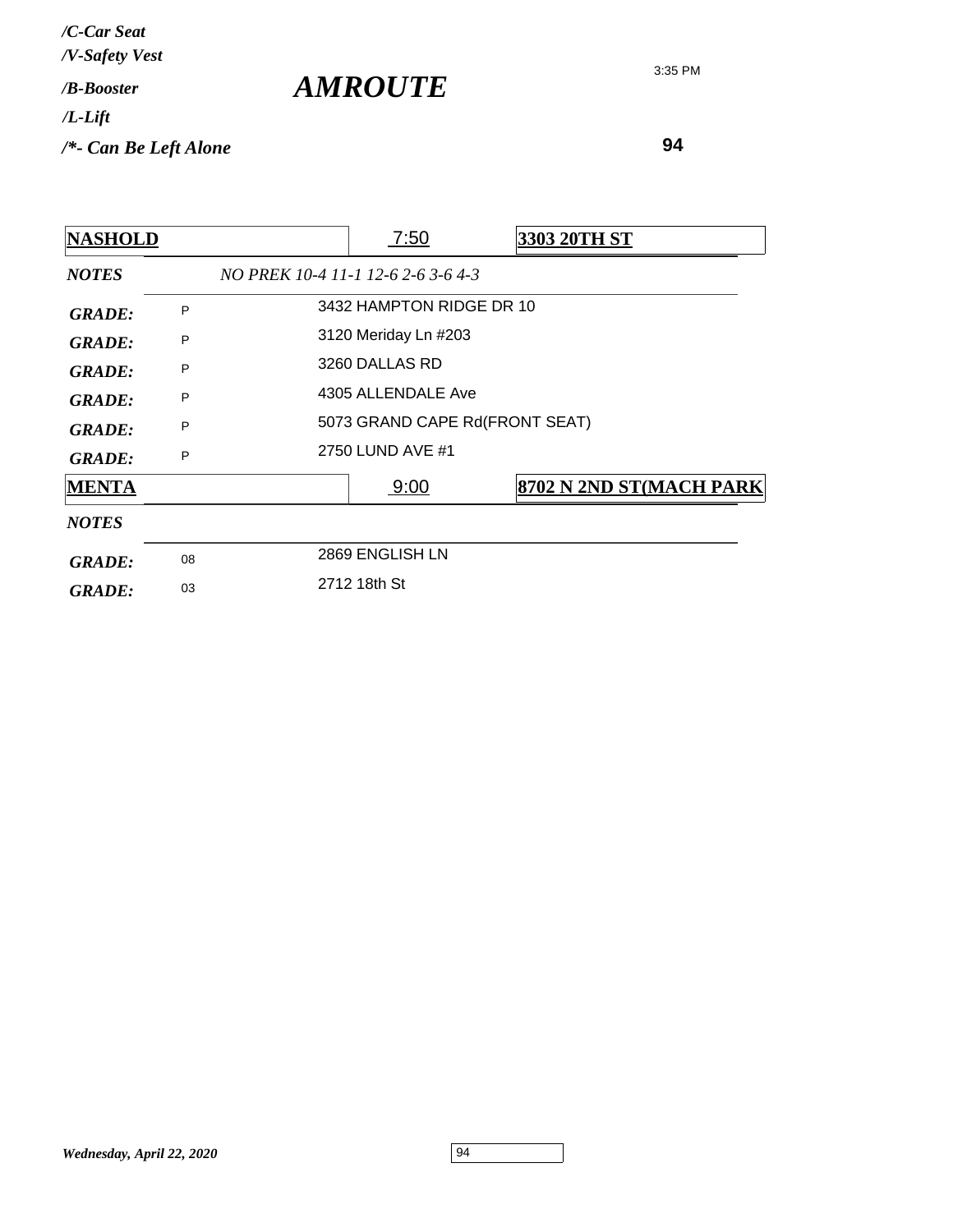*/C-Car Seat*
*/V-Safety Vest*
*/B-Booster*
*/L-Lift*
*/*- Can Be Left Alone*

# *AMROUTE*

3:35 PM

**94**

| **NASHOLD** | | 7:50 | **3303 20TH ST** |
|---|---|---|---|
| ***NOTES*** | *NO PREK 10-4 11-1 12-6 2-6 3-6 4-3* | | |
| ***GRADE:*** | P | 3432 HAMPTON RIDGE DR 10 | |
| ***GRADE:*** | P | 3120 Meriday Ln #203 | |
| ***GRADE:*** | P | 3260 DALLAS RD | |
| ***GRADE:*** | P | 4305 ALLENDALE Ave | |
| ***GRADE:*** | P | 5073 GRAND CAPE Rd(FRONT SEAT) | |
| ***GRADE:*** | P | 2750 LUND AVE #1 | |

| **MENTA** | | 9:00 | **8702 N 2ND ST(MACH PARK** |
|---|---|---|---|
| ***NOTES*** | | | |
| ***GRADE:*** | 08 | 2869 ENGLISH LN | |
| ***GRADE:*** | 03 | 2712 18th St | |

*Wednesday, April 22, 2020*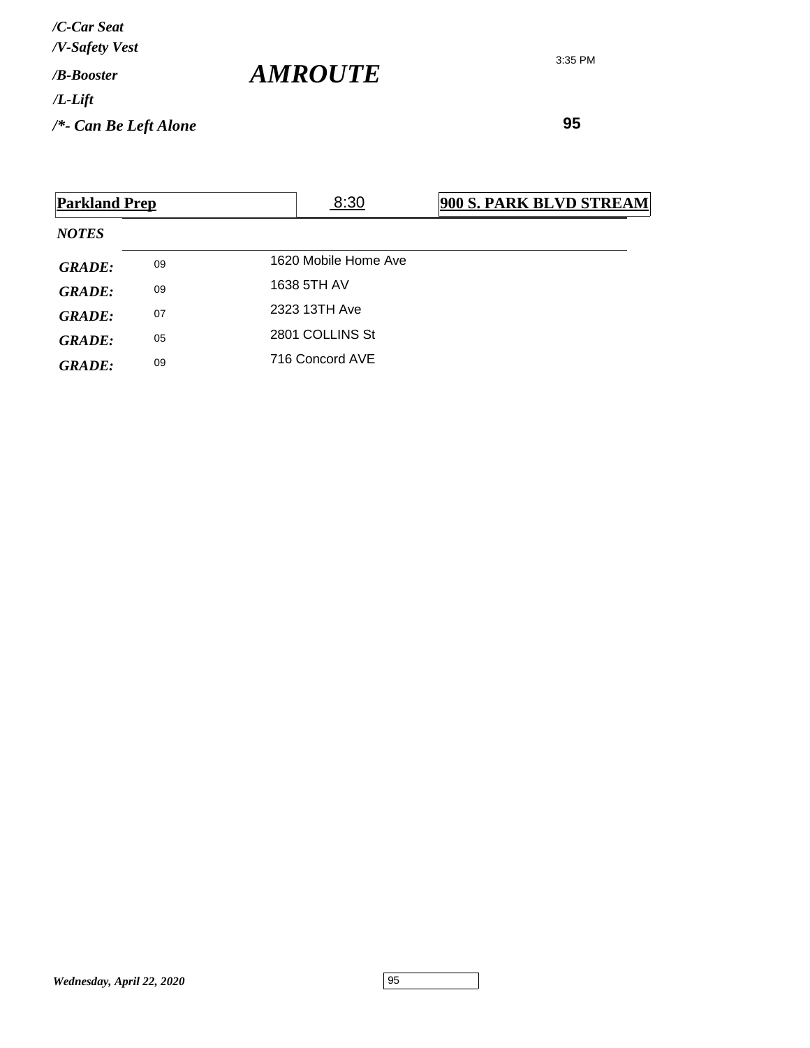*/C-Car Seat*
*/V-Safety Vest*
*/B-Booster*
*/L-Lift*
*/*- Can Be Left Alone*

# *AMROUTE*

3:35 PM

**95**

| **Parkland Prep** | 8:30 | **900 S. PARK BLVD STREAM** |
|---|---|---|

***NOTES***

| | | |
|---|---|---|
| ***GRADE:*** | 09 | 1620 Mobile Home Ave |
| ***GRADE:*** | 09 | 1638 5TH AV |
| ***GRADE:*** | 07 | 2323 13TH Ave |
| ***GRADE:*** | 05 | 2801 COLLINS St |
| ***GRADE:*** | 09 | 716 Concord AVE |

*Wednesday, April 22, 2020*

95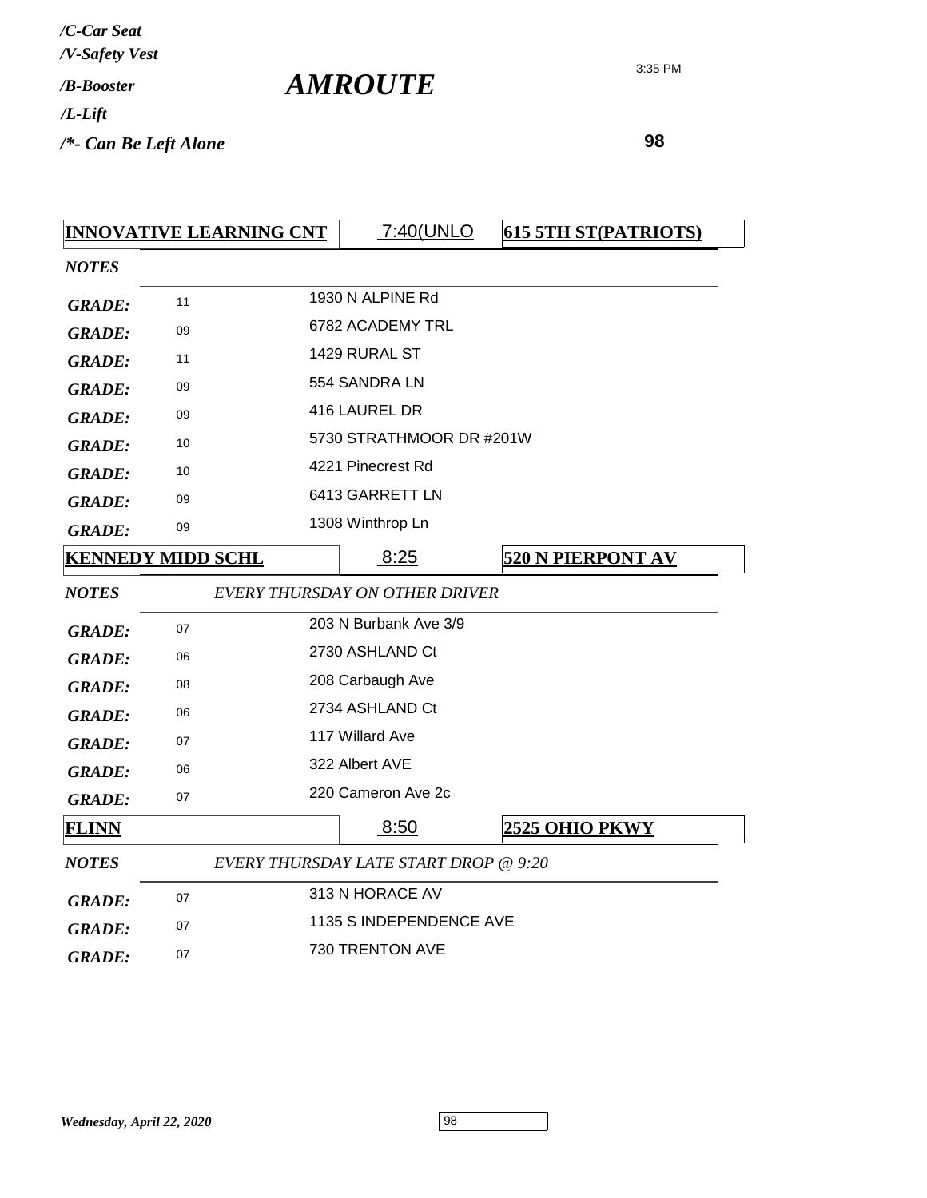*/C-Car Seat*
*/V-Safety Vest*
*/B-Booster*
*/L-Lift*
*/*- Can Be Left Alone*

# *AMROUTE*

3:35 PM

**98**

| **INNOVATIVE LEARNING CNT** | 7:40(UNLO | **615 5TH ST(PATRIOTS)** |
|---|---|---|
| ***NOTES*** | | |
| ***GRADE:*** 11 | 1930 N ALPINE Rd | |
| ***GRADE:*** 09 | 6782 ACADEMY TRL | |
| ***GRADE:*** 11 | 1429 RURAL ST | |
| ***GRADE:*** 09 | 554 SANDRA LN | |
| ***GRADE:*** 09 | 416 LAUREL DR | |
| ***GRADE:*** 10 | 5730 STRATHMOOR DR #201W | |
| ***GRADE:*** 10 | 4221 Pinecrest Rd | |
| ***GRADE:*** 09 | 6413 GARRETT LN | |
| ***GRADE:*** 09 | 1308 Winthrop Ln | |

| **KENNEDY MIDD SCHL** | 8:25 | **520 N PIERPONT AV** |
|---|---|---|
| ***NOTES*** | *EVERY THURSDAY ON OTHER DRIVER* | |
| ***GRADE:*** 07 | 203 N Burbank Ave 3/9 | |
| ***GRADE:*** 06 | 2730 ASHLAND Ct | |
| ***GRADE:*** 08 | 208 Carbaugh Ave | |
| ***GRADE:*** 06 | 2734 ASHLAND Ct | |
| ***GRADE:*** 07 | 117 Willard Ave | |
| ***GRADE:*** 06 | 322 Albert AVE | |
| ***GRADE:*** 07 | 220 Cameron Ave 2c | |

| **FLINN** | 8:50 | **2525 OHIO PKWY** |
|---|---|---|
| ***NOTES*** | *EVERY THURSDAY LATE START DROP @ 9:20* | |
| ***GRADE:*** 07 | 313 N HORACE AV | |
| ***GRADE:*** 07 | 1135 S INDEPENDENCE AVE | |
| ***GRADE:*** 07 | 730 TRENTON AVE | |

*Wednesday, April 22, 2020*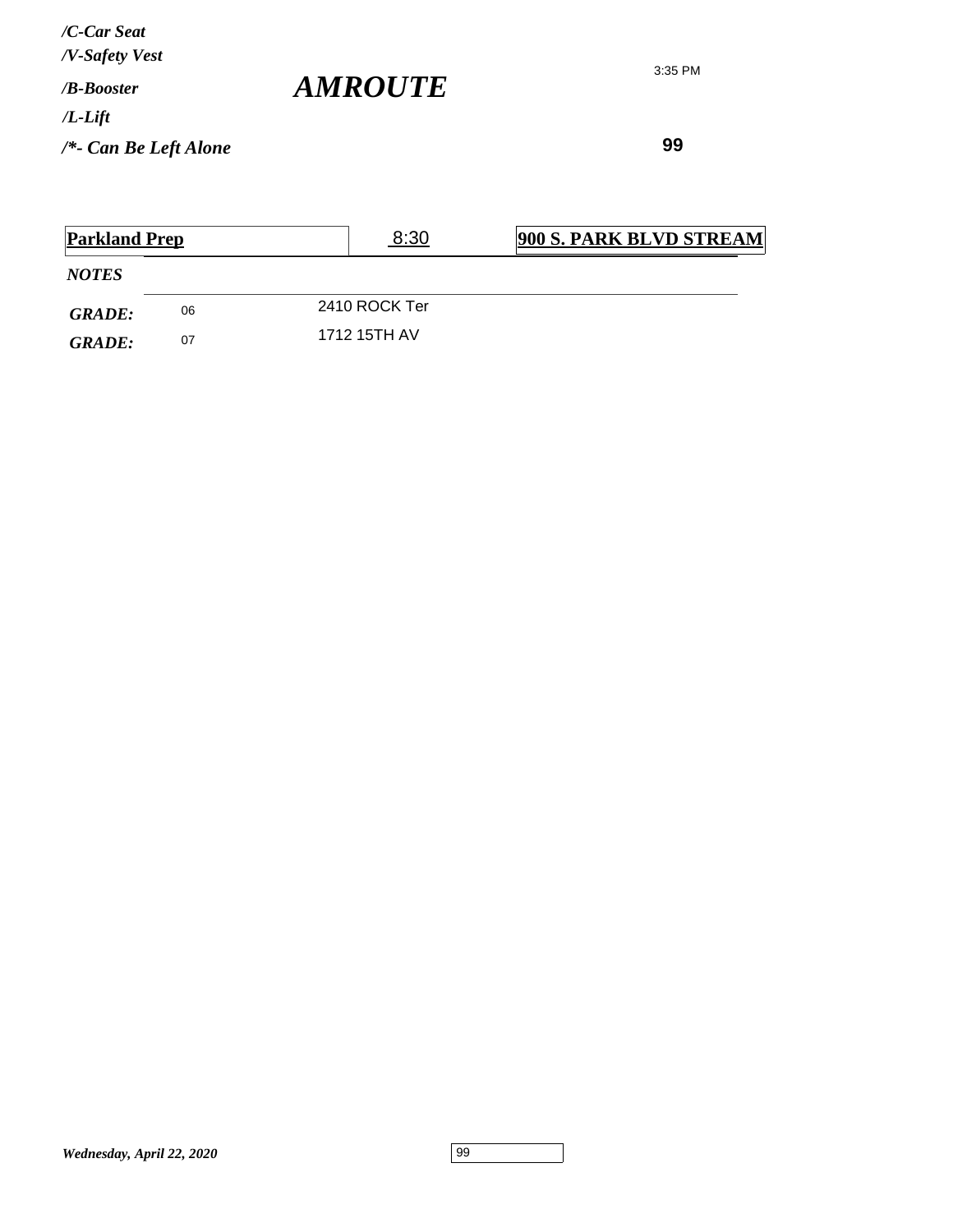*/C-Car Seat*
*/V-Safety Vest*
*/B-Booster*
*/L-Lift*
*/*- Can Be Left Alone*

# *AMROUTE*

3:35 PM

**99**

| **Parkland Prep** | 8:30 | **900 S. PARK BLVD STREAM** |
|---|---|---|

*NOTES*

| | | |
|---|---|---|
| ***GRADE:*** | 06 | 2410 ROCK Ter |
| ***GRADE:*** | 07 | 1712 15TH AV |

*Wednesday, April 22, 2020*

99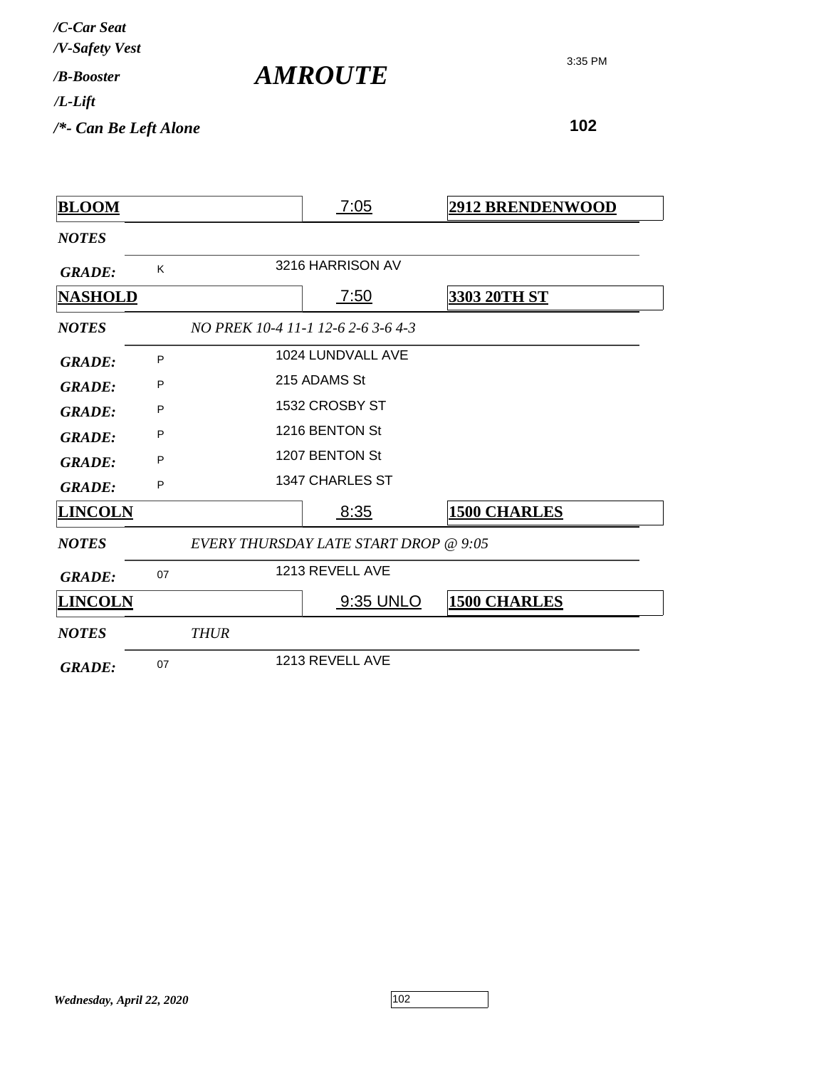*/C-Car Seat*
*/V-Safety Vest*
*/B-Booster*
*/L-Lift*
*/*- Can Be Left Alone*

# *AMROUTE*

3:35 PM

**102**

| **BLOOM** | 7:05 | **2912 BRENDENWOOD** |
|---|---|---|
| ***NOTES*** | | |
| ***GRADE:*** K | 3216 HARRISON AV | |
| **NASHOLD** | 7:50 | **3303 20TH ST** |
| ***NOTES*** | *NO PREK 10-4 11-1 12-6 2-6 3-6 4-3* | |
| ***GRADE:*** P | 1024 LUNDVALL AVE | |
| ***GRADE:*** P | 215 ADAMS St | |
| ***GRADE:*** P | 1532 CROSBY ST | |
| ***GRADE:*** P | 1216 BENTON St | |
| ***GRADE:*** P | 1207 BENTON St | |
| ***GRADE:*** P | 1347 CHARLES ST | |
| **LINCOLN** | 8:35 | **1500 CHARLES** |
| ***NOTES*** | *EVERY THURSDAY LATE START DROP @ 9:05* | |
| ***GRADE:*** 07 | 1213 REVELL AVE | |
| **LINCOLN** | 9:35 UNLO | **1500 CHARLES** |
| ***NOTES*** | *THUR* | |
| ***GRADE:*** 07 | 1213 REVELL AVE | |

*Wednesday, April 22, 2020*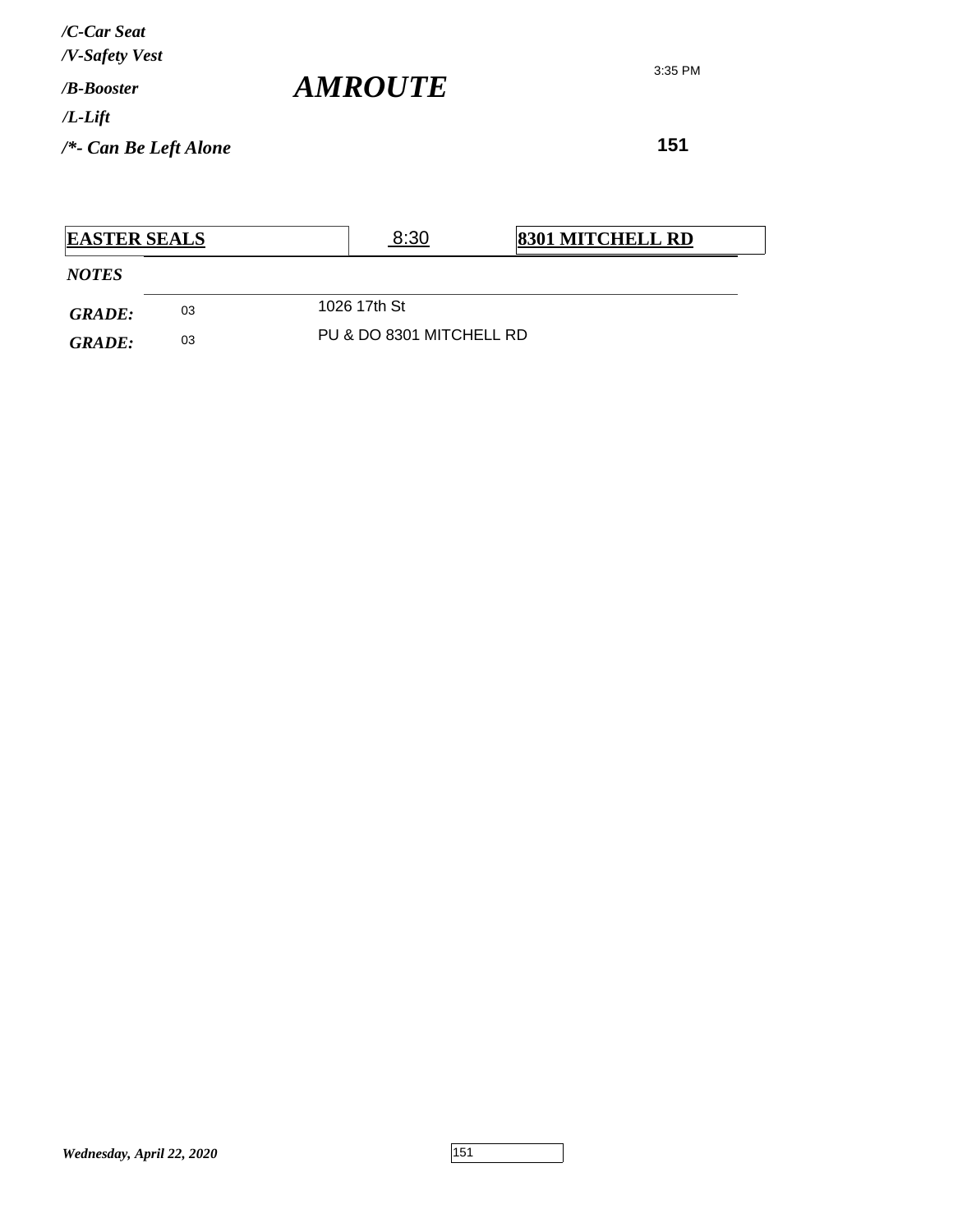*/C-Car Seat*
*/V-Safety Vest*
*/B-Booster*
*/L-Lift*
*/*- Can Be Left Alone*

# *AMROUTE*

3:35 PM

**151**

| **EASTER SEALS** | 8:30 | **8301 MITCHELL RD** |
|---|---|---|

***NOTES***

| | | |
|---|---|---|
| ***GRADE:*** | 03 | 1026 17th St |
| ***GRADE:*** | 03 | PU & DO 8301 MITCHELL RD |

*Wednesday, April 22, 2020*

151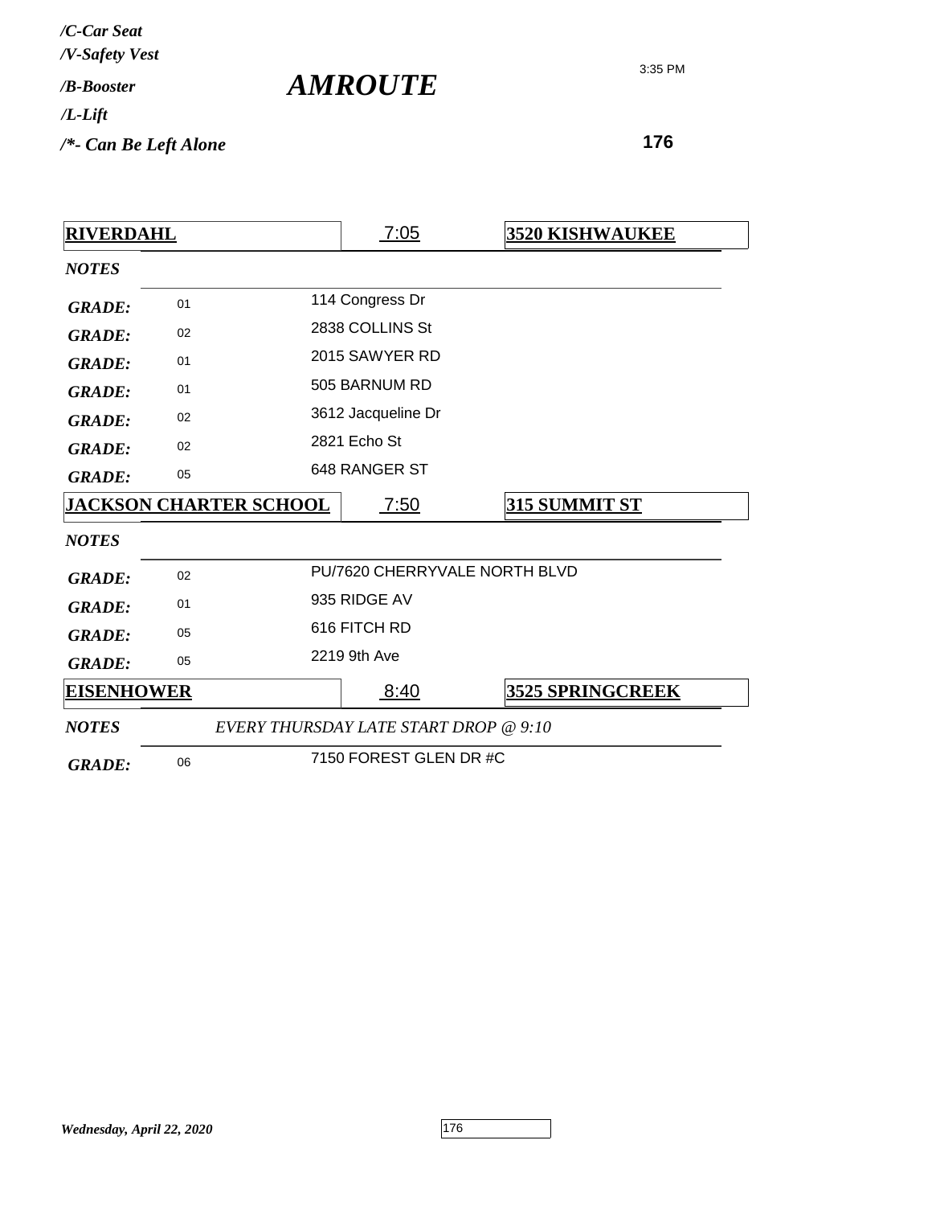*/C-Car Seat*
*/V-Safety Vest*
*/B-Booster*
*/L-Lift*
*/*- Can Be Left Alone*

# *AMROUTE*

3:35 PM

**176**

| **RIVERDAHL** | 7:05 | **3520 KISHWAUKEE** |
|---|---|---|
| *NOTES* | | |
| *GRADE:* 01 | 114 Congress Dr | |
| *GRADE:* 02 | 2838 COLLINS St | |
| *GRADE:* 01 | 2015 SAWYER RD | |
| *GRADE:* 01 | 505 BARNUM RD | |
| *GRADE:* 02 | 3612 Jacqueline Dr | |
| *GRADE:* 02 | 2821 Echo St | |
| *GRADE:* 05 | 648 RANGER ST | |

| **JACKSON CHARTER SCHOOL** | 7:50 | **315 SUMMIT ST** |
|---|---|---|
| *NOTES* | | |
| *GRADE:* 02 | PU/7620 CHERRYVALE NORTH BLVD | |
| *GRADE:* 01 | 935 RIDGE AV | |
| *GRADE:* 05 | 616 FITCH RD | |
| *GRADE:* 05 | 2219 9th Ave | |

| **EISENHOWER** | 8:40 | **3525 SPRINGCREEK** |
|---|---|---|
| *NOTES* | *EVERY THURSDAY LATE START DROP @ 9:10* | |
| *GRADE:* 06 | 7150 FOREST GLEN DR #C | |

*Wednesday, April 22, 2020*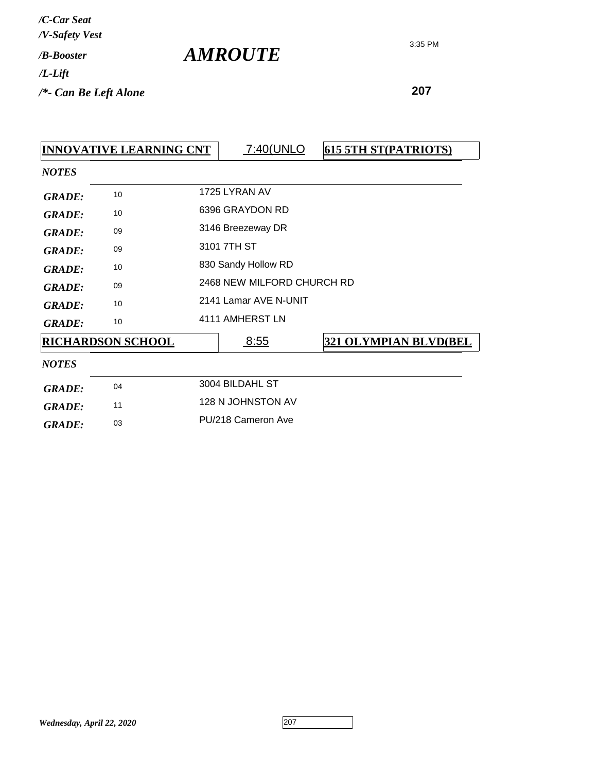*/C-Car Seat*
*/V-Safety Vest*
*/B-Booster*
*/L-Lift*
*/*- Can Be Left Alone*

# *AMROUTE*

3:35 PM

**207**

| **INNOVATIVE LEARNING CNT** | 7:40(UNLO | **615 5TH ST(PATRIOTS)** |
|---|---|---|
| ***NOTES*** | | |
| ***GRADE:*** 10 | 1725 LYRAN AV | |
| ***GRADE:*** 10 | 6396 GRAYDON RD | |
| ***GRADE:*** 09 | 3146 Breezeway DR | |
| ***GRADE:*** 09 | 3101 7TH ST | |
| ***GRADE:*** 10 | 830 Sandy Hollow RD | |
| ***GRADE:*** 09 | 2468 NEW MILFORD CHURCH RD | |
| ***GRADE:*** 10 | 2141 Lamar AVE N-UNIT | |
| ***GRADE:*** 10 | 4111 AMHERST LN | |

| **RICHARDSON SCHOOL** | 8:55 | **321 OLYMPIAN BLVD(BEL** |
|---|---|---|
| ***NOTES*** | | |
| ***GRADE:*** 04 | 3004 BILDAHL ST | |
| ***GRADE:*** 11 | 128 N JOHNSTON AV | |
| ***GRADE:*** 03 | PU/218 Cameron Ave | |

*Wednesday, April 22, 2020*

207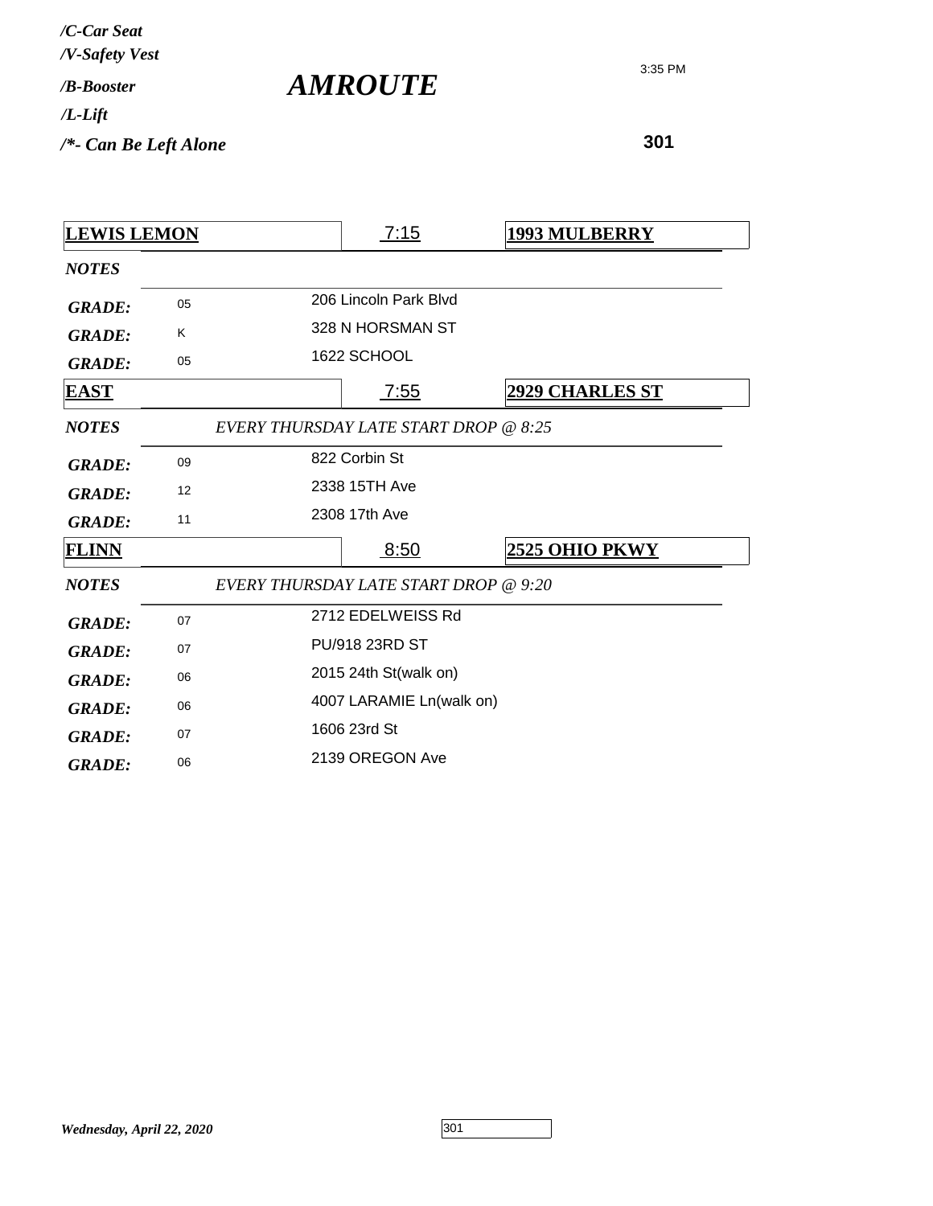*/C-Car Seat*
*/V-Safety Vest*
*/B-Booster*
*/L-Lift*
*/\*- Can Be Left Alone*

# *AMROUTE*

3:35 PM

**301**

| **LEWIS LEMON** | **7:15** | **1993 MULBERRY** |
|---|---|---|
| *NOTES* | | |
| *GRADE:* 05 | 206 Lincoln Park Blvd | |
| *GRADE:* K | 328 N HORSMAN ST | |
| *GRADE:* 05 | 1622 SCHOOL | |

| **EAST** | **7:55** | **2929 CHARLES ST** |
|---|---|---|
| *NOTES* | *EVERY THURSDAY LATE START DROP @ 8:25* | |
| *GRADE:* 09 | 822 Corbin St | |
| *GRADE:* 12 | 2338 15TH Ave | |
| *GRADE:* 11 | 2308 17th Ave | |

| **FLINN** | **8:50** | **2525 OHIO PKWY** |
|---|---|---|
| *NOTES* | *EVERY THURSDAY LATE START DROP @ 9:20* | |
| *GRADE:* 07 | 2712 EDELWEISS Rd | |
| *GRADE:* 07 | PU/918 23RD ST | |
| *GRADE:* 06 | 2015 24th St(walk on) | |
| *GRADE:* 06 | 4007 LARAMIE Ln(walk on) | |
| *GRADE:* 07 | 1606 23rd St | |
| *GRADE:* 06 | 2139 OREGON Ave | |

*Wednesday, April 22, 2020*

301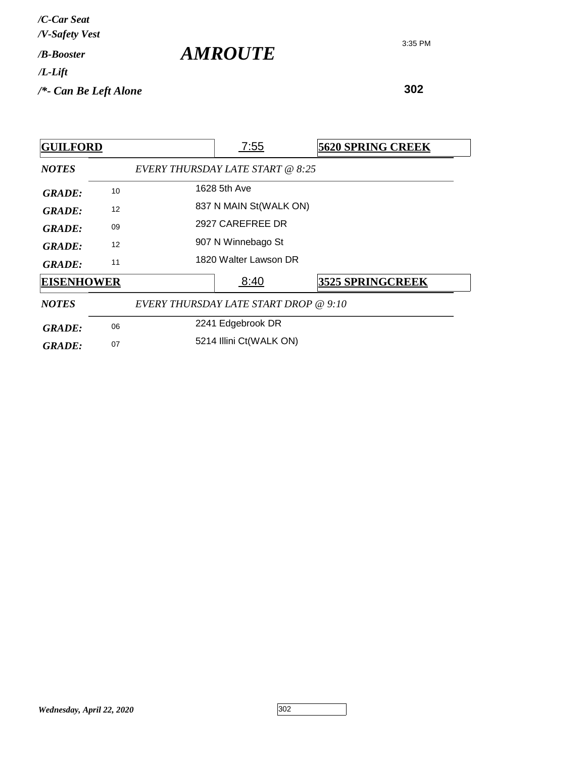*/C-Car Seat*
*/V-Safety Vest*
*/B-Booster*
*/L-Lift*
*/*- Can Be Left Alone*

# *AMROUTE*

3:35 PM

**302**

| **GUILFORD** | | 7:55 | **5620 SPRING CREEK** |
|---|---|---|---|
| *NOTES* | *EVERY THURSDAY LATE START @ 8:25* | | |
| *GRADE:* | 10 | 1628 5th Ave | |
| *GRADE:* | 12 | 837 N MAIN St(WALK ON) | |
| *GRADE:* | 09 | 2927 CAREFREE DR | |
| *GRADE:* | 12 | 907 N Winnebago St | |
| *GRADE:* | 11 | 1820 Walter Lawson DR | |

| **EISENHOWER** | | 8:40 | **3525 SPRINGCREEK** |
|---|---|---|---|
| *NOTES* | *EVERY THURSDAY LATE START DROP @ 9:10* | | |
| *GRADE:* | 06 | 2241 Edgebrook DR | |
| *GRADE:* | 07 | 5214 Illini Ct(WALK ON) | |

*Wednesday, April 22, 2020*

302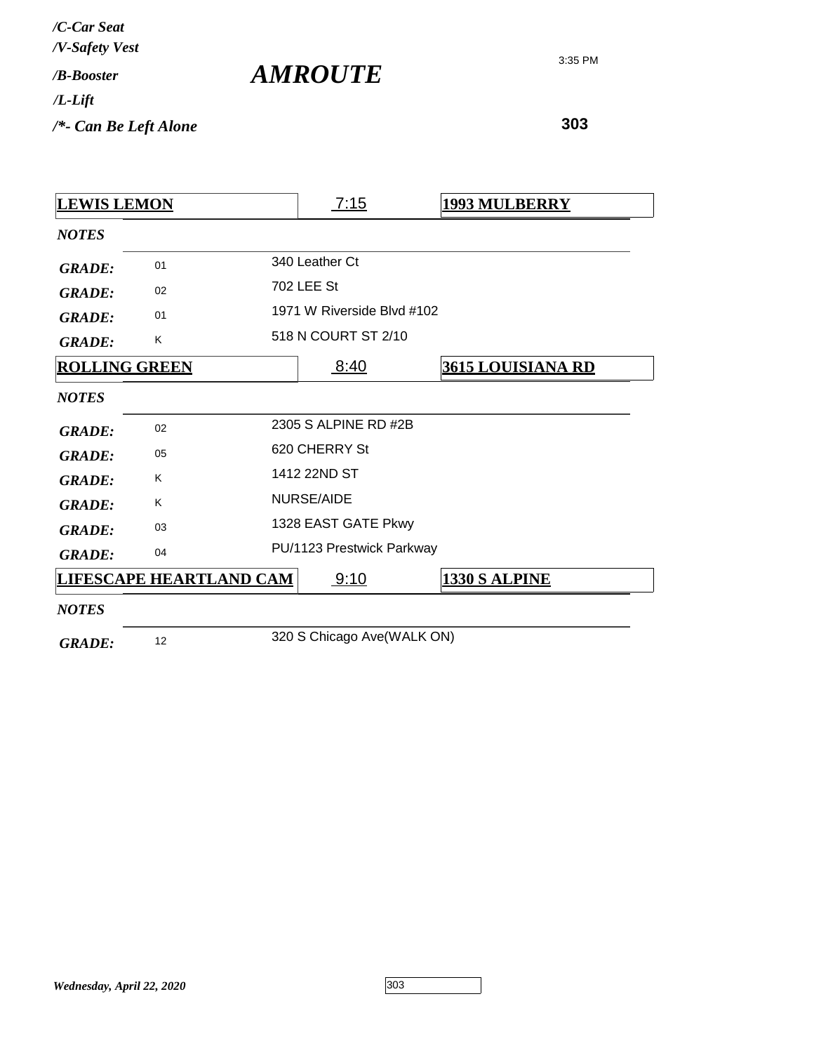*/C-Car Seat*
*/V-Safety Vest*
*/B-Booster*
*/L-Lift*
*/\*- Can Be Left Alone*

# *AMROUTE*

3:35 PM

**303**

| **LEWIS LEMON** | 7:15 | **1993 MULBERRY** |
|---|---|---|
| *NOTES* | | |
| *GRADE:* 01 | 340 Leather Ct | |
| *GRADE:* 02 | 702 LEE St | |
| *GRADE:* 01 | 1971 W Riverside Blvd #102 | |
| *GRADE:* K | 518 N COURT ST 2/10 | |

| **ROLLING GREEN** | 8:40 | **3615 LOUISIANA RD** |
|---|---|---|
| *NOTES* | | |
| *GRADE:* 02 | 2305 S ALPINE RD #2B | |
| *GRADE:* 05 | 620 CHERRY St | |
| *GRADE:* K | 1412 22ND ST | |
| *GRADE:* K | NURSE/AIDE | |
| *GRADE:* 03 | 1328 EAST GATE Pkwy | |
| *GRADE:* 04 | PU/1123 Prestwick Parkway | |

| **LIFESCAPE HEARTLAND CAM** | 9:10 | **1330 S ALPINE** |
|---|---|---|
| *NOTES* | | |
| *GRADE:* 12 | 320 S Chicago Ave(WALK ON) | |

*Wednesday, April 22, 2020*

303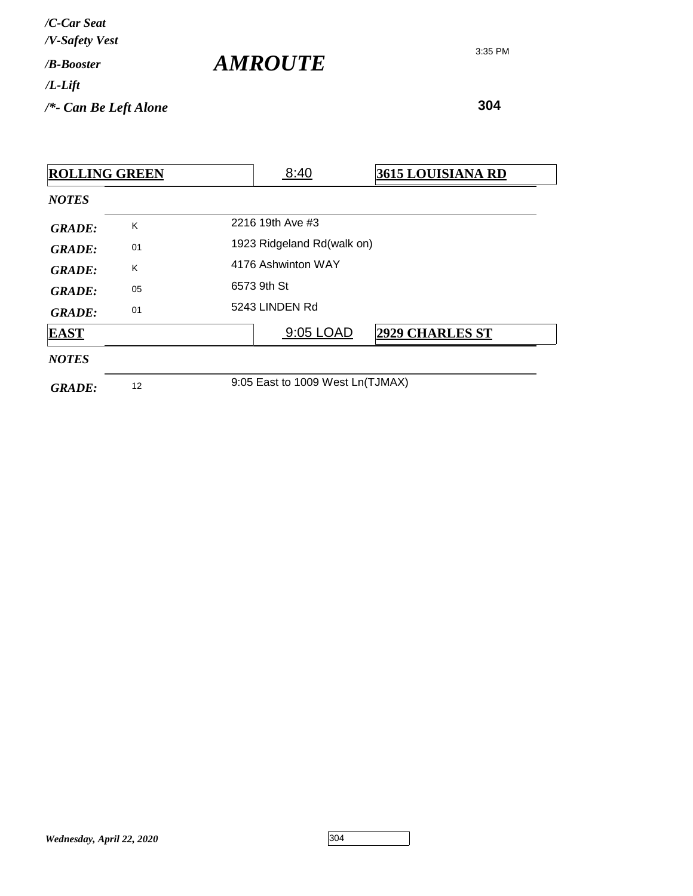*/C-Car Seat*
*/V-Safety Vest*
*/B-Booster*
*/L-Lift*
*/*- Can Be Left Alone*

# *AMROUTE*

3:35 PM

**304**

| **ROLLING GREEN** | 8:40 | **3615 LOUISIANA RD** |
|---|---|---|
| *NOTES* | | |
| *GRADE:* K | 2216 19th Ave #3 | |
| *GRADE:* 01 | 1923 Ridgeland Rd(walk on) | |
| *GRADE:* K | 4176 Ashwinton WAY | |
| *GRADE:* 05 | 6573 9th St | |
| *GRADE:* 01 | 5243 LINDEN Rd | |

| **EAST** | 9:05 LOAD | **2929 CHARLES ST** |
|---|---|---|
| *NOTES* | | |
| *GRADE:* 12 | 9:05 East to 1009 West Ln(TJMAX) | |

*Wednesday, April 22, 2020*

304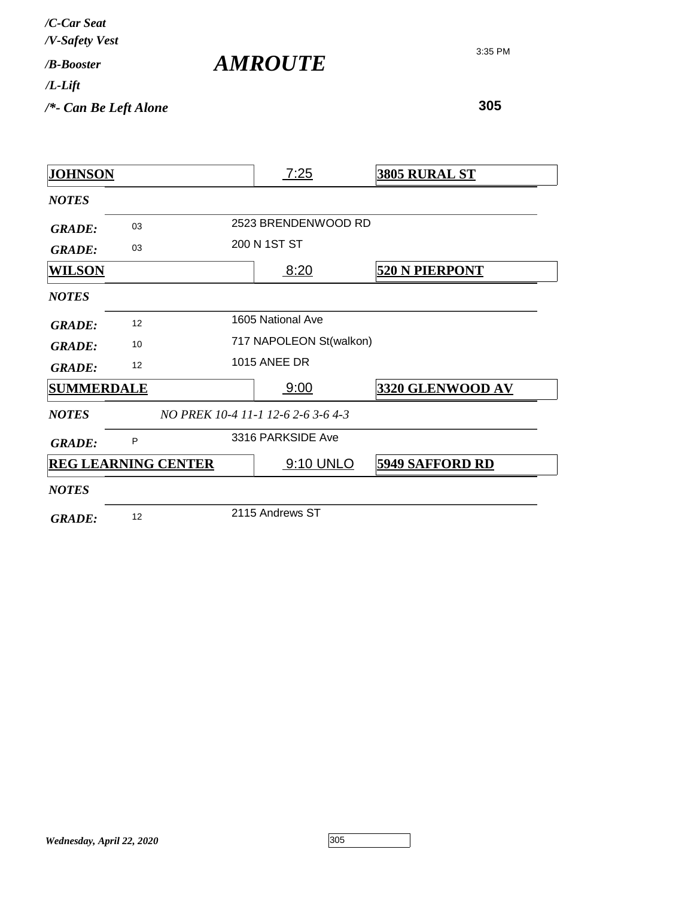*/C-Car Seat*
*/V-Safety Vest*
*/B-Booster*
*/L-Lift*
*/\*- Can Be Left Alone*

# *AMROUTE*

3:35 PM

**305**

| **JOHNSON** | 7:25 | **3805 RURAL ST** |
|---|---|---|
| *NOTES* | | |
| *GRADE:* 03 | 2523 BRENDENWOOD RD | |
| *GRADE:* 03 | 200 N 1ST ST | |
| **WILSON** | 8:20 | **520 N PIERPONT** |
| *NOTES* | | |
| *GRADE:* 12 | 1605 National Ave | |
| *GRADE:* 10 | 717 NAPOLEON St(walkon) | |
| *GRADE:* 12 | 1015 ANEE DR | |
| **SUMMERDALE** | 9:00 | **3320 GLENWOOD AV** |
| *NOTES* | *NO PREK 10-4 11-1 12-6 2-6 3-6 4-3* | |
| *GRADE:* P | 3316 PARKSIDE Ave | |
| **REG LEARNING CENTER** | 9:10 UNLO | **5949 SAFFORD RD** |
| *NOTES* | | |
| *GRADE:* 12 | 2115 Andrews ST | |

*Wednesday, April 22, 2020*

305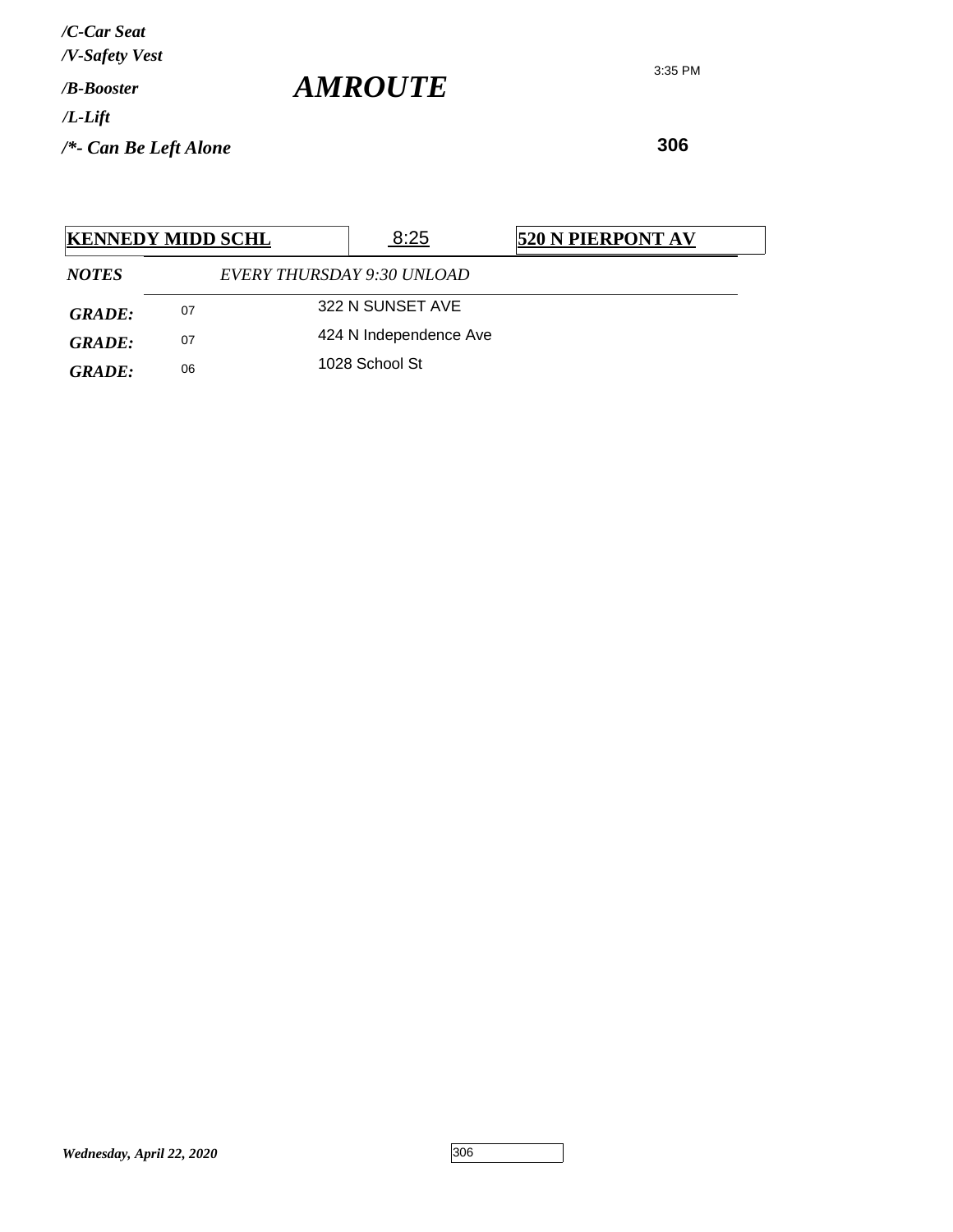*/C-Car Seat*
*/V-Safety Vest*
*/B-Booster*
*/L-Lift*
*/*- Can Be Left Alone*

# *AMROUTE*

3:35 PM

**306**

| **KENNEDY MIDD SCHL** | 8:25 | **520 N PIERPONT AV** |
|---|---|---|

*NOTES* *EVERY THURSDAY 9:30 UNLOAD*

| | | |
|---|---|---|
| ***GRADE:*** | 07 | 322 N SUNSET AVE |
| ***GRADE:*** | 07 | 424 N Independence Ave |
| ***GRADE:*** | 06 | 1028 School St |

*Wednesday, April 22, 2020*

306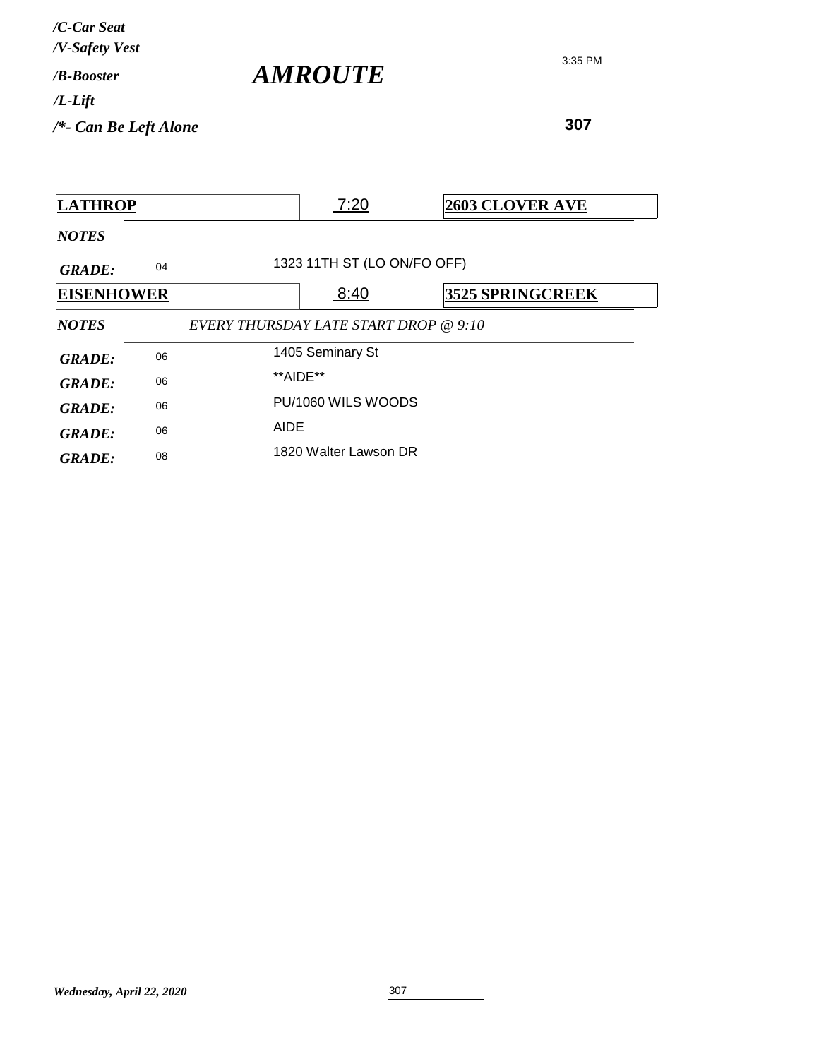*/C-Car Seat*
*/V-Safety Vest*
*/B-Booster*
*/L-Lift*
*/*- Can Be Left Alone*

# *AMROUTE*

3:35 PM

**307**

| **LATHROP** | | 7:20 | **2603 CLOVER AVE** |
|---|---|---|---|
| *NOTES* | | | |
| *GRADE:* | 04 | 1323 11TH ST (LO ON/FO OFF) | |

| **EISENHOWER** | | 8:40 | **3525 SPRINGCREEK** |
|---|---|---|---|
| *NOTES* | *EVERY THURSDAY LATE START DROP @ 9:10* | | |
| *GRADE:* | 06 | 1405 Seminary St | |
| *GRADE:* | 06 | **AIDE** | |
| *GRADE:* | 06 | PU/1060 WILS WOODS | |
| *GRADE:* | 06 | AIDE | |
| *GRADE:* | 08 | 1820 Walter Lawson DR | |

*Wednesday, April 22, 2020*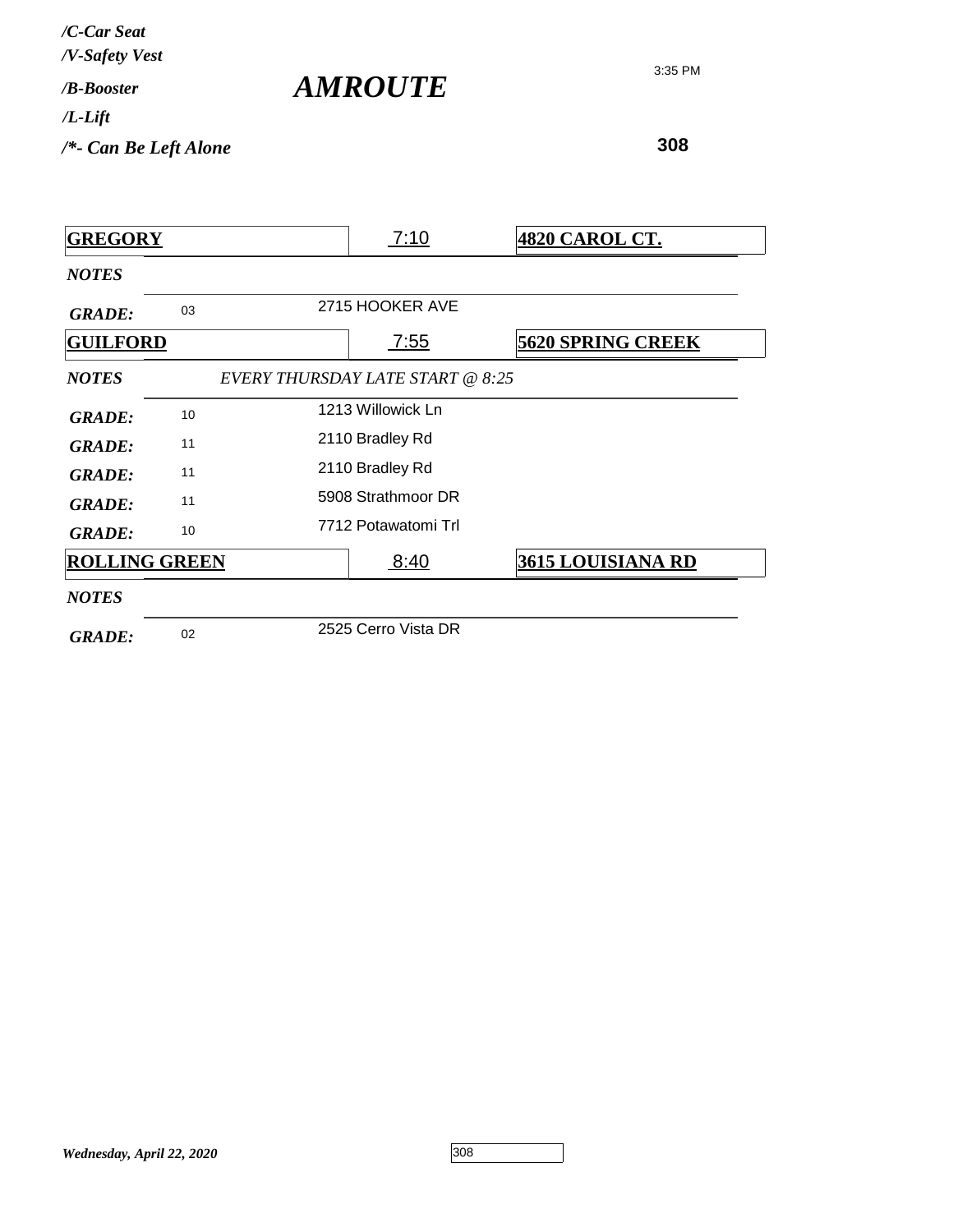*/C-Car Seat*
*/V-Safety Vest*
*/B-Booster*
*/L-Lift*
*/*- Can Be Left Alone*

# *AMROUTE*

3:35 PM

**308**

| **GREGORY** | 7:10 | **4820 CAROL CT.** |
|---|---|---|
| *NOTES* | | |
| *GRADE:* 03 | 2715 HOOKER AVE | |
| **GUILFORD** | 7:55 | **5620 SPRING CREEK** |
| *NOTES* | *EVERY THURSDAY LATE START @ 8:25* | |
| *GRADE:* 10 | 1213 Willowick Ln | |
| *GRADE:* 11 | 2110 Bradley Rd | |
| *GRADE:* 11 | 2110 Bradley Rd | |
| *GRADE:* 11 | 5908 Strathmoor DR | |
| *GRADE:* 10 | 7712 Potawatomi Trl | |
| **ROLLING GREEN** | 8:40 | **3615 LOUISIANA RD** |
| *NOTES* | | |
| *GRADE:* 02 | 2525 Cerro Vista DR | |

*Wednesday, April 22, 2020*

308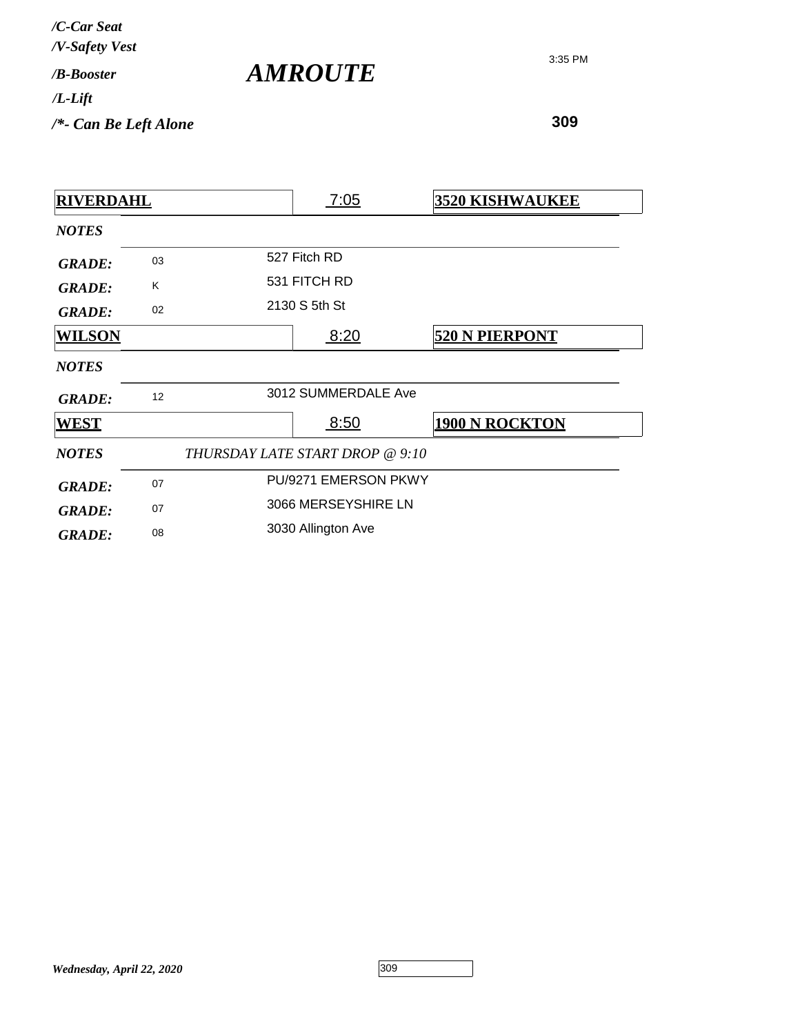*/C-Car Seat*
*/V-Safety Vest*
*/B-Booster*
*/L-Lift*
*/*- Can Be Left Alone*

# *AMROUTE*

3:35 PM

**309**

| **RIVERDAHL** | | 7:05 | **3520 KISHWAUKEE** |
|---|---|---|---|
| *NOTES* | | | |
| *GRADE:* | 03 | 527 Fitch RD | |
| *GRADE:* | K | 531 FITCH RD | |
| *GRADE:* | 02 | 2130 S 5th St | |

| **WILSON** | | 8:20 | **520 N PIERPONT** |
|---|---|---|---|
| *NOTES* | | | |
| *GRADE:* | 12 | 3012 SUMMERDALE Ave | |

| **WEST** | | 8:50 | **1900 N ROCKTON** |
|---|---|---|---|
| *NOTES* | *THURSDAY LATE START DROP @ 9:10* | | |
| *GRADE:* | 07 | PU/9271 EMERSON PKWY | |
| *GRADE:* | 07 | 3066 MERSEYSHIRE LN | |
| *GRADE:* | 08 | 3030 Allington Ave | |

*Wednesday, April 22, 2020*

309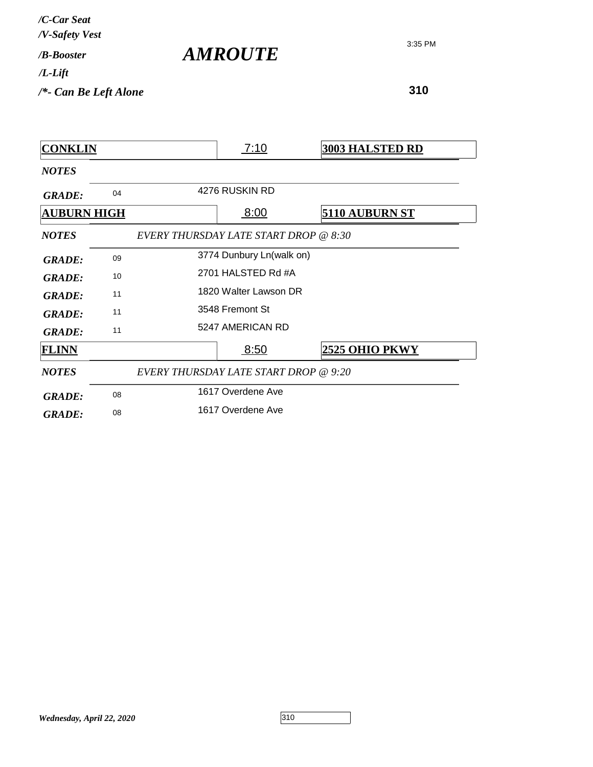*/C-Car Seat*
*/V-Safety Vest*
*/B-Booster*
*/L-Lift*
*/*- Can Be Left Alone*

# *AMROUTE*

3:35 PM

**310**

| **CONKLIN** | 7:10 | **3003 HALSTED RD** |
|---|---|---|
| ***NOTES*** | | |
| ***GRADE:*** 04 | 4276 RUSKIN RD | |

| **AUBURN HIGH** | 8:00 | **5110 AUBURN ST** |
|---|---|---|
| ***NOTES*** | *EVERY THURSDAY LATE START DROP @ 8:30* | |
| ***GRADE:*** 09 | 3774 Dunbury Ln(walk on) | |
| ***GRADE:*** 10 | 2701 HALSTED Rd #A | |
| ***GRADE:*** 11 | 1820 Walter Lawson DR | |
| ***GRADE:*** 11 | 3548 Fremont St | |
| ***GRADE:*** 11 | 5247 AMERICAN RD | |

| **FLINN** | 8:50 | **2525 OHIO PKWY** |
|---|---|---|
| ***NOTES*** | *EVERY THURSDAY LATE START DROP @ 9:20* | |
| ***GRADE:*** 08 | 1617 Overdene Ave | |
| ***GRADE:*** 08 | 1617 Overdene Ave | |

*Wednesday, April 22, 2020*

310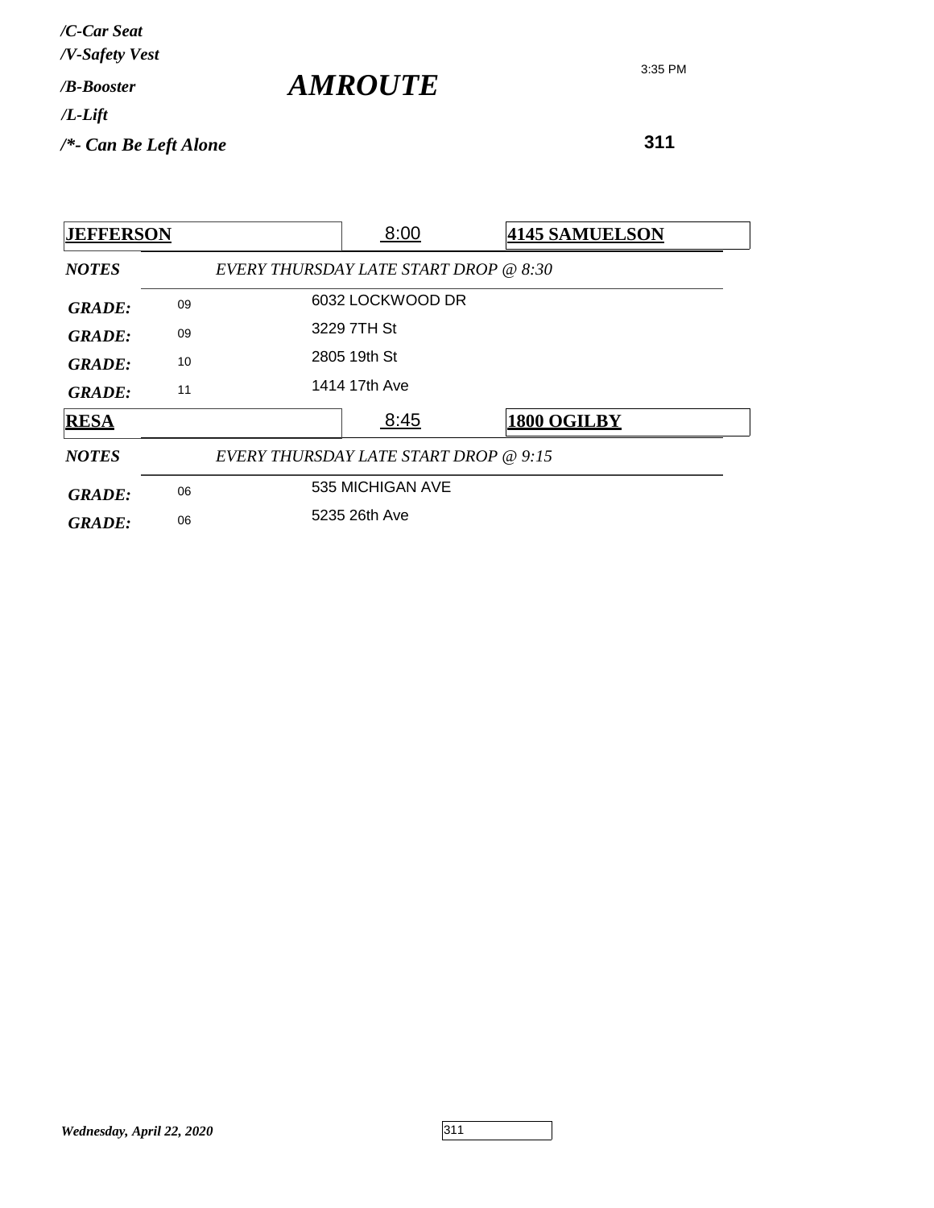*/C-Car Seat*
*/V-Safety Vest*
*/B-Booster*
*/L-Lift*
*/*- Can Be Left Alone*

# *AMROUTE*

3:35 PM

**311**

| **JEFFERSON** | | 8:00 | **4145 SAMUELSON** |
|---|---|---|---|
| ***NOTES*** | *EVERY THURSDAY LATE START DROP @ 8:30* | | |
| ***GRADE:*** | 09 | 6032 LOCKWOOD DR | |
| ***GRADE:*** | 09 | 3229 7TH St | |
| ***GRADE:*** | 10 | 2805 19th St | |
| ***GRADE:*** | 11 | 1414 17th Ave | |
| **RESA** | | 8:45 | **1800 OGILBY** |
| ***NOTES*** | *EVERY THURSDAY LATE START DROP @ 9:15* | | |
| ***GRADE:*** | 06 | 535 MICHIGAN AVE | |
| ***GRADE:*** | 06 | 5235 26th Ave | |

*Wednesday, April 22, 2020*

311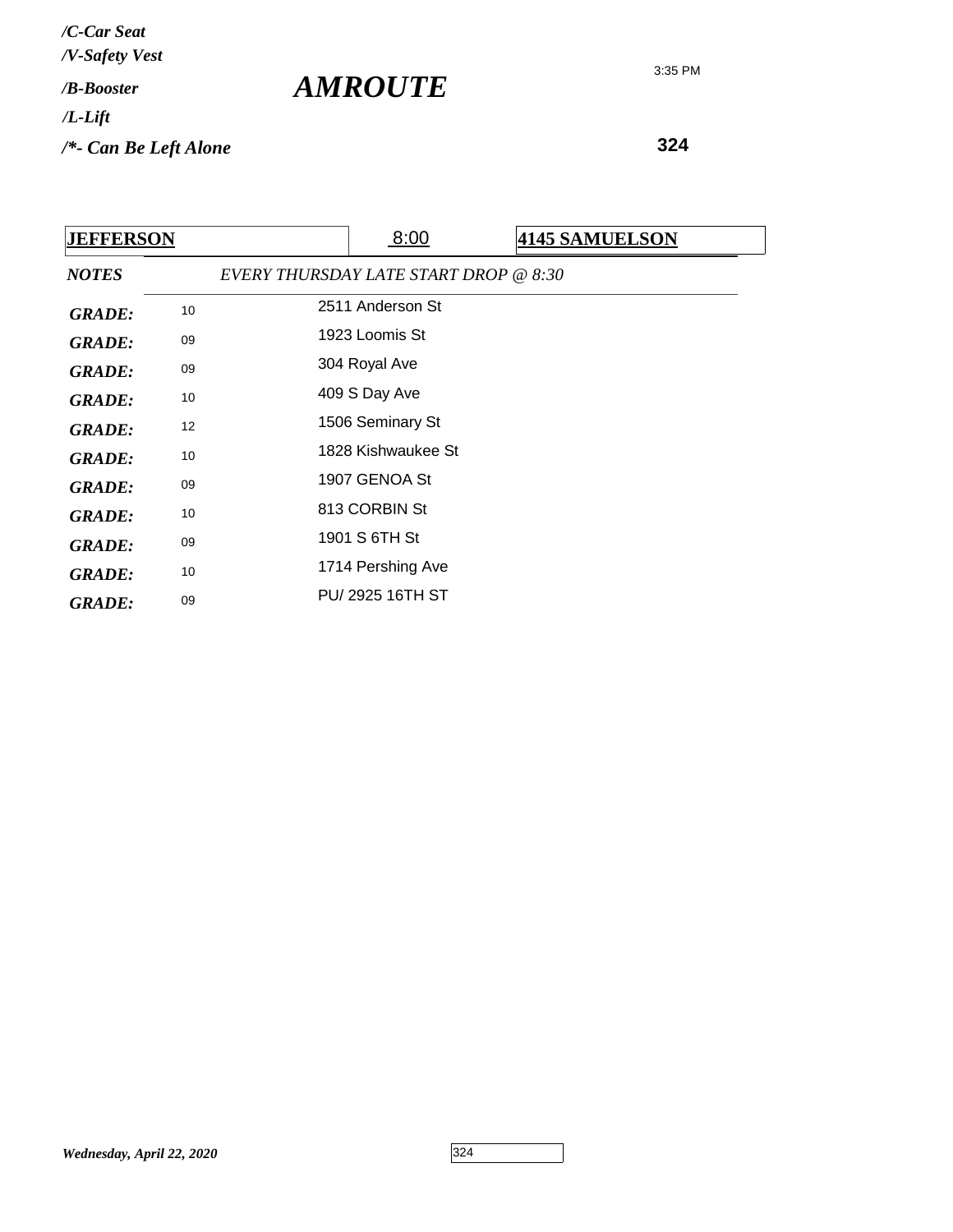*/C-Car Seat*
*/V-Safety Vest*
*/B-Booster*
*/L-Lift*
*/*- Can Be Left Alone*

# *AMROUTE*

3:35 PM

**324**

| **JEFFERSON** | 8:00 | **4145 SAMUELSON** |
|---|---|---|

***NOTES*** *EVERY THURSDAY LATE START DROP @ 8:30*

| | | |
|---|---|---|
| ***GRADE:*** | 10 | 2511 Anderson St |
| ***GRADE:*** | 09 | 1923 Loomis St |
| ***GRADE:*** | 09 | 304 Royal Ave |
| ***GRADE:*** | 10 | 409 S Day Ave |
| ***GRADE:*** | 12 | 1506 Seminary St |
| ***GRADE:*** | 10 | 1828 Kishwaukee St |
| ***GRADE:*** | 09 | 1907 GENOA St |
| ***GRADE:*** | 10 | 813 CORBIN St |
| ***GRADE:*** | 09 | 1901 S 6TH St |
| ***GRADE:*** | 10 | 1714 Pershing Ave |
| ***GRADE:*** | 09 | PU/ 2925 16TH ST |

***Wednesday, April 22, 2020***

324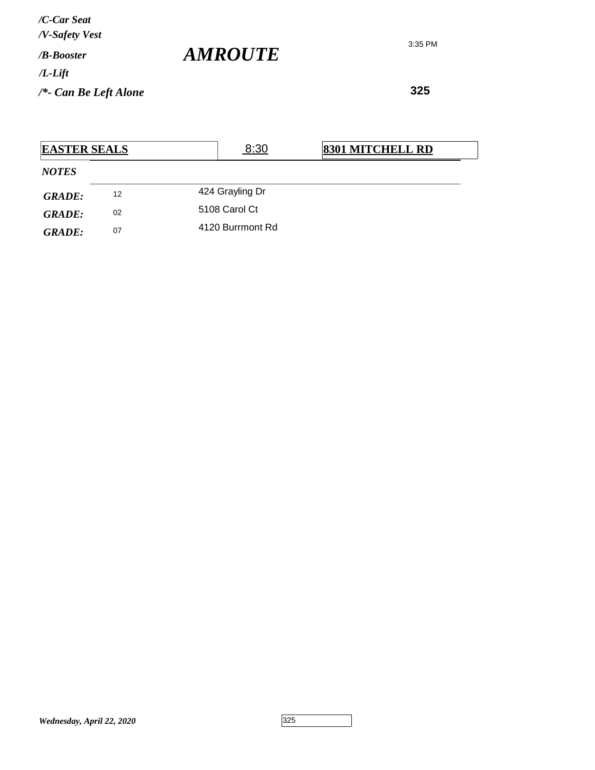*/C-Car Seat*
*/V-Safety Vest*
*/B-Booster*
*/L-Lift*
*/*- Can Be Left Alone*

# *AMROUTE*

3:35 PM

**325**

| **EASTER SEALS** | 8:30 | **8301 MITCHELL RD** |
|---|---|---|

***NOTES***

| | | |
|---|---|---|
| ***GRADE:*** | 12 | 424 Grayling Dr |
| ***GRADE:*** | 02 | 5108 Carol Ct |
| ***GRADE:*** | 07 | 4120 Burrmont Rd |

*Wednesday, April 22, 2020*

325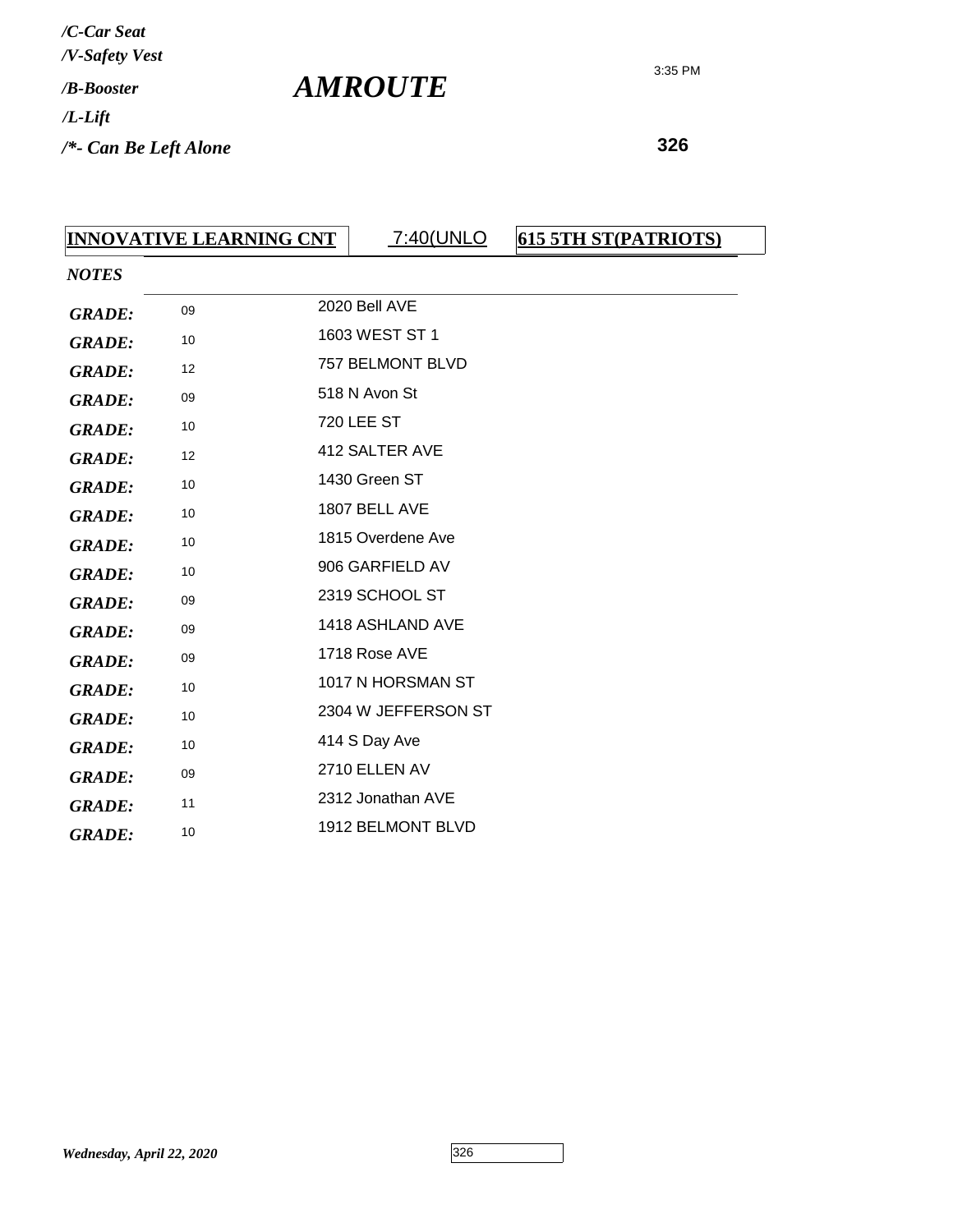*/C-Car Seat*
*/V-Safety Vest*
*/B-Booster*
*/L-Lift*
*/*- Can Be Left Alone*

# *AMROUTE*

3:35 PM

**326**

| **INNOVATIVE LEARNING CNT** | 7:40(UNLO | **615 5TH ST(PATRIOTS)** |
|---|---|---|

*NOTES*

| | | |
|---|---|---|
| ***GRADE:*** | 09 | 2020 Bell AVE |
| ***GRADE:*** | 10 | 1603 WEST ST 1 |
| ***GRADE:*** | 12 | 757 BELMONT BLVD |
| ***GRADE:*** | 09 | 518 N Avon St |
| ***GRADE:*** | 10 | 720 LEE ST |
| ***GRADE:*** | 12 | 412 SALTER AVE |
| ***GRADE:*** | 10 | 1430 Green ST |
| ***GRADE:*** | 10 | 1807 BELL AVE |
| ***GRADE:*** | 10 | 1815 Overdene Ave |
| ***GRADE:*** | 10 | 906 GARFIELD AV |
| ***GRADE:*** | 09 | 2319 SCHOOL ST |
| ***GRADE:*** | 09 | 1418 ASHLAND AVE |
| ***GRADE:*** | 09 | 1718 Rose AVE |
| ***GRADE:*** | 10 | 1017 N HORSMAN ST |
| ***GRADE:*** | 10 | 2304 W JEFFERSON ST |
| ***GRADE:*** | 10 | 414 S Day Ave |
| ***GRADE:*** | 09 | 2710 ELLEN AV |
| ***GRADE:*** | 11 | 2312 Jonathan AVE |
| ***GRADE:*** | 10 | 1912 BELMONT BLVD |

*Wednesday, April 22, 2020*

326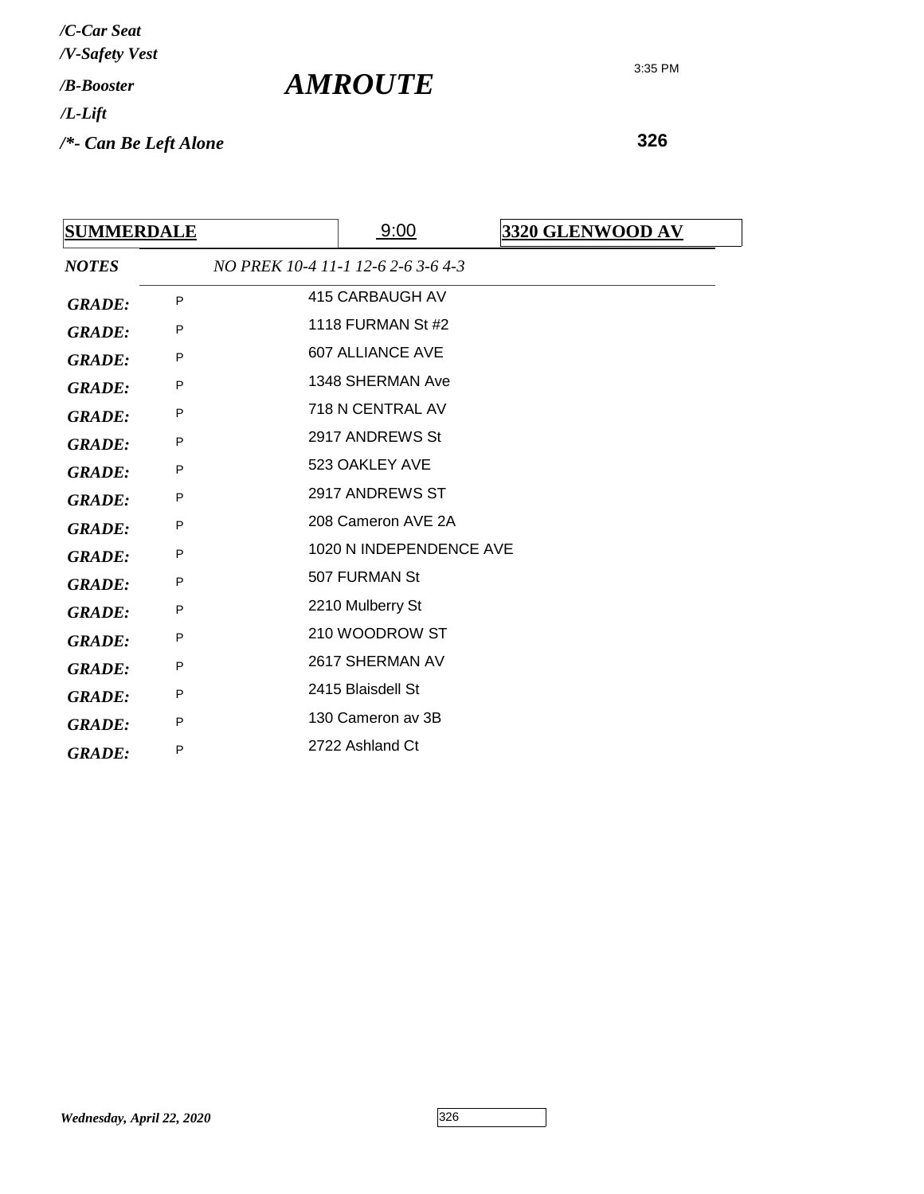*/C-Car Seat*
*/V-Safety Vest*
*/B-Booster*
*/L-Lift*
*/\*- Can Be Left Alone*

# *AMROUTE*

3:35 PM

**326**

| **SUMMERDALE** | 9:00 | **3320 GLENWOOD AV** |
|---|---|---|

***NOTES*** *NO PREK 10-4 11-1 12-6 2-6 3-6 4-3*

| | | |
|---|---|---|
| ***GRADE:*** | P | 415 CARBAUGH AV |
| ***GRADE:*** | P | 1118 FURMAN St #2 |
| ***GRADE:*** | P | 607 ALLIANCE AVE |
| ***GRADE:*** | P | 1348 SHERMAN Ave |
| ***GRADE:*** | P | 718 N CENTRAL AV |
| ***GRADE:*** | P | 2917 ANDREWS St |
| ***GRADE:*** | P | 523 OAKLEY AVE |
| ***GRADE:*** | P | 2917 ANDREWS ST |
| ***GRADE:*** | P | 208 Cameron AVE 2A |
| ***GRADE:*** | P | 1020 N INDEPENDENCE AVE |
| ***GRADE:*** | P | 507 FURMAN St |
| ***GRADE:*** | P | 2210 Mulberry St |
| ***GRADE:*** | P | 210 WOODROW ST |
| ***GRADE:*** | P | 2617 SHERMAN AV |
| ***GRADE:*** | P | 2415 Blaisdell St |
| ***GRADE:*** | P | 130 Cameron av 3B |
| ***GRADE:*** | P | 2722 Ashland Ct |

*Wednesday, April 22, 2020*

326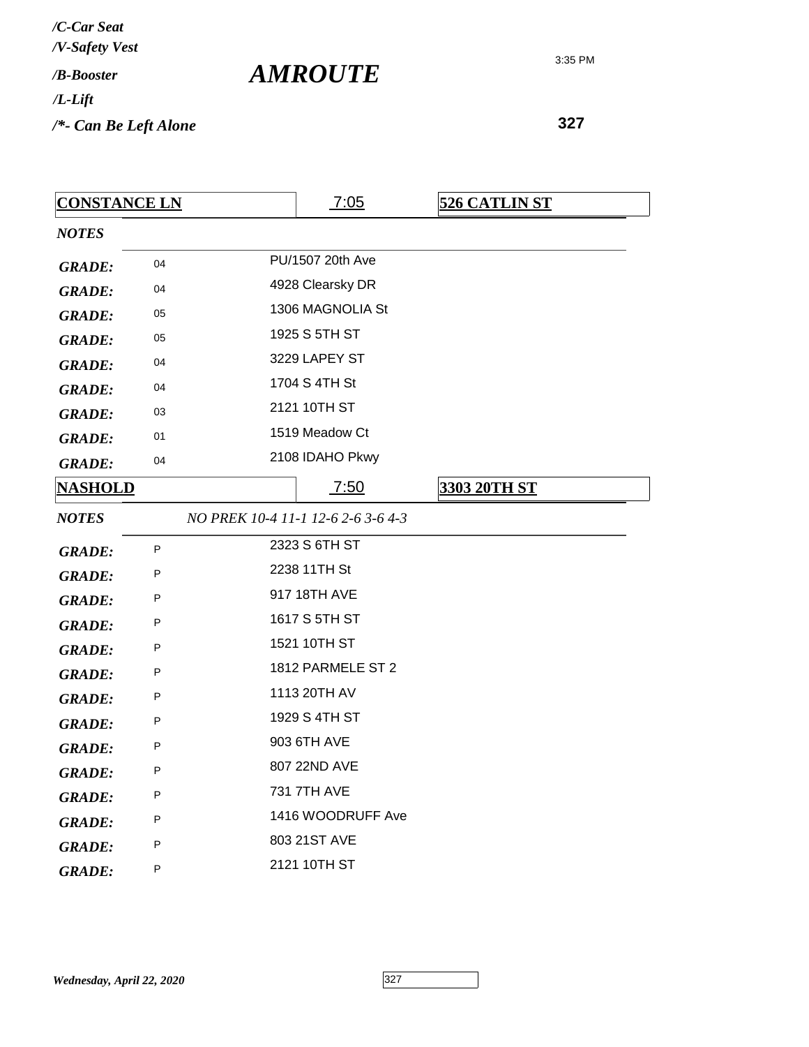*/C-Car Seat*
*/V-Safety Vest*
*/B-Booster*
*/L-Lift*
*/*- Can Be Left Alone*

# *AMROUTE*

3:35 PM

**327**

| **CONSTANCE LN** | 7:05 | **526 CATLIN ST** |
|---|---|---|
| ***NOTES*** | | |
| ***GRADE:*** 04 | PU/1507 20th Ave | |
| ***GRADE:*** 04 | 4928 Clearsky DR | |
| ***GRADE:*** 05 | 1306 MAGNOLIA St | |
| ***GRADE:*** 05 | 1925 S 5TH ST | |
| ***GRADE:*** 04 | 3229 LAPEY ST | |
| ***GRADE:*** 04 | 1704 S 4TH St | |
| ***GRADE:*** 03 | 2121 10TH ST | |
| ***GRADE:*** 01 | 1519 Meadow Ct | |
| ***GRADE:*** 04 | 2108 IDAHO Pkwy | |

| **NASHOLD** | 7:50 | **3303 20TH ST** |
|---|---|---|
| ***NOTES*** | *NO PREK 10-4 11-1 12-6 2-6 3-6 4-3* | |
| ***GRADE:*** P | 2323 S 6TH ST | |
| ***GRADE:*** P | 2238 11TH St | |
| ***GRADE:*** P | 917 18TH AVE | |
| ***GRADE:*** P | 1617 S 5TH ST | |
| ***GRADE:*** P | 1521 10TH ST | |
| ***GRADE:*** P | 1812 PARMELE ST 2 | |
| ***GRADE:*** P | 1113 20TH AV | |
| ***GRADE:*** P | 1929 S 4TH ST | |
| ***GRADE:*** P | 903 6TH AVE | |
| ***GRADE:*** P | 807 22ND AVE | |
| ***GRADE:*** P | 731 7TH AVE | |
| ***GRADE:*** P | 1416 WOODRUFF Ave | |
| ***GRADE:*** P | 803 21ST AVE | |
| ***GRADE:*** P | 2121 10TH ST | |

***Wednesday, April 22, 2020***

327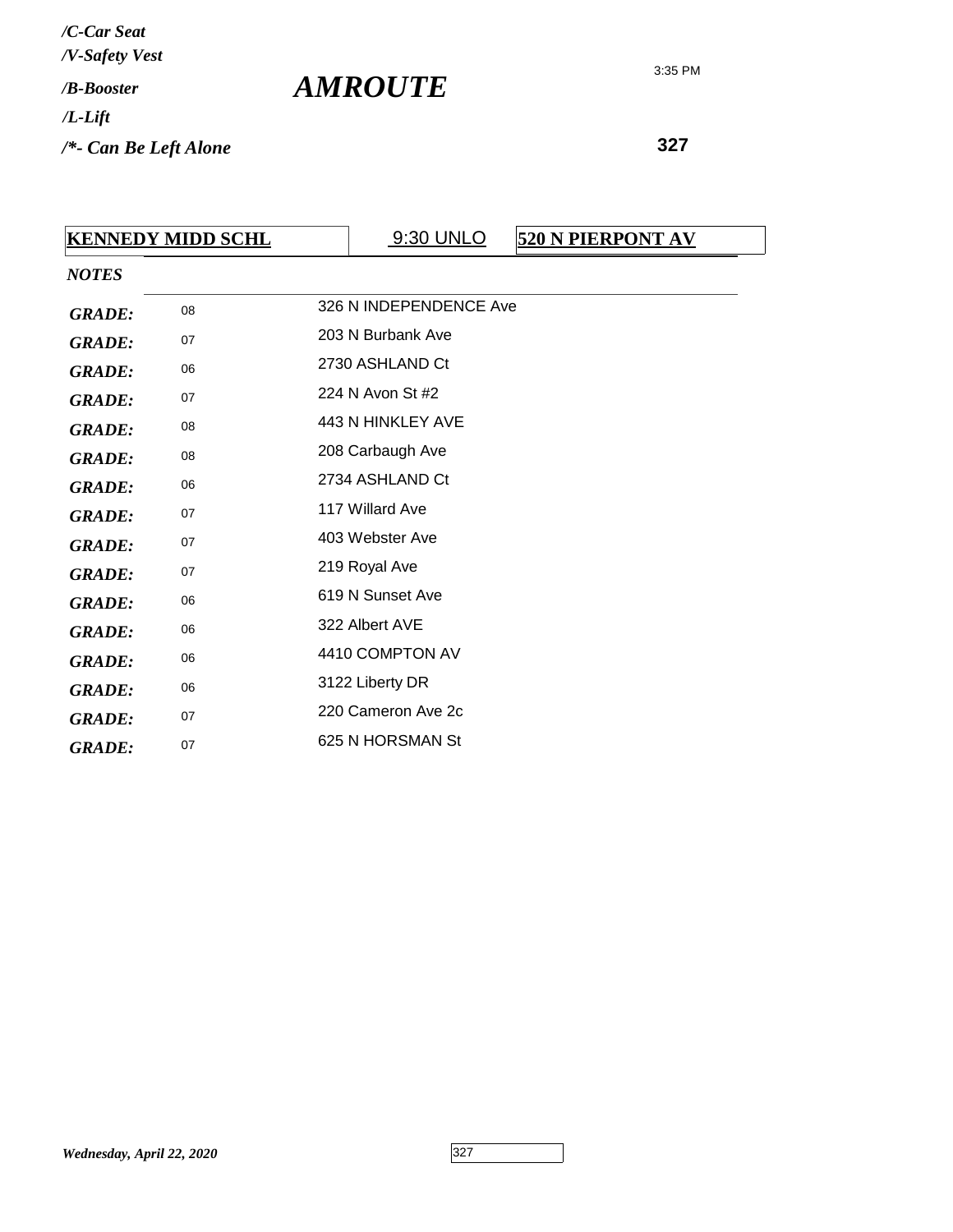*/C-Car Seat*
*/V-Safety Vest*
*/B-Booster*
*/L-Lift*
*/*- Can Be Left Alone*

# *AMROUTE*

3:35 PM

**327**

| **KENNEDY MIDD SCHL** | 9:30 UNLO | **520 N PIERPONT AV** |
|---|---|---|

***NOTES***

| | | |
|---|---|---|
| ***GRADE:*** | 08 | 326 N INDEPENDENCE Ave |
| ***GRADE:*** | 07 | 203 N Burbank Ave |
| ***GRADE:*** | 06 | 2730 ASHLAND Ct |
| ***GRADE:*** | 07 | 224 N Avon St #2 |
| ***GRADE:*** | 08 | 443 N HINKLEY AVE |
| ***GRADE:*** | 08 | 208 Carbaugh Ave |
| ***GRADE:*** | 06 | 2734 ASHLAND Ct |
| ***GRADE:*** | 07 | 117 Willard Ave |
| ***GRADE:*** | 07 | 403 Webster Ave |
| ***GRADE:*** | 07 | 219 Royal Ave |
| ***GRADE:*** | 06 | 619 N Sunset Ave |
| ***GRADE:*** | 06 | 322 Albert AVE |
| ***GRADE:*** | 06 | 4410 COMPTON AV |
| ***GRADE:*** | 06 | 3122 Liberty DR |
| ***GRADE:*** | 07 | 220 Cameron Ave 2c |
| ***GRADE:*** | 07 | 625 N HORSMAN St |

***Wednesday, April 22, 2020***

327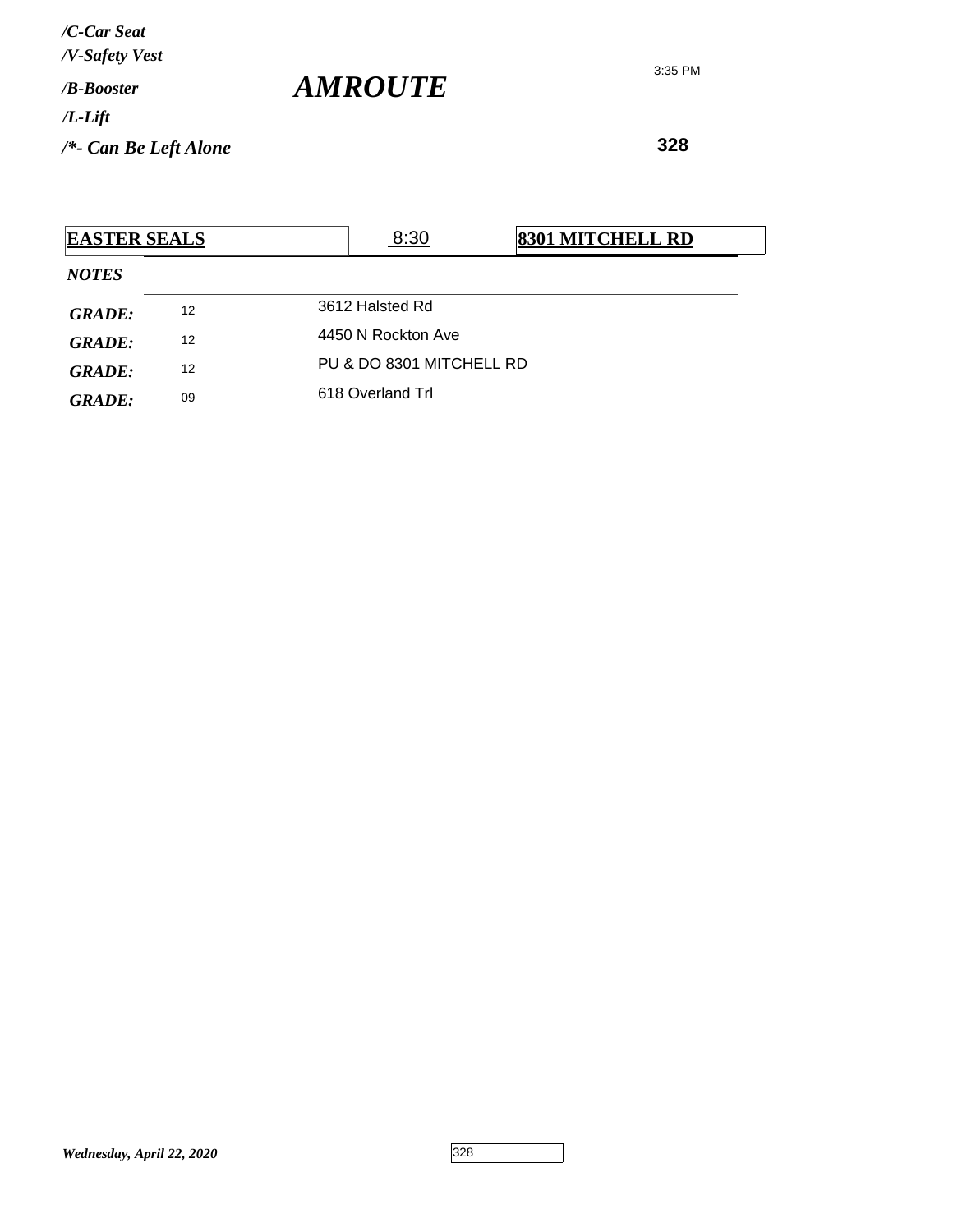*/C-Car Seat*
*/V-Safety Vest*
*/B-Booster*
*/L-Lift*
*/*- Can Be Left Alone*

# *AMROUTE*

3:35 PM

**328**

| **EASTER SEALS** | 8:30 | **8301 MITCHELL RD** |
|---|---|---|

***NOTES***

| | | |
|---|---|---|
| ***GRADE:*** | 12 | 3612 Halsted Rd |
| ***GRADE:*** | 12 | 4450 N Rockton Ave |
| ***GRADE:*** | 12 | PU & DO 8301 MITCHELL RD |
| ***GRADE:*** | 09 | 618 Overland Trl |

*Wednesday, April 22, 2020*

328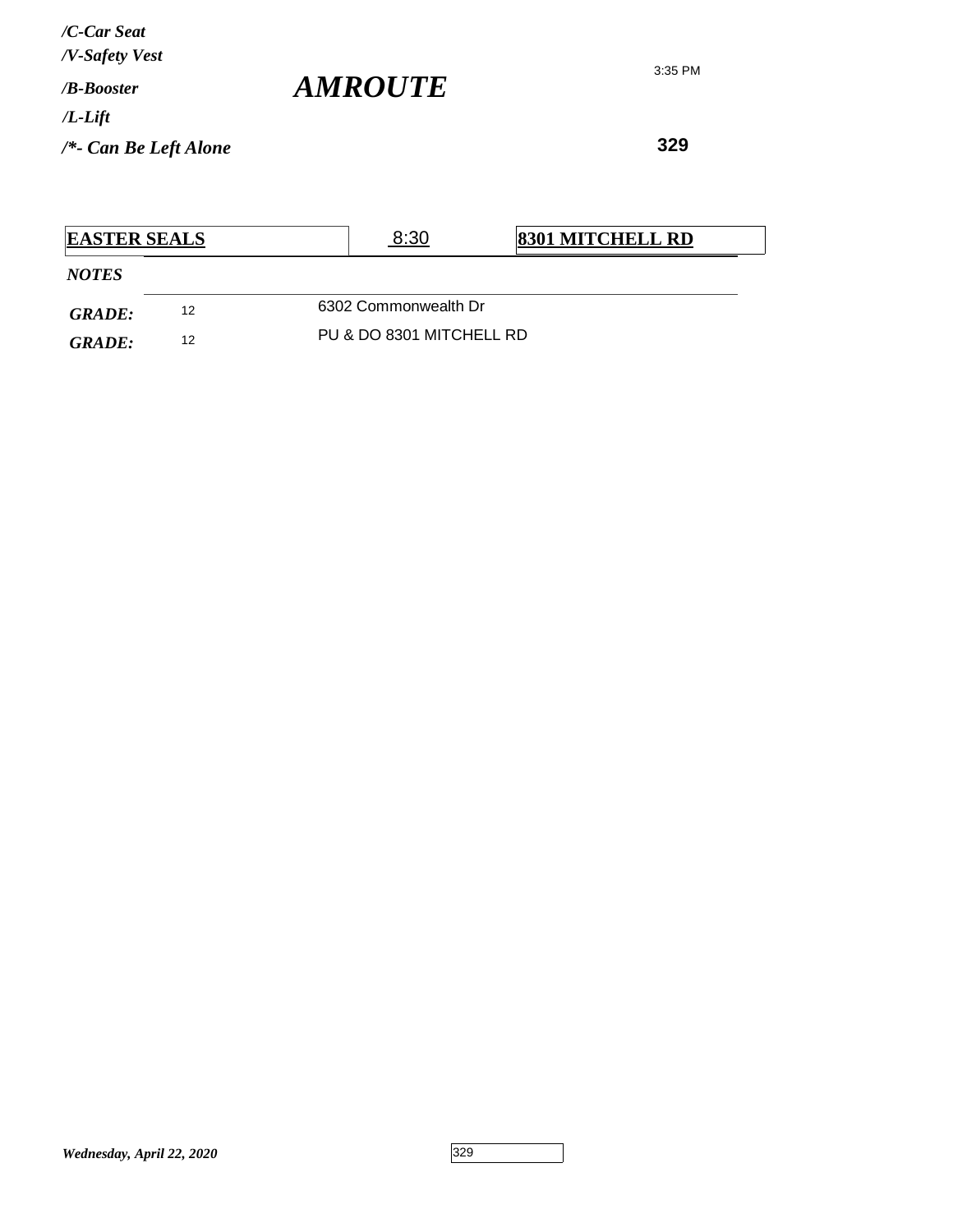*/C-Car Seat*
*/V-Safety Vest*
*/B-Booster*
*/L-Lift*
*/*- Can Be Left Alone*

# *AMROUTE*

3:35 PM

**329**

| **EASTER SEALS** | 8:30 | **8301 MITCHELL RD** |
|---|---|---|

***NOTES***

| | | |
|---|---|---|
| ***GRADE:*** | 12 | 6302 Commonwealth Dr |
| ***GRADE:*** | 12 | PU & DO 8301 MITCHELL RD |

***Wednesday, April 22, 2020***

329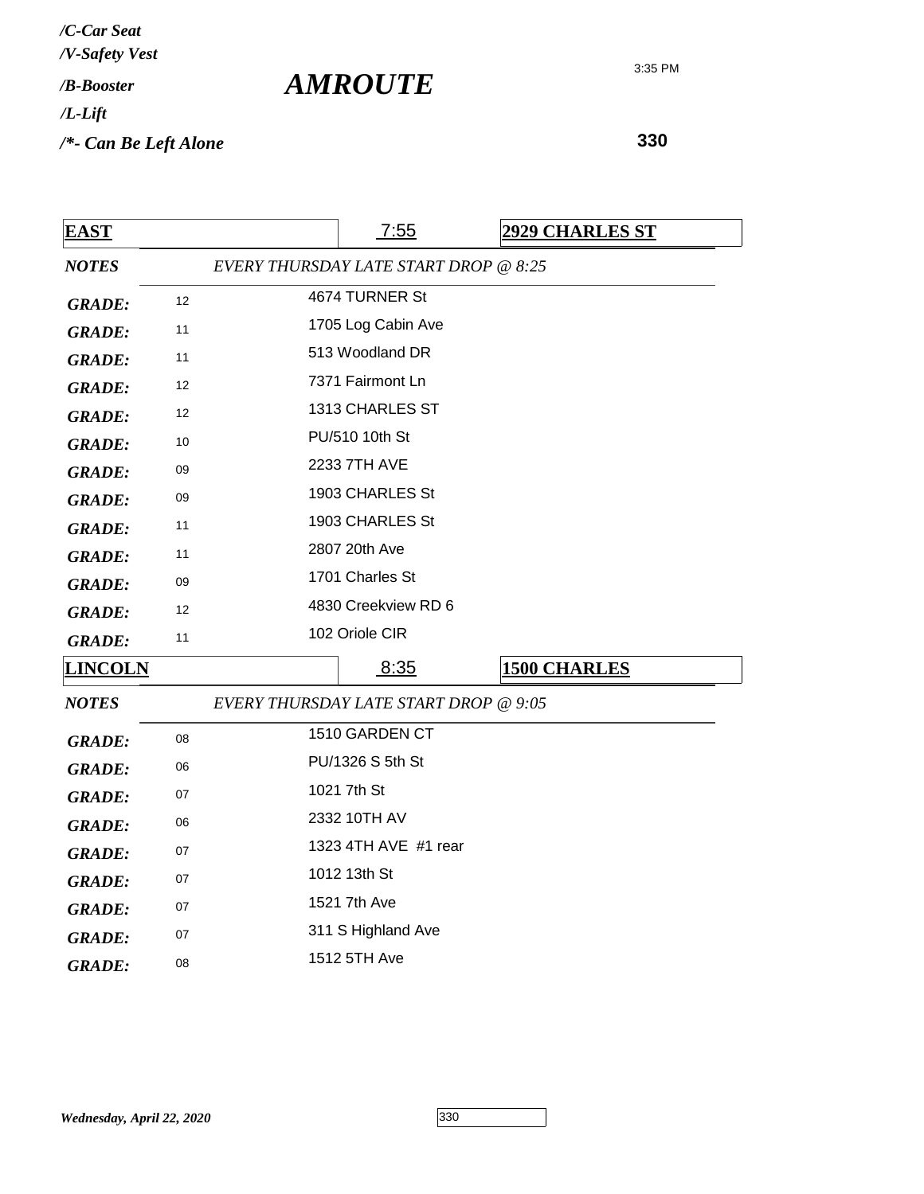*/C-Car Seat*
*/V-Safety Vest*
*/B-Booster*
*/L-Lift*
*/*- Can Be Left Alone*

# *AMROUTE*

3:35 PM

**330**

| **EAST** | | 7:55 | **2929 CHARLES ST** |
|---|---|---|---|
| ***NOTES*** | *EVERY THURSDAY LATE START DROP @ 8:25* | | |
| ***GRADE:*** | 12 | 4674 TURNER St | |
| ***GRADE:*** | 11 | 1705 Log Cabin Ave | |
| ***GRADE:*** | 11 | 513 Woodland DR | |
| ***GRADE:*** | 12 | 7371 Fairmont Ln | |
| ***GRADE:*** | 12 | 1313 CHARLES ST | |
| ***GRADE:*** | 10 | PU/510 10th St | |
| ***GRADE:*** | 09 | 2233 7TH AVE | |
| ***GRADE:*** | 09 | 1903 CHARLES St | |
| ***GRADE:*** | 11 | 1903 CHARLES St | |
| ***GRADE:*** | 11 | 2807 20th Ave | |
| ***GRADE:*** | 09 | 1701 Charles St | |
| ***GRADE:*** | 12 | 4830 Creekview RD 6 | |
| ***GRADE:*** | 11 | 102 Oriole CIR | |

| **LINCOLN** | | 8:35 | **1500 CHARLES** |
|---|---|---|---|
| ***NOTES*** | *EVERY THURSDAY LATE START DROP @ 9:05* | | |
| ***GRADE:*** | 08 | 1510 GARDEN CT | |
| ***GRADE:*** | 06 | PU/1326 S 5th St | |
| ***GRADE:*** | 07 | 1021 7th St | |
| ***GRADE:*** | 06 | 2332 10TH AV | |
| ***GRADE:*** | 07 | 1323 4TH AVE #1 rear | |
| ***GRADE:*** | 07 | 1012 13th St | |
| ***GRADE:*** | 07 | 1521 7th Ave | |
| ***GRADE:*** | 07 | 311 S Highland Ave | |
| ***GRADE:*** | 08 | 1512 5TH Ave | |

*Wednesday, April 22, 2020*

330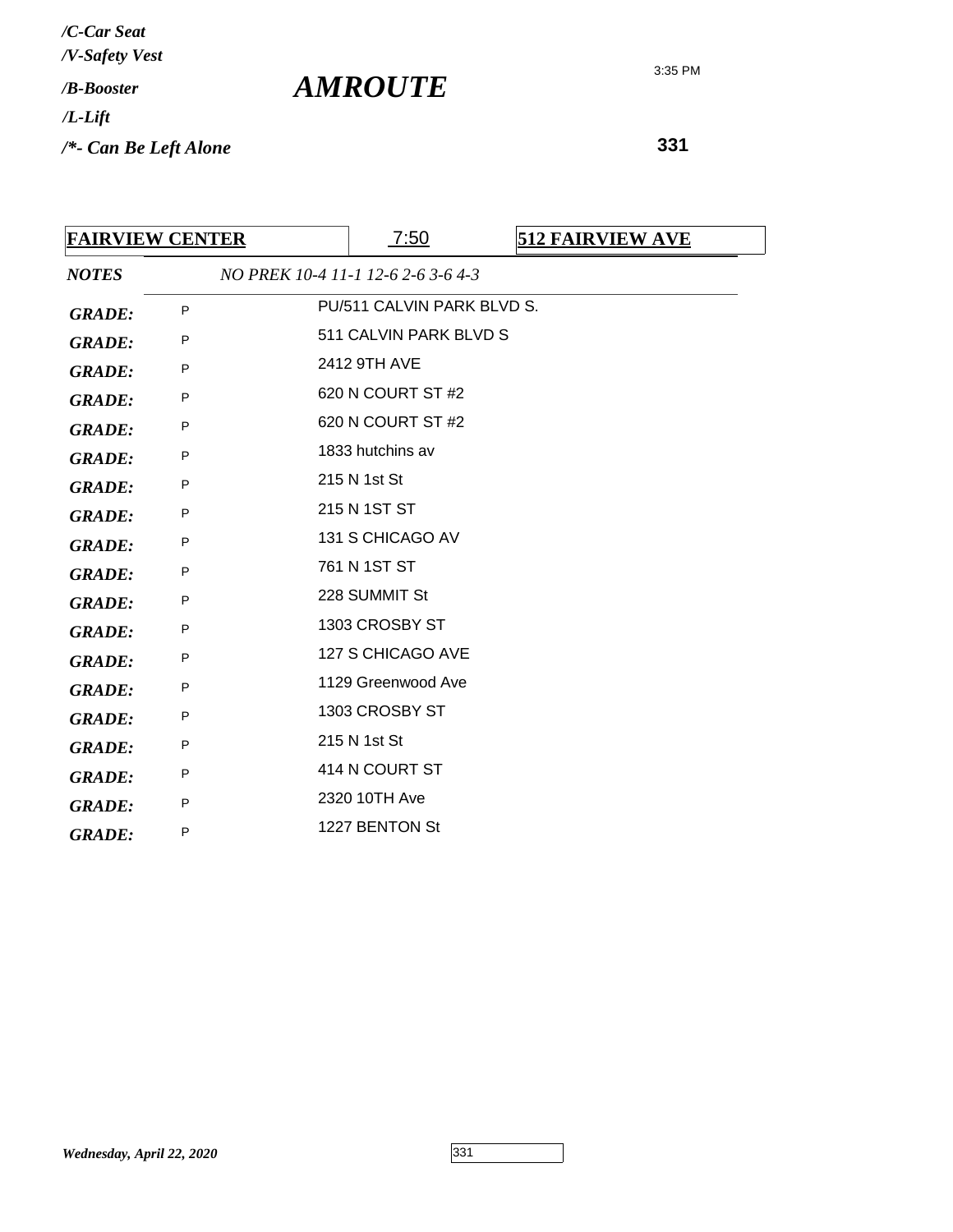*/C-Car Seat*
*/V-Safety Vest*
*/B-Booster*
*/L-Lift*
*/*- Can Be Left Alone*

# *AMROUTE*

3:35 PM

**331**

| **FAIRVIEW CENTER** | 7:50 | **512 FAIRVIEW AVE** |
|---|---|---|

***NOTES*** *NO PREK 10-4 11-1 12-6 2-6 3-6 4-3*

| | | |
|---|---|---|
| ***GRADE:*** | P | PU/511 CALVIN PARK BLVD S. |
| ***GRADE:*** | P | 511 CALVIN PARK BLVD S |
| ***GRADE:*** | P | 2412 9TH AVE |
| ***GRADE:*** | P | 620 N COURT ST #2 |
| ***GRADE:*** | P | 620 N COURT ST #2 |
| ***GRADE:*** | P | 1833 hutchins av |
| ***GRADE:*** | P | 215 N 1st St |
| ***GRADE:*** | P | 215 N 1ST ST |
| ***GRADE:*** | P | 131 S CHICAGO AV |
| ***GRADE:*** | P | 761 N 1ST ST |
| ***GRADE:*** | P | 228 SUMMIT St |
| ***GRADE:*** | P | 1303 CROSBY ST |
| ***GRADE:*** | P | 127 S CHICAGO AVE |
| ***GRADE:*** | P | 1129 Greenwood Ave |
| ***GRADE:*** | P | 1303 CROSBY ST |
| ***GRADE:*** | P | 215 N 1st St |
| ***GRADE:*** | P | 414 N COURT ST |
| ***GRADE:*** | P | 2320 10TH Ave |
| ***GRADE:*** | P | 1227 BENTON St |

*Wednesday, April 22, 2020*

331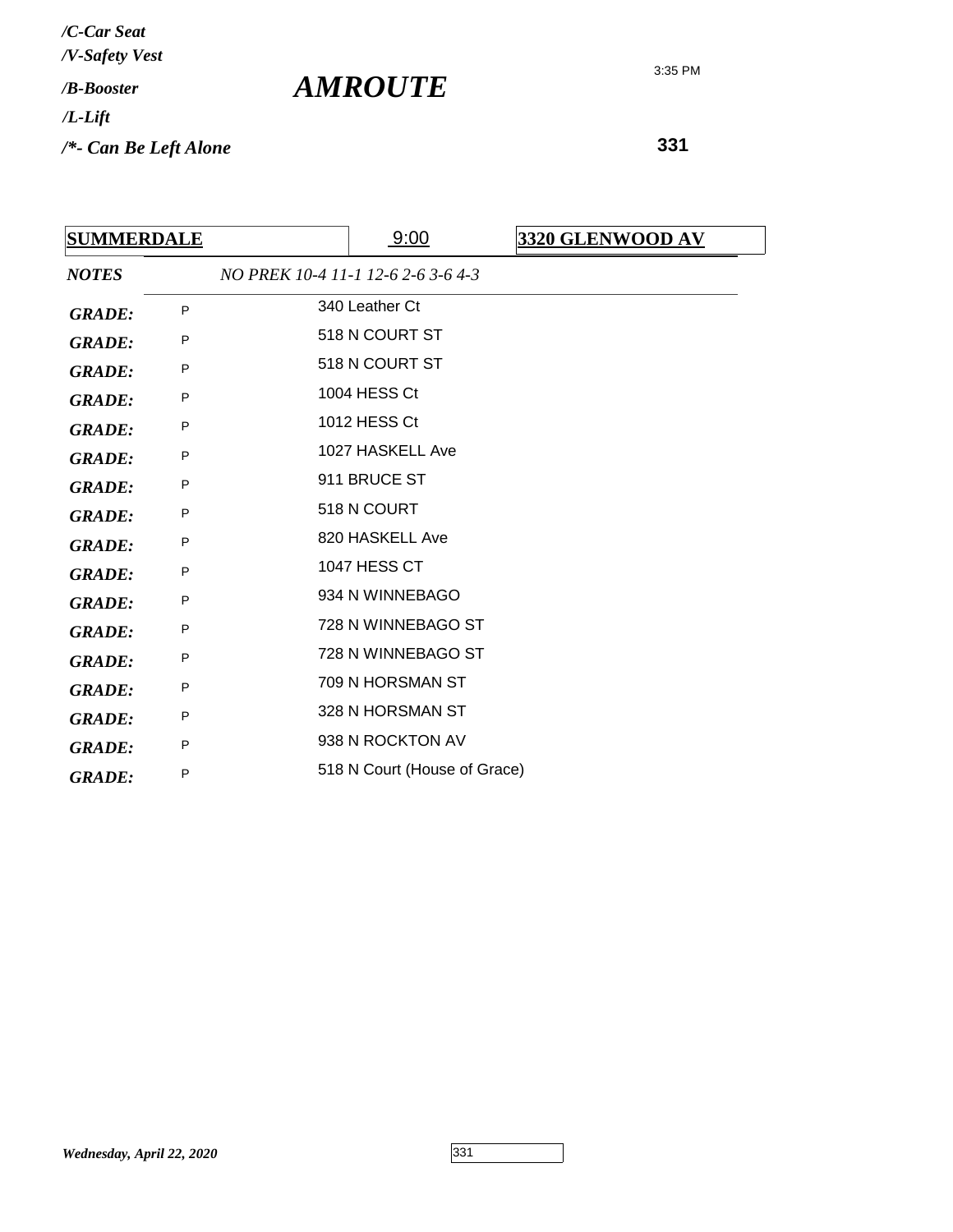*/C-Car Seat*
*/V-Safety Vest*
*/B-Booster*
*/L-Lift*
*/*- Can Be Left Alone*

# *AMROUTE*

3:35 PM

**331**

| **SUMMERDALE** | 9:00 | **3320 GLENWOOD AV** |
|---|---|---|

*NOTES* *NO PREK 10-4 11-1 12-6 2-6 3-6 4-3*

| | | |
|---|---|---|
| *GRADE:* | P | 340 Leather Ct |
| *GRADE:* | P | 518 N COURT ST |
| *GRADE:* | P | 518 N COURT ST |
| *GRADE:* | P | 1004 HESS Ct |
| *GRADE:* | P | 1012 HESS Ct |
| *GRADE:* | P | 1027 HASKELL Ave |
| *GRADE:* | P | 911 BRUCE ST |
| *GRADE:* | P | 518 N COURT |
| *GRADE:* | P | 820 HASKELL Ave |
| *GRADE:* | P | 1047 HESS CT |
| *GRADE:* | P | 934 N WINNEBAGO |
| *GRADE:* | P | 728 N WINNEBAGO ST |
| *GRADE:* | P | 728 N WINNEBAGO ST |
| *GRADE:* | P | 709 N HORSMAN ST |
| *GRADE:* | P | 328 N HORSMAN ST |
| *GRADE:* | P | 938 N ROCKTON AV |
| *GRADE:* | P | 518 N Court (House of Grace) |

*Wednesday, April 22, 2020*

331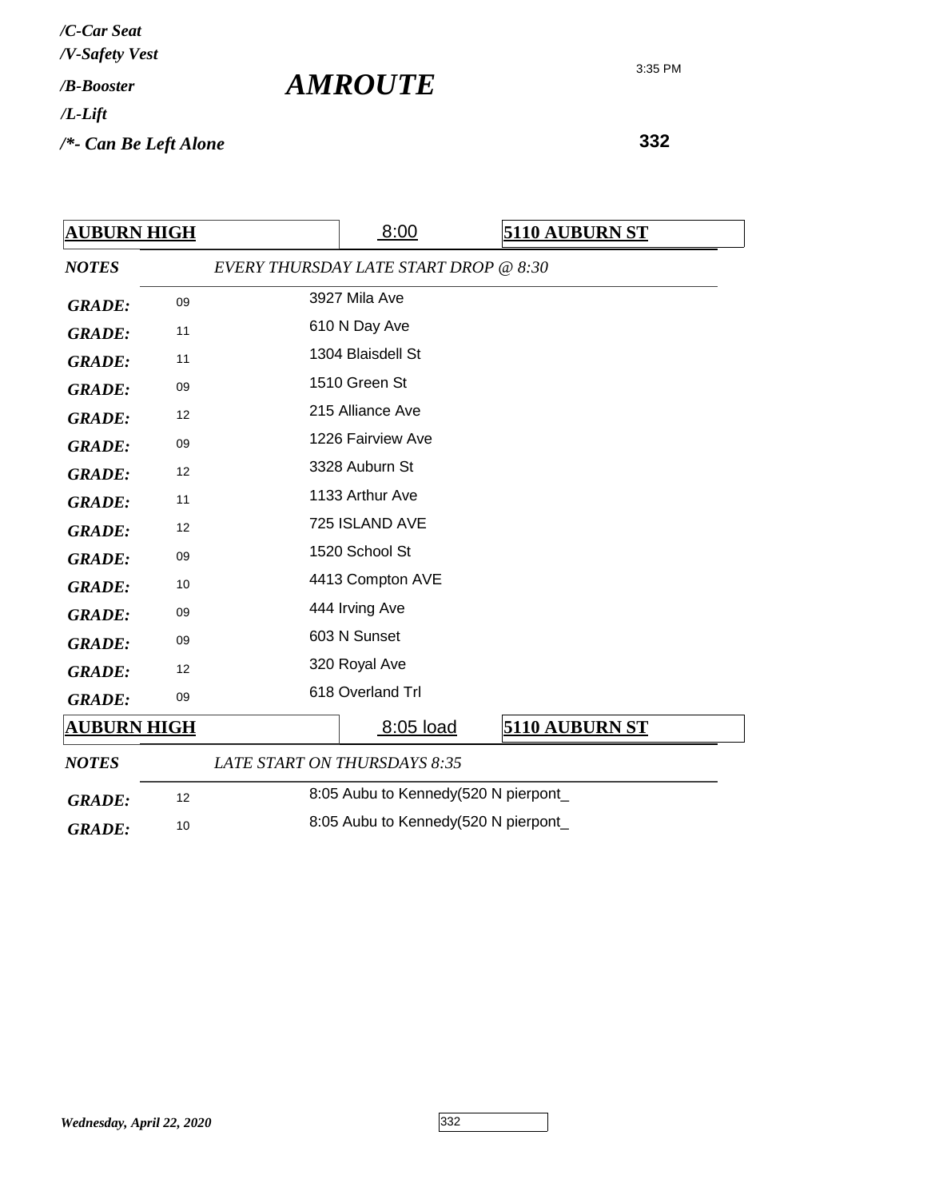*/C-Car Seat*
*/V-Safety Vest*
*/B-Booster*
*/L-Lift*
*/*- Can Be Left Alone*

# *AMROUTE*

3:35 PM

**332**

| **AUBURN HIGH** | 8:00 | **5110 AUBURN ST** |
|---|---|---|
| ***NOTES*** | *EVERY THURSDAY LATE START DROP @ 8:30* | |
| ***GRADE:*** 09 | 3927 Mila Ave | |
| ***GRADE:*** 11 | 610 N Day Ave | |
| ***GRADE:*** 11 | 1304 Blaisdell St | |
| ***GRADE:*** 09 | 1510 Green St | |
| ***GRADE:*** 12 | 215 Alliance Ave | |
| ***GRADE:*** 09 | 1226 Fairview Ave | |
| ***GRADE:*** 12 | 3328 Auburn St | |
| ***GRADE:*** 11 | 1133 Arthur Ave | |
| ***GRADE:*** 12 | 725 ISLAND AVE | |
| ***GRADE:*** 09 | 1520 School St | |
| ***GRADE:*** 10 | 4413 Compton AVE | |
| ***GRADE:*** 09 | 444 Irving Ave | |
| ***GRADE:*** 09 | 603 N Sunset | |
| ***GRADE:*** 12 | 320 Royal Ave | |
| ***GRADE:*** 09 | 618 Overland Trl | |

| **AUBURN HIGH** | 8:05 load | **5110 AUBURN ST** |
|---|---|---|
| ***NOTES*** | *LATE START ON THURSDAYS 8:35* | |
| ***GRADE:*** 12 | 8:05 Aubu to Kennedy(520 N pierpont_ | |
| ***GRADE:*** 10 | 8:05 Aubu to Kennedy(520 N pierpont_ | |

***Wednesday, April 22, 2020***

332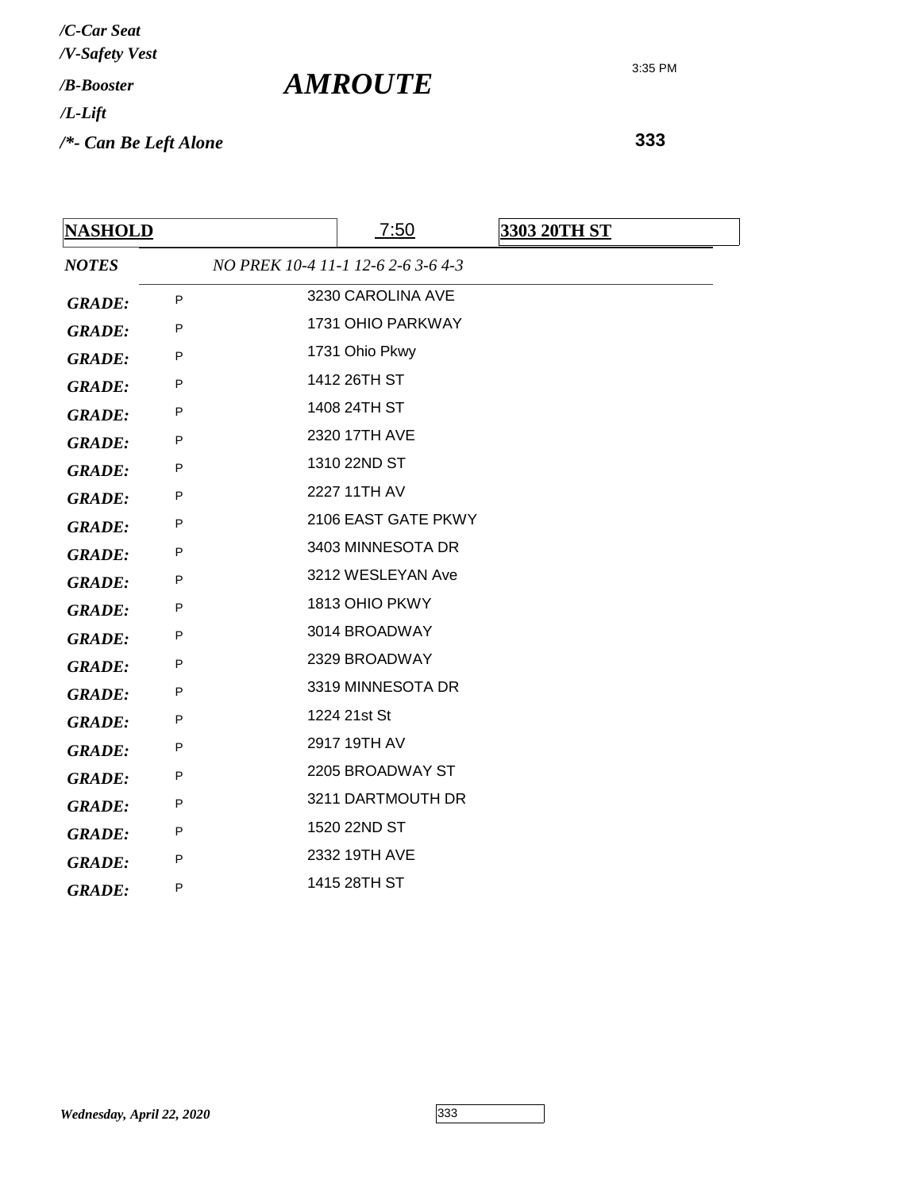/C-Car Seat
/V-Safety Vest
/B-Booster
/L-Lift
/*- Can Be Left Alone

# AMROUTE

3:35 PM

**333**

| **NASHOLD** | 7:50 | **3303 20TH ST** |
|---|---|---|
| ***NOTES*** | *NO PREK 10-4 11-1 12-6 2-6 3-6 4-3* | |
| ***GRADE:*** P | 3230 CAROLINA AVE | |
| ***GRADE:*** P | 1731 OHIO PARKWAY | |
| ***GRADE:*** P | 1731 Ohio Pkwy | |
| ***GRADE:*** P | 1412 26TH ST | |
| ***GRADE:*** P | 1408 24TH ST | |
| ***GRADE:*** P | 2320 17TH AVE | |
| ***GRADE:*** P | 1310 22ND ST | |
| ***GRADE:*** P | 2227 11TH AV | |
| ***GRADE:*** P | 2106 EAST GATE PKWY | |
| ***GRADE:*** P | 3403 MINNESOTA DR | |
| ***GRADE:*** P | 3212 WESLEYAN Ave | |
| ***GRADE:*** P | 1813 OHIO PKWY | |
| ***GRADE:*** P | 3014 BROADWAY | |
| ***GRADE:*** P | 2329 BROADWAY | |
| ***GRADE:*** P | 3319 MINNESOTA DR | |
| ***GRADE:*** P | 1224 21st St | |
| ***GRADE:*** P | 2917 19TH AV | |
| ***GRADE:*** P | 2205 BROADWAY ST | |
| ***GRADE:*** P | 3211 DARTMOUTH DR | |
| ***GRADE:*** P | 1520 22ND ST | |
| ***GRADE:*** P | 2332 19TH AVE | |
| ***GRADE:*** P | 1415 28TH ST | |

*Wednesday, April 22, 2020*

333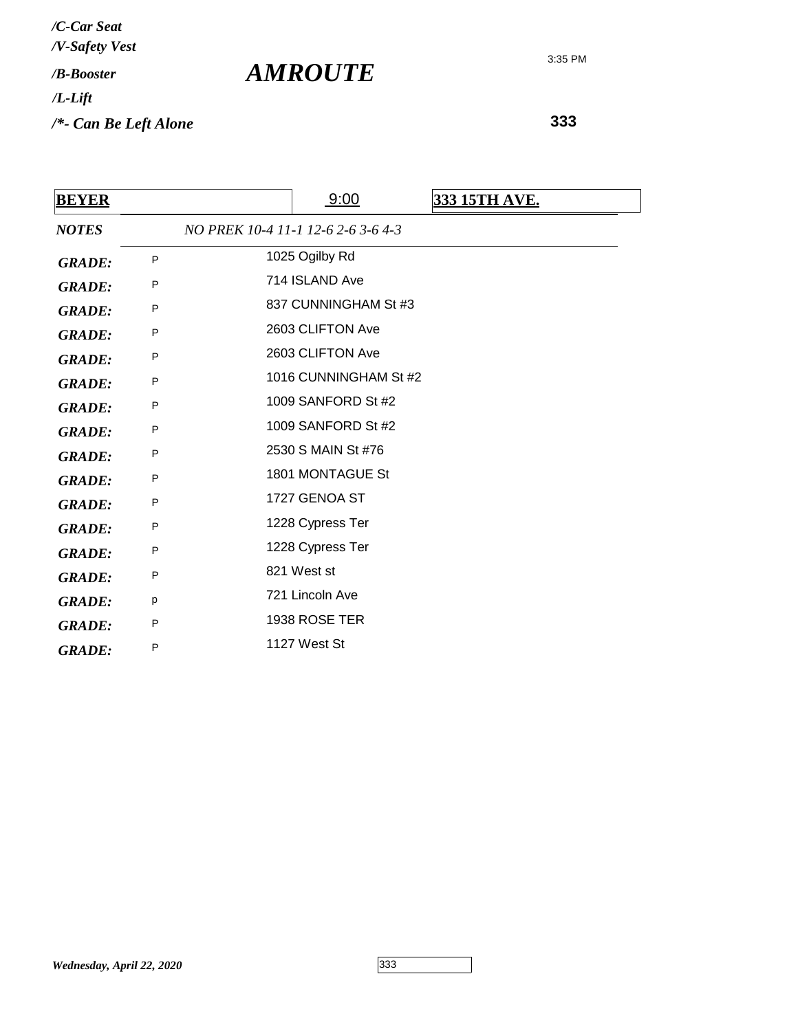*/C-Car Seat*
*/V-Safety Vest*
*/B-Booster*
*/L-Lift*
*/*- Can Be Left Alone*

# *AMROUTE*

3:35 PM

**333**

| **BEYER** | 9:00 | **333 15TH AVE.** |
|---|---|---|
| ***NOTES*** | *NO PREK 10-4 11-1 12-6 2-6 3-6 4-3* | |

| | | |
|---|---|---|
| ***GRADE:*** | P | 1025 Ogilby Rd |
| ***GRADE:*** | P | 714 ISLAND Ave |
| ***GRADE:*** | P | 837 CUNNINGHAM St #3 |
| ***GRADE:*** | P | 2603 CLIFTON Ave |
| ***GRADE:*** | P | 2603 CLIFTON Ave |
| ***GRADE:*** | P | 1016 CUNNINGHAM St #2 |
| ***GRADE:*** | P | 1009 SANFORD St #2 |
| ***GRADE:*** | P | 1009 SANFORD St #2 |
| ***GRADE:*** | P | 2530 S MAIN St #76 |
| ***GRADE:*** | P | 1801 MONTAGUE St |
| ***GRADE:*** | P | 1727 GENOA ST |
| ***GRADE:*** | P | 1228 Cypress Ter |
| ***GRADE:*** | P | 1228 Cypress Ter |
| ***GRADE:*** | P | 821 West st |
| ***GRADE:*** | p | 721 Lincoln Ave |
| ***GRADE:*** | P | 1938 ROSE TER |
| ***GRADE:*** | P | 1127 West St |

***Wednesday, April 22, 2020***

333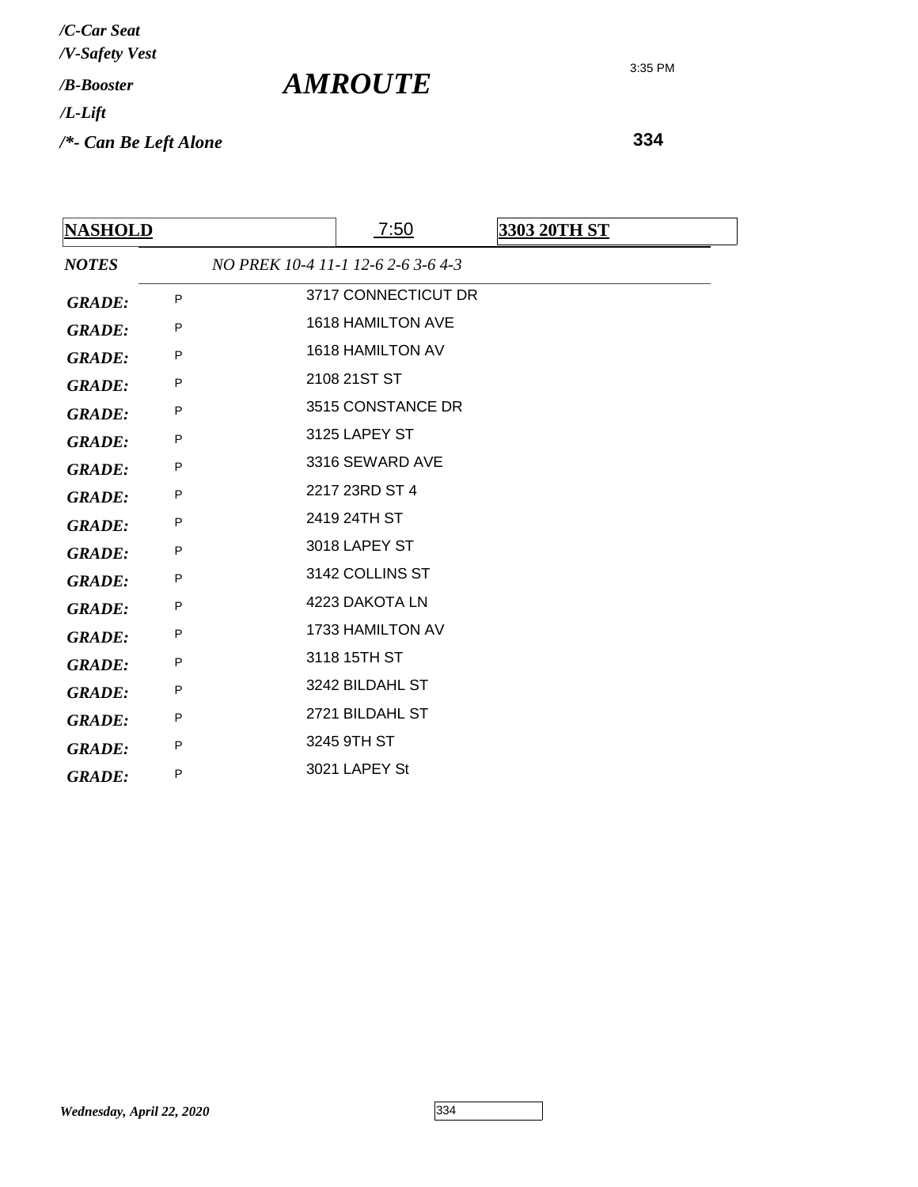*/C-Car Seat*
*/V-Safety Vest*
*/B-Booster*
*/L-Lift*
*/*- Can Be Left Alone*

# *AMROUTE*

3:35 PM

**334**

| **NASHOLD** | 7:50 | **3303 20TH ST** |
|---|---|---|

***NOTES*** *NO PREK 10-4 11-1 12-6 2-6 3-6 4-3*

| | | |
|---|---|---|
| ***GRADE:*** | P | 3717 CONNECTICUT DR |
| ***GRADE:*** | P | 1618 HAMILTON AVE |
| ***GRADE:*** | P | 1618 HAMILTON AV |
| ***GRADE:*** | P | 2108 21ST ST |
| ***GRADE:*** | P | 3515 CONSTANCE DR |
| ***GRADE:*** | P | 3125 LAPEY ST |
| ***GRADE:*** | P | 3316 SEWARD AVE |
| ***GRADE:*** | P | 2217 23RD ST 4 |
| ***GRADE:*** | P | 2419 24TH ST |
| ***GRADE:*** | P | 3018 LAPEY ST |
| ***GRADE:*** | P | 3142 COLLINS ST |
| ***GRADE:*** | P | 4223 DAKOTA LN |
| ***GRADE:*** | P | 1733 HAMILTON AV |
| ***GRADE:*** | P | 3118 15TH ST |
| ***GRADE:*** | P | 3242 BILDAHL ST |
| ***GRADE:*** | P | 2721 BILDAHL ST |
| ***GRADE:*** | P | 3245 9TH ST |
| ***GRADE:*** | P | 3021 LAPEY St |

*Wednesday, April 22, 2020*

334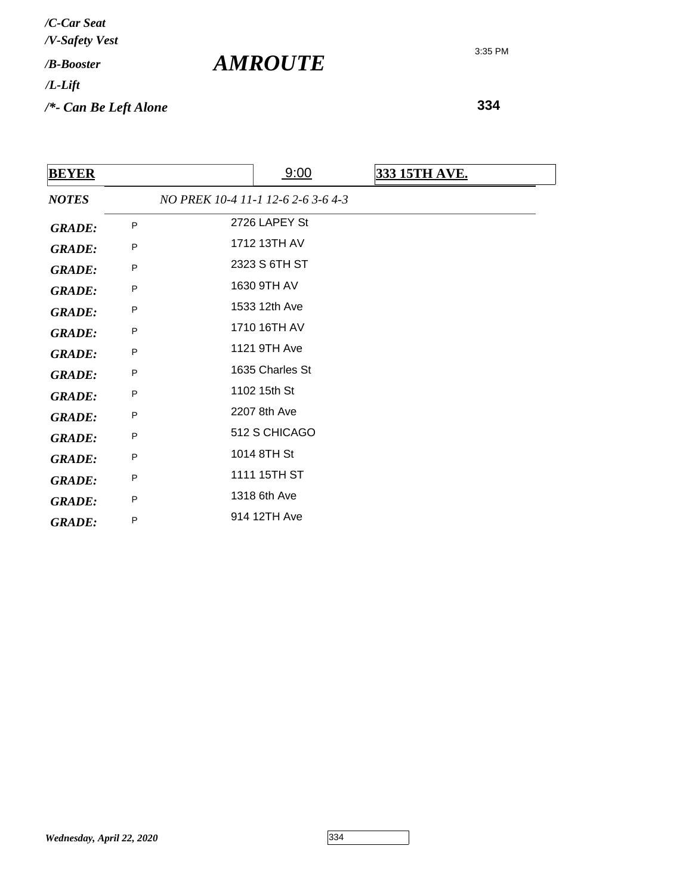*/C-Car Seat*
*/V-Safety Vest*
*/B-Booster*
*/L-Lift*
*/*- Can Be Left Alone*

# *AMROUTE*

3:35 PM

**334**

| **BEYER** | 9:00 | **333 15TH AVE.** |
|---|---|---|
| ***NOTES*** | *NO PREK 10-4 11-1 12-6 2-6 3-6 4-3* | |
| ***GRADE:*** P | 2726 LAPEY St | |
| ***GRADE:*** P | 1712 13TH AV | |
| ***GRADE:*** P | 2323 S 6TH ST | |
| ***GRADE:*** P | 1630 9TH AV | |
| ***GRADE:*** P | 1533 12th Ave | |
| ***GRADE:*** P | 1710 16TH AV | |
| ***GRADE:*** P | 1121 9TH Ave | |
| ***GRADE:*** P | 1635 Charles St | |
| ***GRADE:*** P | 1102 15th St | |
| ***GRADE:*** P | 2207 8th Ave | |
| ***GRADE:*** P | 512 S CHICAGO | |
| ***GRADE:*** P | 1014 8TH St | |
| ***GRADE:*** P | 1111 15TH ST | |
| ***GRADE:*** P | 1318 6th Ave | |
| ***GRADE:*** P | 914 12TH Ave | |

*Wednesday, April 22, 2020*

334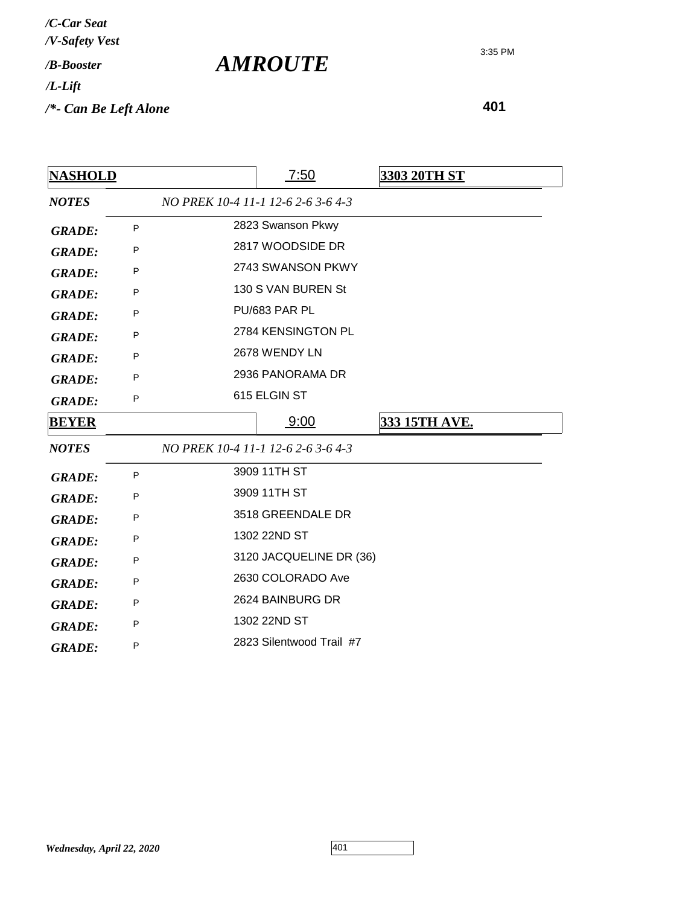*/C-Car Seat*
*/V-Safety Vest*
*/B-Booster*
*/L-Lift*
*/*- Can Be Left Alone*

# *AMROUTE*

3:35 PM

**401**

| **NASHOLD** | 7:50 | **3303 20TH ST** |
|---|---|---|
| ***NOTES*** | *NO PREK 10-4 11-1 12-6 2-6 3-6 4-3* | |
| ***GRADE:*** P | 2823 Swanson Pkwy | |
| ***GRADE:*** P | 2817 WOODSIDE DR | |
| ***GRADE:*** P | 2743 SWANSON PKWY | |
| ***GRADE:*** P | 130 S VAN BUREN St | |
| ***GRADE:*** P | PU/683 PAR PL | |
| ***GRADE:*** P | 2784 KENSINGTON PL | |
| ***GRADE:*** P | 2678 WENDY LN | |
| ***GRADE:*** P | 2936 PANORAMA DR | |
| ***GRADE:*** P | 615 ELGIN ST | |

| **BEYER** | 9:00 | **333 15TH AVE.** |
|---|---|---|
| ***NOTES*** | *NO PREK 10-4 11-1 12-6 2-6 3-6 4-3* | |
| ***GRADE:*** P | 3909 11TH ST | |
| ***GRADE:*** P | 3909 11TH ST | |
| ***GRADE:*** P | 3518 GREENDALE DR | |
| ***GRADE:*** P | 1302 22ND ST | |
| ***GRADE:*** P | 3120 JACQUELINE DR (36) | |
| ***GRADE:*** P | 2630 COLORADO Ave | |
| ***GRADE:*** P | 2624 BAINBURG DR | |
| ***GRADE:*** P | 1302 22ND ST | |
| ***GRADE:*** P | 2823 Silentwood Trail #7 | |

*Wednesday, April 22, 2020*

401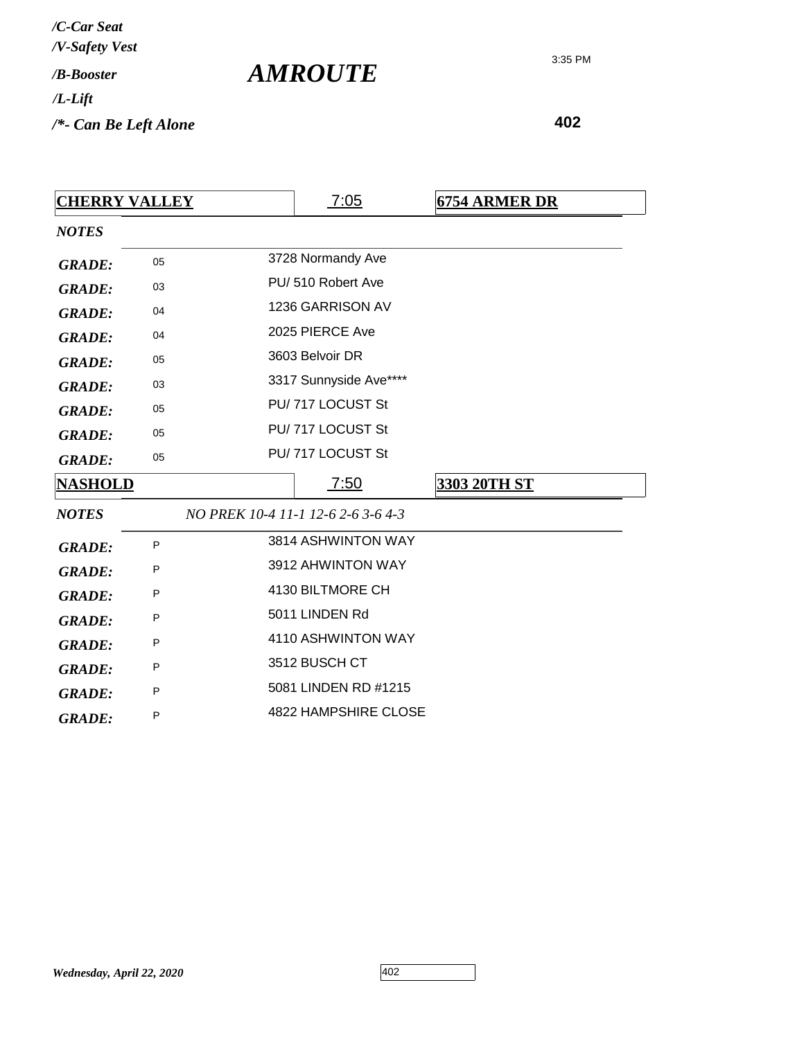/C-Car Seat
/V-Safety Vest
/B-Booster
/L-Lift
/*- Can Be Left Alone

# AMROUTE

3:35 PM

**402**

| **CHERRY VALLEY** | 7:05 | **6754 ARMER DR** |
|---|---|---|
| *NOTES* | | |
| *GRADE:* 05 | 3728 Normandy Ave | |
| *GRADE:* 03 | PU/ 510 Robert Ave | |
| *GRADE:* 04 | 1236 GARRISON AV | |
| *GRADE:* 04 | 2025 PIERCE Ave | |
| *GRADE:* 05 | 3603 Belvoir DR | |
| *GRADE:* 03 | 3317 Sunnyside Ave**** | |
| *GRADE:* 05 | PU/ 717 LOCUST St | |
| *GRADE:* 05 | PU/ 717 LOCUST St | |
| *GRADE:* 05 | PU/ 717 LOCUST St | |

| **NASHOLD** | 7:50 | **3303 20TH ST** |
|---|---|---|
| *NOTES* | *NO PREK 10-4 11-1 12-6 2-6 3-6 4-3* | |
| *GRADE:* P | 3814 ASHWINTON WAY | |
| *GRADE:* P | 3912 AHWINTON WAY | |
| *GRADE:* P | 4130 BILTMORE CH | |
| *GRADE:* P | 5011 LINDEN Rd | |
| *GRADE:* P | 4110 ASHWINTON WAY | |
| *GRADE:* P | 3512 BUSCH CT | |
| *GRADE:* P | 5081 LINDEN RD #1215 | |
| *GRADE:* P | 4822 HAMPSHIRE CLOSE | |

*Wednesday, April 22, 2020*

402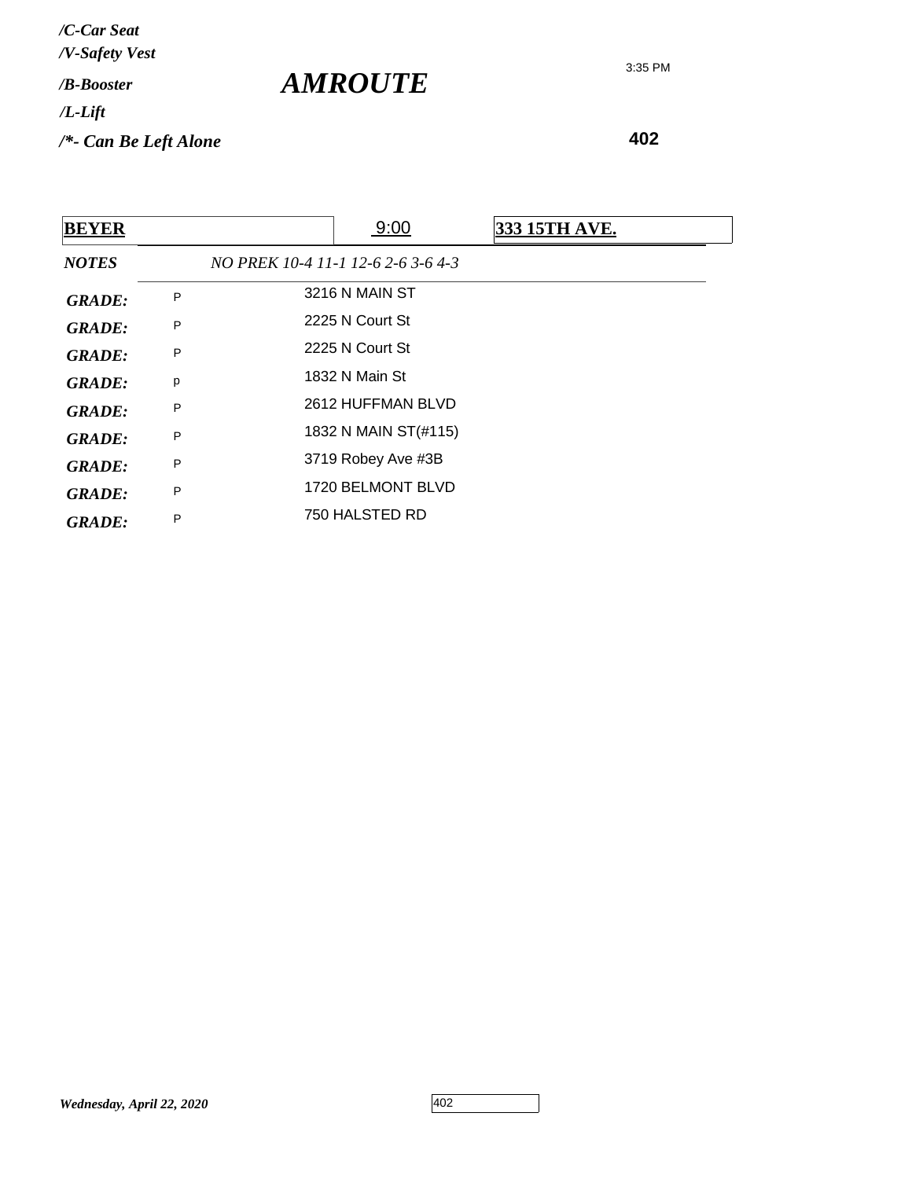*/C-Car Seat*
*/V-Safety Vest*
*/B-Booster*
*/L-Lift*
*/*- Can Be Left Alone*

# *AMROUTE*

3:35 PM

**402**

| **BEYER** | 9:00 | **333 15TH AVE.** |
|---|---|---|
| ***NOTES*** | *NO PREK 10-4 11-1 12-6 2-6 3-6 4-3* | |
| ***GRADE:*** P | 3216 N MAIN ST | |
| ***GRADE:*** P | 2225 N Court St | |
| ***GRADE:*** P | 2225 N Court St | |
| ***GRADE:*** p | 1832 N Main St | |
| ***GRADE:*** P | 2612 HUFFMAN BLVD | |
| ***GRADE:*** P | 1832 N MAIN ST(#115) | |
| ***GRADE:*** P | 3719 Robey Ave #3B | |
| ***GRADE:*** P | 1720 BELMONT BLVD | |
| ***GRADE:*** P | 750 HALSTED RD | |

*Wednesday, April 22, 2020*

402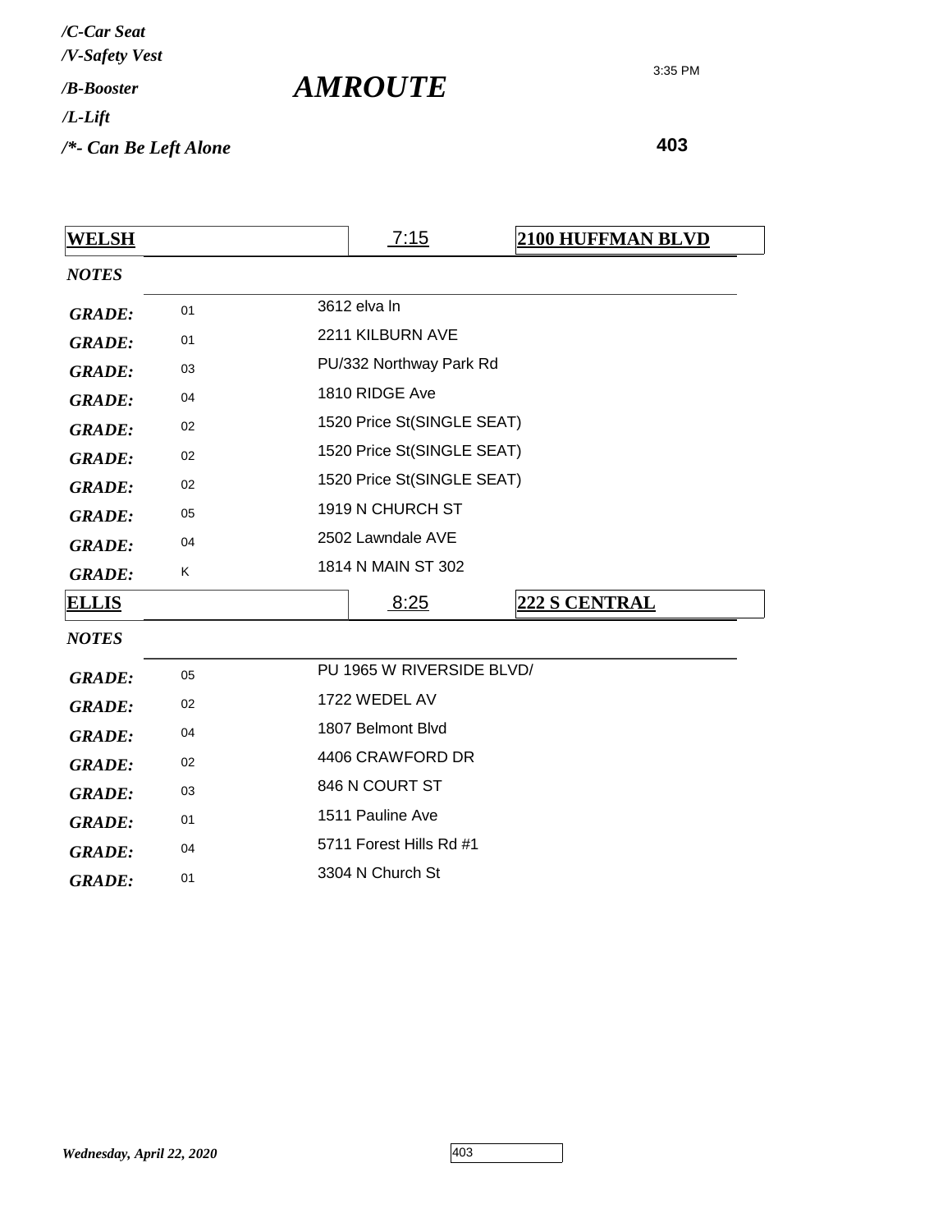*/C-Car Seat*
*/V-Safety Vest*
*/B-Booster*
*/L-Lift*
*/*- Can Be Left Alone*

# *AMROUTE*

3:35 PM

**403**

| **WELSH** | 7:15 | **2100 HUFFMAN BLVD** |
|---|---|---|
| *NOTES* | | |
| *GRADE:* 01 | 3612 elva ln | |
| *GRADE:* 01 | 2211 KILBURN AVE | |
| *GRADE:* 03 | PU/332 Northway Park Rd | |
| *GRADE:* 04 | 1810 RIDGE Ave | |
| *GRADE:* 02 | 1520 Price St(SINGLE SEAT) | |
| *GRADE:* 02 | 1520 Price St(SINGLE SEAT) | |
| *GRADE:* 02 | 1520 Price St(SINGLE SEAT) | |
| *GRADE:* 05 | 1919 N CHURCH ST | |
| *GRADE:* 04 | 2502 Lawndale AVE | |
| *GRADE:* K | 1814 N MAIN ST 302 | |

| **ELLIS** | 8:25 | **222 S CENTRAL** |
|---|---|---|
| *NOTES* | | |
| *GRADE:* 05 | PU 1965 W RIVERSIDE BLVD/ | |
| *GRADE:* 02 | 1722 WEDEL AV | |
| *GRADE:* 04 | 1807 Belmont Blvd | |
| *GRADE:* 02 | 4406 CRAWFORD DR | |
| *GRADE:* 03 | 846 N COURT ST | |
| *GRADE:* 01 | 1511 Pauline Ave | |
| *GRADE:* 04 | 5711 Forest Hills Rd #1 | |
| *GRADE:* 01 | 3304 N Church St | |

*Wednesday, April 22, 2020*

403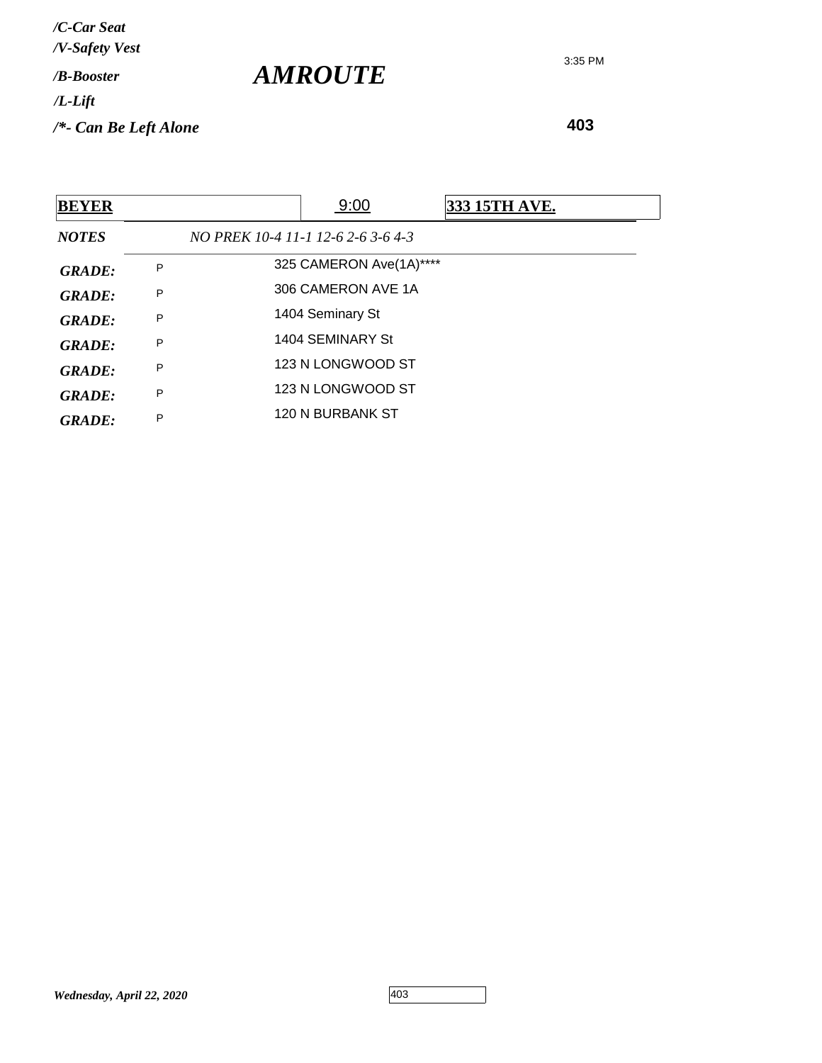*/C-Car Seat*
*/V-Safety Vest*
*/B-Booster*
*/L-Lift*
*/*- Can Be Left Alone*

# *AMROUTE*

3:35 PM

**403**

| **BEYER** | 9:00 | **333 15TH AVE.** |
|---|---|---|
| ***NOTES*** | *NO PREK 10-4 11-1 12-6 2-6 3-6 4-3* | |
| ***GRADE:*** P | 325 CAMERON Ave(1A)**** | |
| ***GRADE:*** P | 306 CAMERON AVE 1A | |
| ***GRADE:*** P | 1404 Seminary St | |
| ***GRADE:*** P | 1404 SEMINARY St | |
| ***GRADE:*** P | 123 N LONGWOOD ST | |
| ***GRADE:*** P | 123 N LONGWOOD ST | |
| ***GRADE:*** P | 120 N BURBANK ST | |

*Wednesday, April 22, 2020*

403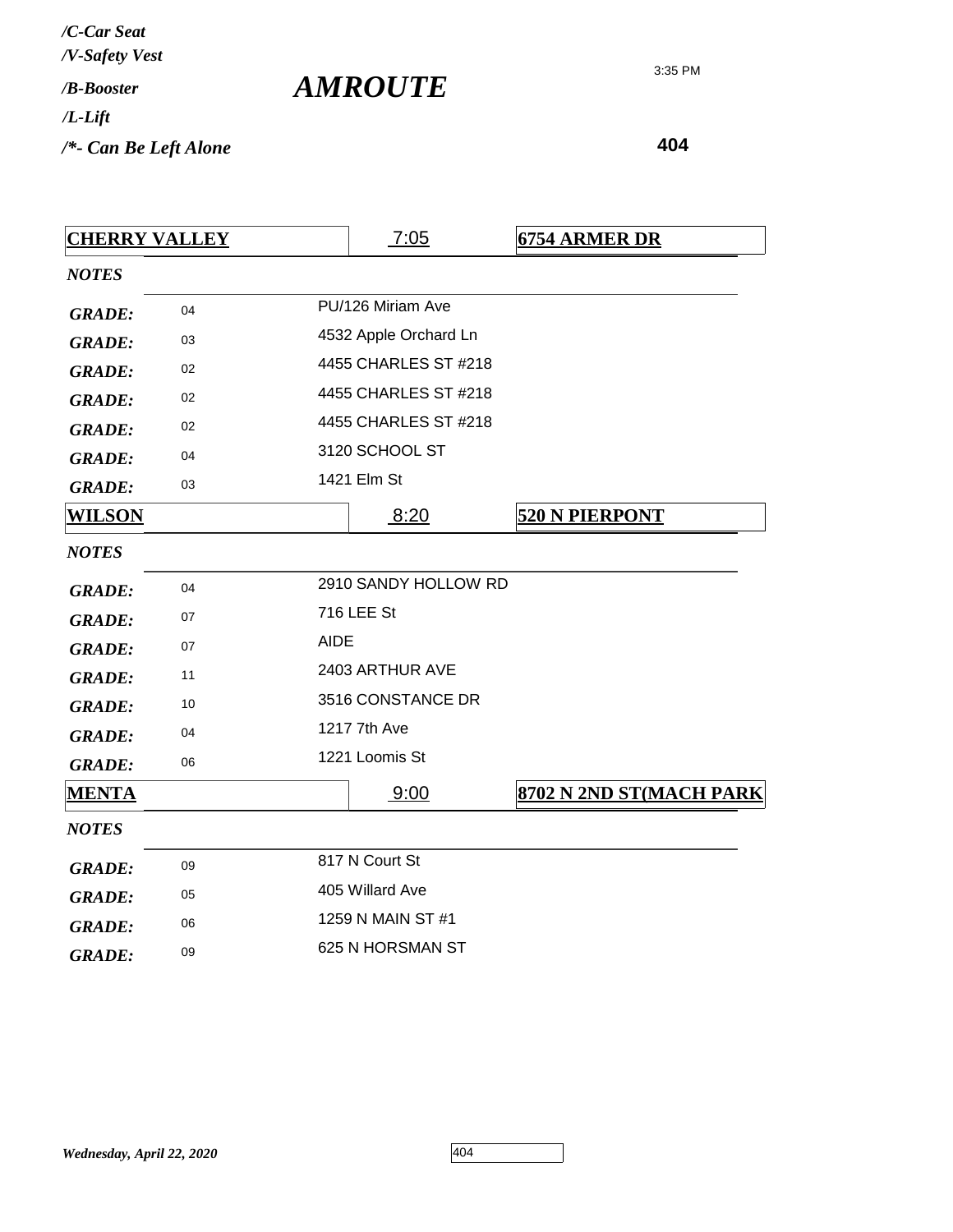*/C-Car Seat*
*/V-Safety Vest*
*/B-Booster*
*/L-Lift*
*/*- Can Be Left Alone*

# *AMROUTE*

3:35 PM

**404**

| **CHERRY VALLEY** | | 7:05 | **6754 ARMER DR** |
|---|---|---|---|
| *NOTES* | | | |
| *GRADE:* | 04 | PU/126 Miriam Ave | |
| *GRADE:* | 03 | 4532 Apple Orchard Ln | |
| *GRADE:* | 02 | 4455 CHARLES ST #218 | |
| *GRADE:* | 02 | 4455 CHARLES ST #218 | |
| *GRADE:* | 02 | 4455 CHARLES ST #218 | |
| *GRADE:* | 04 | 3120 SCHOOL ST | |
| *GRADE:* | 03 | 1421 Elm St | |

| **WILSON** | | 8:20 | **520 N PIERPONT** |
|---|---|---|---|
| *NOTES* | | | |
| *GRADE:* | 04 | 2910 SANDY HOLLOW RD | |
| *GRADE:* | 07 | 716 LEE St | |
| *GRADE:* | 07 | AIDE | |
| *GRADE:* | 11 | 2403 ARTHUR AVE | |
| *GRADE:* | 10 | 3516 CONSTANCE DR | |
| *GRADE:* | 04 | 1217 7th Ave | |
| *GRADE:* | 06 | 1221 Loomis St | |

| **MENTA** | | 9:00 | **8702 N 2ND ST(MACH PARK** |
|---|---|---|---|
| *NOTES* | | | |
| *GRADE:* | 09 | 817 N Court St | |
| *GRADE:* | 05 | 405 Willard Ave | |
| *GRADE:* | 06 | 1259 N MAIN ST #1 | |
| *GRADE:* | 09 | 625 N HORSMAN ST | |

*Wednesday, April 22, 2020*

404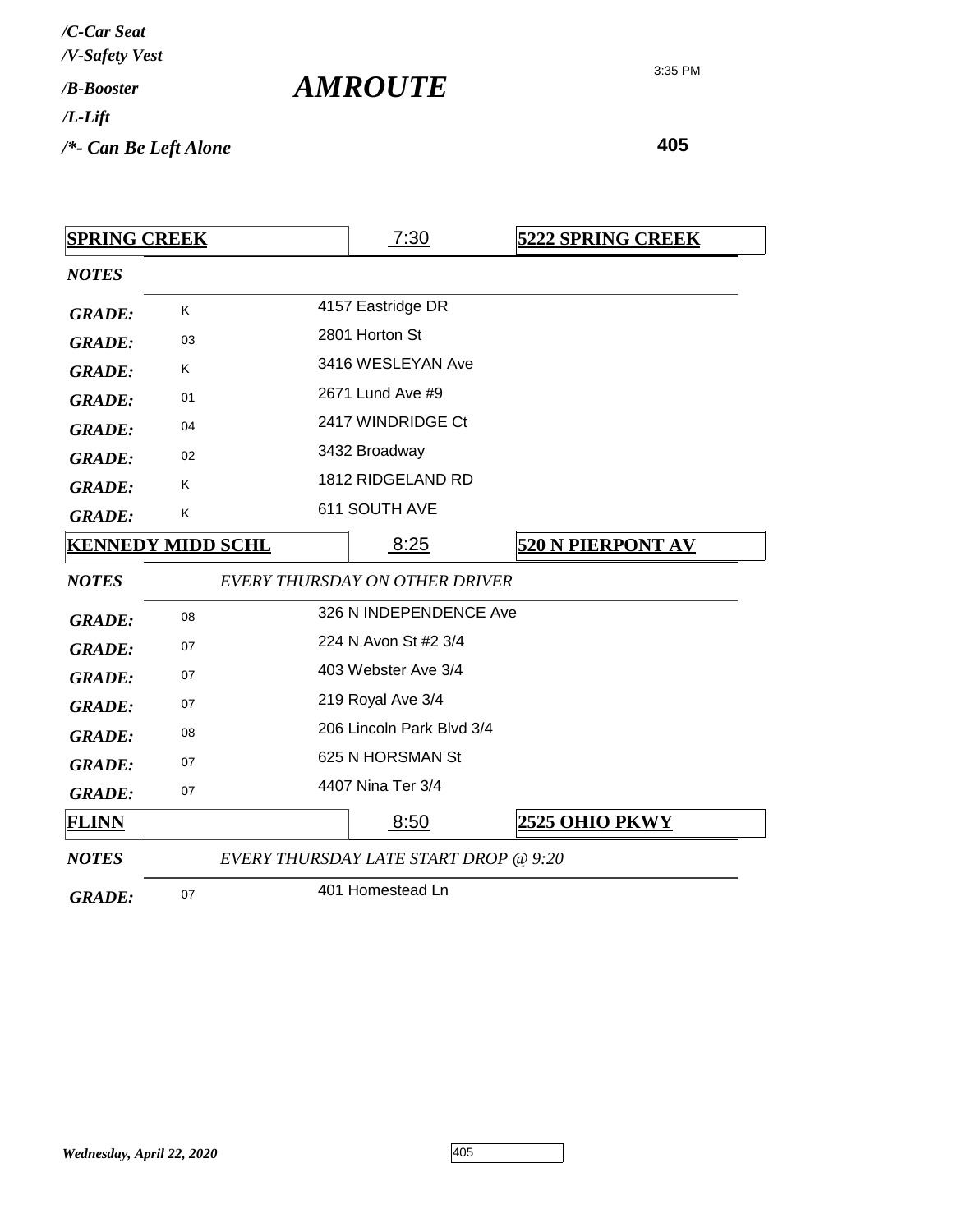*/C-Car Seat*
*/V-Safety Vest*
*/B-Booster*
*/L-Lift*
*/*- Can Be Left Alone*

# *AMROUTE*

3:35 PM

**405**

| **SPRING CREEK** | 7:30 | **5222 SPRING CREEK** |
|---|---|---|
| *NOTES* | | |
| *GRADE:* K | 4157 Eastridge DR | |
| *GRADE:* 03 | 2801 Horton St | |
| *GRADE:* K | 3416 WESLEYAN Ave | |
| *GRADE:* 01 | 2671 Lund Ave #9 | |
| *GRADE:* 04 | 2417 WINDRIDGE Ct | |
| *GRADE:* 02 | 3432 Broadway | |
| *GRADE:* K | 1812 RIDGELAND RD | |
| *GRADE:* K | 611 SOUTH AVE | |

| **KENNEDY MIDD SCHL** | 8:25 | **520 N PIERPONT AV** |
|---|---|---|
| *NOTES* | *EVERY THURSDAY ON OTHER DRIVER* | |
| *GRADE:* 08 | 326 N INDEPENDENCE Ave | |
| *GRADE:* 07 | 224 N Avon St #2 3/4 | |
| *GRADE:* 07 | 403 Webster Ave 3/4 | |
| *GRADE:* 07 | 219 Royal Ave 3/4 | |
| *GRADE:* 08 | 206 Lincoln Park Blvd 3/4 | |
| *GRADE:* 07 | 625 N HORSMAN St | |
| *GRADE:* 07 | 4407 Nina Ter 3/4 | |

| **FLINN** | 8:50 | **2525 OHIO PKWY** |
|---|---|---|
| *NOTES* | *EVERY THURSDAY LATE START DROP @ 9:20* | |
| *GRADE:* 07 | 401 Homestead Ln | |

*Wednesday, April 22, 2020*

405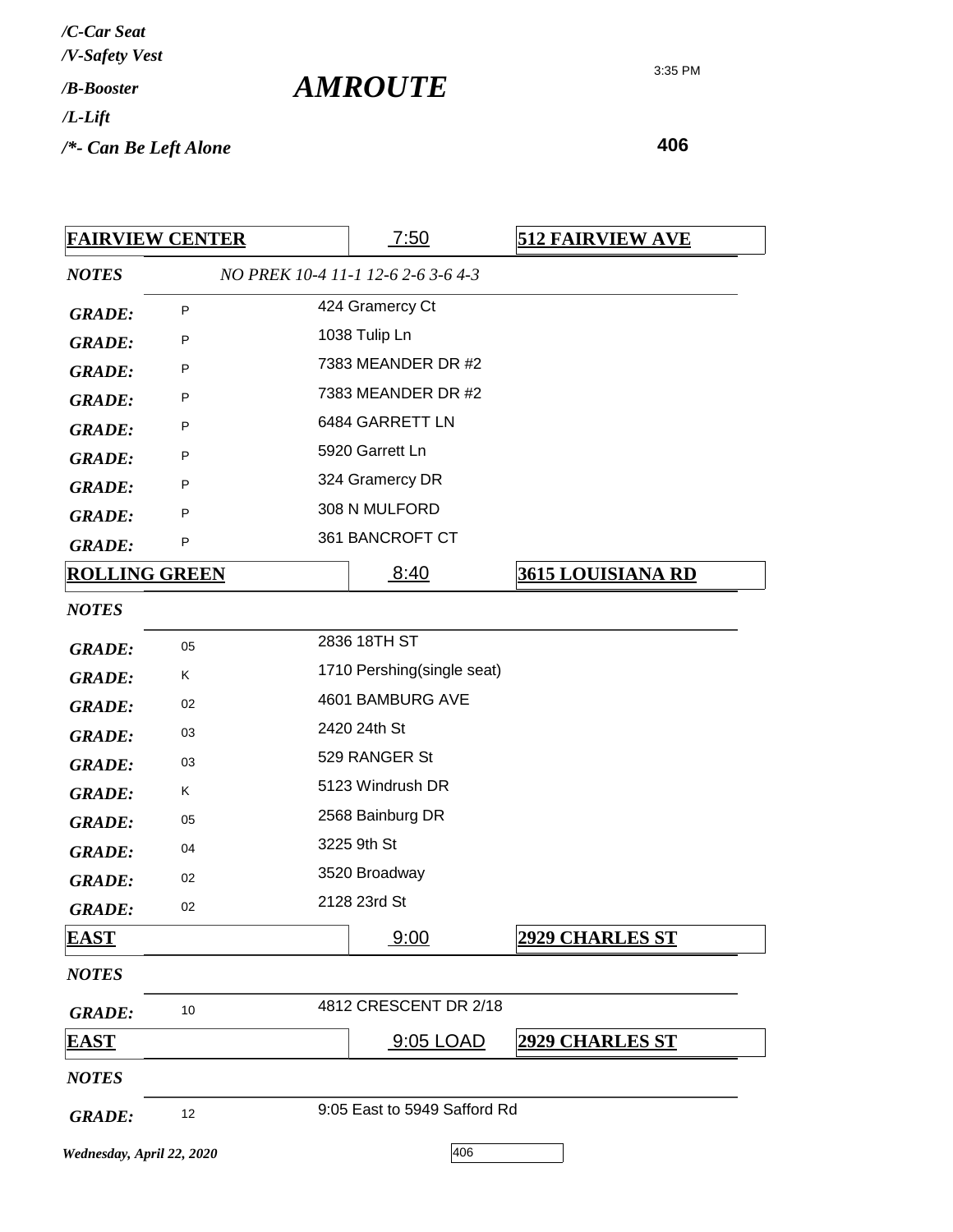*/C-Car Seat*
*/V-Safety Vest*
*/B-Booster*
*/L-Lift*
*/*- Can Be Left Alone*

# *AMROUTE*

3:35 PM

**406**

| **FAIRVIEW CENTER** | 7:50 | **512 FAIRVIEW AVE** |
|---|---|---|
| *NOTES* | *NO PREK 10-4 11-1 12-6 2-6 3-6 4-3* | |
| *GRADE:* P | 424 Gramercy Ct | |
| *GRADE:* P | 1038 Tulip Ln | |
| *GRADE:* P | 7383 MEANDER DR #2 | |
| *GRADE:* P | 7383 MEANDER DR #2 | |
| *GRADE:* P | 6484 GARRETT LN | |
| *GRADE:* P | 5920 Garrett Ln | |
| *GRADE:* P | 324 Gramercy DR | |
| *GRADE:* P | 308 N MULFORD | |
| *GRADE:* P | 361 BANCROFT CT | |

| **ROLLING GREEN** | 8:40 | **3615 LOUISIANA RD** |
|---|---|---|
| *NOTES* | | |
| *GRADE:* 05 | 2836 18TH ST | |
| *GRADE:* K | 1710 Pershing(single seat) | |
| *GRADE:* 02 | 4601 BAMBURG AVE | |
| *GRADE:* 03 | 2420 24th St | |
| *GRADE:* 03 | 529 RANGER St | |
| *GRADE:* K | 5123 Windrush DR | |
| *GRADE:* 05 | 2568 Bainburg DR | |
| *GRADE:* 04 | 3225 9th St | |
| *GRADE:* 02 | 3520 Broadway | |
| *GRADE:* 02 | 2128 23rd St | |

| **EAST** | 9:00 | **2929 CHARLES ST** |
|---|---|---|
| *NOTES* | | |
| *GRADE:* 10 | 4812 CRESCENT DR 2/18 | |

| **EAST** | 9:05 LOAD | **2929 CHARLES ST** |
|---|---|---|
| *NOTES* | | |
| *GRADE:* 12 | 9:05 East to 5949 Safford Rd | |

*Wednesday, April 22, 2020*

406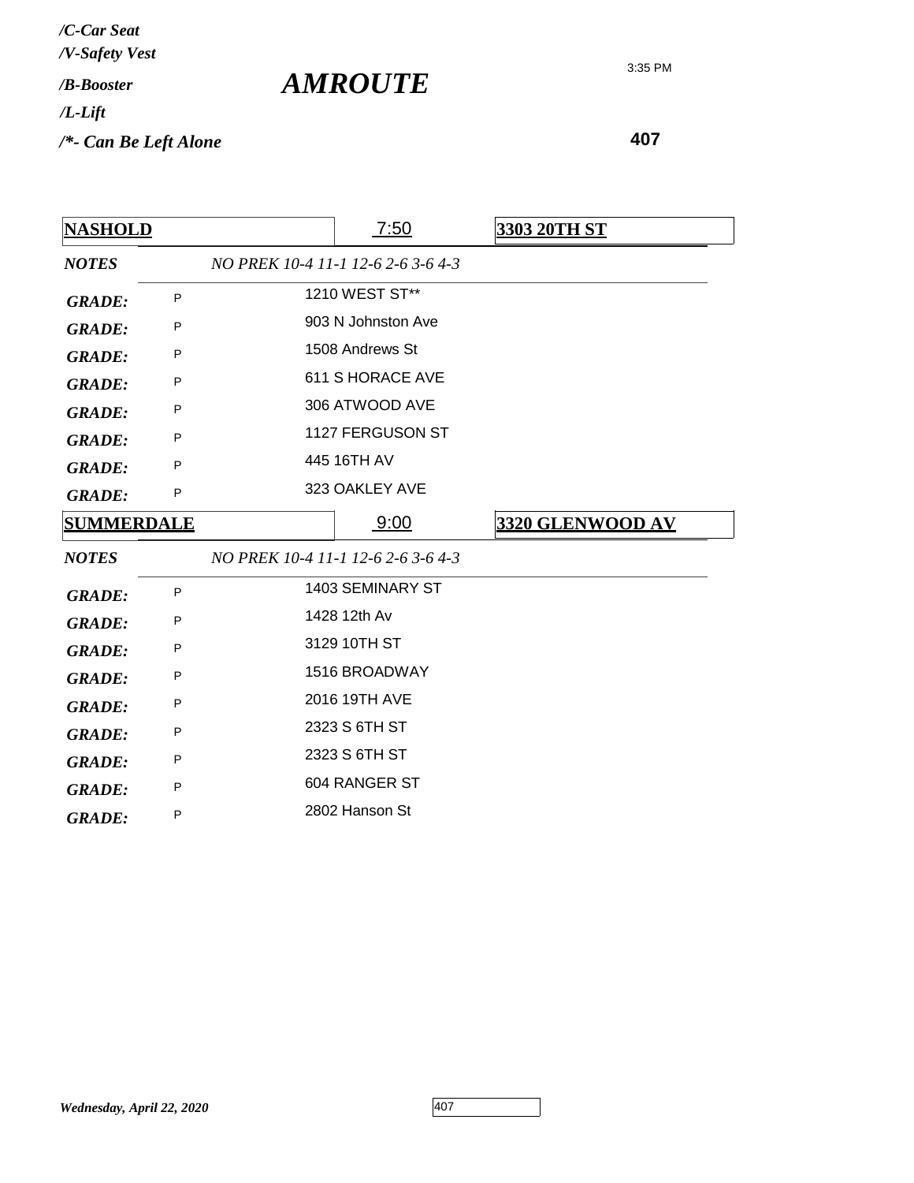*/C-Car Seat*
*/V-Safety Vest*
*/B-Booster*
*/L-Lift*
*/*- Can Be Left Alone*

# *AMROUTE*

3:35 PM

**407**

| **NASHOLD** | 7:50 | **3303 20TH ST** |
|---|---|---|
| ***NOTES*** | *NO PREK 10-4 11-1 12-6 2-6 3-6 4-3* | |
| ***GRADE:*** P | 1210 WEST ST** | |
| ***GRADE:*** P | 903 N Johnston Ave | |
| ***GRADE:*** P | 1508 Andrews St | |
| ***GRADE:*** P | 611 S HORACE AVE | |
| ***GRADE:*** P | 306 ATWOOD AVE | |
| ***GRADE:*** P | 1127 FERGUSON ST | |
| ***GRADE:*** P | 445 16TH AV | |
| ***GRADE:*** P | 323 OAKLEY AVE | |

| **SUMMERDALE** | 9:00 | **3320 GLENWOOD AV** |
|---|---|---|
| ***NOTES*** | *NO PREK 10-4 11-1 12-6 2-6 3-6 4-3* | |
| ***GRADE:*** P | 1403 SEMINARY ST | |
| ***GRADE:*** P | 1428 12th Av | |
| ***GRADE:*** P | 3129 10TH ST | |
| ***GRADE:*** P | 1516 BROADWAY | |
| ***GRADE:*** P | 2016 19TH AVE | |
| ***GRADE:*** P | 2323 S 6TH ST | |
| ***GRADE:*** P | 2323 S 6TH ST | |
| ***GRADE:*** P | 604 RANGER ST | |
| ***GRADE:*** P | 2802 Hanson St | |

*Wednesday, April 22, 2020*

407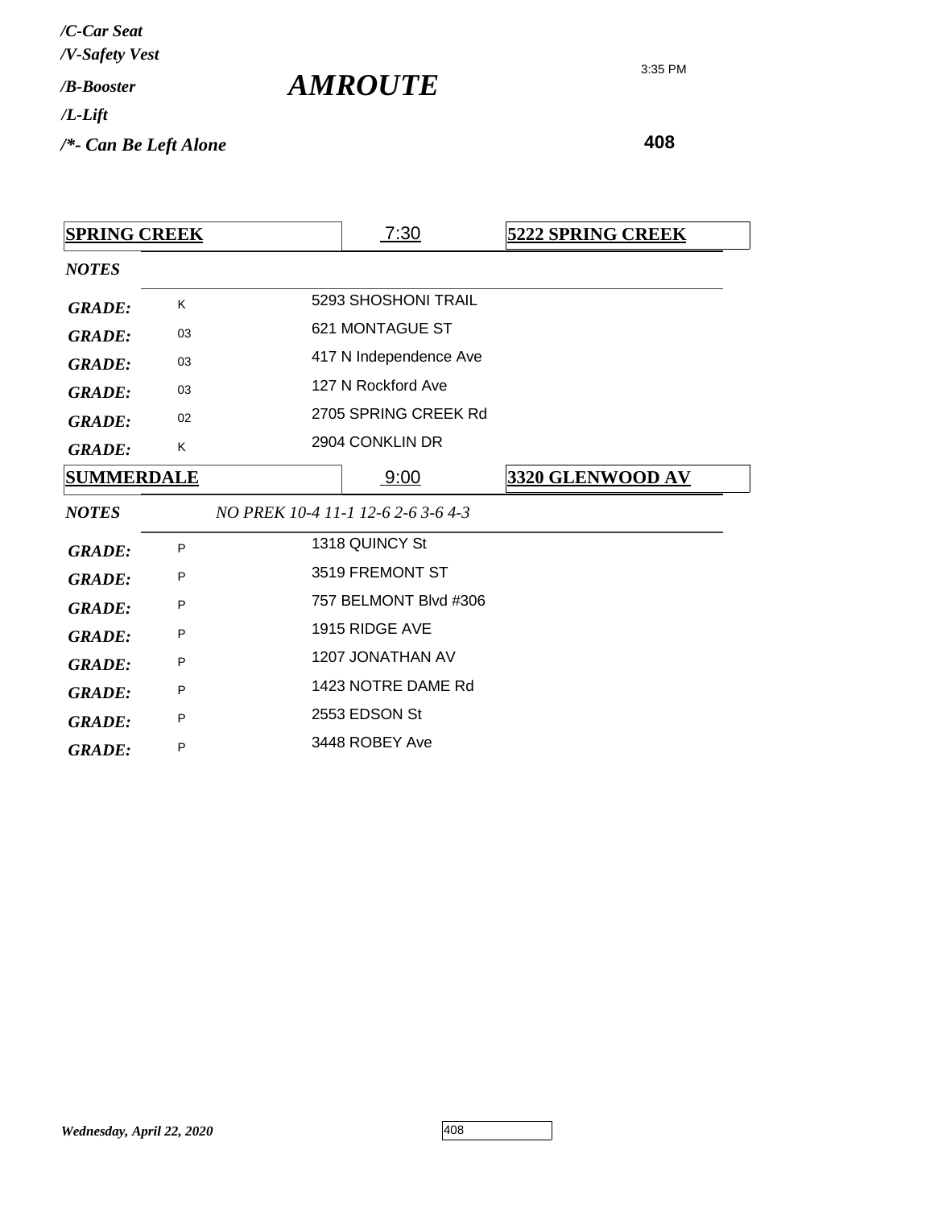*/C-Car Seat*
*/V-Safety Vest*
*/B-Booster*
*/L-Lift*
*/*- Can Be Left Alone*

# *AMROUTE*

3:35 PM

**408**

| **SPRING CREEK** | 7:30 | **5222 SPRING CREEK** |
|---|---|---|
| ***NOTES*** | | |
| ***GRADE:*** | K | 5293 SHOSHONI TRAIL |
| ***GRADE:*** | 03 | 621 MONTAGUE ST |
| ***GRADE:*** | 03 | 417 N Independence Ave |
| ***GRADE:*** | 03 | 127 N Rockford Ave |
| ***GRADE:*** | 02 | 2705 SPRING CREEK Rd |
| ***GRADE:*** | K | 2904 CONKLIN DR |

| **SUMMERDALE** | 9:00 | **3320 GLENWOOD AV** |
|---|---|---|
| ***NOTES*** | *NO PREK 10-4 11-1 12-6 2-6 3-6 4-3* | |
| ***GRADE:*** | P | 1318 QUINCY St |
| ***GRADE:*** | P | 3519 FREMONT ST |
| ***GRADE:*** | P | 757 BELMONT Blvd #306 |
| ***GRADE:*** | P | 1915 RIDGE AVE |
| ***GRADE:*** | P | 1207 JONATHAN AV |
| ***GRADE:*** | P | 1423 NOTRE DAME Rd |
| ***GRADE:*** | P | 2553 EDSON St |
| ***GRADE:*** | P | 3448 ROBEY Ave |

*Wednesday, April 22, 2020*

408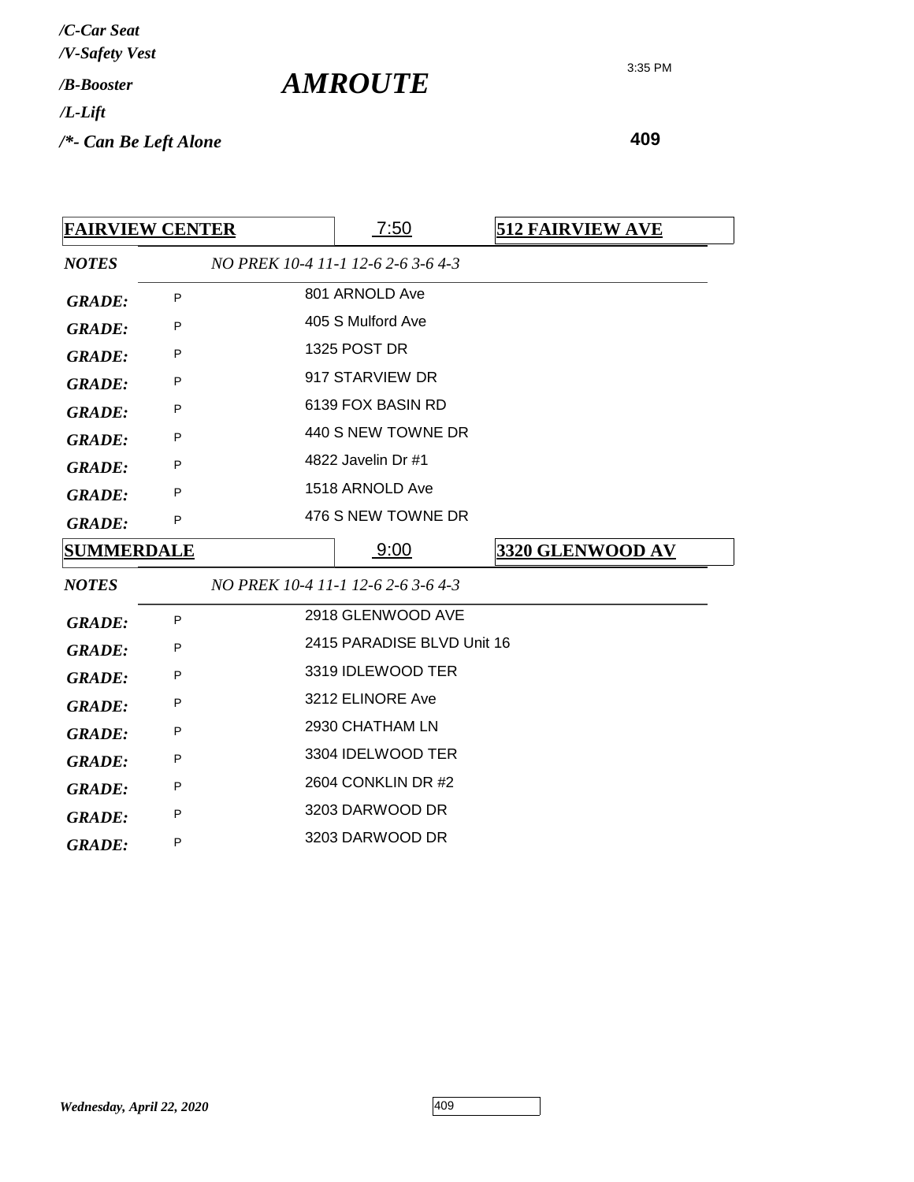*/C-Car Seat*
*/V-Safety Vest*
*/B-Booster*
*/L-Lift*
*/*- Can Be Left Alone*

# *AMROUTE*

3:35 PM

**409**

| **FAIRVIEW CENTER** | **7:50** | **512 FAIRVIEW AVE** |
|---|---|---|
| ***NOTES*** | *NO PREK 10-4 11-1 12-6 2-6 3-6 4-3* | |
| ***GRADE:*** P | 801 ARNOLD Ave | |
| ***GRADE:*** P | 405 S Mulford Ave | |
| ***GRADE:*** P | 1325 POST DR | |
| ***GRADE:*** P | 917 STARVIEW DR | |
| ***GRADE:*** P | 6139 FOX BASIN RD | |
| ***GRADE:*** P | 440 S NEW TOWNE DR | |
| ***GRADE:*** P | 4822 Javelin Dr #1 | |
| ***GRADE:*** P | 1518 ARNOLD Ave | |
| ***GRADE:*** P | 476 S NEW TOWNE DR | |

| **SUMMERDALE** | **9:00** | **3320 GLENWOOD AV** |
|---|---|---|
| ***NOTES*** | *NO PREK 10-4 11-1 12-6 2-6 3-6 4-3* | |
| ***GRADE:*** P | 2918 GLENWOOD AVE | |
| ***GRADE:*** P | 2415 PARADISE BLVD Unit 16 | |
| ***GRADE:*** P | 3319 IDLEWOOD TER | |
| ***GRADE:*** P | 3212 ELINORE Ave | |
| ***GRADE:*** P | 2930 CHATHAM LN | |
| ***GRADE:*** P | 3304 IDELWOOD TER | |
| ***GRADE:*** P | 2604 CONKLIN DR #2 | |
| ***GRADE:*** P | 3203 DARWOOD DR | |
| ***GRADE:*** P | 3203 DARWOOD DR | |

*Wednesday, April 22, 2020*

409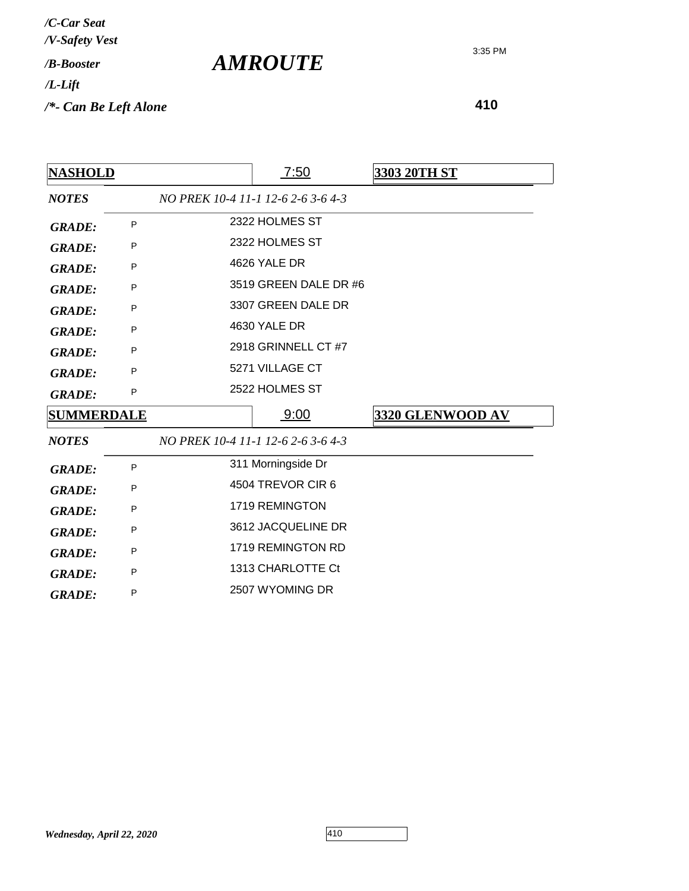*/C-Car Seat*
*/V-Safety Vest*
*/B-Booster*
*/L-Lift*
*/*- Can Be Left Alone*

# *AMROUTE*

3:35 PM

**410**

| **NASHOLD** | 7:50 | **3303 20TH ST** |
|---|---|---|
| ***NOTES*** | *NO PREK 10-4 11-1 12-6 2-6 3-6 4-3* | |
| ***GRADE:*** P | 2322 HOLMES ST | |
| ***GRADE:*** P | 2322 HOLMES ST | |
| ***GRADE:*** P | 4626 YALE DR | |
| ***GRADE:*** P | 3519 GREEN DALE DR #6 | |
| ***GRADE:*** P | 3307 GREEN DALE DR | |
| ***GRADE:*** P | 4630 YALE DR | |
| ***GRADE:*** P | 2918 GRINNELL CT #7 | |
| ***GRADE:*** P | 5271 VILLAGE CT | |
| ***GRADE:*** P | 2522 HOLMES ST | |

| **SUMMERDALE** | 9:00 | **3320 GLENWOOD AV** |
|---|---|---|
| ***NOTES*** | *NO PREK 10-4 11-1 12-6 2-6 3-6 4-3* | |
| ***GRADE:*** P | 311 Morningside Dr | |
| ***GRADE:*** P | 4504 TREVOR CIR 6 | |
| ***GRADE:*** P | 1719 REMINGTON | |
| ***GRADE:*** P | 3612 JACQUELINE DR | |
| ***GRADE:*** P | 1719 REMINGTON RD | |
| ***GRADE:*** P | 1313 CHARLOTTE Ct | |
| ***GRADE:*** P | 2507 WYOMING DR | |

*Wednesday, April 22, 2020*

410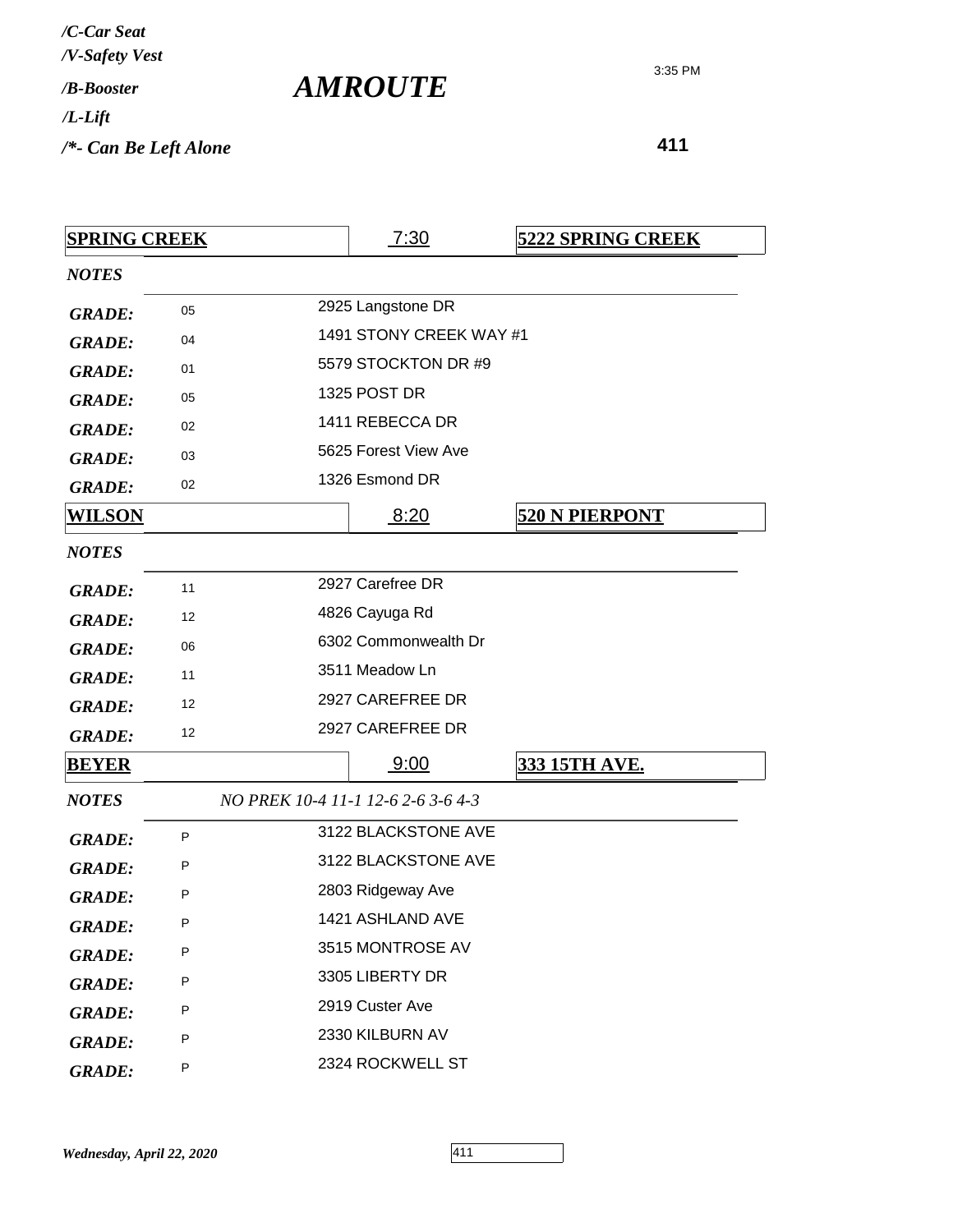*/C-Car Seat*
*/V-Safety Vest*
*/B-Booster*
*/L-Lift*
*/*- Can Be Left Alone*

# *AMROUTE*

3:35 PM

**411**

| **SPRING CREEK** | 7:30 | **5222 SPRING CREEK** |
|---|---|---|
| ***NOTES*** | | |
| ***GRADE:*** 05 | 2925 Langstone DR | |
| ***GRADE:*** 04 | 1491 STONY CREEK WAY #1 | |
| ***GRADE:*** 01 | 5579 STOCKTON DR #9 | |
| ***GRADE:*** 05 | 1325 POST DR | |
| ***GRADE:*** 02 | 1411 REBECCA DR | |
| ***GRADE:*** 03 | 5625 Forest View Ave | |
| ***GRADE:*** 02 | 1326 Esmond DR | |

| **WILSON** | 8:20 | **520 N PIERPONT** |
|---|---|---|
| ***NOTES*** | | |
| ***GRADE:*** 11 | 2927 Carefree DR | |
| ***GRADE:*** 12 | 4826 Cayuga Rd | |
| ***GRADE:*** 06 | 6302 Commonwealth Dr | |
| ***GRADE:*** 11 | 3511 Meadow Ln | |
| ***GRADE:*** 12 | 2927 CAREFREE DR | |
| ***GRADE:*** 12 | 2927 CAREFREE DR | |

| **BEYER** | 9:00 | **333 15TH AVE.** |
|---|---|---|
| ***NOTES*** | *NO PREK 10-4 11-1 12-6 2-6 3-6 4-3* | |
| ***GRADE:*** P | 3122 BLACKSTONE AVE | |
| ***GRADE:*** P | 3122 BLACKSTONE AVE | |
| ***GRADE:*** P | 2803 Ridgeway Ave | |
| ***GRADE:*** P | 1421 ASHLAND AVE | |
| ***GRADE:*** P | 3515 MONTROSE AV | |
| ***GRADE:*** P | 3305 LIBERTY DR | |
| ***GRADE:*** P | 2919 Custer Ave | |
| ***GRADE:*** P | 2330 KILBURN AV | |
| ***GRADE:*** P | 2324 ROCKWELL ST | |

*Wednesday, April 22, 2020*

411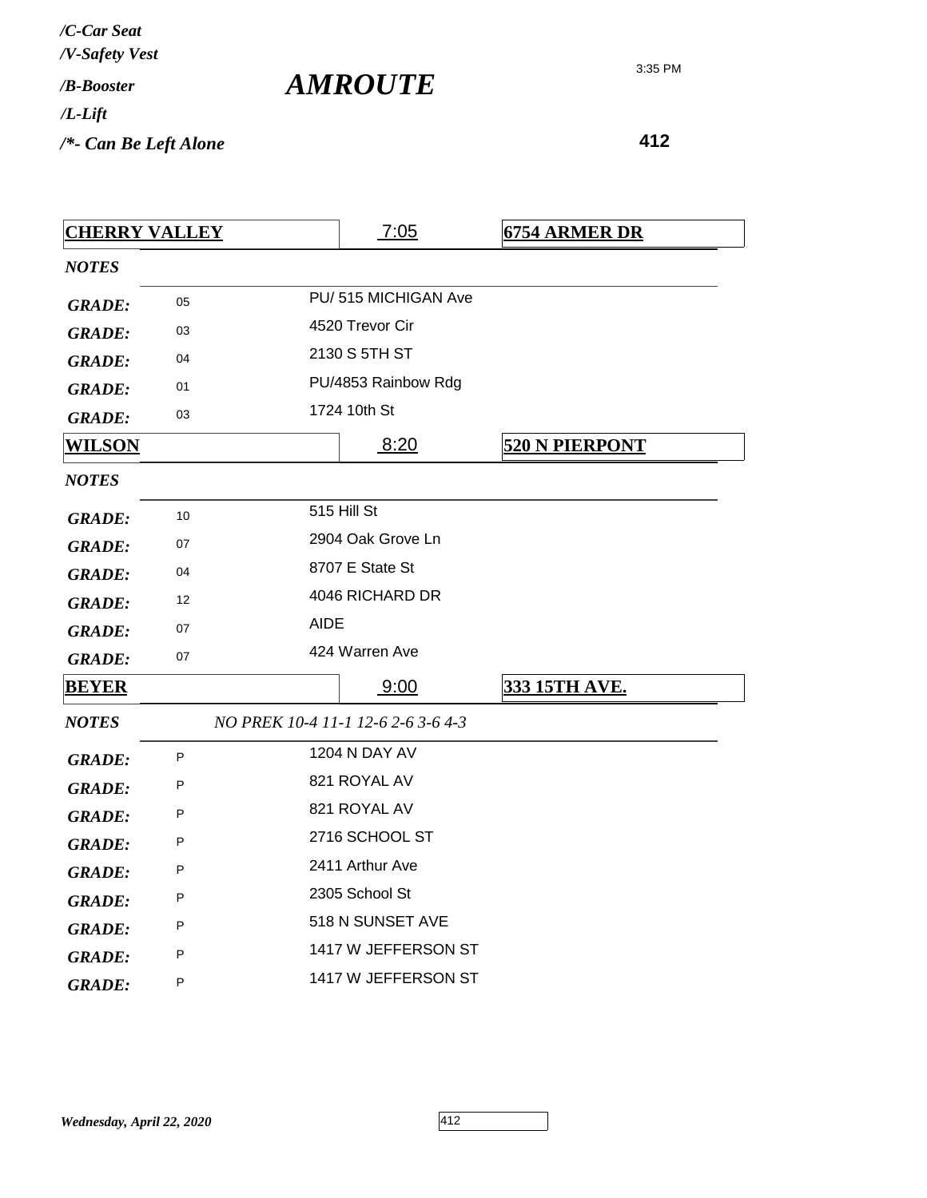*/C-Car Seat*
*/V-Safety Vest*
*/B-Booster*
*/L-Lift*
*/*- Can Be Left Alone*

# *AMROUTE*

3:35 PM

**412**

| **CHERRY VALLEY** | | 7:05 | **6754 ARMER DR** |
|---|---|---|---|
| ***NOTES*** | | | |
| ***GRADE:*** | 05 | PU/ 515 MICHIGAN Ave | |
| ***GRADE:*** | 03 | 4520 Trevor Cir | |
| ***GRADE:*** | 04 | 2130 S 5TH ST | |
| ***GRADE:*** | 01 | PU/4853 Rainbow Rdg | |
| ***GRADE:*** | 03 | 1724 10th St | |

| **WILSON** | | 8:20 | **520 N PIERPONT** |
|---|---|---|---|
| ***NOTES*** | | | |
| ***GRADE:*** | 10 | 515 Hill St | |
| ***GRADE:*** | 07 | 2904 Oak Grove Ln | |
| ***GRADE:*** | 04 | 8707 E State St | |
| ***GRADE:*** | 12 | 4046 RICHARD DR | |
| ***GRADE:*** | 07 | AIDE | |
| ***GRADE:*** | 07 | 424 Warren Ave | |

| **BEYER** | | 9:00 | **333 15TH AVE.** |
|---|---|---|---|
| ***NOTES*** | *NO PREK 10-4 11-1 12-6 2-6 3-6 4-3* | | |
| ***GRADE:*** | P | 1204 N DAY AV | |
| ***GRADE:*** | P | 821 ROYAL AV | |
| ***GRADE:*** | P | 821 ROYAL AV | |
| ***GRADE:*** | P | 2716 SCHOOL ST | |
| ***GRADE:*** | P | 2411 Arthur Ave | |
| ***GRADE:*** | P | 2305 School St | |
| ***GRADE:*** | P | 518 N SUNSET AVE | |
| ***GRADE:*** | P | 1417 W JEFFERSON ST | |
| ***GRADE:*** | P | 1417 W JEFFERSON ST | |

*Wednesday, April 22, 2020*

412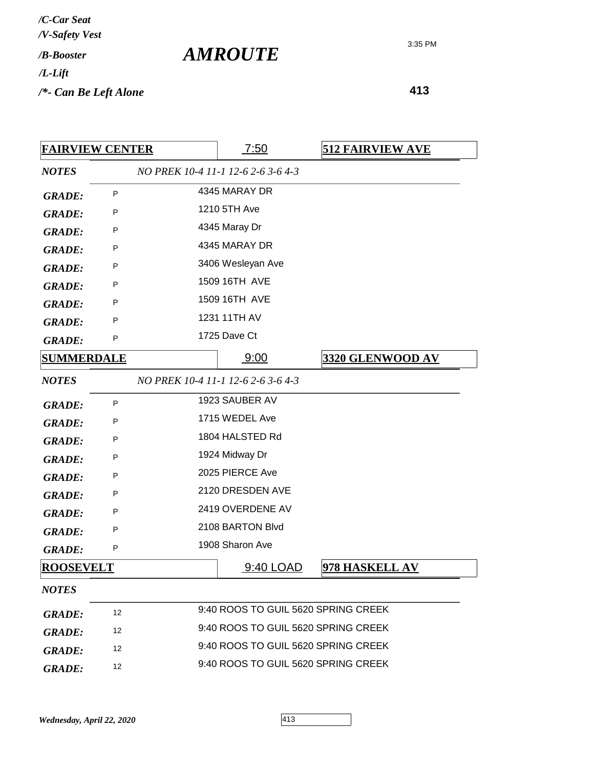*/C-Car Seat*
*/V-Safety Vest*
*/B-Booster*
*/L-Lift*
*/*- Can Be Left Alone*

# *AMROUTE*

3:35 PM

**413**

| **FAIRVIEW CENTER** | 7:50 | **512 FAIRVIEW AVE** |
|---|---|---|
| ***NOTES*** | *NO PREK 10-4 11-1 12-6 2-6 3-6 4-3* | |
| ***GRADE:*** P | 4345 MARAY DR | |
| ***GRADE:*** P | 1210 5TH Ave | |
| ***GRADE:*** P | 4345 Maray Dr | |
| ***GRADE:*** P | 4345 MARAY DR | |
| ***GRADE:*** P | 3406 Wesleyan Ave | |
| ***GRADE:*** P | 1509 16TH AVE | |
| ***GRADE:*** P | 1509 16TH AVE | |
| ***GRADE:*** P | 1231 11TH AV | |
| ***GRADE:*** P | 1725 Dave Ct | |

| **SUMMERDALE** | 9:00 | **3320 GLENWOOD AV** |
|---|---|---|
| ***NOTES*** | *NO PREK 10-4 11-1 12-6 2-6 3-6 4-3* | |
| ***GRADE:*** P | 1923 SAUBER AV | |
| ***GRADE:*** P | 1715 WEDEL Ave | |
| ***GRADE:*** P | 1804 HALSTED Rd | |
| ***GRADE:*** P | 1924 Midway Dr | |
| ***GRADE:*** P | 2025 PIERCE Ave | |
| ***GRADE:*** P | 2120 DRESDEN AVE | |
| ***GRADE:*** P | 2419 OVERDENE AV | |
| ***GRADE:*** P | 2108 BARTON Blvd | |
| ***GRADE:*** P | 1908 Sharon Ave | |

| **ROOSEVELT** | 9:40 LOAD | **978 HASKELL AV** |
|---|---|---|
| ***NOTES*** | | |
| ***GRADE:*** 12 | 9:40 ROOS TO GUIL 5620 SPRING CREEK | |
| ***GRADE:*** 12 | 9:40 ROOS TO GUIL 5620 SPRING CREEK | |
| ***GRADE:*** 12 | 9:40 ROOS TO GUIL 5620 SPRING CREEK | |
| ***GRADE:*** 12 | 9:40 ROOS TO GUIL 5620 SPRING CREEK | |

*Wednesday, April 22, 2020*

413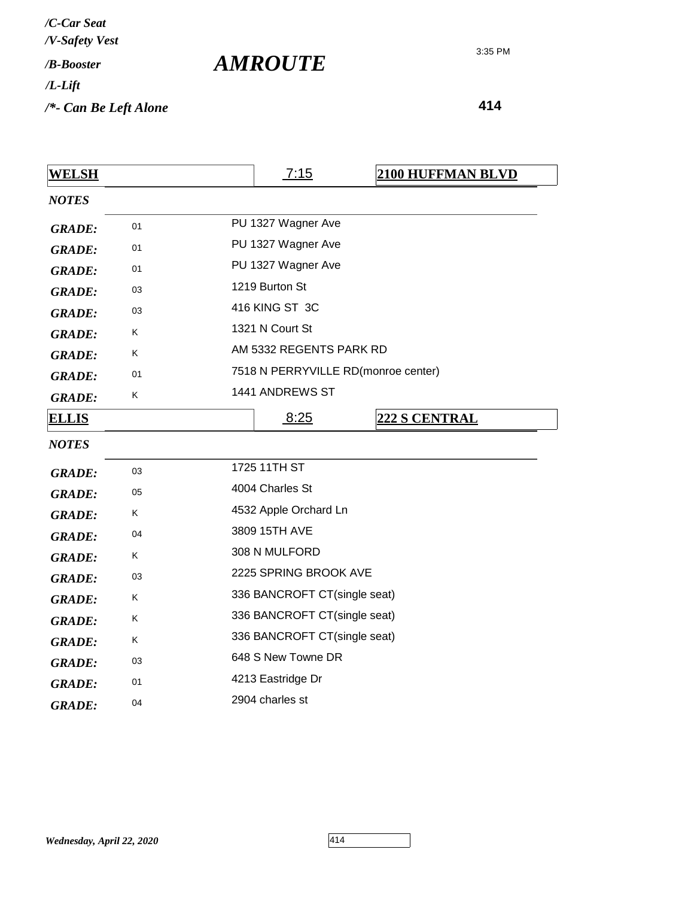*/C-Car Seat*
*/V-Safety Vest*
*/B-Booster*
*/L-Lift*
*/*- Can Be Left Alone*

# *AMROUTE*

3:35 PM

**414**

| **WELSH** | | 7:15 | **2100 HUFFMAN BLVD** |
|---|---|---|---|
| ***NOTES*** | | | |
| ***GRADE:*** | 01 | PU 1327 Wagner Ave | |
| ***GRADE:*** | 01 | PU 1327 Wagner Ave | |
| ***GRADE:*** | 01 | PU 1327 Wagner Ave | |
| ***GRADE:*** | 03 | 1219 Burton St | |
| ***GRADE:*** | 03 | 416 KING ST 3C | |
| ***GRADE:*** | K | 1321 N Court St | |
| ***GRADE:*** | K | AM 5332 REGENTS PARK RD | |
| ***GRADE:*** | 01 | 7518 N PERRYVILLE RD(monroe center) | |
| ***GRADE:*** | K | 1441 ANDREWS ST | |

| **ELLIS** | | 8:25 | **222 S CENTRAL** |
|---|---|---|---|
| ***NOTES*** | | | |
| ***GRADE:*** | 03 | 1725 11TH ST | |
| ***GRADE:*** | 05 | 4004 Charles St | |
| ***GRADE:*** | K | 4532 Apple Orchard Ln | |
| ***GRADE:*** | 04 | 3809 15TH AVE | |
| ***GRADE:*** | K | 308 N MULFORD | |
| ***GRADE:*** | 03 | 2225 SPRING BROOK AVE | |
| ***GRADE:*** | K | 336 BANCROFT CT(single seat) | |
| ***GRADE:*** | K | 336 BANCROFT CT(single seat) | |
| ***GRADE:*** | K | 336 BANCROFT CT(single seat) | |
| ***GRADE:*** | 03 | 648 S New Towne DR | |
| ***GRADE:*** | 01 | 4213 Eastridge Dr | |
| ***GRADE:*** | 04 | 2904 charles st | |

*Wednesday, April 22, 2020*

414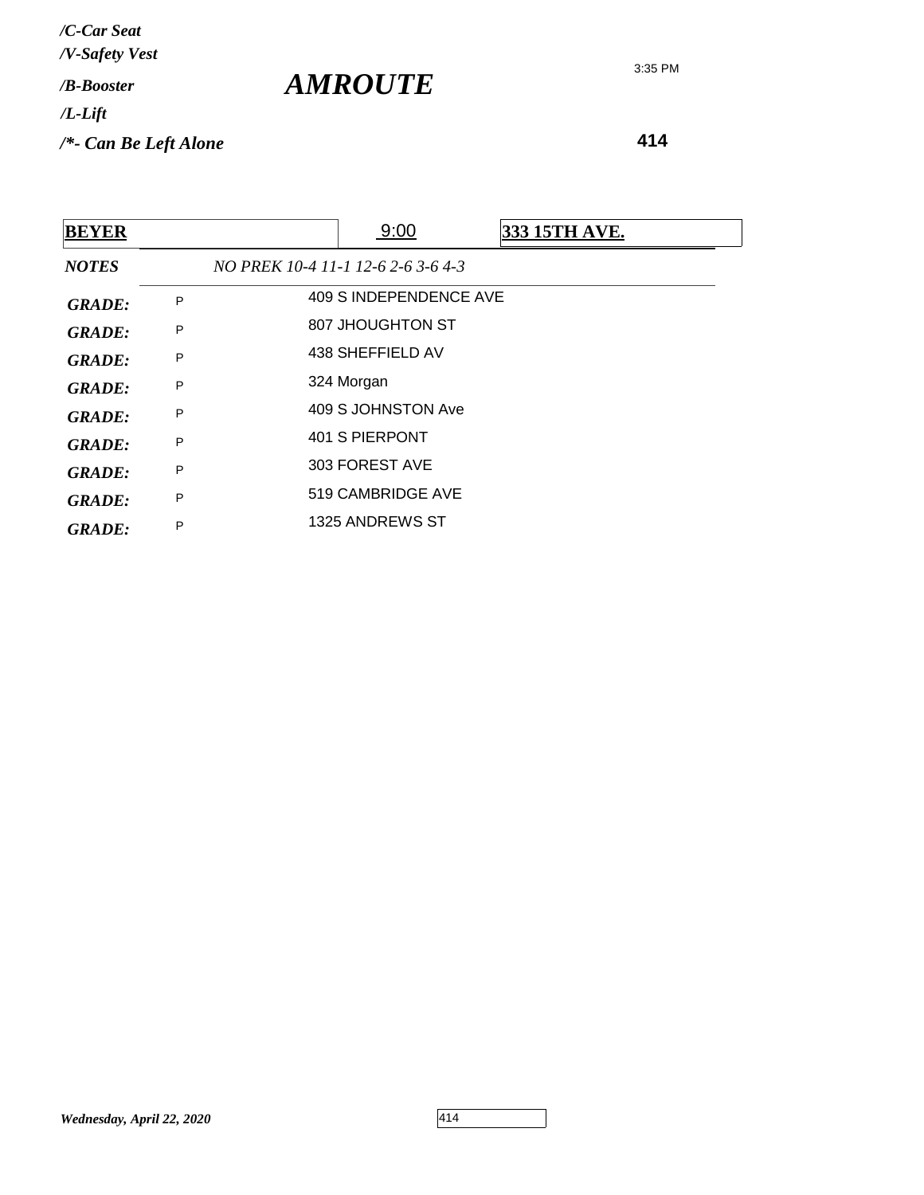*/C-Car Seat*
*/V-Safety Vest*
*/B-Booster*
*/L-Lift*
*/*- Can Be Left Alone*

# *AMROUTE*

3:35 PM

**414**

| **BEYER** | 9:00 | **333 15TH AVE.** |
|---|---|---|
| ***NOTES*** | *NO PREK 10-4 11-1 12-6 2-6 3-6 4-3* | |
| ***GRADE:*** P | 409 S INDEPENDENCE AVE | |
| ***GRADE:*** P | 807 JHOUGHTON ST | |
| ***GRADE:*** P | 438 SHEFFIELD AV | |
| ***GRADE:*** P | 324 Morgan | |
| ***GRADE:*** P | 409 S JOHNSTON Ave | |
| ***GRADE:*** P | 401 S PIERPONT | |
| ***GRADE:*** P | 303 FOREST AVE | |
| ***GRADE:*** P | 519 CAMBRIDGE AVE | |
| ***GRADE:*** P | 1325 ANDREWS ST | |

*Wednesday, April 22, 2020*

414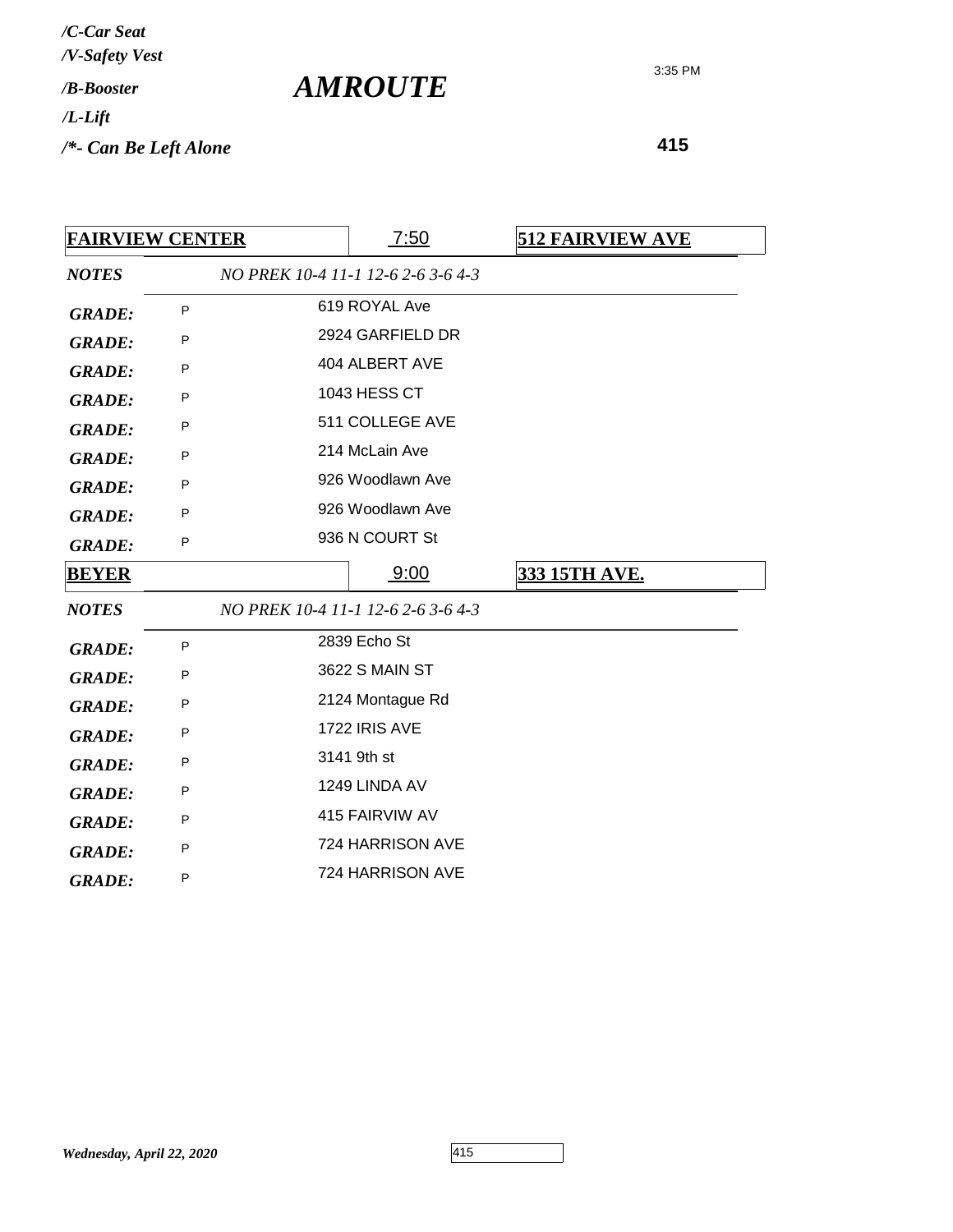*/C-Car Seat*
*/V-Safety Vest*
*/B-Booster*
*/L-Lift*
*/*- Can Be Left Alone*

# *AMROUTE*

3:35 PM

**415**

| **FAIRVIEW CENTER** | | 7:50 | **512 FAIRVIEW AVE** |
|---|---|---|---|
| ***NOTES*** | *NO PREK 10-4 11-1 12-6 2-6 3-6 4-3* | | |
| ***GRADE:*** | P | 619 ROYAL Ave | |
| ***GRADE:*** | P | 2924 GARFIELD DR | |
| ***GRADE:*** | P | 404 ALBERT AVE | |
| ***GRADE:*** | P | 1043 HESS CT | |
| ***GRADE:*** | P | 511 COLLEGE AVE | |
| ***GRADE:*** | P | 214 McLain Ave | |
| ***GRADE:*** | P | 926 Woodlawn Ave | |
| ***GRADE:*** | P | 926 Woodlawn Ave | |
| ***GRADE:*** | P | 936 N COURT St | |

| **BEYER** | | 9:00 | **333 15TH AVE.** |
|---|---|---|---|
| ***NOTES*** | *NO PREK 10-4 11-1 12-6 2-6 3-6 4-3* | | |
| ***GRADE:*** | P | 2839 Echo St | |
| ***GRADE:*** | P | 3622 S MAIN ST | |
| ***GRADE:*** | P | 2124 Montague Rd | |
| ***GRADE:*** | P | 1722 IRIS AVE | |
| ***GRADE:*** | P | 3141 9th st | |
| ***GRADE:*** | P | 1249 LINDA AV | |
| ***GRADE:*** | P | 415 FAIRVIW AV | |
| ***GRADE:*** | P | 724 HARRISON AVE | |
| ***GRADE:*** | P | 724 HARRISON AVE | |

*Wednesday, April 22, 2020*

415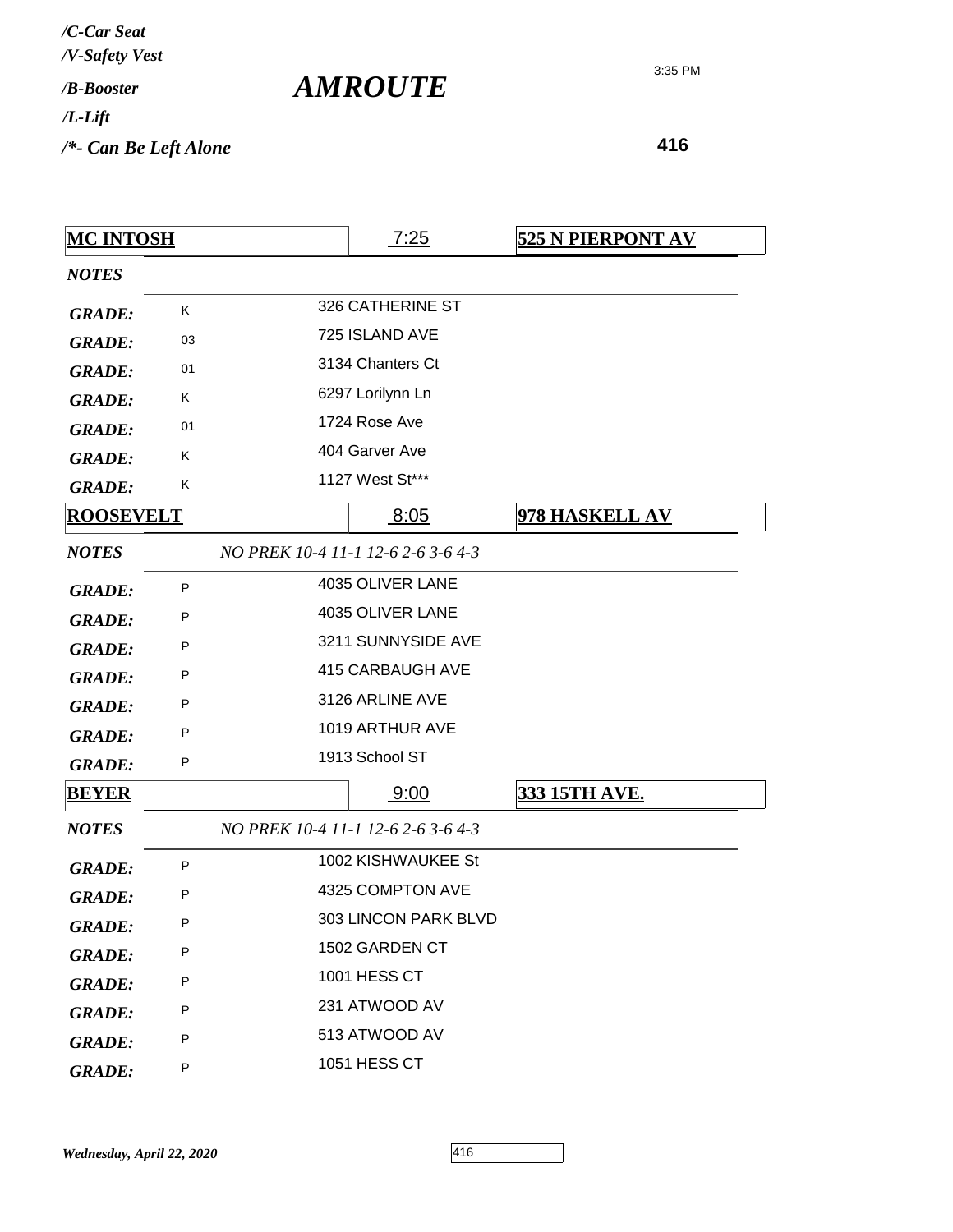*/C-Car Seat*
*/V-Safety Vest*
*/B-Booster*
*/L-Lift*
*/*- Can Be Left Alone*

# *AMROUTE*

3:35 PM

**416**

| **MC INTOSH** | | 7:25 | **525 N PIERPONT AV** |
|---|---|---|---|
| ***NOTES*** | | | |
| ***GRADE:*** | K | 326 CATHERINE ST | |
| ***GRADE:*** | 03 | 725 ISLAND AVE | |
| ***GRADE:*** | 01 | 3134 Chanters Ct | |
| ***GRADE:*** | K | 6297 Lorilynn Ln | |
| ***GRADE:*** | 01 | 1724 Rose Ave | |
| ***GRADE:*** | K | 404 Garver Ave | |
| ***GRADE:*** | K | 1127 West St*** | |

| **ROOSEVELT** | | 8:05 | **978 HASKELL AV** |
|---|---|---|---|
| ***NOTES*** | *NO PREK 10-4 11-1 12-6 2-6 3-6 4-3* | | |
| ***GRADE:*** | P | 4035 OLIVER LANE | |
| ***GRADE:*** | P | 4035 OLIVER LANE | |
| ***GRADE:*** | P | 3211 SUNNYSIDE AVE | |
| ***GRADE:*** | P | 415 CARBAUGH AVE | |
| ***GRADE:*** | P | 3126 ARLINE AVE | |
| ***GRADE:*** | P | 1019 ARTHUR AVE | |
| ***GRADE:*** | P | 1913 School ST | |

| **BEYER** | | 9:00 | **333 15TH AVE.** |
|---|---|---|---|
| ***NOTES*** | *NO PREK 10-4 11-1 12-6 2-6 3-6 4-3* | | |
| ***GRADE:*** | P | 1002 KISHWAUKEE St | |
| ***GRADE:*** | P | 4325 COMPTON AVE | |
| ***GRADE:*** | P | 303 LINCON PARK BLVD | |
| ***GRADE:*** | P | 1502 GARDEN CT | |
| ***GRADE:*** | P | 1001 HESS CT | |
| ***GRADE:*** | P | 231 ATWOOD AV | |
| ***GRADE:*** | P | 513 ATWOOD AV | |
| ***GRADE:*** | P | 1051 HESS CT | |

*Wednesday, April 22, 2020*

416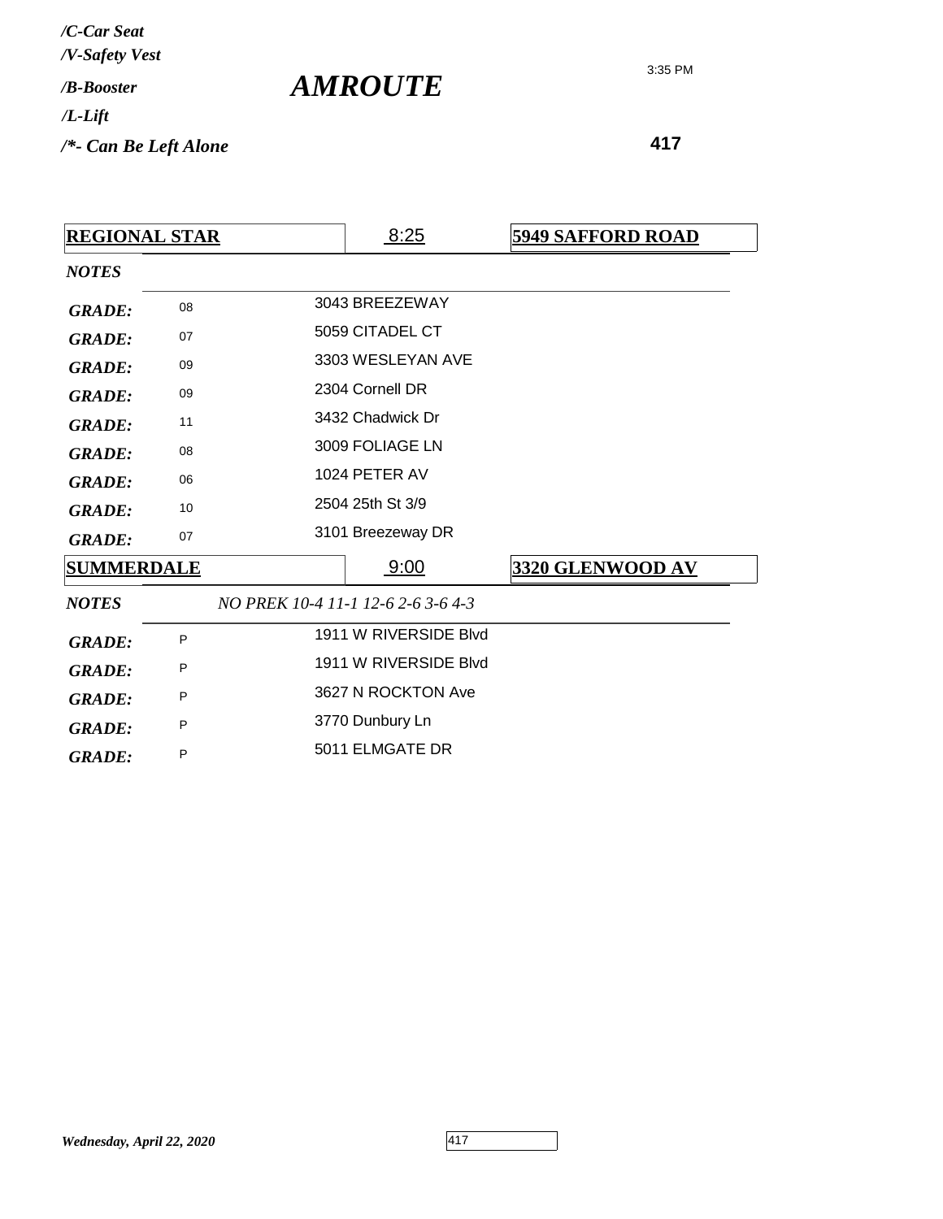*/C-Car Seat*
*/V-Safety Vest*
*/B-Booster*
*/L-Lift*
*/\*- Can Be Left Alone*

# *AMROUTE*

3:35 PM

**417**

| **REGIONAL STAR** | | 8:25 | **5949 SAFFORD ROAD** |
|---|---|---|---|
| ***NOTES*** | | | |
| ***GRADE:*** | 08 | 3043 BREEZEWAY | |
| ***GRADE:*** | 07 | 5059 CITADEL CT | |
| ***GRADE:*** | 09 | 3303 WESLEYAN AVE | |
| ***GRADE:*** | 09 | 2304 Cornell DR | |
| ***GRADE:*** | 11 | 3432 Chadwick Dr | |
| ***GRADE:*** | 08 | 3009 FOLIAGE LN | |
| ***GRADE:*** | 06 | 1024 PETER AV | |
| ***GRADE:*** | 10 | 2504 25th St 3/9 | |
| ***GRADE:*** | 07 | 3101 Breezeway DR | |

| **SUMMERDALE** | | 9:00 | **3320 GLENWOOD AV** |
|---|---|---|---|
| ***NOTES*** | *NO PREK 10-4 11-1 12-6 2-6 3-6 4-3* | | |
| ***GRADE:*** | P | 1911 W RIVERSIDE Blvd | |
| ***GRADE:*** | P | 1911 W RIVERSIDE Blvd | |
| ***GRADE:*** | P | 3627 N ROCKTON Ave | |
| ***GRADE:*** | P | 3770 Dunbury Ln | |
| ***GRADE:*** | P | 5011 ELMGATE DR | |

*Wednesday, April 22, 2020*

417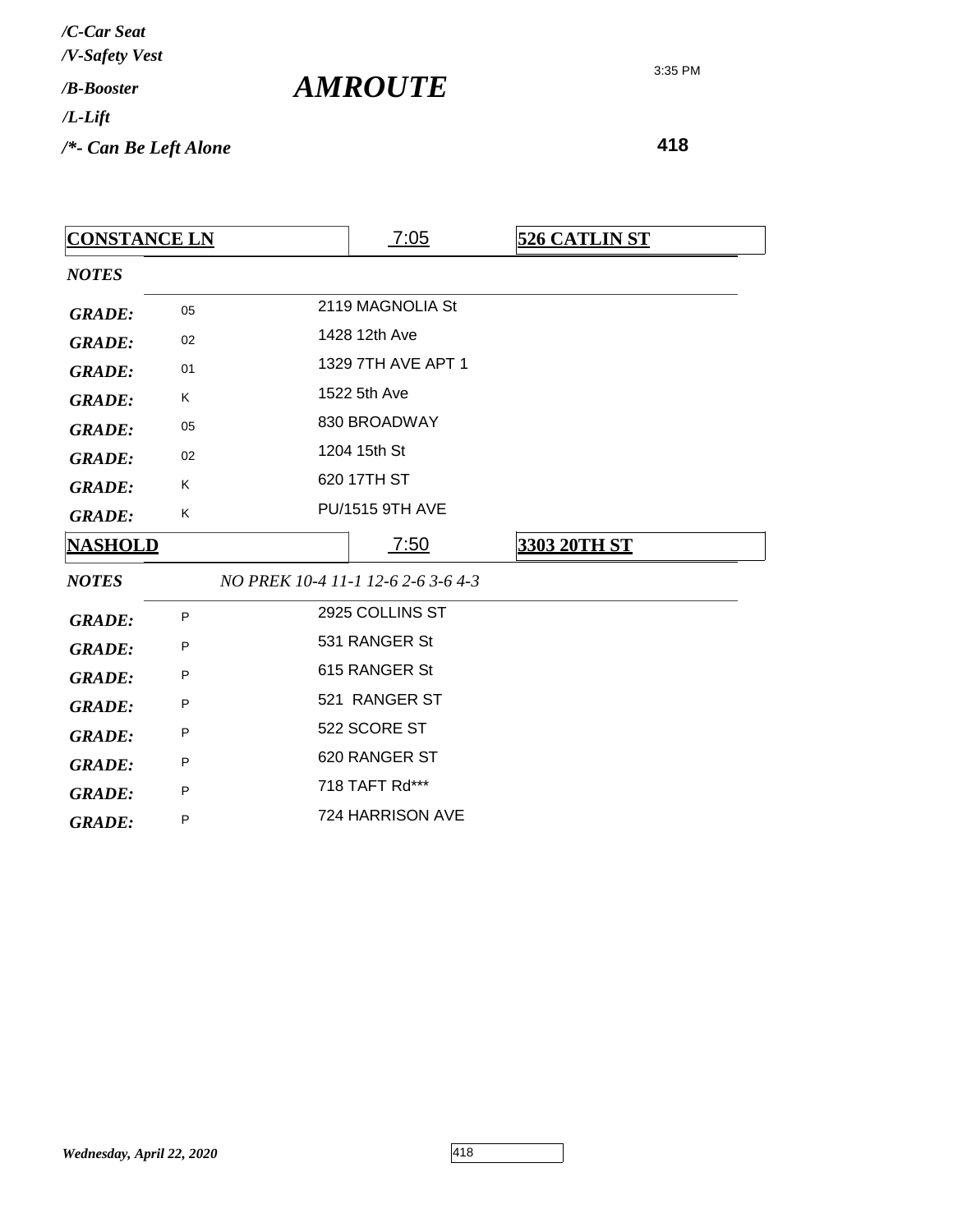/C-Car Seat
/V-Safety Vest
/B-Booster
/L-Lift
/*- Can Be Left Alone

# *AMROUTE*

3:35 PM

**418**

| **CONSTANCE LN** | 7:05 | **526 CATLIN ST** |
|---|---|---|
| ***NOTES*** | | |
| ***GRADE:*** 05 | 2119 MAGNOLIA St | |
| ***GRADE:*** 02 | 1428 12th Ave | |
| ***GRADE:*** 01 | 1329 7TH AVE APT 1 | |
| ***GRADE:*** K | 1522 5th Ave | |
| ***GRADE:*** 05 | 830 BROADWAY | |
| ***GRADE:*** 02 | 1204 15th St | |
| ***GRADE:*** K | 620 17TH ST | |
| ***GRADE:*** K | PU/1515 9TH AVE | |

| **NASHOLD** | 7:50 | **3303 20TH ST** |
|---|---|---|
| ***NOTES*** | *NO PREK 10-4 11-1 12-6 2-6 3-6 4-3* | |
| ***GRADE:*** P | 2925 COLLINS ST | |
| ***GRADE:*** P | 531 RANGER St | |
| ***GRADE:*** P | 615 RANGER St | |
| ***GRADE:*** P | 521 RANGER ST | |
| ***GRADE:*** P | 522 SCORE ST | |
| ***GRADE:*** P | 620 RANGER ST | |
| ***GRADE:*** P | 718 TAFT Rd*** | |
| ***GRADE:*** P | 724 HARRISON AVE | |

*Wednesday, April 22, 2020*

418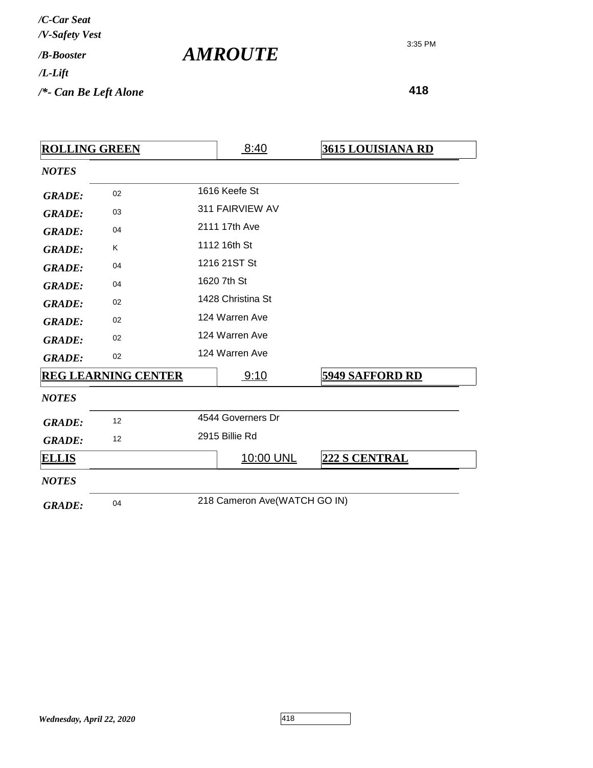*/C-Car Seat*
*/V-Safety Vest*
*/B-Booster*
*/L-Lift*
*/*- Can Be Left Alone*

# *AMROUTE*

3:35 PM

**418**

| **ROLLING GREEN** | 8:40 | **3615 LOUISIANA RD** |
|---|---|---|
| *NOTES* | | |
| *GRADE:* 02 | 1616 Keefe St | |
| *GRADE:* 03 | 311 FAIRVIEW AV | |
| *GRADE:* 04 | 2111 17th Ave | |
| *GRADE:* K | 1112 16th St | |
| *GRADE:* 04 | 1216 21ST St | |
| *GRADE:* 04 | 1620 7th St | |
| *GRADE:* 02 | 1428 Christina St | |
| *GRADE:* 02 | 124 Warren Ave | |
| *GRADE:* 02 | 124 Warren Ave | |
| *GRADE:* 02 | 124 Warren Ave | |

| **REG LEARNING CENTER** | 9:10 | **5949 SAFFORD RD** |
|---|---|---|
| *NOTES* | | |
| *GRADE:* 12 | 4544 Governers Dr | |
| *GRADE:* 12 | 2915 Billie Rd | |

| **ELLIS** | 10:00 UNL | **222 S CENTRAL** |
|---|---|---|
| *NOTES* | | |
| *GRADE:* 04 | 218 Cameron Ave(WATCH GO IN) | |

*Wednesday, April 22, 2020*

418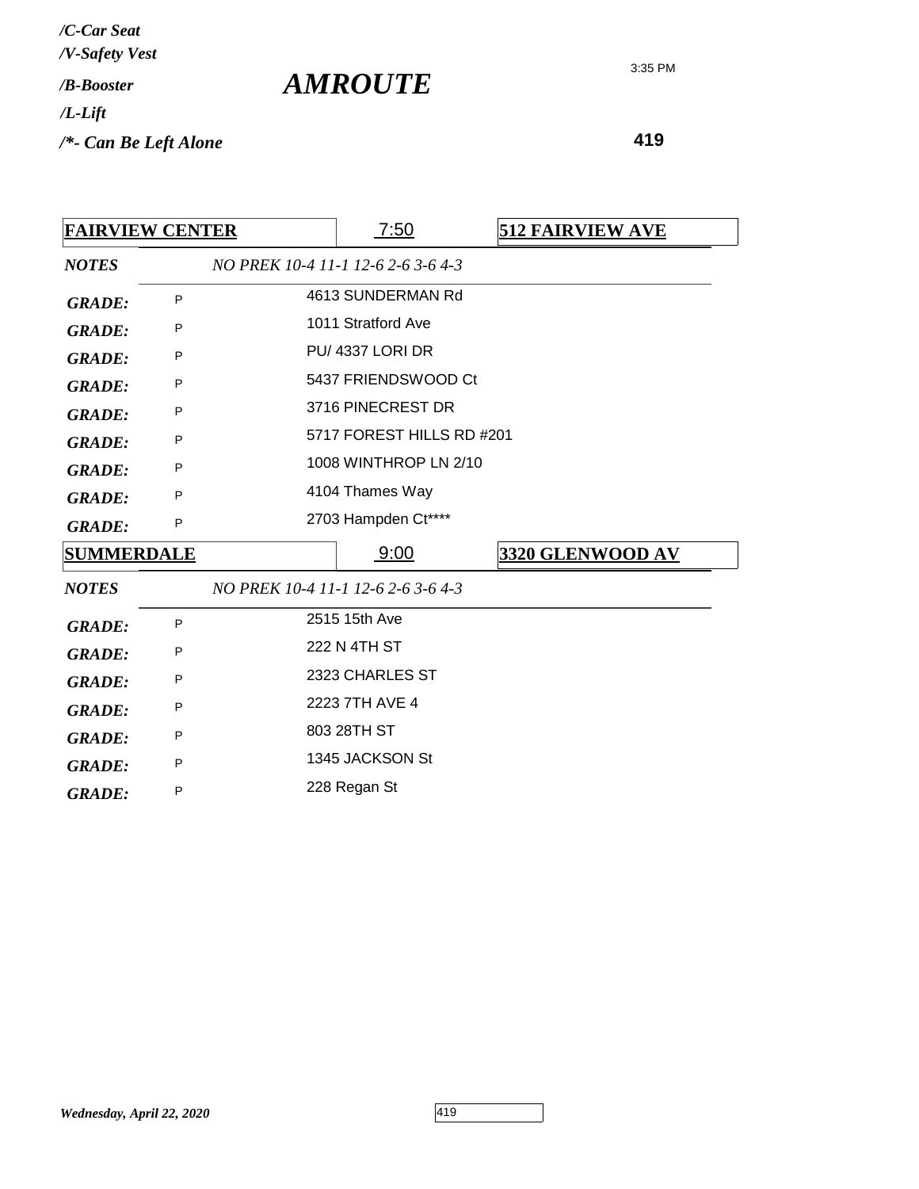*/C-Car Seat*
*/V-Safety Vest*
*/B-Booster*
*/L-Lift*
*/*- Can Be Left Alone*

# *AMROUTE*

3:35 PM

**419**

| **FAIRVIEW CENTER** | 7:50 | **512 FAIRVIEW AVE** |
|---|---|---|
| ***NOTES*** | *NO PREK 10-4 11-1 12-6 2-6 3-6 4-3* | |
| ***GRADE:*** P | 4613 SUNDERMAN Rd | |
| ***GRADE:*** P | 1011 Stratford Ave | |
| ***GRADE:*** P | PU/ 4337 LORI DR | |
| ***GRADE:*** P | 5437 FRIENDSWOOD Ct | |
| ***GRADE:*** P | 3716 PINECREST DR | |
| ***GRADE:*** P | 5717 FOREST HILLS RD #201 | |
| ***GRADE:*** P | 1008 WINTHROP LN 2/10 | |
| ***GRADE:*** P | 4104 Thames Way | |
| ***GRADE:*** P | 2703 Hampden Ct**** | |

| **SUMMERDALE** | 9:00 | **3320 GLENWOOD AV** |
|---|---|---|
| ***NOTES*** | *NO PREK 10-4 11-1 12-6 2-6 3-6 4-3* | |
| ***GRADE:*** P | 2515 15th Ave | |
| ***GRADE:*** P | 222 N 4TH ST | |
| ***GRADE:*** P | 2323 CHARLES ST | |
| ***GRADE:*** P | 2223 7TH AVE 4 | |
| ***GRADE:*** P | 803 28TH ST | |
| ***GRADE:*** P | 1345 JACKSON St | |
| ***GRADE:*** P | 228 Regan St | |

*Wednesday, April 22, 2020*

419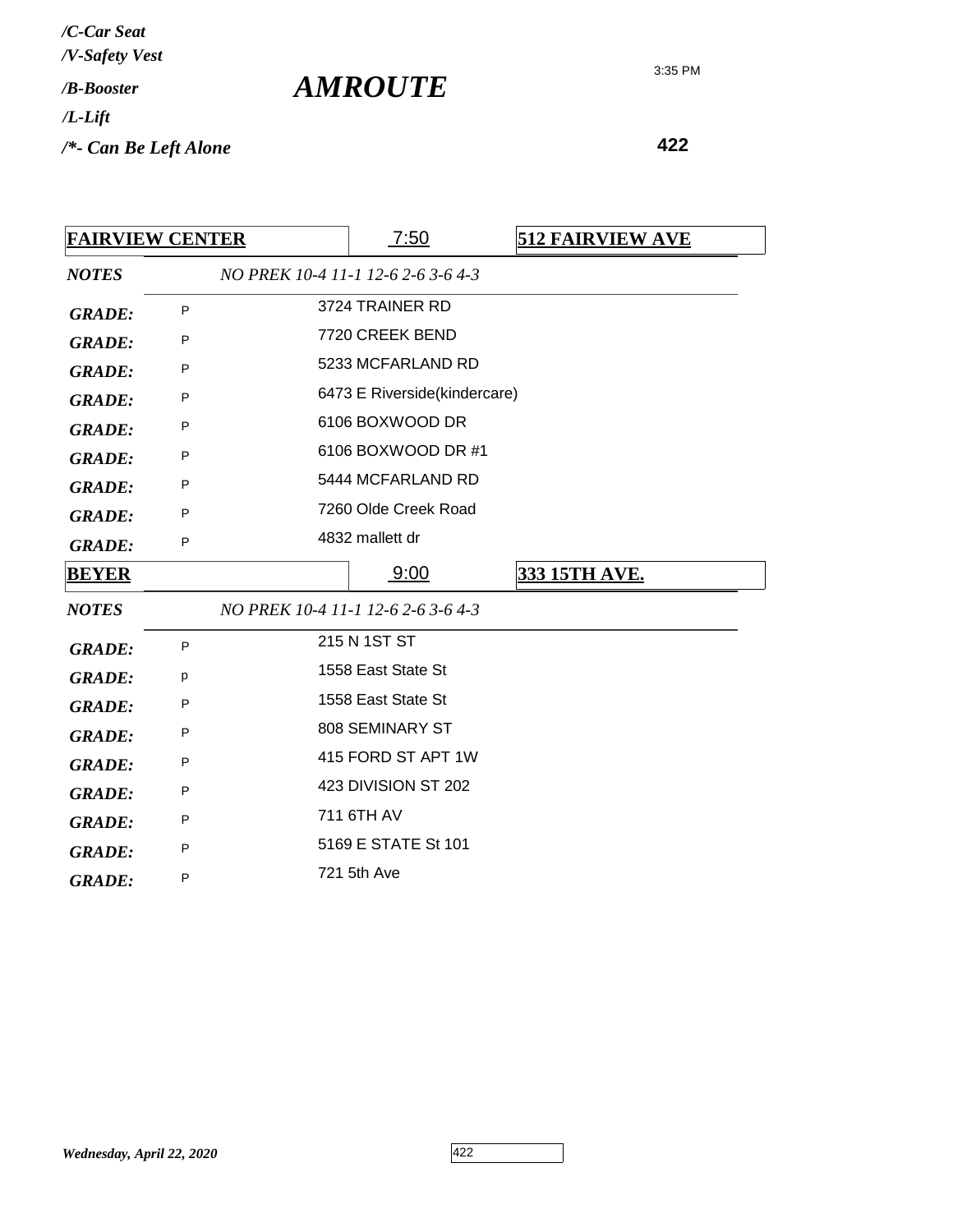*/C-Car Seat*
*/V-Safety Vest*
*/B-Booster*
*/L-Lift*
*/*- Can Be Left Alone*

# *AMROUTE*

3:35 PM

**422**

| **FAIRVIEW CENTER** | 7:50 | **512 FAIRVIEW AVE** |
|---|---|---|
| ***NOTES*** | *NO PREK 10-4 11-1 12-6 2-6 3-6 4-3* | |
| ***GRADE:*** P | 3724 TRAINER RD | |
| ***GRADE:*** P | 7720 CREEK BEND | |
| ***GRADE:*** P | 5233 MCFARLAND RD | |
| ***GRADE:*** P | 6473 E Riverside(kindercare) | |
| ***GRADE:*** P | 6106 BOXWOOD DR | |
| ***GRADE:*** P | 6106 BOXWOOD DR #1 | |
| ***GRADE:*** P | 5444 MCFARLAND RD | |
| ***GRADE:*** P | 7260 Olde Creek Road | |
| ***GRADE:*** P | 4832 mallett dr | |

| **BEYER** | 9:00 | **333 15TH AVE.** |
|---|---|---|
| ***NOTES*** | *NO PREK 10-4 11-1 12-6 2-6 3-6 4-3* | |
| ***GRADE:*** P | 215 N 1ST ST | |
| ***GRADE:*** p | 1558 East State St | |
| ***GRADE:*** P | 1558 East State St | |
| ***GRADE:*** P | 808 SEMINARY ST | |
| ***GRADE:*** P | 415 FORD ST APT 1W | |
| ***GRADE:*** P | 423 DIVISION ST 202 | |
| ***GRADE:*** P | 711 6TH AV | |
| ***GRADE:*** P | 5169 E STATE St 101 | |
| ***GRADE:*** P | 721 5th Ave | |

***Wednesday, April 22, 2020***

422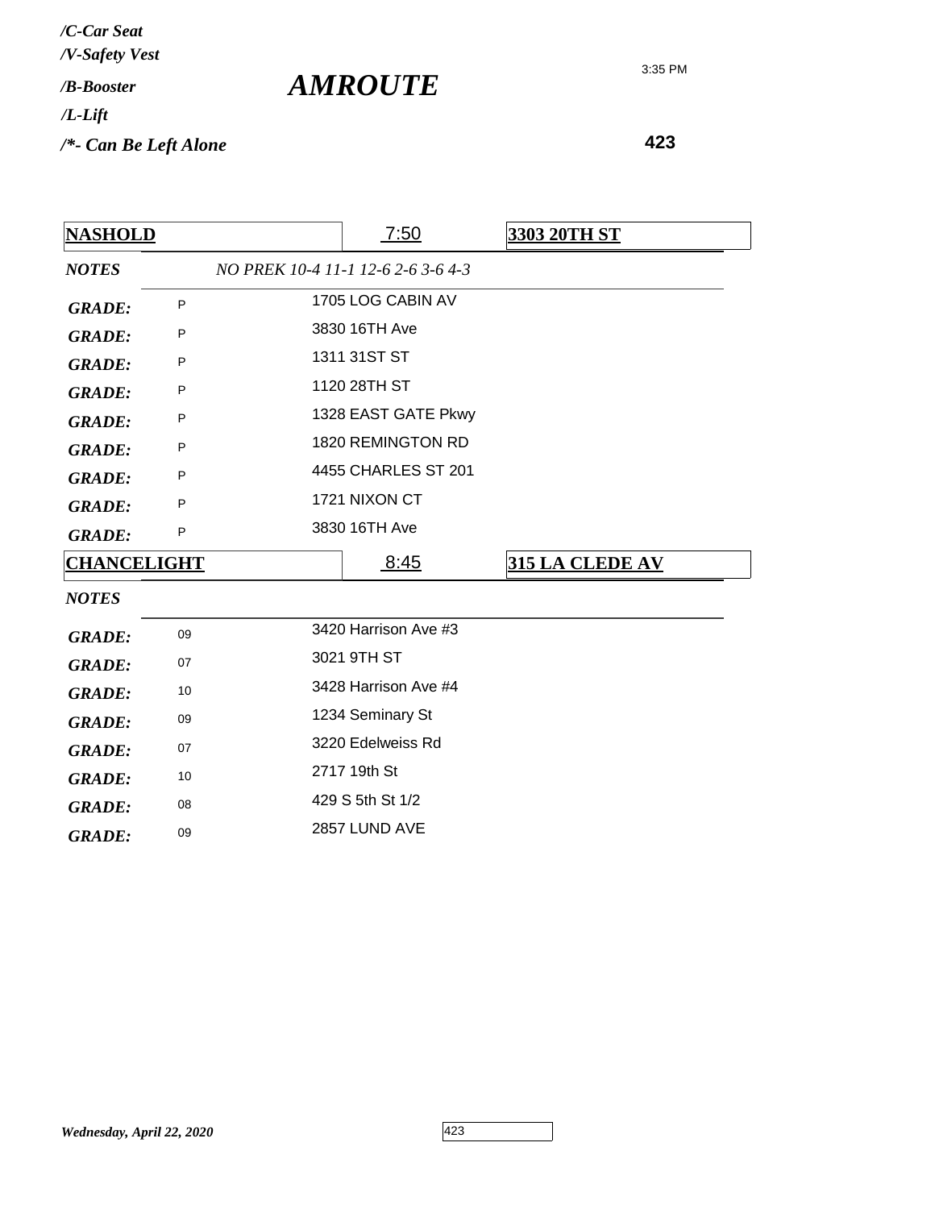*/C-Car Seat*
*/V-Safety Vest*
*/B-Booster*
*/L-Lift*
*/*- Can Be Left Alone*

# *AMROUTE*

3:35 PM

**423**

| **NASHOLD** | 7:50 | **3303 20TH ST** |
|---|---|---|
| ***NOTES*** | *NO PREK 10-4 11-1 12-6 2-6 3-6 4-3* | |
| ***GRADE:*** P | 1705 LOG CABIN AV | |
| ***GRADE:*** P | 3830 16TH Ave | |
| ***GRADE:*** P | 1311 31ST ST | |
| ***GRADE:*** P | 1120 28TH ST | |
| ***GRADE:*** P | 1328 EAST GATE Pkwy | |
| ***GRADE:*** P | 1820 REMINGTON RD | |
| ***GRADE:*** P | 4455 CHARLES ST 201 | |
| ***GRADE:*** P | 1721 NIXON CT | |
| ***GRADE:*** P | 3830 16TH Ave | |

| **CHANCELIGHT** | 8:45 | **315 LA CLEDE AV** |
|---|---|---|
| ***NOTES*** | | |
| ***GRADE:*** 09 | 3420 Harrison Ave #3 | |
| ***GRADE:*** 07 | 3021 9TH ST | |
| ***GRADE:*** 10 | 3428 Harrison Ave #4 | |
| ***GRADE:*** 09 | 1234 Seminary St | |
| ***GRADE:*** 07 | 3220 Edelweiss Rd | |
| ***GRADE:*** 10 | 2717 19th St | |
| ***GRADE:*** 08 | 429 S 5th St 1/2 | |
| ***GRADE:*** 09 | 2857 LUND AVE | |

*Wednesday, April 22, 2020*

423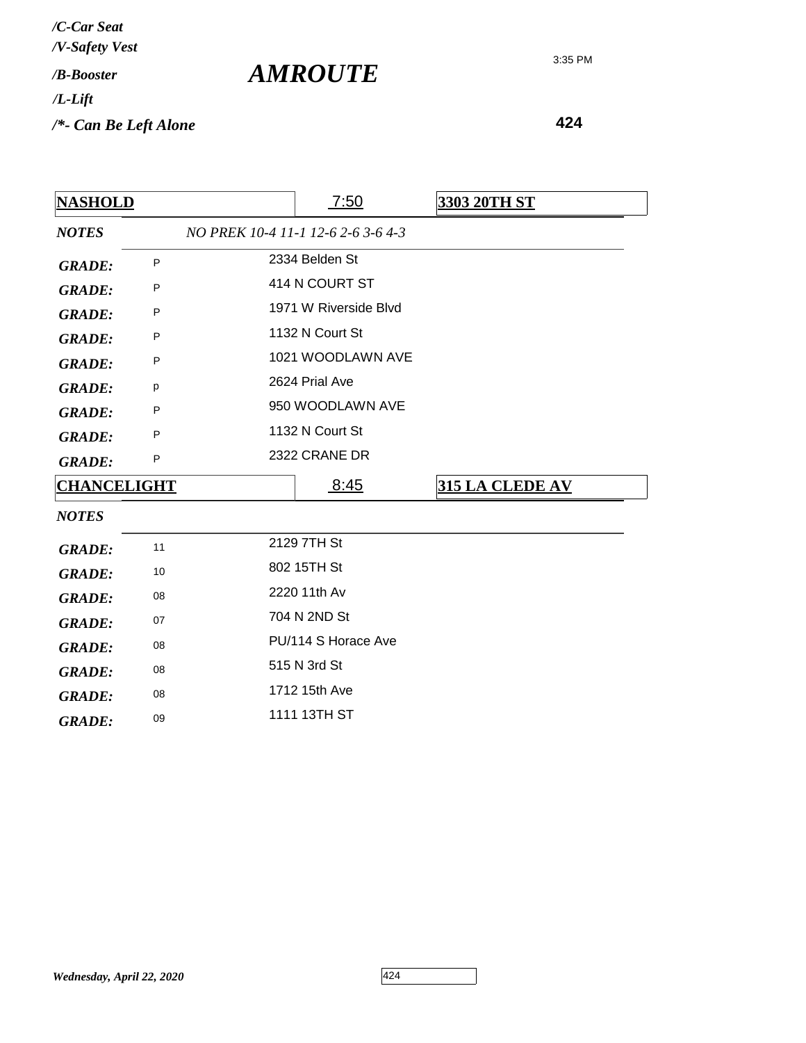*/C-Car Seat*
*/V-Safety Vest*
*/B-Booster*
*/L-Lift*
*/*- Can Be Left Alone*

# *AMROUTE*

3:35 PM

**424**

| **NASHOLD** | 7:50 | **3303 20TH ST** |
|---|---|---|
| ***NOTES*** | *NO PREK 10-4 11-1 12-6 2-6 3-6 4-3* | |
| ***GRADE:*** P | 2334 Belden St | |
| ***GRADE:*** P | 414 N COURT ST | |
| ***GRADE:*** P | 1971 W Riverside Blvd | |
| ***GRADE:*** P | 1132 N Court St | |
| ***GRADE:*** P | 1021 WOODLAWN AVE | |
| ***GRADE:*** p | 2624 Prial Ave | |
| ***GRADE:*** P | 950 WOODLAWN AVE | |
| ***GRADE:*** P | 1132 N Court St | |
| ***GRADE:*** P | 2322 CRANE DR | |

| **CHANCELIGHT** | 8:45 | **315 LA CLEDE AV** |
|---|---|---|
| ***NOTES*** | | |
| ***GRADE:*** 11 | 2129 7TH St | |
| ***GRADE:*** 10 | 802 15TH St | |
| ***GRADE:*** 08 | 2220 11th Av | |
| ***GRADE:*** 07 | 704 N 2ND St | |
| ***GRADE:*** 08 | PU/114 S Horace Ave | |
| ***GRADE:*** 08 | 515 N 3rd St | |
| ***GRADE:*** 08 | 1712 15th Ave | |
| ***GRADE:*** 09 | 1111 13TH ST | |

*Wednesday, April 22, 2020*

424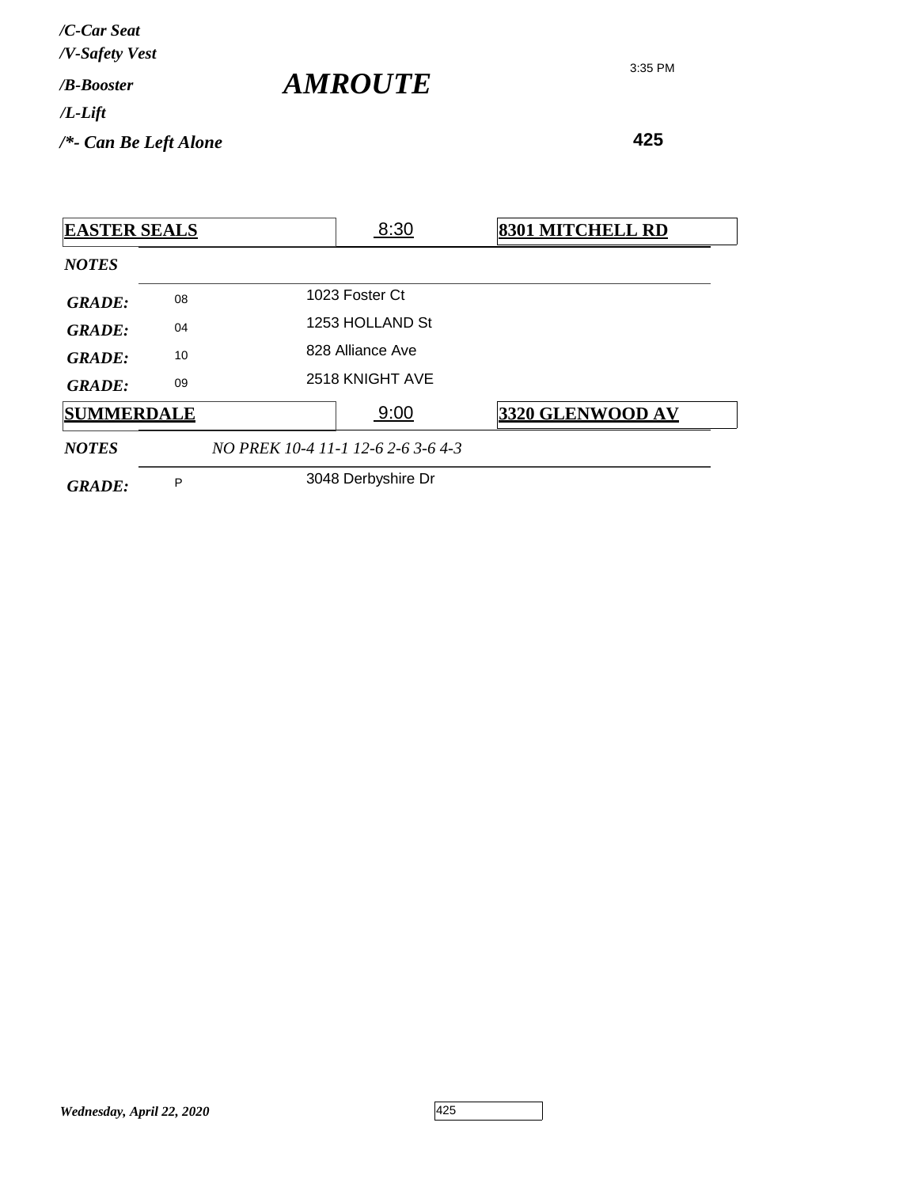*/C-Car Seat*
*/V-Safety Vest*
*/B-Booster*
*/L-Lift*
*/*- Can Be Left Alone*

# *AMROUTE*

3:35 PM

**425**

| **EASTER SEALS** | 8:30 | **8301 MITCHELL RD** |
|---|---|---|
| ***NOTES*** | | |
| ***GRADE:*** 08 | 1023 Foster Ct | |
| ***GRADE:*** 04 | 1253 HOLLAND St | |
| ***GRADE:*** 10 | 828 Alliance Ave | |
| ***GRADE:*** 09 | 2518 KNIGHT AVE | |

| **SUMMERDALE** | 9:00 | **3320 GLENWOOD AV** |
|---|---|---|
| ***NOTES*** | *NO PREK 10-4 11-1 12-6 2-6 3-6 4-3* | |
| ***GRADE:*** P | 3048 Derbyshire Dr | |

*Wednesday, April 22, 2020*

425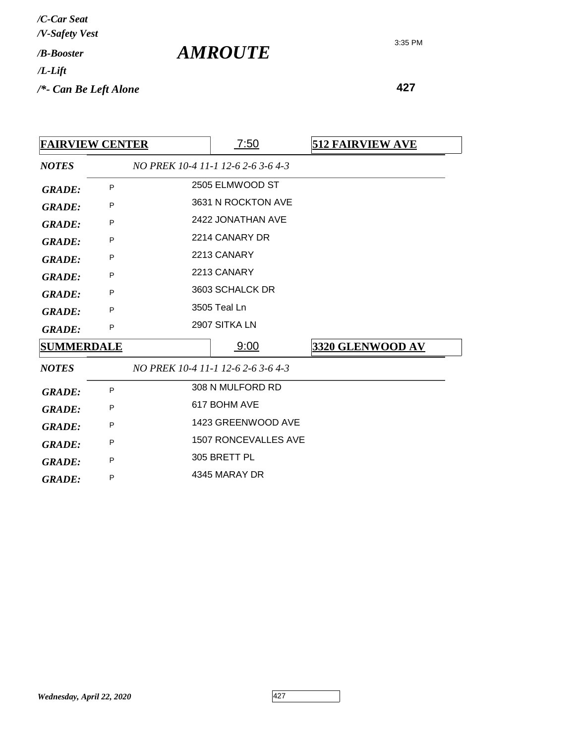*/C-Car Seat*
*/V-Safety Vest*
*/B-Booster*
*/L-Lift*
*/*- Can Be Left Alone*

# *AMROUTE*

3:35 PM

**427**

| **FAIRVIEW CENTER** | 7:50 | **512 FAIRVIEW AVE** |
|---|---|---|
| ***NOTES*** | *NO PREK 10-4 11-1 12-6 2-6 3-6 4-3* | |
| ***GRADE:*** P | 2505 ELMWOOD ST | |
| ***GRADE:*** P | 3631 N ROCKTON AVE | |
| ***GRADE:*** P | 2422 JONATHAN AVE | |
| ***GRADE:*** P | 2214 CANARY DR | |
| ***GRADE:*** P | 2213 CANARY | |
| ***GRADE:*** P | 2213 CANARY | |
| ***GRADE:*** P | 3603 SCHALCK DR | |
| ***GRADE:*** P | 3505 Teal Ln | |
| ***GRADE:*** P | 2907 SITKA LN | |

| **SUMMERDALE** | 9:00 | **3320 GLENWOOD AV** |
|---|---|---|
| ***NOTES*** | *NO PREK 10-4 11-1 12-6 2-6 3-6 4-3* | |
| ***GRADE:*** P | 308 N MULFORD RD | |
| ***GRADE:*** P | 617 BOHM AVE | |
| ***GRADE:*** P | 1423 GREENWOOD AVE | |
| ***GRADE:*** P | 1507 RONCEVALLES AVE | |
| ***GRADE:*** P | 305 BRETT PL | |
| ***GRADE:*** P | 4345 MARAY DR | |

*Wednesday, April 22, 2020*

427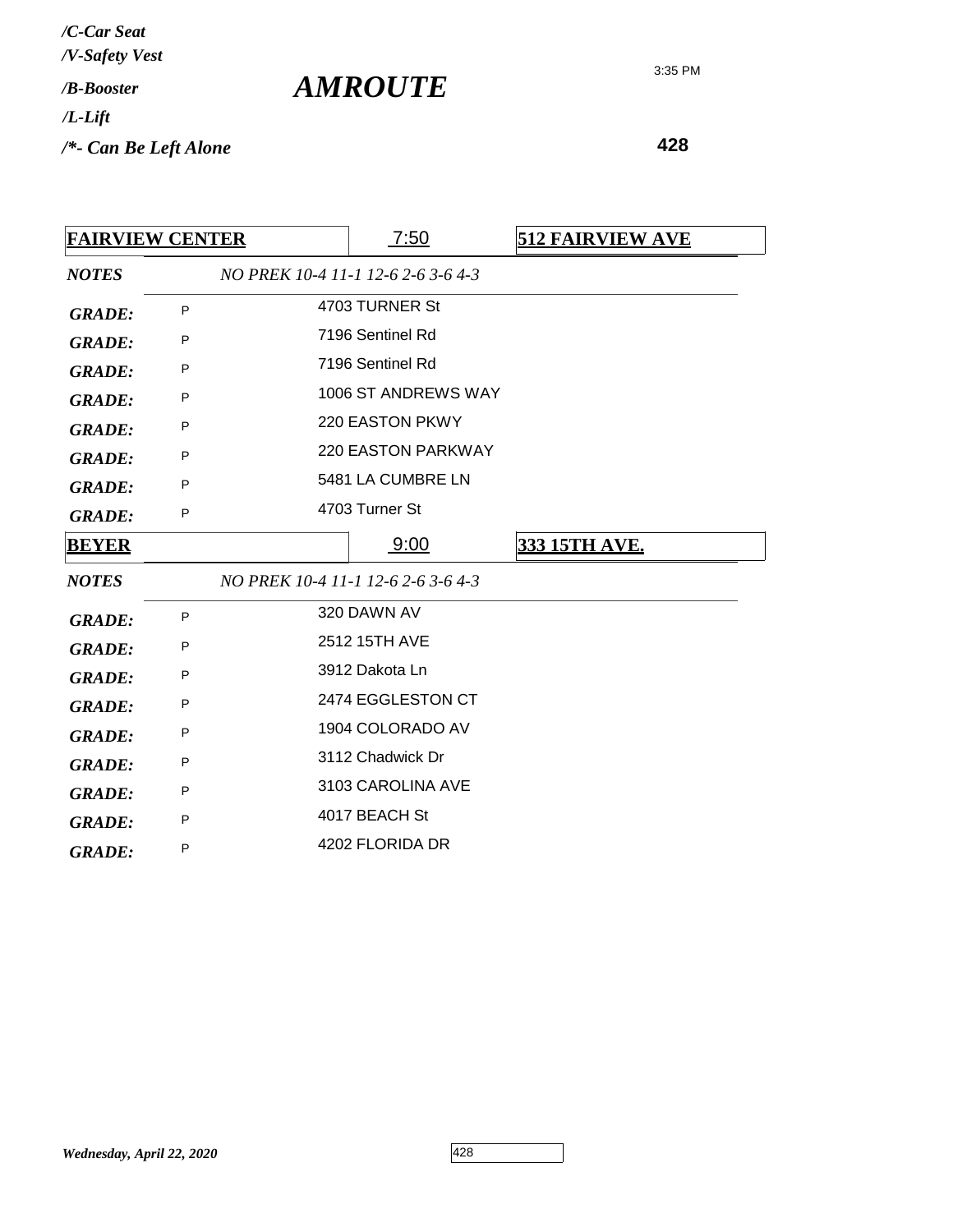/C-Car Seat
/V-Safety Vest
/B-Booster
/L-Lift
/*- Can Be Left Alone

# AMROUTE

3:35 PM

**428**

| **FAIRVIEW CENTER** | | 7:50 | **512 FAIRVIEW AVE** |
|---|---|---|---|
| *NOTES* | *NO PREK 10-4 11-1 12-6 2-6 3-6 4-3* | | |
| *GRADE:* | P | 4703 TURNER St | |
| *GRADE:* | P | 7196 Sentinel Rd | |
| *GRADE:* | P | 7196 Sentinel Rd | |
| *GRADE:* | P | 1006 ST ANDREWS WAY | |
| *GRADE:* | P | 220 EASTON PKWY | |
| *GRADE:* | P | 220 EASTON PARKWAY | |
| *GRADE:* | P | 5481 LA CUMBRE LN | |
| *GRADE:* | P | 4703 Turner St | |

| **BEYER** | | 9:00 | **333 15TH AVE.** |
|---|---|---|---|
| *NOTES* | *NO PREK 10-4 11-1 12-6 2-6 3-6 4-3* | | |
| *GRADE:* | P | 320 DAWN AV | |
| *GRADE:* | P | 2512 15TH AVE | |
| *GRADE:* | P | 3912 Dakota Ln | |
| *GRADE:* | P | 2474 EGGLESTON CT | |
| *GRADE:* | P | 1904 COLORADO AV | |
| *GRADE:* | P | 3112 Chadwick Dr | |
| *GRADE:* | P | 3103 CAROLINA AVE | |
| *GRADE:* | P | 4017 BEACH St | |
| *GRADE:* | P | 4202 FLORIDA DR | |

*Wednesday, April 22, 2020*

428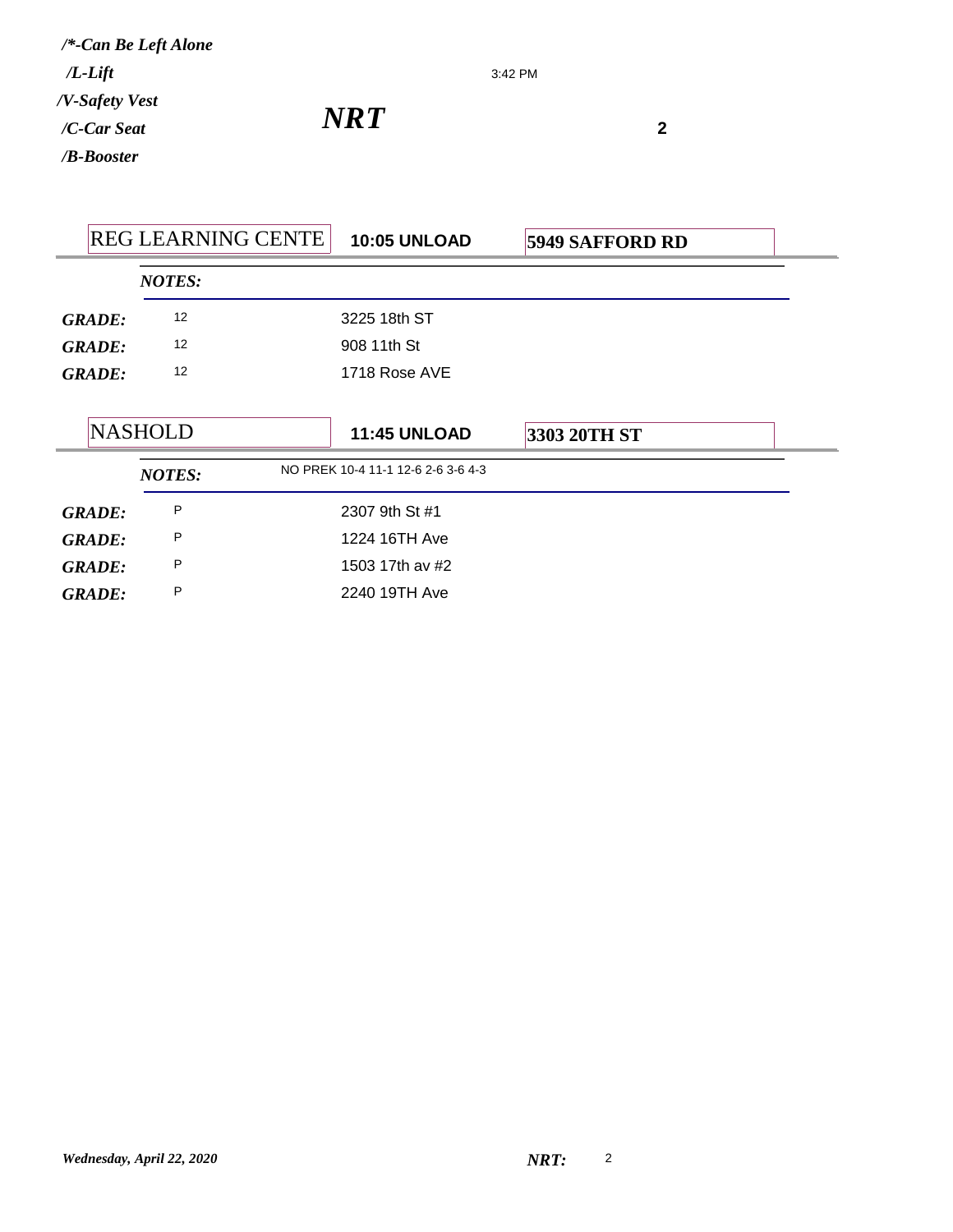*/*-Can Be Left Alone*
*/L-Lift*
*/V-Safety Vest*
*/C-Car Seat*
*/B-Booster*

3:42 PM

## *NRT*

**2**

| REG LEARNING CENTE | **10:05 UNLOAD** | **5949 SAFFORD RD** |
|---|---|---|
| ***NOTES:*** | | |
| ***GRADE:*** 12 | 3225 18th ST | |
| ***GRADE:*** 12 | 908 11th St | |
| ***GRADE:*** 12 | 1718 Rose AVE | |

| NASHOLD | **11:45 UNLOAD** | **3303 20TH ST** |
|---|---|---|
| ***NOTES:*** | NO PREK 10-4 11-1 12-6 2-6 3-6 4-3 | |
| ***GRADE:*** P | 2307 9th St #1 | |
| ***GRADE:*** P | 1224 16TH Ave | |
| ***GRADE:*** P | 1503 17th av #2 | |
| ***GRADE:*** P | 2240 19TH Ave | |

*Wednesday, April 22, 2020* ***NRT:*** 2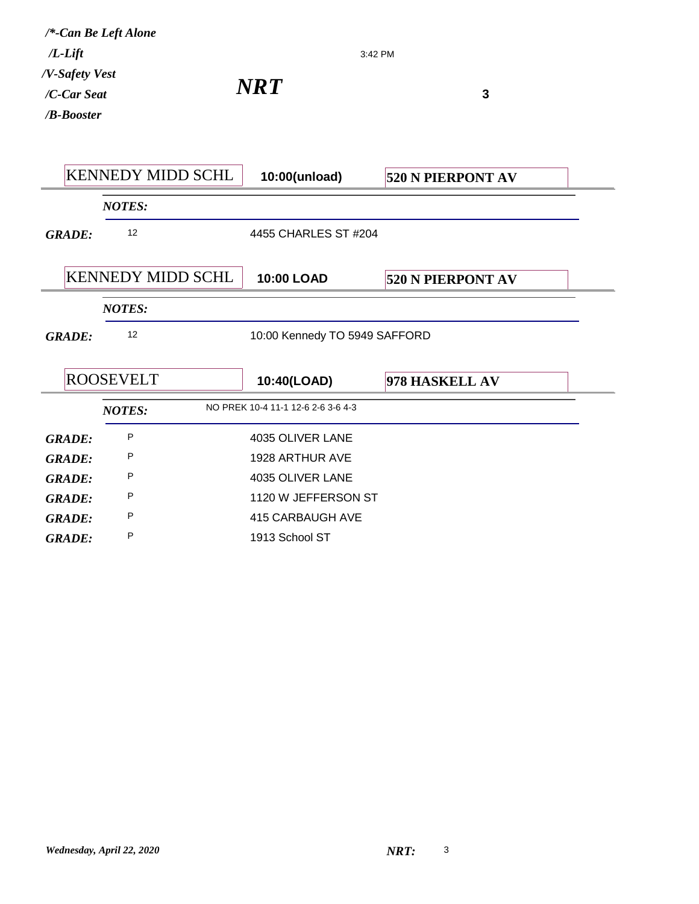*/\*-Can Be Left Alone*
*/L-Lift*
*/V-Safety Vest*
*/C-Car Seat*
*/B-Booster*

3:42 PM

## *NRT*

**3**

| KENNEDY MIDD SCHL | **10:00(unload)** | **520 N PIERPONT AV** |
|---|---|---|
| ***NOTES:*** | | |
| ***GRADE:*** 12 | 4455 CHARLES ST #204 | |

| KENNEDY MIDD SCHL | **10:00 LOAD** | **520 N PIERPONT AV** |
|---|---|---|
| ***NOTES:*** | | |
| ***GRADE:*** 12 | 10:00 Kennedy TO 5949 SAFFORD | |

| ROOSEVELT | **10:40(LOAD)** | **978 HASKELL AV** |
|---|---|---|
| ***NOTES:*** | NO PREK 10-4 11-1 12-6 2-6 3-6 4-3 | |
| ***GRADE:*** P | 4035 OLIVER LANE | |
| ***GRADE:*** P | 1928 ARTHUR AVE | |
| ***GRADE:*** P | 4035 OLIVER LANE | |
| ***GRADE:*** P | 1120 W JEFFERSON ST | |
| ***GRADE:*** P | 415 CARBAUGH AVE | |
| ***GRADE:*** P | 1913 School ST | |

*Wednesday, April 22, 2020* ***NRT:*** 3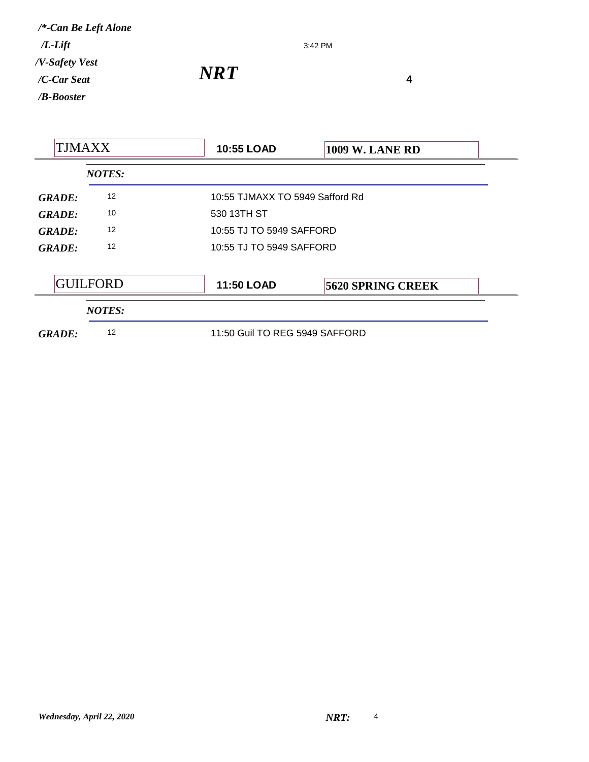*/*-Can Be Left Alone*

*/L-Lift*

*/V-Safety Vest*

*/C-Car Seat*

*/B-Booster*

3:42 PM

## *NRT*

**4**

| TJMAXX | **10:55 LOAD** | **1009 W. LANE RD** |
|---|---|---|

*NOTES:*

| | | |
|---|---|---|
| ***GRADE:*** | 12 | 10:55 TJMAXX TO 5949 Safford Rd |
| ***GRADE:*** | 10 | 530 13TH ST |
| ***GRADE:*** | 12 | 10:55 TJ TO 5949 SAFFORD |
| ***GRADE:*** | 12 | 10:55 TJ TO 5949 SAFFORD |

| GUILFORD | **11:50 LOAD** | **5620 SPRING CREEK** |
|---|---|---|

*NOTES:*

| | | |
|---|---|---|
| ***GRADE:*** | 12 | 11:50 Guil TO REG 5949 SAFFORD |

*Wednesday, April 22, 2020*

***NRT:*** 4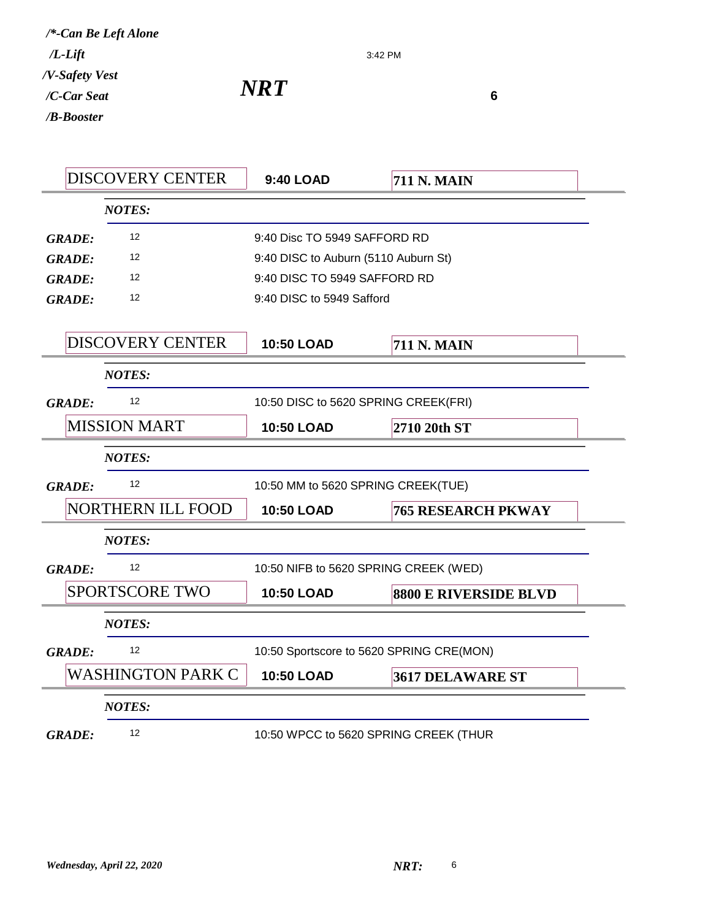*/*-Can Be Left Alone*
*/L-Lift*
*/V-Safety Vest*
*/C-Car Seat*
*/B-Booster*

3:42 PM

***NRT***

**6**

| DISCOVERY CENTER | **9:40 LOAD** | **711 N. MAIN** |
|---|---|---|

***NOTES:***

| | | |
|---|---|---|
| ***GRADE:*** | 12 | 9:40 Disc TO 5949 SAFFORD RD |
| ***GRADE:*** | 12 | 9:40 DISC to Auburn (5110 Auburn St) |
| ***GRADE:*** | 12 | 9:40 DISC TO 5949 SAFFORD RD |
| ***GRADE:*** | 12 | 9:40 DISC to 5949 Safford |

| DISCOVERY CENTER | **10:50 LOAD** | **711 N. MAIN** |
|---|---|---|

***NOTES:***

| | | |
|---|---|---|
| ***GRADE:*** | 12 | 10:50 DISC to 5620 SPRING CREEK(FRI) |

| MISSION MART | **10:50 LOAD** | **2710 20th ST** |
|---|---|---|

***NOTES:***

| | | |
|---|---|---|
| ***GRADE:*** | 12 | 10:50 MM to 5620 SPRING CREEK(TUE) |

| NORTHERN ILL FOOD | **10:50 LOAD** | **765 RESEARCH PKWAY** |
|---|---|---|

***NOTES:***

| | | |
|---|---|---|
| ***GRADE:*** | 12 | 10:50 NIFB to 5620 SPRING CREEK (WED) |

| SPORTSCORE TWO | **10:50 LOAD** | **8800 E RIVERSIDE BLVD** |
|---|---|---|

***NOTES:***

| | | |
|---|---|---|
| ***GRADE:*** | 12 | 10:50 Sportscore to 5620 SPRING CRE(MON) |

| WASHINGTON PARK C | **10:50 LOAD** | **3617 DELAWARE ST** |
|---|---|---|

***NOTES:***

| | | |
|---|---|---|
| ***GRADE:*** | 12 | 10:50 WPCC to 5620 SPRING CREEK (THUR |

*Wednesday, April 22, 2020*

***NRT:*** 6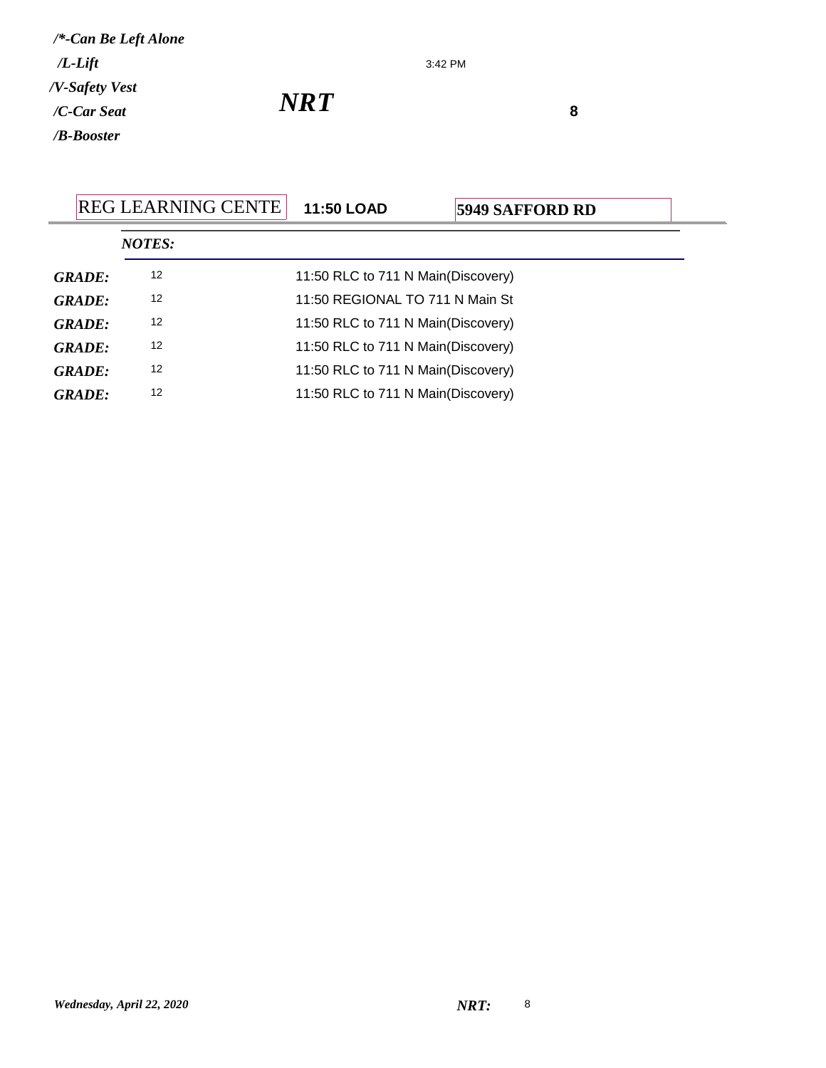*/\*-Can Be Left Alone*
*/L-Lift*
*/V-Safety Vest*
*/C-Car Seat*
*/B-Booster*

3:42 PM

***NRT***

**8**

REG LEARNING CENTE **11:50 LOAD** **5949 SAFFORD RD**

*NOTES:*

| | | |
|---|---|---|
| ***GRADE:*** | 12 | 11:50 RLC to 711 N Main(Discovery) |
| ***GRADE:*** | 12 | 11:50 REGIONAL TO 711 N Main St |
| ***GRADE:*** | 12 | 11:50 RLC to 711 N Main(Discovery) |
| ***GRADE:*** | 12 | 11:50 RLC to 711 N Main(Discovery) |
| ***GRADE:*** | 12 | 11:50 RLC to 711 N Main(Discovery) |
| ***GRADE:*** | 12 | 11:50 RLC to 711 N Main(Discovery) |

*Wednesday, April 22, 2020* ***NRT:*** 8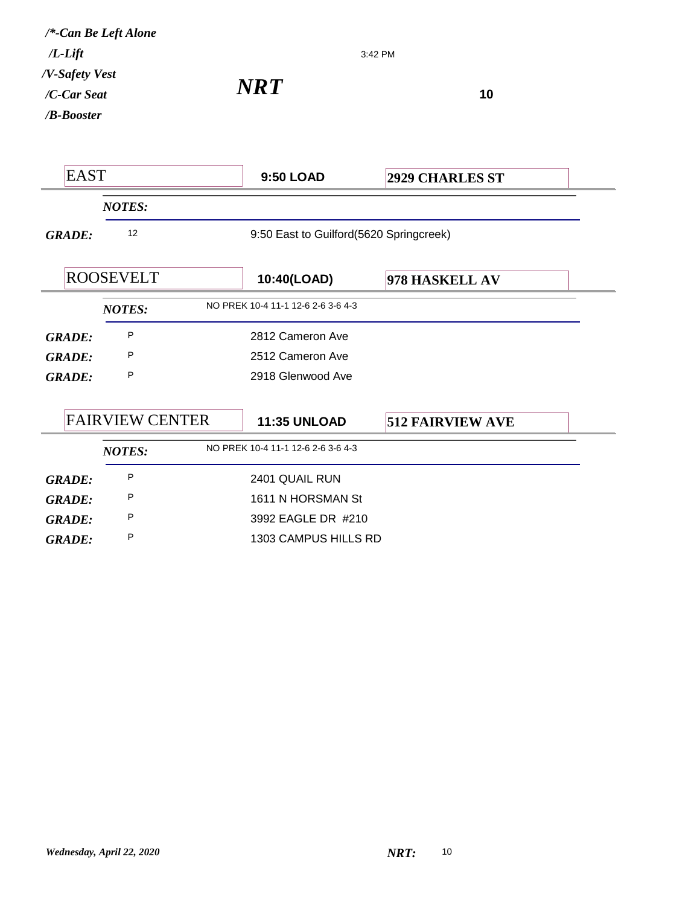*/*-Can Be Left Alone*
*/L-Lift*
*/V-Safety Vest*
*/C-Car Seat*
*/B-Booster*

3:42 PM

# *NRT*

**10**

| EAST | **9:50 LOAD** | **2929 CHARLES ST** |
|---|---|---|
| ***NOTES:*** | | |
| ***GRADE:*** 12 | 9:50 East to Guilford(5620 Springcreek) | |

| ROOSEVELT | **10:40(LOAD)** | **978 HASKELL AV** |
|---|---|---|
| ***NOTES:*** | NO PREK 10-4 11-1 12-6 2-6 3-6 4-3 | |
| ***GRADE:*** P | 2812 Cameron Ave | |
| ***GRADE:*** P | 2512 Cameron Ave | |
| ***GRADE:*** P | 2918 Glenwood Ave | |

| FAIRVIEW CENTER | **11:35 UNLOAD** | **512 FAIRVIEW AVE** |
|---|---|---|
| ***NOTES:*** | NO PREK 10-4 11-1 12-6 2-6 3-6 4-3 | |
| ***GRADE:*** P | 2401 QUAIL RUN | |
| ***GRADE:*** P | 1611 N HORSMAN St | |
| ***GRADE:*** P | 3992 EAGLE DR #210 | |
| ***GRADE:*** P | 1303 CAMPUS HILLS RD | |

*Wednesday, April 22, 2020* ***NRT:*** 10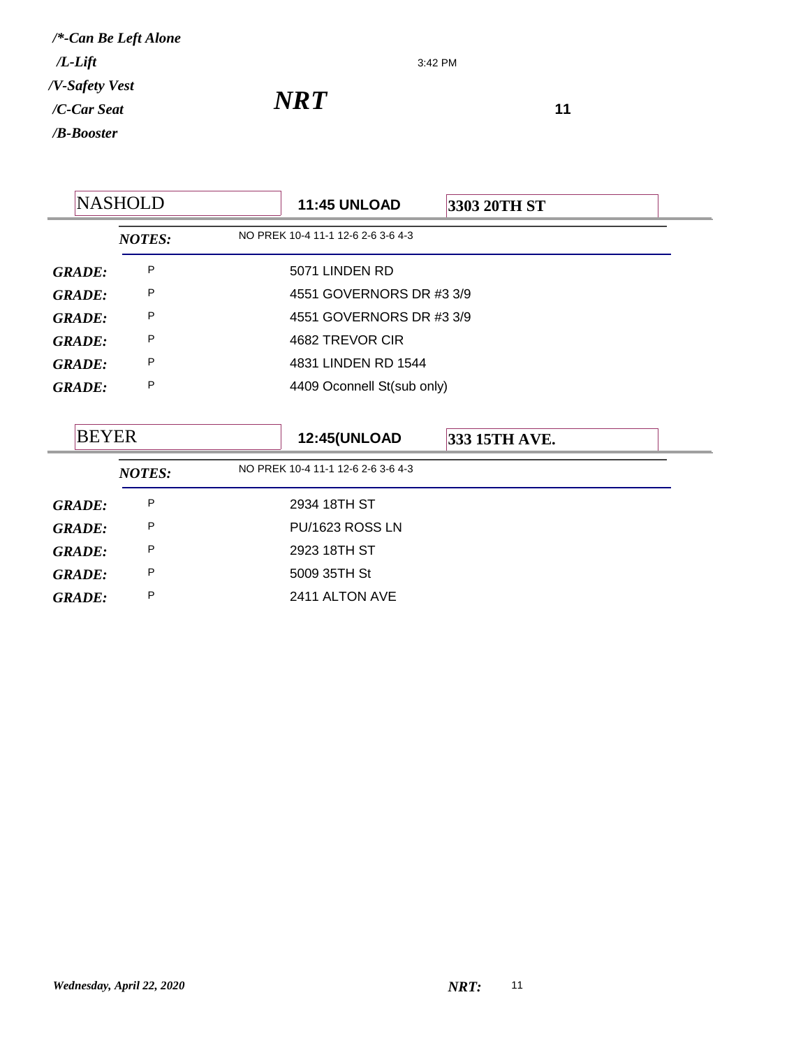*/\*-Can Be Left Alone*
*/L-Lift*
*/V-Safety Vest*
*/C-Car Seat*
*/B-Booster*

3:42 PM

# *NRT*

**11**

| NASHOLD | **11:45 UNLOAD** | **3303 20TH ST** |
|---|---|---|
| ***NOTES:*** | NO PREK 10-4 11-1 12-6 2-6 3-6 4-3 | |
| ***GRADE:*** P | 5071 LINDEN RD | |
| ***GRADE:*** P | 4551 GOVERNORS DR #3 3/9 | |
| ***GRADE:*** P | 4551 GOVERNORS DR #3 3/9 | |
| ***GRADE:*** P | 4682 TREVOR CIR | |
| ***GRADE:*** P | 4831 LINDEN RD 1544 | |
| ***GRADE:*** P | 4409 Oconnell St(sub only) | |

| BEYER | **12:45(UNLOAD** | **333 15TH AVE.** |
|---|---|---|
| ***NOTES:*** | NO PREK 10-4 11-1 12-6 2-6 3-6 4-3 | |
| ***GRADE:*** P | 2934 18TH ST | |
| ***GRADE:*** P | PU/1623 ROSS LN | |
| ***GRADE:*** P | 2923 18TH ST | |
| ***GRADE:*** P | 5009 35TH St | |
| ***GRADE:*** P | 2411 ALTON AVE | |

*Wednesday, April 22, 2020*

***NRT:*** 11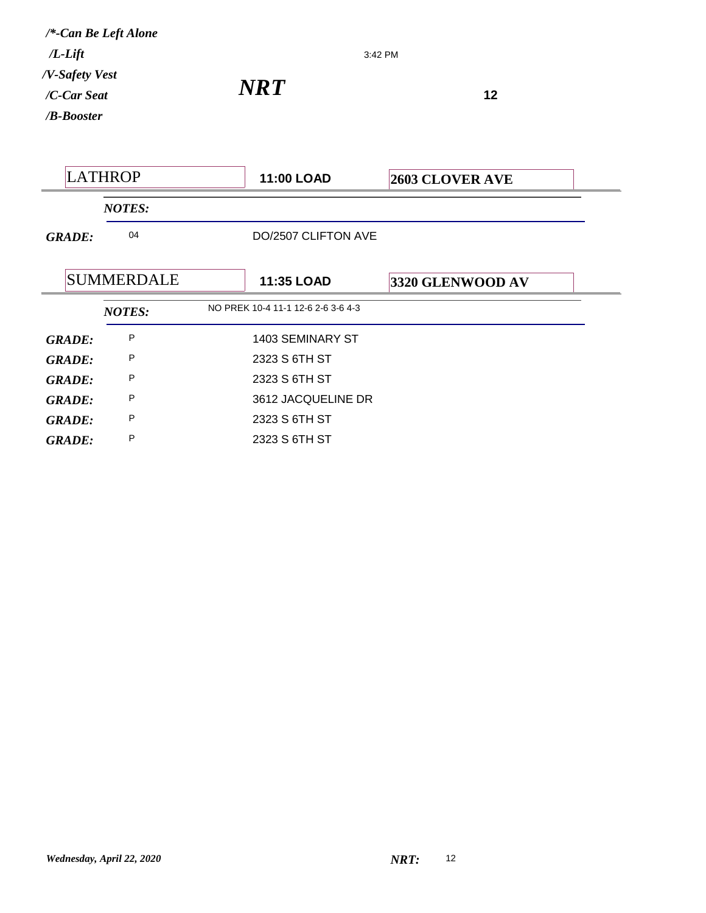*/\*-Can Be Left Alone*
*/L-Lift*
*/V-Safety Vest*
*/C-Car Seat*
*/B-Booster*

3:42 PM

# *NRT*

**12**

| LATHROP | **11:00 LOAD** | **2603 CLOVER AVE** |
|---|---|---|
| ***NOTES:*** | | |
| ***GRADE:*** 04 | DO/2507 CLIFTON AVE | |

| SUMMERDALE | **11:35 LOAD** | **3320 GLENWOOD AV** |
|---|---|---|
| ***NOTES:*** | NO PREK 10-4 11-1 12-6 2-6 3-6 4-3 | |
| ***GRADE:*** P | 1403 SEMINARY ST | |
| ***GRADE:*** P | 2323 S 6TH ST | |
| ***GRADE:*** P | 2323 S 6TH ST | |
| ***GRADE:*** P | 3612 JACQUELINE DR | |
| ***GRADE:*** P | 2323 S 6TH ST | |
| ***GRADE:*** P | 2323 S 6TH ST | |

*Wednesday, April 22, 2020* ***NRT:*** 12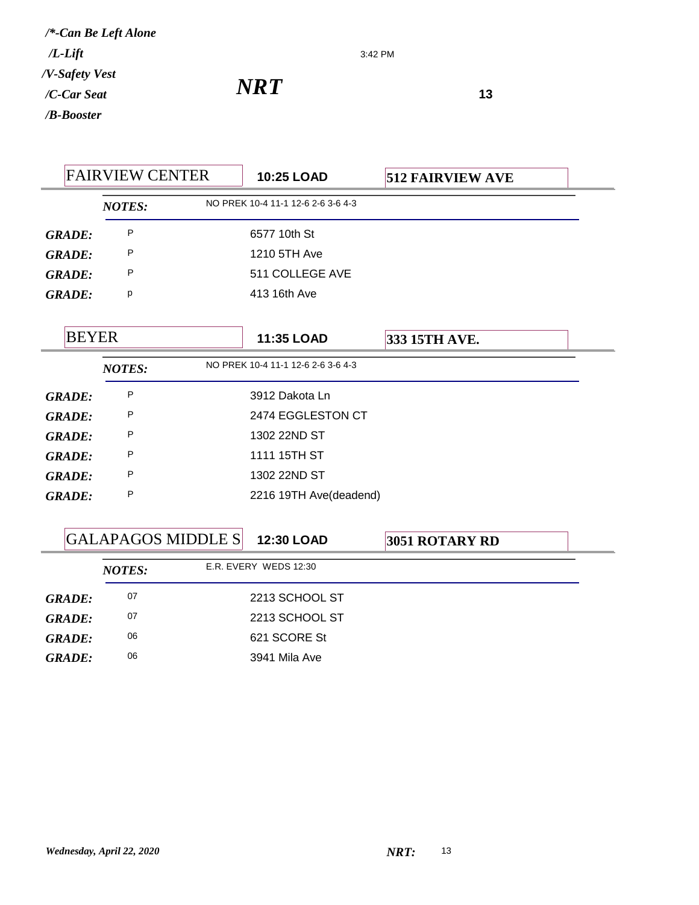*/*-Can Be Left Alone*
*/L-Lift*
*/V-Safety Vest*
*/C-Car Seat*
*/B-Booster*

3:42 PM

# *NRT*

**13**

| FAIRVIEW CENTER | **10:25 LOAD** | **512 FAIRVIEW AVE** |
|---|---|---|
| ***NOTES:*** | NO PREK 10-4 11-1 12-6 2-6 3-6 4-3 | |
| ***GRADE:*** P | 6577 10th St | |
| ***GRADE:*** P | 1210 5TH Ave | |
| ***GRADE:*** P | 511 COLLEGE AVE | |
| ***GRADE:*** p | 413 16th Ave | |

| BEYER | **11:35 LOAD** | **333 15TH AVE.** |
|---|---|---|
| ***NOTES:*** | NO PREK 10-4 11-1 12-6 2-6 3-6 4-3 | |
| ***GRADE:*** P | 3912 Dakota Ln | |
| ***GRADE:*** P | 2474 EGGLESTON CT | |
| ***GRADE:*** P | 1302 22ND ST | |
| ***GRADE:*** P | 1111 15TH ST | |
| ***GRADE:*** P | 1302 22ND ST | |
| ***GRADE:*** P | 2216 19TH Ave(deadend) | |

| GALAPAGOS MIDDLE S | **12:30 LOAD** | **3051 ROTARY RD** |
|---|---|---|
| ***NOTES:*** | E.R. EVERY WEDS 12:30 | |
| ***GRADE:*** 07 | 2213 SCHOOL ST | |
| ***GRADE:*** 07 | 2213 SCHOOL ST | |
| ***GRADE:*** 06 | 621 SCORE St | |
| ***GRADE:*** 06 | 3941 Mila Ave | |

*Wednesday, April 22, 2020* ***NRT:*** 13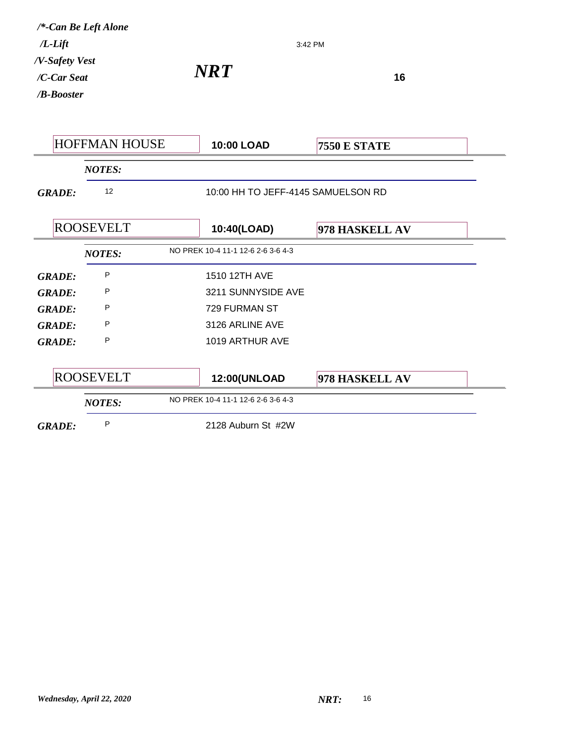*/*-Can Be Left Alone*
*/L-Lift*
*/V-Safety Vest*
*/C-Car Seat*
*/B-Booster*

3:42 PM

# *NRT*

**16**

| HOFFMAN HOUSE | **10:00 LOAD** | **7550 E STATE** |
|---|---|---|

***NOTES:***

| | | |
|---|---|---|
| ***GRADE:*** | 12 | 10:00 HH TO JEFF-4145 SAMUELSON RD |

| ROOSEVELT | **10:40(LOAD)** | **978 HASKELL AV** |
|---|---|---|

***NOTES:*** NO PREK 10-4 11-1 12-6 2-6 3-6 4-3

| | | |
|---|---|---|
| ***GRADE:*** | P | 1510 12TH AVE |
| ***GRADE:*** | P | 3211 SUNNYSIDE AVE |
| ***GRADE:*** | P | 729 FURMAN ST |
| ***GRADE:*** | P | 3126 ARLINE AVE |
| ***GRADE:*** | P | 1019 ARTHUR AVE |

| ROOSEVELT | **12:00(UNLOAD** | **978 HASKELL AV** |
|---|---|---|

***NOTES:*** NO PREK 10-4 11-1 12-6 2-6 3-6 4-3

| | | |
|---|---|---|
| ***GRADE:*** | P | 2128 Auburn St #2W |

*Wednesday, April 22, 2020* ***NRT:*** 16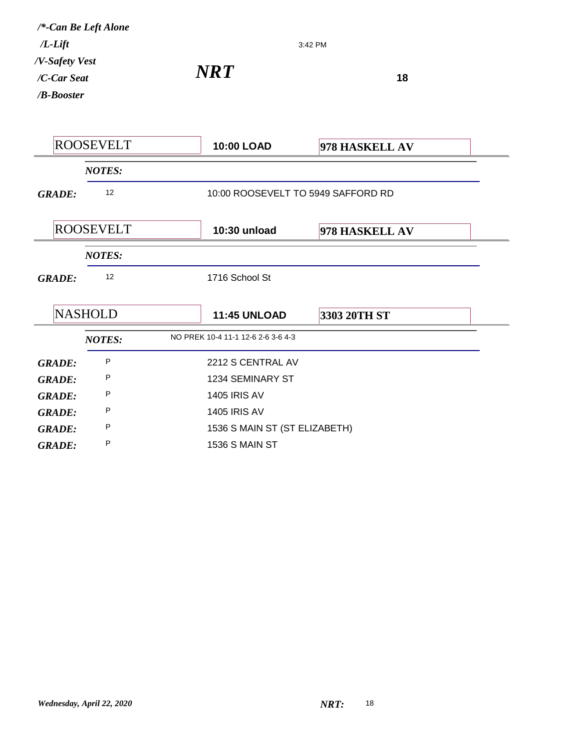*/*-Can Be Left Alone*
*/L-Lift*
*/V-Safety Vest*
*/C-Car Seat*
*/B-Booster*

3:42 PM

***NRT*** **18**

| ROOSEVELT | **10:00 LOAD** | **978 HASKELL AV** |
|---|---|---|
| ***NOTES:*** | | |
| ***GRADE:*** 12 | 10:00 ROOSEVELT TO 5949 SAFFORD RD | |

| ROOSEVELT | **10:30 unload** | **978 HASKELL AV** |
|---|---|---|
| ***NOTES:*** | | |
| ***GRADE:*** 12 | 1716 School St | |

| NASHOLD | **11:45 UNLOAD** | **3303 20TH ST** |
|---|---|---|
| ***NOTES:*** | NO PREK 10-4 11-1 12-6 2-6 3-6 4-3 | |
| ***GRADE:*** P | 2212 S CENTRAL AV | |
| ***GRADE:*** P | 1234 SEMINARY ST | |
| ***GRADE:*** P | 1405 IRIS AV | |
| ***GRADE:*** P | 1405 IRIS AV | |
| ***GRADE:*** P | 1536 S MAIN ST (ST ELIZABETH) | |
| ***GRADE:*** P | 1536 S MAIN ST | |

*Wednesday, April 22, 2020* ***NRT:*** 18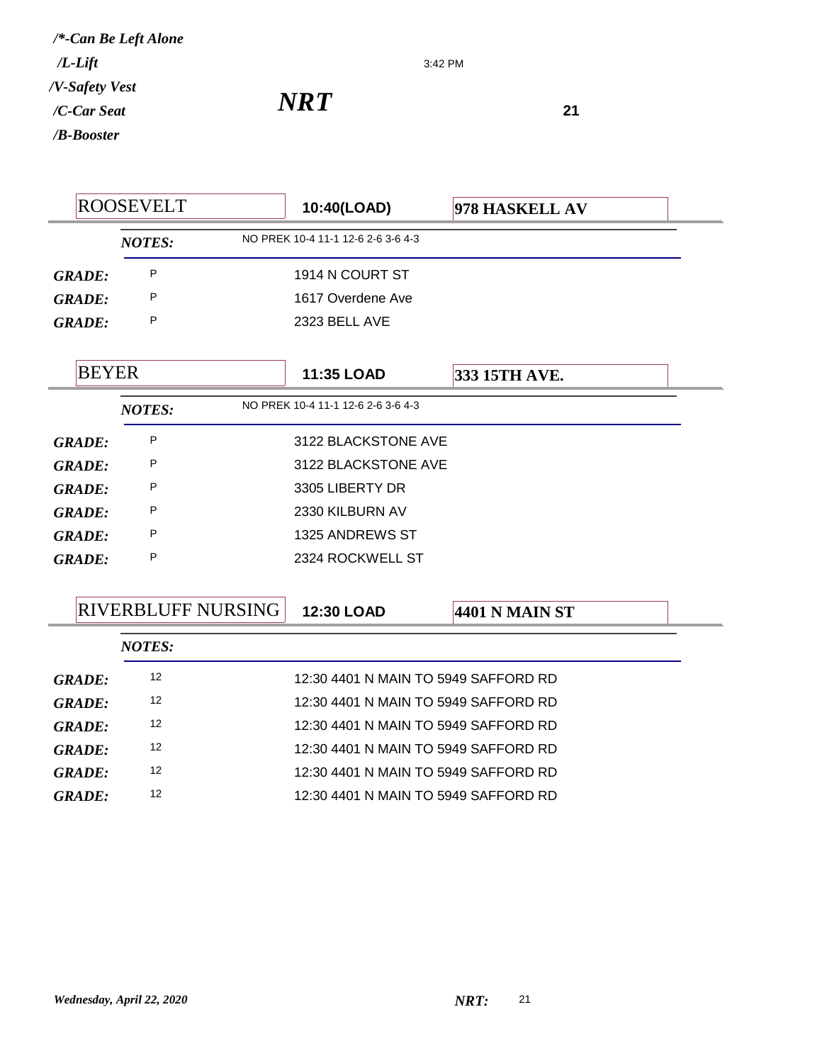*/*-Can Be Left Alone*
*/L-Lift*
*/V-Safety Vest*
*/C-Car Seat*
*/B-Booster*

3:42 PM

# *NRT*

**21**

| ROOSEVELT | **10:40(LOAD)** | **978 HASKELL AV** |
|---|---|---|
| ***NOTES:*** | NO PREK 10-4 11-1 12-6 2-6 3-6 4-3 | |
| ***GRADE:*** | P | 1914 N COURT ST |
| ***GRADE:*** | P | 1617 Overdene Ave |
| ***GRADE:*** | P | 2323 BELL AVE |

| BEYER | **11:35 LOAD** | **333 15TH AVE.** |
|---|---|---|
| ***NOTES:*** | NO PREK 10-4 11-1 12-6 2-6 3-6 4-3 | |
| ***GRADE:*** | P | 3122 BLACKSTONE AVE |
| ***GRADE:*** | P | 3122 BLACKSTONE AVE |
| ***GRADE:*** | P | 3305 LIBERTY DR |
| ***GRADE:*** | P | 2330 KILBURN AV |
| ***GRADE:*** | P | 1325 ANDREWS ST |
| ***GRADE:*** | P | 2324 ROCKWELL ST |

| RIVERBLUFF NURSING | **12:30 LOAD** | **4401 N MAIN ST** |
|---|---|---|
| ***NOTES:*** | | |
| ***GRADE:*** | 12 | 12:30 4401 N MAIN TO 5949 SAFFORD RD |
| ***GRADE:*** | 12 | 12:30 4401 N MAIN TO 5949 SAFFORD RD |
| ***GRADE:*** | 12 | 12:30 4401 N MAIN TO 5949 SAFFORD RD |
| ***GRADE:*** | 12 | 12:30 4401 N MAIN TO 5949 SAFFORD RD |
| ***GRADE:*** | 12 | 12:30 4401 N MAIN TO 5949 SAFFORD RD |
| ***GRADE:*** | 12 | 12:30 4401 N MAIN TO 5949 SAFFORD RD |

*Wednesday, April 22, 2020* ***NRT:*** 21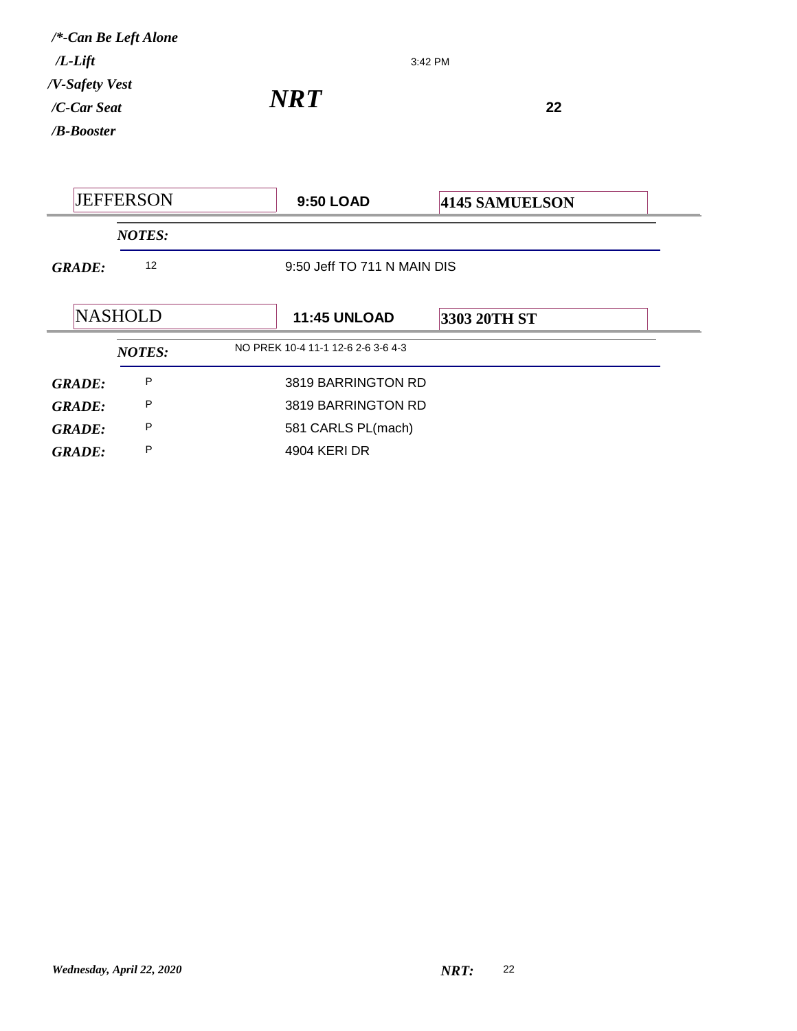*/\*-Can Be Left Alone*
*/L-Lift*
*/V-Safety Vest*
*/C-Car Seat*
*/B-Booster*

3:42 PM

***NRT***

**22**

| JEFFERSON | **9:50 LOAD** | **4145 SAMUELSON** |
|---|---|---|

***NOTES:***

| | | |
|---|---|---|
| ***GRADE:*** | 12 | 9:50 Jeff TO 711 N MAIN DIS |

| NASHOLD | **11:45 UNLOAD** | **3303 20TH ST** |
|---|---|---|

***NOTES:*** NO PREK 10-4 11-1 12-6 2-6 3-6 4-3

| | | |
|---|---|---|
| ***GRADE:*** | P | 3819 BARRINGTON RD |
| ***GRADE:*** | P | 3819 BARRINGTON RD |
| ***GRADE:*** | P | 581 CARLS PL(mach) |
| ***GRADE:*** | P | 4904 KERI DR |

*Wednesday, April 22, 2020* ***NRT:*** 22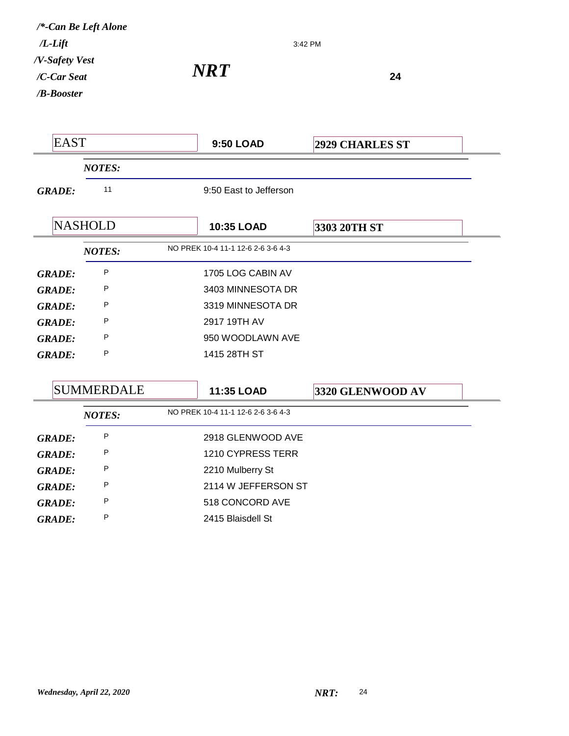*/\*-Can Be Left Alone*
*/L-Lift*
*/V-Safety Vest*
*/C-Car Seat*
*/B-Booster*

3:42 PM

# *NRT*

**24**

| EAST | **9:50 LOAD** | **2929 CHARLES ST** |
|---|---|---|
| ***NOTES:*** | | |
| ***GRADE:*** 11 | 9:50 East to Jefferson | |

| NASHOLD | **10:35 LOAD** | **3303 20TH ST** |
|---|---|---|
| ***NOTES:*** | NO PREK 10-4 11-1 12-6 2-6 3-6 4-3 | |
| ***GRADE:*** P | 1705 LOG CABIN AV | |
| ***GRADE:*** P | 3403 MINNESOTA DR | |
| ***GRADE:*** P | 3319 MINNESOTA DR | |
| ***GRADE:*** P | 2917 19TH AV | |
| ***GRADE:*** P | 950 WOODLAWN AVE | |
| ***GRADE:*** P | 1415 28TH ST | |

| SUMMERDALE | **11:35 LOAD** | **3320 GLENWOOD AV** |
|---|---|---|
| ***NOTES:*** | NO PREK 10-4 11-1 12-6 2-6 3-6 4-3 | |
| ***GRADE:*** P | 2918 GLENWOOD AVE | |
| ***GRADE:*** P | 1210 CYPRESS TERR | |
| ***GRADE:*** P | 2210 Mulberry St | |
| ***GRADE:*** P | 2114 W JEFFERSON ST | |
| ***GRADE:*** P | 518 CONCORD AVE | |
| ***GRADE:*** P | 2415 Blaisdell St | |

*Wednesday, April 22, 2020* ***NRT:*** 24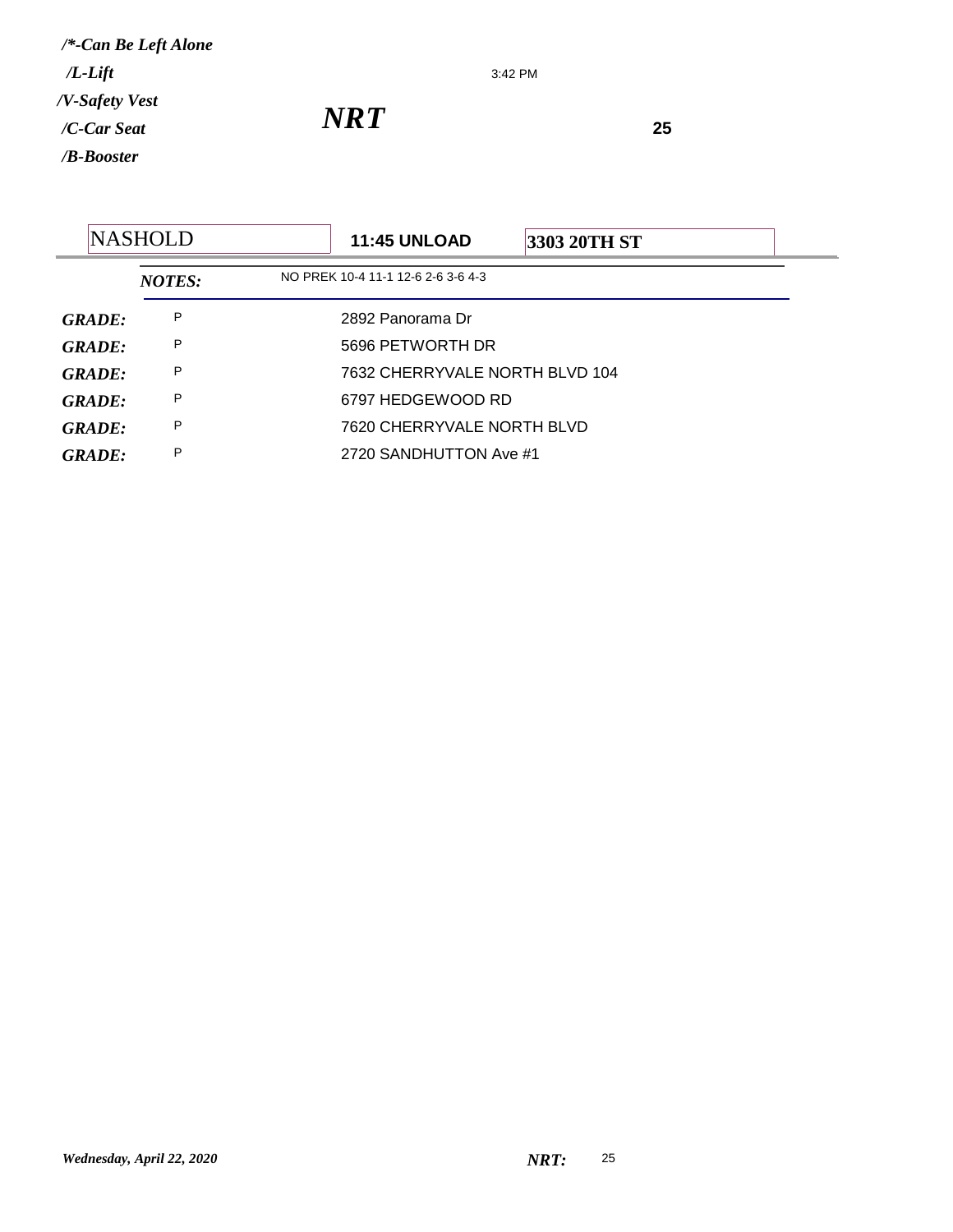*/\*-Can Be Left Alone*

*/L-Lift*

*/V-Safety Vest*

*/C-Car Seat*

*/B-Booster*

3:42 PM

# *NRT*

**25**

| NASHOLD | **11:45 UNLOAD** | **3303 20TH ST** |
|---|---|---|

***NOTES:*** NO PREK 10-4 11-1 12-6 2-6 3-6 4-3

| | | |
|---|---|---|
| ***GRADE:*** | P | 2892 Panorama Dr |
| ***GRADE:*** | P | 5696 PETWORTH DR |
| ***GRADE:*** | P | 7632 CHERRYVALE NORTH BLVD 104 |
| ***GRADE:*** | P | 6797 HEDGEWOOD RD |
| ***GRADE:*** | P | 7620 CHERRYVALE NORTH BLVD |
| ***GRADE:*** | P | 2720 SANDHUTTON Ave #1 |

*Wednesday, April 22, 2020*

***NRT:*** 25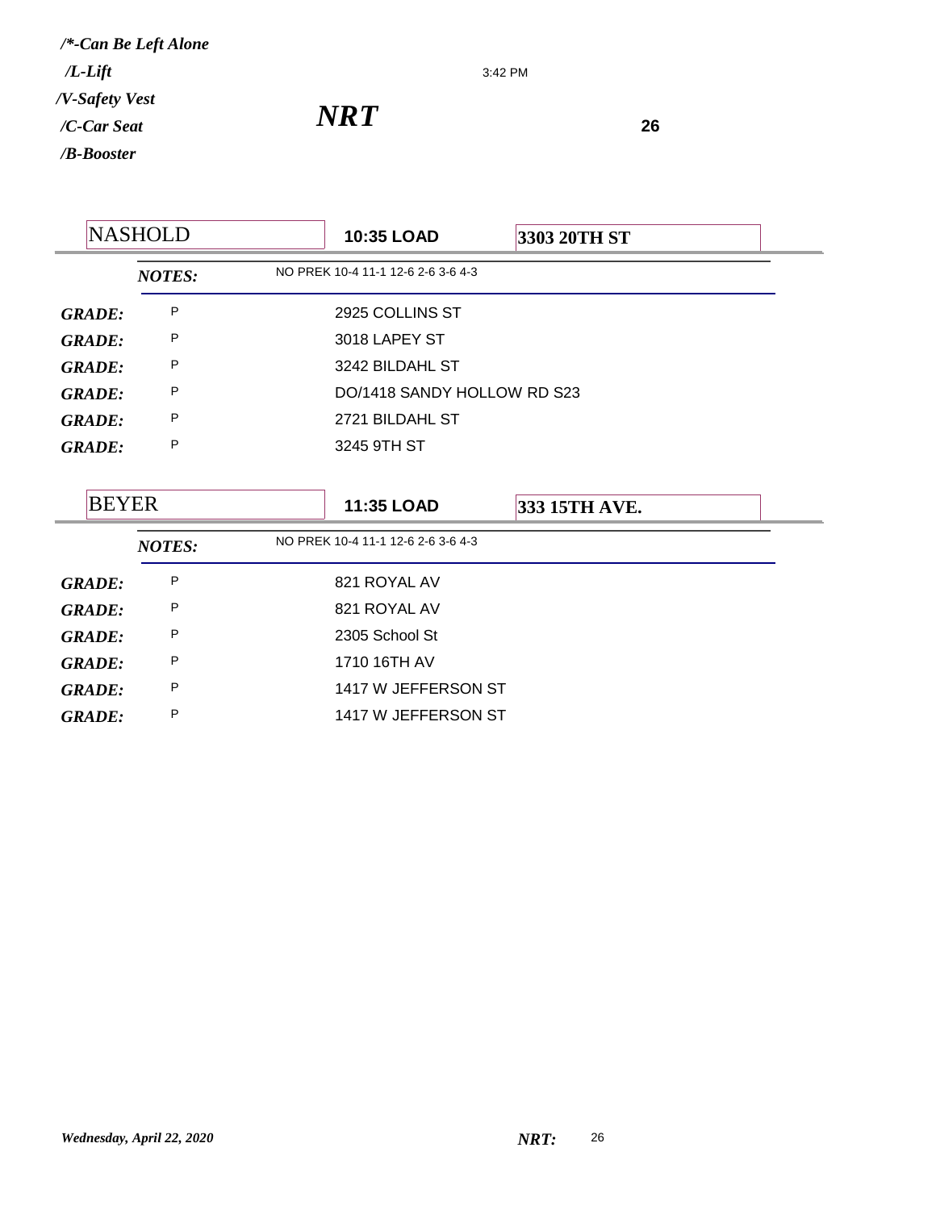*/*-Can Be Left Alone*
*/L-Lift*
*/V-Safety Vest*
*/C-Car Seat*
*/B-Booster*

3:42 PM

# *NRT*

**26**

| NASHOLD | **10:35 LOAD** | **3303 20TH ST** |
|---|---|---|
| ***NOTES:*** | NO PREK 10-4 11-1 12-6 2-6 3-6 4-3 | |
| ***GRADE:*** P | 2925 COLLINS ST | |
| ***GRADE:*** P | 3018 LAPEY ST | |
| ***GRADE:*** P | 3242 BILDAHL ST | |
| ***GRADE:*** P | DO/1418 SANDY HOLLOW RD S23 | |
| ***GRADE:*** P | 2721 BILDAHL ST | |
| ***GRADE:*** P | 3245 9TH ST | |

| BEYER | **11:35 LOAD** | **333 15TH AVE.** |
|---|---|---|
| ***NOTES:*** | NO PREK 10-4 11-1 12-6 2-6 3-6 4-3 | |
| ***GRADE:*** P | 821 ROYAL AV | |
| ***GRADE:*** P | 821 ROYAL AV | |
| ***GRADE:*** P | 2305 School St | |
| ***GRADE:*** P | 1710 16TH AV | |
| ***GRADE:*** P | 1417 W JEFFERSON ST | |
| ***GRADE:*** P | 1417 W JEFFERSON ST | |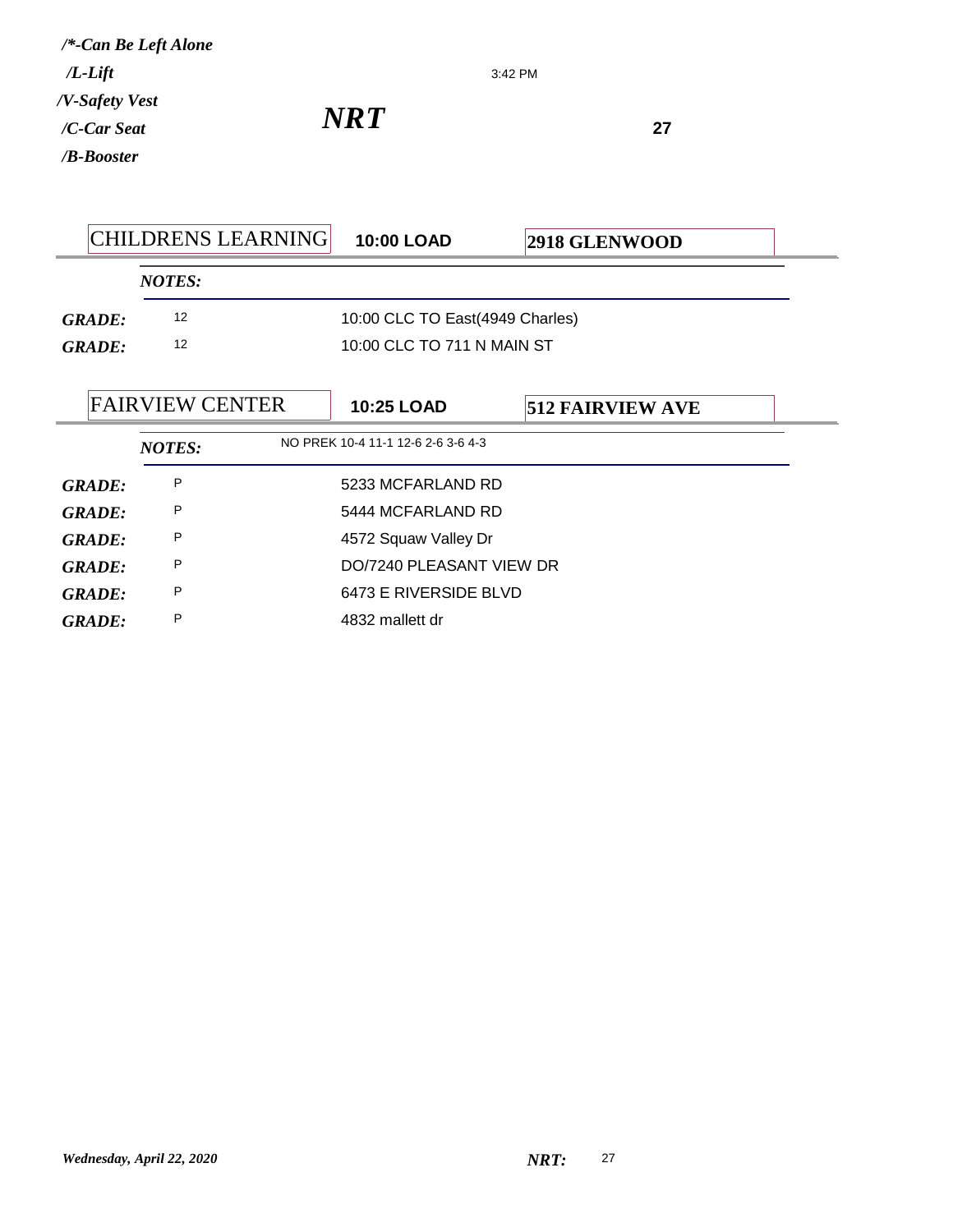*/*-Can Be Left Alone*
*/L-Lift*
*/V-Safety Vest*
*/C-Car Seat*
*/B-Booster*

3:42 PM

# *NRT*

**27**

| CHILDRENS LEARNING | **10:00 LOAD** | **2918 GLENWOOD** |
|---|---|---|

***NOTES:***

| | | |
|---|---|---|
| ***GRADE:*** | 12 | 10:00 CLC TO East(4949 Charles) |
| ***GRADE:*** | 12 | 10:00 CLC TO 711 N MAIN ST |

| FAIRVIEW CENTER | **10:25 LOAD** | **512 FAIRVIEW AVE** |
|---|---|---|

***NOTES:*** NO PREK 10-4 11-1 12-6 2-6 3-6 4-3

| | | |
|---|---|---|
| ***GRADE:*** | P | 5233 MCFARLAND RD |
| ***GRADE:*** | P | 5444 MCFARLAND RD |
| ***GRADE:*** | P | 4572 Squaw Valley Dr |
| ***GRADE:*** | P | DO/7240 PLEASANT VIEW DR |
| ***GRADE:*** | P | 6473 E RIVERSIDE BLVD |
| ***GRADE:*** | P | 4832 mallett dr |

*Wednesday, April 22, 2020* ***NRT:*** 27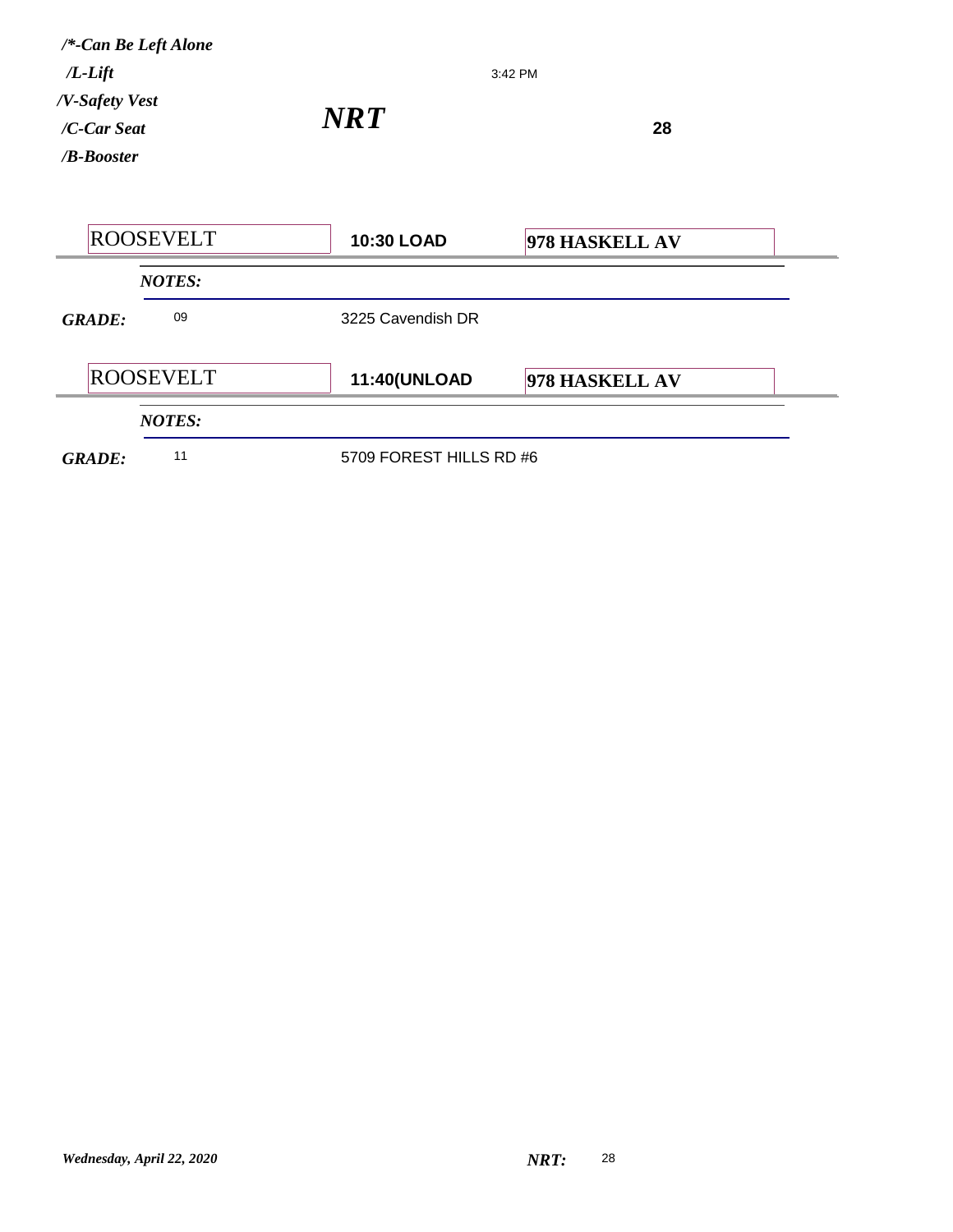*/\*-Can Be Left Alone*
*/L-Lift*
*/V-Safety Vest*
*/C-Car Seat*
*/B-Booster*

3:42 PM

## *NRT*

**28**

| ROOSEVELT | **10:30 LOAD** | **978 HASKELL AV** |
|---|---|---|
| ***NOTES:*** | | |
| ***GRADE:*** 09 | 3225 Cavendish DR | |

| ROOSEVELT | **11:40(UNLOAD** | **978 HASKELL AV** |
|---|---|---|
| ***NOTES:*** | | |
| ***GRADE:*** 11 | 5709 FOREST HILLS RD #6 | |

*Wednesday, April 22, 2020* ***NRT:*** 28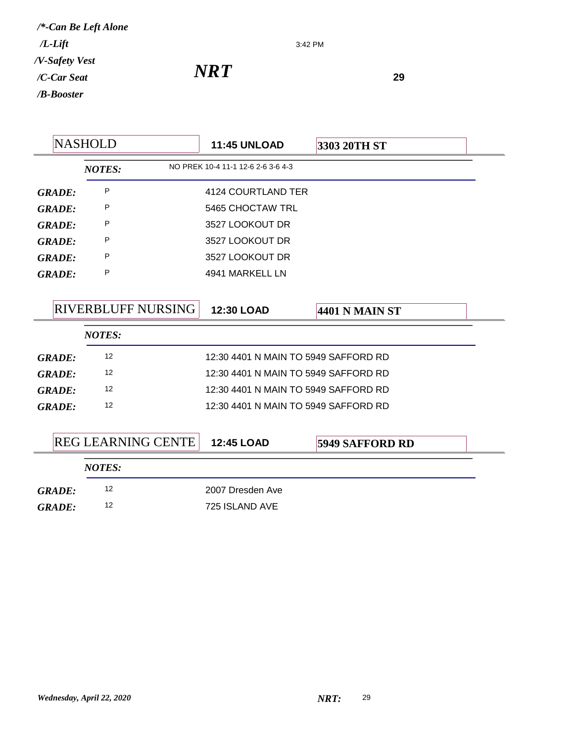/*-Can Be Left Alone
/L-Lift
/V-Safety Vest
/C-Car Seat
/B-Booster

3:42 PM

# NRT

**29**

| NASHOLD | **11:45 UNLOAD** | **3303 20TH ST** |
|---|---|---|
| ***NOTES:*** | NO PREK 10-4 11-1 12-6 2-6 3-6 4-3 | |
| ***GRADE:*** P | 4124 COURTLAND TER | |
| ***GRADE:*** P | 5465 CHOCTAW TRL | |
| ***GRADE:*** P | 3527 LOOKOUT DR | |
| ***GRADE:*** P | 3527 LOOKOUT DR | |
| ***GRADE:*** P | 3527 LOOKOUT DR | |
| ***GRADE:*** P | 4941 MARKELL LN | |

| RIVERBLUFF NURSING | **12:30 LOAD** | **4401 N MAIN ST** |
|---|---|---|
| ***NOTES:*** | | |
| ***GRADE:*** 12 | 12:30 4401 N MAIN TO 5949 SAFFORD RD | |
| ***GRADE:*** 12 | 12:30 4401 N MAIN TO 5949 SAFFORD RD | |
| ***GRADE:*** 12 | 12:30 4401 N MAIN TO 5949 SAFFORD RD | |
| ***GRADE:*** 12 | 12:30 4401 N MAIN TO 5949 SAFFORD RD | |

| REG LEARNING CENTE | **12:45 LOAD** | **5949 SAFFORD RD** |
|---|---|---|
| ***NOTES:*** | | |
| ***GRADE:*** 12 | 2007 Dresden Ave | |
| ***GRADE:*** 12 | 725 ISLAND AVE | |

*Wednesday, April 22, 2020* ***NRT:*** 29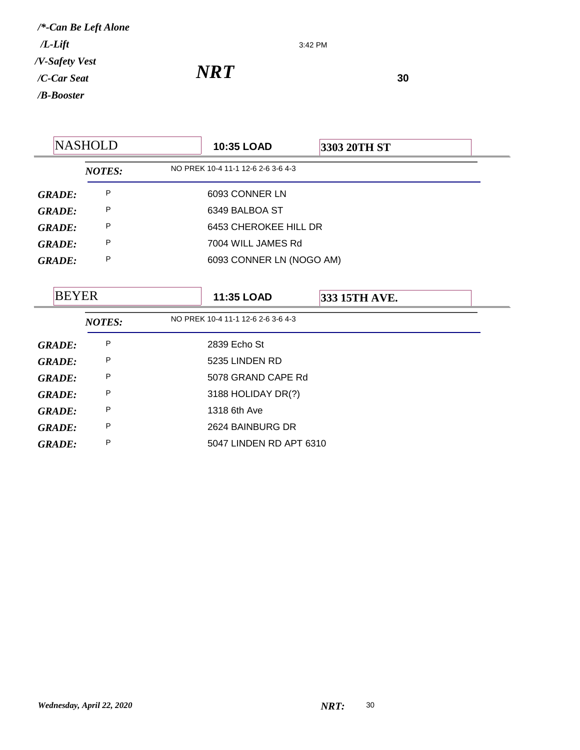*/*-Can Be Left Alone*
*/L-Lift*
*/V-Safety Vest*
*/C-Car Seat*
*/B-Booster*

3:42 PM

# *NRT*

**30**

| NASHOLD | **10:35 LOAD** | **3303 20TH ST** |
|---|---|---|
| ***NOTES:*** | NO PREK 10-4 11-1 12-6 2-6 3-6 4-3 | |
| ***GRADE:*** P | 6093 CONNER LN | |
| ***GRADE:*** P | 6349 BALBOA ST | |
| ***GRADE:*** P | 6453 CHEROKEE HILL DR | |
| ***GRADE:*** P | 7004 WILL JAMES Rd | |
| ***GRADE:*** P | 6093 CONNER LN (NOGO AM) | |

| BEYER | **11:35 LOAD** | **333 15TH AVE.** |
|---|---|---|
| ***NOTES:*** | NO PREK 10-4 11-1 12-6 2-6 3-6 4-3 | |
| ***GRADE:*** P | 2839 Echo St | |
| ***GRADE:*** P | 5235 LINDEN RD | |
| ***GRADE:*** P | 5078 GRAND CAPE Rd | |
| ***GRADE:*** P | 3188 HOLIDAY DR(?) | |
| ***GRADE:*** P | 1318 6th Ave | |
| ***GRADE:*** P | 2624 BAINBURG DR | |
| ***GRADE:*** P | 5047 LINDEN RD APT 6310 | |

*Wednesday, April 22, 2020* ***NRT:*** 30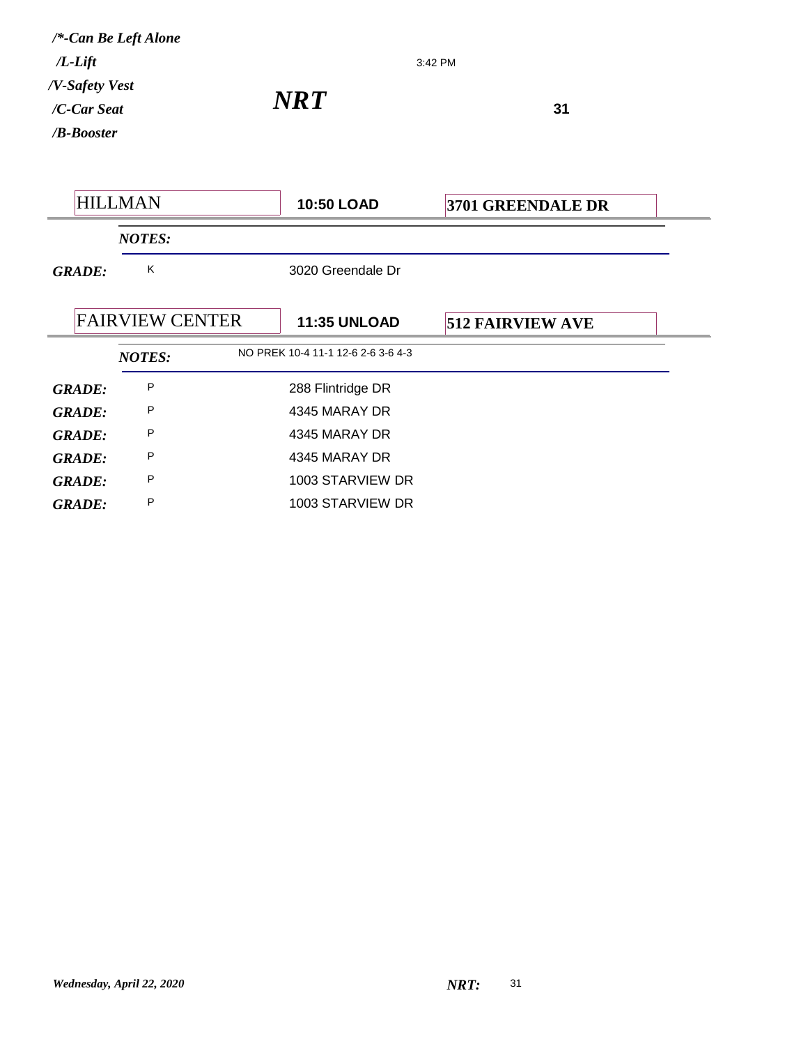*/*-Can Be Left Alone*
*/L-Lift*
*/V-Safety Vest*
*/C-Car Seat*
*/B-Booster*

3:42 PM

# *NRT*

**31**

| HILLMAN | **10:50 LOAD** | **3701 GREENDALE DR** |
|---|---|---|

***NOTES:***

| | | |
|---|---|---|
| ***GRADE:*** | K | 3020 Greendale Dr |

| FAIRVIEW CENTER | **11:35 UNLOAD** | **512 FAIRVIEW AVE** |
|---|---|---|

***NOTES:*** NO PREK 10-4 11-1 12-6 2-6 3-6 4-3

| | | |
|---|---|---|
| ***GRADE:*** | P | 288 Flintridge DR |
| ***GRADE:*** | P | 4345 MARAY DR |
| ***GRADE:*** | P | 4345 MARAY DR |
| ***GRADE:*** | P | 4345 MARAY DR |
| ***GRADE:*** | P | 1003 STARVIEW DR |
| ***GRADE:*** | P | 1003 STARVIEW DR |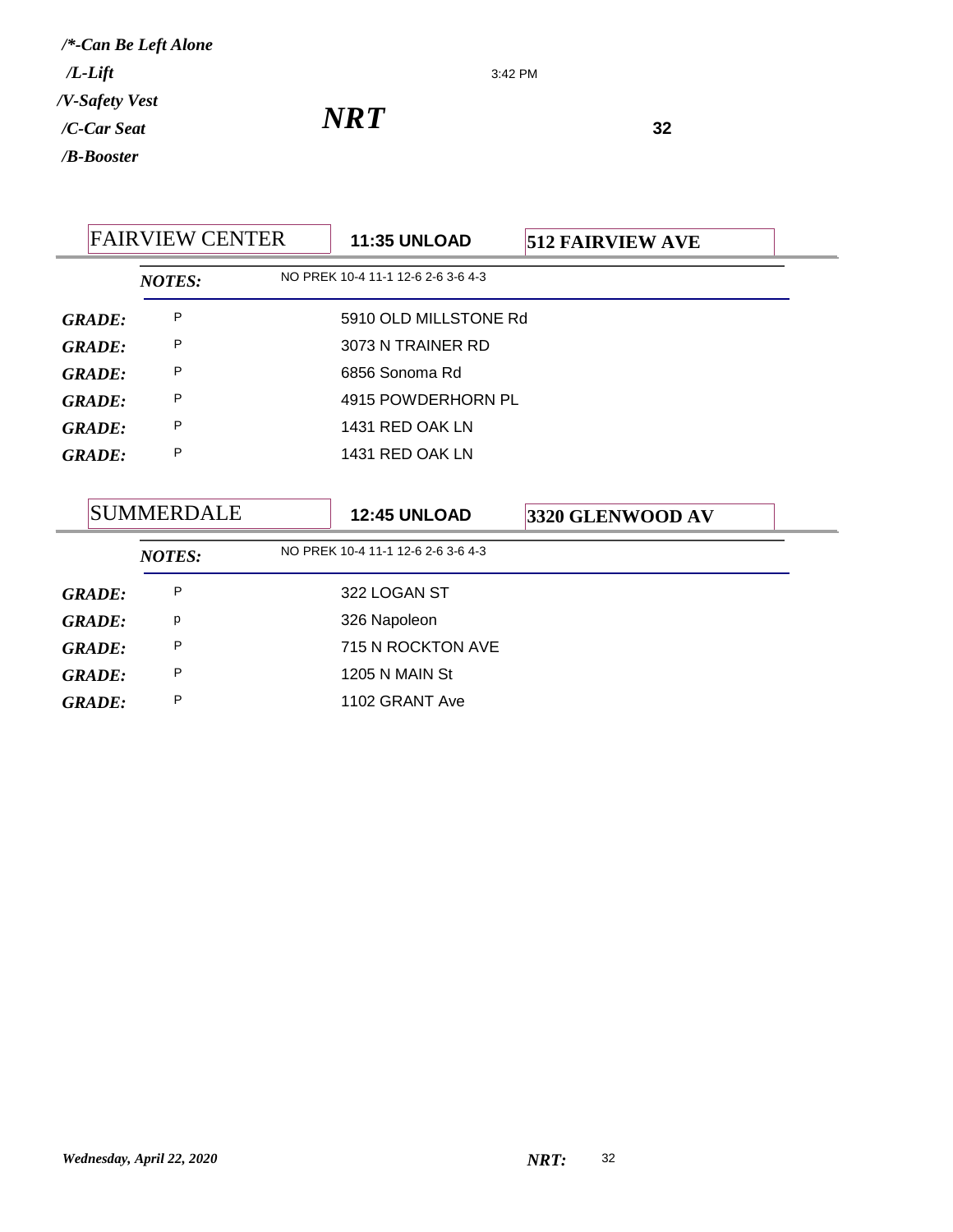*/\*-Can Be Left Alone*
*/L-Lift*
*/V-Safety Vest*
*/C-Car Seat*
*/B-Booster*

3:42 PM

## *NRT*

**32**

| FAIRVIEW CENTER | **11:35 UNLOAD** | **512 FAIRVIEW AVE** |
|---|---|---|
| ***NOTES:*** | NO PREK 10-4 11-1 12-6 2-6 3-6 4-3 | |
| ***GRADE:*** P | 5910 OLD MILLSTONE Rd | |
| ***GRADE:*** P | 3073 N TRAINER RD | |
| ***GRADE:*** P | 6856 Sonoma Rd | |
| ***GRADE:*** P | 4915 POWDERHORN PL | |
| ***GRADE:*** P | 1431 RED OAK LN | |
| ***GRADE:*** P | 1431 RED OAK LN | |

| SUMMERDALE | **12:45 UNLOAD** | **3320 GLENWOOD AV** |
|---|---|---|
| ***NOTES:*** | NO PREK 10-4 11-1 12-6 2-6 3-6 4-3 | |
| ***GRADE:*** P | 322 LOGAN ST | |
| ***GRADE:*** p | 326 Napoleon | |
| ***GRADE:*** P | 715 N ROCKTON AVE | |
| ***GRADE:*** P | 1205 N MAIN St | |
| ***GRADE:*** P | 1102 GRANT Ave | |

*Wednesday, April 22, 2020* ***NRT:*** 32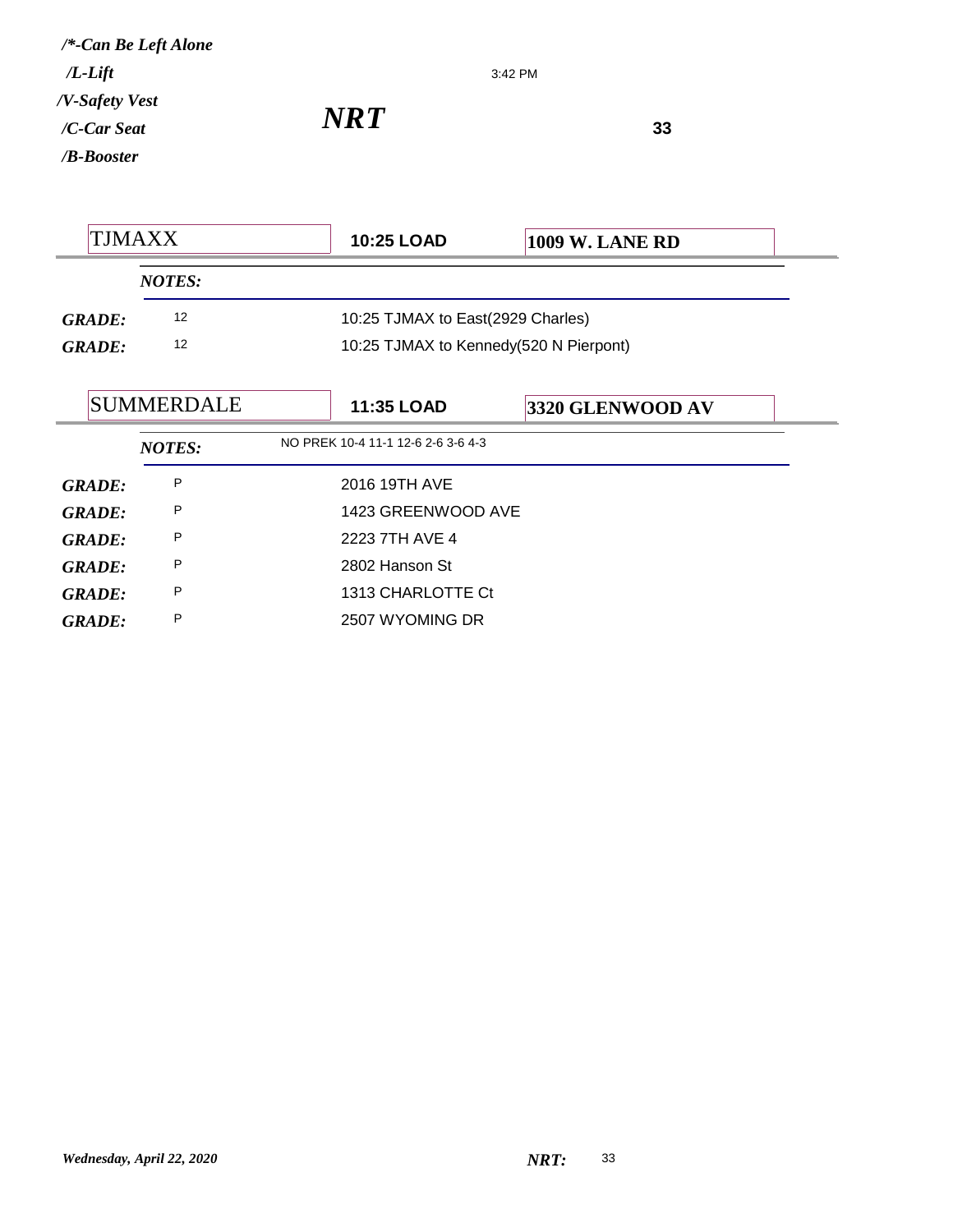*/\*-Can Be Left Alone*
*/L-Lift*
*/V-Safety Vest*
*/C-Car Seat*
*/B-Booster*

3:42 PM

# *NRT*

**33**

| TJMAXX | **10:25 LOAD** | **1009 W. LANE RD** |
|---|---|---|

*NOTES:*

| | | |
|---|---|---|
| ***GRADE:*** | 12 | 10:25 TJMAX to East(2929 Charles) |
| ***GRADE:*** | 12 | 10:25 TJMAX to Kennedy(520 N Pierpont) |

| SUMMERDALE | **11:35 LOAD** | **3320 GLENWOOD AV** |
|---|---|---|

*NOTES:* NO PREK 10-4 11-1 12-6 2-6 3-6 4-3

| | | |
|---|---|---|
| ***GRADE:*** | P | 2016 19TH AVE |
| ***GRADE:*** | P | 1423 GREENWOOD AVE |
| ***GRADE:*** | P | 2223 7TH AVE 4 |
| ***GRADE:*** | P | 2802 Hanson St |
| ***GRADE:*** | P | 1313 CHARLOTTE Ct |
| ***GRADE:*** | P | 2507 WYOMING DR |

*Wednesday, April 22, 2020* ***NRT:*** 33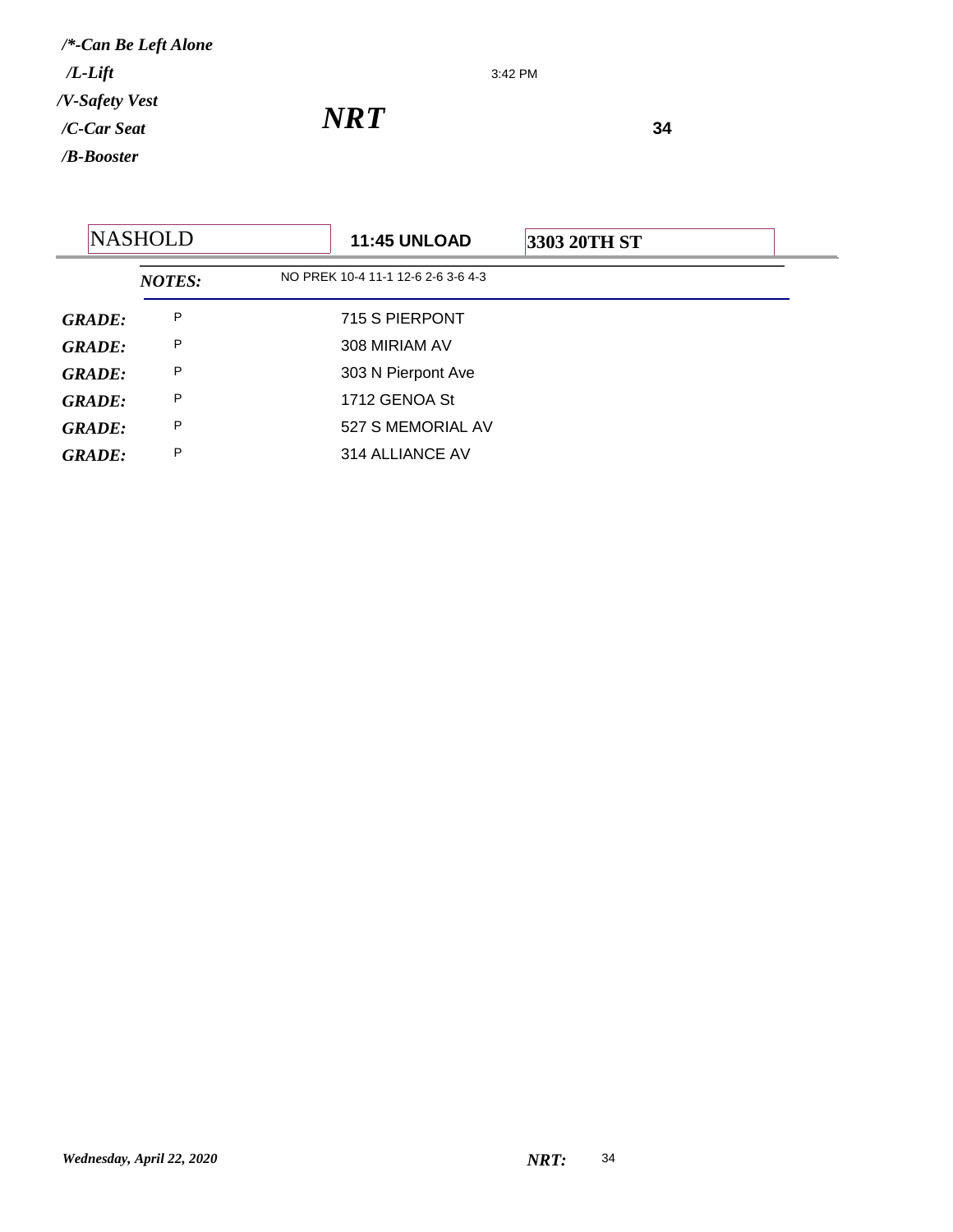*/\*-Can Be Left Alone*

*/L-Lift*

*/V-Safety Vest*

*/C-Car Seat*

*/B-Booster*

3:42 PM

## *NRT*

**34**

| NASHOLD | **11:45 UNLOAD** | **3303 20TH ST** |
|---|---|---|

***NOTES:*** NO PREK 10-4 11-1 12-6 2-6 3-6 4-3

| | | |
|---|---|---|
| ***GRADE:*** | P | 715 S PIERPONT |
| ***GRADE:*** | P | 308 MIRIAM AV |
| ***GRADE:*** | P | 303 N Pierpont Ave |
| ***GRADE:*** | P | 1712 GENOA St |
| ***GRADE:*** | P | 527 S MEMORIAL AV |
| ***GRADE:*** | P | 314 ALLIANCE AV |

*Wednesday, April 22, 2020* ***NRT:*** 34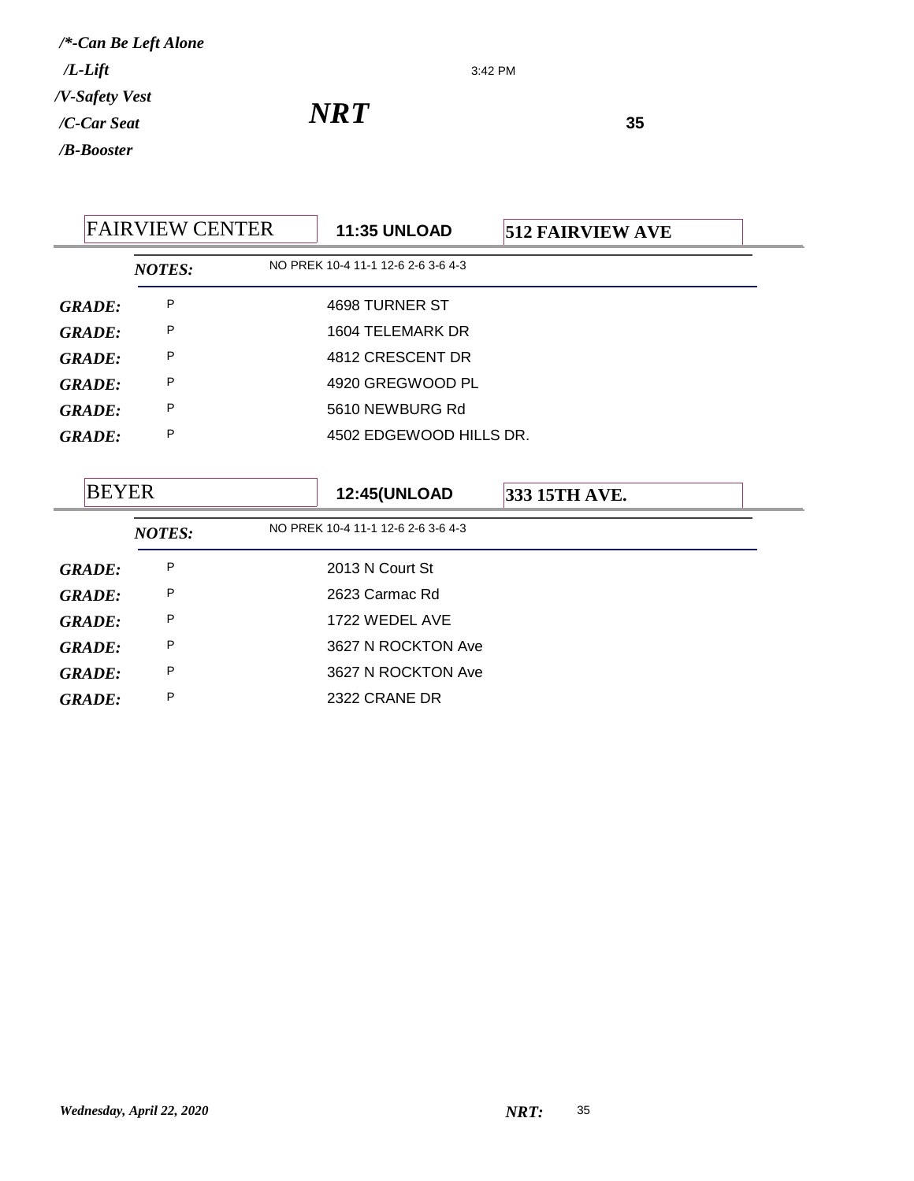*/*-Can Be Left Alone*
*/L-Lift*
*/V-Safety Vest*
*/C-Car Seat*
*/B-Booster*

3:42 PM

# *NRT*

**35**

| FAIRVIEW CENTER | **11:35 UNLOAD** | **512 FAIRVIEW AVE** |
|---|---|---|
| ***NOTES:*** | NO PREK 10-4 11-1 12-6 2-6 3-6 4-3 | |
| ***GRADE:*** | P | 4698 TURNER ST |
| ***GRADE:*** | P | 1604 TELEMARK DR |
| ***GRADE:*** | P | 4812 CRESCENT DR |
| ***GRADE:*** | P | 4920 GREGWOOD PL |
| ***GRADE:*** | P | 5610 NEWBURG Rd |
| ***GRADE:*** | P | 4502 EDGEWOOD HILLS DR. |

| BEYER | **12:45(UNLOAD** | **333 15TH AVE.** |
|---|---|---|
| ***NOTES:*** | NO PREK 10-4 11-1 12-6 2-6 3-6 4-3 | |
| ***GRADE:*** | P | 2013 N Court St |
| ***GRADE:*** | P | 2623 Carmac Rd |
| ***GRADE:*** | P | 1722 WEDEL AVE |
| ***GRADE:*** | P | 3627 N ROCKTON Ave |
| ***GRADE:*** | P | 3627 N ROCKTON Ave |
| ***GRADE:*** | P | 2322 CRANE DR |

*Wednesday, April 22, 2020* ***NRT:*** 35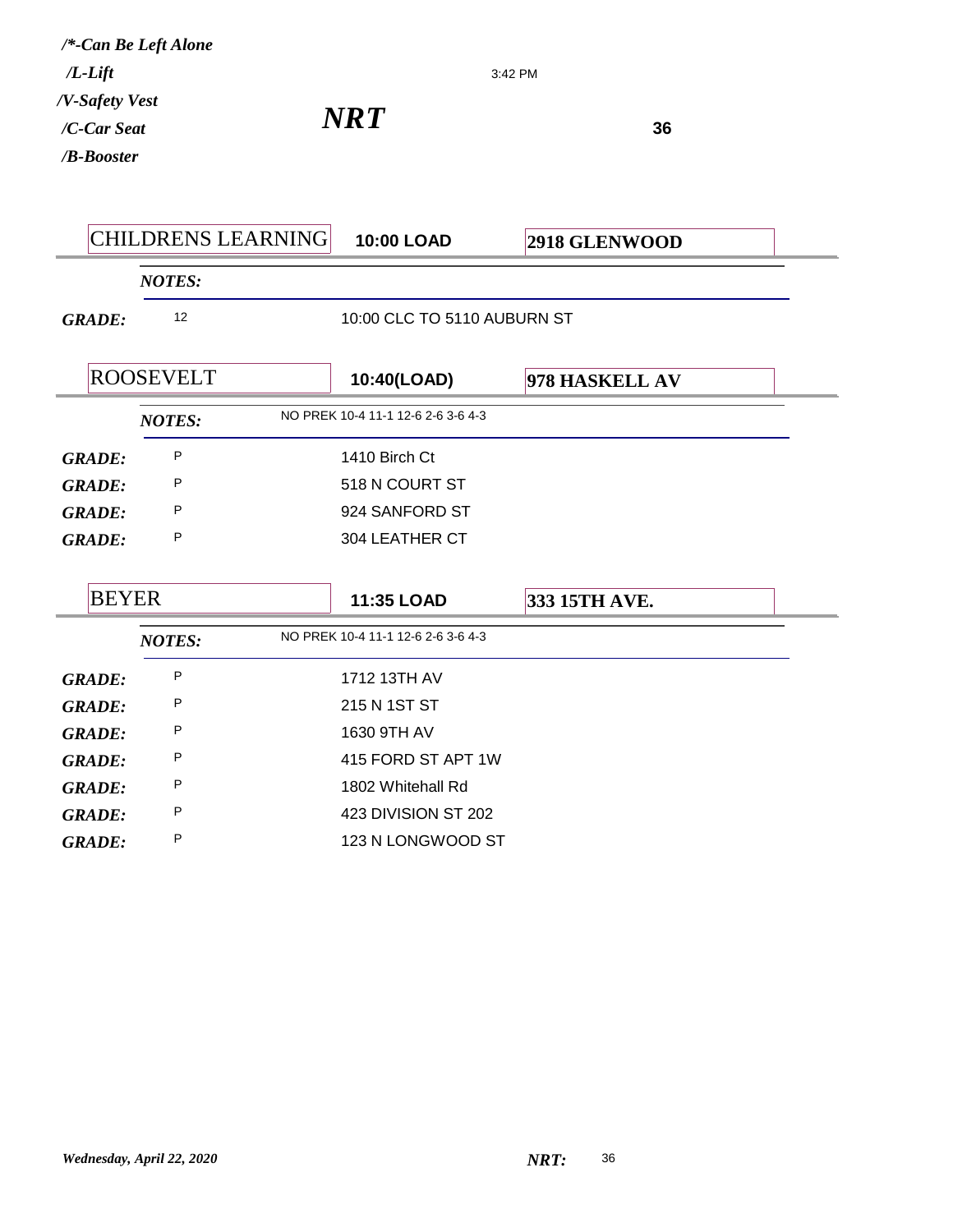*/\*-Can Be Left Alone*
*/L-Lift*
*/V-Safety Vest*
*/C-Car Seat*
*/B-Booster*

3:42 PM

# *NRT*

**36**

| CHILDRENS LEARNING | **10:00 LOAD** | **2918 GLENWOOD** |
|---|---|---|
| ***NOTES:*** | | |
| ***GRADE:*** 12 | 10:00 CLC TO 5110 AUBURN ST | |

| ROOSEVELT | **10:40(LOAD)** | **978 HASKELL AV** |
|---|---|---|
| ***NOTES:*** | NO PREK 10-4 11-1 12-6 2-6 3-6 4-3 | |
| ***GRADE:*** P | 1410 Birch Ct | |
| ***GRADE:*** P | 518 N COURT ST | |
| ***GRADE:*** P | 924 SANFORD ST | |
| ***GRADE:*** P | 304 LEATHER CT | |

| BEYER | **11:35 LOAD** | **333 15TH AVE.** |
|---|---|---|
| ***NOTES:*** | NO PREK 10-4 11-1 12-6 2-6 3-6 4-3 | |
| ***GRADE:*** P | 1712 13TH AV | |
| ***GRADE:*** P | 215 N 1ST ST | |
| ***GRADE:*** P | 1630 9TH AV | |
| ***GRADE:*** P | 415 FORD ST APT 1W | |
| ***GRADE:*** P | 1802 Whitehall Rd | |
| ***GRADE:*** P | 423 DIVISION ST 202 | |
| ***GRADE:*** P | 123 N LONGWOOD ST | |

*Wednesday, April 22, 2020*  ***NRT:*** 36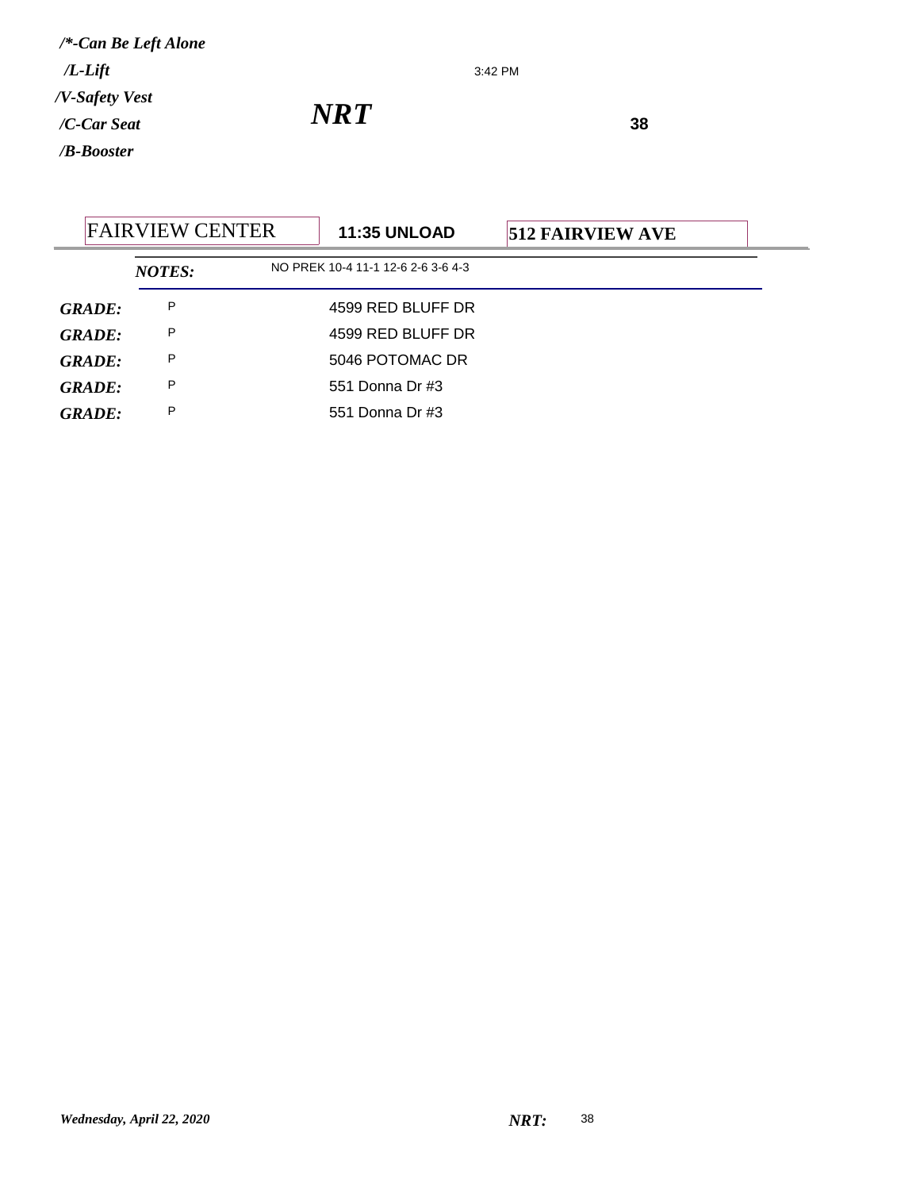*/*-Can Be Left Alone*

*/L-Lift*

*/V-Safety Vest*

*/C-Car Seat*

*/B-Booster*

3:42 PM

## *NRT*

**38**

| FAIRVIEW CENTER | **11:35 UNLOAD** | **512 FAIRVIEW AVE** |
|---|---|---|

***NOTES:*** NO PREK 10-4 11-1 12-6 2-6 3-6 4-3

| | | |
|---|---|---|
| ***GRADE:*** | P | 4599 RED BLUFF DR |
| ***GRADE:*** | P | 4599 RED BLUFF DR |
| ***GRADE:*** | P | 5046 POTOMAC DR |
| ***GRADE:*** | P | 551 Donna Dr #3 |
| ***GRADE:*** | P | 551 Donna Dr #3 |

*Wednesday, April 22, 2020*

***NRT:*** 38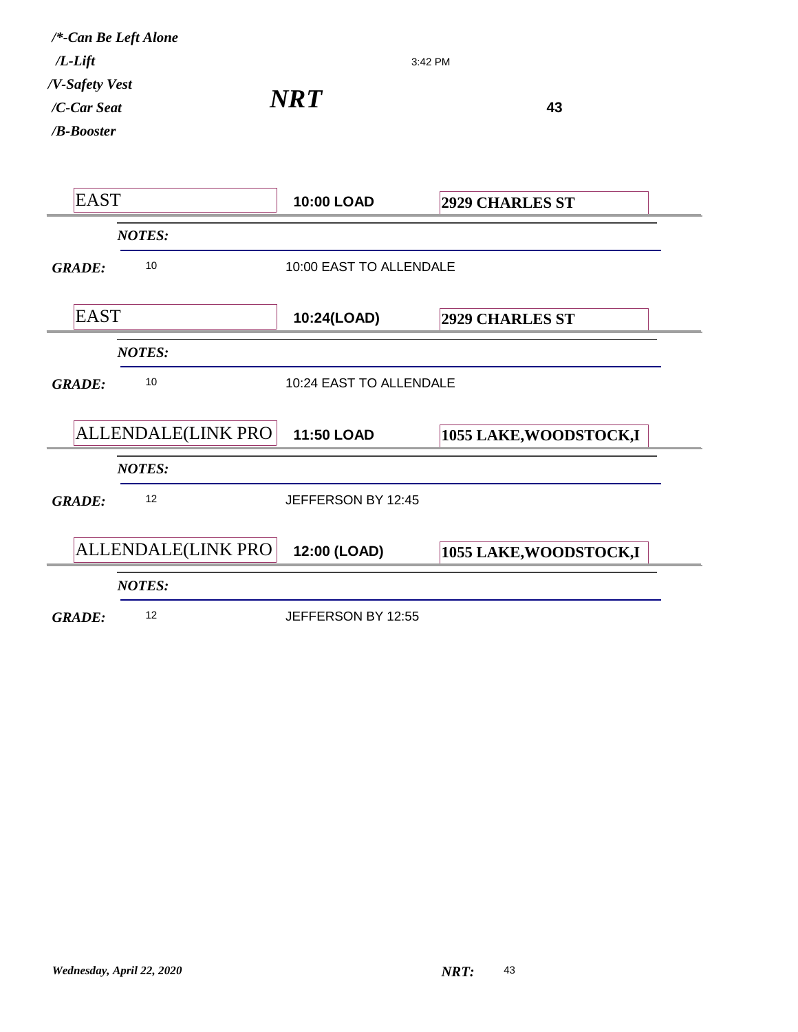*/\*-Can Be Left Alone*
*/L-Lift*
*/V-Safety Vest*
*/C-Car Seat*
*/B-Booster*

3:42 PM

# *NRT*

**43**

| EAST | **10:00 LOAD** | **2929 CHARLES ST** |
|---|---|---|
| ***NOTES:*** | | |
| ***GRADE:*** 10 | 10:00 EAST TO ALLENDALE | |
| EAST | **10:24(LOAD)** | **2929 CHARLES ST** |
| ***NOTES:*** | | |
| ***GRADE:*** 10 | 10:24 EAST TO ALLENDALE | |
| ALLENDALE(LINK PRO | **11:50 LOAD** | **1055 LAKE,WOODSTOCK,I** |
| ***NOTES:*** | | |
| ***GRADE:*** 12 | JEFFERSON BY 12:45 | |
| ALLENDALE(LINK PRO | **12:00 (LOAD)** | **1055 LAKE,WOODSTOCK,I** |
| ***NOTES:*** | | |
| ***GRADE:*** 12 | JEFFERSON BY 12:55 | |

*Wednesday, April 22, 2020*

***NRT:*** 43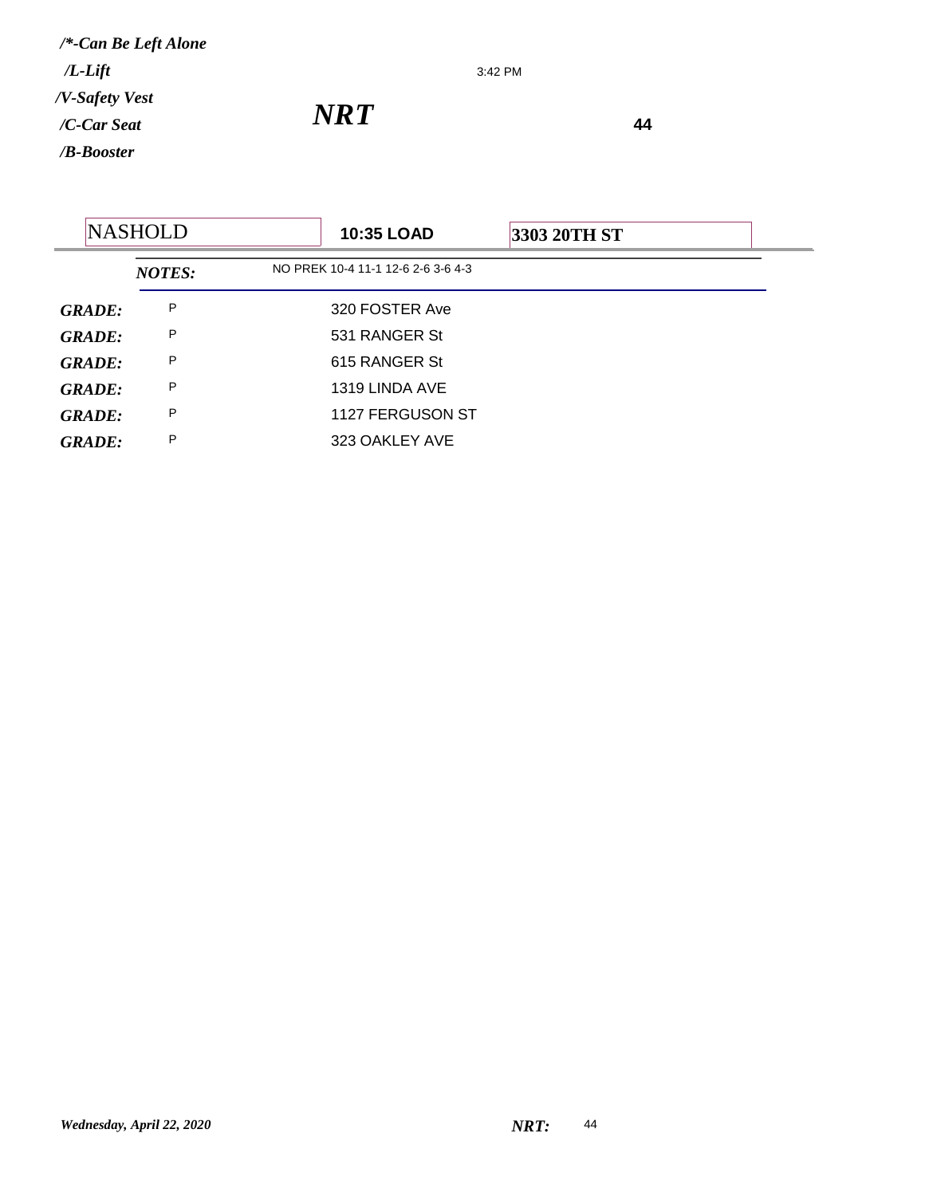*/\*-Can Be Left Alone*
*/L-Lift*
*/V-Safety Vest*
*/C-Car Seat*
*/B-Booster*

3:42 PM

## *NRT*

**44**

| NASHOLD | **10:35 LOAD** | **3303 20TH ST** |
|---|---|---|

***NOTES:*** NO PREK 10-4 11-1 12-6 2-6 3-6 4-3

| | | |
|---|---|---|
| ***GRADE:*** | P | 320 FOSTER Ave |
| ***GRADE:*** | P | 531 RANGER St |
| ***GRADE:*** | P | 615 RANGER St |
| ***GRADE:*** | P | 1319 LINDA AVE |
| ***GRADE:*** | P | 1127 FERGUSON ST |
| ***GRADE:*** | P | 323 OAKLEY AVE |

*Wednesday, April 22, 2020* ***NRT:*** 44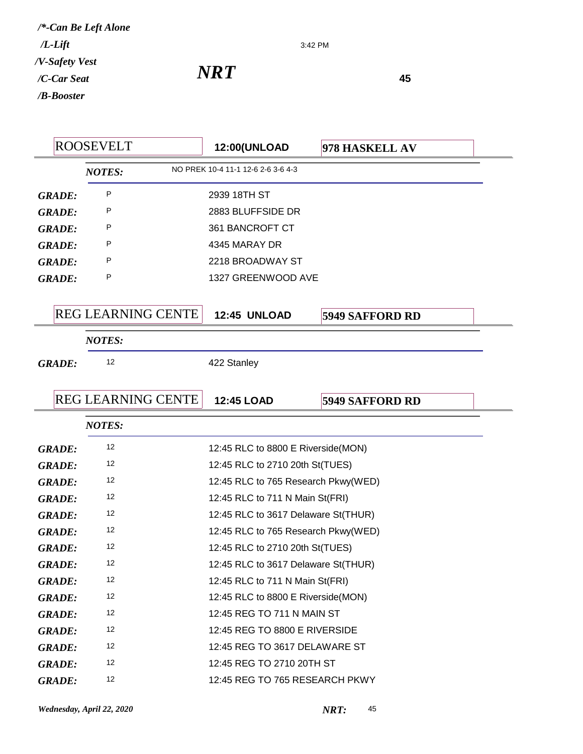*/\*-Can Be Left Alone*
*/L-Lift*
*/V-Safety Vest*
*/C-Car Seat*
*/B-Booster*

3:42 PM

# *NRT*

**45**

| ROOSEVELT | **12:00(UNLOAD** | **978 HASKELL AV** |
|---|---|---|
| ***NOTES:*** | NO PREK 10-4 11-1 12-6 2-6 3-6 4-3 | |

| | | |
|---|---|---|
| ***GRADE:*** | P | 2939 18TH ST |
| ***GRADE:*** | P | 2883 BLUFFSIDE DR |
| ***GRADE:*** | P | 361 BANCROFT CT |
| ***GRADE:*** | P | 4345 MARAY DR |
| ***GRADE:*** | P | 2218 BROADWAY ST |
| ***GRADE:*** | P | 1327 GREENWOOD AVE |

| REG LEARNING CENTE | **12:45 UNLOAD** | **5949 SAFFORD RD** |
|---|---|---|
| ***NOTES:*** | | |

| | | |
|---|---|---|
| ***GRADE:*** | 12 | 422 Stanley |

| REG LEARNING CENTE | **12:45 LOAD** | **5949 SAFFORD RD** |
|---|---|---|
| ***NOTES:*** | | |

| | | |
|---|---|---|
| ***GRADE:*** | 12 | 12:45 RLC to 8800 E Riverside(MON) |
| ***GRADE:*** | 12 | 12:45 RLC to 2710 20th St(TUES) |
| ***GRADE:*** | 12 | 12:45 RLC to 765 Research Pkwy(WED) |
| ***GRADE:*** | 12 | 12:45 RLC to 711 N Main St(FRI) |
| ***GRADE:*** | 12 | 12:45 RLC to 3617 Delaware St(THUR) |
| ***GRADE:*** | 12 | 12:45 RLC to 765 Research Pkwy(WED) |
| ***GRADE:*** | 12 | 12:45 RLC to 2710 20th St(TUES) |
| ***GRADE:*** | 12 | 12:45 RLC to 3617 Delaware St(THUR) |
| ***GRADE:*** | 12 | 12:45 RLC to 711 N Main St(FRI) |
| ***GRADE:*** | 12 | 12:45 RLC to 8800 E Riverside(MON) |
| ***GRADE:*** | 12 | 12:45 REG TO 711 N MAIN ST |
| ***GRADE:*** | 12 | 12:45 REG TO 8800 E RIVERSIDE |
| ***GRADE:*** | 12 | 12:45 REG TO 3617 DELAWARE ST |
| ***GRADE:*** | 12 | 12:45 REG TO 2710 20TH ST |
| ***GRADE:*** | 12 | 12:45 REG TO 765 RESEARCH PKWY |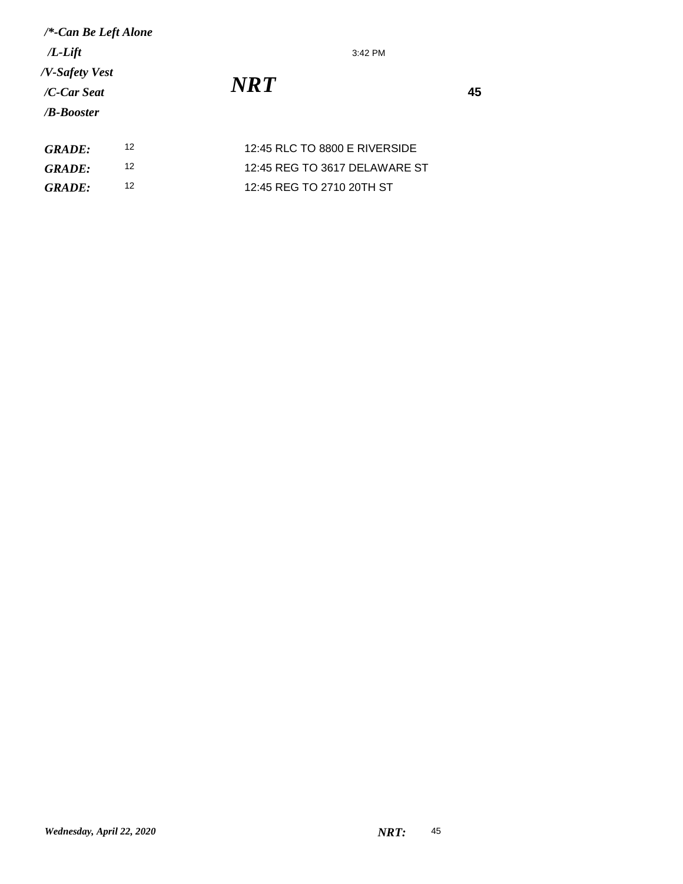***/\*-Can Be Left Alone***

***/L-Lift***

***/V-Safety Vest***

***/C-Car Seat***

***/B-Booster***

3:42 PM

# *NRT*

**45**

| | | |
|---|---|---|
| ***GRADE:*** | 12 | 12:45 RLC TO 8800 E RIVERSIDE |
| ***GRADE:*** | 12 | 12:45 REG TO 3617 DELAWARE ST |
| ***GRADE:*** | 12 | 12:45 REG TO 2710 20TH ST |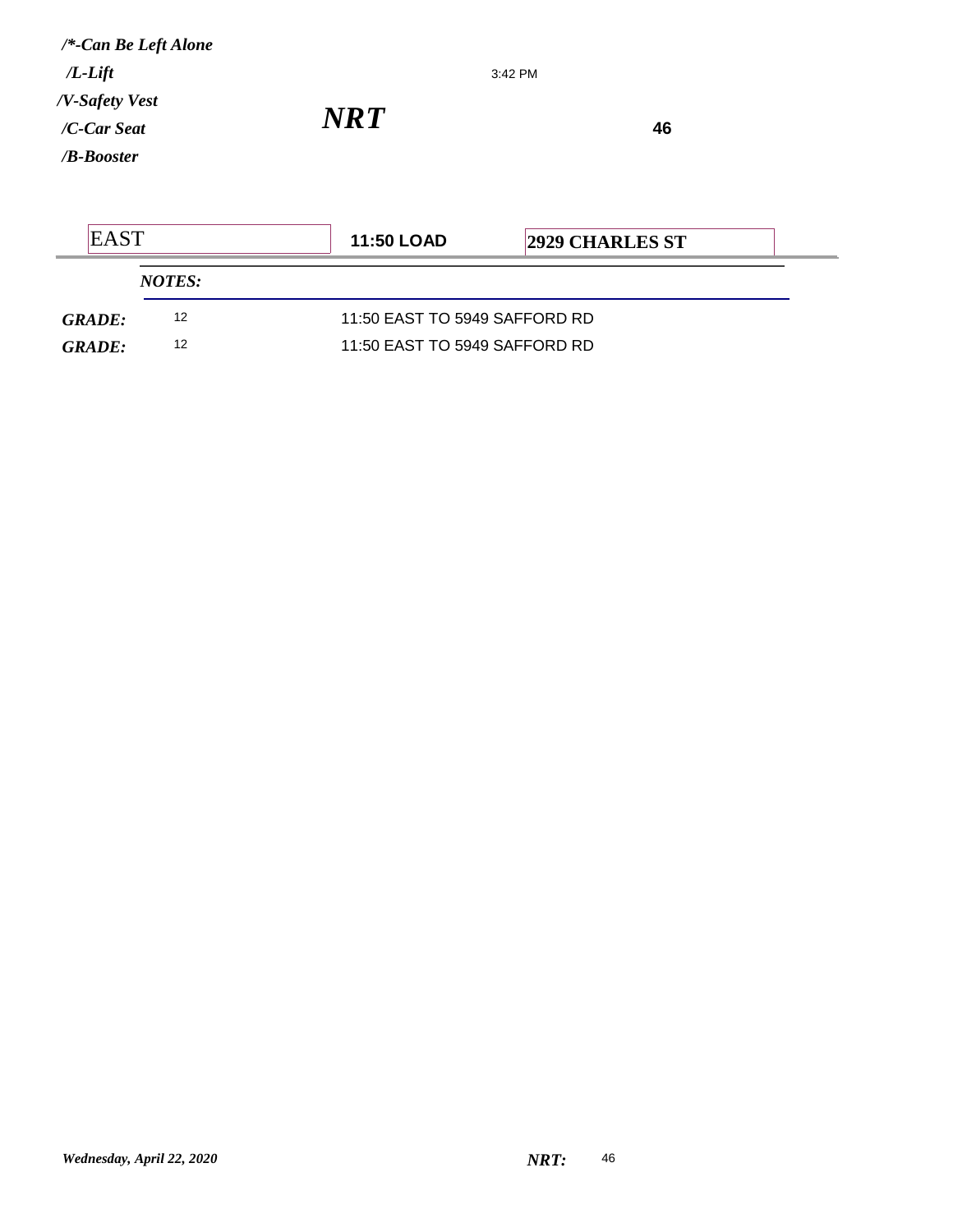*/*-Can Be Left Alone*

*/L-Lift*

*/V-Safety Vest*

*/C-Car Seat*

*/B-Booster*

3:42 PM

## *NRT*

**46**

| EAST | **11:50 LOAD** | **2929 CHARLES ST** |
|---|---|---|

*NOTES:*

| | | |
|---|---|---|
| ***GRADE:*** | 12 | 11:50 EAST TO 5949 SAFFORD RD |
| ***GRADE:*** | 12 | 11:50 EAST TO 5949 SAFFORD RD |

*Wednesday, April 22, 2020*

***NRT:*** 46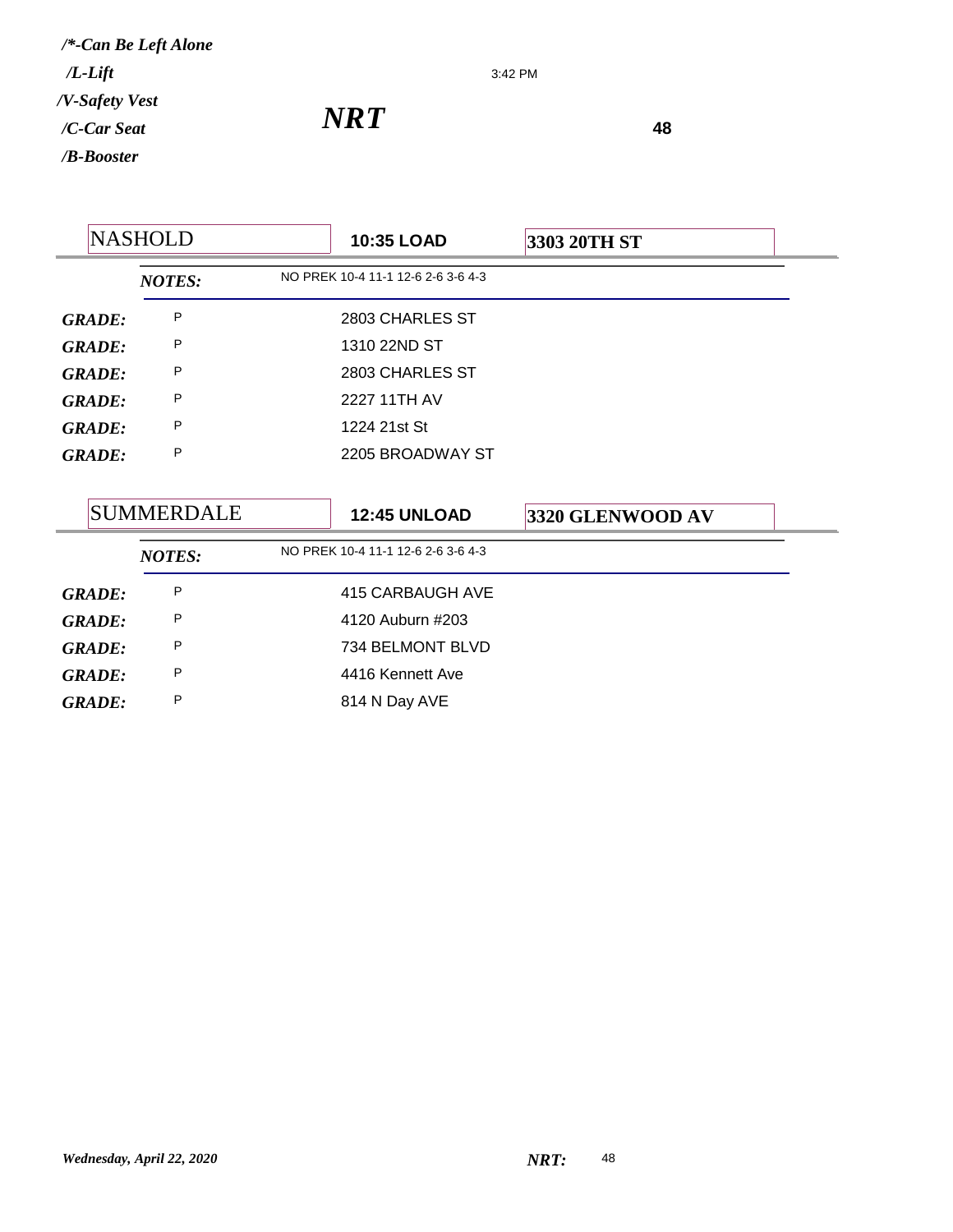*/\*-Can Be Left Alone*

*/L-Lift*

*/V-Safety Vest*

*/C-Car Seat*

*/B-Booster*

3:42 PM

# *NRT*

**48**

| NASHOLD | **10:35 LOAD** | **3303 20TH ST** |
|---|---|---|
| ***NOTES:*** | NO PREK 10-4 11-1 12-6 2-6 3-6 4-3 | |
| ***GRADE:*** P | 2803 CHARLES ST | |
| ***GRADE:*** P | 1310 22ND ST | |
| ***GRADE:*** P | 2803 CHARLES ST | |
| ***GRADE:*** P | 2227 11TH AV | |
| ***GRADE:*** P | 1224 21st St | |
| ***GRADE:*** P | 2205 BROADWAY ST | |

| SUMMERDALE | **12:45 UNLOAD** | **3320 GLENWOOD AV** |
|---|---|---|
| ***NOTES:*** | NO PREK 10-4 11-1 12-6 2-6 3-6 4-3 | |
| ***GRADE:*** P | 415 CARBAUGH AVE | |
| ***GRADE:*** P | 4120 Auburn #203 | |
| ***GRADE:*** P | 734 BELMONT BLVD | |
| ***GRADE:*** P | 4416 Kennett Ave | |
| ***GRADE:*** P | 814 N Day AVE | |

*Wednesday, April 22, 2020*

***NRT:*** 48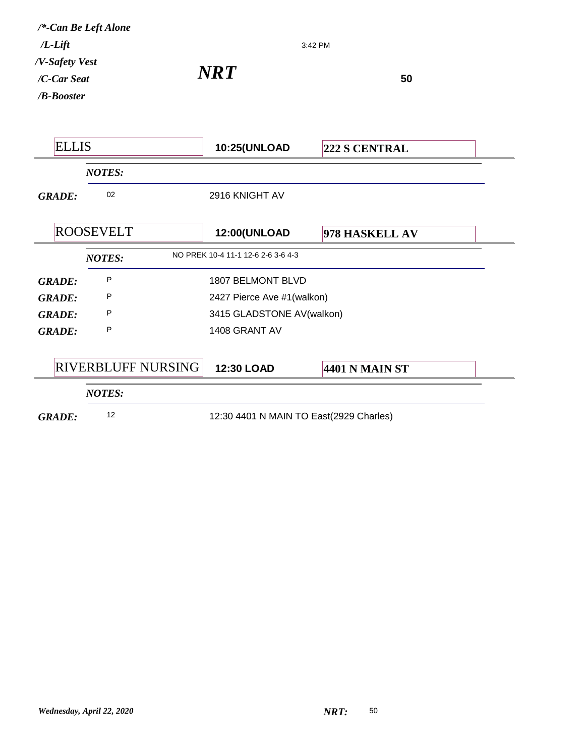*/*-Can Be Left Alone*
*/L-Lift*
*/V-Safety Vest*
*/C-Car Seat*
*/B-Booster*

3:42 PM

# *NRT*

**50**

| ELLIS | **10:25(UNLOAD** | **222 S CENTRAL** |
|---|---|---|

*NOTES:*

| | | |
|---|---|---|
| ***GRADE:*** | 02 | 2916 KNIGHT AV |

| ROOSEVELT | **12:00(UNLOAD** | **978 HASKELL AV** |
|---|---|---|

*NOTES:* NO PREK 10-4 11-1 12-6 2-6 3-6 4-3

| | | |
|---|---|---|
| ***GRADE:*** | P | 1807 BELMONT BLVD |
| ***GRADE:*** | P | 2427 Pierce Ave #1(walkon) |
| ***GRADE:*** | P | 3415 GLADSTONE AV(walkon) |
| ***GRADE:*** | P | 1408 GRANT AV |

| RIVERBLUFF NURSING | **12:30 LOAD** | **4401 N MAIN ST** |
|---|---|---|

*NOTES:*

| | | |
|---|---|---|
| ***GRADE:*** | 12 | 12:30 4401 N MAIN TO East(2929 Charles) |

*Wednesday, April 22, 2020*

***NRT:*** 50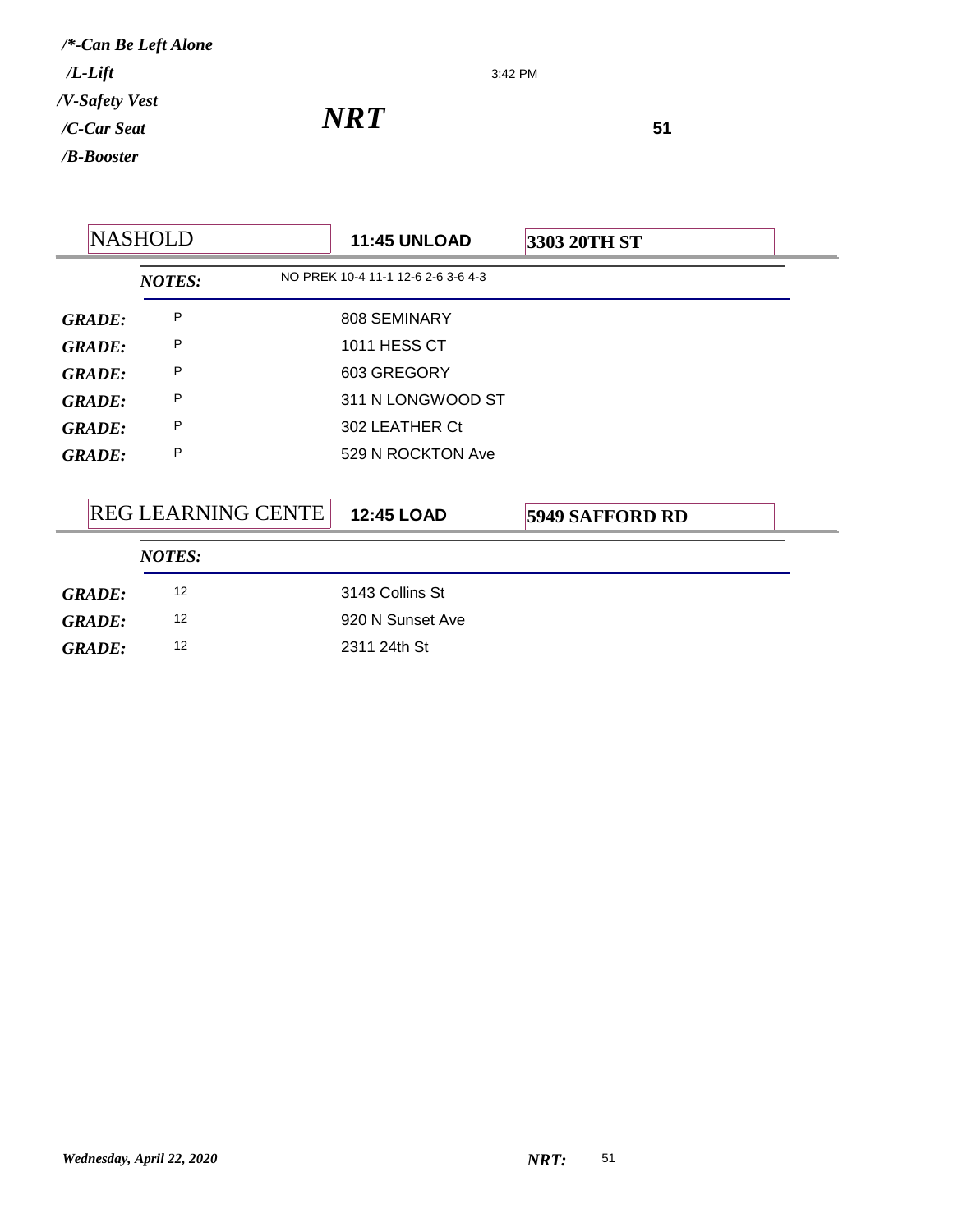*/*-Can Be Left Alone*
*/L-Lift*
*/V-Safety Vest*
*/C-Car Seat*
*/B-Booster*

3:42 PM

# *NRT*

**51**

| NASHOLD | **11:45 UNLOAD** | **3303 20TH ST** |
|---|---|---|

***NOTES:*** NO PREK 10-4 11-1 12-6 2-6 3-6 4-3

| | | |
|---|---|---|
| ***GRADE:*** | P | 808 SEMINARY |
| ***GRADE:*** | P | 1011 HESS CT |
| ***GRADE:*** | P | 603 GREGORY |
| ***GRADE:*** | P | 311 N LONGWOOD ST |
| ***GRADE:*** | P | 302 LEATHER Ct |
| ***GRADE:*** | P | 529 N ROCKTON Ave |

| REG LEARNING CENTE | **12:45 LOAD** | **5949 SAFFORD RD** |
|---|---|---|

***NOTES:***

| | | |
|---|---|---|
| ***GRADE:*** | 12 | 3143 Collins St |
| ***GRADE:*** | 12 | 920 N Sunset Ave |
| ***GRADE:*** | 12 | 2311 24th St |

*Wednesday, April 22, 2020* ***NRT:*** 51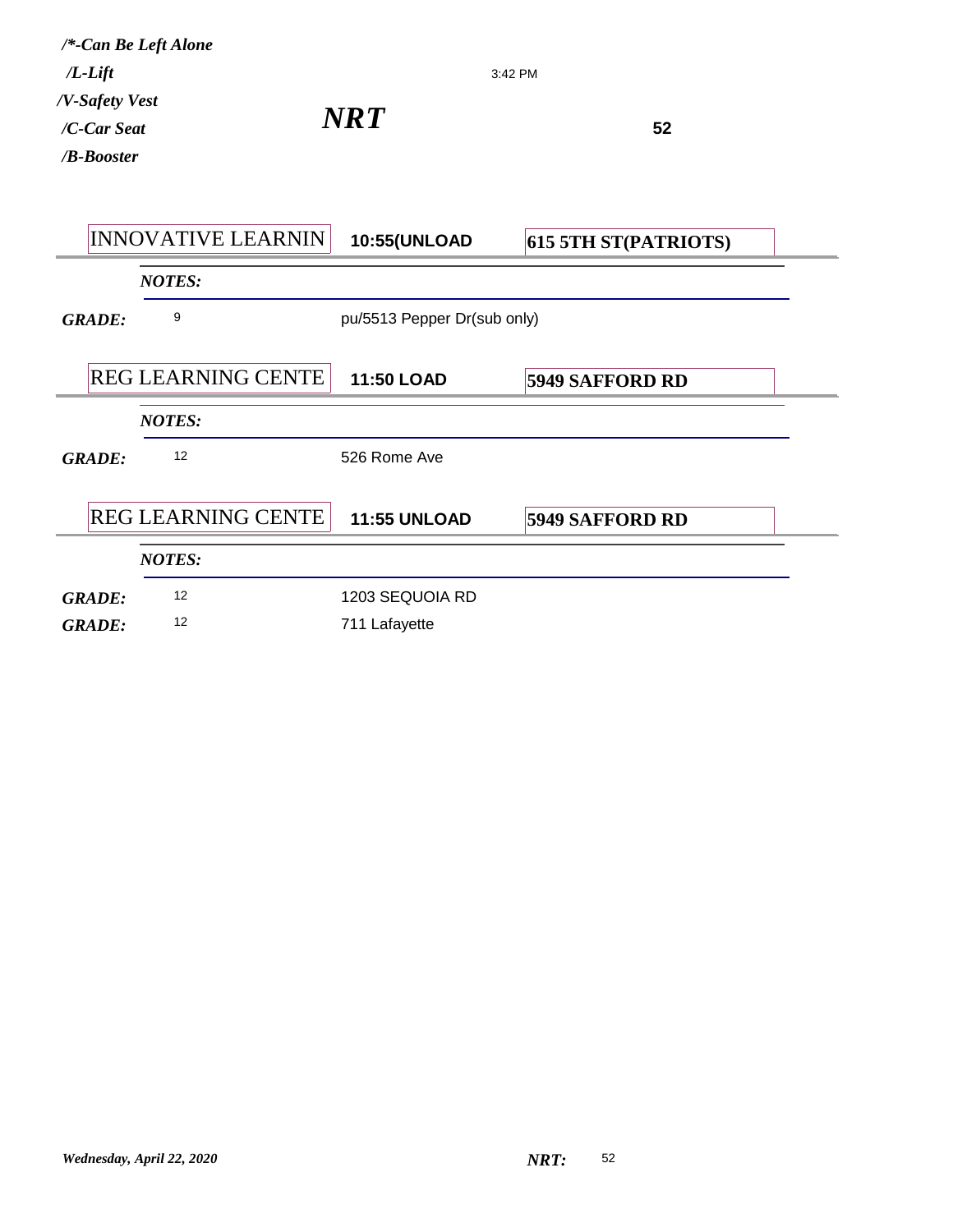*/\*-Can Be Left Alone*
*/L-Lift*
*/V-Safety Vest*
*/C-Car Seat*
*/B-Booster*

3:42 PM

# *NRT*

**52**

| INNOVATIVE LEARNIN | **10:55(UNLOAD** | **615 5TH ST(PATRIOTS)** |
|---|---|---|
| ***NOTES:*** | | |
| ***GRADE:*** 9 | pu/5513 Pepper Dr(sub only) | |

| REG LEARNING CENTE | **11:50 LOAD** | **5949 SAFFORD RD** |
|---|---|---|
| ***NOTES:*** | | |
| ***GRADE:*** 12 | 526 Rome Ave | |

| REG LEARNING CENTE | **11:55 UNLOAD** | **5949 SAFFORD RD** |
|---|---|---|
| ***NOTES:*** | | |
| ***GRADE:*** 12 | 1203 SEQUOIA RD | |
| ***GRADE:*** 12 | 711 Lafayette | |

*Wednesday, April 22, 2020* ***NRT:*** 52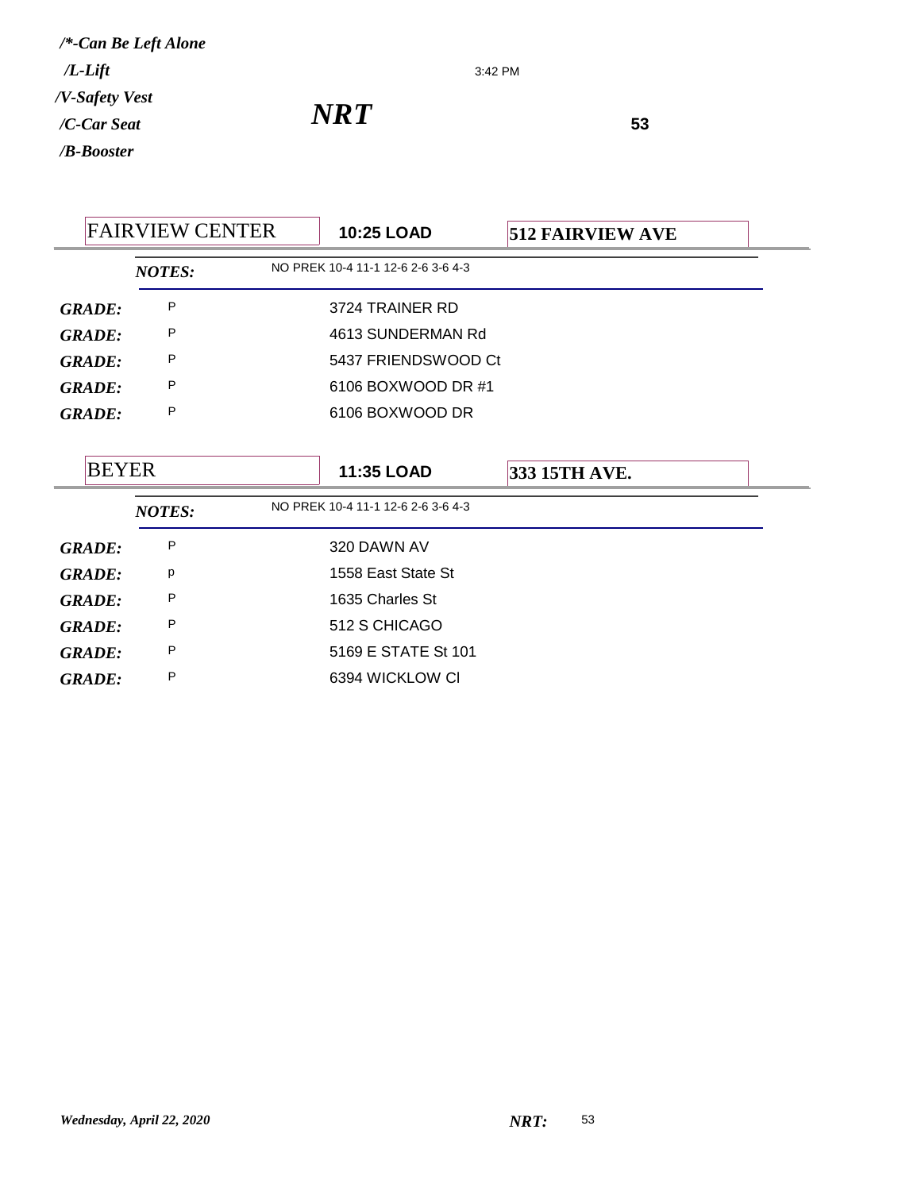*/\*-Can Be Left Alone*

*/L-Lift*

*/V-Safety Vest*

*/C-Car Seat*

*/B-Booster*

3:42 PM

# *NRT*

**53**

| FAIRVIEW CENTER | **10:25 LOAD** | **512 FAIRVIEW AVE** |
|---|---|---|
| ***NOTES:*** | NO PREK 10-4 11-1 12-6 2-6 3-6 4-3 | |
| ***GRADE:*** P | 3724 TRAINER RD | |
| ***GRADE:*** P | 4613 SUNDERMAN Rd | |
| ***GRADE:*** P | 5437 FRIENDSWOOD Ct | |
| ***GRADE:*** P | 6106 BOXWOOD DR #1 | |
| ***GRADE:*** P | 6106 BOXWOOD DR | |

| BEYER | **11:35 LOAD** | **333 15TH AVE.** |
|---|---|---|
| ***NOTES:*** | NO PREK 10-4 11-1 12-6 2-6 3-6 4-3 | |
| ***GRADE:*** P | 320 DAWN AV | |
| ***GRADE:*** p | 1558 East State St | |
| ***GRADE:*** P | 1635 Charles St | |
| ***GRADE:*** P | 512 S CHICAGO | |
| ***GRADE:*** P | 5169 E STATE St 101 | |
| ***GRADE:*** P | 6394 WICKLOW Cl | |

*Wednesday, April 22, 2020*

***NRT:*** 53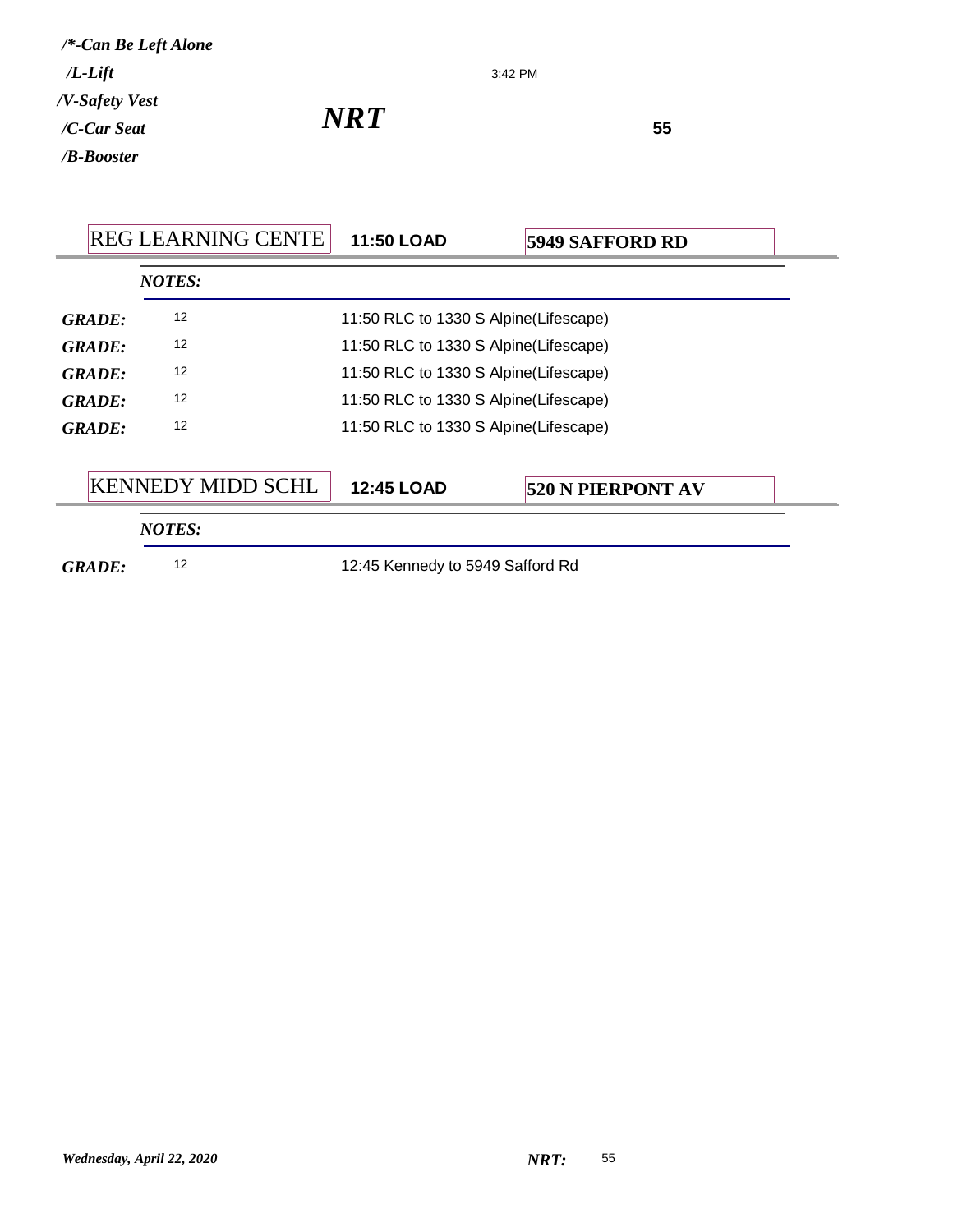*/\*-Can Be Left Alone*
*/L-Lift*
*/V-Safety Vest*
*/C-Car Seat*
*/B-Booster*

3:42 PM

***NRT***

**55**

| REG LEARNING CENTE | **11:50 LOAD** | **5949 SAFFORD RD** |
|---|---|---|
| ***NOTES:*** | | |
| ***GRADE:*** 12 | 11:50 RLC to 1330 S Alpine(Lifescape) | |
| ***GRADE:*** 12 | 11:50 RLC to 1330 S Alpine(Lifescape) | |
| ***GRADE:*** 12 | 11:50 RLC to 1330 S Alpine(Lifescape) | |
| ***GRADE:*** 12 | 11:50 RLC to 1330 S Alpine(Lifescape) | |
| ***GRADE:*** 12 | 11:50 RLC to 1330 S Alpine(Lifescape) | |

| KENNEDY MIDD SCHL | **12:45 LOAD** | **520 N PIERPONT AV** |
|---|---|---|
| ***NOTES:*** | | |
| ***GRADE:*** 12 | 12:45 Kennedy to 5949 Safford Rd | |

*Wednesday, April 22, 2020*

***NRT:*** 55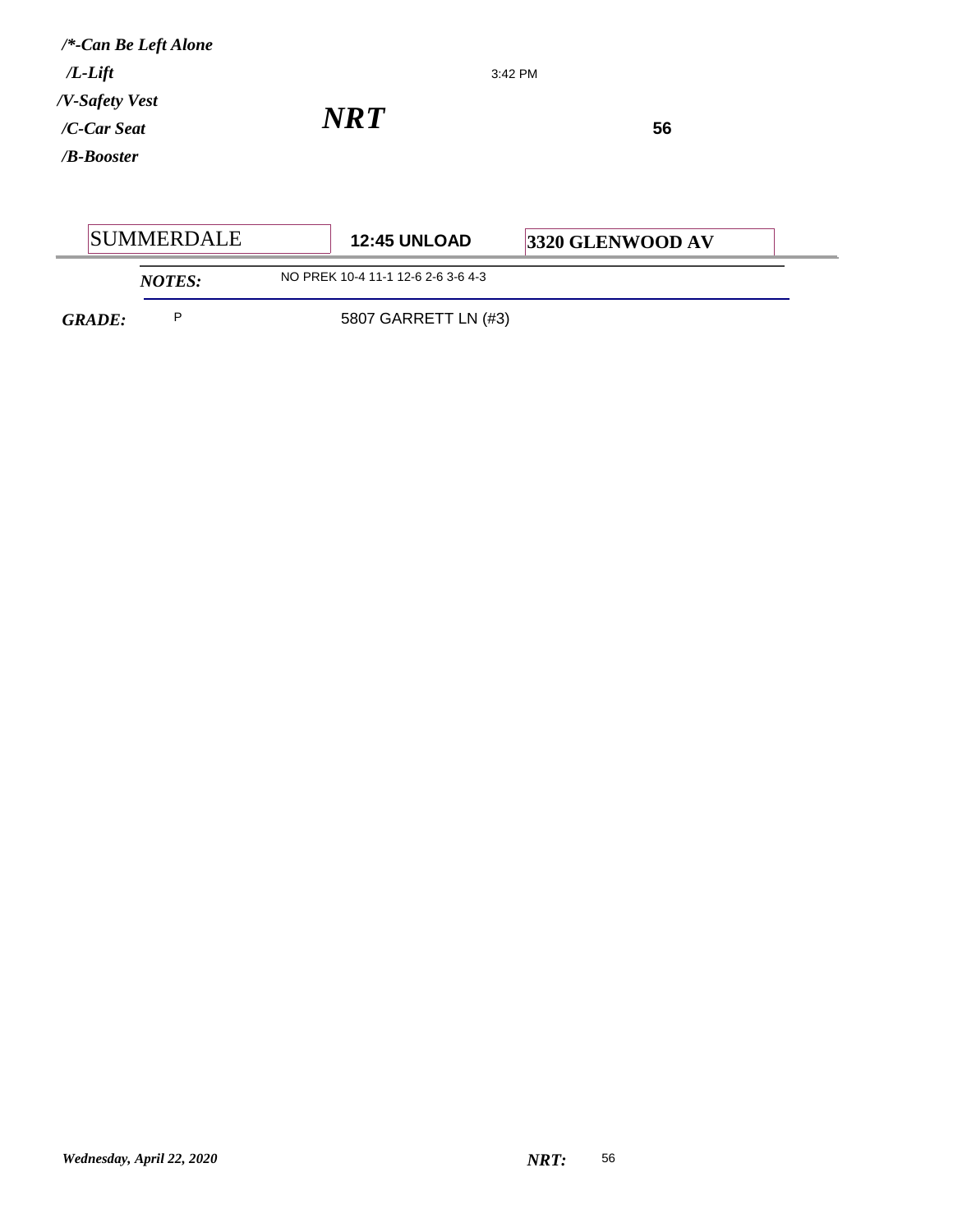***/*-Can Be Left Alone***
***/L-Lift***
***/V-Safety Vest***
***/C-Car Seat***
***/B-Booster***

3:42 PM

## ***NRT***

**56**

| SUMMERDALE | **12:45 UNLOAD** | **3320 GLENWOOD AV** |
|---|---|---|

***NOTES:*** NO PREK 10-4 11-1 12-6 2-6 3-6 4-3

***GRADE:*** P — 5807 GARRETT LN (#3)

*Wednesday, April 22, 2020* ***NRT:*** 56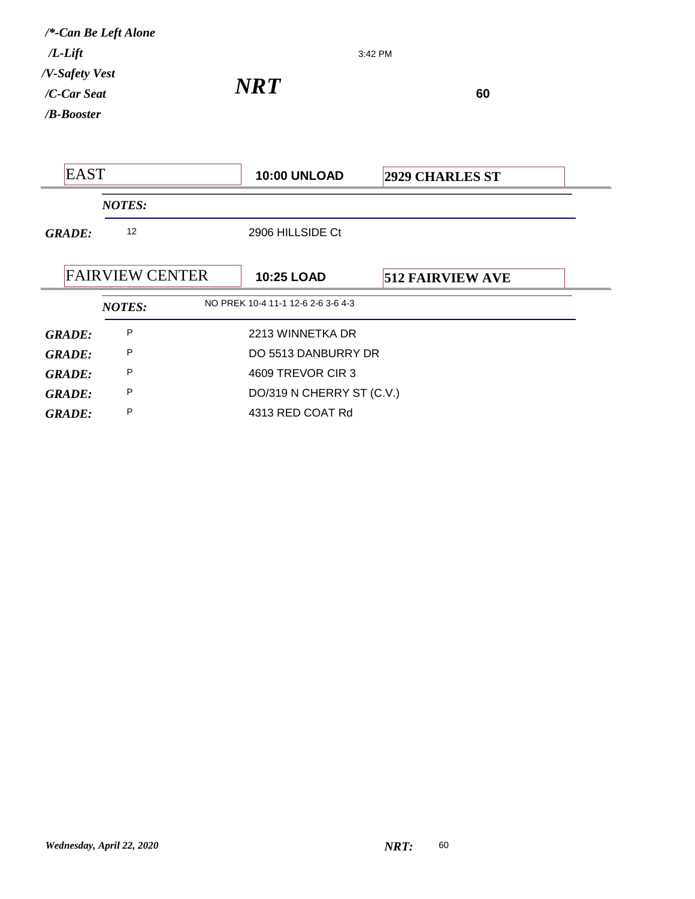*/\*-Can Be Left Alone*
*/L-Lift*
*/V-Safety Vest*
*/C-Car Seat*
*/B-Booster*

3:42 PM

# *NRT*

**60**

| EAST | **10:00 UNLOAD** | **2929 CHARLES ST** |
|---|---|---|
| ***NOTES:*** | | |
| ***GRADE:*** 12 | 2906 HILLSIDE Ct | |

| FAIRVIEW CENTER | **10:25 LOAD** | **512 FAIRVIEW AVE** |
|---|---|---|
| ***NOTES:*** | NO PREK 10-4 11-1 12-6 2-6 3-6 4-3 | |
| ***GRADE:*** P | 2213 WINNETKA DR | |
| ***GRADE:*** P | DO 5513 DANBURRY DR | |
| ***GRADE:*** P | 4609 TREVOR CIR 3 | |
| ***GRADE:*** P | DO/319 N CHERRY ST (C.V.) | |
| ***GRADE:*** P | 4313 RED COAT Rd | |

*Wednesday, April 22, 2020* ***NRT:*** 60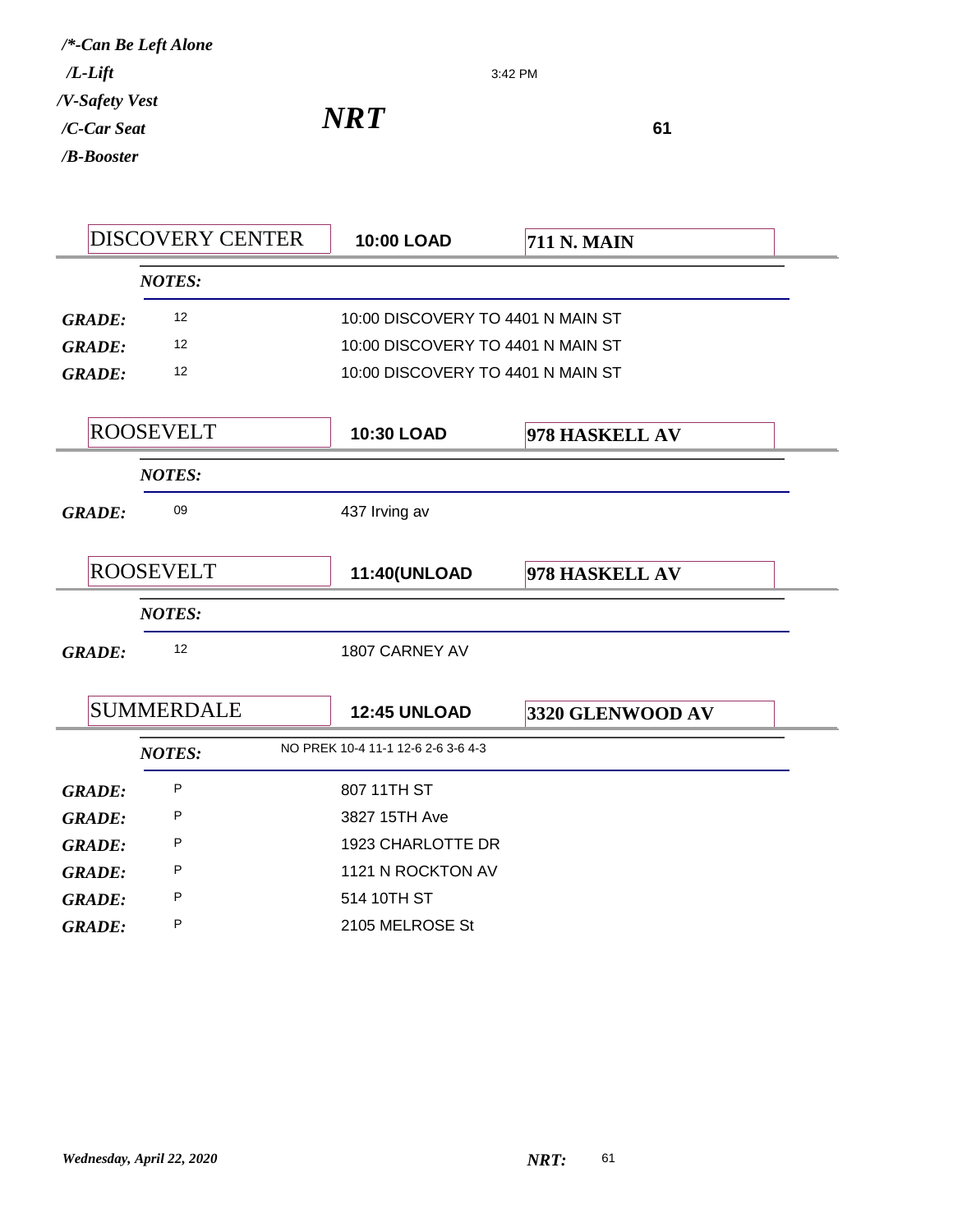*/\*-Can Be Left Alone*
*/L-Lift*
*/V-Safety Vest*
*/C-Car Seat*
*/B-Booster*

3:42 PM

# *NRT*

**61**

| DISCOVERY CENTER | **10:00 LOAD** | **711 N. MAIN** |
|---|---|---|
| ***NOTES:*** | | |
| ***GRADE:*** 12 | 10:00 DISCOVERY TO 4401 N MAIN ST | |
| ***GRADE:*** 12 | 10:00 DISCOVERY TO 4401 N MAIN ST | |
| ***GRADE:*** 12 | 10:00 DISCOVERY TO 4401 N MAIN ST | |

| ROOSEVELT | **10:30 LOAD** | **978 HASKELL AV** |
|---|---|---|
| ***NOTES:*** | | |
| ***GRADE:*** 09 | 437 Irving av | |

| ROOSEVELT | **11:40(UNLOAD** | **978 HASKELL AV** |
|---|---|---|
| ***NOTES:*** | | |
| ***GRADE:*** 12 | 1807 CARNEY AV | |

| SUMMERDALE | **12:45 UNLOAD** | **3320 GLENWOOD AV** |
|---|---|---|
| ***NOTES:*** | NO PREK 10-4 11-1 12-6 2-6 3-6 4-3 | |
| ***GRADE:*** P | 807 11TH ST | |
| ***GRADE:*** P | 3827 15TH Ave | |
| ***GRADE:*** P | 1923 CHARLOTTE DR | |
| ***GRADE:*** P | 1121 N ROCKTON AV | |
| ***GRADE:*** P | 514 10TH ST | |
| ***GRADE:*** P | 2105 MELROSE St | |

*Wednesday, April 22, 2020*

***NRT:*** 61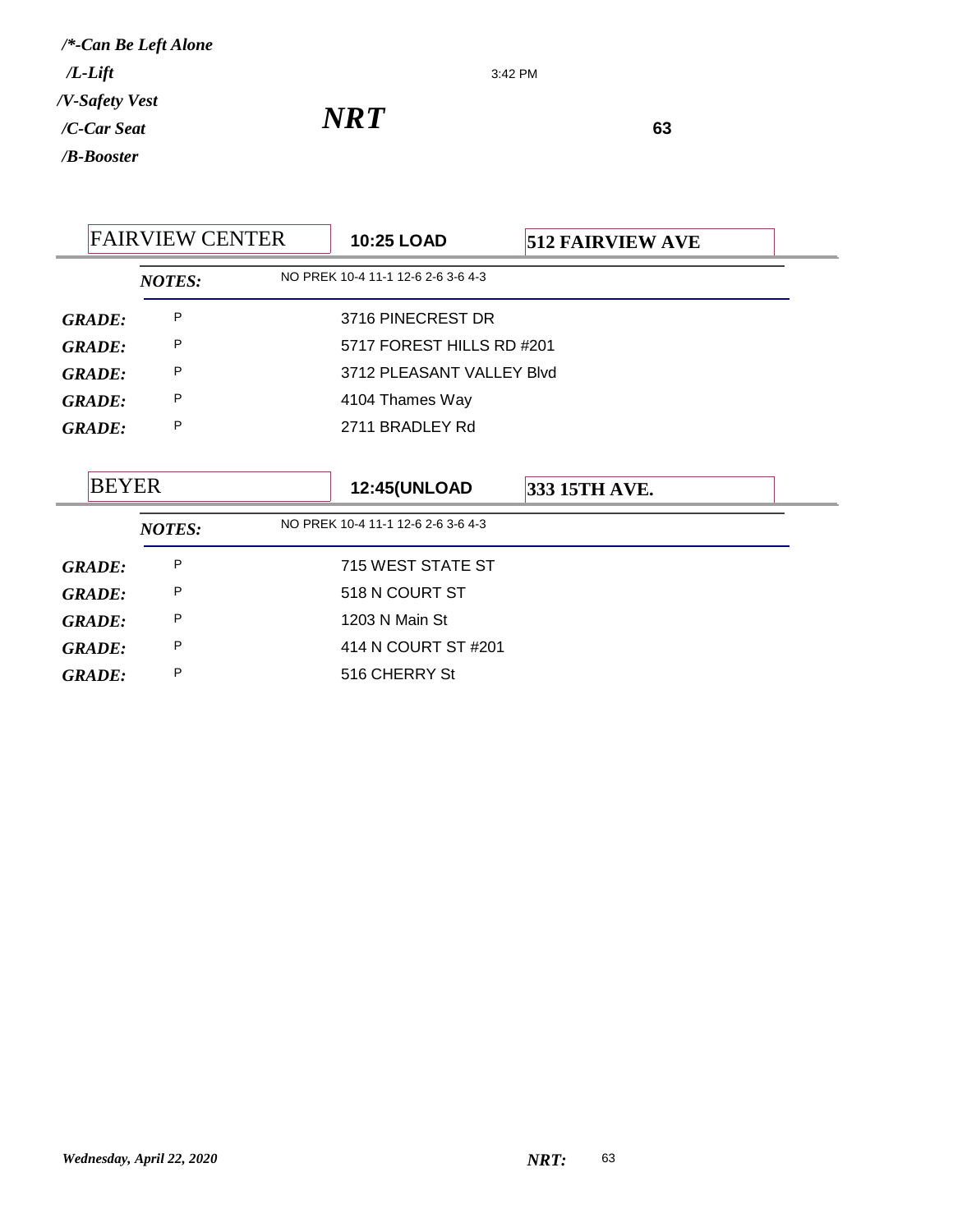*/*-Can Be Left Alone*
*/L-Lift*
*/V-Safety Vest*
*/C-Car Seat*
*/B-Booster*

3:42 PM

# *NRT*

**63**

| FAIRVIEW CENTER | **10:25 LOAD** | **512 FAIRVIEW AVE** |
|---|---|---|
| ***NOTES:*** | NO PREK 10-4 11-1 12-6 2-6 3-6 4-3 | |
| ***GRADE:*** P | 3716 PINECREST DR | |
| ***GRADE:*** P | 5717 FOREST HILLS RD #201 | |
| ***GRADE:*** P | 3712 PLEASANT VALLEY Blvd | |
| ***GRADE:*** P | 4104 Thames Way | |
| ***GRADE:*** P | 2711 BRADLEY Rd | |

| BEYER | **12:45(UNLOAD** | **333 15TH AVE.** |
|---|---|---|
| ***NOTES:*** | NO PREK 10-4 11-1 12-6 2-6 3-6 4-3 | |
| ***GRADE:*** P | 715 WEST STATE ST | |
| ***GRADE:*** P | 518 N COURT ST | |
| ***GRADE:*** P | 1203 N Main St | |
| ***GRADE:*** P | 414 N COURT ST #201 | |
| ***GRADE:*** P | 516 CHERRY St | |

*Wednesday, April 22, 2020* ***NRT:*** 63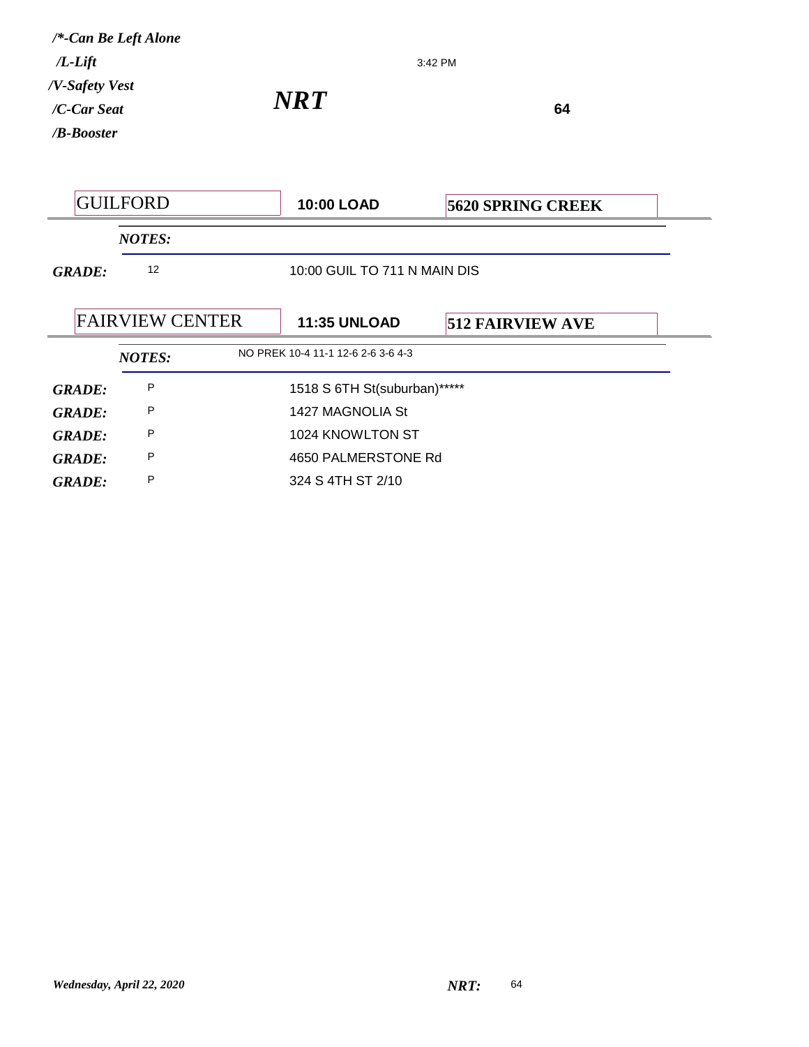*/\*-Can Be Left Alone*

*/L-Lift*

*/V-Safety Vest*

*/C-Car Seat*

*/B-Booster*

3:42 PM

## *NRT*

**64**

| GUILFORD | **10:00 LOAD** | **5620 SPRING CREEK** |
|---|---|---|

*NOTES:*

| | | |
|---|---|---|
| *GRADE:* | 12 | 10:00 GUIL TO 711 N MAIN DIS |

| FAIRVIEW CENTER | **11:35 UNLOAD** | **512 FAIRVIEW AVE** |
|---|---|---|

*NOTES:* NO PREK 10-4 11-1 12-6 2-6 3-6 4-3

| | | |
|---|---|---|
| *GRADE:* | P | 1518 S 6TH St(suburban)***** |
| *GRADE:* | P | 1427 MAGNOLIA St |
| *GRADE:* | P | 1024 KNOWLTON ST |
| *GRADE:* | P | 4650 PALMERSTONE Rd |
| *GRADE:* | P | 324 S 4TH ST 2/10 |

*Wednesday, April 22, 2020* *NRT:* 64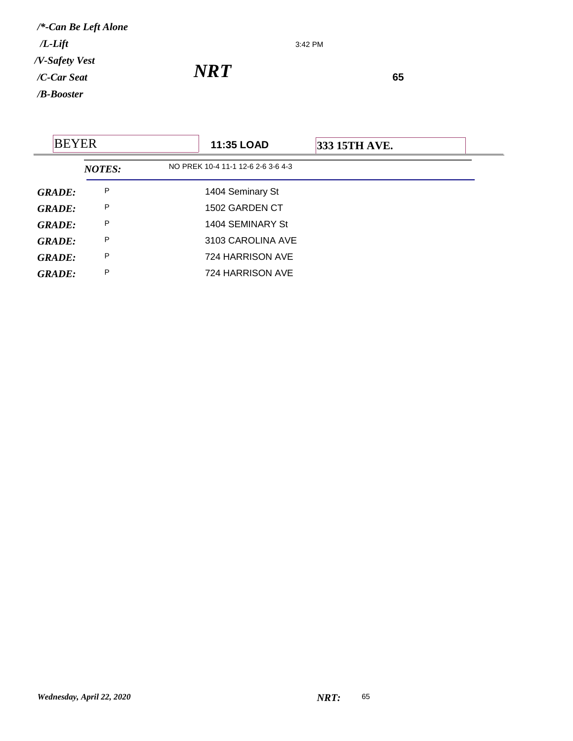*/\*-Can Be Left Alone*

*/L-Lift*

*/V-Safety Vest*

*/C-Car Seat*

*/B-Booster*

3:42 PM

# *NRT*

**65**

| BEYER | **11:35 LOAD** | **333 15TH AVE.** |
|---|---|---|

***NOTES:*** NO PREK 10-4 11-1 12-6 2-6 3-6 4-3

| | | |
|---|---|---|
| ***GRADE:*** | P | 1404 Seminary St |
| ***GRADE:*** | P | 1502 GARDEN CT |
| ***GRADE:*** | P | 1404 SEMINARY St |
| ***GRADE:*** | P | 3103 CAROLINA AVE |
| ***GRADE:*** | P | 724 HARRISON AVE |
| ***GRADE:*** | P | 724 HARRISON AVE |

*Wednesday, April 22, 2020*

***NRT:*** 65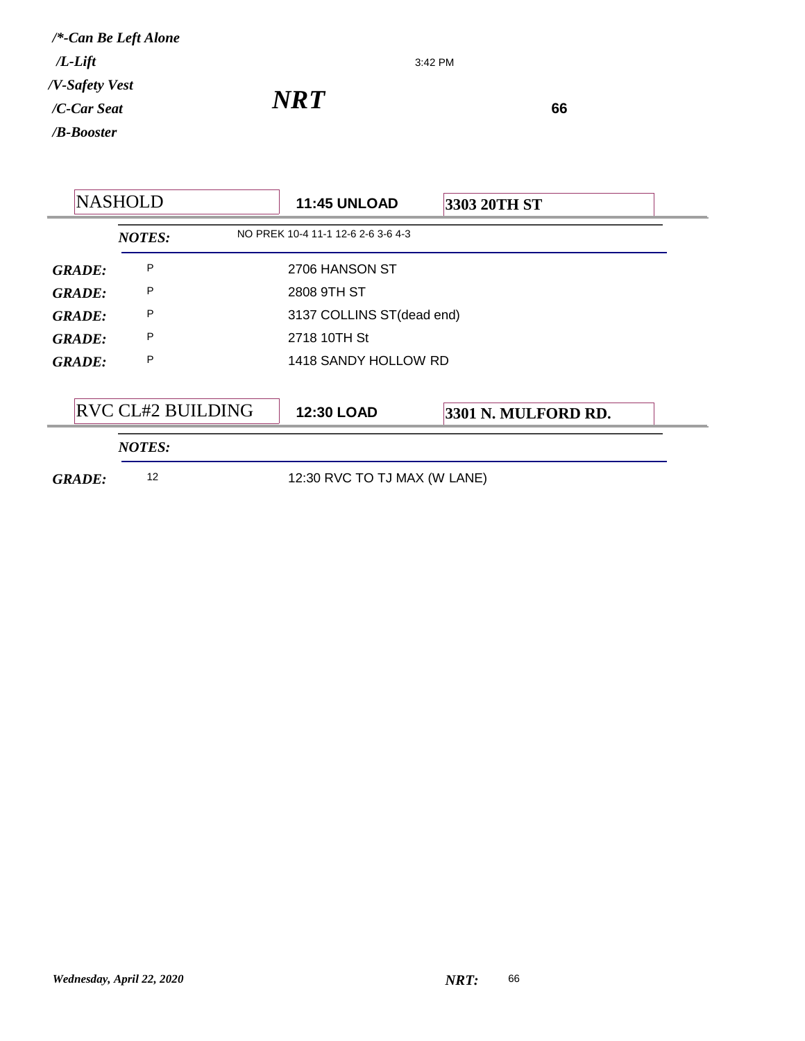***/\*-Can Be Left Alone***
***/L-Lift***
***/V-Safety Vest***
***/C-Car Seat***
***/B-Booster***

3:42 PM

# *NRT*

**66**

| NASHOLD | **11:45 UNLOAD** | **3303 20TH ST** |
|---|---|---|

***NOTES:*** NO PREK 10-4 11-1 12-6 2-6 3-6 4-3

| | | |
|---|---|---|
| ***GRADE:*** | P | 2706 HANSON ST |
| ***GRADE:*** | P | 2808 9TH ST |
| ***GRADE:*** | P | 3137 COLLINS ST(dead end) |
| ***GRADE:*** | P | 2718 10TH St |
| ***GRADE:*** | P | 1418 SANDY HOLLOW RD |

| RVC CL#2 BUILDING | **12:30 LOAD** | **3301 N. MULFORD RD.** |
|---|---|---|

***NOTES:***

| | | |
|---|---|---|
| ***GRADE:*** | 12 | 12:30 RVC TO TJ MAX (W LANE) |

***Wednesday, April 22, 2020*** ***NRT:*** 66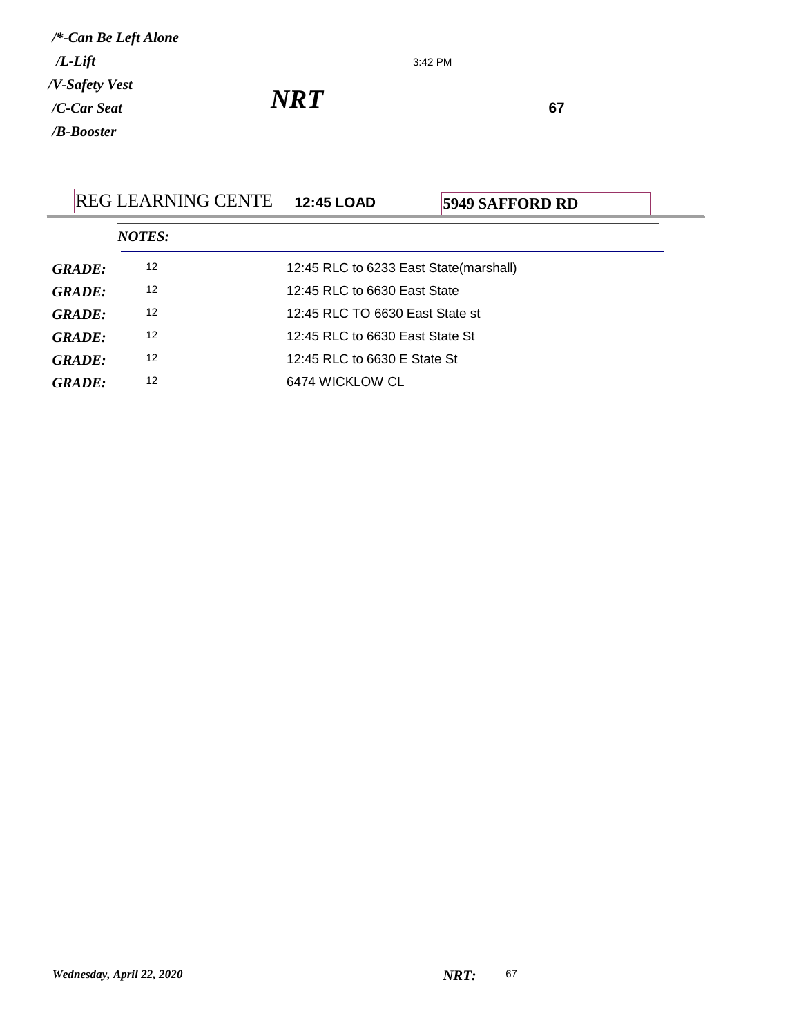*/\*-Can Be Left Alone*
*/L-Lift*
*/V-Safety Vest*
*/C-Car Seat*
*/B-Booster*

3:42 PM

# *NRT*

**67**

| REG LEARNING CENTE | **12:45 LOAD** | **5949 SAFFORD RD** |
|---|---|---|

*NOTES:*

| | | |
|---|---|---|
| ***GRADE:*** | 12 | 12:45 RLC to 6233 East State(marshall) |
| ***GRADE:*** | 12 | 12:45 RLC to 6630 East State |
| ***GRADE:*** | 12 | 12:45 RLC TO 6630 East State st |
| ***GRADE:*** | 12 | 12:45 RLC to 6630 East State St |
| ***GRADE:*** | 12 | 12:45 RLC to 6630 E State St |
| ***GRADE:*** | 12 | 6474 WICKLOW CL |

*Wednesday, April 22, 2020*

***NRT:*** 67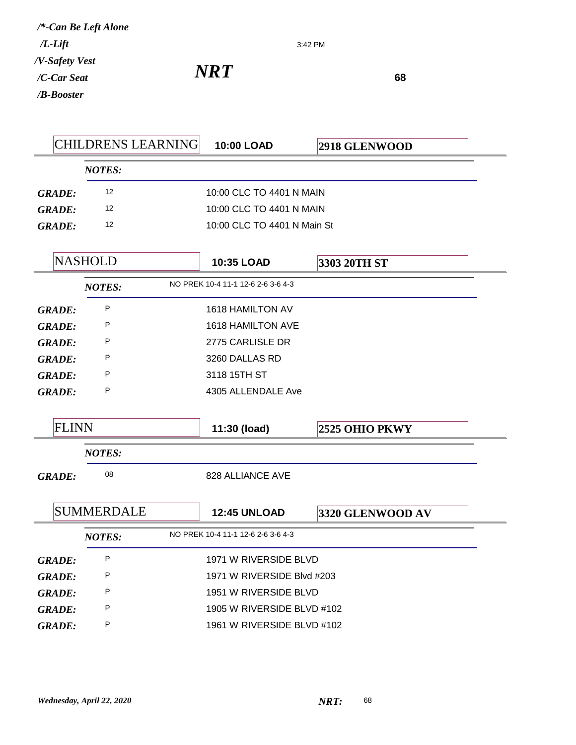*/\*-Can Be Left Alone*
*/L-Lift*
*/V-Safety Vest*
*/C-Car Seat*
*/B-Booster*

3:42 PM

## *NRT*

**68**

| CHILDRENS LEARNING | **10:00 LOAD** | **2918 GLENWOOD** |
|---|---|---|

*NOTES:*

| | | |
|---|---|---|
| ***GRADE:*** | 12 | 10:00 CLC TO 4401 N MAIN |
| ***GRADE:*** | 12 | 10:00 CLC TO 4401 N MAIN |
| ***GRADE:*** | 12 | 10:00 CLC TO 4401 N Main St |

| NASHOLD | **10:35 LOAD** | **3303 20TH ST** |
|---|---|---|

*NOTES:* NO PREK 10-4 11-1 12-6 2-6 3-6 4-3

| | | |
|---|---|---|
| ***GRADE:*** | P | 1618 HAMILTON AV |
| ***GRADE:*** | P | 1618 HAMILTON AVE |
| ***GRADE:*** | P | 2775 CARLISLE DR |
| ***GRADE:*** | P | 3260 DALLAS RD |
| ***GRADE:*** | P | 3118 15TH ST |
| ***GRADE:*** | P | 4305 ALLENDALE Ave |

| FLINN | **11:30 (load)** | **2525 OHIO PKWY** |
|---|---|---|

*NOTES:*

| | | |
|---|---|---|
| ***GRADE:*** | 08 | 828 ALLIANCE AVE |

| SUMMERDALE | **12:45 UNLOAD** | **3320 GLENWOOD AV** |
|---|---|---|

*NOTES:* NO PREK 10-4 11-1 12-6 2-6 3-6 4-3

| | | |
|---|---|---|
| ***GRADE:*** | P | 1971 W RIVERSIDE BLVD |
| ***GRADE:*** | P | 1971 W RIVERSIDE Blvd #203 |
| ***GRADE:*** | P | 1951 W RIVERSIDE BLVD |
| ***GRADE:*** | P | 1905 W RIVERSIDE BLVD #102 |
| ***GRADE:*** | P | 1961 W RIVERSIDE BLVD #102 |

*Wednesday, April 22, 2020* ***NRT:*** 68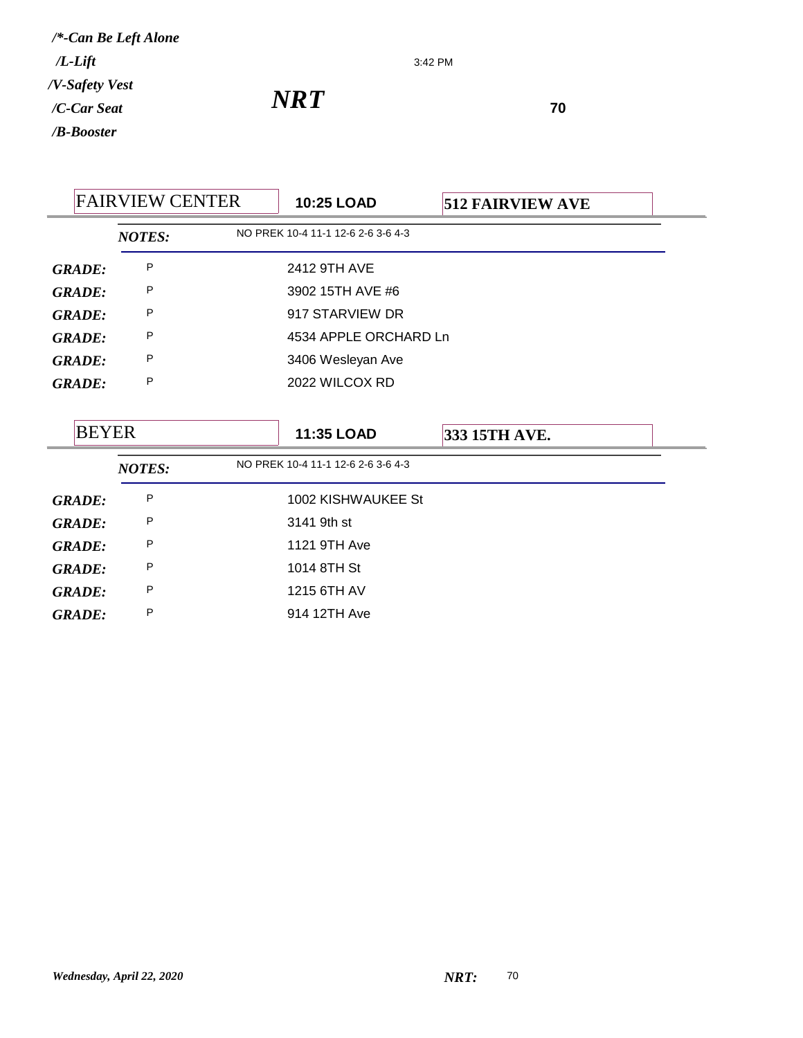*/\*-Can Be Left Alone*
*/L-Lift*
*/V-Safety Vest*
*/C-Car Seat*
*/B-Booster*

3:42 PM

# *NRT*

**70**

| FAIRVIEW CENTER | **10:25 LOAD** | **512 FAIRVIEW AVE** |
|---|---|---|
| ***NOTES:*** | NO PREK 10-4 11-1 12-6 2-6 3-6 4-3 | |
| ***GRADE:*** P | 2412 9TH AVE | |
| ***GRADE:*** P | 3902 15TH AVE #6 | |
| ***GRADE:*** P | 917 STARVIEW DR | |
| ***GRADE:*** P | 4534 APPLE ORCHARD Ln | |
| ***GRADE:*** P | 3406 Wesleyan Ave | |
| ***GRADE:*** P | 2022 WILCOX RD | |

| BEYER | **11:35 LOAD** | **333 15TH AVE.** |
|---|---|---|
| ***NOTES:*** | NO PREK 10-4 11-1 12-6 2-6 3-6 4-3 | |
| ***GRADE:*** P | 1002 KISHWAUKEE St | |
| ***GRADE:*** P | 3141 9th st | |
| ***GRADE:*** P | 1121 9TH Ave | |
| ***GRADE:*** P | 1014 8TH St | |
| ***GRADE:*** P | 1215 6TH AV | |
| ***GRADE:*** P | 914 12TH Ave | |

*Wednesday, April 22, 2020*

***NRT:*** 70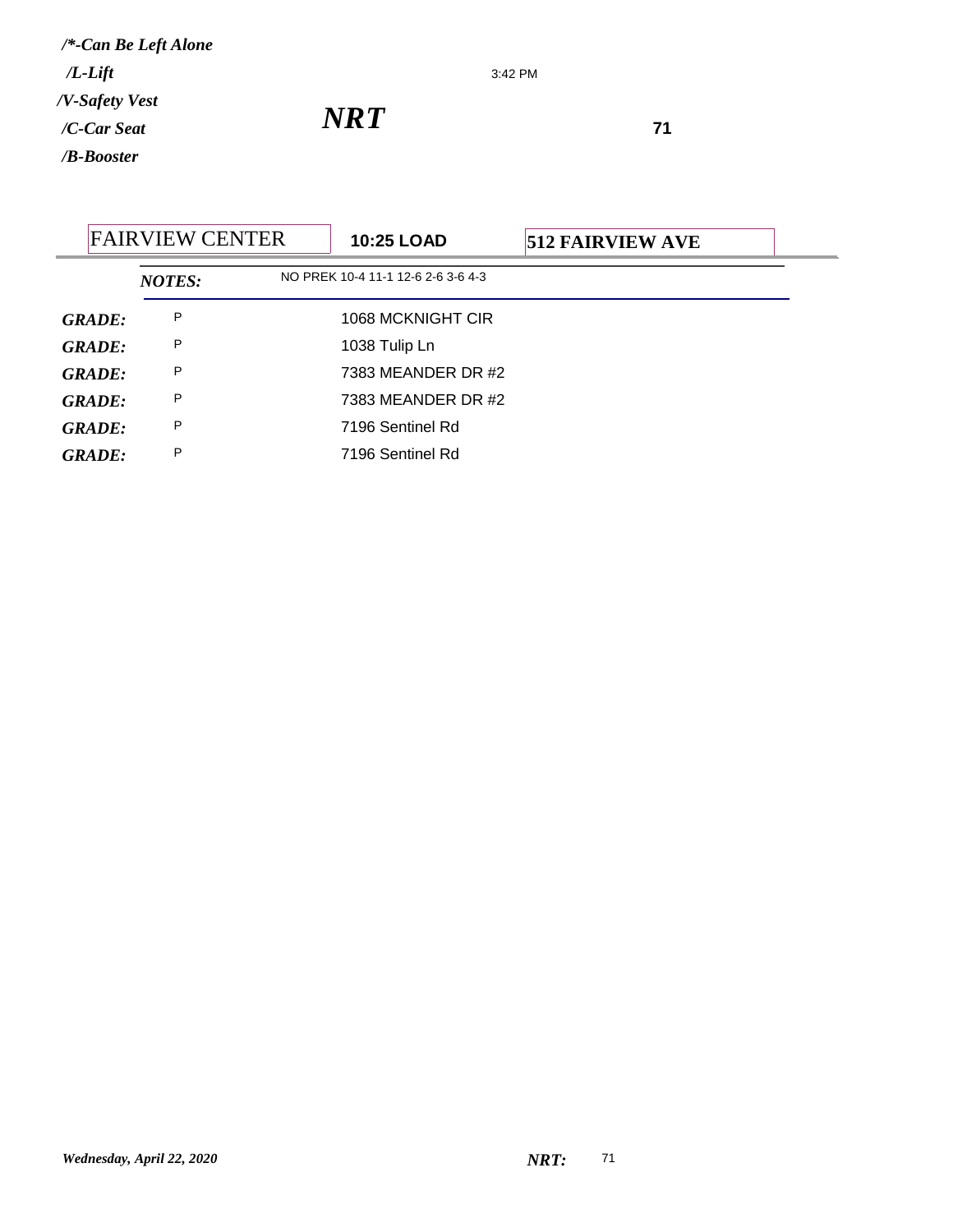*/*-Can Be Left Alone*

*/L-Lift*

*/V-Safety Vest*

*/C-Car Seat*

*/B-Booster*

3:42 PM

***NRT***

**71**

| FAIRVIEW CENTER | **10:25 LOAD** | **512 FAIRVIEW AVE** |
|---|---|---|

***NOTES:*** NO PREK 10-4 11-1 12-6 2-6 3-6 4-3

| | | |
|---|---|---|
| ***GRADE:*** | P | 1068 MCKNIGHT CIR |
| ***GRADE:*** | P | 1038 Tulip Ln |
| ***GRADE:*** | P | 7383 MEANDER DR #2 |
| ***GRADE:*** | P | 7383 MEANDER DR #2 |
| ***GRADE:*** | P | 7196 Sentinel Rd |
| ***GRADE:*** | P | 7196 Sentinel Rd |

*Wednesday, April 22, 2020*

***NRT:*** 71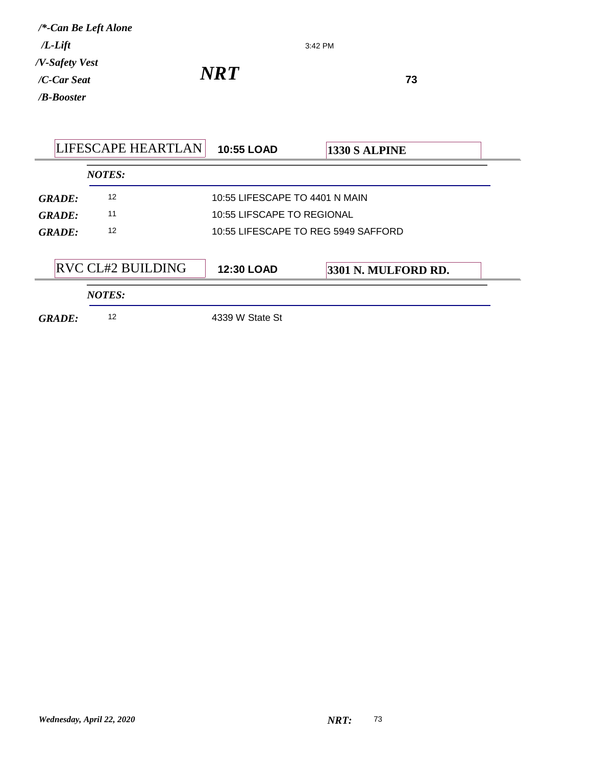*/\*-Can Be Left Alone*
*/L-Lift*
*/V-Safety Vest*
*/C-Car Seat*
*/B-Booster*

3:42 PM

# *NRT*

**73**

| LIFESCAPE HEARTLAN | **10:55 LOAD** | **1330 S ALPINE** |
|---|---|---|

*NOTES:*

| | | |
|---|---|---|
| ***GRADE:*** | 12 | 10:55 LIFESCAPE TO 4401 N MAIN |
| ***GRADE:*** | 11 | 10:55 LIFSCAPE TO REGIONAL |
| ***GRADE:*** | 12 | 10:55 LIFESCAPE TO REG 5949 SAFFORD |

| RVC CL#2 BUILDING | **12:30 LOAD** | **3301 N. MULFORD RD.** |
|---|---|---|

*NOTES:*

| | | |
|---|---|---|
| ***GRADE:*** | 12 | 4339 W State St |

*Wednesday, April 22, 2020*

***NRT:*** 73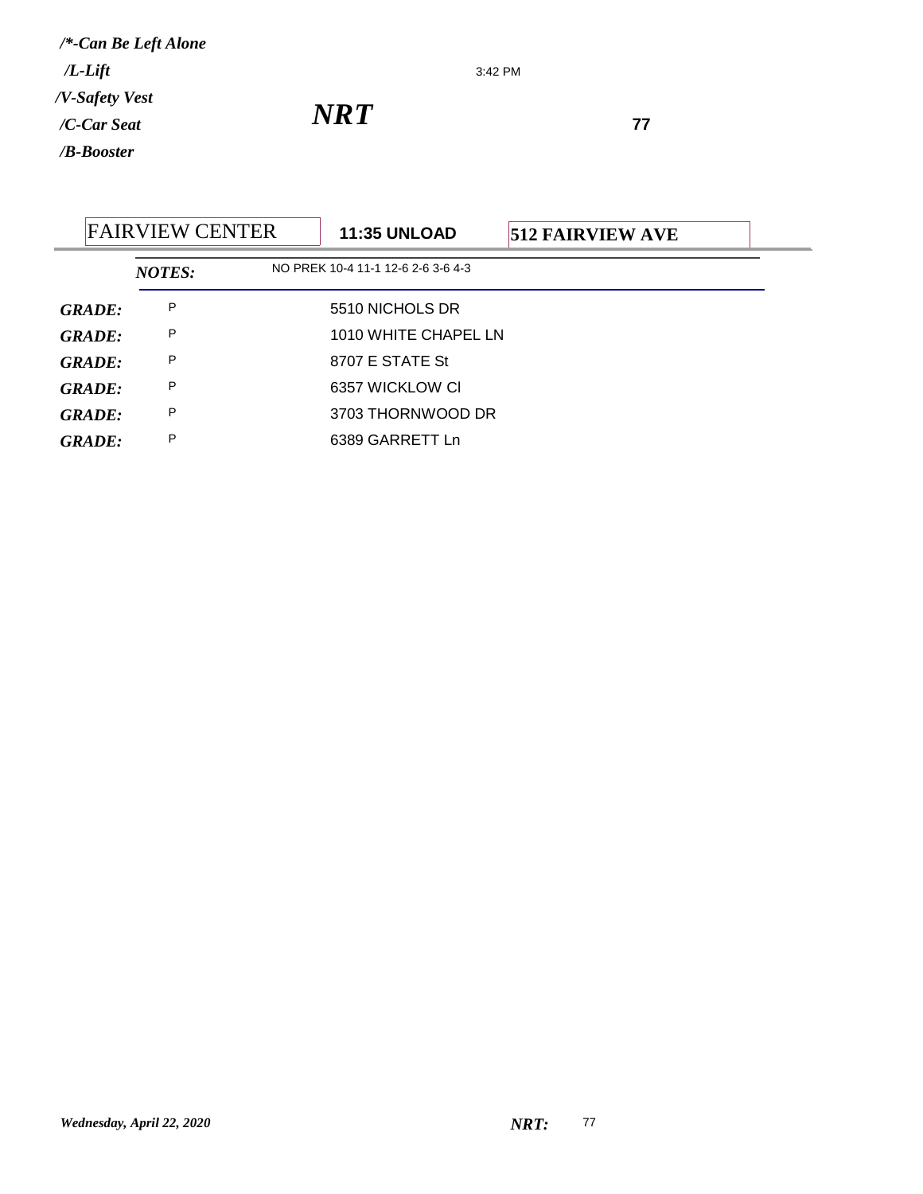*/\*-Can Be Left Alone*

*/L-Lift*

*/V-Safety Vest*

*/C-Car Seat*

*/B-Booster*

3:42 PM

# *NRT*

**77**

| FAIRVIEW CENTER | **11:35 UNLOAD** | **512 FAIRVIEW AVE** |
|---|---|---|

***NOTES:*** NO PREK 10-4 11-1 12-6 2-6 3-6 4-3

| | | |
|---|---|---|
| ***GRADE:*** | P | 5510 NICHOLS DR |
| ***GRADE:*** | P | 1010 WHITE CHAPEL LN |
| ***GRADE:*** | P | 8707 E STATE St |
| ***GRADE:*** | P | 6357 WICKLOW Cl |
| ***GRADE:*** | P | 3703 THORNWOOD DR |
| ***GRADE:*** | P | 6389 GARRETT Ln |

*Wednesday, April 22, 2020*

***NRT:*** 77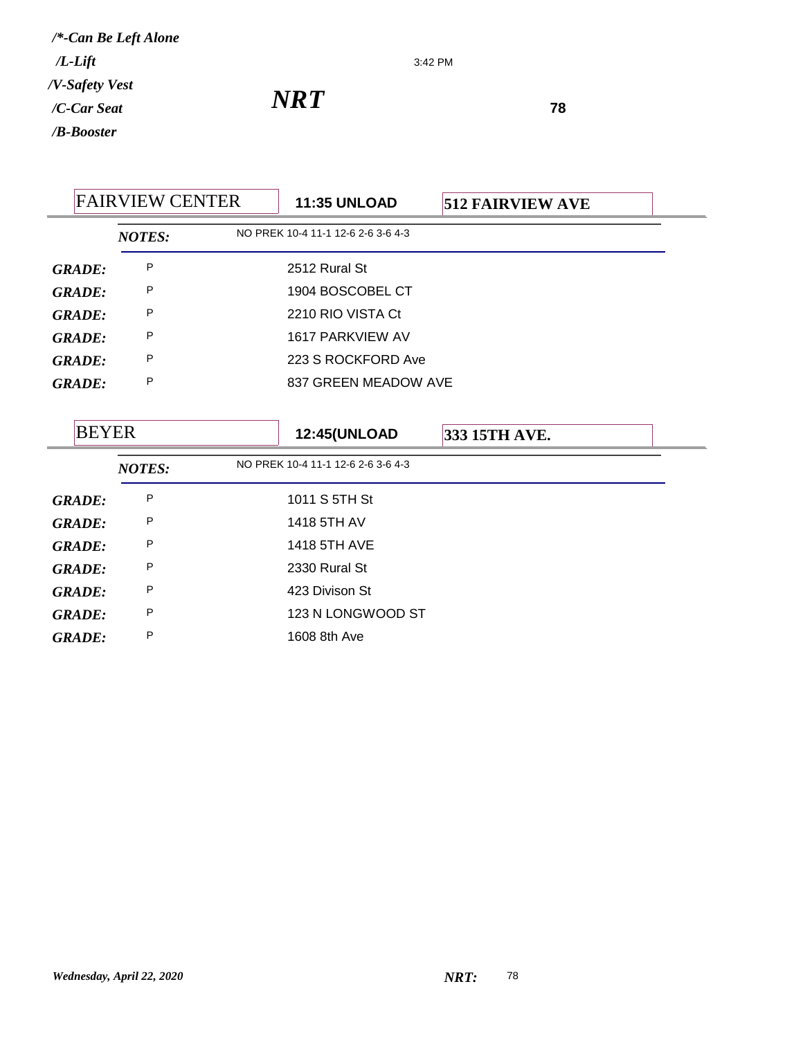*/*-Can Be Left Alone*
*/L-Lift*
*/V-Safety Vest*
*/C-Car Seat*
*/B-Booster*

3:42 PM

# *NRT*

**78**

## FAIRVIEW CENTER | **11:35 UNLOAD** | **512 FAIRVIEW AVE**

***NOTES:*** NO PREK 10-4 11-1 12-6 2-6 3-6 4-3

| | | |
|---|---|---|
| ***GRADE:*** | P | 2512 Rural St |
| ***GRADE:*** | P | 1904 BOSCOBEL CT |
| ***GRADE:*** | P | 2210 RIO VISTA Ct |
| ***GRADE:*** | P | 1617 PARKVIEW AV |
| ***GRADE:*** | P | 223 S ROCKFORD Ave |
| ***GRADE:*** | P | 837 GREEN MEADOW AVE |

## BEYER | **12:45(UNLOAD** | **333 15TH AVE.**

***NOTES:*** NO PREK 10-4 11-1 12-6 2-6 3-6 4-3

| | | |
|---|---|---|
| ***GRADE:*** | P | 1011 S 5TH St |
| ***GRADE:*** | P | 1418 5TH AV |
| ***GRADE:*** | P | 1418 5TH AVE |
| ***GRADE:*** | P | 2330 Rural St |
| ***GRADE:*** | P | 423 Divison St |
| ***GRADE:*** | P | 123 N LONGWOOD ST |
| ***GRADE:*** | P | 1608 8th Ave |

*Wednesday, April 22, 2020* ***NRT:*** 78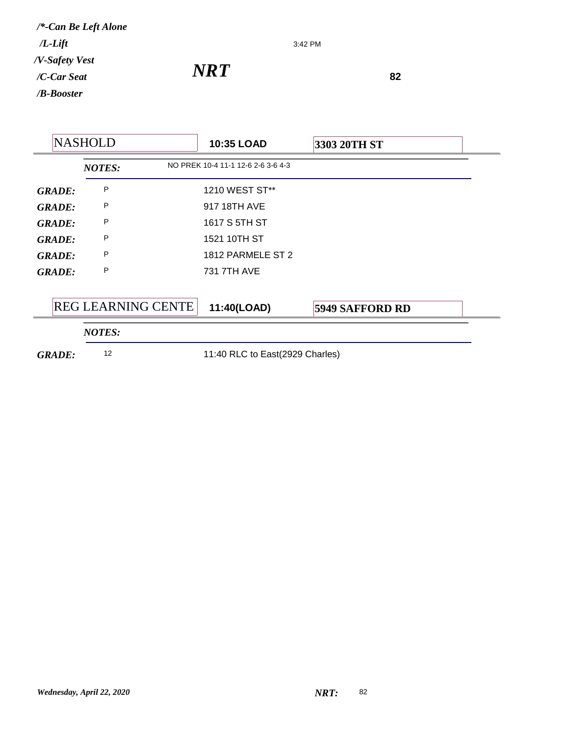*/\*-Can Be Left Alone*
*/L-Lift*
*/V-Safety Vest*
*/C-Car Seat*
*/B-Booster*

3:42 PM

# *NRT*

**82**

| NASHOLD | **10:35 LOAD** | **3303 20TH ST** |
|---|---|---|
| ***NOTES:*** | NO PREK 10-4 11-1 12-6 2-6 3-6 4-3 | |
| ***GRADE:*** P | 1210 WEST ST** | |
| ***GRADE:*** P | 917 18TH AVE | |
| ***GRADE:*** P | 1617 S 5TH ST | |
| ***GRADE:*** P | 1521 10TH ST | |
| ***GRADE:*** P | 1812 PARMELE ST 2 | |
| ***GRADE:*** P | 731 7TH AVE | |

| REG LEARNING CENTE | **11:40(LOAD)** | **5949 SAFFORD RD** |
|---|---|---|
| ***NOTES:*** | | |
| ***GRADE:*** 12 | 11:40 RLC to East(2929 Charles) | |

*Wednesday, April 22, 2020* ***NRT:*** 82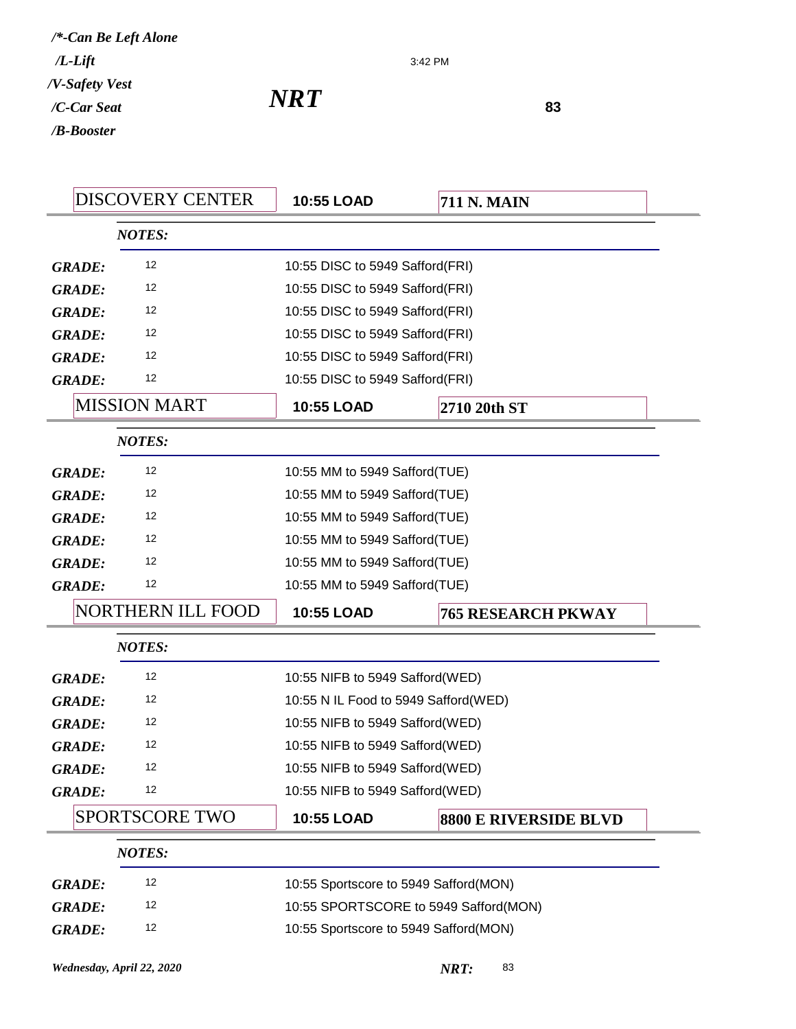*/\*-Can Be Left Alone*
*/L-Lift*
*/V-Safety Vest*
*/C-Car Seat*
*/B-Booster*

3:42 PM

***NRT*** **83**

| DISCOVERY CENTER | 10:55 LOAD | 711 N. MAIN |
|---|---|---|
| *NOTES:* | | |
| *GRADE:* 12 | 10:55 DISC to 5949 Safford(FRI) | |
| *GRADE:* 12 | 10:55 DISC to 5949 Safford(FRI) | |
| *GRADE:* 12 | 10:55 DISC to 5949 Safford(FRI) | |
| *GRADE:* 12 | 10:55 DISC to 5949 Safford(FRI) | |
| *GRADE:* 12 | 10:55 DISC to 5949 Safford(FRI) | |
| *GRADE:* 12 | 10:55 DISC to 5949 Safford(FRI) | |

| MISSION MART | 10:55 LOAD | 2710 20th ST |
|---|---|---|
| *NOTES:* | | |
| *GRADE:* 12 | 10:55 MM to 5949 Safford(TUE) | |
| *GRADE:* 12 | 10:55 MM to 5949 Safford(TUE) | |
| *GRADE:* 12 | 10:55 MM to 5949 Safford(TUE) | |
| *GRADE:* 12 | 10:55 MM to 5949 Safford(TUE) | |
| *GRADE:* 12 | 10:55 MM to 5949 Safford(TUE) | |
| *GRADE:* 12 | 10:55 MM to 5949 Safford(TUE) | |

| NORTHERN ILL FOOD | 10:55 LOAD | 765 RESEARCH PKWAY |
|---|---|---|
| *NOTES:* | | |
| *GRADE:* 12 | 10:55 NIFB to 5949 Safford(WED) | |
| *GRADE:* 12 | 10:55 N IL Food to 5949 Safford(WED) | |
| *GRADE:* 12 | 10:55 NIFB to 5949 Safford(WED) | |
| *GRADE:* 12 | 10:55 NIFB to 5949 Safford(WED) | |
| *GRADE:* 12 | 10:55 NIFB to 5949 Safford(WED) | |
| *GRADE:* 12 | 10:55 NIFB to 5949 Safford(WED) | |

| SPORTSCORE TWO | 10:55 LOAD | 8800 E RIVERSIDE BLVD |
|---|---|---|
| *NOTES:* | | |
| *GRADE:* 12 | 10:55 Sportscore to 5949 Safford(MON) | |
| *GRADE:* 12 | 10:55 SPORTSCORE to 5949 Safford(MON) | |
| *GRADE:* 12 | 10:55 Sportscore to 5949 Safford(MON) | |

*Wednesday, April 22, 2020* ***NRT:*** 83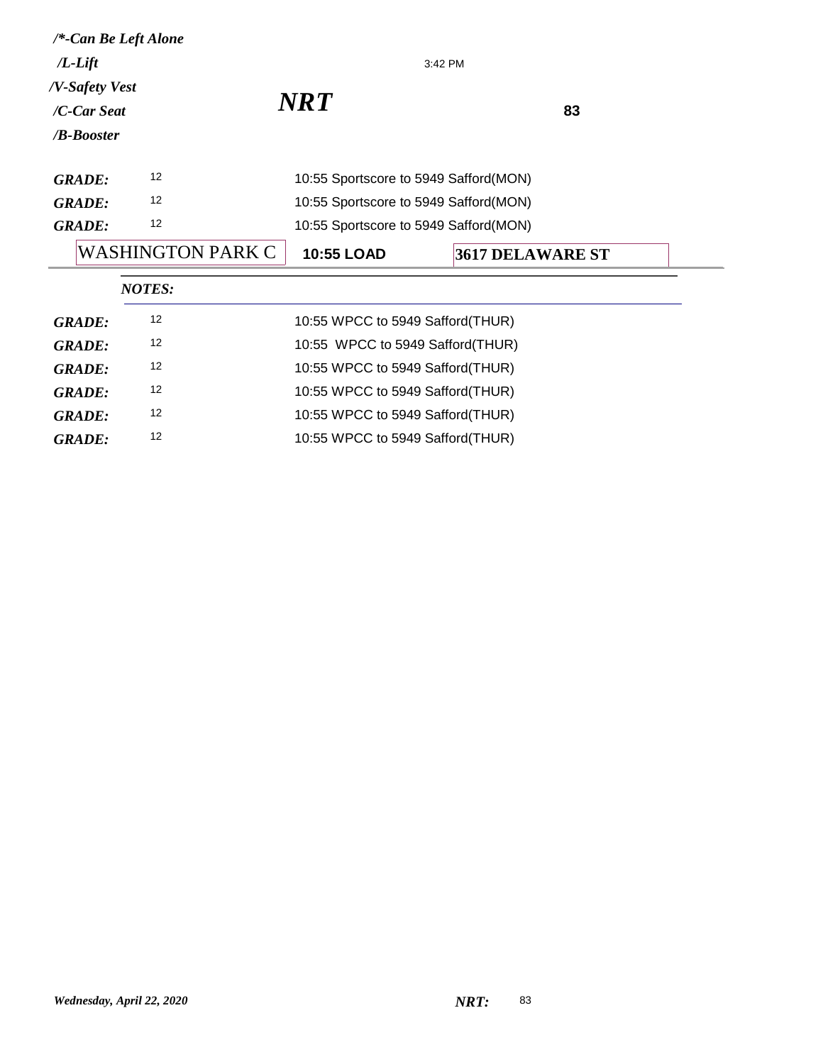***/\*-Can Be Left Alone***

***/L-Lift***

***/V-Safety Vest***

***/C-Car Seat***

***/B-Booster***

3:42 PM

## *NRT*

**83**

| | | |
|---|---|---|
| ***GRADE:*** | 12 | 10:55 Sportscore to 5949 Safford(MON) |
| ***GRADE:*** | 12 | 10:55 Sportscore to 5949 Safford(MON) |
| ***GRADE:*** | 12 | 10:55 Sportscore to 5949 Safford(MON) |

WASHINGTON PARK C | **10:55 LOAD** | **3617 DELAWARE ST**

***NOTES:***

| | | |
|---|---|---|
| ***GRADE:*** | 12 | 10:55 WPCC to 5949 Safford(THUR) |
| ***GRADE:*** | 12 | 10:55  WPCC to 5949 Safford(THUR) |
| ***GRADE:*** | 12 | 10:55 WPCC to 5949 Safford(THUR) |
| ***GRADE:*** | 12 | 10:55 WPCC to 5949 Safford(THUR) |
| ***GRADE:*** | 12 | 10:55 WPCC to 5949 Safford(THUR) |
| ***GRADE:*** | 12 | 10:55 WPCC to 5949 Safford(THUR) |

***Wednesday, April 22, 2020*** ***NRT:*** 83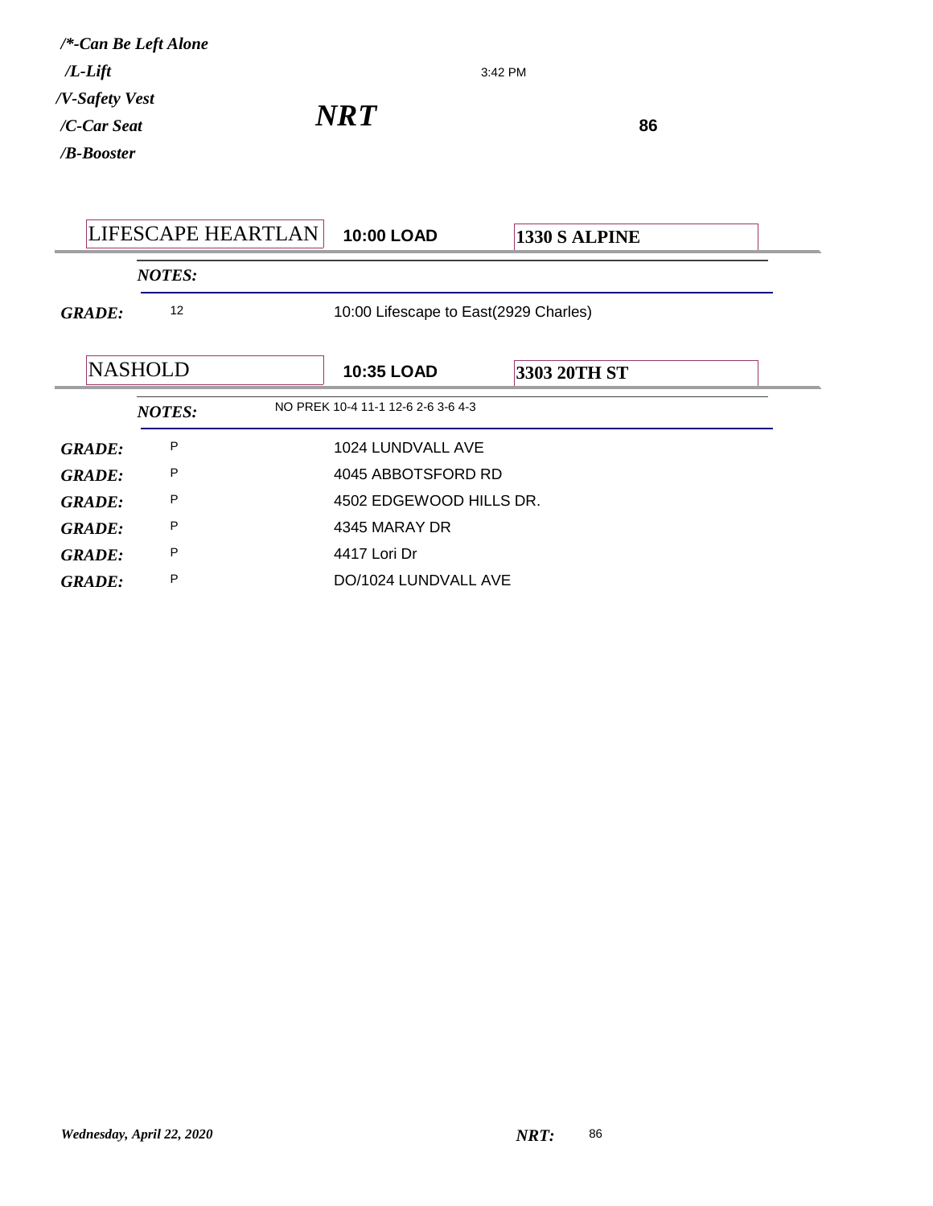*/\*-Can Be Left Alone*
*/L-Lift*
*/V-Safety Vest*
*/C-Car Seat*
*/B-Booster*

3:42 PM

# *NRT*

**86**

| LIFESCAPE HEARTLAN | **10:00 LOAD** | **1330 S ALPINE** |
|---|---|---|

*NOTES:*

| | | |
|---|---|---|
| *GRADE:* | 12 | 10:00 Lifescape to East(2929 Charles) |

| NASHOLD | **10:35 LOAD** | **3303 20TH ST** |
|---|---|---|

*NOTES:* NO PREK 10-4 11-1 12-6 2-6 3-6 4-3

| | | |
|---|---|---|
| *GRADE:* | P | 1024 LUNDVALL AVE |
| *GRADE:* | P | 4045 ABBOTSFORD RD |
| *GRADE:* | P | 4502 EDGEWOOD HILLS DR. |
| *GRADE:* | P | 4345 MARAY DR |
| *GRADE:* | P | 4417 Lori Dr |
| *GRADE:* | P | DO/1024 LUNDVALL AVE |

*Wednesday, April 22, 2020* *NRT:* 86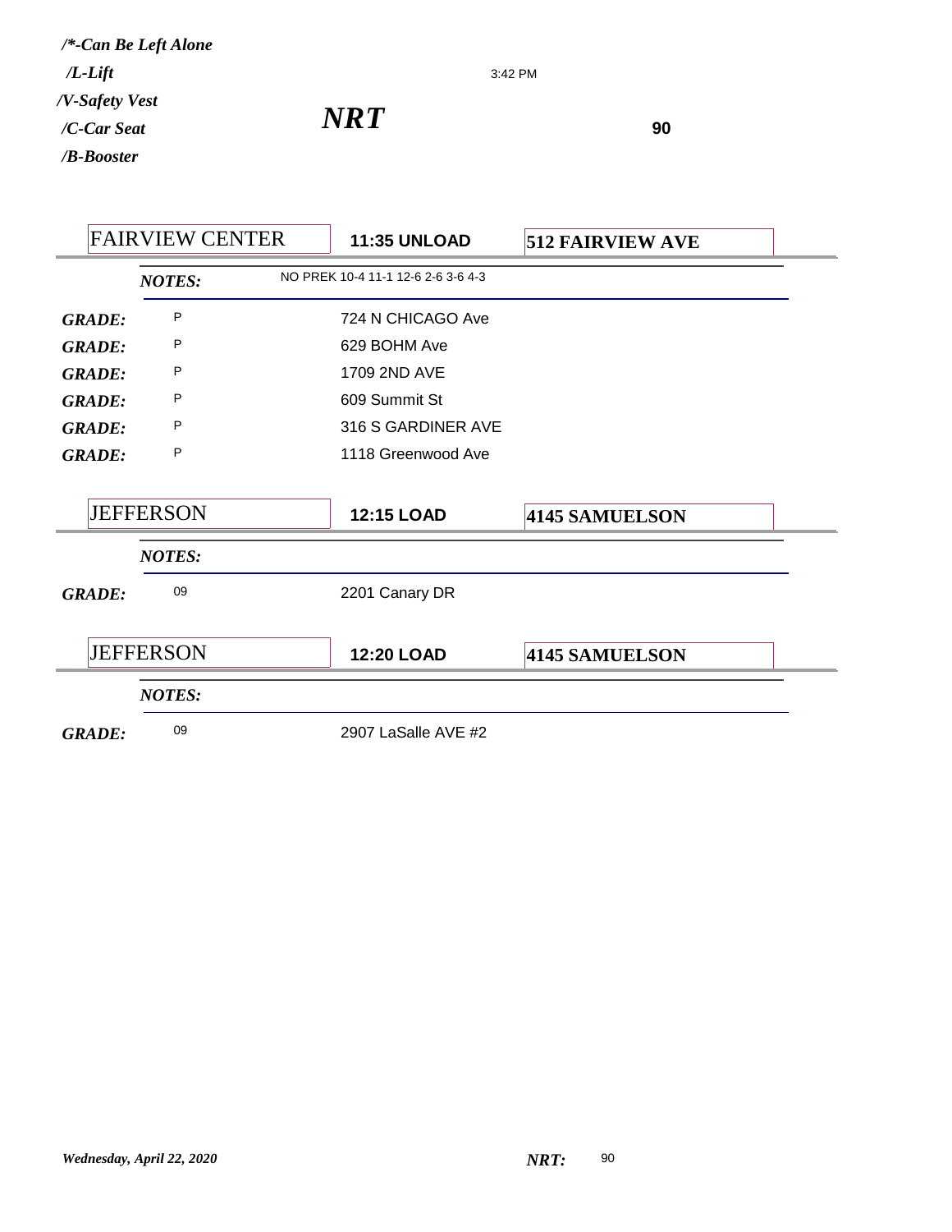*/\*-Can Be Left Alone*
*/L-Lift*
*/V-Safety Vest*
*/C-Car Seat*
*/B-Booster*

3:42 PM

# *NRT*

**90**

| FAIRVIEW CENTER | **11:35 UNLOAD** | **512 FAIRVIEW AVE** |
|---|---|---|
| ***NOTES:*** | NO PREK 10-4 11-1 12-6 2-6 3-6 4-3 | |
| ***GRADE:*** P | 724 N CHICAGO Ave | |
| ***GRADE:*** P | 629 BOHM Ave | |
| ***GRADE:*** P | 1709 2ND AVE | |
| ***GRADE:*** P | 609 Summit St | |
| ***GRADE:*** P | 316 S GARDINER AVE | |
| ***GRADE:*** P | 1118 Greenwood Ave | |

| JEFFERSON | **12:15 LOAD** | **4145 SAMUELSON** |
|---|---|---|
| ***NOTES:*** | | |
| ***GRADE:*** 09 | 2201 Canary DR | |

| JEFFERSON | **12:20 LOAD** | **4145 SAMUELSON** |
|---|---|---|
| ***NOTES:*** | | |
| ***GRADE:*** 09 | 2907 LaSalle AVE #2 | |

*Wednesday, April 22, 2020*

***NRT:*** 90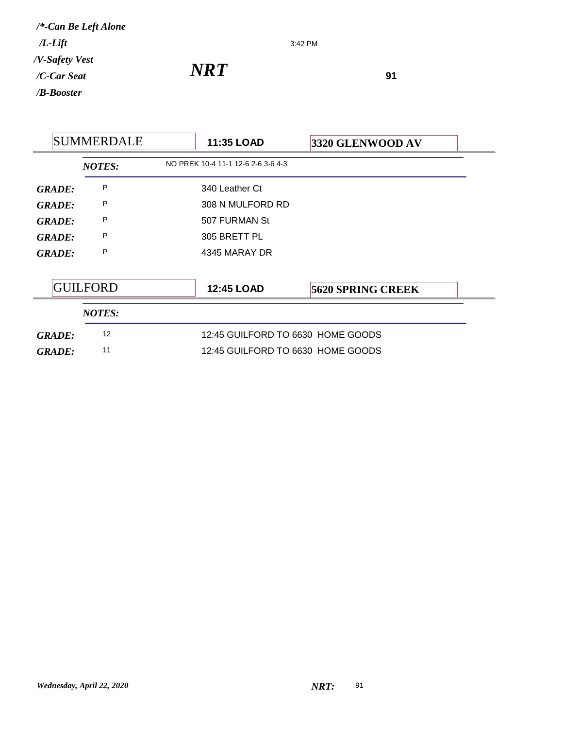*/\*-Can Be Left Alone*
*/L-Lift*
*/V-Safety Vest*
*/C-Car Seat*
*/B-Booster*

3:42 PM

## *NRT*

**91**

| SUMMERDALE | **11:35 LOAD** | **3320 GLENWOOD AV** |
|---|---|---|
| ***NOTES:*** | NO PREK 10-4 11-1 12-6 2-6 3-6 4-3 | |
| ***GRADE:*** P | 340 Leather Ct | |
| ***GRADE:*** P | 308 N MULFORD RD | |
| ***GRADE:*** P | 507 FURMAN St | |
| ***GRADE:*** P | 305 BRETT PL | |
| ***GRADE:*** P | 4345 MARAY DR | |

| GUILFORD | **12:45 LOAD** | **5620 SPRING CREEK** |
|---|---|---|
| ***NOTES:*** | | |
| ***GRADE:*** 12 | 12:45 GUILFORD TO 6630 HOME GOODS | |
| ***GRADE:*** 11 | 12:45 GUILFORD TO 6630 HOME GOODS | |

*Wednesday, April 22, 2020*

***NRT:*** 91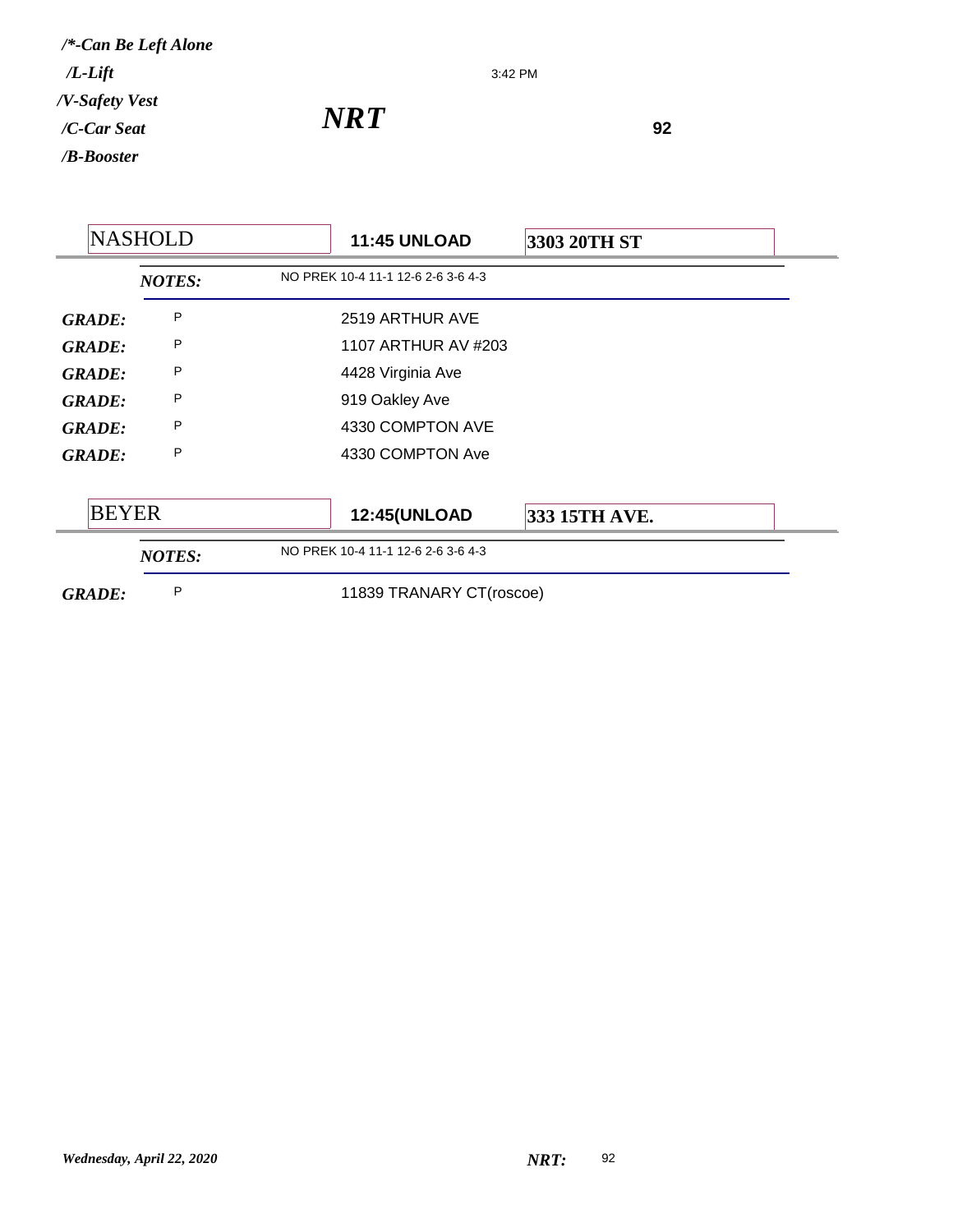*/\*-Can Be Left Alone*
*/L-Lift*
*/V-Safety Vest*
*/C-Car Seat*
*/B-Booster*

3:42 PM

# *NRT*

**92**

| NASHOLD | **11:45 UNLOAD** | **3303 20TH ST** |
|---|---|---|

| | | |
|---|---|---|
| ***NOTES:*** | | NO PREK 10-4 11-1 12-6 2-6 3-6 4-3 |
| ***GRADE:*** | P | 2519 ARTHUR AVE |
| ***GRADE:*** | P | 1107 ARTHUR AV #203 |
| ***GRADE:*** | P | 4428 Virginia Ave |
| ***GRADE:*** | P | 919 Oakley Ave |
| ***GRADE:*** | P | 4330 COMPTON AVE |
| ***GRADE:*** | P | 4330 COMPTON Ave |

| BEYER | **12:45(UNLOAD** | **333 15TH AVE.** |
|---|---|---|

| | | |
|---|---|---|
| ***NOTES:*** | | NO PREK 10-4 11-1 12-6 2-6 3-6 4-3 |
| ***GRADE:*** | P | 11839 TRANARY CT(roscoe) |

*Wednesday, April 22, 2020* ***NRT:*** 92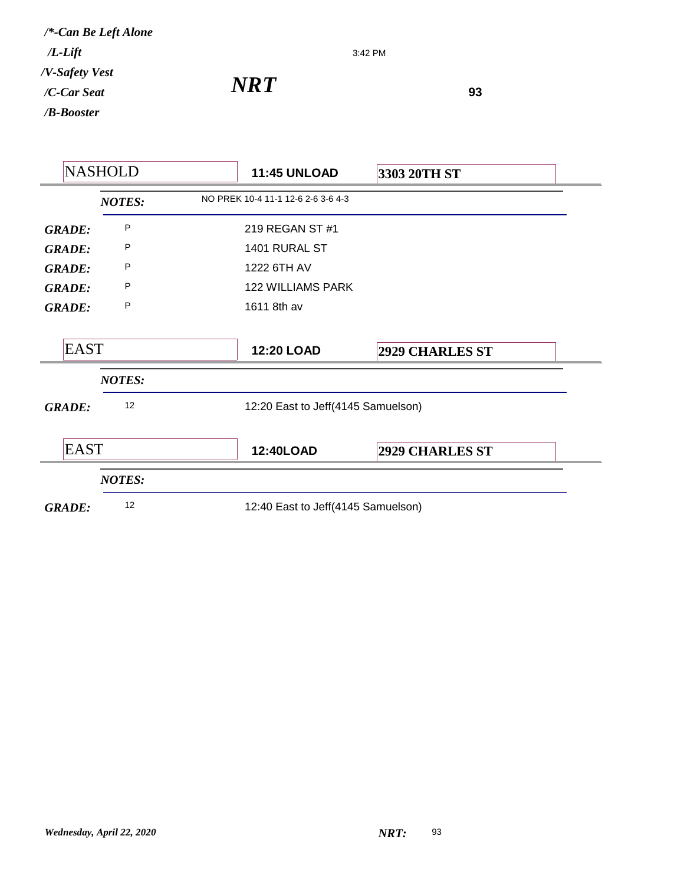*/*-Can Be Left Alone*
*/L-Lift*
*/V-Safety Vest*
*/C-Car Seat*
*/B-Booster*

3:42 PM

# *NRT*

**93**

| NASHOLD | **11:45 UNLOAD** | **3303 20TH ST** |
|---|---|---|
| ***NOTES:*** | NO PREK 10-4 11-1 12-6 2-6 3-6 4-3 | |
| ***GRADE:*** P | 219 REGAN ST #1 | |
| ***GRADE:*** P | 1401 RURAL ST | |
| ***GRADE:*** P | 1222 6TH AV | |
| ***GRADE:*** P | 122 WILLIAMS PARK | |
| ***GRADE:*** P | 1611 8th av | |

| EAST | **12:20 LOAD** | **2929 CHARLES ST** |
|---|---|---|
| ***NOTES:*** | | |
| ***GRADE:*** 12 | 12:20 East to Jeff(4145 Samuelson) | |

| EAST | **12:40LOAD** | **2929 CHARLES ST** |
|---|---|---|
| ***NOTES:*** | | |
| ***GRADE:*** 12 | 12:40 East to Jeff(4145 Samuelson) | |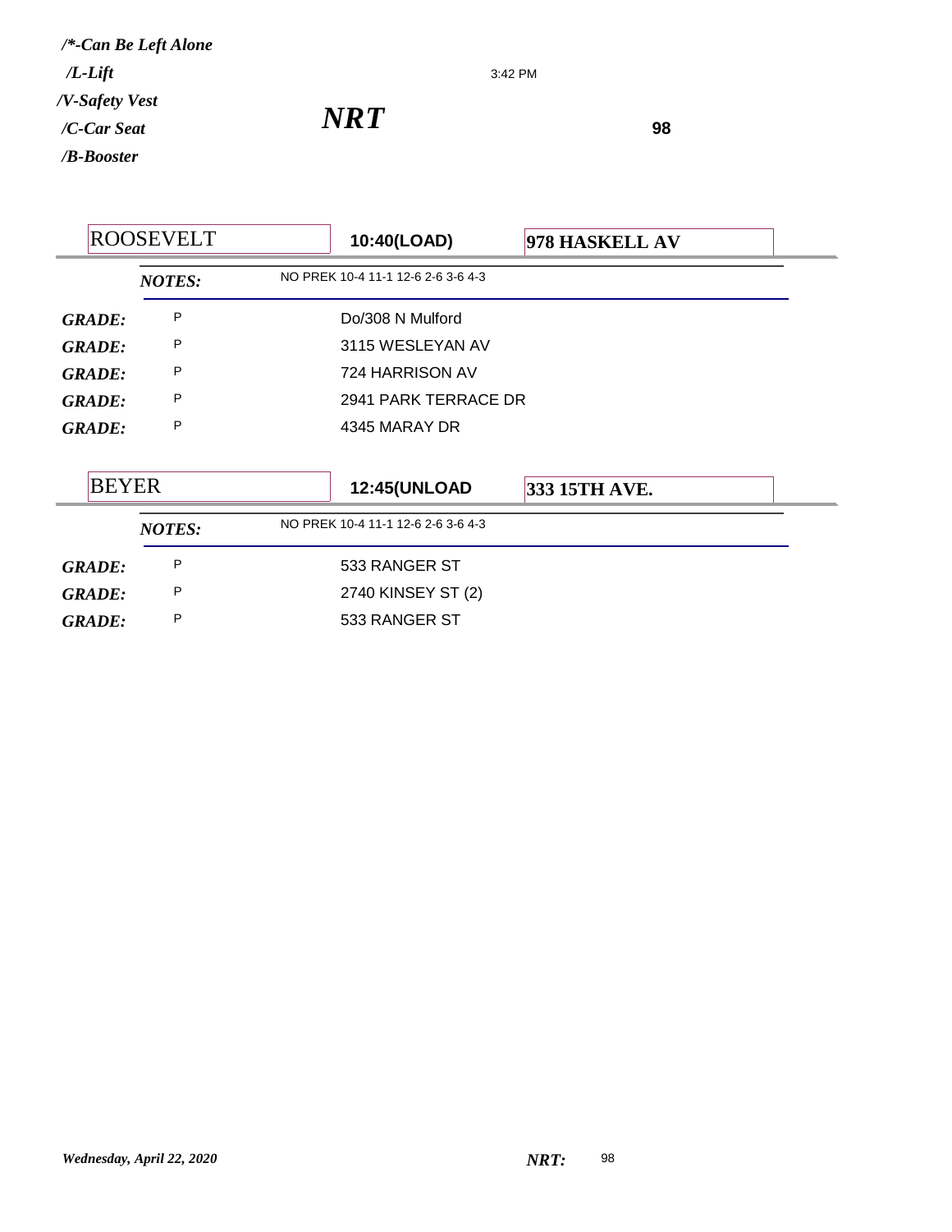*/\*-Can Be Left Alone*
*/L-Lift*
*/V-Safety Vest*
*/C-Car Seat*
*/B-Booster*

3:42 PM

# *NRT*

**98**

## ROOSEVELT

**10:40(LOAD)** | **978 HASKELL AV**

***NOTES:*** NO PREK 10-4 11-1 12-6 2-6 3-6 4-3

| | | |
|---|---|---|
| ***GRADE:*** | P | Do/308 N Mulford |
| ***GRADE:*** | P | 3115 WESLEYAN AV |
| ***GRADE:*** | P | 724 HARRISON AV |
| ***GRADE:*** | P | 2941 PARK TERRACE DR |
| ***GRADE:*** | P | 4345 MARAY DR |

## BEYER

**12:45(UNLOAD** | **333 15TH AVE.**

***NOTES:*** NO PREK 10-4 11-1 12-6 2-6 3-6 4-3

| | | |
|---|---|---|
| ***GRADE:*** | P | 533 RANGER ST |
| ***GRADE:*** | P | 2740 KINSEY ST (2) |
| ***GRADE:*** | P | 533 RANGER ST |

*Wednesday, April 22, 2020* ***NRT:*** 98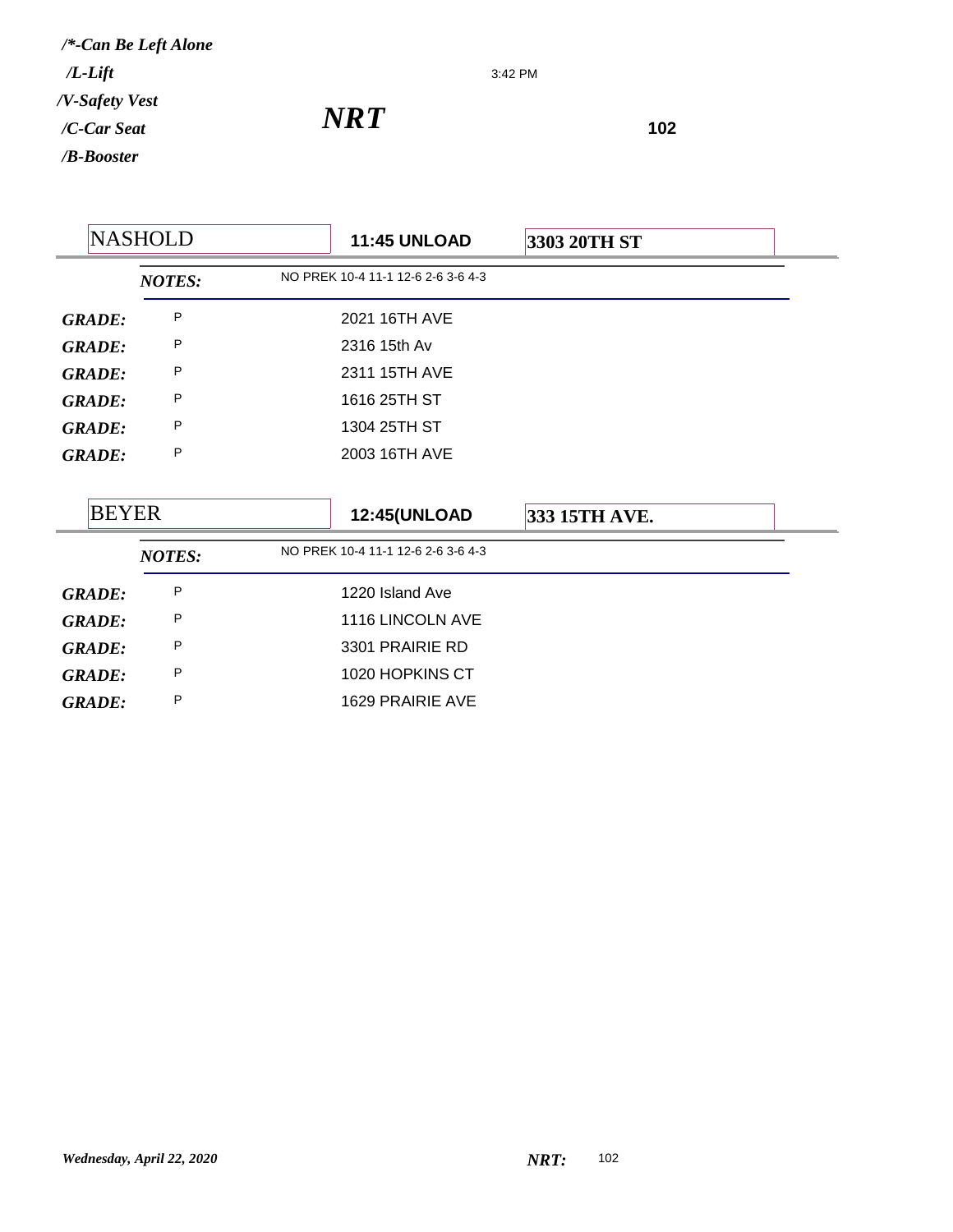*/\*-Can Be Left Alone*

*/L-Lift*

*/V-Safety Vest*

*/C-Car Seat*

*/B-Booster*

3:42 PM

# *NRT*

**102**

| NASHOLD | **11:45 UNLOAD** | **3303 20TH ST** |
|---|---|---|
| ***NOTES:*** | NO PREK 10-4 11-1 12-6 2-6 3-6 4-3 | |
| ***GRADE:*** P | 2021 16TH AVE | |
| ***GRADE:*** P | 2316 15th Av | |
| ***GRADE:*** P | 2311 15TH AVE | |
| ***GRADE:*** P | 1616 25TH ST | |
| ***GRADE:*** P | 1304 25TH ST | |
| ***GRADE:*** P | 2003 16TH AVE | |

| BEYER | **12:45(UNLOAD** | **333 15TH AVE.** |
|---|---|---|
| ***NOTES:*** | NO PREK 10-4 11-1 12-6 2-6 3-6 4-3 | |
| ***GRADE:*** P | 1220 Island Ave | |
| ***GRADE:*** P | 1116 LINCOLN AVE | |
| ***GRADE:*** P | 3301 PRAIRIE RD | |
| ***GRADE:*** P | 1020 HOPKINS CT | |
| ***GRADE:*** P | 1629 PRAIRIE AVE | |

*Wednesday, April 22, 2020* ***NRT:*** 102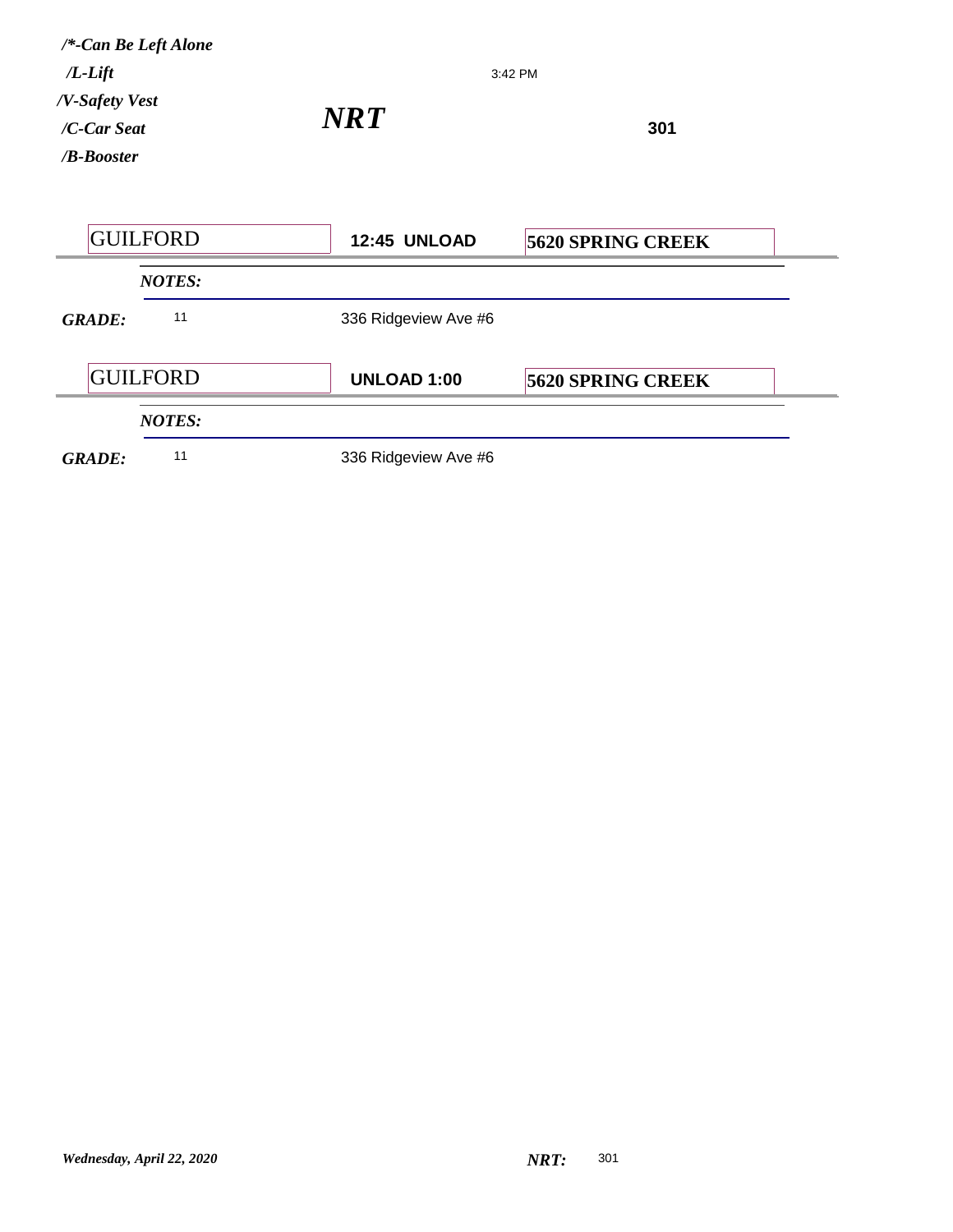***/\*-Can Be Left Alone***
***/L-Lift***
***/V-Safety Vest***
***/C-Car Seat***
***/B-Booster***

3:42 PM

***NRT***

**301**

| GUILFORD | **12:45 UNLOAD** | **5620 SPRING CREEK** |
|---|---|---|
| ***NOTES:*** | | |
| ***GRADE:*** 11 | 336 Ridgeview Ave #6 | |

| GUILFORD | **UNLOAD 1:00** | **5620 SPRING CREEK** |
|---|---|---|
| ***NOTES:*** | | |
| ***GRADE:*** 11 | 336 Ridgeview Ave #6 | |

*Wednesday, April 22, 2020*

***NRT:*** 301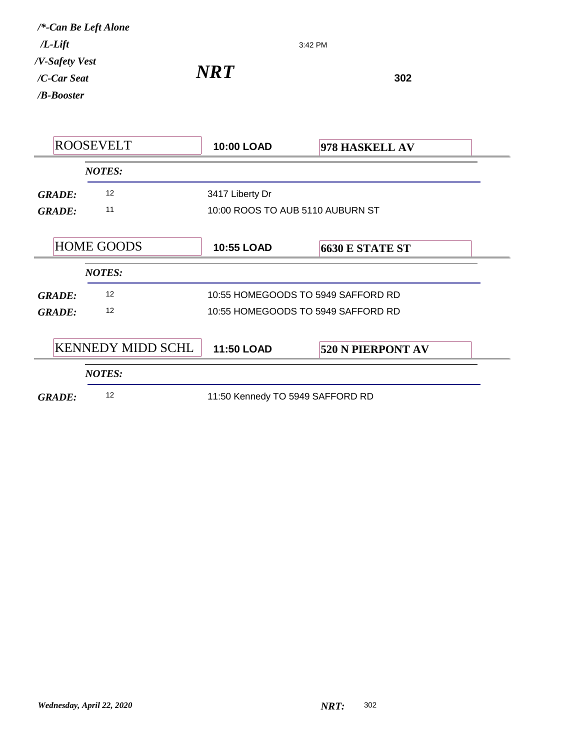*/\*-Can Be Left Alone*
*/L-Lift*
*/V-Safety Vest*
*/C-Car Seat*
*/B-Booster*

3:42 PM

## *NRT*

**302**

| ROOSEVELT | **10:00 LOAD** | **978 HASKELL AV** |
|---|---|---|

***NOTES:***

| | | |
|---|---|---|
| ***GRADE:*** | 12 | 3417 Liberty Dr |
| ***GRADE:*** | 11 | 10:00 ROOS TO AUB 5110 AUBURN ST |

| HOME GOODS | **10:55 LOAD** | **6630 E STATE ST** |
|---|---|---|

***NOTES:***

| | | |
|---|---|---|
| ***GRADE:*** | 12 | 10:55 HOMEGOODS TO 5949 SAFFORD RD |
| ***GRADE:*** | 12 | 10:55 HOMEGOODS TO 5949 SAFFORD RD |

| KENNEDY MIDD SCHL | **11:50 LOAD** | **520 N PIERPONT AV** |
|---|---|---|

***NOTES:***

| | | |
|---|---|---|
| ***GRADE:*** | 12 | 11:50 Kennedy TO 5949 SAFFORD RD |

*Wednesday, April 22, 2020*

***NRT:*** 302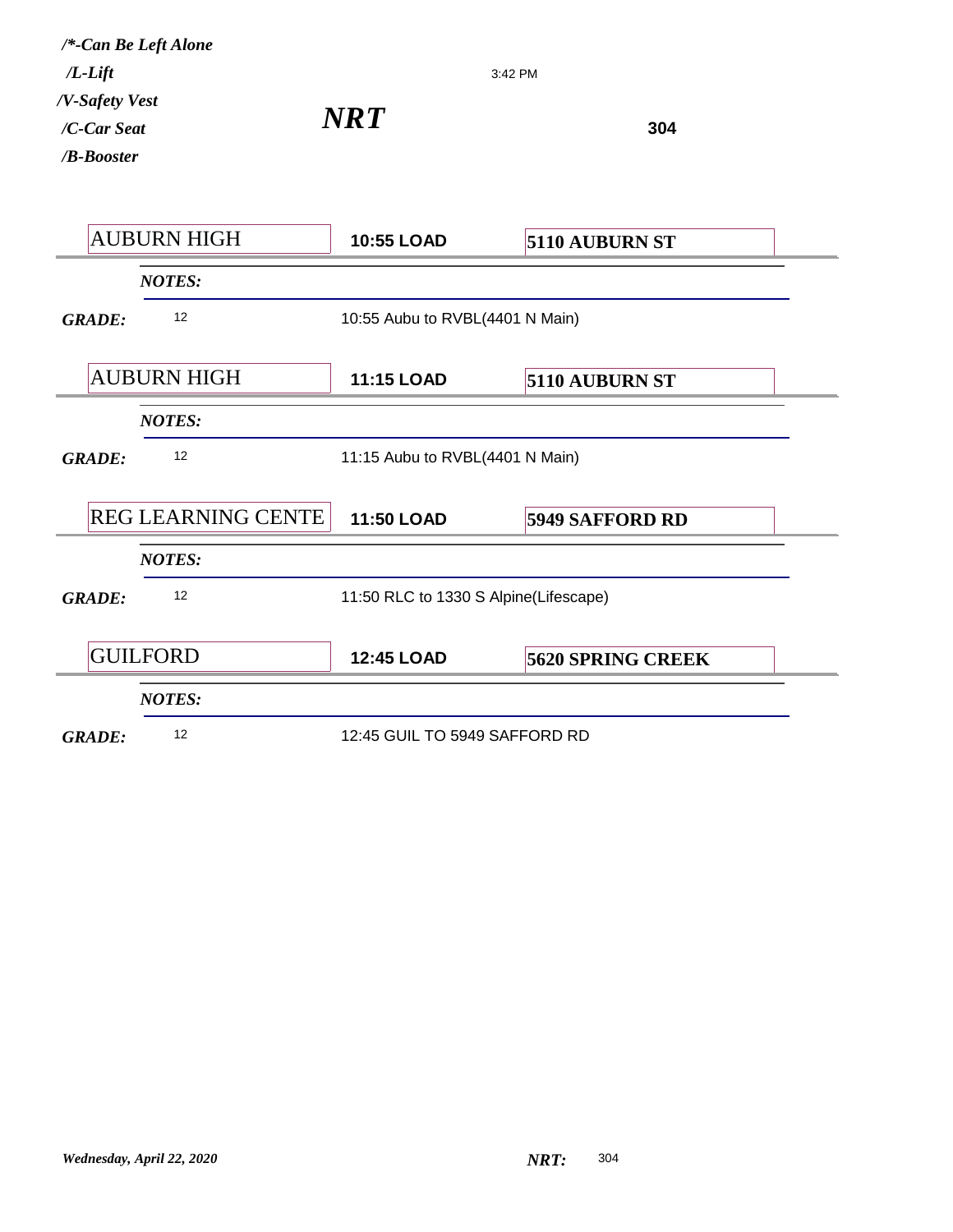***/\*-Can Be Left Alone***
***/L-Lift***
***/V-Safety Vest***
***/C-Car Seat***
***/B-Booster***

3:42 PM

# *NRT*

**304**

| AUBURN HIGH | **10:55 LOAD** | **5110 AUBURN ST** |
|---|---|---|
| ***NOTES:*** | | |
| ***GRADE:*** 12 | 10:55 Aubu to RVBL(4401 N Main) | |

| AUBURN HIGH | **11:15 LOAD** | **5110 AUBURN ST** |
|---|---|---|
| ***NOTES:*** | | |
| ***GRADE:*** 12 | 11:15 Aubu to RVBL(4401 N Main) | |

| REG LEARNING CENTE | **11:50 LOAD** | **5949 SAFFORD RD** |
|---|---|---|
| ***NOTES:*** | | |
| ***GRADE:*** 12 | 11:50 RLC to 1330 S Alpine(Lifescape) | |

| GUILFORD | **12:45 LOAD** | **5620 SPRING CREEK** |
|---|---|---|
| ***NOTES:*** | | |
| ***GRADE:*** 12 | 12:45 GUIL TO 5949 SAFFORD RD | |

*Wednesday, April 22, 2020* ***NRT:*** 304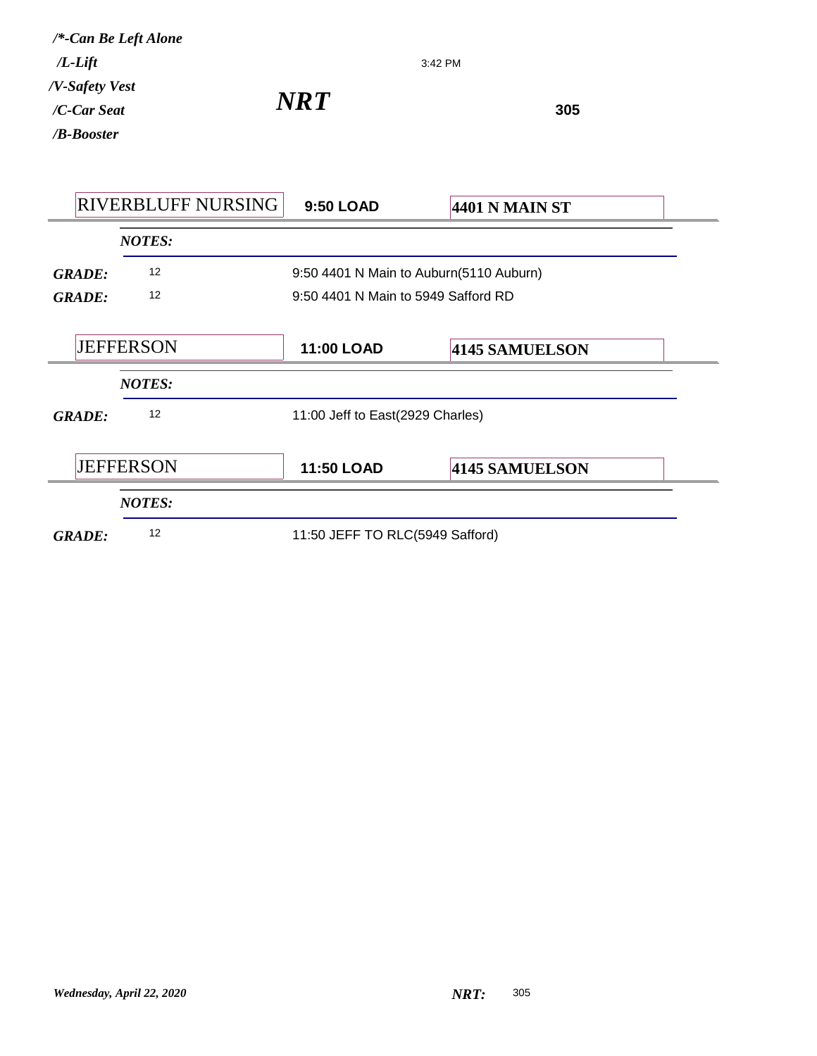*/\*-Can Be Left Alone*
*/L-Lift*
*/V-Safety Vest*
*/C-Car Seat*
*/B-Booster*

3:42 PM

# *NRT*

**305**

| RIVERBLUFF NURSING | **9:50 LOAD** | **4401 N MAIN ST** |
|---|---|---|
| ***NOTES:*** | | |
| ***GRADE:*** 12 | 9:50 4401 N Main to Auburn(5110 Auburn) | |
| ***GRADE:*** 12 | 9:50 4401 N Main to 5949 Safford RD | |

| JEFFERSON | **11:00 LOAD** | **4145 SAMUELSON** |
|---|---|---|
| ***NOTES:*** | | |
| ***GRADE:*** 12 | 11:00 Jeff to East(2929 Charles) | |

| JEFFERSON | **11:50 LOAD** | **4145 SAMUELSON** |
|---|---|---|
| ***NOTES:*** | | |
| ***GRADE:*** 12 | 11:50 JEFF TO RLC(5949 Safford) | |

*Wednesday, April 22, 2020* ***NRT:*** 305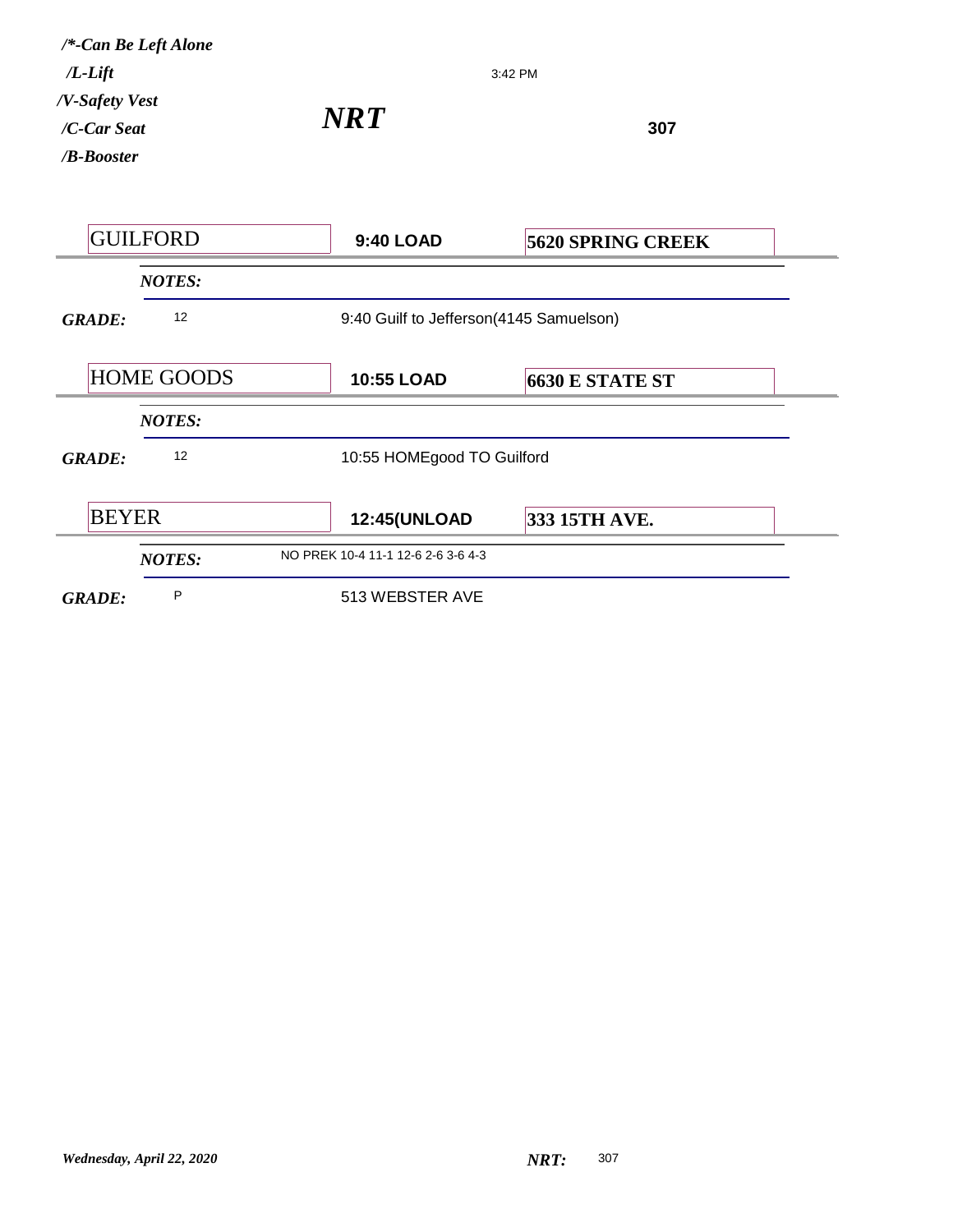*/\*-Can Be Left Alone*
*/L-Lift*
*/V-Safety Vest*
*/C-Car Seat*
*/B-Booster*

3:42 PM

# *NRT*

**307**

| GUILFORD | **9:40 LOAD** | **5620 SPRING CREEK** |
|---|---|---|
| ***NOTES:*** | | |
| ***GRADE:*** 12 | 9:40 Guilf to Jefferson(4145 Samuelson) | |

| HOME GOODS | **10:55 LOAD** | **6630 E STATE ST** |
|---|---|---|
| ***NOTES:*** | | |
| ***GRADE:*** 12 | 10:55 HOMEgood TO Guilford | |

| BEYER | **12:45(UNLOAD** | **333 15TH AVE.** |
|---|---|---|
| ***NOTES:*** | NO PREK 10-4 11-1 12-6 2-6 3-6 4-3 | |
| ***GRADE:*** P | 513 WEBSTER AVE | |

*Wednesday, April 22, 2020*

***NRT:*** 307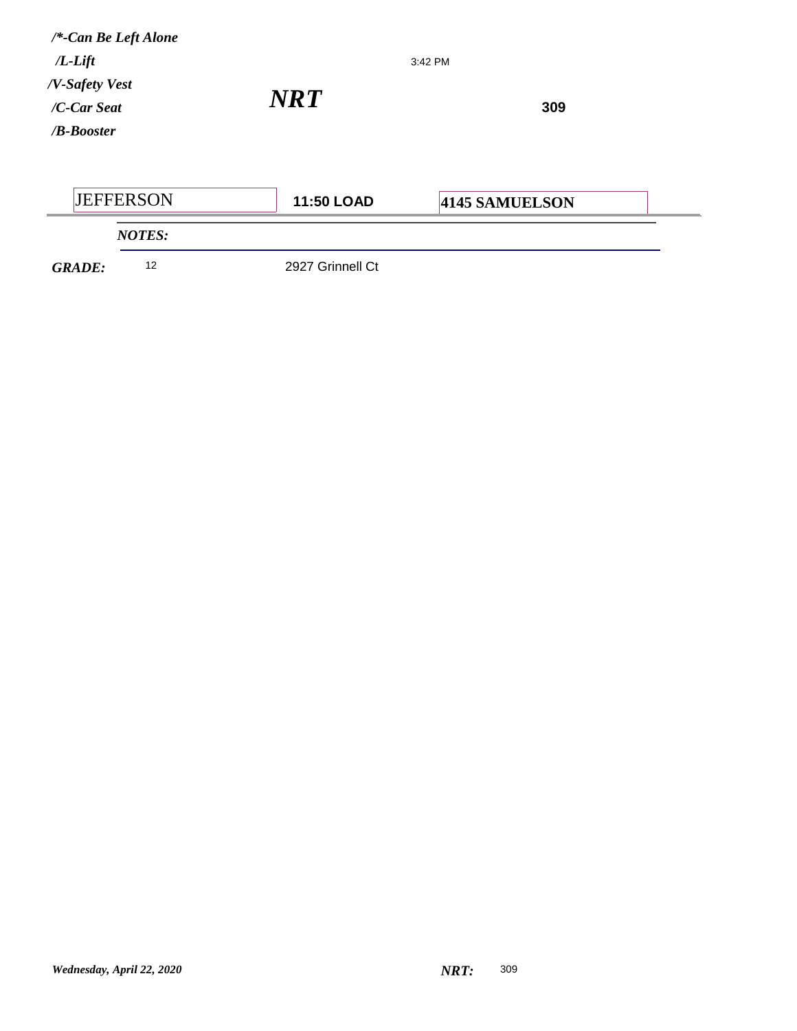***/\*-Can Be Left Alone***
***/L-Lift***
***/V-Safety Vest***
***/C-Car Seat***
***/B-Booster***

3:42 PM

# *NRT*

**309**

| JEFFERSON | **11:50 LOAD** | **4145 SAMUELSON** |
|---|---|---|

***NOTES:***

***GRADE:*** 12 2927 Grinnell Ct

***Wednesday, April 22, 2020***

***NRT:*** 309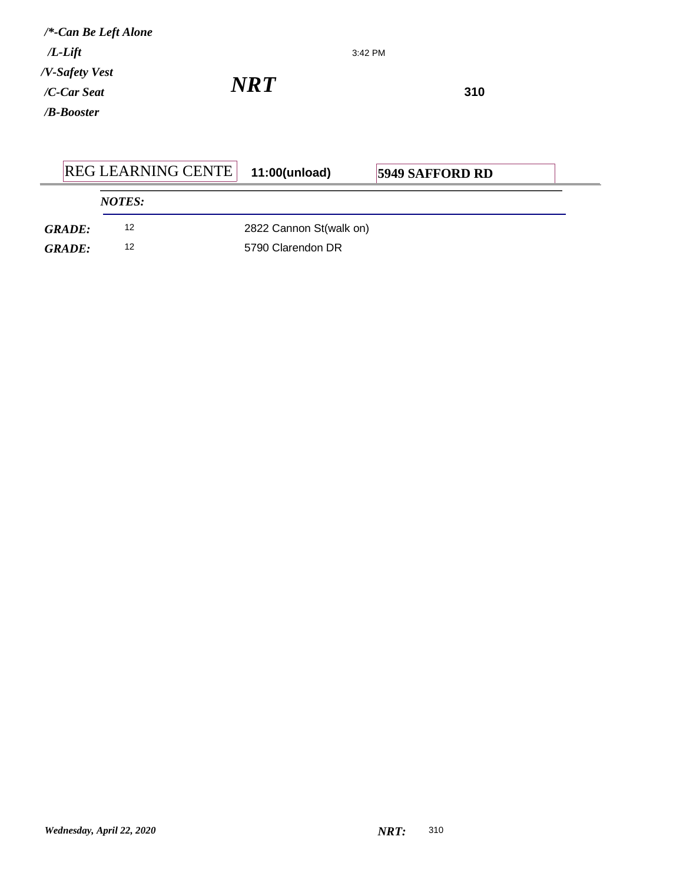*/\*-Can Be Left Alone*
*/L-Lift*
*/V-Safety Vest*
*/C-Car Seat*
*/B-Booster*

3:42 PM

***NRT***

**310**

| REG LEARNING CENTE | **11:00(unload)** | **5949 SAFFORD RD** |
|---|---|---|

***NOTES:***

| | | |
|---|---|---|
| ***GRADE:*** | 12 | 2822 Cannon St(walk on) |
| ***GRADE:*** | 12 | 5790 Clarendon DR |

*Wednesday, April 22, 2020*

***NRT:*** 310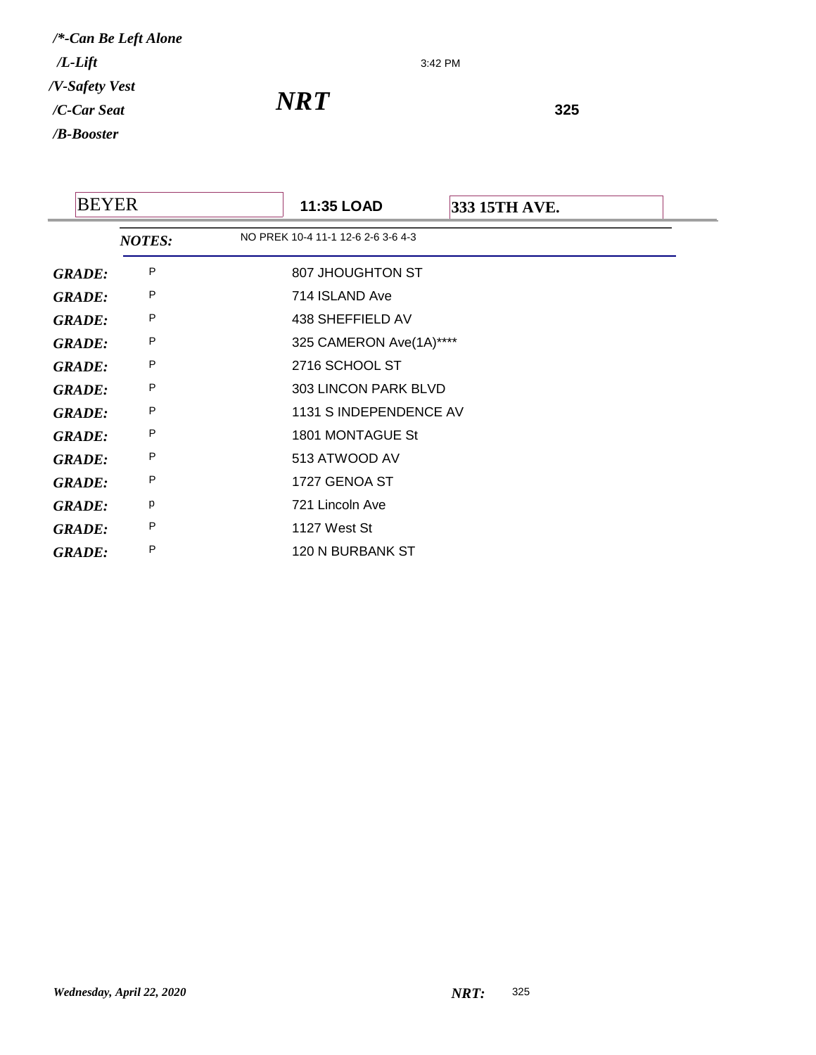*/\*-Can Be Left Alone*

*/L-Lift*

*/V-Safety Vest*

*/C-Car Seat*

*/B-Booster*

3:42 PM

# *NRT*

**325**

| BEYER | **11:35 LOAD** | **333 15TH AVE.** |
|---|---|---|

***NOTES:*** NO PREK 10-4 11-1 12-6 2-6 3-6 4-3

| | | |
|---|---|---|
| ***GRADE:*** | P | 807 JHOUGHTON ST |
| ***GRADE:*** | P | 714 ISLAND Ave |
| ***GRADE:*** | P | 438 SHEFFIELD AV |
| ***GRADE:*** | P | 325 CAMERON Ave(1A)**** |
| ***GRADE:*** | P | 2716 SCHOOL ST |
| ***GRADE:*** | P | 303 LINCON PARK BLVD |
| ***GRADE:*** | P | 1131 S INDEPENDENCE AV |
| ***GRADE:*** | P | 1801 MONTAGUE St |
| ***GRADE:*** | P | 513 ATWOOD AV |
| ***GRADE:*** | P | 1727 GENOA ST |
| ***GRADE:*** | p | 721 Lincoln Ave |
| ***GRADE:*** | P | 1127 West St |
| ***GRADE:*** | P | 120 N BURBANK ST |

*Wednesday, April 22, 2020* ***NRT:*** 325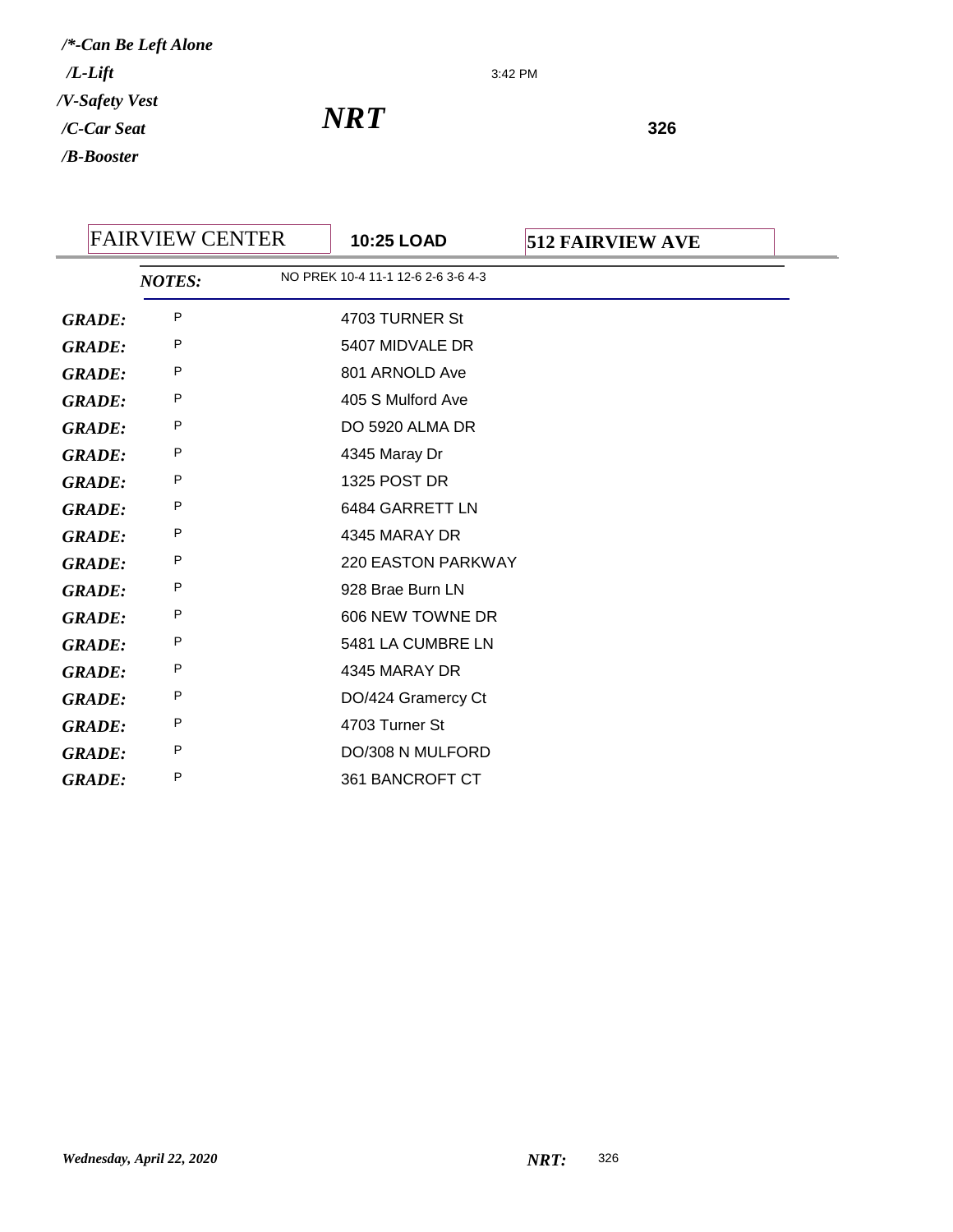*/*-Can Be Left Alone*
*/L-Lift*
*/V-Safety Vest*
*/C-Car Seat*
*/B-Booster*

3:42 PM

# *NRT*

**326**

| FAIRVIEW CENTER | **10:25 LOAD** | **512 FAIRVIEW AVE** |
|---|---|---|

***NOTES:*** NO PREK 10-4 11-1 12-6 2-6 3-6 4-3

| | | |
|---|---|---|
| ***GRADE:*** | P | 4703 TURNER St |
| ***GRADE:*** | P | 5407 MIDVALE DR |
| ***GRADE:*** | P | 801 ARNOLD Ave |
| ***GRADE:*** | P | 405 S Mulford Ave |
| ***GRADE:*** | P | DO 5920 ALMA DR |
| ***GRADE:*** | P | 4345 Maray Dr |
| ***GRADE:*** | P | 1325 POST DR |
| ***GRADE:*** | P | 6484 GARRETT LN |
| ***GRADE:*** | P | 4345 MARAY DR |
| ***GRADE:*** | P | 220 EASTON PARKWAY |
| ***GRADE:*** | P | 928 Brae Burn LN |
| ***GRADE:*** | P | 606 NEW TOWNE DR |
| ***GRADE:*** | P | 5481 LA CUMBRE LN |
| ***GRADE:*** | P | 4345 MARAY DR |
| ***GRADE:*** | P | DO/424 Gramercy Ct |
| ***GRADE:*** | P | 4703 Turner St |
| ***GRADE:*** | P | DO/308 N MULFORD |
| ***GRADE:*** | P | 361 BANCROFT CT |

*Wednesday, April 22, 2020* ***NRT:*** 326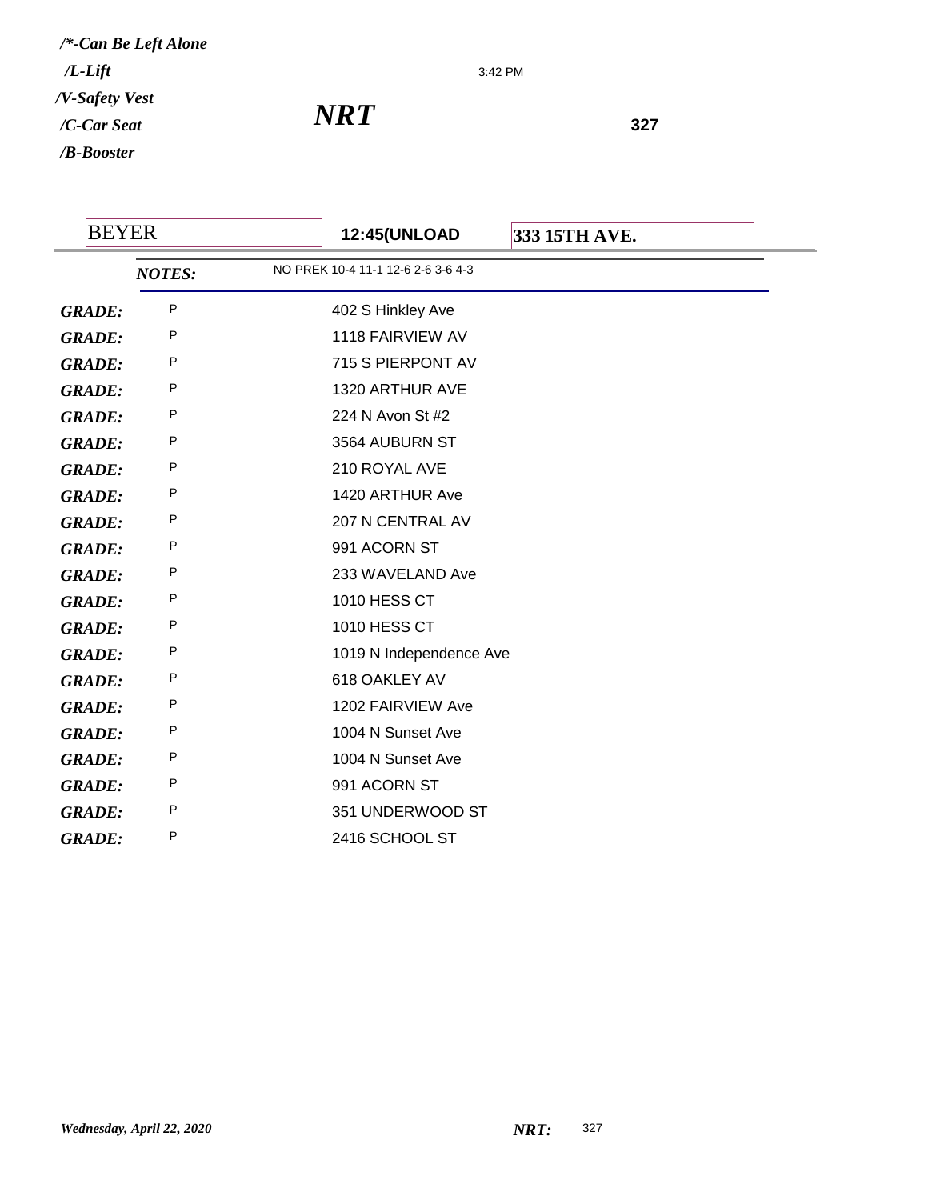*/\*-Can Be Left Alone*

*/L-Lift*

3:42 PM

*/V-Safety Vest*

# *NRT*

*/C-Car Seat*

**327**

*/B-Booster*

| BEYER | **12:45(UNLOAD** | **333 15TH AVE.** |
|---|---|---|

***NOTES:*** NO PREK 10-4 11-1 12-6 2-6 3-6 4-3

| | | |
|---|---|---|
| ***GRADE:*** | P | 402 S Hinkley Ave |
| ***GRADE:*** | P | 1118 FAIRVIEW AV |
| ***GRADE:*** | P | 715 S PIERPONT AV |
| ***GRADE:*** | P | 1320 ARTHUR AVE |
| ***GRADE:*** | P | 224 N Avon St #2 |
| ***GRADE:*** | P | 3564 AUBURN ST |
| ***GRADE:*** | P | 210 ROYAL AVE |
| ***GRADE:*** | P | 1420 ARTHUR Ave |
| ***GRADE:*** | P | 207 N CENTRAL AV |
| ***GRADE:*** | P | 991 ACORN ST |
| ***GRADE:*** | P | 233 WAVELAND Ave |
| ***GRADE:*** | P | 1010 HESS CT |
| ***GRADE:*** | P | 1010 HESS CT |
| ***GRADE:*** | P | 1019 N Independence Ave |
| ***GRADE:*** | P | 618 OAKLEY AV |
| ***GRADE:*** | P | 1202 FAIRVIEW Ave |
| ***GRADE:*** | P | 1004 N Sunset Ave |
| ***GRADE:*** | P | 1004 N Sunset Ave |
| ***GRADE:*** | P | 991 ACORN ST |
| ***GRADE:*** | P | 351 UNDERWOOD ST |
| ***GRADE:*** | P | 2416 SCHOOL ST |

*Wednesday, April 22, 2020*

***NRT:*** 327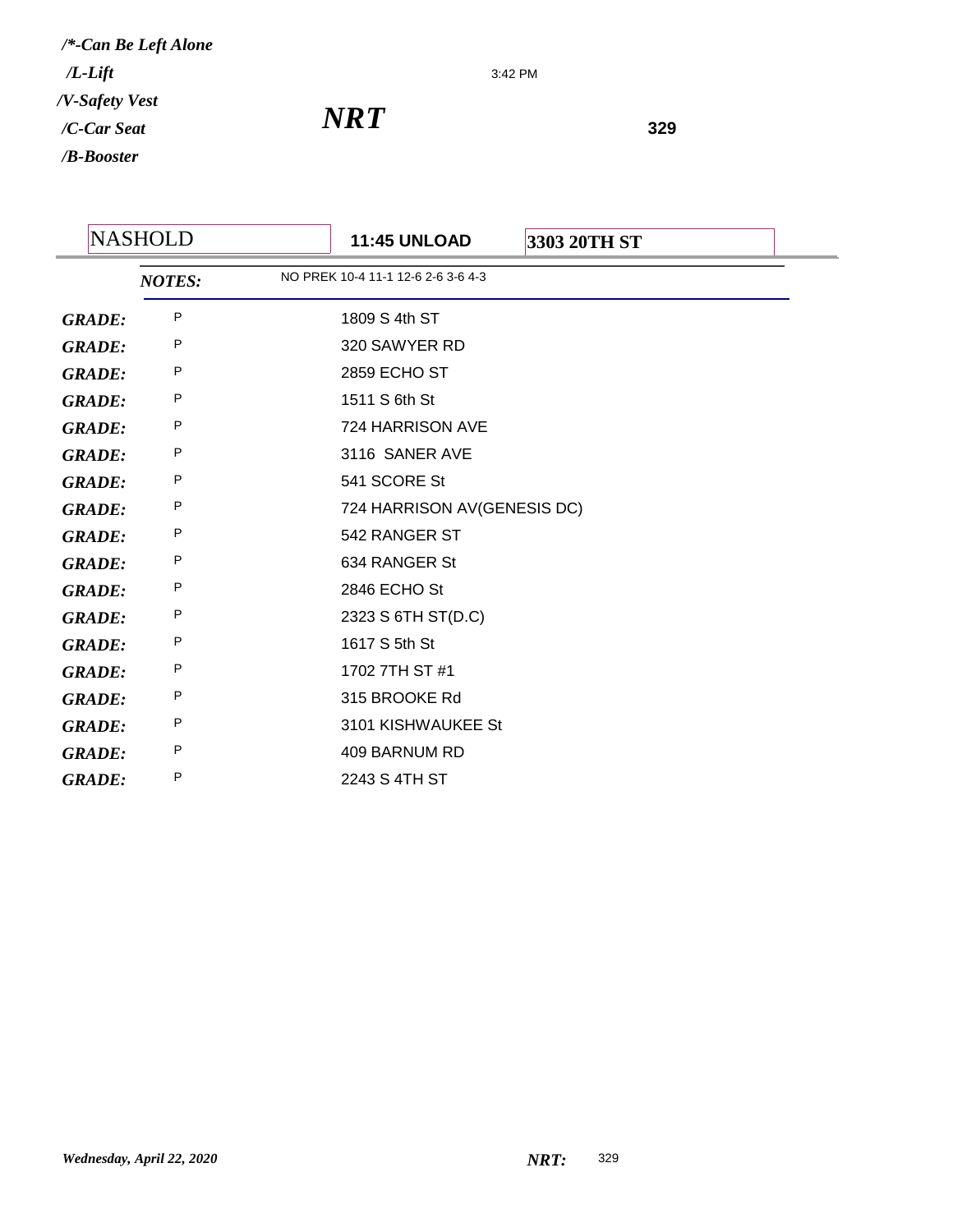*/\*-Can Be Left Alone*
*/L-Lift*
*/V-Safety Vest*
*/C-Car Seat*
*/B-Booster*

3:42 PM

# *NRT*

**329**

| NASHOLD | **11:45 UNLOAD** | **3303 20TH ST** |
|---|---|---|

***NOTES:*** NO PREK 10-4 11-1 12-6 2-6 3-6 4-3

| | | |
|---|---|---|
| ***GRADE:*** | P | 1809 S 4th ST |
| ***GRADE:*** | P | 320 SAWYER RD |
| ***GRADE:*** | P | 2859 ECHO ST |
| ***GRADE:*** | P | 1511 S 6th St |
| ***GRADE:*** | P | 724 HARRISON AVE |
| ***GRADE:*** | P | 3116 SANER AVE |
| ***GRADE:*** | P | 541 SCORE St |
| ***GRADE:*** | P | 724 HARRISON AV(GENESIS DC) |
| ***GRADE:*** | P | 542 RANGER ST |
| ***GRADE:*** | P | 634 RANGER St |
| ***GRADE:*** | P | 2846 ECHO St |
| ***GRADE:*** | P | 2323 S 6TH ST(D.C) |
| ***GRADE:*** | P | 1617 S 5th St |
| ***GRADE:*** | P | 1702 7TH ST #1 |
| ***GRADE:*** | P | 315 BROOKE Rd |
| ***GRADE:*** | P | 3101 KISHWAUKEE St |
| ***GRADE:*** | P | 409 BARNUM RD |
| ***GRADE:*** | P | 2243 S 4TH ST |

*Wednesday, April 22, 2020*

***NRT:*** 329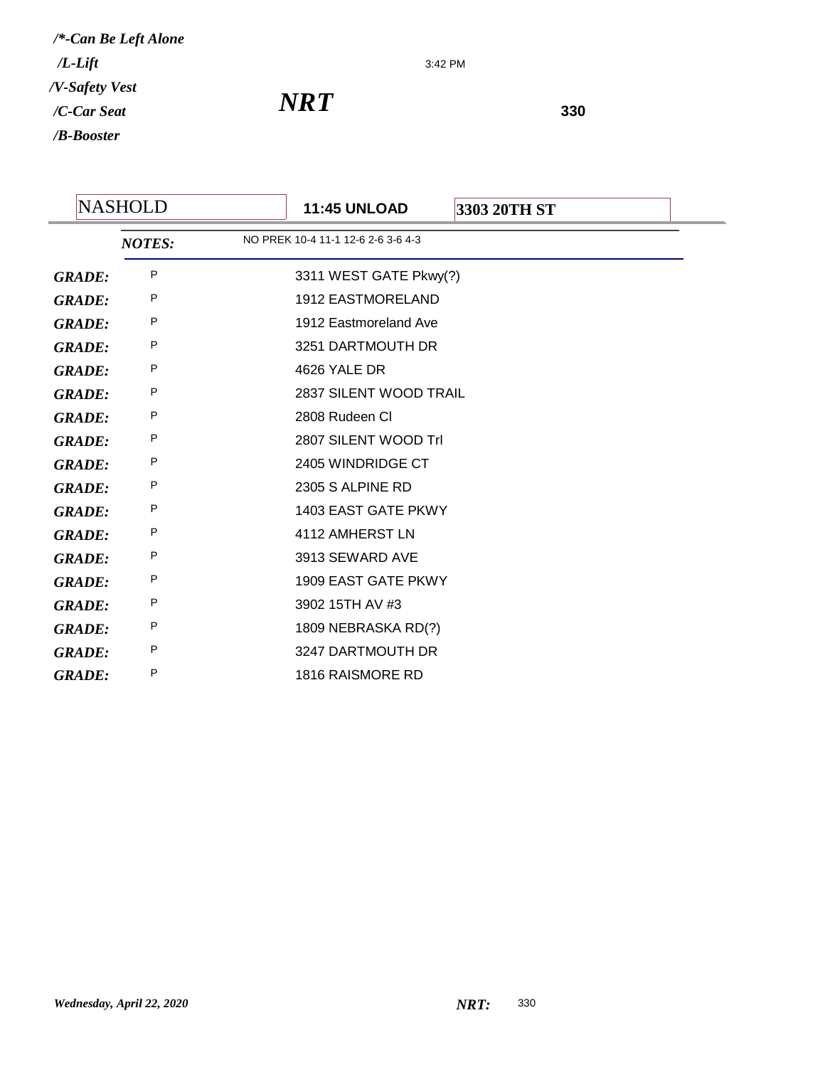*/\*-Can Be Left Alone*

*/L-Lift*

*/V-Safety Vest*

*/C-Car Seat*

*/B-Booster*

3:42 PM

# *NRT*

**330**

| NASHOLD | **11:45 UNLOAD** | **3303 20TH ST** |
|---|---|---|

***NOTES:*** NO PREK 10-4 11-1 12-6 2-6 3-6 4-3

| | | |
|---|---|---|
| ***GRADE:*** | P | 3311 WEST GATE Pkwy(?) |
| ***GRADE:*** | P | 1912 EASTMORELAND |
| ***GRADE:*** | P | 1912 Eastmoreland Ave |
| ***GRADE:*** | P | 3251 DARTMOUTH DR |
| ***GRADE:*** | P | 4626 YALE DR |
| ***GRADE:*** | P | 2837 SILENT WOOD TRAIL |
| ***GRADE:*** | P | 2808 Rudeen Cl |
| ***GRADE:*** | P | 2807 SILENT WOOD Trl |
| ***GRADE:*** | P | 2405 WINDRIDGE CT |
| ***GRADE:*** | P | 2305 S ALPINE RD |
| ***GRADE:*** | P | 1403 EAST GATE PKWY |
| ***GRADE:*** | P | 4112 AMHERST LN |
| ***GRADE:*** | P | 3913 SEWARD AVE |
| ***GRADE:*** | P | 1909 EAST GATE PKWY |
| ***GRADE:*** | P | 3902 15TH AV #3 |
| ***GRADE:*** | P | 1809 NEBRASKA RD(?) |
| ***GRADE:*** | P | 3247 DARTMOUTH DR |
| ***GRADE:*** | P | 1816 RAISMORE RD |

*Wednesday, April 22, 2020*

***NRT:*** 330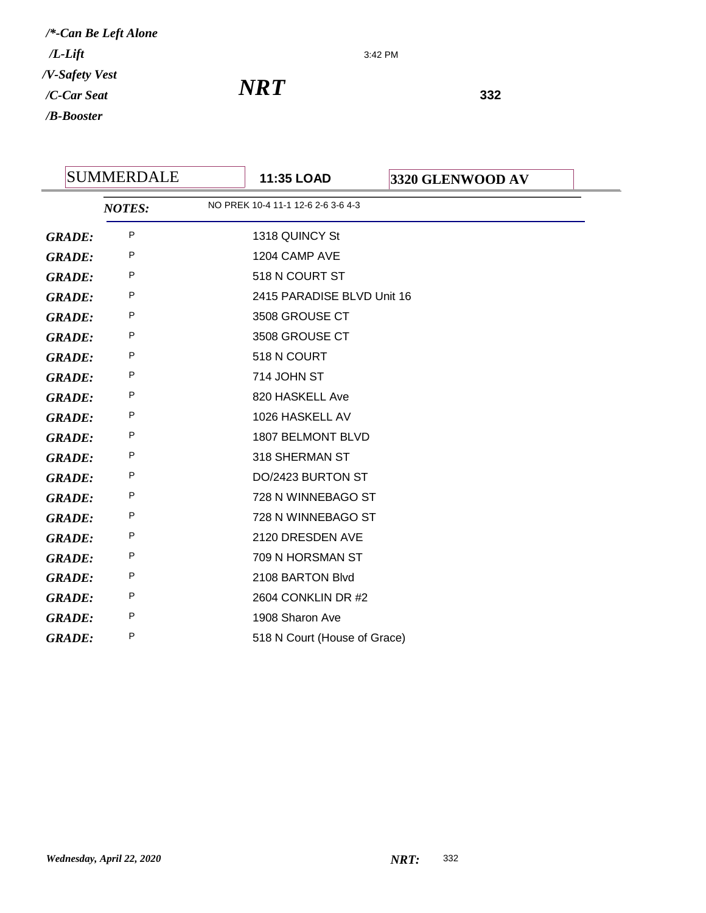***/\*-Can Be Left Alone***
***/L-Lift***
***/V-Safety Vest***
***/C-Car Seat***
***/B-Booster***

3:42 PM

# *NRT*

**332**

| SUMMERDALE | **11:35 LOAD** | **3320 GLENWOOD AV** |
|---|---|---|

***NOTES:*** NO PREK 10-4 11-1 12-6 2-6 3-6 4-3

| | | |
|---|---|---|
| ***GRADE:*** | P | 1318 QUINCY St |
| ***GRADE:*** | P | 1204 CAMP AVE |
| ***GRADE:*** | P | 518 N COURT ST |
| ***GRADE:*** | P | 2415 PARADISE BLVD Unit 16 |
| ***GRADE:*** | P | 3508 GROUSE CT |
| ***GRADE:*** | P | 3508 GROUSE CT |
| ***GRADE:*** | P | 518 N COURT |
| ***GRADE:*** | P | 714 JOHN ST |
| ***GRADE:*** | P | 820 HASKELL Ave |
| ***GRADE:*** | P | 1026 HASKELL AV |
| ***GRADE:*** | P | 1807 BELMONT BLVD |
| ***GRADE:*** | P | 318 SHERMAN ST |
| ***GRADE:*** | P | DO/2423 BURTON ST |
| ***GRADE:*** | P | 728 N WINNEBAGO ST |
| ***GRADE:*** | P | 728 N WINNEBAGO ST |
| ***GRADE:*** | P | 2120 DRESDEN AVE |
| ***GRADE:*** | P | 709 N HORSMAN ST |
| ***GRADE:*** | P | 2108 BARTON Blvd |
| ***GRADE:*** | P | 2604 CONKLIN DR #2 |
| ***GRADE:*** | P | 1908 Sharon Ave |
| ***GRADE:*** | P | 518 N Court (House of Grace) |

*Wednesday, April 22, 2020*

***NRT:*** 332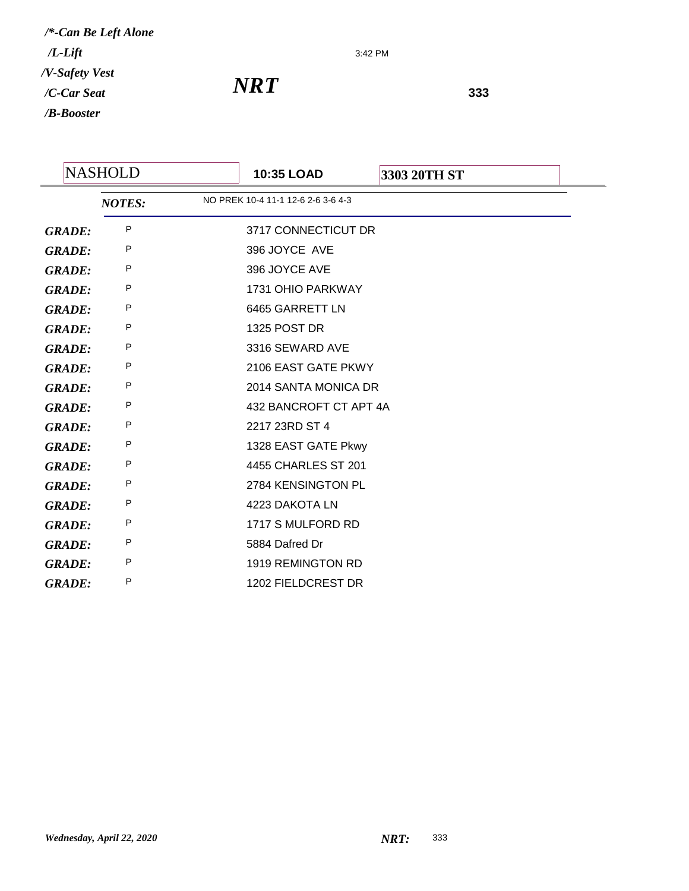*/*-Can Be Left Alone*
*/L-Lift*
*/V-Safety Vest*
*/C-Car Seat*
*/B-Booster*

3:42 PM

# *NRT*

**333**

| NASHOLD | **10:35 LOAD** | **3303 20TH ST** |
|---|---|---|

***NOTES:*** NO PREK 10-4 11-1 12-6 2-6 3-6 4-3

| | | |
|---|---|---|
| ***GRADE:*** | P | 3717 CONNECTICUT DR |
| ***GRADE:*** | P | 396 JOYCE  AVE |
| ***GRADE:*** | P | 396 JOYCE AVE |
| ***GRADE:*** | P | 1731 OHIO PARKWAY |
| ***GRADE:*** | P | 6465 GARRETT LN |
| ***GRADE:*** | P | 1325 POST DR |
| ***GRADE:*** | P | 3316 SEWARD AVE |
| ***GRADE:*** | P | 2106 EAST GATE PKWY |
| ***GRADE:*** | P | 2014 SANTA MONICA DR |
| ***GRADE:*** | P | 432 BANCROFT CT APT 4A |
| ***GRADE:*** | P | 2217 23RD ST 4 |
| ***GRADE:*** | P | 1328 EAST GATE Pkwy |
| ***GRADE:*** | P | 4455 CHARLES ST 201 |
| ***GRADE:*** | P | 2784 KENSINGTON PL |
| ***GRADE:*** | P | 4223 DAKOTA LN |
| ***GRADE:*** | P | 1717 S MULFORD RD |
| ***GRADE:*** | P | 5884 Dafred Dr |
| ***GRADE:*** | P | 1919 REMINGTON RD |
| ***GRADE:*** | P | 1202 FIELDCREST DR |

*Wednesday, April 22, 2020* ***NRT:*** 333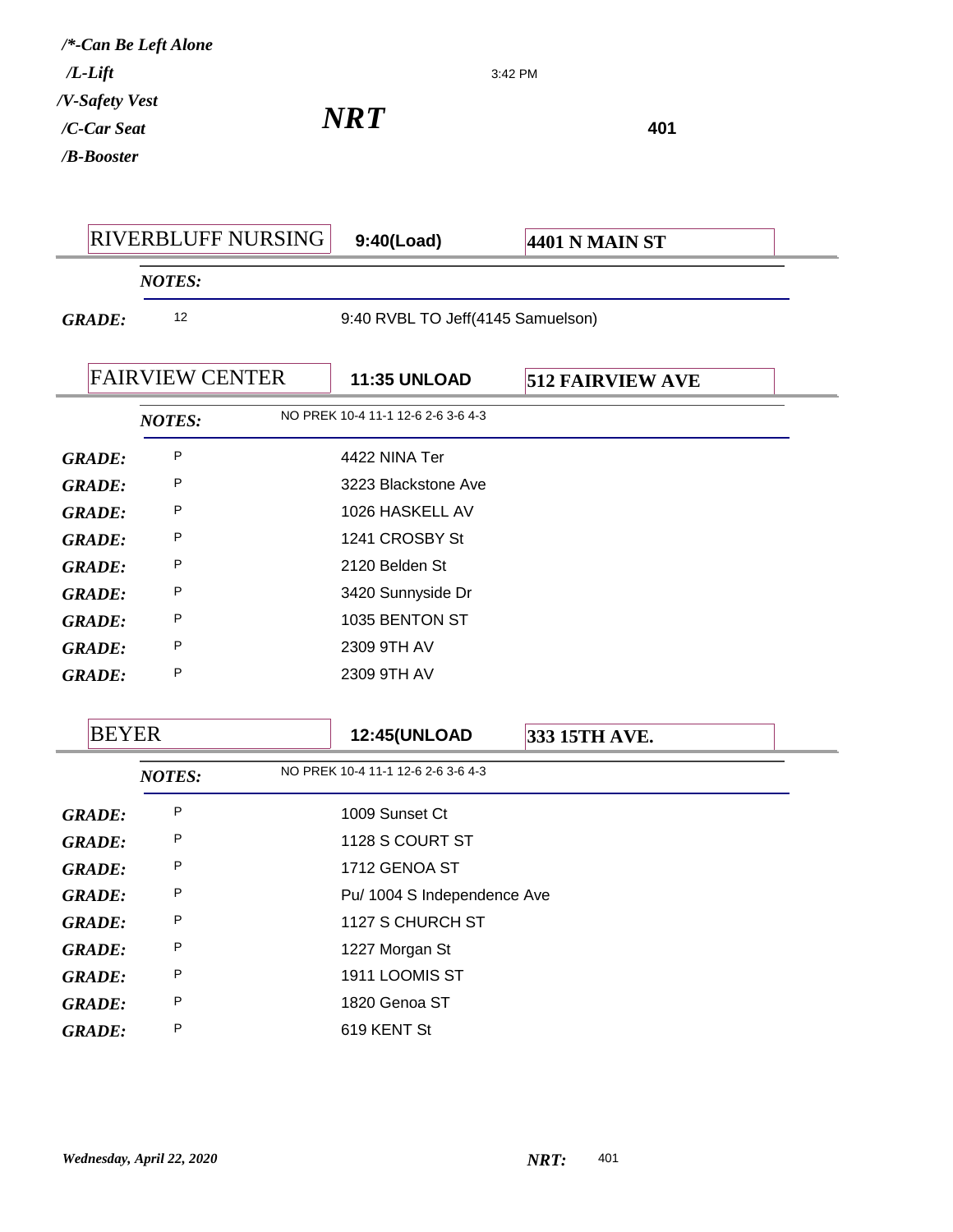*/*-Can Be Left Alone*
*/L-Lift*
*/V-Safety Vest*
*/C-Car Seat*
*/B-Booster*

3:42 PM

# *NRT*

**401**

## RIVERBLUFF NURSING | **9:40(Load)** | **4401 N MAIN ST**

***NOTES:***

| | | |
|---|---|---|
| ***GRADE:*** | 12 | 9:40 RVBL TO Jeff(4145 Samuelson) |

## FAIRVIEW CENTER | **11:35 UNLOAD** | **512 FAIRVIEW AVE**

***NOTES:*** NO PREK 10-4 11-1 12-6 2-6 3-6 4-3

| | | |
|---|---|---|
| ***GRADE:*** | P | 4422 NINA Ter |
| ***GRADE:*** | P | 3223 Blackstone Ave |
| ***GRADE:*** | P | 1026 HASKELL AV |
| ***GRADE:*** | P | 1241 CROSBY St |
| ***GRADE:*** | P | 2120 Belden St |
| ***GRADE:*** | P | 3420 Sunnyside Dr |
| ***GRADE:*** | P | 1035 BENTON ST |
| ***GRADE:*** | P | 2309 9TH AV |
| ***GRADE:*** | P | 2309 9TH AV |

## BEYER | **12:45(UNLOAD** | **333 15TH AVE.**

***NOTES:*** NO PREK 10-4 11-1 12-6 2-6 3-6 4-3

| | | |
|---|---|---|
| ***GRADE:*** | P | 1009 Sunset Ct |
| ***GRADE:*** | P | 1128 S COURT ST |
| ***GRADE:*** | P | 1712 GENOA ST |
| ***GRADE:*** | P | Pu/ 1004 S Independence Ave |
| ***GRADE:*** | P | 1127 S CHURCH ST |
| ***GRADE:*** | P | 1227 Morgan St |
| ***GRADE:*** | P | 1911 LOOMIS ST |
| ***GRADE:*** | P | 1820 Genoa ST |
| ***GRADE:*** | P | 619 KENT St |

*Wednesday, April 22, 2020* ***NRT:*** 401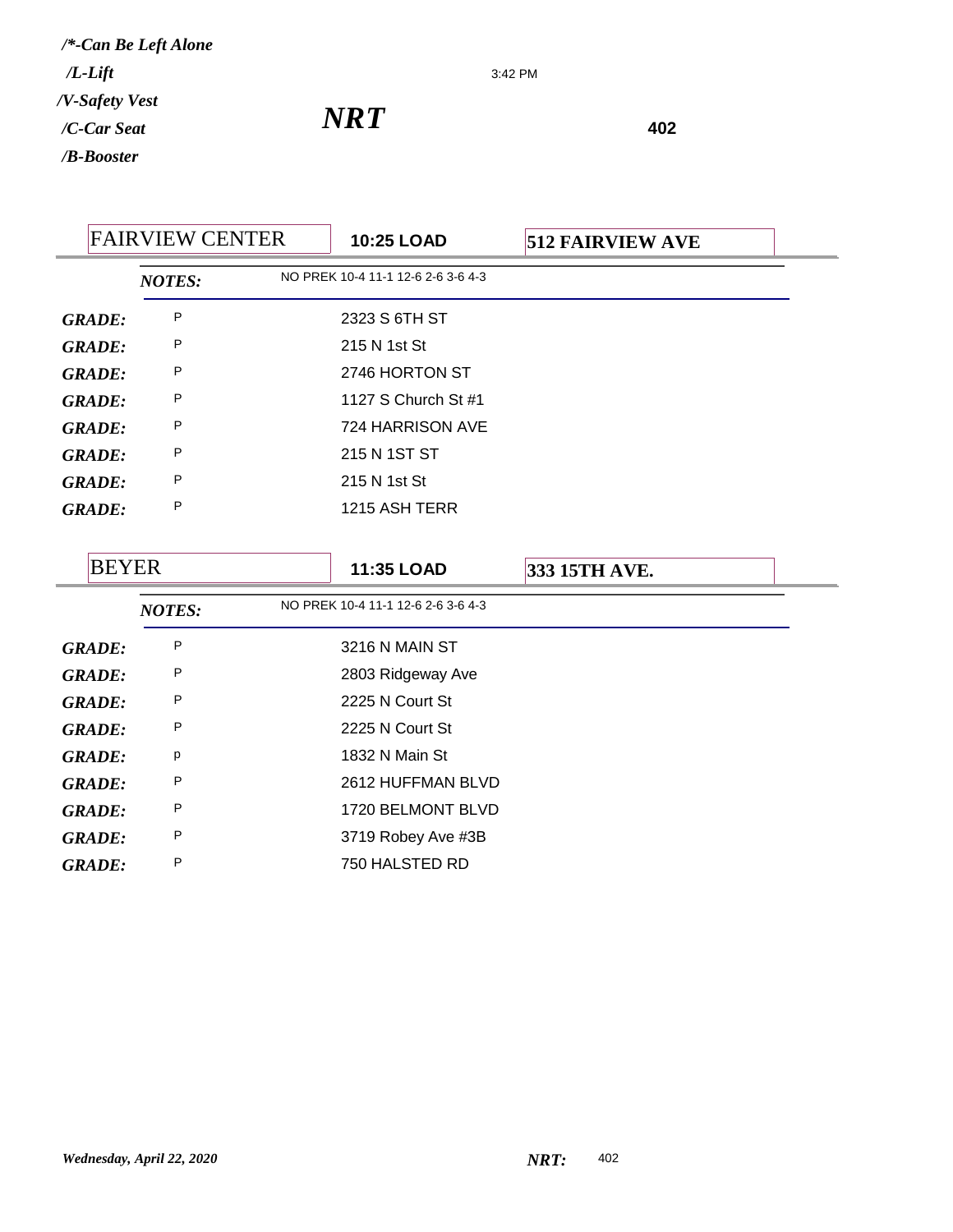*/\*-Can Be Left Alone*
*/L-Lift*
*/V-Safety Vest*
*/C-Car Seat*
*/B-Booster*

3:42 PM

# *NRT*

**402**

## FAIRVIEW CENTER | **10:25 LOAD** | **512 FAIRVIEW AVE**

*NOTES:* NO PREK 10-4 11-1 12-6 2-6 3-6 4-3

| | | |
|---|---|---|
| ***GRADE:*** | P | 2323 S 6TH ST |
| ***GRADE:*** | P | 215 N 1st St |
| ***GRADE:*** | P | 2746 HORTON ST |
| ***GRADE:*** | P | 1127 S Church St #1 |
| ***GRADE:*** | P | 724 HARRISON AVE |
| ***GRADE:*** | P | 215 N 1ST ST |
| ***GRADE:*** | P | 215 N 1st St |
| ***GRADE:*** | P | 1215 ASH TERR |

## BEYER | **11:35 LOAD** | **333 15TH AVE.**

*NOTES:* NO PREK 10-4 11-1 12-6 2-6 3-6 4-3

| | | |
|---|---|---|
| ***GRADE:*** | P | 3216 N MAIN ST |
| ***GRADE:*** | P | 2803 Ridgeway Ave |
| ***GRADE:*** | P | 2225 N Court St |
| ***GRADE:*** | P | 2225 N Court St |
| ***GRADE:*** | p | 1832 N Main St |
| ***GRADE:*** | P | 2612 HUFFMAN BLVD |
| ***GRADE:*** | P | 1720 BELMONT BLVD |
| ***GRADE:*** | P | 3719 Robey Ave #3B |
| ***GRADE:*** | P | 750 HALSTED RD |

*Wednesday, April 22, 2020*

***NRT:*** 402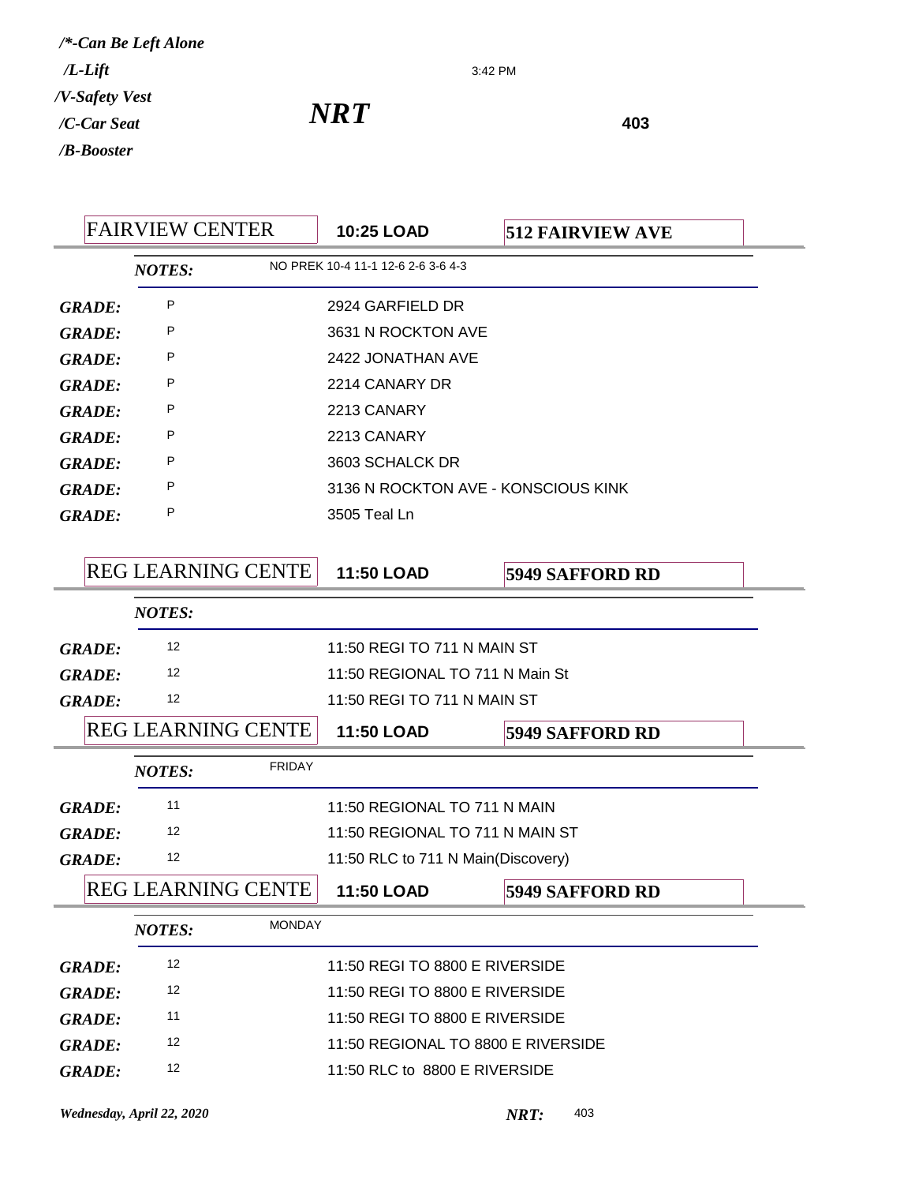*/*-Can Be Left Alone*
*/L-Lift*
*/V-Safety Vest*
*/C-Car Seat*
*/B-Booster*

3:42 PM

# *NRT*

**403**

| FAIRVIEW CENTER | **10:25 LOAD** | **512 FAIRVIEW AVE** |
|---|---|---|

| | *NOTES:* | NO PREK 10-4 11-1 12-6 2-6 3-6 4-3 |
|---|---|---|
| ***GRADE:*** | P | 2924 GARFIELD DR |
| ***GRADE:*** | P | 3631 N ROCKTON AVE |
| ***GRADE:*** | P | 2422 JONATHAN AVE |
| ***GRADE:*** | P | 2214 CANARY DR |
| ***GRADE:*** | P | 2213 CANARY |
| ***GRADE:*** | P | 2213 CANARY |
| ***GRADE:*** | P | 3603 SCHALCK DR |
| ***GRADE:*** | P | 3136 N ROCKTON AVE - KONSCIOUS KINK |
| ***GRADE:*** | P | 3505 Teal Ln |

| REG LEARNING CENTE | **11:50 LOAD** | **5949 SAFFORD RD** |
|---|---|---|

| | *NOTES:* | |
|---|---|---|
| ***GRADE:*** | 12 | 11:50 REGI TO 711 N MAIN ST |
| ***GRADE:*** | 12 | 11:50 REGIONAL TO 711 N Main St |
| ***GRADE:*** | 12 | 11:50 REGI TO 711 N MAIN ST |

| REG LEARNING CENTE | **11:50 LOAD** | **5949 SAFFORD RD** |
|---|---|---|

| | *NOTES:* | FRIDAY |
|---|---|---|
| ***GRADE:*** | 11 | 11:50 REGIONAL TO 711 N MAIN |
| ***GRADE:*** | 12 | 11:50 REGIONAL TO 711 N MAIN ST |
| ***GRADE:*** | 12 | 11:50 RLC to 711 N Main(Discovery) |

| REG LEARNING CENTE | **11:50 LOAD** | **5949 SAFFORD RD** |
|---|---|---|

| | *NOTES:* | MONDAY |
|---|---|---|
| ***GRADE:*** | 12 | 11:50 REGI TO 8800 E RIVERSIDE |
| ***GRADE:*** | 12 | 11:50 REGI TO 8800 E RIVERSIDE |
| ***GRADE:*** | 11 | 11:50 REGI TO 8800 E RIVERSIDE |
| ***GRADE:*** | 12 | 11:50 REGIONAL TO 8800 E RIVERSIDE |
| ***GRADE:*** | 12 | 11:50 RLC to 8800 E RIVERSIDE |

*Wednesday, April 22, 2020* ***NRT:*** 403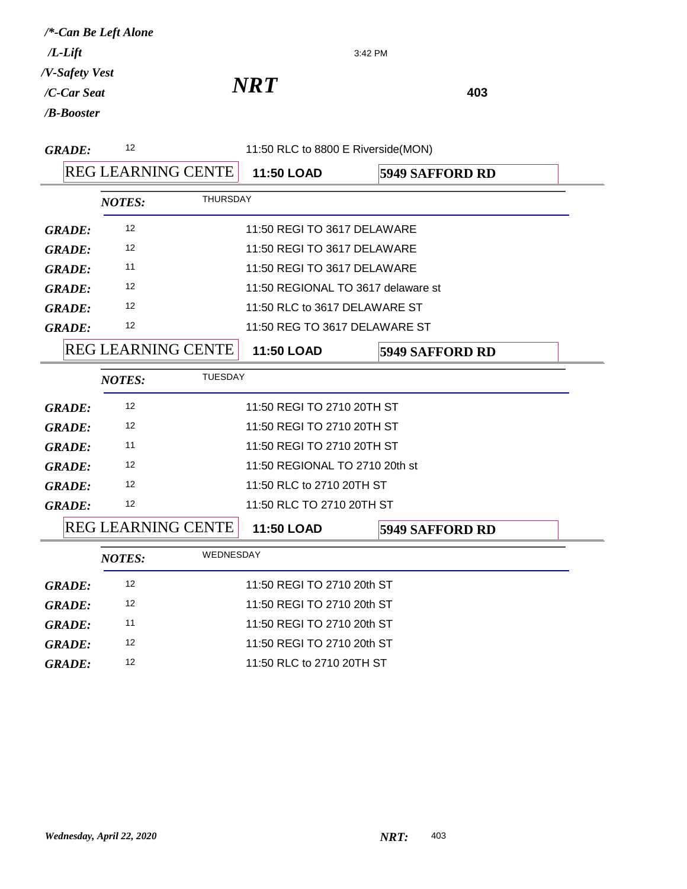*/*-Can Be Left Alone*
*/L-Lift*
*/V-Safety Vest*
*/C-Car Seat*
*/B-Booster*

3:42 PM

# *NRT*

**403**

| | | |
|---|---|---|
| ***GRADE:*** | 12 | 11:50 RLC to 8800 E Riverside(MON) |

REG LEARNING CENTE | **11:50 LOAD** | **5949 SAFFORD RD**

***NOTES:*** THURSDAY

| | | |
|---|---|---|
| ***GRADE:*** | 12 | 11:50 REGI TO 3617 DELAWARE |
| ***GRADE:*** | 12 | 11:50 REGI TO 3617 DELAWARE |
| ***GRADE:*** | 11 | 11:50 REGI TO 3617 DELAWARE |
| ***GRADE:*** | 12 | 11:50 REGIONAL TO 3617 delaware st |
| ***GRADE:*** | 12 | 11:50 RLC to 3617 DELAWARE ST |
| ***GRADE:*** | 12 | 11:50 REG TO 3617 DELAWARE ST |

REG LEARNING CENTE | **11:50 LOAD** | **5949 SAFFORD RD**

***NOTES:*** TUESDAY

| | | |
|---|---|---|
| ***GRADE:*** | 12 | 11:50 REGI TO 2710 20TH ST |
| ***GRADE:*** | 12 | 11:50 REGI TO 2710 20TH ST |
| ***GRADE:*** | 11 | 11:50 REGI TO 2710 20TH ST |
| ***GRADE:*** | 12 | 11:50 REGIONAL TO 2710 20th st |
| ***GRADE:*** | 12 | 11:50 RLC to 2710 20TH ST |
| ***GRADE:*** | 12 | 11:50 RLC TO 2710 20TH ST |

REG LEARNING CENTE | **11:50 LOAD** | **5949 SAFFORD RD**

***NOTES:*** WEDNESDAY

| | | |
|---|---|---|
| ***GRADE:*** | 12 | 11:50 REGI TO 2710 20th ST |
| ***GRADE:*** | 12 | 11:50 REGI TO 2710 20th ST |
| ***GRADE:*** | 11 | 11:50 REGI TO 2710 20th ST |
| ***GRADE:*** | 12 | 11:50 REGI TO 2710 20th ST |
| ***GRADE:*** | 12 | 11:50 RLC to 2710 20TH ST |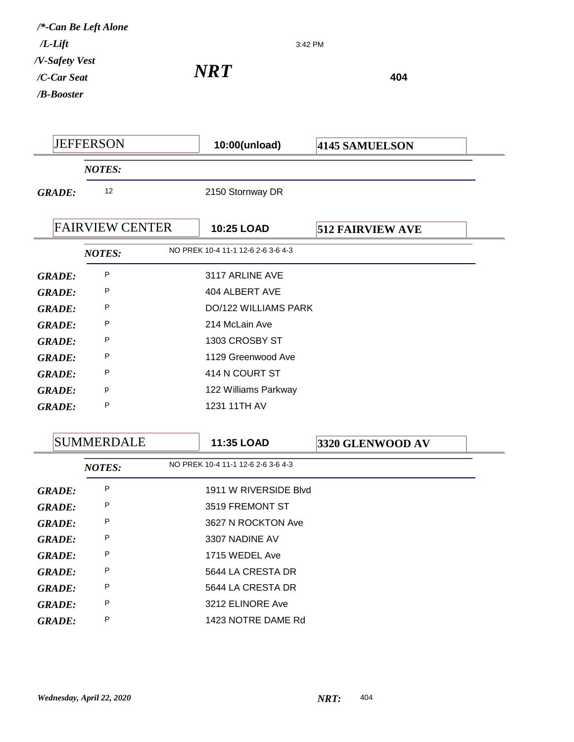/*-Can Be Left Alone
/L-Lift
/V-Safety Vest
/C-Car Seat
/B-Booster

3:42 PM

# *NRT*

**404**

| JEFFERSON | **10:00(unload)** | **4145 SAMUELSON** |
|---|---|---|

***NOTES:***

| | | |
|---|---|---|
| ***GRADE:*** | 12 | 2150 Stornway DR |

| FAIRVIEW CENTER | **10:25 LOAD** | **512 FAIRVIEW AVE** |
|---|---|---|

***NOTES:*** NO PREK 10-4 11-1 12-6 2-6 3-6 4-3

| | | |
|---|---|---|
| ***GRADE:*** | P | 3117 ARLINE AVE |
| ***GRADE:*** | P | 404 ALBERT AVE |
| ***GRADE:*** | P | DO/122 WILLIAMS PARK |
| ***GRADE:*** | P | 214 McLain Ave |
| ***GRADE:*** | P | 1303 CROSBY ST |
| ***GRADE:*** | P | 1129 Greenwood Ave |
| ***GRADE:*** | P | 414 N COURT ST |
| ***GRADE:*** | p | 122 Williams Parkway |
| ***GRADE:*** | P | 1231 11TH AV |

| SUMMERDALE | **11:35 LOAD** | **3320 GLENWOOD AV** |
|---|---|---|

***NOTES:*** NO PREK 10-4 11-1 12-6 2-6 3-6 4-3

| | | |
|---|---|---|
| ***GRADE:*** | P | 1911 W RIVERSIDE Blvd |
| ***GRADE:*** | P | 3519 FREMONT ST |
| ***GRADE:*** | P | 3627 N ROCKTON Ave |
| ***GRADE:*** | P | 3307 NADINE AV |
| ***GRADE:*** | P | 1715 WEDEL Ave |
| ***GRADE:*** | P | 5644 LA CRESTA DR |
| ***GRADE:*** | P | 5644 LA CRESTA DR |
| ***GRADE:*** | P | 3212 ELINORE Ave |
| ***GRADE:*** | P | 1423 NOTRE DAME Rd |

*Wednesday, April 22, 2020* ***NRT:*** 404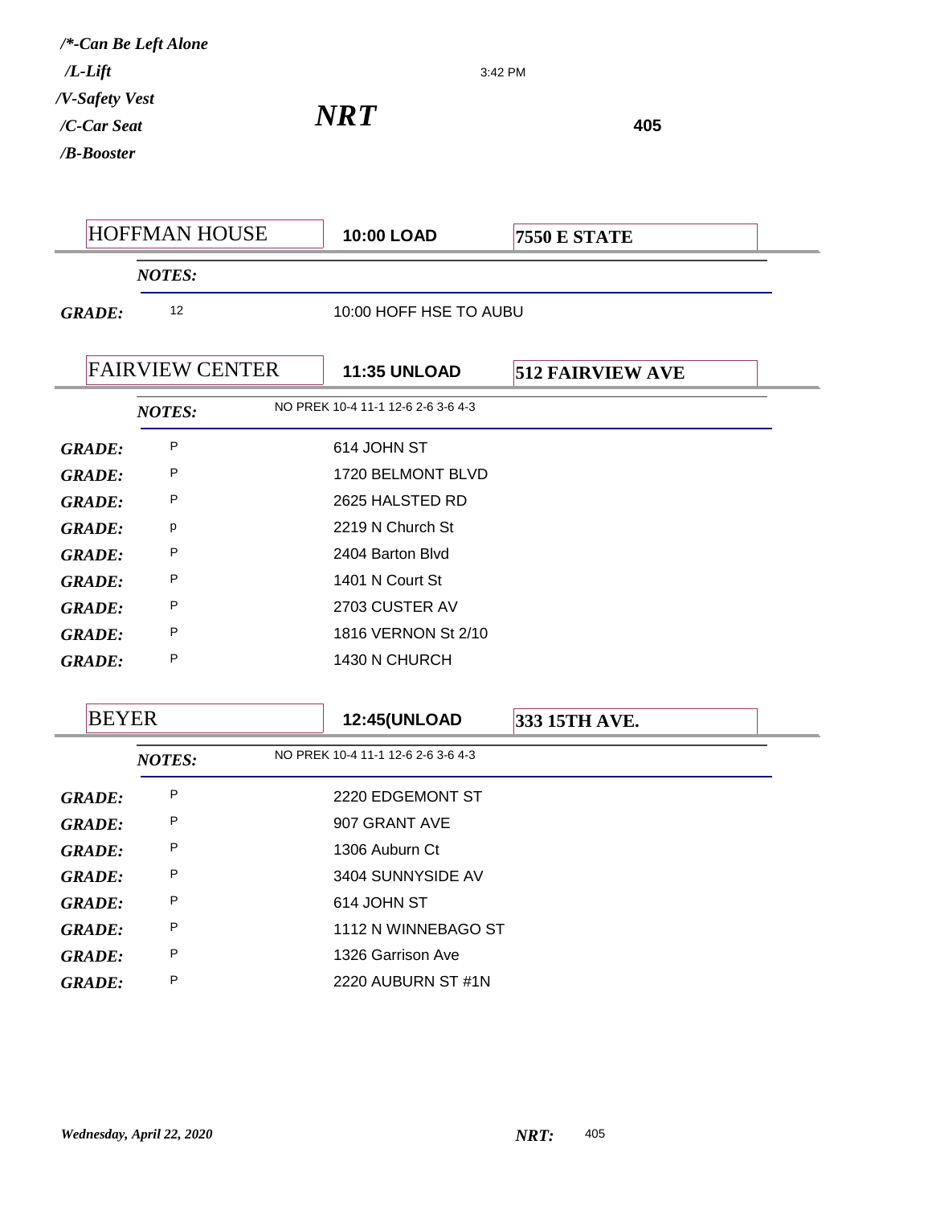*/\*-Can Be Left Alone*
*/L-Lift*
*/V-Safety Vest*
*/C-Car Seat*
*/B-Booster*

3:42 PM

# *NRT*

**405**

| HOFFMAN HOUSE | **10:00 LOAD** | **7550 E STATE** |
|---|---|---|
| *NOTES:* | | |
| ***GRADE:*** 12 | 10:00 HOFF HSE TO AUBU | |

| FAIRVIEW CENTER | **11:35 UNLOAD** | **512 FAIRVIEW AVE** |
|---|---|---|
| *NOTES:* | NO PREK 10-4 11-1 12-6 2-6 3-6 4-3 | |
| ***GRADE:*** P | 614 JOHN ST | |
| ***GRADE:*** P | 1720 BELMONT BLVD | |
| ***GRADE:*** P | 2625 HALSTED RD | |
| ***GRADE:*** p | 2219 N Church St | |
| ***GRADE:*** P | 2404 Barton Blvd | |
| ***GRADE:*** P | 1401 N Court St | |
| ***GRADE:*** P | 2703 CUSTER AV | |
| ***GRADE:*** P | 1816 VERNON St 2/10 | |
| ***GRADE:*** P | 1430 N CHURCH | |

| BEYER | **12:45(UNLOAD** | **333 15TH AVE.** |
|---|---|---|
| *NOTES:* | NO PREK 10-4 11-1 12-6 2-6 3-6 4-3 | |
| ***GRADE:*** P | 2220 EDGEMONT ST | |
| ***GRADE:*** P | 907 GRANT AVE | |
| ***GRADE:*** P | 1306 Auburn Ct | |
| ***GRADE:*** P | 3404 SUNNYSIDE AV | |
| ***GRADE:*** P | 614 JOHN ST | |
| ***GRADE:*** P | 1112 N WINNEBAGO ST | |
| ***GRADE:*** P | 1326 Garrison Ave | |
| ***GRADE:*** P | 2220 AUBURN ST #1N | |

*Wednesday, April 22, 2020* ***NRT:*** 405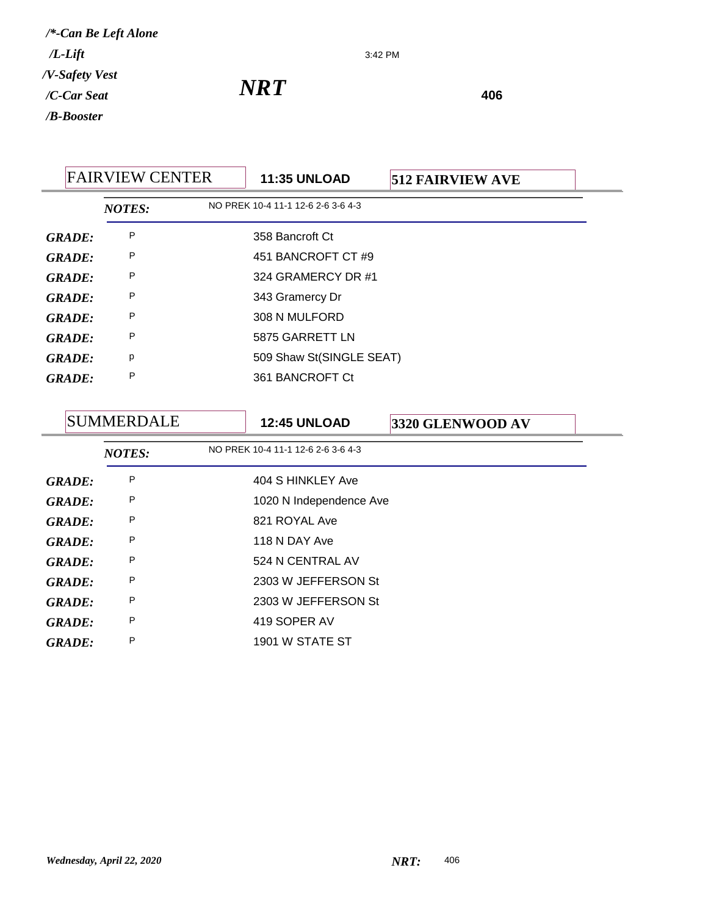*/\*-Can Be Left Alone*
*/L-Lift*
*/V-Safety Vest*
*/C-Car Seat*
*/B-Booster*

3:42 PM

# *NRT*

**406**

## FAIRVIEW CENTER — **11:35 UNLOAD** — **512 FAIRVIEW AVE**

*NOTES:* NO PREK 10-4 11-1 12-6 2-6 3-6 4-3

| | | |
|---|---|---|
| ***GRADE:*** | P | 358 Bancroft Ct |
| ***GRADE:*** | P | 451 BANCROFT CT #9 |
| ***GRADE:*** | P | 324 GRAMERCY DR #1 |
| ***GRADE:*** | P | 343 Gramercy Dr |
| ***GRADE:*** | P | 308 N MULFORD |
| ***GRADE:*** | P | 5875 GARRETT LN |
| ***GRADE:*** | p | 509 Shaw St(SINGLE SEAT) |
| ***GRADE:*** | P | 361 BANCROFT Ct |

## SUMMERDALE — **12:45 UNLOAD** — **3320 GLENWOOD AV**

*NOTES:* NO PREK 10-4 11-1 12-6 2-6 3-6 4-3

| | | |
|---|---|---|
| ***GRADE:*** | P | 404 S HINKLEY Ave |
| ***GRADE:*** | P | 1020 N Independence Ave |
| ***GRADE:*** | P | 821 ROYAL Ave |
| ***GRADE:*** | P | 118 N DAY Ave |
| ***GRADE:*** | P | 524 N CENTRAL AV |
| ***GRADE:*** | P | 2303 W JEFFERSON St |
| ***GRADE:*** | P | 2303 W JEFFERSON St |
| ***GRADE:*** | P | 419 SOPER AV |
| ***GRADE:*** | P | 1901 W STATE ST |

*Wednesday, April 22, 2020* ***NRT:*** 406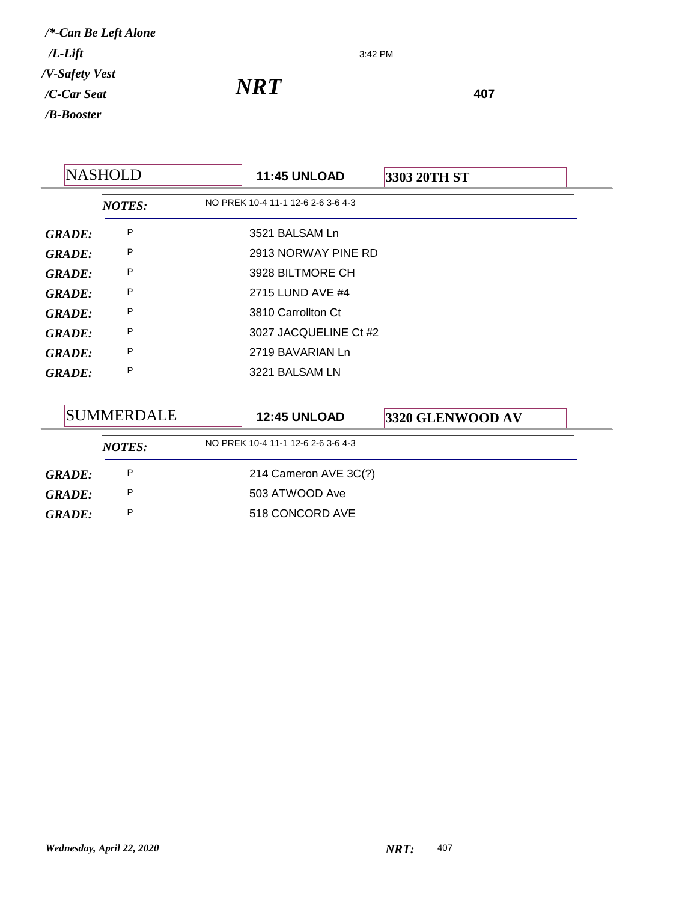*/\*-Can Be Left Alone*
*/L-Lift*
*/V-Safety Vest*
*/C-Car Seat*
*/B-Booster*

3:42 PM

# *NRT*

**407**

## NASHOLD — **11:45 UNLOAD** — **3303 20TH ST**

***NOTES:*** NO PREK 10-4 11-1 12-6 2-6 3-6 4-3

| | | |
|---|---|---|
| ***GRADE:*** | P | 3521 BALSAM Ln |
| ***GRADE:*** | P | 2913 NORWAY PINE RD |
| ***GRADE:*** | P | 3928 BILTMORE CH |
| ***GRADE:*** | P | 2715 LUND AVE #4 |
| ***GRADE:*** | P | 3810 Carrollton Ct |
| ***GRADE:*** | P | 3027 JACQUELINE Ct #2 |
| ***GRADE:*** | P | 2719 BAVARIAN Ln |
| ***GRADE:*** | P | 3221 BALSAM LN |

## SUMMERDALE — **12:45 UNLOAD** — **3320 GLENWOOD AV**

***NOTES:*** NO PREK 10-4 11-1 12-6 2-6 3-6 4-3

| | | |
|---|---|---|
| ***GRADE:*** | P | 214 Cameron AVE 3C(?) |
| ***GRADE:*** | P | 503 ATWOOD Ave |
| ***GRADE:*** | P | 518 CONCORD AVE |

*Wednesday, April 22, 2020* ***NRT:*** 407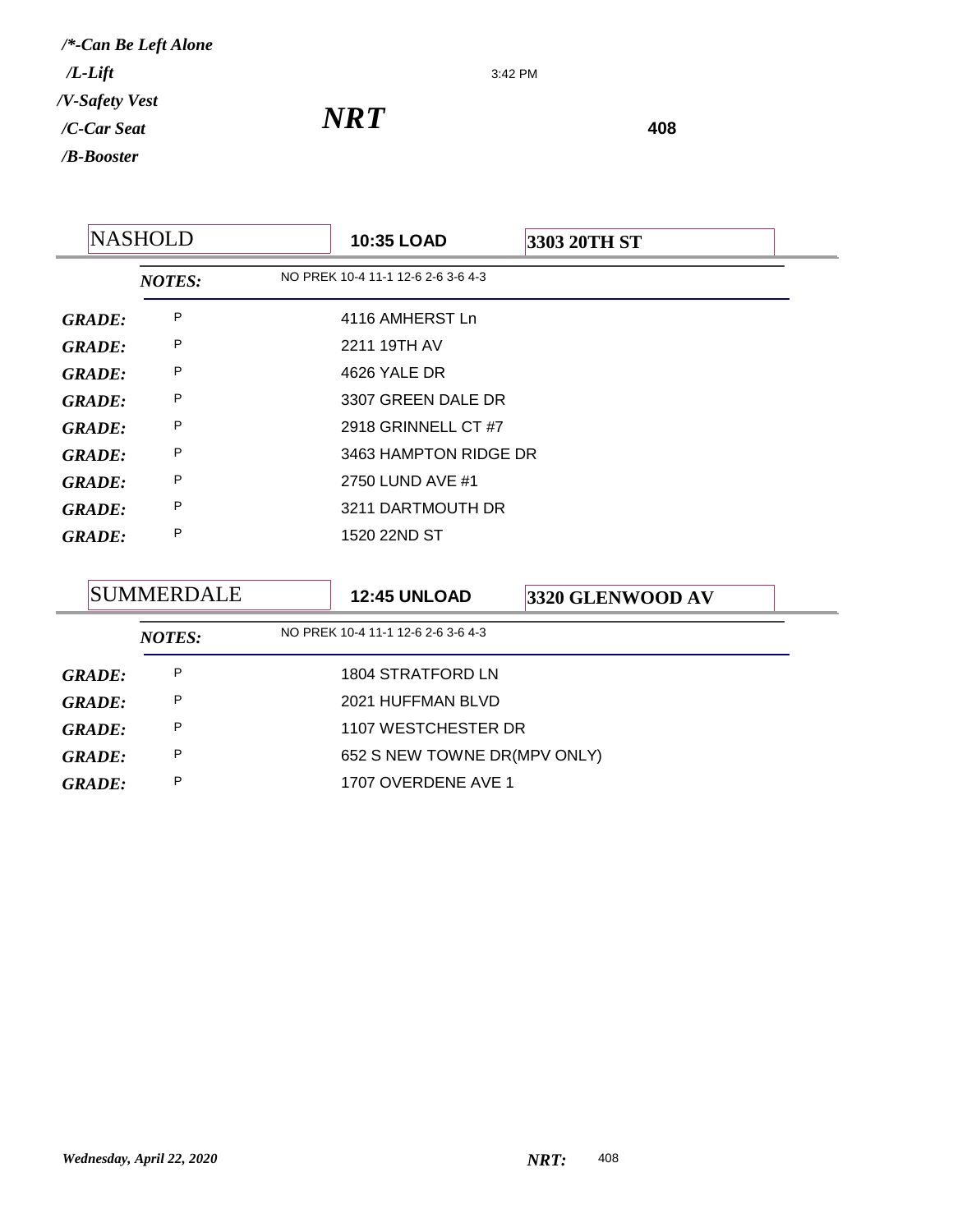*/\*-Can Be Left Alone*
*/L-Lift*
*/V-Safety Vest*
*/C-Car Seat*
*/B-Booster*

3:42 PM

# *NRT*

**408**

| NASHOLD | **10:35 LOAD** | **3303 20TH ST** |
|---|---|---|
| ***NOTES:*** | NO PREK 10-4 11-1 12-6 2-6 3-6 4-3 | |
| ***GRADE:*** P | 4116 AMHERST Ln | |
| ***GRADE:*** P | 2211 19TH AV | |
| ***GRADE:*** P | 4626 YALE DR | |
| ***GRADE:*** P | 3307 GREEN DALE DR | |
| ***GRADE:*** P | 2918 GRINNELL CT #7 | |
| ***GRADE:*** P | 3463 HAMPTON RIDGE DR | |
| ***GRADE:*** P | 2750 LUND AVE #1 | |
| ***GRADE:*** P | 3211 DARTMOUTH DR | |
| ***GRADE:*** P | 1520 22ND ST | |

| SUMMERDALE | **12:45 UNLOAD** | **3320 GLENWOOD AV** |
|---|---|---|
| ***NOTES:*** | NO PREK 10-4 11-1 12-6 2-6 3-6 4-3 | |
| ***GRADE:*** P | 1804 STRATFORD LN | |
| ***GRADE:*** P | 2021 HUFFMAN BLVD | |
| ***GRADE:*** P | 1107 WESTCHESTER DR | |
| ***GRADE:*** P | 652 S NEW TOWNE DR(MPV ONLY) | |
| ***GRADE:*** P | 1707 OVERDENE AVE 1 | |

*Wednesday, April 22, 2020* ***NRT:*** 408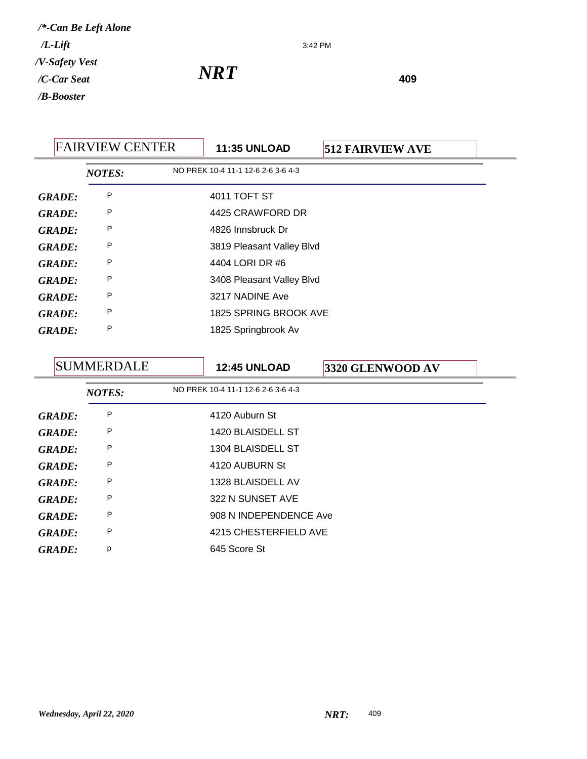*/*-Can Be Left Alone*
*/L-Lift*
*/V-Safety Vest*
*/C-Car Seat*
*/B-Booster*

3:42 PM

# *NRT*

**409**

| FAIRVIEW CENTER | **11:35 UNLOAD** | **512 FAIRVIEW AVE** |
|---|---|---|
| ***NOTES:*** | NO PREK 10-4 11-1 12-6 2-6 3-6 4-3 | |
| ***GRADE:*** P | 4011 TOFT ST | |
| ***GRADE:*** P | 4425 CRAWFORD DR | |
| ***GRADE:*** P | 4826 Innsbruck Dr | |
| ***GRADE:*** P | 3819 Pleasant Valley Blvd | |
| ***GRADE:*** P | 4404 LORI DR #6 | |
| ***GRADE:*** P | 3408 Pleasant Valley Blvd | |
| ***GRADE:*** P | 3217 NADINE Ave | |
| ***GRADE:*** P | 1825 SPRING BROOK AVE | |
| ***GRADE:*** P | 1825 Springbrook Av | |

| SUMMERDALE | **12:45 UNLOAD** | **3320 GLENWOOD AV** |
|---|---|---|
| ***NOTES:*** | NO PREK 10-4 11-1 12-6 2-6 3-6 4-3 | |
| ***GRADE:*** P | 4120 Auburn St | |
| ***GRADE:*** P | 1420 BLAISDELL ST | |
| ***GRADE:*** P | 1304 BLAISDELL ST | |
| ***GRADE:*** P | 4120 AUBURN St | |
| ***GRADE:*** P | 1328 BLAISDELL AV | |
| ***GRADE:*** P | 322 N SUNSET AVE | |
| ***GRADE:*** P | 908 N INDEPENDENCE Ave | |
| ***GRADE:*** P | 4215 CHESTERFIELD AVE | |
| ***GRADE:*** p | 645 Score St | |

*Wednesday, April 22, 2020* ***NRT:*** 409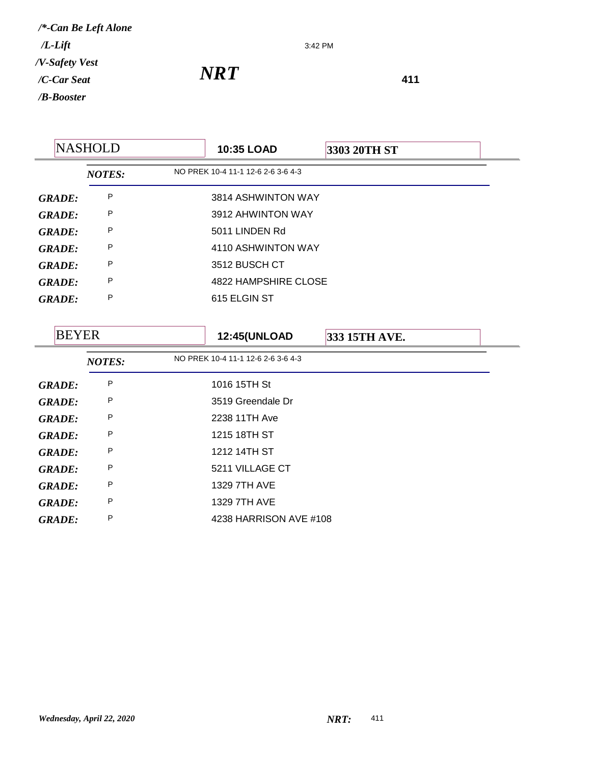*/\*-Can Be Left Alone*
*/L-Lift*
*/V-Safety Vest*
*/C-Car Seat*
*/B-Booster*

3:42 PM

# *NRT*

**411**

| NASHOLD | **10:35 LOAD** | **3303 20TH ST** |
|---|---|---|
| ***NOTES:*** | NO PREK 10-4 11-1 12-6 2-6 3-6 4-3 | |
| ***GRADE:*** P | 3814 ASHWINTON WAY | |
| ***GRADE:*** P | 3912 AHWINTON WAY | |
| ***GRADE:*** P | 5011 LINDEN Rd | |
| ***GRADE:*** P | 4110 ASHWINTON WAY | |
| ***GRADE:*** P | 3512 BUSCH CT | |
| ***GRADE:*** P | 4822 HAMPSHIRE CLOSE | |
| ***GRADE:*** P | 615 ELGIN ST | |

| BEYER | **12:45(UNLOAD** | **333 15TH AVE.** |
|---|---|---|
| ***NOTES:*** | NO PREK 10-4 11-1 12-6 2-6 3-6 4-3 | |
| ***GRADE:*** P | 1016 15TH St | |
| ***GRADE:*** P | 3519 Greendale Dr | |
| ***GRADE:*** P | 2238 11TH Ave | |
| ***GRADE:*** P | 1215 18TH ST | |
| ***GRADE:*** P | 1212 14TH ST | |
| ***GRADE:*** P | 5211 VILLAGE CT | |
| ***GRADE:*** P | 1329 7TH AVE | |
| ***GRADE:*** P | 1329 7TH AVE | |
| ***GRADE:*** P | 4238 HARRISON AVE #108 | |

*Wednesday, April 22, 2020*

***NRT:*** 411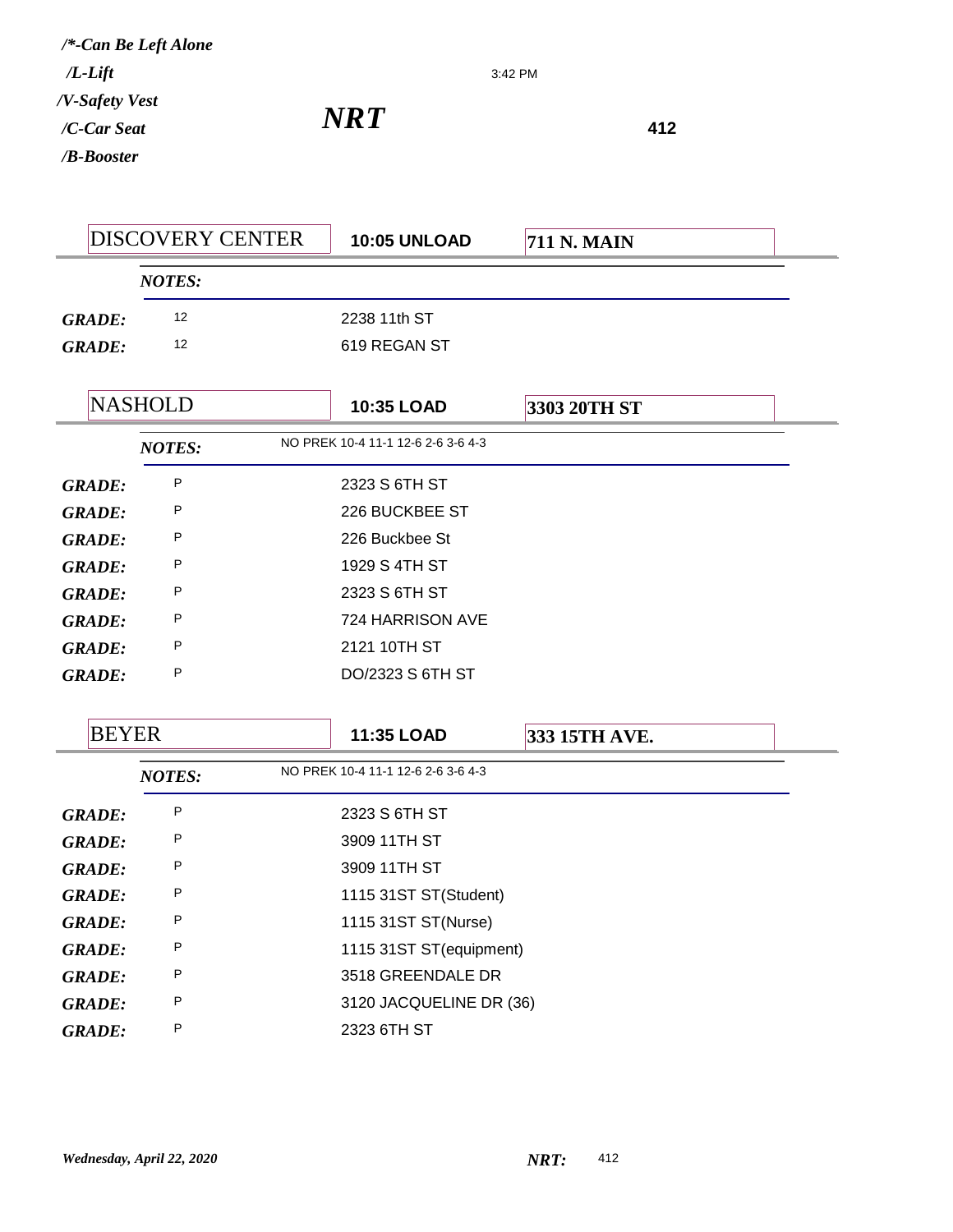*/*-Can Be Left Alone*
*/L-Lift*
*/V-Safety Vest*
*/C-Car Seat*
*/B-Booster*

3:42 PM

# *NRT*

**412**

| DISCOVERY CENTER | **10:05 UNLOAD** | **711 N. MAIN** |
|---|---|---|
| ***NOTES:*** | | |
| ***GRADE:*** 12 | 2238 11th ST | |
| ***GRADE:*** 12 | 619 REGAN ST | |

| NASHOLD | **10:35 LOAD** | **3303 20TH ST** |
|---|---|---|
| ***NOTES:*** | NO PREK 10-4 11-1 12-6 2-6 3-6 4-3 | |
| ***GRADE:*** P | 2323 S 6TH ST | |
| ***GRADE:*** P | 226 BUCKBEE ST | |
| ***GRADE:*** P | 226 Buckbee St | |
| ***GRADE:*** P | 1929 S 4TH ST | |
| ***GRADE:*** P | 2323 S 6TH ST | |
| ***GRADE:*** P | 724 HARRISON AVE | |
| ***GRADE:*** P | 2121 10TH ST | |
| ***GRADE:*** P | DO/2323 S 6TH ST | |

| BEYER | **11:35 LOAD** | **333 15TH AVE.** |
|---|---|---|
| ***NOTES:*** | NO PREK 10-4 11-1 12-6 2-6 3-6 4-3 | |
| ***GRADE:*** P | 2323 S 6TH ST | |
| ***GRADE:*** P | 3909 11TH ST | |
| ***GRADE:*** P | 3909 11TH ST | |
| ***GRADE:*** P | 1115 31ST ST(Student) | |
| ***GRADE:*** P | 1115 31ST ST(Nurse) | |
| ***GRADE:*** P | 1115 31ST ST(equipment) | |
| ***GRADE:*** P | 3518 GREENDALE DR | |
| ***GRADE:*** P | 3120 JACQUELINE DR (36) | |
| ***GRADE:*** P | 2323 6TH ST | |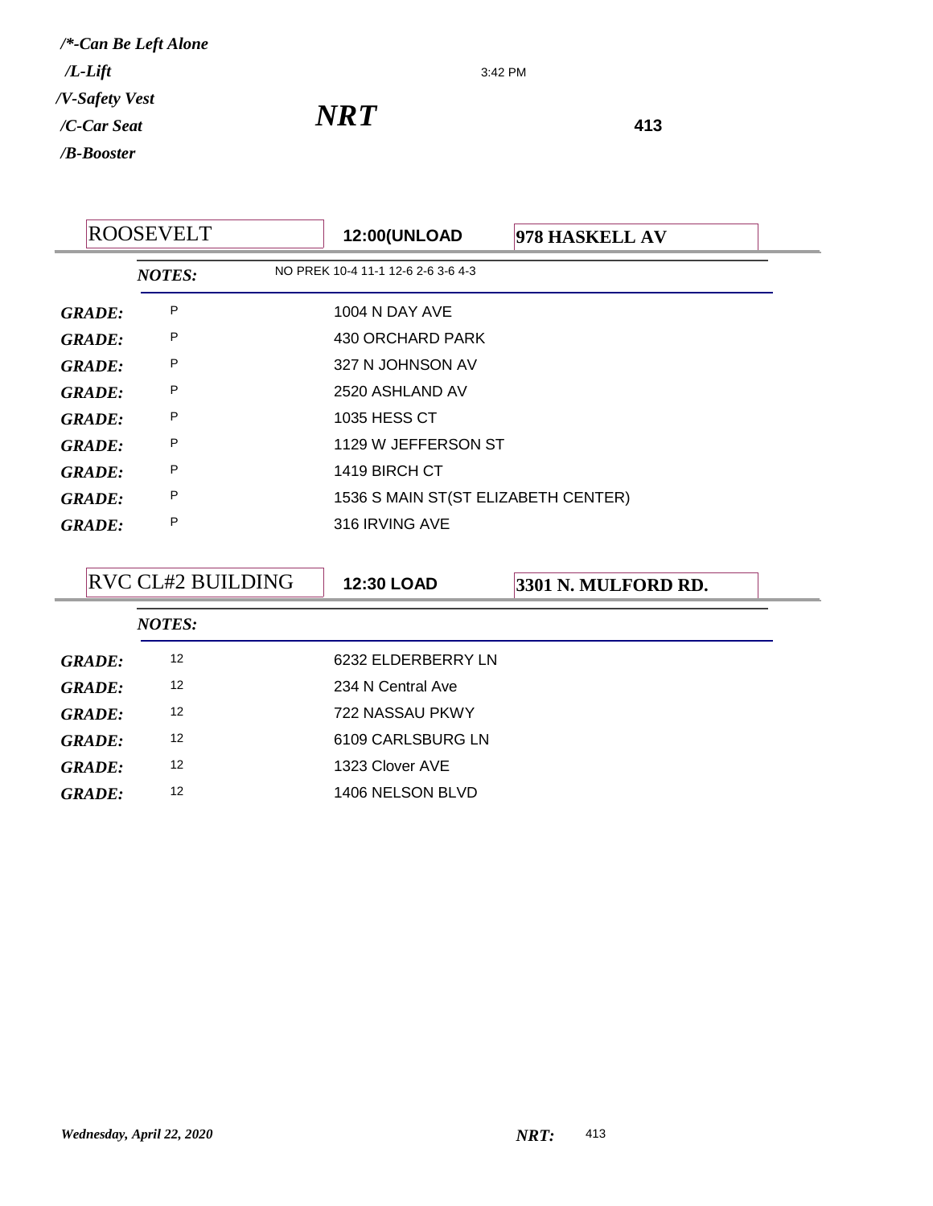*/\*-Can Be Left Alone*
*/L-Lift*
*/V-Safety Vest*
*/C-Car Seat*
*/B-Booster*

3:42 PM

# *NRT*

**413**

| ROOSEVELT | **12:00(UNLOAD** | **978 HASKELL AV** |
|---|---|---|
| ***NOTES:*** | NO PREK 10-4 11-1 12-6 2-6 3-6 4-3 | |
| ***GRADE:*** P | 1004 N DAY AVE | |
| ***GRADE:*** P | 430 ORCHARD PARK | |
| ***GRADE:*** P | 327 N JOHNSON AV | |
| ***GRADE:*** P | 2520 ASHLAND AV | |
| ***GRADE:*** P | 1035 HESS CT | |
| ***GRADE:*** P | 1129 W JEFFERSON ST | |
| ***GRADE:*** P | 1419 BIRCH CT | |
| ***GRADE:*** P | 1536 S MAIN ST(ST ELIZABETH CENTER) | |
| ***GRADE:*** P | 316 IRVING AVE | |

| RVC CL#2 BUILDING | **12:30 LOAD** | **3301 N. MULFORD RD.** |
|---|---|---|
| ***NOTES:*** | | |
| ***GRADE:*** 12 | 6232 ELDERBERRY LN | |
| ***GRADE:*** 12 | 234 N Central Ave | |
| ***GRADE:*** 12 | 722 NASSAU PKWY | |
| ***GRADE:*** 12 | 6109 CARLSBURG LN | |
| ***GRADE:*** 12 | 1323 Clover AVE | |
| ***GRADE:*** 12 | 1406 NELSON BLVD | |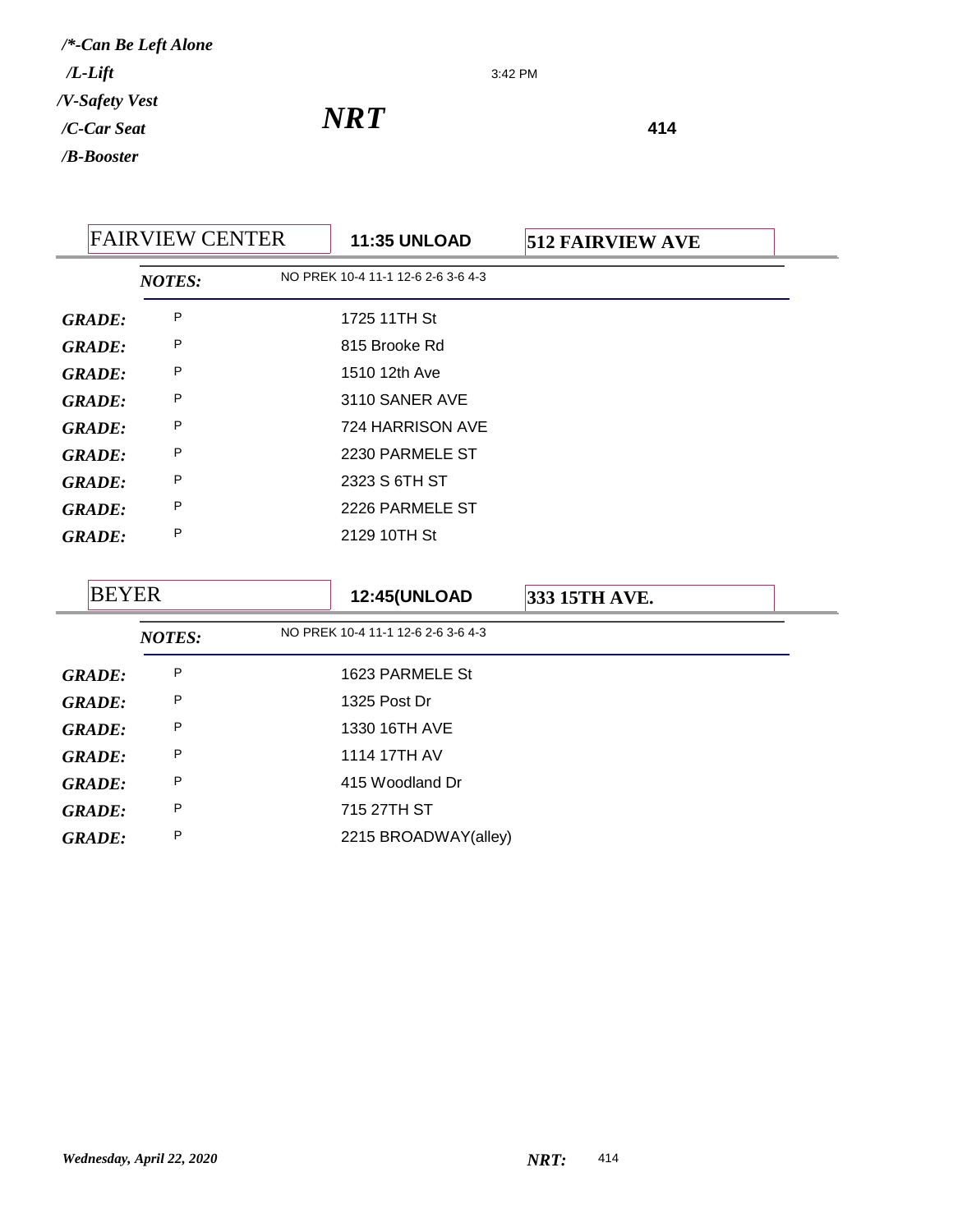*/*-Can Be Left Alone*

*/L-Lift*

*/V-Safety Vest*

*/C-Car Seat*

*/B-Booster*

3:42 PM

## *NRT*

**414**

| FAIRVIEW CENTER | **11:35 UNLOAD** | **512 FAIRVIEW AVE** |
|---|---|---|
| ***NOTES:*** | NO PREK 10-4 11-1 12-6 2-6 3-6 4-3 | |
| ***GRADE:*** P | 1725 11TH St | |
| ***GRADE:*** P | 815 Brooke Rd | |
| ***GRADE:*** P | 1510 12th Ave | |
| ***GRADE:*** P | 3110 SANER AVE | |
| ***GRADE:*** P | 724 HARRISON AVE | |
| ***GRADE:*** P | 2230 PARMELE ST | |
| ***GRADE:*** P | 2323 S 6TH ST | |
| ***GRADE:*** P | 2226 PARMELE ST | |
| ***GRADE:*** P | 2129 10TH St | |

| BEYER | **12:45(UNLOAD** | **333 15TH AVE.** |
|---|---|---|
| ***NOTES:*** | NO PREK 10-4 11-1 12-6 2-6 3-6 4-3 | |
| ***GRADE:*** P | 1623 PARMELE St | |
| ***GRADE:*** P | 1325 Post Dr | |
| ***GRADE:*** P | 1330 16TH AVE | |
| ***GRADE:*** P | 1114 17TH AV | |
| ***GRADE:*** P | 415 Woodland Dr | |
| ***GRADE:*** P | 715 27TH ST | |
| ***GRADE:*** P | 2215 BROADWAY(alley) | |

*Wednesday, April 22, 2020* ***NRT:*** 414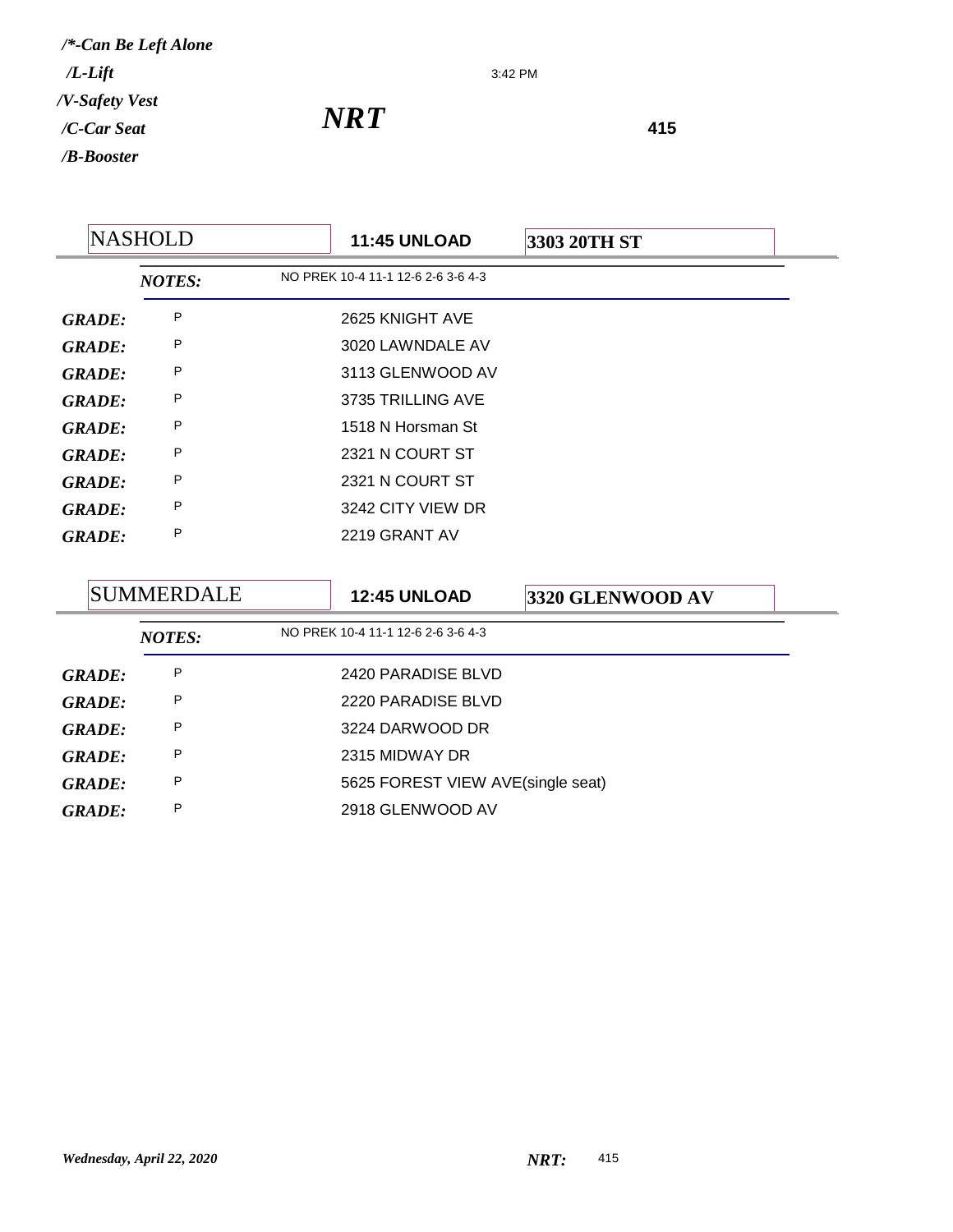*/\*-Can Be Left Alone*
*/L-Lift*
*/V-Safety Vest*
*/C-Car Seat*
*/B-Booster*

3:42 PM

# *NRT*

**415**

| NASHOLD | **11:45 UNLOAD** | **3303 20TH ST** |
|---|---|---|
| ***NOTES:*** | NO PREK 10-4 11-1 12-6 2-6 3-6 4-3 | |
| ***GRADE:*** P | 2625 KNIGHT AVE | |
| ***GRADE:*** P | 3020 LAWNDALE AV | |
| ***GRADE:*** P | 3113 GLENWOOD AV | |
| ***GRADE:*** P | 3735 TRILLING AVE | |
| ***GRADE:*** P | 1518 N Horsman St | |
| ***GRADE:*** P | 2321 N COURT ST | |
| ***GRADE:*** P | 2321 N COURT ST | |
| ***GRADE:*** P | 3242 CITY VIEW DR | |
| ***GRADE:*** P | 2219 GRANT AV | |

| SUMMERDALE | **12:45 UNLOAD** | **3320 GLENWOOD AV** |
|---|---|---|
| ***NOTES:*** | NO PREK 10-4 11-1 12-6 2-6 3-6 4-3 | |
| ***GRADE:*** P | 2420 PARADISE BLVD | |
| ***GRADE:*** P | 2220 PARADISE BLVD | |
| ***GRADE:*** P | 3224 DARWOOD DR | |
| ***GRADE:*** P | 2315 MIDWAY DR | |
| ***GRADE:*** P | 5625 FOREST VIEW AVE(single seat) | |
| ***GRADE:*** P | 2918 GLENWOOD AV | |

*Wednesday, April 22, 2020* ***NRT:*** 415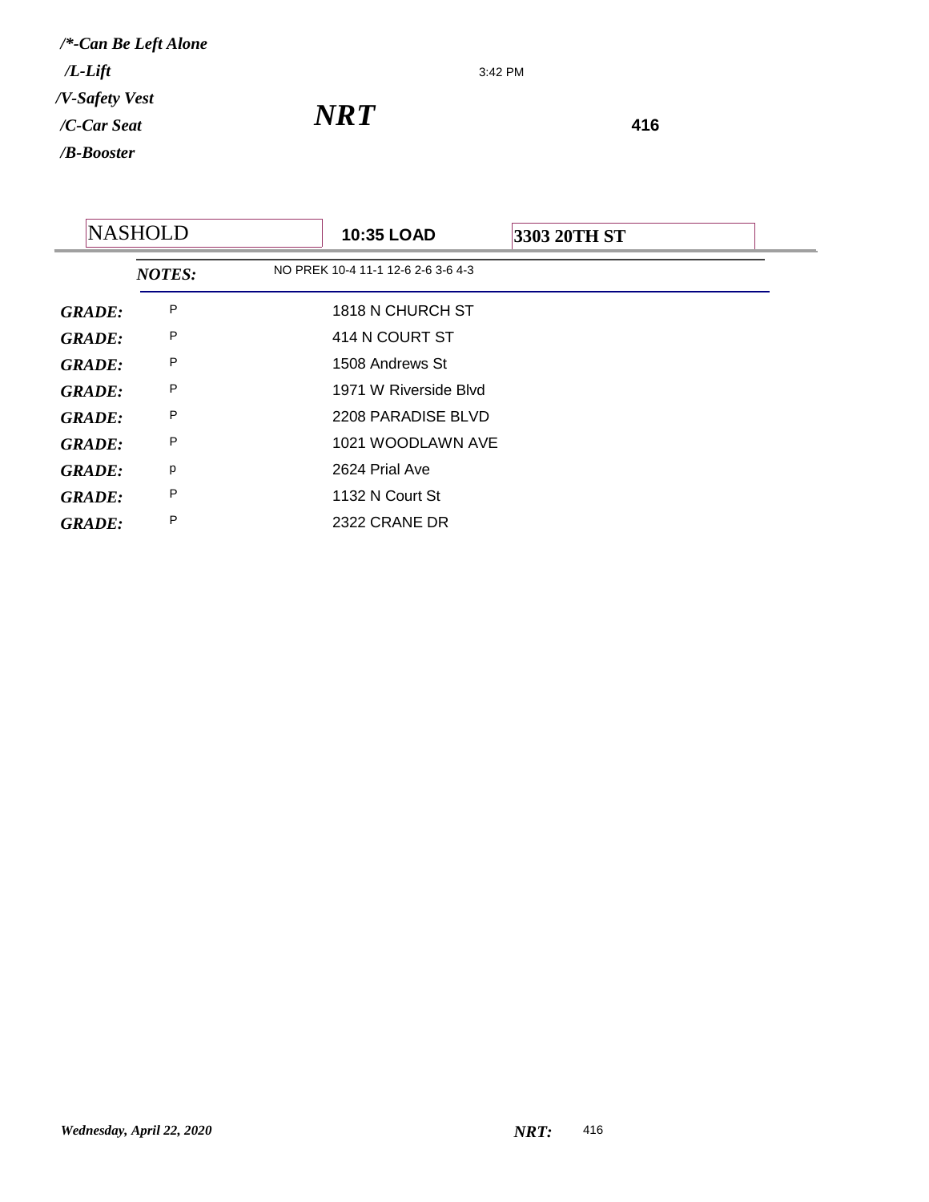*/\*-Can Be Left Alone*
*/L-Lift*
*/V-Safety Vest*
*/C-Car Seat*
*/B-Booster*

3:42 PM

# *NRT*

**416**

| NASHOLD | **10:35 LOAD** | **3303 20TH ST** |
|---|---|---|

***NOTES:*** NO PREK 10-4 11-1 12-6 2-6 3-6 4-3

| | | |
|---|---|---|
| ***GRADE:*** | P | 1818 N CHURCH ST |
| ***GRADE:*** | P | 414 N COURT ST |
| ***GRADE:*** | P | 1508 Andrews St |
| ***GRADE:*** | P | 1971 W Riverside Blvd |
| ***GRADE:*** | P | 2208 PARADISE BLVD |
| ***GRADE:*** | P | 1021 WOODLAWN AVE |
| ***GRADE:*** | p | 2624 Prial Ave |
| ***GRADE:*** | P | 1132 N Court St |
| ***GRADE:*** | P | 2322 CRANE DR |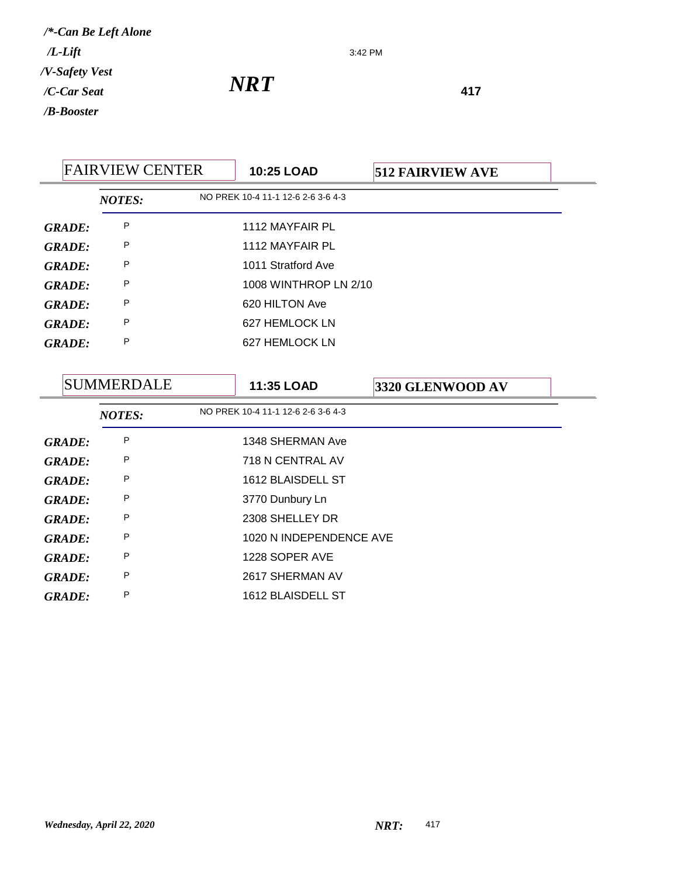*/\*-Can Be Left Alone*
*/L-Lift*
*/V-Safety Vest*
*/C-Car Seat*
*/B-Booster*

3:42 PM

# *NRT*

**417**

## FAIRVIEW CENTER | **10:25 LOAD** | **512 FAIRVIEW AVE**

***NOTES:*** NO PREK 10-4 11-1 12-6 2-6 3-6 4-3

| | | |
|---|---|---|
| ***GRADE:*** | P | 1112 MAYFAIR PL |
| ***GRADE:*** | P | 1112 MAYFAIR PL |
| ***GRADE:*** | P | 1011 Stratford Ave |
| ***GRADE:*** | P | 1008 WINTHROP LN 2/10 |
| ***GRADE:*** | P | 620 HILTON Ave |
| ***GRADE:*** | P | 627 HEMLOCK LN |
| ***GRADE:*** | P | 627 HEMLOCK LN |

## SUMMERDALE | **11:35 LOAD** | **3320 GLENWOOD AV**

***NOTES:*** NO PREK 10-4 11-1 12-6 2-6 3-6 4-3

| | | |
|---|---|---|
| ***GRADE:*** | P | 1348 SHERMAN Ave |
| ***GRADE:*** | P | 718 N CENTRAL AV |
| ***GRADE:*** | P | 1612 BLAISDELL ST |
| ***GRADE:*** | P | 3770 Dunbury Ln |
| ***GRADE:*** | P | 2308 SHELLEY DR |
| ***GRADE:*** | P | 1020 N INDEPENDENCE AVE |
| ***GRADE:*** | P | 1228 SOPER AVE |
| ***GRADE:*** | P | 2617 SHERMAN AV |
| ***GRADE:*** | P | 1612 BLAISDELL ST |

*Wednesday, April 22, 2020* ***NRT:*** 417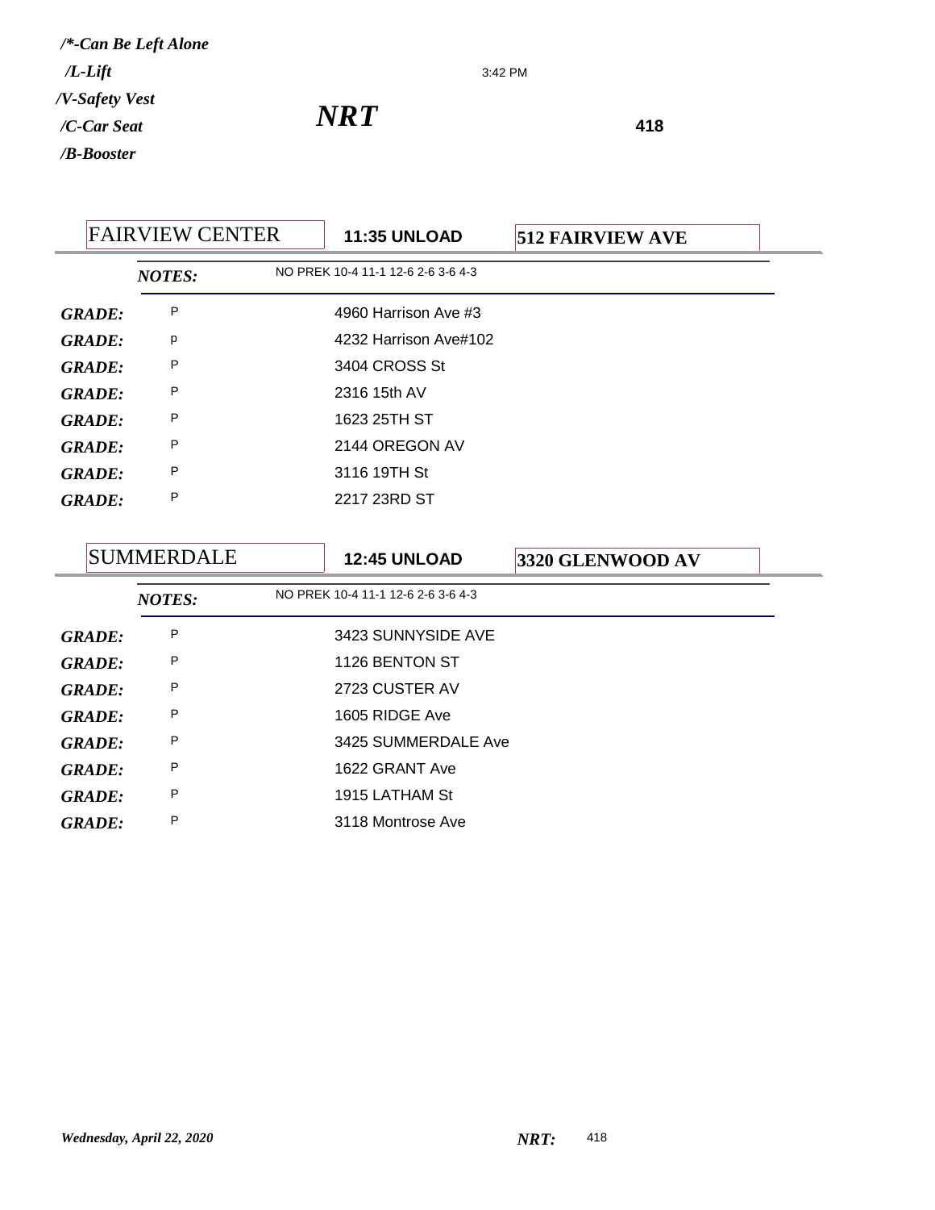*/\*-Can Be Left Alone*
*/L-Lift*
*/V-Safety Vest*
*/C-Car Seat*
*/B-Booster*

3:42 PM

# *NRT*

**418**

## FAIRVIEW CENTER — **11:35 UNLOAD** — **512 FAIRVIEW AVE**

*NOTES:* NO PREK 10-4 11-1 12-6 2-6 3-6 4-3

| | | |
|---|---|---|
| ***GRADE:*** | P | 4960 Harrison Ave #3 |
| ***GRADE:*** | p | 4232 Harrison Ave#102 |
| ***GRADE:*** | P | 3404 CROSS St |
| ***GRADE:*** | P | 2316 15th AV |
| ***GRADE:*** | P | 1623 25TH ST |
| ***GRADE:*** | P | 2144 OREGON AV |
| ***GRADE:*** | P | 3116 19TH St |
| ***GRADE:*** | P | 2217 23RD ST |

## SUMMERDALE — **12:45 UNLOAD** — **3320 GLENWOOD AV**

*NOTES:* NO PREK 10-4 11-1 12-6 2-6 3-6 4-3

| | | |
|---|---|---|
| ***GRADE:*** | P | 3423 SUNNYSIDE AVE |
| ***GRADE:*** | P | 1126 BENTON ST |
| ***GRADE:*** | P | 2723 CUSTER AV |
| ***GRADE:*** | P | 1605 RIDGE Ave |
| ***GRADE:*** | P | 3425 SUMMERDALE Ave |
| ***GRADE:*** | P | 1622 GRANT Ave |
| ***GRADE:*** | P | 1915 LATHAM St |
| ***GRADE:*** | P | 3118 Montrose Ave |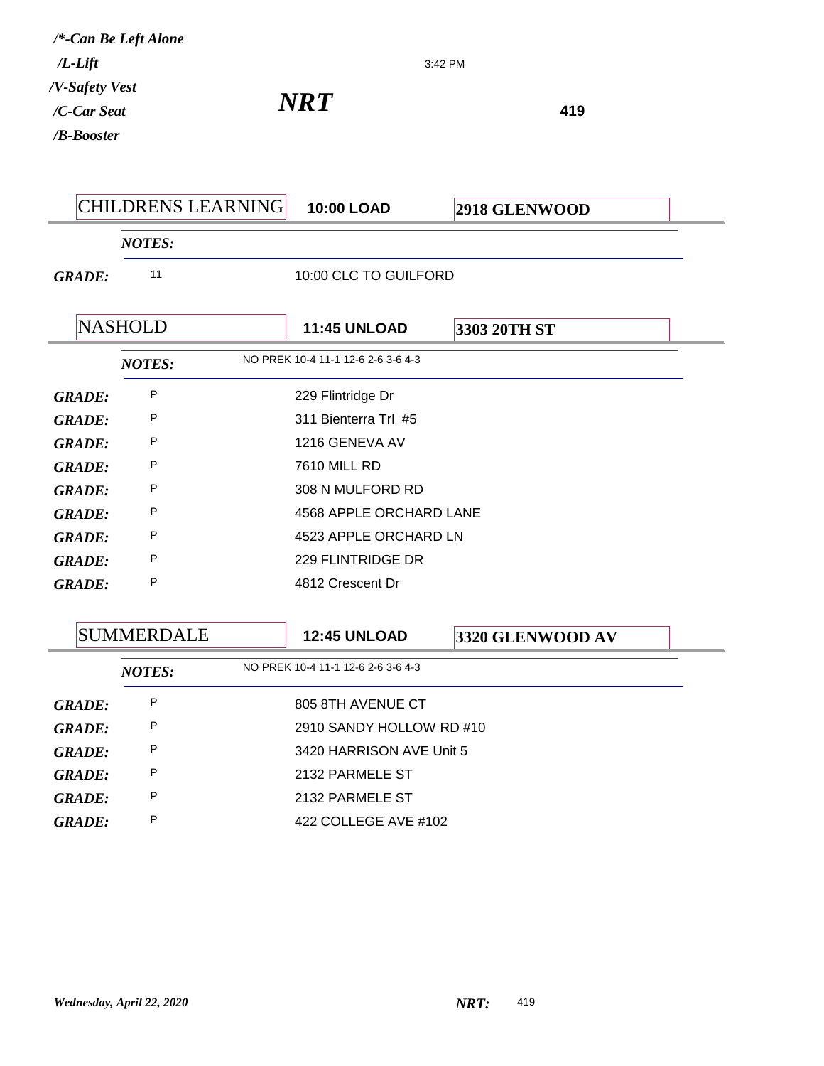*/\*-Can Be Left Alone*
*/L-Lift*
*/V-Safety Vest*
*/C-Car Seat*
*/B-Booster*

3:42 PM

# *NRT*

**419**

| CHILDRENS LEARNING | **10:00 LOAD** | **2918 GLENWOOD** |
|---|---|---|
| ***NOTES:*** | | |
| ***GRADE:*** 11 | 10:00 CLC TO GUILFORD | |

| NASHOLD | **11:45 UNLOAD** | **3303 20TH ST** |
|---|---|---|
| ***NOTES:*** | NO PREK 10-4 11-1 12-6 2-6 3-6 4-3 | |
| ***GRADE:*** P | 229 Flintridge Dr | |
| ***GRADE:*** P | 311 Bienterra Trl #5 | |
| ***GRADE:*** P | 1216 GENEVA AV | |
| ***GRADE:*** P | 7610 MILL RD | |
| ***GRADE:*** P | 308 N MULFORD RD | |
| ***GRADE:*** P | 4568 APPLE ORCHARD LANE | |
| ***GRADE:*** P | 4523 APPLE ORCHARD LN | |
| ***GRADE:*** P | 229 FLINTRIDGE DR | |
| ***GRADE:*** P | 4812 Crescent Dr | |

| SUMMERDALE | **12:45 UNLOAD** | **3320 GLENWOOD AV** |
|---|---|---|
| ***NOTES:*** | NO PREK 10-4 11-1 12-6 2-6 3-6 4-3 | |
| ***GRADE:*** P | 805 8TH AVENUE CT | |
| ***GRADE:*** P | 2910 SANDY HOLLOW RD #10 | |
| ***GRADE:*** P | 3420 HARRISON AVE Unit 5 | |
| ***GRADE:*** P | 2132 PARMELE ST | |
| ***GRADE:*** P | 2132 PARMELE ST | |
| ***GRADE:*** P | 422 COLLEGE AVE #102 | |

*Wednesday, April 22, 2020*

***NRT:*** 419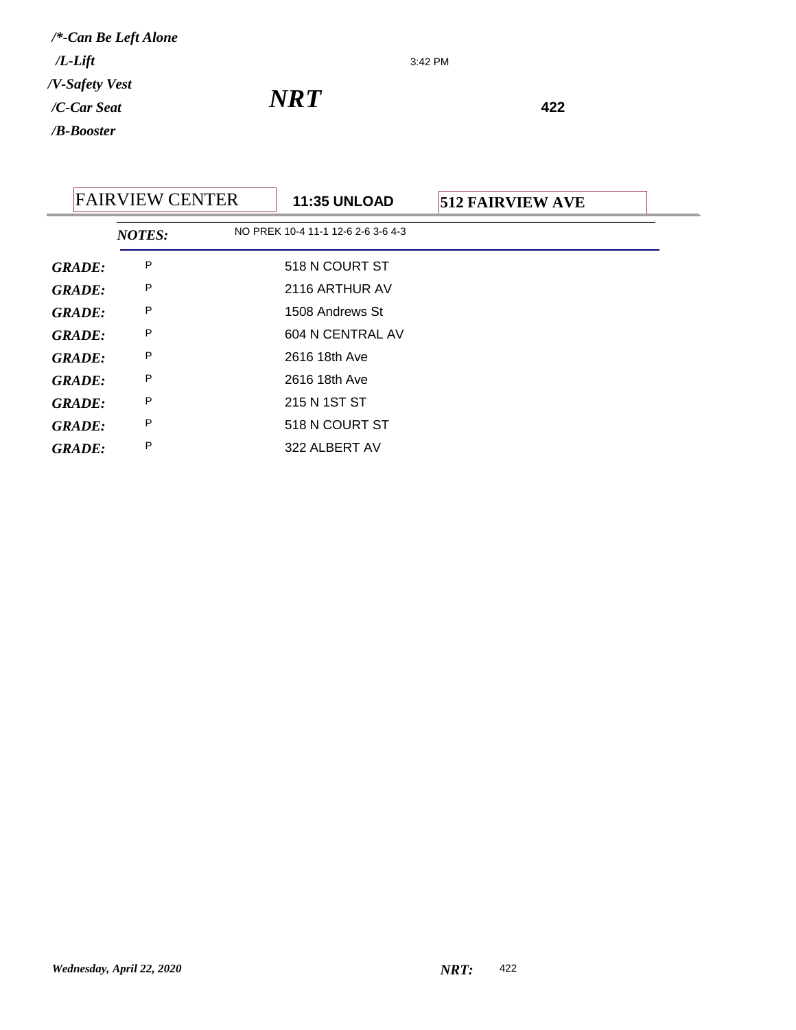*/\*-Can Be Left Alone*
*/L-Lift*
*/V-Safety Vest*
*/C-Car Seat*
*/B-Booster*

3:42 PM

# *NRT*

**422**

| FAIRVIEW CENTER | **11:35 UNLOAD** | **512 FAIRVIEW AVE** |
|---|---|---|

***NOTES:*** NO PREK 10-4 11-1 12-6 2-6 3-6 4-3

| | | |
|---|---|---|
| ***GRADE:*** | P | 518 N COURT ST |
| ***GRADE:*** | P | 2116 ARTHUR AV |
| ***GRADE:*** | P | 1508 Andrews St |
| ***GRADE:*** | P | 604 N CENTRAL AV |
| ***GRADE:*** | P | 2616 18th Ave |
| ***GRADE:*** | P | 2616 18th Ave |
| ***GRADE:*** | P | 215 N 1ST ST |
| ***GRADE:*** | P | 518 N COURT ST |
| ***GRADE:*** | P | 322 ALBERT AV |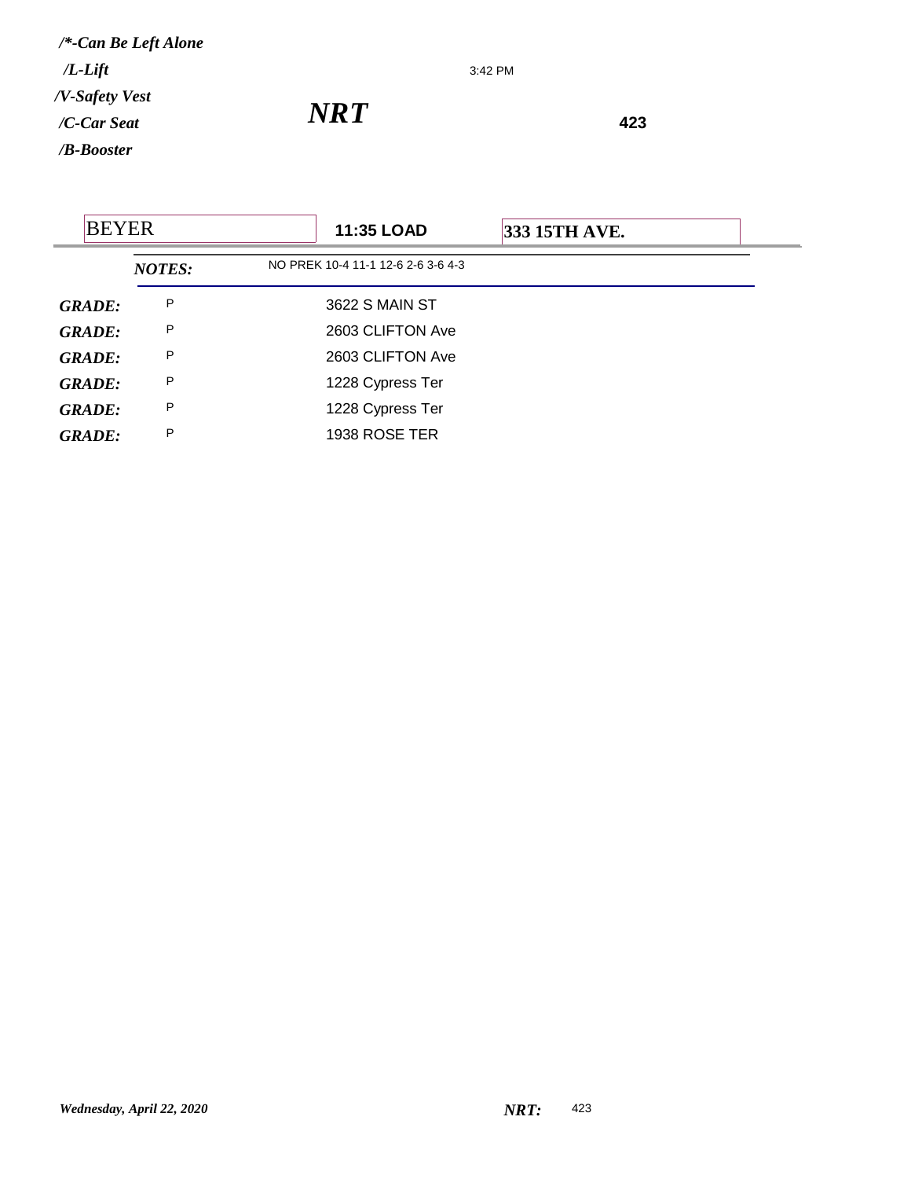*/\*-Can Be Left Alone*
*/L-Lift*
*/V-Safety Vest*
*/C-Car Seat*
*/B-Booster*

3:42 PM

***NRT***

**423**

| BEYER | **11:35 LOAD** | **333 15TH AVE.** |
|---|---|---|

***NOTES:*** NO PREK 10-4 11-1 12-6 2-6 3-6 4-3

| | | |
|---|---|---|
| ***GRADE:*** | P | 3622 S MAIN ST |
| ***GRADE:*** | P | 2603 CLIFTON Ave |
| ***GRADE:*** | P | 2603 CLIFTON Ave |
| ***GRADE:*** | P | 1228 Cypress Ter |
| ***GRADE:*** | P | 1228 Cypress Ter |
| ***GRADE:*** | P | 1938 ROSE TER |

*Wednesday, April 22, 2020* ***NRT:*** 423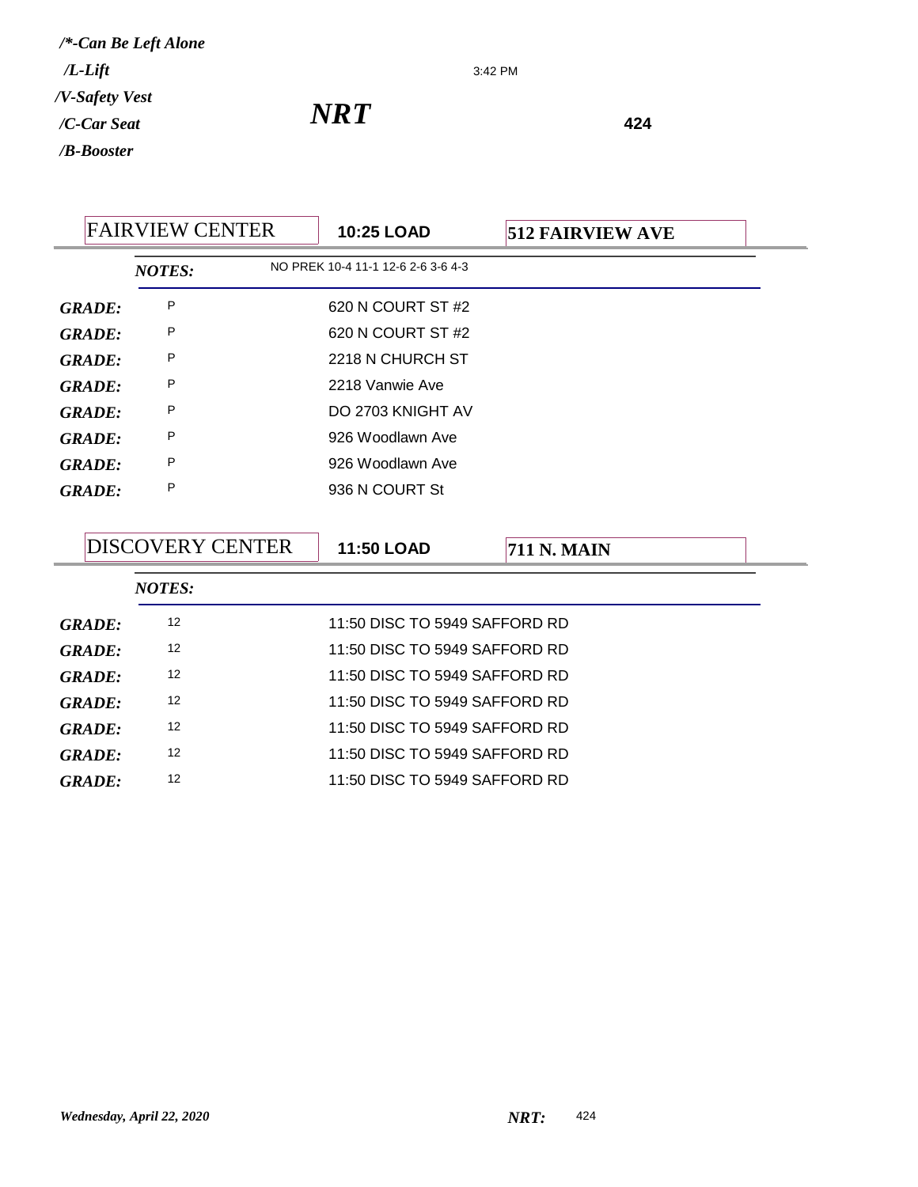*/\*-Can Be Left Alone*
*/L-Lift*
*/V-Safety Vest*
*/C-Car Seat*
*/B-Booster*

3:42 PM

# *NRT*

**424**

| FAIRVIEW CENTER | 10:25 LOAD | 512 FAIRVIEW AVE |
|---|---|---|
| *NOTES:* | NO PREK 10-4 11-1 12-6 2-6 3-6 4-3 | |
| ***GRADE:*** | P | 620 N COURT ST #2 |
| ***GRADE:*** | P | 620 N COURT ST #2 |
| ***GRADE:*** | P | 2218 N CHURCH ST |
| ***GRADE:*** | P | 2218 Vanwie Ave |
| ***GRADE:*** | P | DO 2703 KNIGHT AV |
| ***GRADE:*** | P | 926 Woodlawn Ave |
| ***GRADE:*** | P | 926 Woodlawn Ave |
| ***GRADE:*** | P | 936 N COURT St |

| DISCOVERY CENTER | 11:50 LOAD | 711 N. MAIN |
|---|---|---|
| *NOTES:* | | |
| ***GRADE:*** | 12 | 11:50 DISC TO 5949 SAFFORD RD |
| ***GRADE:*** | 12 | 11:50 DISC TO 5949 SAFFORD RD |
| ***GRADE:*** | 12 | 11:50 DISC TO 5949 SAFFORD RD |
| ***GRADE:*** | 12 | 11:50 DISC TO 5949 SAFFORD RD |
| ***GRADE:*** | 12 | 11:50 DISC TO 5949 SAFFORD RD |
| ***GRADE:*** | 12 | 11:50 DISC TO 5949 SAFFORD RD |
| ***GRADE:*** | 12 | 11:50 DISC TO 5949 SAFFORD RD |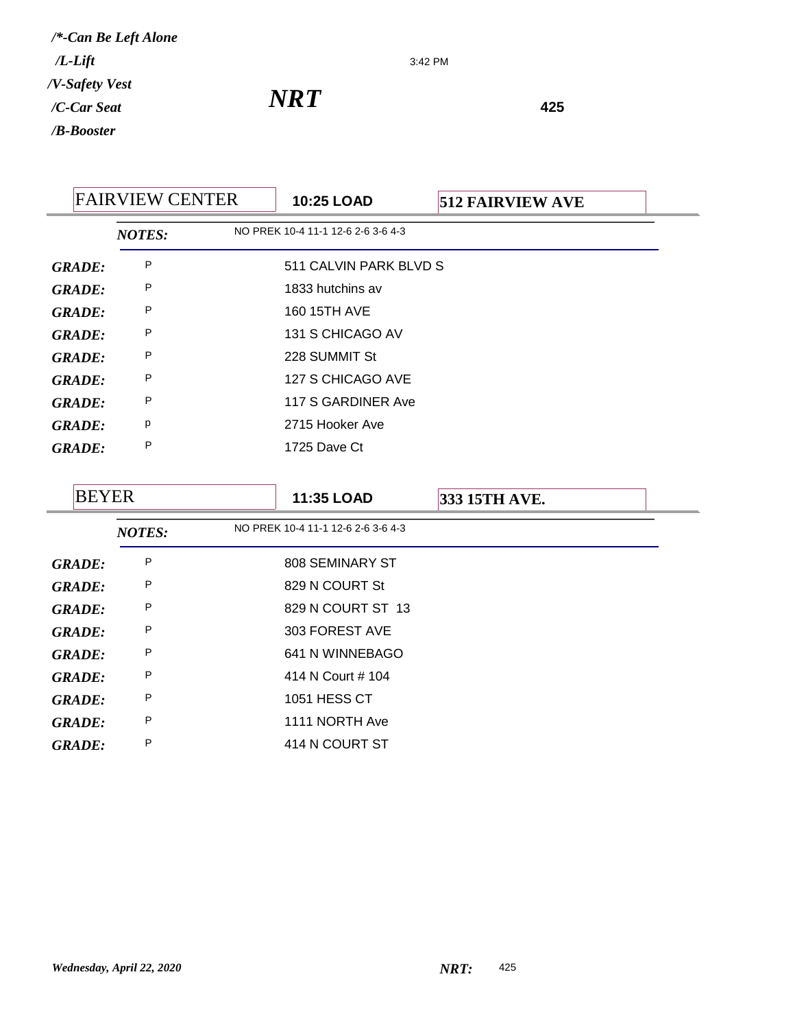*/*-Can Be Left Alone*

*/L-Lift*

*/V-Safety Vest*

*/C-Car Seat*

*/B-Booster*

3:42 PM

# *NRT*

**425**

## FAIRVIEW CENTER | **10:25 LOAD** | **512 FAIRVIEW AVE**

***NOTES:*** NO PREK 10-4 11-1 12-6 2-6 3-6 4-3

| | | |
|---|---|---|
| ***GRADE:*** | P | 511 CALVIN PARK BLVD S |
| ***GRADE:*** | P | 1833 hutchins av |
| ***GRADE:*** | P | 160 15TH AVE |
| ***GRADE:*** | P | 131 S CHICAGO AV |
| ***GRADE:*** | P | 228 SUMMIT St |
| ***GRADE:*** | P | 127 S CHICAGO AVE |
| ***GRADE:*** | P | 117 S GARDINER Ave |
| ***GRADE:*** | p | 2715 Hooker Ave |
| ***GRADE:*** | P | 1725 Dave Ct |

## BEYER | **11:35 LOAD** | **333 15TH AVE.**

***NOTES:*** NO PREK 10-4 11-1 12-6 2-6 3-6 4-3

| | | |
|---|---|---|
| ***GRADE:*** | P | 808 SEMINARY ST |
| ***GRADE:*** | P | 829 N COURT St |
| ***GRADE:*** | P | 829 N COURT ST 13 |
| ***GRADE:*** | P | 303 FOREST AVE |
| ***GRADE:*** | P | 641 N WINNEBAGO |
| ***GRADE:*** | P | 414 N Court # 104 |
| ***GRADE:*** | P | 1051 HESS CT |
| ***GRADE:*** | P | 1111 NORTH Ave |
| ***GRADE:*** | P | 414 N COURT ST |

*Wednesday, April 22, 2020* ***NRT:*** 425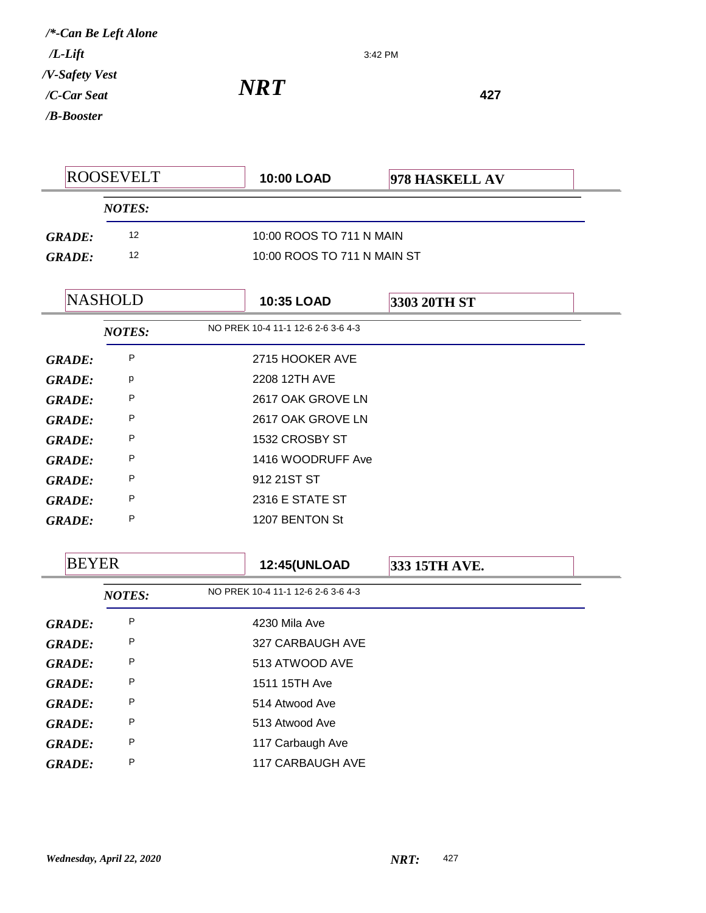*/*-Can Be Left Alone*
*/L-Lift*
*/V-Safety Vest*
*/C-Car Seat*
*/B-Booster*

3:42 PM

# *NRT*

**427**

| ROOSEVELT | **10:00 LOAD** | **978 HASKELL AV** |
|---|---|---|
| ***NOTES:*** | | |
| ***GRADE:*** 12 | 10:00 ROOS TO 711 N MAIN | |
| ***GRADE:*** 12 | 10:00 ROOS TO 711 N MAIN ST | |

| NASHOLD | **10:35 LOAD** | **3303 20TH ST** |
|---|---|---|
| ***NOTES:*** | NO PREK 10-4 11-1 12-6 2-6 3-6 4-3 | |
| ***GRADE:*** P | 2715 HOOKER AVE | |
| ***GRADE:*** p | 2208 12TH AVE | |
| ***GRADE:*** P | 2617 OAK GROVE LN | |
| ***GRADE:*** P | 2617 OAK GROVE LN | |
| ***GRADE:*** P | 1532 CROSBY ST | |
| ***GRADE:*** P | 1416 WOODRUFF Ave | |
| ***GRADE:*** P | 912 21ST ST | |
| ***GRADE:*** P | 2316 E STATE ST | |
| ***GRADE:*** P | 1207 BENTON St | |

| BEYER | **12:45(UNLOAD** | **333 15TH AVE.** |
|---|---|---|
| ***NOTES:*** | NO PREK 10-4 11-1 12-6 2-6 3-6 4-3 | |
| ***GRADE:*** P | 4230 Mila Ave | |
| ***GRADE:*** P | 327 CARBAUGH AVE | |
| ***GRADE:*** P | 513 ATWOOD AVE | |
| ***GRADE:*** P | 1511 15TH Ave | |
| ***GRADE:*** P | 514 Atwood Ave | |
| ***GRADE:*** P | 513 Atwood Ave | |
| ***GRADE:*** P | 117 Carbaugh Ave | |
| ***GRADE:*** P | 117 CARBAUGH AVE | |

*Wednesday, April 22, 2020* ***NRT:*** 427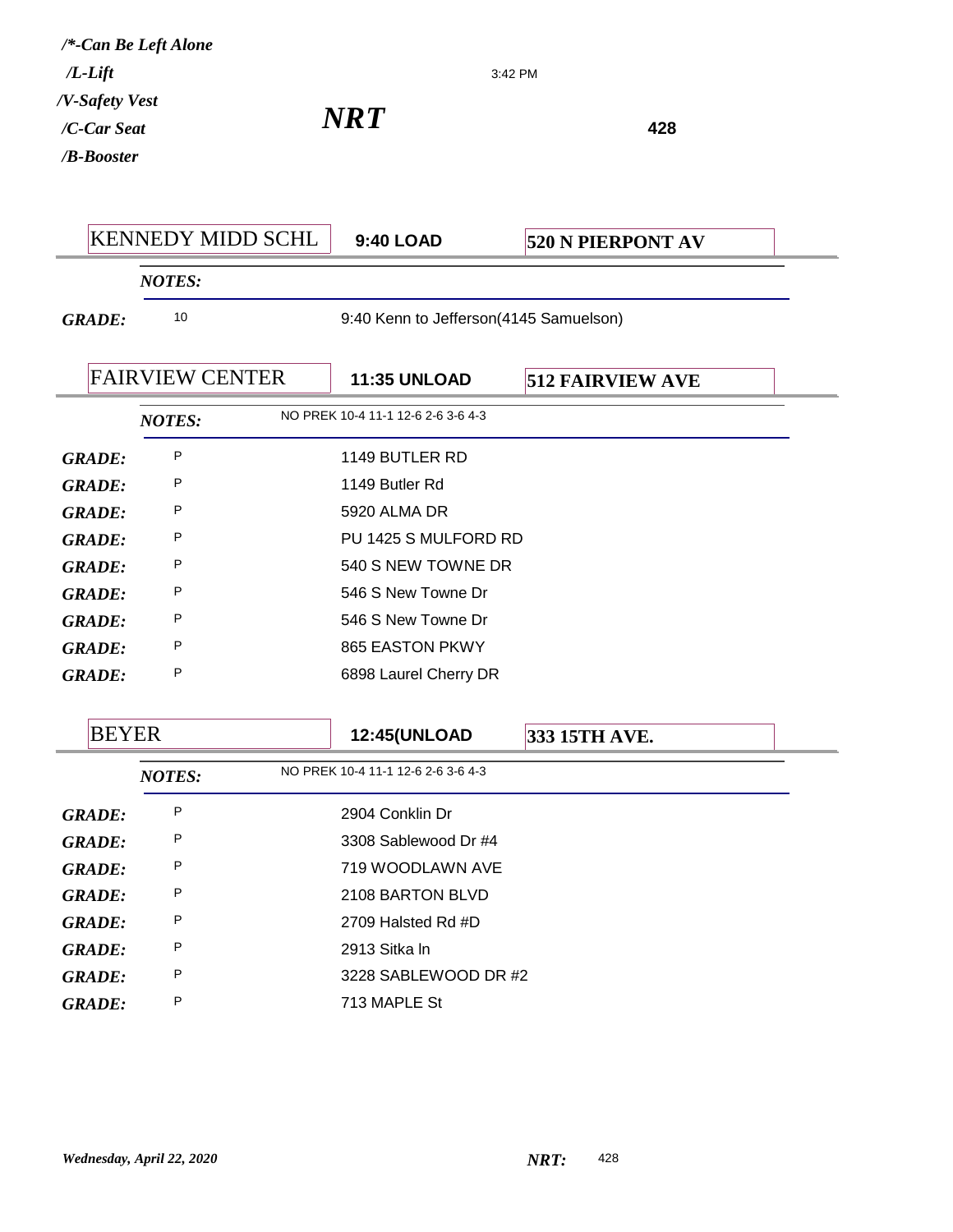*/*-Can Be Left Alone*
*/L-Lift*
*/V-Safety Vest*
*/C-Car Seat*
*/B-Booster*

3:42 PM

# *NRT*

**428**

| KENNEDY MIDD SCHL | **9:40 LOAD** | **520 N PIERPONT AV** |
|---|---|---|

***NOTES:***

| | | |
|---|---|---|
| ***GRADE:*** | 10 | 9:40 Kenn to Jefferson(4145 Samuelson) |

| FAIRVIEW CENTER | **11:35 UNLOAD** | **512 FAIRVIEW AVE** |
|---|---|---|

***NOTES:*** NO PREK 10-4 11-1 12-6 2-6 3-6 4-3

| | | |
|---|---|---|
| ***GRADE:*** | P | 1149 BUTLER RD |
| ***GRADE:*** | P | 1149 Butler Rd |
| ***GRADE:*** | P | 5920 ALMA DR |
| ***GRADE:*** | P | PU 1425 S MULFORD RD |
| ***GRADE:*** | P | 540 S NEW TOWNE DR |
| ***GRADE:*** | P | 546 S New Towne Dr |
| ***GRADE:*** | P | 546 S New Towne Dr |
| ***GRADE:*** | P | 865 EASTON PKWY |
| ***GRADE:*** | P | 6898 Laurel Cherry DR |

| BEYER | **12:45(UNLOAD** | **333 15TH AVE.** |
|---|---|---|

***NOTES:*** NO PREK 10-4 11-1 12-6 2-6 3-6 4-3

| | | |
|---|---|---|
| ***GRADE:*** | P | 2904 Conklin Dr |
| ***GRADE:*** | P | 3308 Sablewood Dr #4 |
| ***GRADE:*** | P | 719 WOODLAWN AVE |
| ***GRADE:*** | P | 2108 BARTON BLVD |
| ***GRADE:*** | P | 2709 Halsted Rd #D |
| ***GRADE:*** | P | 2913 Sitka ln |
| ***GRADE:*** | P | 3228 SABLEWOOD DR #2 |
| ***GRADE:*** | P | 713 MAPLE St |